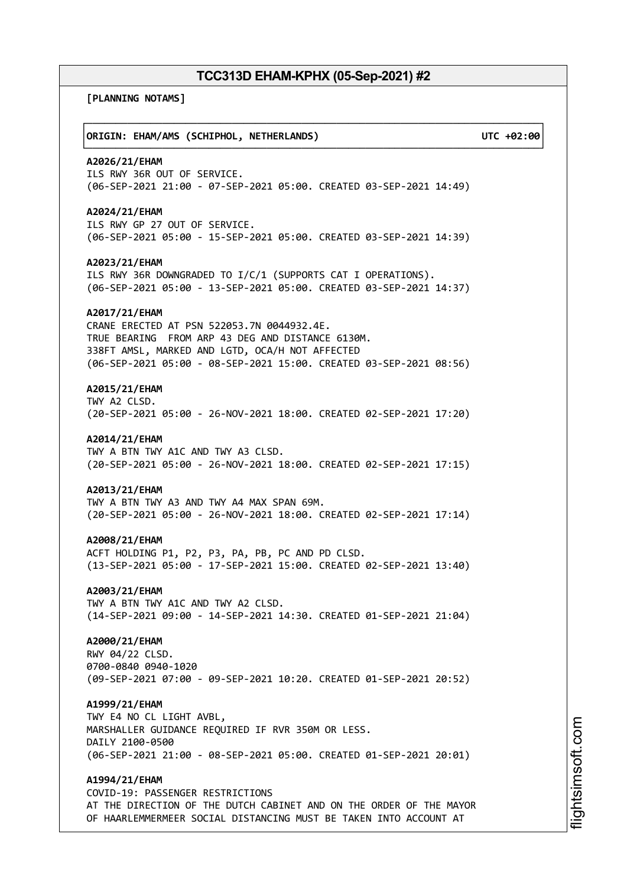# TCC313D EHAM-KPHX (05-Sep-2021) #2

**[PLANNING NOTAMS]**

**ORIGIN: EHAM/AMS (SCHIPHOL, NETHERLANDS) UTC +02:00**

**A2026/21/EHAM**
ILS RWY 36R OUT OF SERVICE.
(06-SEP-2021 21:00 - 07-SEP-2021 05:00. CREATED 03-SEP-2021 14:49)

**A2024/21/EHAM**
ILS RWY GP 27 OUT OF SERVICE.
(06-SEP-2021 05:00 - 15-SEP-2021 05:00. CREATED 03-SEP-2021 14:39)

**A2023/21/EHAM**
ILS RWY 36R DOWNGRADED TO I/C/1 (SUPPORTS CAT I OPERATIONS).
(06-SEP-2021 05:00 - 13-SEP-2021 05:00. CREATED 03-SEP-2021 14:37)

**A2017/21/EHAM**
CRANE ERECTED AT PSN 522053.7N 0044932.4E.
TRUE BEARING FROM ARP 43 DEG AND DISTANCE 6130M.
338FT AMSL, MARKED AND LGTD, OCA/H NOT AFFECTED
(06-SEP-2021 05:00 - 08-SEP-2021 15:00. CREATED 03-SEP-2021 08:56)

**A2015/21/EHAM**
TWY A2 CLSD.
(20-SEP-2021 05:00 - 26-NOV-2021 18:00. CREATED 02-SEP-2021 17:20)

**A2014/21/EHAM**
TWY A BTN TWY A1C AND TWY A3 CLSD.
(20-SEP-2021 05:00 - 26-NOV-2021 18:00. CREATED 02-SEP-2021 17:15)

**A2013/21/EHAM**
TWY A BTN TWY A3 AND TWY A4 MAX SPAN 69M.
(20-SEP-2021 05:00 - 26-NOV-2021 18:00. CREATED 02-SEP-2021 17:14)

**A2008/21/EHAM**
ACFT HOLDING P1, P2, P3, PA, PB, PC AND PD CLSD.
(13-SEP-2021 05:00 - 17-SEP-2021 15:00. CREATED 02-SEP-2021 13:40)

**A2003/21/EHAM**
TWY A BTN TWY A1C AND TWY A2 CLSD.
(14-SEP-2021 09:00 - 14-SEP-2021 14:30. CREATED 01-SEP-2021 21:04)

**A2000/21/EHAM**
RWY 04/22 CLSD.
0700-0840 0940-1020
(09-SEP-2021 07:00 - 09-SEP-2021 10:20. CREATED 01-SEP-2021 20:52)

**A1999/21/EHAM**
TWY E4 NO CL LIGHT AVBL,
MARSHALLER GUIDANCE REQUIRED IF RVR 350M OR LESS.
DAILY 2100-0500
(06-SEP-2021 21:00 - 08-SEP-2021 05:00. CREATED 01-SEP-2021 20:01)

**A1994/21/EHAM**
COVID-19: PASSENGER RESTRICTIONS
AT THE DIRECTION OF THE DUTCH CABINET AND ON THE ORDER OF THE MAYOR
OF HAARLEMMERMEER SOCIAL DISTANCING MUST BE TAKEN INTO ACCOUNT AT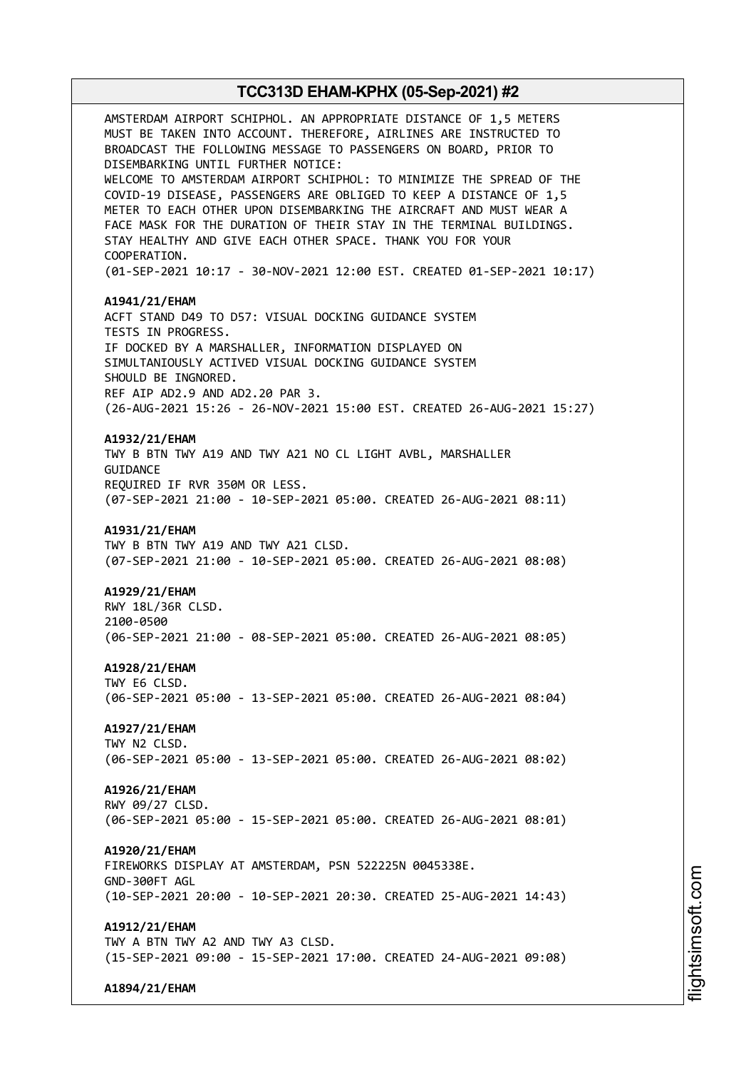AMSTERDAM AIRPORT SCHIPHOL. AN APPROPRIATE DISTANCE OF 1,5 METERS MUST BE TAKEN INTO ACCOUNT. THEREFORE, AIRLINES ARE INSTRUCTED TO BROADCAST THE FOLLOWING MESSAGE TO PASSENGERS ON BOARD, PRIOR TO DISEMBARKING UNTIL FURTHER NOTICE:
WELCOME TO AMSTERDAM AIRPORT SCHIPHOL: TO MINIMIZE THE SPREAD OF THE COVID-19 DISEASE, PASSENGERS ARE OBLIGED TO KEEP A DISTANCE OF 1,5 METER TO EACH OTHER UPON DISEMBARKING THE AIRCRAFT AND MUST WEAR A FACE MASK FOR THE DURATION OF THEIR STAY IN THE TERMINAL BUILDINGS. STAY HEALTHY AND GIVE EACH OTHER SPACE. THANK YOU FOR YOUR COOPERATION.
(01-SEP-2021 10:17 - 30-NOV-2021 12:00 EST. CREATED 01-SEP-2021 10:17)

**A1941/21/EHAM**
ACFT STAND D49 TO D57: VISUAL DOCKING GUIDANCE SYSTEM TESTS IN PROGRESS.
IF DOCKED BY A MARSHALLER, INFORMATION DISPLAYED ON SIMULTANIOUSLY ACTIVED VISUAL DOCKING GUIDANCE SYSTEM SHOULD BE INGNORED.
REF AIP AD2.9 AND AD2.20 PAR 3.
(26-AUG-2021 15:26 - 26-NOV-2021 15:00 EST. CREATED 26-AUG-2021 15:27)

**A1932/21/EHAM**
TWY B BTN TWY A19 AND TWY A21 NO CL LIGHT AVBL, MARSHALLER GUIDANCE
REQUIRED IF RVR 350M OR LESS.
(07-SEP-2021 21:00 - 10-SEP-2021 05:00. CREATED 26-AUG-2021 08:11)

**A1931/21/EHAM**
TWY B BTN TWY A19 AND TWY A21 CLSD.
(07-SEP-2021 21:00 - 10-SEP-2021 05:00. CREATED 26-AUG-2021 08:08)

**A1929/21/EHAM**
RWY 18L/36R CLSD.
2100-0500
(06-SEP-2021 21:00 - 08-SEP-2021 05:00. CREATED 26-AUG-2021 08:05)

**A1928/21/EHAM**
TWY E6 CLSD.
(06-SEP-2021 05:00 - 13-SEP-2021 05:00. CREATED 26-AUG-2021 08:04)

**A1927/21/EHAM**
TWY N2 CLSD.
(06-SEP-2021 05:00 - 13-SEP-2021 05:00. CREATED 26-AUG-2021 08:02)

**A1926/21/EHAM**
RWY 09/27 CLSD.
(06-SEP-2021 05:00 - 15-SEP-2021 05:00. CREATED 26-AUG-2021 08:01)

**A1920/21/EHAM**
FIREWORKS DISPLAY AT AMSTERDAM, PSN 522225N 0045338E.
GND-300FT AGL
(10-SEP-2021 20:00 - 10-SEP-2021 20:30. CREATED 25-AUG-2021 14:43)

**A1912/21/EHAM**
TWY A BTN TWY A2 AND TWY A3 CLSD.
(15-SEP-2021 09:00 - 15-SEP-2021 17:00. CREATED 24-AUG-2021 09:08)

**A1894/21/EHAM**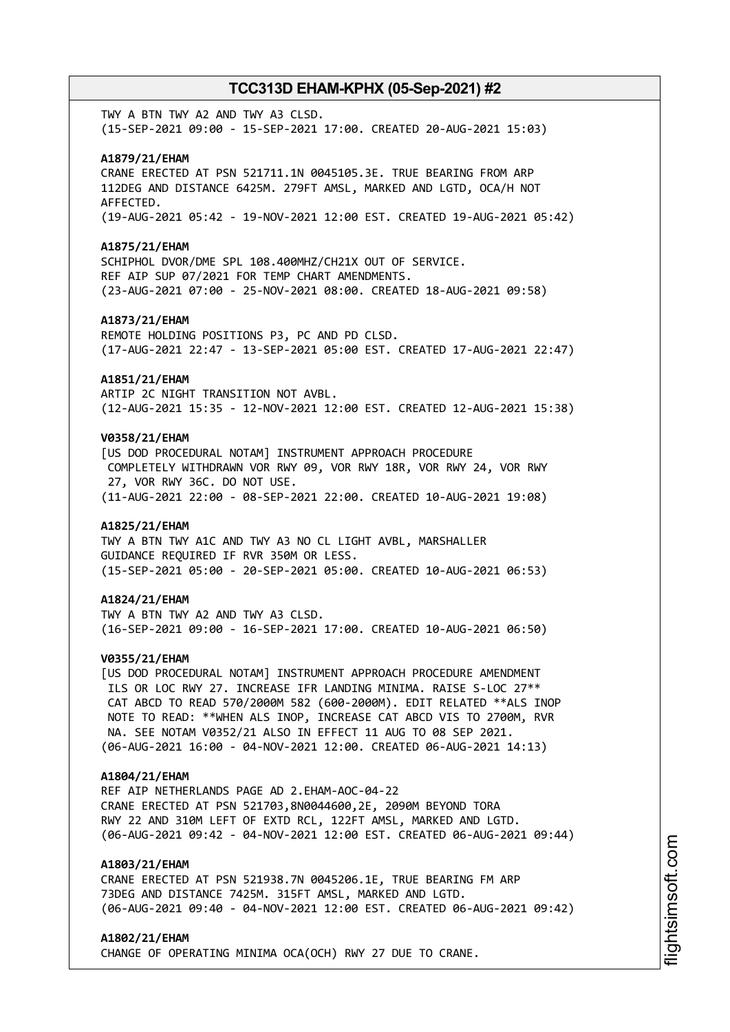TWY A BTN TWY A2 AND TWY A3 CLSD.
(15-SEP-2021 09:00 - 15-SEP-2021 17:00. CREATED 20-AUG-2021 15:03)

**A1879/21/EHAM**
CRANE ERECTED AT PSN 521711.1N 0045105.3E. TRUE BEARING FROM ARP 112DEG AND DISTANCE 6425M. 279FT AMSL, MARKED AND LGTD, OCA/H NOT AFFECTED.
(19-AUG-2021 05:42 - 19-NOV-2021 12:00 EST. CREATED 19-AUG-2021 05:42)

**A1875/21/EHAM**
SCHIPHOL DVOR/DME SPL 108.400MHZ/CH21X OUT OF SERVICE.
REF AIP SUP 07/2021 FOR TEMP CHART AMENDMENTS.
(23-AUG-2021 07:00 - 25-NOV-2021 08:00. CREATED 18-AUG-2021 09:58)

**A1873/21/EHAM**
REMOTE HOLDING POSITIONS P3, PC AND PD CLSD.
(17-AUG-2021 22:47 - 13-SEP-2021 05:00 EST. CREATED 17-AUG-2021 22:47)

**A1851/21/EHAM**
ARTIP 2C NIGHT TRANSITION NOT AVBL.
(12-AUG-2021 15:35 - 12-NOV-2021 12:00 EST. CREATED 12-AUG-2021 15:38)

**V0358/21/EHAM**
[US DOD PROCEDURAL NOTAM] INSTRUMENT APPROACH PROCEDURE COMPLETELY WITHDRAWN VOR RWY 09, VOR RWY 18R, VOR RWY 24, VOR RWY 27, VOR RWY 36C. DO NOT USE.
(11-AUG-2021 22:00 - 08-SEP-2021 22:00. CREATED 10-AUG-2021 19:08)

**A1825/21/EHAM**
TWY A BTN TWY A1C AND TWY A3 NO CL LIGHT AVBL, MARSHALLER GUIDANCE REQUIRED IF RVR 350M OR LESS.
(15-SEP-2021 05:00 - 20-SEP-2021 05:00. CREATED 10-AUG-2021 06:53)

**A1824/21/EHAM**
TWY A BTN TWY A2 AND TWY A3 CLSD.
(16-SEP-2021 09:00 - 16-SEP-2021 17:00. CREATED 10-AUG-2021 06:50)

**V0355/21/EHAM**
[US DOD PROCEDURAL NOTAM] INSTRUMENT APPROACH PROCEDURE AMENDMENT ILS OR LOC RWY 27. INCREASE IFR LANDING MINIMA. RAISE S-LOC 27** CAT ABCD TO READ 570/2000M 582 (600-2000M). EDIT RELATED **ALS INOP NOTE TO READ: **WHEN ALS INOP, INCREASE CAT ABCD VIS TO 2700M, RVR NA. SEE NOTAM V0352/21 ALSO IN EFFECT 11 AUG TO 08 SEP 2021.
(06-AUG-2021 16:00 - 04-NOV-2021 12:00. CREATED 06-AUG-2021 14:13)

**A1804/21/EHAM**
REF AIP NETHERLANDS PAGE AD 2.EHAM-AOC-04-22
CRANE ERECTED AT PSN 521703,8N0044600,2E, 2090M BEYOND TORA RWY 22 AND 310M LEFT OF EXTD RCL, 122FT AMSL, MARKED AND LGTD.
(06-AUG-2021 09:42 - 04-NOV-2021 12:00 EST. CREATED 06-AUG-2021 09:44)

**A1803/21/EHAM**
CRANE ERECTED AT PSN 521938.7N 0045206.1E, TRUE BEARING FM ARP 73DEG AND DISTANCE 7425M. 315FT AMSL, MARKED AND LGTD.
(06-AUG-2021 09:40 - 04-NOV-2021 12:00 EST. CREATED 06-AUG-2021 09:42)

**A1802/21/EHAM**
CHANGE OF OPERATING MINIMA OCA(OCH) RWY 27 DUE TO CRANE.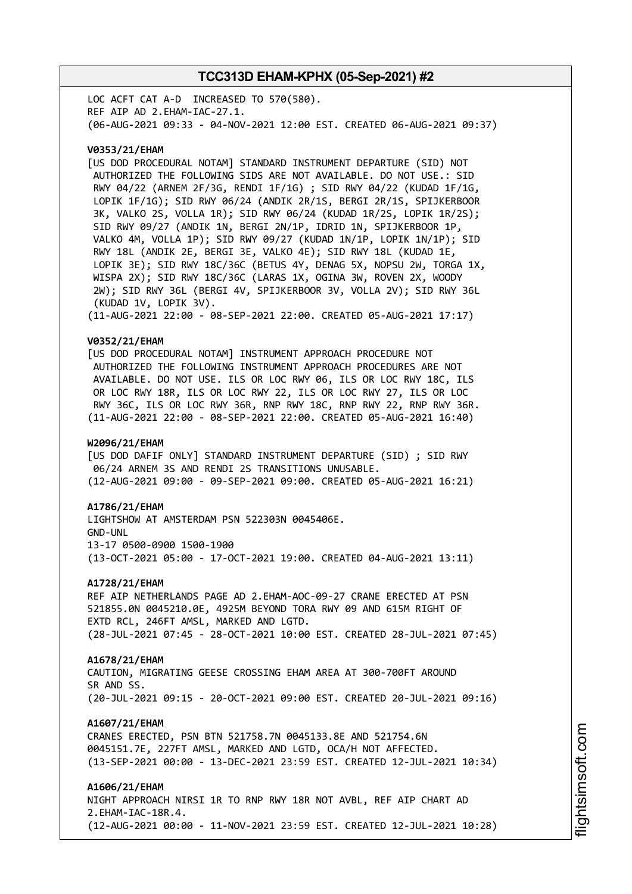LOC ACFT CAT A-D INCREASED TO 570(580).
REF AIP AD 2.EHAM-IAC-27.1.
(06-AUG-2021 09:33 - 04-NOV-2021 12:00 EST. CREATED 06-AUG-2021 09:37)

**V0353/21/EHAM**
[US DOD PROCEDURAL NOTAM] STANDARD INSTRUMENT DEPARTURE (SID) NOT AUTHORIZED THE FOLLOWING SIDS ARE NOT AVAILABLE. DO NOT USE.: SID RWY 04/22 (ARNEM 2F/3G, RENDI 1F/1G) ; SID RWY 04/22 (KUDAD 1F/1G, LOPIK 1F/1G); SID RWY 06/24 (ANDIK 2R/1S, BERGI 2R/1S, SPIJKERBOOR 3K, VALKO 2S, VOLLA 1R); SID RWY 06/24 (KUDAD 1R/2S, LOPIK 1R/2S); SID RWY 09/27 (ANDIK 1N, BERGI 2N/1P, IDRID 1N, SPIJKERBOOR 1P, VALKO 4M, VOLLA 1P); SID RWY 09/27 (KUDAD 1N/1P, LOPIK 1N/1P); SID RWY 18L (ANDIK 2E, BERGI 3E, VALKO 4E); SID RWY 18L (KUDAD 1E, LOPIK 3E); SID RWY 18C/36C (BETUS 4Y, DENAG 5X, NOPSU 2W, TORGA 1X, WISPA 2X); SID RWY 18C/36C (LARAS 1X, OGINA 3W, ROVEN 2X, WOODY 2W); SID RWY 36L (BERGI 4V, SPIJKERBOOR 3V, VOLLA 2V); SID RWY 36L (KUDAD 1V, LOPIK 3V).
(11-AUG-2021 22:00 - 08-SEP-2021 22:00. CREATED 05-AUG-2021 17:17)

**V0352/21/EHAM**
[US DOD PROCEDURAL NOTAM] INSTRUMENT APPROACH PROCEDURE NOT AUTHORIZED THE FOLLOWING INSTRUMENT APPROACH PROCEDURES ARE NOT AVAILABLE. DO NOT USE. ILS OR LOC RWY 06, ILS OR LOC RWY 18C, ILS OR LOC RWY 18R, ILS OR LOC RWY 22, ILS OR LOC RWY 27, ILS OR LOC RWY 36C, ILS OR LOC RWY 36R, RNP RWY 18C, RNP RWY 22, RNP RWY 36R.
(11-AUG-2021 22:00 - 08-SEP-2021 22:00. CREATED 05-AUG-2021 16:40)

**W2096/21/EHAM**
[US DOD DAFIF ONLY] STANDARD INSTRUMENT DEPARTURE (SID) ; SID RWY 06/24 ARNEM 3S AND RENDI 2S TRANSITIONS UNUSABLE.
(12-AUG-2021 09:00 - 09-SEP-2021 09:00. CREATED 05-AUG-2021 16:21)

**A1786/21/EHAM**
LIGHTSHOW AT AMSTERDAM PSN 522303N 0045406E.
GND-UNL
13-17 0500-0900 1500-1900
(13-OCT-2021 05:00 - 17-OCT-2021 19:00. CREATED 04-AUG-2021 13:11)

**A1728/21/EHAM**
REF AIP NETHERLANDS PAGE AD 2.EHAM-AOC-09-27 CRANE ERECTED AT PSN 521855.0N 0045210.0E, 4925M BEYOND TORA RWY 09 AND 615M RIGHT OF EXTD RCL, 246FT AMSL, MARKED AND LGTD.
(28-JUL-2021 07:45 - 28-OCT-2021 10:00 EST. CREATED 28-JUL-2021 07:45)

**A1678/21/EHAM**
CAUTION, MIGRATING GEESE CROSSING EHAM AREA AT 300-700FT AROUND SR AND SS.
(20-JUL-2021 09:15 - 20-OCT-2021 09:00 EST. CREATED 20-JUL-2021 09:16)

**A1607/21/EHAM**
CRANES ERECTED, PSN BTN 521758.7N 0045133.8E AND 521754.6N 0045151.7E, 227FT AMSL, MARKED AND LGTD, OCA/H NOT AFFECTED.
(13-SEP-2021 00:00 - 13-DEC-2021 23:59 EST. CREATED 12-JUL-2021 10:34)

**A1606/21/EHAM**
NIGHT APPROACH NIRSI 1R TO RNP RWY 18R NOT AVBL, REF AIP CHART AD 2.EHAM-IAC-18R.4.
(12-AUG-2021 00:00 - 11-NOV-2021 23:59 EST. CREATED 12-JUL-2021 10:28)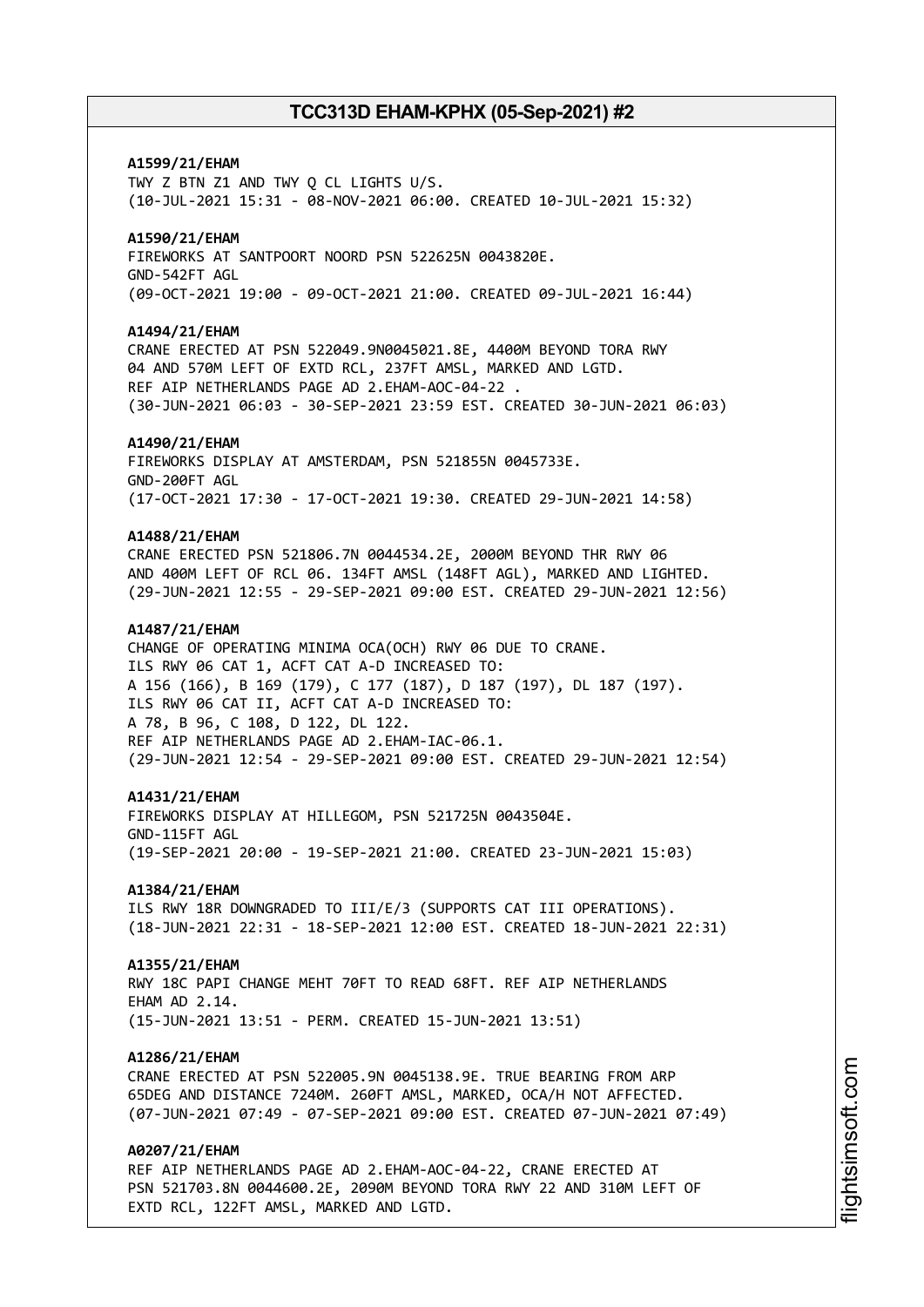**A1599/21/EHAM**
TWY Z BTN Z1 AND TWY Q CL LIGHTS U/S.
(10-JUL-2021 15:31 - 08-NOV-2021 06:00. CREATED 10-JUL-2021 15:32)

**A1590/21/EHAM**
FIREWORKS AT SANTPOORT NOORD PSN 522625N 0043820E.
GND-542FT AGL
(09-OCT-2021 19:00 - 09-OCT-2021 21:00. CREATED 09-JUL-2021 16:44)

**A1494/21/EHAM**
CRANE ERECTED AT PSN 522049.9N0045021.8E, 4400M BEYOND TORA RWY 04 AND 570M LEFT OF EXTD RCL, 237FT AMSL, MARKED AND LGTD.
REF AIP NETHERLANDS PAGE AD 2.EHAM-AOC-04-22 .
(30-JUN-2021 06:03 - 30-SEP-2021 23:59 EST. CREATED 30-JUN-2021 06:03)

**A1490/21/EHAM**
FIREWORKS DISPLAY AT AMSTERDAM, PSN 521855N 0045733E.
GND-200FT AGL
(17-OCT-2021 17:30 - 17-OCT-2021 19:30. CREATED 29-JUN-2021 14:58)

**A1488/21/EHAM**
CRANE ERECTED PSN 521806.7N 0044534.2E, 2000M BEYOND THR RWY 06 AND 400M LEFT OF RCL 06. 134FT AMSL (148FT AGL), MARKED AND LIGHTED.
(29-JUN-2021 12:55 - 29-SEP-2021 09:00 EST. CREATED 29-JUN-2021 12:56)

**A1487/21/EHAM**
CHANGE OF OPERATING MINIMA OCA(OCH) RWY 06 DUE TO CRANE.
ILS RWY 06 CAT 1, ACFT CAT A-D INCREASED TO:
A 156 (166), B 169 (179), C 177 (187), D 187 (197), DL 187 (197).
ILS RWY 06 CAT II, ACFT CAT A-D INCREASED TO:
A 78, B 96, C 108, D 122, DL 122.
REF AIP NETHERLANDS PAGE AD 2.EHAM-IAC-06.1.
(29-JUN-2021 12:54 - 29-SEP-2021 09:00 EST. CREATED 29-JUN-2021 12:54)

**A1431/21/EHAM**
FIREWORKS DISPLAY AT HILLEGOM, PSN 521725N 0043504E.
GND-115FT AGL
(19-SEP-2021 20:00 - 19-SEP-2021 21:00. CREATED 23-JUN-2021 15:03)

**A1384/21/EHAM**
ILS RWY 18R DOWNGRADED TO III/E/3 (SUPPORTS CAT III OPERATIONS).
(18-JUN-2021 22:31 - 18-SEP-2021 12:00 EST. CREATED 18-JUN-2021 22:31)

**A1355/21/EHAM**
RWY 18C PAPI CHANGE MEHT 70FT TO READ 68FT. REF AIP NETHERLANDS EHAM AD 2.14.
(15-JUN-2021 13:51 - PERM. CREATED 15-JUN-2021 13:51)

**A1286/21/EHAM**
CRANE ERECTED AT PSN 522005.9N 0045138.9E. TRUE BEARING FROM ARP 65DEG AND DISTANCE 7240M. 260FT AMSL, MARKED, OCA/H NOT AFFECTED.
(07-JUN-2021 07:49 - 07-SEP-2021 09:00 EST. CREATED 07-JUN-2021 07:49)

**A0207/21/EHAM**
REF AIP NETHERLANDS PAGE AD 2.EHAM-AOC-04-22, CRANE ERECTED AT PSN 521703.8N 0044600.2E, 2090M BEYOND TORA RWY 22 AND 310M LEFT OF EXTD RCL, 122FT AMSL, MARKED AND LGTD.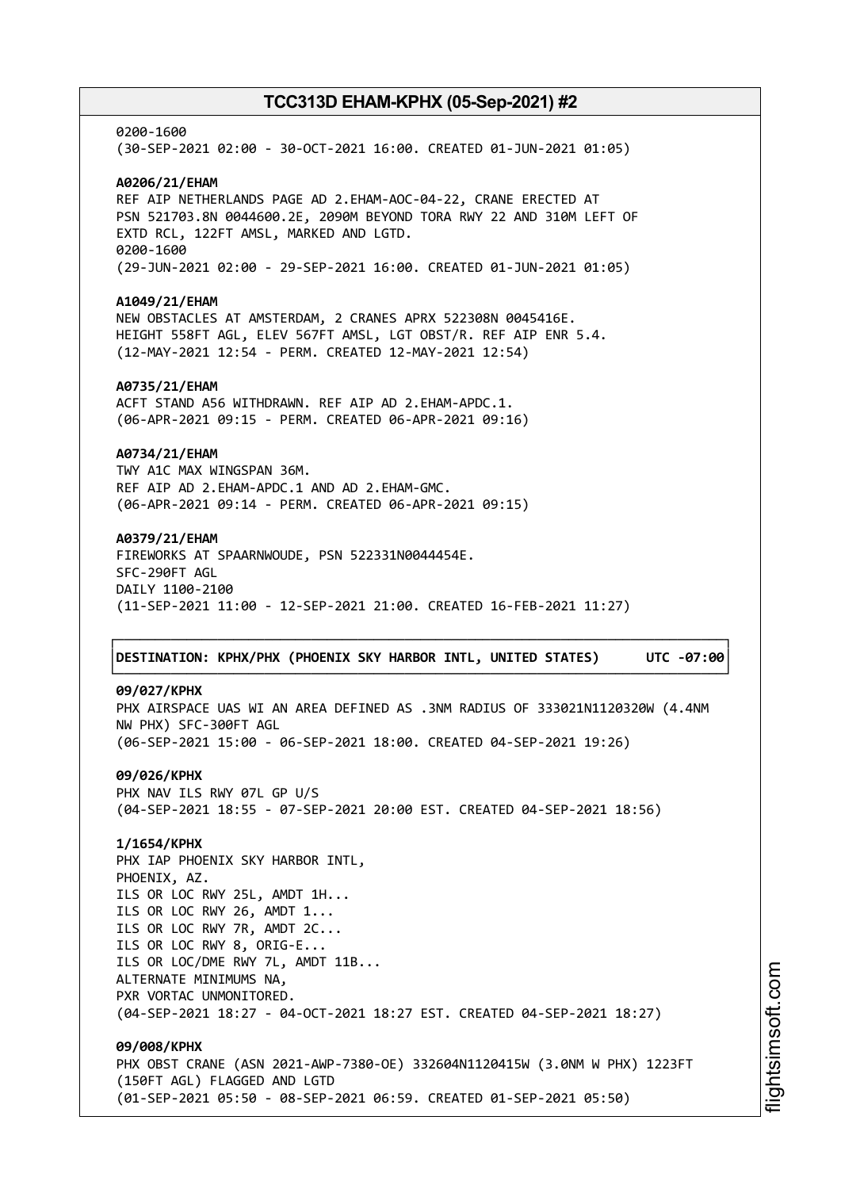0200-1600
(30-SEP-2021 02:00 - 30-OCT-2021 16:00. CREATED 01-JUN-2021 01:05)

**A0206/21/EHAM**
REF AIP NETHERLANDS PAGE AD 2.EHAM-AOC-04-22, CRANE ERECTED AT
PSN 521703.8N 0044600.2E, 2090M BEYOND TORA RWY 22 AND 310M LEFT OF
EXTD RCL, 122FT AMSL, MARKED AND LGTD.
0200-1600
(29-JUN-2021 02:00 - 29-SEP-2021 16:00. CREATED 01-JUN-2021 01:05)

**A1049/21/EHAM**
NEW OBSTACLES AT AMSTERDAM, 2 CRANES APRX 522308N 0045416E.
HEIGHT 558FT AGL, ELEV 567FT AMSL, LGT OBST/R. REF AIP ENR 5.4.
(12-MAY-2021 12:54 - PERM. CREATED 12-MAY-2021 12:54)

**A0735/21/EHAM**
ACFT STAND A56 WITHDRAWN. REF AIP AD 2.EHAM-APDC.1.
(06-APR-2021 09:15 - PERM. CREATED 06-APR-2021 09:16)

**A0734/21/EHAM**
TWY A1C MAX WINGSPAN 36M.
REF AIP AD 2.EHAM-APDC.1 AND AD 2.EHAM-GMC.
(06-APR-2021 09:14 - PERM. CREATED 06-APR-2021 09:15)

**A0379/21/EHAM**
FIREWORKS AT SPAARNWOUDE, PSN 522331N0044454E.
SFC-290FT AGL
DAILY 1100-2100
(11-SEP-2021 11:00 - 12-SEP-2021 21:00. CREATED 16-FEB-2021 11:27)

**DESTINATION: KPHX/PHX (PHOENIX SKY HARBOR INTL, UNITED STATES) UTC -07:00**

**09/027/KPHX**
PHX AIRSPACE UAS WI AN AREA DEFINED AS .3NM RADIUS OF 333021N1120320W (4.4NM
NW PHX) SFC-300FT AGL
(06-SEP-2021 15:00 - 06-SEP-2021 18:00. CREATED 04-SEP-2021 19:26)

**09/026/KPHX**
PHX NAV ILS RWY 07L GP U/S
(04-SEP-2021 18:55 - 07-SEP-2021 20:00 EST. CREATED 04-SEP-2021 18:56)

**1/1654/KPHX**
PHX IAP PHOENIX SKY HARBOR INTL,
PHOENIX, AZ.
ILS OR LOC RWY 25L, AMDT 1H...
ILS OR LOC RWY 26, AMDT 1...
ILS OR LOC RWY 7R, AMDT 2C...
ILS OR LOC RWY 8, ORIG-E...
ILS OR LOC/DME RWY 7L, AMDT 11B...
ALTERNATE MINIMUMS NA,
PXR VORTAC UNMONITORED.
(04-SEP-2021 18:27 - 04-OCT-2021 18:27 EST. CREATED 04-SEP-2021 18:27)

**09/008/KPHX**
PHX OBST CRANE (ASN 2021-AWP-7380-OE) 332604N1120415W (3.0NM W PHX) 1223FT
(150FT AGL) FLAGGED AND LGTD
(01-SEP-2021 05:50 - 08-SEP-2021 06:59. CREATED 01-SEP-2021 05:50)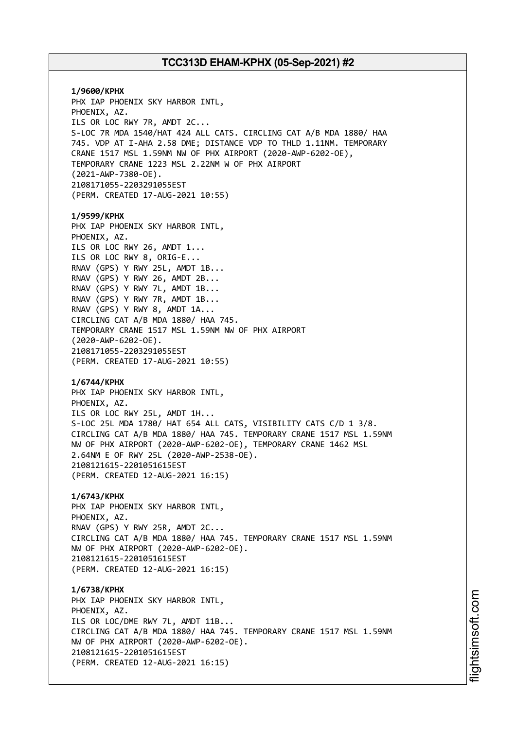**1/9600/KPHX**
PHX IAP PHOENIX SKY HARBOR INTL,
PHOENIX, AZ.
ILS OR LOC RWY 7R, AMDT 2C...
S-LOC 7R MDA 1540/HAT 424 ALL CATS. CIRCLING CAT A/B MDA 1880/ HAA
745. VDP AT I-AHA 2.58 DME; DISTANCE VDP TO THLD 1.11NM. TEMPORARY
CRANE 1517 MSL 1.59NM NW OF PHX AIRPORT (2020-AWP-6202-OE),
TEMPORARY CRANE 1223 MSL 2.22NM W OF PHX AIRPORT
(2021-AWP-7380-OE).
2108171055-2203291055EST
(PERM. CREATED 17-AUG-2021 10:55)

**1/9599/KPHX**
PHX IAP PHOENIX SKY HARBOR INTL,
PHOENIX, AZ.
ILS OR LOC RWY 26, AMDT 1...
ILS OR LOC RWY 8, ORIG-E...
RNAV (GPS) Y RWY 25L, AMDT 1B...
RNAV (GPS) Y RWY 26, AMDT 2B...
RNAV (GPS) Y RWY 7L, AMDT 1B...
RNAV (GPS) Y RWY 7R, AMDT 1B...
RNAV (GPS) Y RWY 8, AMDT 1A...
CIRCLING CAT A/B MDA 1880/ HAA 745.
TEMPORARY CRANE 1517 MSL 1.59NM NW OF PHX AIRPORT
(2020-AWP-6202-OE).
2108171055-2203291055EST
(PERM. CREATED 17-AUG-2021 10:55)

**1/6744/KPHX**
PHX IAP PHOENIX SKY HARBOR INTL,
PHOENIX, AZ.
ILS OR LOC RWY 25L, AMDT 1H...
S-LOC 25L MDA 1780/ HAT 654 ALL CATS, VISIBILITY CATS C/D 1 3/8.
CIRCLING CAT A/B MDA 1880/ HAA 745. TEMPORARY CRANE 1517 MSL 1.59NM
NW OF PHX AIRPORT (2020-AWP-6202-OE), TEMPORARY CRANE 1462 MSL
2.64NM E OF RWY 25L (2020-AWP-2538-OE).
2108121615-2201051615EST
(PERM. CREATED 12-AUG-2021 16:15)

**1/6743/KPHX**
PHX IAP PHOENIX SKY HARBOR INTL,
PHOENIX, AZ.
RNAV (GPS) Y RWY 25R, AMDT 2C...
CIRCLING CAT A/B MDA 1880/ HAA 745. TEMPORARY CRANE 1517 MSL 1.59NM
NW OF PHX AIRPORT (2020-AWP-6202-OE).
2108121615-2201051615EST
(PERM. CREATED 12-AUG-2021 16:15)

**1/6738/KPHX**
PHX IAP PHOENIX SKY HARBOR INTL,
PHOENIX, AZ.
ILS OR LOC/DME RWY 7L, AMDT 11B...
CIRCLING CAT A/B MDA 1880/ HAA 745. TEMPORARY CRANE 1517 MSL 1.59NM
NW OF PHX AIRPORT (2020-AWP-6202-OE).
2108121615-2201051615EST
(PERM. CREATED 12-AUG-2021 16:15)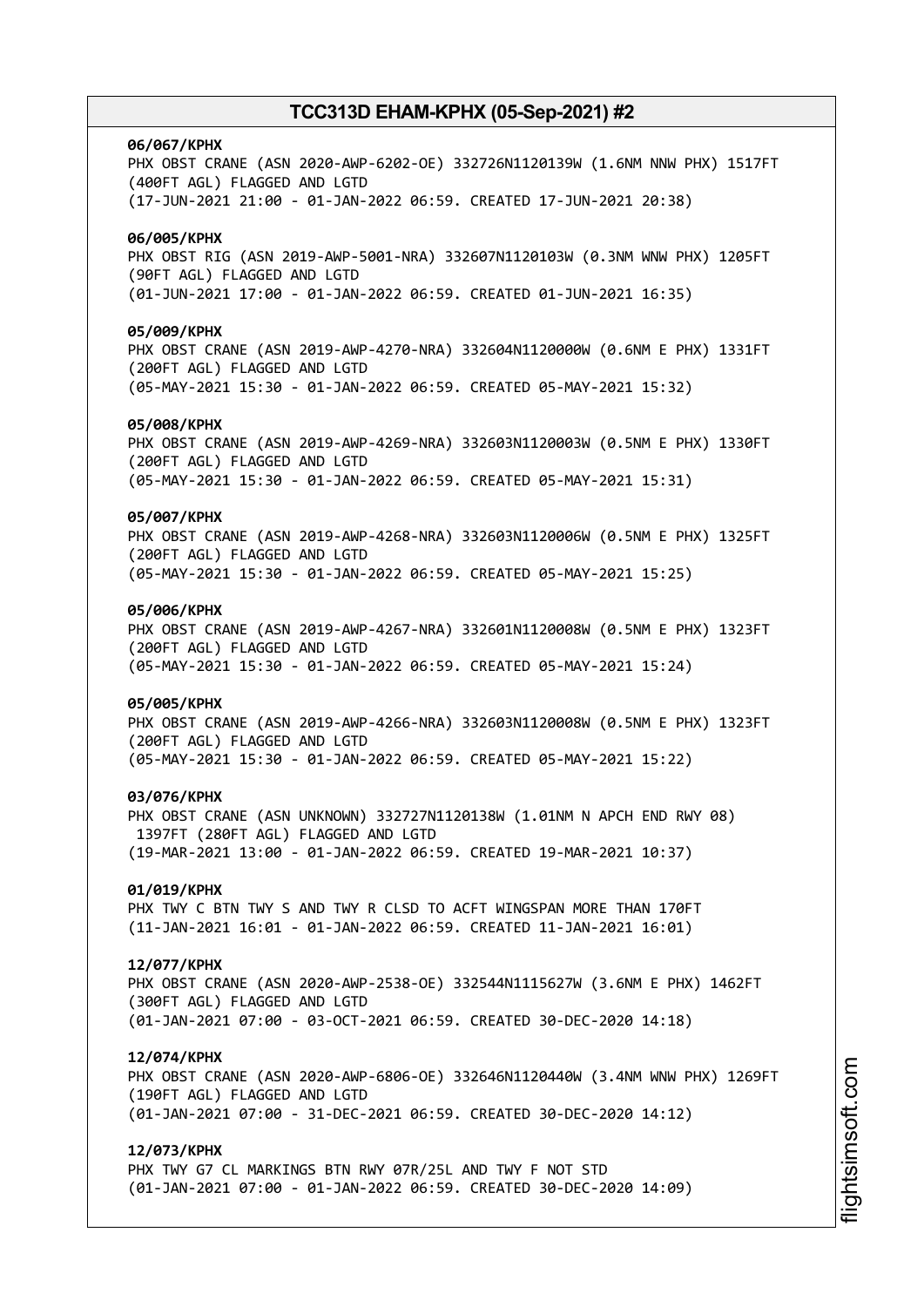**06/067/KPHX**
PHX OBST CRANE (ASN 2020-AWP-6202-OE) 332726N1120139W (1.6NM NNW PHX) 1517FT (400FT AGL) FLAGGED AND LGTD
(17-JUN-2021 21:00 - 01-JAN-2022 06:59. CREATED 17-JUN-2021 20:38)

**06/005/KPHX**
PHX OBST RIG (ASN 2019-AWP-5001-NRA) 332607N1120103W (0.3NM WNW PHX) 1205FT (90FT AGL) FLAGGED AND LGTD
(01-JUN-2021 17:00 - 01-JAN-2022 06:59. CREATED 01-JUN-2021 16:35)

**05/009/KPHX**
PHX OBST CRANE (ASN 2019-AWP-4270-NRA) 332604N1120000W (0.6NM E PHX) 1331FT (200FT AGL) FLAGGED AND LGTD
(05-MAY-2021 15:30 - 01-JAN-2022 06:59. CREATED 05-MAY-2021 15:32)

**05/008/KPHX**
PHX OBST CRANE (ASN 2019-AWP-4269-NRA) 332603N1120003W (0.5NM E PHX) 1330FT (200FT AGL) FLAGGED AND LGTD
(05-MAY-2021 15:30 - 01-JAN-2022 06:59. CREATED 05-MAY-2021 15:31)

**05/007/KPHX**
PHX OBST CRANE (ASN 2019-AWP-4268-NRA) 332603N1120006W (0.5NM E PHX) 1325FT (200FT AGL) FLAGGED AND LGTD
(05-MAY-2021 15:30 - 01-JAN-2022 06:59. CREATED 05-MAY-2021 15:25)

**05/006/KPHX**
PHX OBST CRANE (ASN 2019-AWP-4267-NRA) 332601N1120008W (0.5NM E PHX) 1323FT (200FT AGL) FLAGGED AND LGTD
(05-MAY-2021 15:30 - 01-JAN-2022 06:59. CREATED 05-MAY-2021 15:24)

**05/005/KPHX**
PHX OBST CRANE (ASN 2019-AWP-4266-NRA) 332603N1120008W (0.5NM E PHX) 1323FT (200FT AGL) FLAGGED AND LGTD
(05-MAY-2021 15:30 - 01-JAN-2022 06:59. CREATED 05-MAY-2021 15:22)

**03/076/KPHX**
PHX OBST CRANE (ASN UNKNOWN) 332727N1120138W (1.01NM N APCH END RWY 08) 1397FT (280FT AGL) FLAGGED AND LGTD
(19-MAR-2021 13:00 - 01-JAN-2022 06:59. CREATED 19-MAR-2021 10:37)

**01/019/KPHX**
PHX TWY C BTN TWY S AND TWY R CLSD TO ACFT WINGSPAN MORE THAN 170FT
(11-JAN-2021 16:01 - 01-JAN-2022 06:59. CREATED 11-JAN-2021 16:01)

**12/077/KPHX**
PHX OBST CRANE (ASN 2020-AWP-2538-OE) 332544N1115627W (3.6NM E PHX) 1462FT (300FT AGL) FLAGGED AND LGTD
(01-JAN-2021 07:00 - 03-OCT-2021 06:59. CREATED 30-DEC-2020 14:18)

**12/074/KPHX**
PHX OBST CRANE (ASN 2020-AWP-6806-OE) 332646N1120440W (3.4NM WNW PHX) 1269FT (190FT AGL) FLAGGED AND LGTD
(01-JAN-2021 07:00 - 31-DEC-2021 06:59. CREATED 30-DEC-2020 14:12)

**12/073/KPHX**
PHX TWY G7 CL MARKINGS BTN RWY 07R/25L AND TWY F NOT STD
(01-JAN-2021 07:00 - 01-JAN-2022 06:59. CREATED 30-DEC-2020 14:09)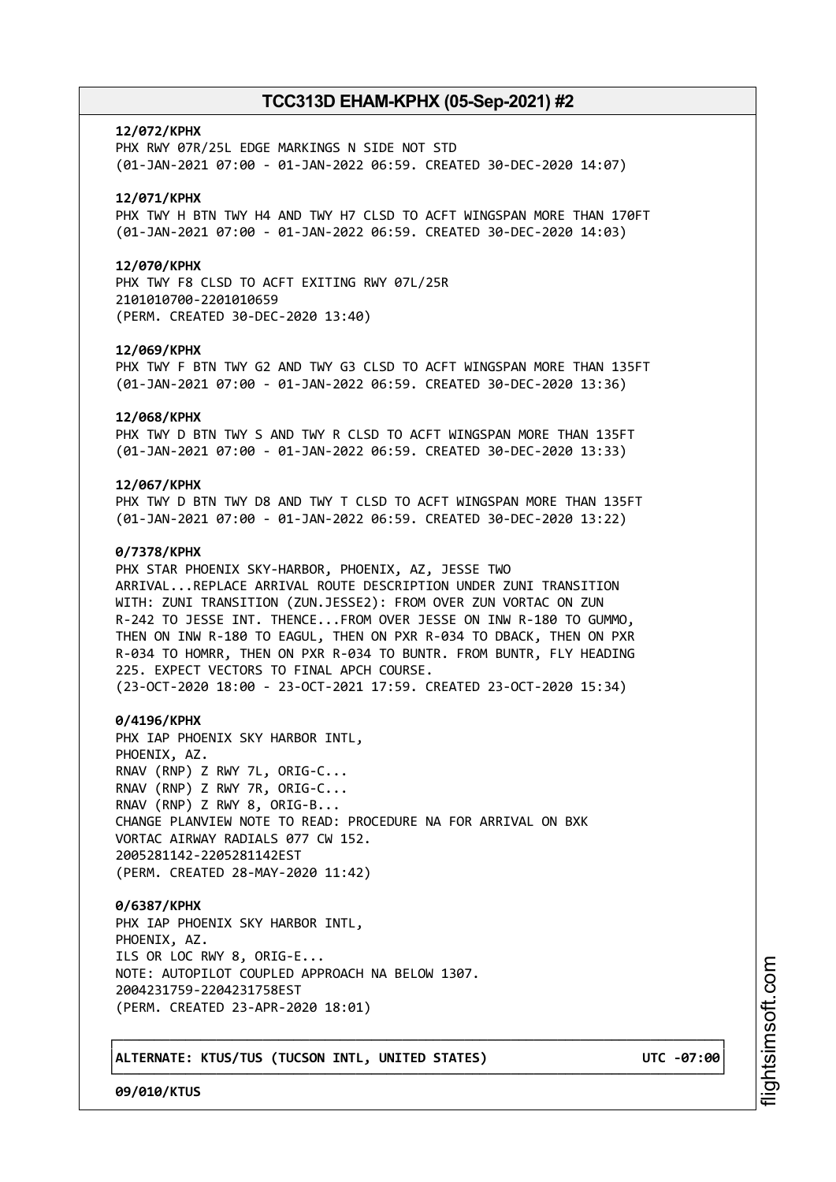**12/072/KPHX**
PHX RWY 07R/25L EDGE MARKINGS N SIDE NOT STD
(01-JAN-2021 07:00 - 01-JAN-2022 06:59. CREATED 30-DEC-2020 14:07)

**12/071/KPHX**
PHX TWY H BTN TWY H4 AND TWY H7 CLSD TO ACFT WINGSPAN MORE THAN 170FT
(01-JAN-2021 07:00 - 01-JAN-2022 06:59. CREATED 30-DEC-2020 14:03)

**12/070/KPHX**
PHX TWY F8 CLSD TO ACFT EXITING RWY 07L/25R
2101010700-2201010659
(PERM. CREATED 30-DEC-2020 13:40)

**12/069/KPHX**
PHX TWY F BTN TWY G2 AND TWY G3 CLSD TO ACFT WINGSPAN MORE THAN 135FT
(01-JAN-2021 07:00 - 01-JAN-2022 06:59. CREATED 30-DEC-2020 13:36)

**12/068/KPHX**
PHX TWY D BTN TWY S AND TWY R CLSD TO ACFT WINGSPAN MORE THAN 135FT
(01-JAN-2021 07:00 - 01-JAN-2022 06:59. CREATED 30-DEC-2020 13:33)

**12/067/KPHX**
PHX TWY D BTN TWY D8 AND TWY T CLSD TO ACFT WINGSPAN MORE THAN 135FT
(01-JAN-2021 07:00 - 01-JAN-2022 06:59. CREATED 30-DEC-2020 13:22)

**0/7378/KPHX**
PHX STAR PHOENIX SKY-HARBOR, PHOENIX, AZ, JESSE TWO
ARRIVAL...REPLACE ARRIVAL ROUTE DESCRIPTION UNDER ZUNI TRANSITION
WITH: ZUNI TRANSITION (ZUN.JESSE2): FROM OVER ZUN VORTAC ON ZUN
R-242 TO JESSE INT. THENCE...FROM OVER JESSE ON INW R-180 TO GUMMO,
THEN ON INW R-180 TO EAGUL, THEN ON PXR R-034 TO DBACK, THEN ON PXR
R-034 TO HOMRR, THEN ON PXR R-034 TO BUNTR. FROM BUNTR, FLY HEADING
225. EXPECT VECTORS TO FINAL APCH COURSE.
(23-OCT-2020 18:00 - 23-OCT-2021 17:59. CREATED 23-OCT-2020 15:34)

**0/4196/KPHX**
PHX IAP PHOENIX SKY HARBOR INTL,
PHOENIX, AZ.
RNAV (RNP) Z RWY 7L, ORIG-C...
RNAV (RNP) Z RWY 7R, ORIG-C...
RNAV (RNP) Z RWY 8, ORIG-B...
CHANGE PLANVIEW NOTE TO READ: PROCEDURE NA FOR ARRIVAL ON BXK
VORTAC AIRWAY RADIALS 077 CW 152.
2005281142-2205281142EST
(PERM. CREATED 28-MAY-2020 11:42)

**0/6387/KPHX**
PHX IAP PHOENIX SKY HARBOR INTL,
PHOENIX, AZ.
ILS OR LOC RWY 8, ORIG-E...
NOTE: AUTOPILOT COUPLED APPROACH NA BELOW 1307.
2004231759-2204231758EST
(PERM. CREATED 23-APR-2020 18:01)

**ALTERNATE: KTUS/TUS (TUCSON INTL, UNITED STATES) UTC -07:00**

**09/010/KTUS**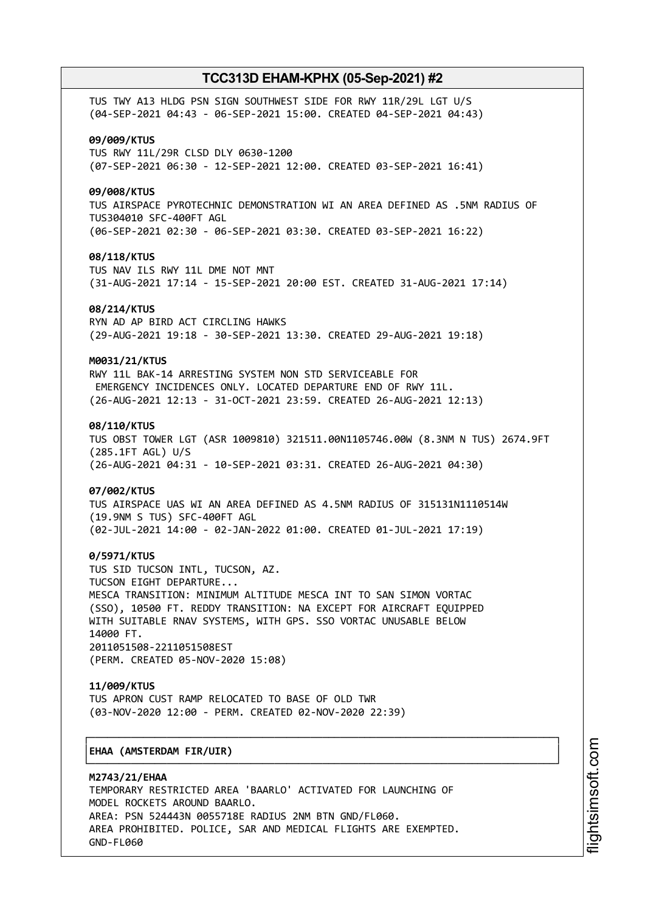TUS TWY A13 HLDG PSN SIGN SOUTHWEST SIDE FOR RWY 11R/29L LGT U/S
(04-SEP-2021 04:43 - 06-SEP-2021 15:00. CREATED 04-SEP-2021 04:43)

**09/009/KTUS**
TUS RWY 11L/29R CLSD DLY 0630-1200
(07-SEP-2021 06:30 - 12-SEP-2021 12:00. CREATED 03-SEP-2021 16:41)

**09/008/KTUS**
TUS AIRSPACE PYROTECHNIC DEMONSTRATION WI AN AREA DEFINED AS .5NM RADIUS OF TUS304010 SFC-400FT AGL
(06-SEP-2021 02:30 - 06-SEP-2021 03:30. CREATED 03-SEP-2021 16:22)

**08/118/KTUS**
TUS NAV ILS RWY 11L DME NOT MNT
(31-AUG-2021 17:14 - 15-SEP-2021 20:00 EST. CREATED 31-AUG-2021 17:14)

**08/214/KTUS**
RYN AD AP BIRD ACT CIRCLING HAWKS
(29-AUG-2021 19:18 - 30-SEP-2021 13:30. CREATED 29-AUG-2021 19:18)

**M0031/21/KTUS**
RWY 11L BAK-14 ARRESTING SYSTEM NON STD SERVICEABLE FOR EMERGENCY INCIDENCES ONLY. LOCATED DEPARTURE END OF RWY 11L.
(26-AUG-2021 12:13 - 31-OCT-2021 23:59. CREATED 26-AUG-2021 12:13)

**08/110/KTUS**
TUS OBST TOWER LGT (ASR 1009810) 321511.00N1105746.00W (8.3NM N TUS) 2674.9FT (285.1FT AGL) U/S
(26-AUG-2021 04:31 - 10-SEP-2021 03:31. CREATED 26-AUG-2021 04:30)

**07/002/KTUS**
TUS AIRSPACE UAS WI AN AREA DEFINED AS 4.5NM RADIUS OF 315131N1110514W (19.9NM S TUS) SFC-400FT AGL
(02-JUL-2021 14:00 - 02-JAN-2022 01:00. CREATED 01-JUL-2021 17:19)

**0/5971/KTUS**
TUS SID TUCSON INTL, TUCSON, AZ.
TUCSON EIGHT DEPARTURE...
MESCA TRANSITION: MINIMUM ALTITUDE MESCA INT TO SAN SIMON VORTAC (SSO), 10500 FT. REDDY TRANSITION: NA EXCEPT FOR AIRCRAFT EQUIPPED WITH SUITABLE RNAV SYSTEMS, WITH GPS. SSO VORTAC UNUSABLE BELOW 14000 FT.
2011051508-2211051508EST
(PERM. CREATED 05-NOV-2020 15:08)

**11/009/KTUS**
TUS APRON CUST RAMP RELOCATED TO BASE OF OLD TWR
(03-NOV-2020 12:00 - PERM. CREATED 02-NOV-2020 22:39)

## EHAA (AMSTERDAM FIR/UIR)

**M2743/21/EHAA**
TEMPORARY RESTRICTED AREA 'BAARLO' ACTIVATED FOR LAUNCHING OF MODEL ROCKETS AROUND BAARLO.
AREA: PSN 524443N 0055718E RADIUS 2NM BTN GND/FL060.
AREA PROHIBITED. POLICE, SAR AND MEDICAL FLIGHTS ARE EXEMPTED.
GND-FL060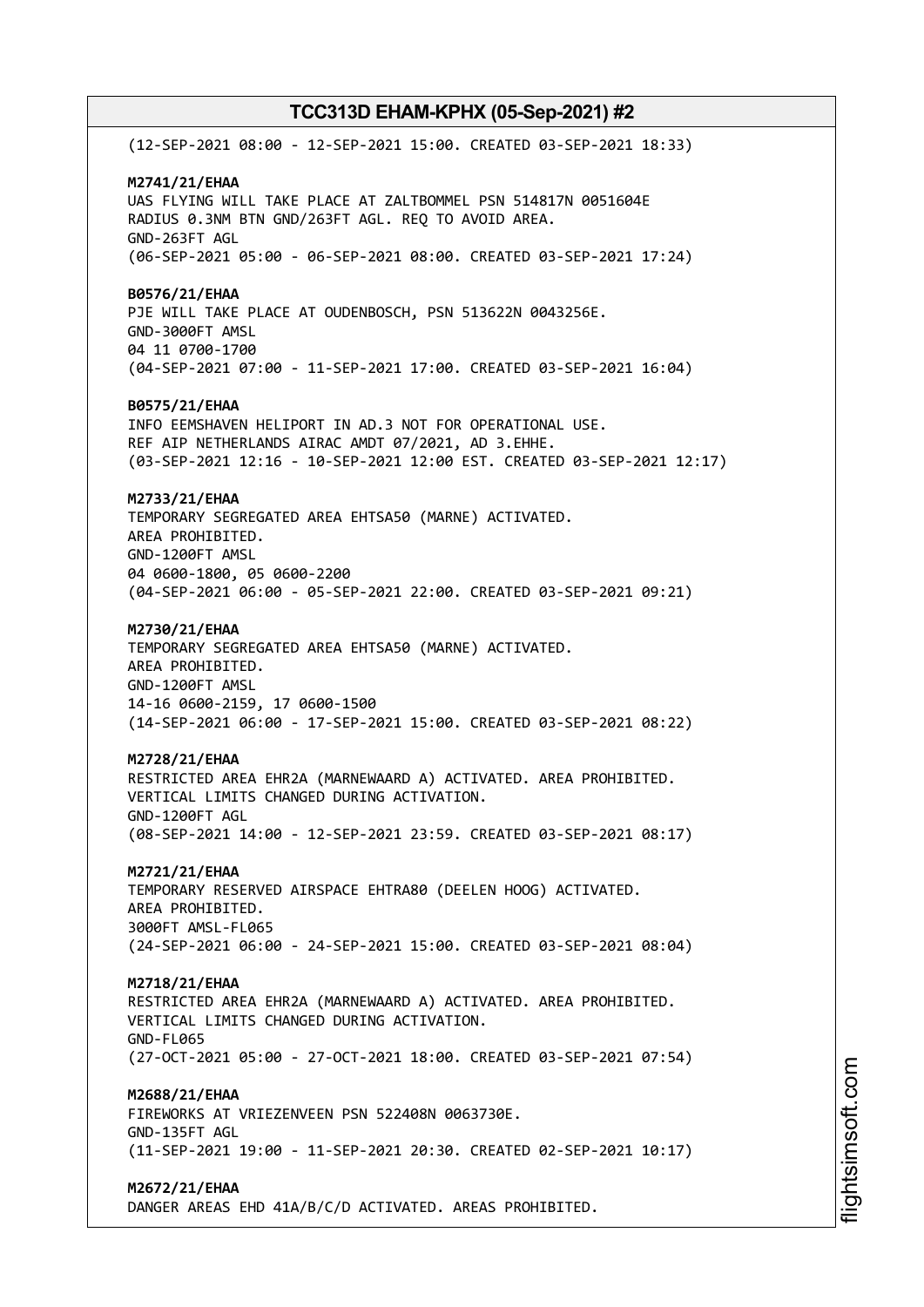(12-SEP-2021 08:00 - 12-SEP-2021 15:00. CREATED 03-SEP-2021 18:33)

**M2741/21/EHAA**
UAS FLYING WILL TAKE PLACE AT ZALTBOMMEL PSN 514817N 0051604E
RADIUS 0.3NM BTN GND/263FT AGL. REQ TO AVOID AREA.
GND-263FT AGL
(06-SEP-2021 05:00 - 06-SEP-2021 08:00. CREATED 03-SEP-2021 17:24)

**B0576/21/EHAA**
PJE WILL TAKE PLACE AT OUDENBOSCH, PSN 513622N 0043256E.
GND-3000FT AMSL
04 11 0700-1700
(04-SEP-2021 07:00 - 11-SEP-2021 17:00. CREATED 03-SEP-2021 16:04)

**B0575/21/EHAA**
INFO EEMSHAVEN HELIPORT IN AD.3 NOT FOR OPERATIONAL USE.
REF AIP NETHERLANDS AIRAC AMDT 07/2021, AD 3.EHHE.
(03-SEP-2021 12:16 - 10-SEP-2021 12:00 EST. CREATED 03-SEP-2021 12:17)

**M2733/21/EHAA**
TEMPORARY SEGREGATED AREA EHTSA50 (MARNE) ACTIVATED.
AREA PROHIBITED.
GND-1200FT AMSL
04 0600-1800, 05 0600-2200
(04-SEP-2021 06:00 - 05-SEP-2021 22:00. CREATED 03-SEP-2021 09:21)

**M2730/21/EHAA**
TEMPORARY SEGREGATED AREA EHTSA50 (MARNE) ACTIVATED.
AREA PROHIBITED.
GND-1200FT AMSL
14-16 0600-2159, 17 0600-1500
(14-SEP-2021 06:00 - 17-SEP-2021 15:00. CREATED 03-SEP-2021 08:22)

**M2728/21/EHAA**
RESTRICTED AREA EHR2A (MARNEWAARD A) ACTIVATED. AREA PROHIBITED.
VERTICAL LIMITS CHANGED DURING ACTIVATION.
GND-1200FT AGL
(08-SEP-2021 14:00 - 12-SEP-2021 23:59. CREATED 03-SEP-2021 08:17)

**M2721/21/EHAA**
TEMPORARY RESERVED AIRSPACE EHTRA80 (DEELEN HOOG) ACTIVATED.
AREA PROHIBITED.
3000FT AMSL-FL065
(24-SEP-2021 06:00 - 24-SEP-2021 15:00. CREATED 03-SEP-2021 08:04)

**M2718/21/EHAA**
RESTRICTED AREA EHR2A (MARNEWAARD A) ACTIVATED. AREA PROHIBITED.
VERTICAL LIMITS CHANGED DURING ACTIVATION.
GND-FL065
(27-OCT-2021 05:00 - 27-OCT-2021 18:00. CREATED 03-SEP-2021 07:54)

**M2688/21/EHAA**
FIREWORKS AT VRIEZENVEEN PSN 522408N 0063730E.
GND-135FT AGL
(11-SEP-2021 19:00 - 11-SEP-2021 20:30. CREATED 02-SEP-2021 10:17)

**M2672/21/EHAA**
DANGER AREAS EHD 41A/B/C/D ACTIVATED. AREAS PROHIBITED.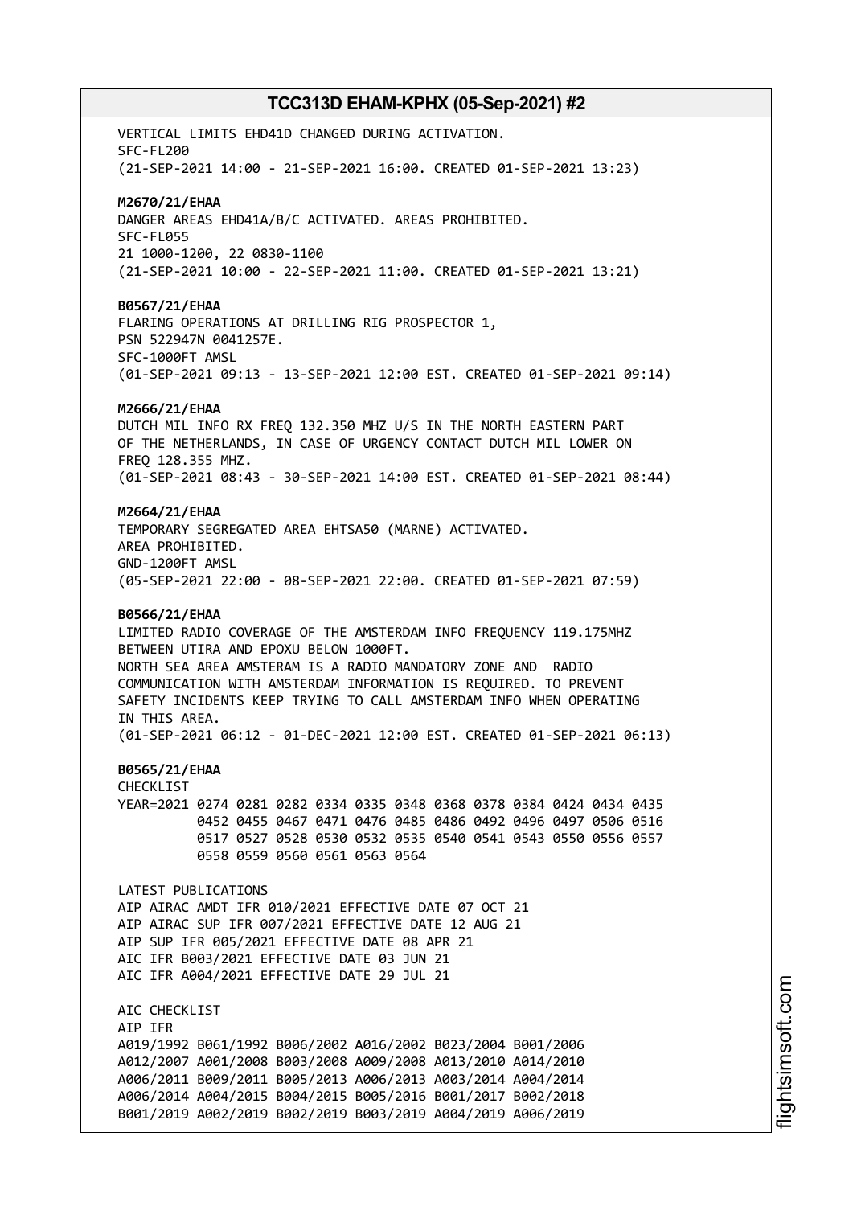VERTICAL LIMITS EHD41D CHANGED DURING ACTIVATION.
SFC-FL200
(21-SEP-2021 14:00 - 21-SEP-2021 16:00. CREATED 01-SEP-2021 13:23)

**M2670/21/EHAA**
DANGER AREAS EHD41A/B/C ACTIVATED. AREAS PROHIBITED.
SFC-FL055
21 1000-1200, 22 0830-1100
(21-SEP-2021 10:00 - 22-SEP-2021 11:00. CREATED 01-SEP-2021 13:21)

**B0567/21/EHAA**
FLARING OPERATIONS AT DRILLING RIG PROSPECTOR 1,
PSN 522947N 0041257E.
SFC-1000FT AMSL
(01-SEP-2021 09:13 - 13-SEP-2021 12:00 EST. CREATED 01-SEP-2021 09:14)

**M2666/21/EHAA**
DUTCH MIL INFO RX FREQ 132.350 MHZ U/S IN THE NORTH EASTERN PART
OF THE NETHERLANDS, IN CASE OF URGENCY CONTACT DUTCH MIL LOWER ON
FREQ 128.355 MHZ.
(01-SEP-2021 08:43 - 30-SEP-2021 14:00 EST. CREATED 01-SEP-2021 08:44)

**M2664/21/EHAA**
TEMPORARY SEGREGATED AREA EHTSA50 (MARNE) ACTIVATED.
AREA PROHIBITED.
GND-1200FT AMSL
(05-SEP-2021 22:00 - 08-SEP-2021 22:00. CREATED 01-SEP-2021 07:59)

**B0566/21/EHAA**
LIMITED RADIO COVERAGE OF THE AMSTERDAM INFO FREQUENCY 119.175MHZ
BETWEEN UTIRA AND EPOXU BELOW 1000FT.
NORTH SEA AREA AMSTERAM IS A RADIO MANDATORY ZONE AND RADIO
COMMUNICATION WITH AMSTERDAM INFORMATION IS REQUIRED. TO PREVENT
SAFETY INCIDENTS KEEP TRYING TO CALL AMSTERDAM INFO WHEN OPERATING
IN THIS AREA.
(01-SEP-2021 06:12 - 01-DEC-2021 12:00 EST. CREATED 01-SEP-2021 06:13)

**B0565/21/EHAA**
CHECKLIST
YEAR=2021 0274 0281 0282 0334 0335 0348 0368 0378 0384 0424 0434 0435
0452 0455 0467 0471 0476 0485 0486 0492 0496 0497 0506 0516
0517 0527 0528 0530 0532 0535 0540 0541 0543 0550 0556 0557
0558 0559 0560 0561 0563 0564

LATEST PUBLICATIONS
AIP AIRAC AMDT IFR 010/2021 EFFECTIVE DATE 07 OCT 21
AIP AIRAC SUP IFR 007/2021 EFFECTIVE DATE 12 AUG 21
AIP SUP IFR 005/2021 EFFECTIVE DATE 08 APR 21
AIC IFR B003/2021 EFFECTIVE DATE 03 JUN 21
AIC IFR A004/2021 EFFECTIVE DATE 29 JUL 21

AIC CHECKLIST
AIP IFR
A019/1992 B061/1992 B006/2002 A016/2002 B023/2004 B001/2006
A012/2007 A001/2008 B003/2008 A009/2008 A013/2010 A014/2010
A006/2011 B009/2011 B005/2013 A006/2013 A003/2014 A004/2014
A006/2014 A004/2015 B004/2015 B005/2016 B001/2017 B002/2018
B001/2019 A002/2019 B002/2019 B003/2019 A004/2019 A006/2019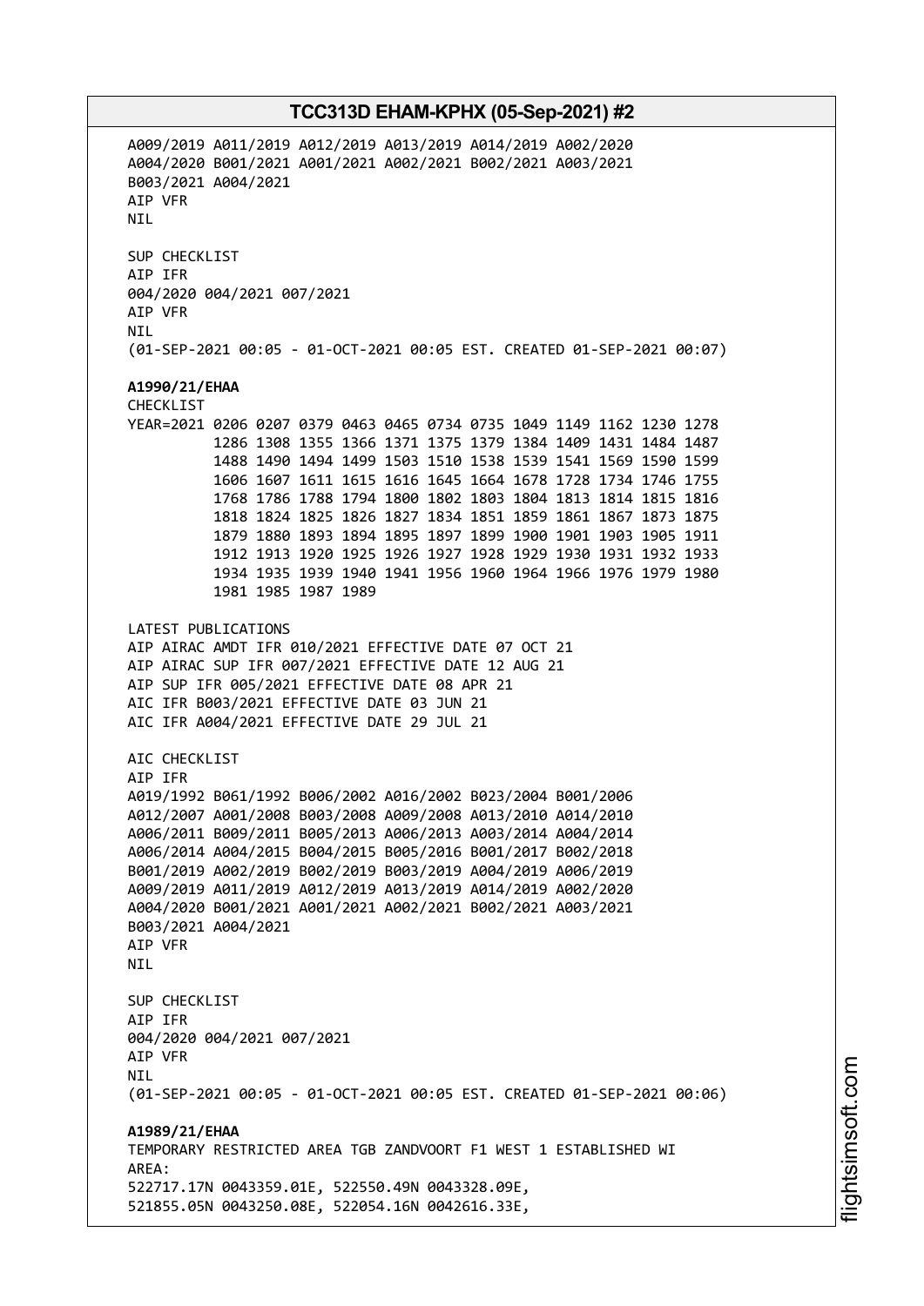A009/2019 A011/2019 A012/2019 A013/2019 A014/2019 A002/2020
A004/2020 B001/2021 A001/2021 A002/2021 B002/2021 A003/2021
B003/2021 A004/2021
AIP VFR
NIL

SUP CHECKLIST
AIP IFR
004/2020 004/2021 007/2021
AIP VFR
NIL
(01-SEP-2021 00:05 - 01-OCT-2021 00:05 EST. CREATED 01-SEP-2021 00:07)

**A1990/21/EHAA**
CHECKLIST
```
YEAR=2021 0206 0207 0379 0463 0465 0734 0735 1049 1149 1162 1230 1278
          1286 1308 1355 1366 1371 1375 1379 1384 1409 1431 1484 1487
          1488 1490 1494 1499 1503 1510 1538 1539 1541 1569 1590 1599
          1606 1607 1611 1615 1616 1645 1664 1678 1728 1734 1746 1755
          1768 1786 1788 1794 1800 1802 1803 1804 1813 1814 1815 1816
          1818 1824 1825 1826 1827 1834 1851 1859 1861 1867 1873 1875
          1879 1880 1893 1894 1895 1897 1899 1900 1901 1903 1905 1911
          1912 1913 1920 1925 1926 1927 1928 1929 1930 1931 1932 1933
          1934 1935 1939 1940 1941 1956 1960 1964 1966 1976 1979 1980
          1981 1985 1987 1989
```

LATEST PUBLICATIONS
AIP AIRAC AMDT IFR 010/2021 EFFECTIVE DATE 07 OCT 21
AIP AIRAC SUP IFR 007/2021 EFFECTIVE DATE 12 AUG 21
AIP SUP IFR 005/2021 EFFECTIVE DATE 08 APR 21
AIC IFR B003/2021 EFFECTIVE DATE 03 JUN 21
AIC IFR A004/2021 EFFECTIVE DATE 29 JUL 21

AIC CHECKLIST
AIP IFR
A019/1992 B061/1992 B006/2002 A016/2002 B023/2004 B001/2006
A012/2007 A001/2008 B003/2008 A009/2008 A013/2010 A014/2010
A006/2011 B009/2011 B005/2013 A006/2013 A003/2014 A004/2014
A006/2014 A004/2015 B004/2015 B005/2016 B001/2017 B002/2018
B001/2019 A002/2019 B002/2019 B003/2019 A004/2019 A006/2019
A009/2019 A011/2019 A012/2019 A013/2019 A014/2019 A002/2020
A004/2020 B001/2021 A001/2021 A002/2021 B002/2021 A003/2021
B003/2021 A004/2021
AIP VFR
NIL

SUP CHECKLIST
AIP IFR
004/2020 004/2021 007/2021
AIP VFR
NIL
(01-SEP-2021 00:05 - 01-OCT-2021 00:05 EST. CREATED 01-SEP-2021 00:06)

**A1989/21/EHAA**
TEMPORARY RESTRICTED AREA TGB ZANDVOORT F1 WEST 1 ESTABLISHED WI
AREA:
522717.17N 0043359.01E, 522550.49N 0043328.09E,
521855.05N 0043250.08E, 522054.16N 0042616.33E,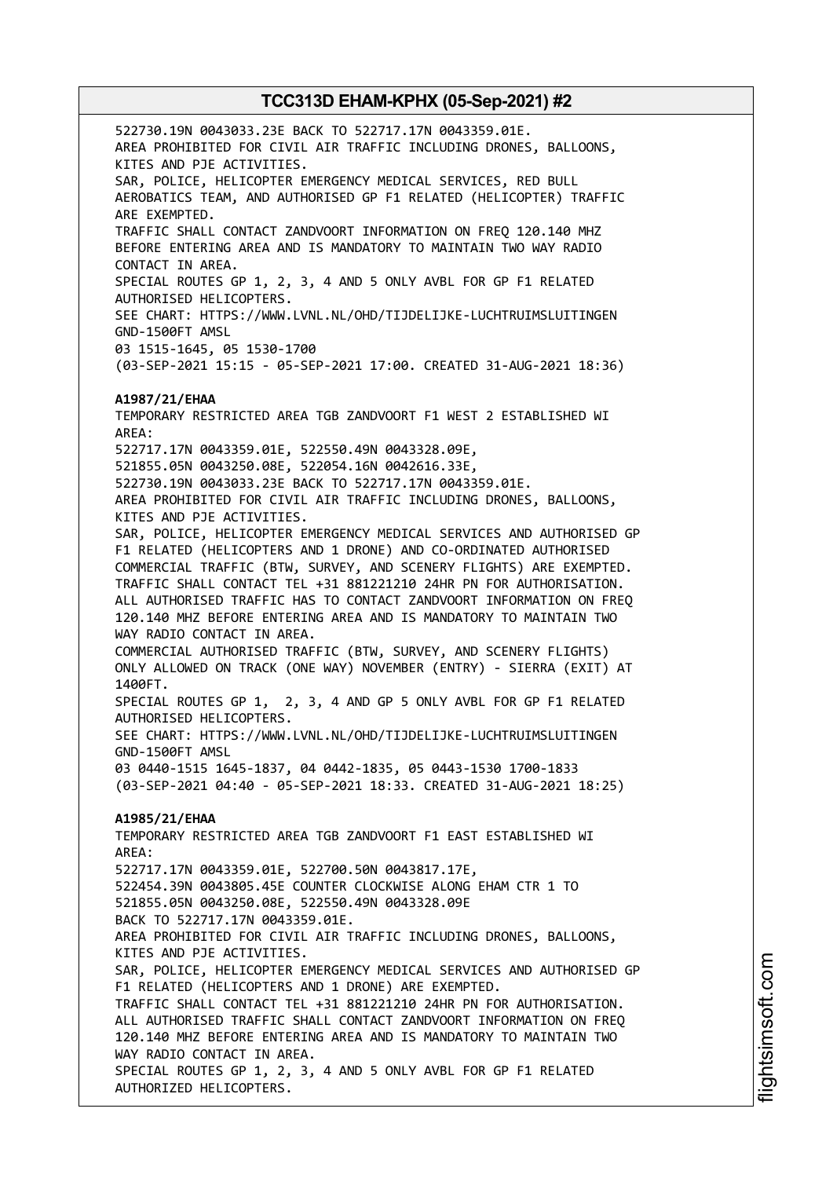522730.19N 0043033.23E BACK TO 522717.17N 0043359.01E.
AREA PROHIBITED FOR CIVIL AIR TRAFFIC INCLUDING DRONES, BALLOONS, KITES AND PJE ACTIVITIES.
SAR, POLICE, HELICOPTER EMERGENCY MEDICAL SERVICES, RED BULL AEROBATICS TEAM, AND AUTHORISED GP F1 RELATED (HELICOPTER) TRAFFIC ARE EXEMPTED.
TRAFFIC SHALL CONTACT ZANDVOORT INFORMATION ON FREQ 120.140 MHZ BEFORE ENTERING AREA AND IS MANDATORY TO MAINTAIN TWO WAY RADIO CONTACT IN AREA.
SPECIAL ROUTES GP 1, 2, 3, 4 AND 5 ONLY AVBL FOR GP F1 RELATED AUTHORISED HELICOPTERS.
SEE CHART: HTTPS://WWW.LVNL.NL/OHD/TIJDELIJKE-LUCHTRUIMSLUITINGEN
GND-1500FT AMSL
03 1515-1645, 05 1530-1700
(03-SEP-2021 15:15 - 05-SEP-2021 17:00. CREATED 31-AUG-2021 18:36)

**A1987/21/EHAA**
TEMPORARY RESTRICTED AREA TGB ZANDVOORT F1 WEST 2 ESTABLISHED WI AREA:
522717.17N 0043359.01E, 522550.49N 0043328.09E,
521855.05N 0043250.08E, 522054.16N 0042616.33E,
522730.19N 0043033.23E BACK TO 522717.17N 0043359.01E.
AREA PROHIBITED FOR CIVIL AIR TRAFFIC INCLUDING DRONES, BALLOONS, KITES AND PJE ACTIVITIES.
SAR, POLICE, HELICOPTER EMERGENCY MEDICAL SERVICES AND AUTHORISED GP F1 RELATED (HELICOPTERS AND 1 DRONE) AND CO-ORDINATED AUTHORISED COMMERCIAL TRAFFIC (BTW, SURVEY, AND SCENERY FLIGHTS) ARE EXEMPTED.
TRAFFIC SHALL CONTACT TEL +31 881221210 24HR PN FOR AUTHORISATION.
ALL AUTHORISED TRAFFIC HAS TO CONTACT ZANDVOORT INFORMATION ON FREQ 120.140 MHZ BEFORE ENTERING AREA AND IS MANDATORY TO MAINTAIN TWO WAY RADIO CONTACT IN AREA.
COMMERCIAL AUTHORISED TRAFFIC (BTW, SURVEY, AND SCENERY FLIGHTS) ONLY ALLOWED ON TRACK (ONE WAY) NOVEMBER (ENTRY) - SIERRA (EXIT) AT 1400FT.
SPECIAL ROUTES GP 1, 2, 3, 4 AND GP 5 ONLY AVBL FOR GP F1 RELATED AUTHORISED HELICOPTERS.
SEE CHART: HTTPS://WWW.LVNL.NL/OHD/TIJDELIJKE-LUCHTRUIMSLUITINGEN
GND-1500FT AMSL
03 0440-1515 1645-1837, 04 0442-1835, 05 0443-1530 1700-1833
(03-SEP-2021 04:40 - 05-SEP-2021 18:33. CREATED 31-AUG-2021 18:25)

**A1985/21/EHAA**
TEMPORARY RESTRICTED AREA TGB ZANDVOORT F1 EAST ESTABLISHED WI AREA:
522717.17N 0043359.01E, 522700.50N 0043817.17E,
522454.39N 0043805.45E COUNTER CLOCKWISE ALONG EHAM CTR 1 TO
521855.05N 0043250.08E, 522550.49N 0043328.09E
BACK TO 522717.17N 0043359.01E.
AREA PROHIBITED FOR CIVIL AIR TRAFFIC INCLUDING DRONES, BALLOONS, KITES AND PJE ACTIVITIES.
SAR, POLICE, HELICOPTER EMERGENCY MEDICAL SERVICES AND AUTHORISED GP F1 RELATED (HELICOPTERS AND 1 DRONE) ARE EXEMPTED.
TRAFFIC SHALL CONTACT TEL +31 881221210 24HR PN FOR AUTHORISATION.
ALL AUTHORISED TRAFFIC SHALL CONTACT ZANDVOORT INFORMATION ON FREQ 120.140 MHZ BEFORE ENTERING AREA AND IS MANDATORY TO MAINTAIN TWO WAY RADIO CONTACT IN AREA.
SPECIAL ROUTES GP 1, 2, 3, 4 AND 5 ONLY AVBL FOR GP F1 RELATED AUTHORIZED HELICOPTERS.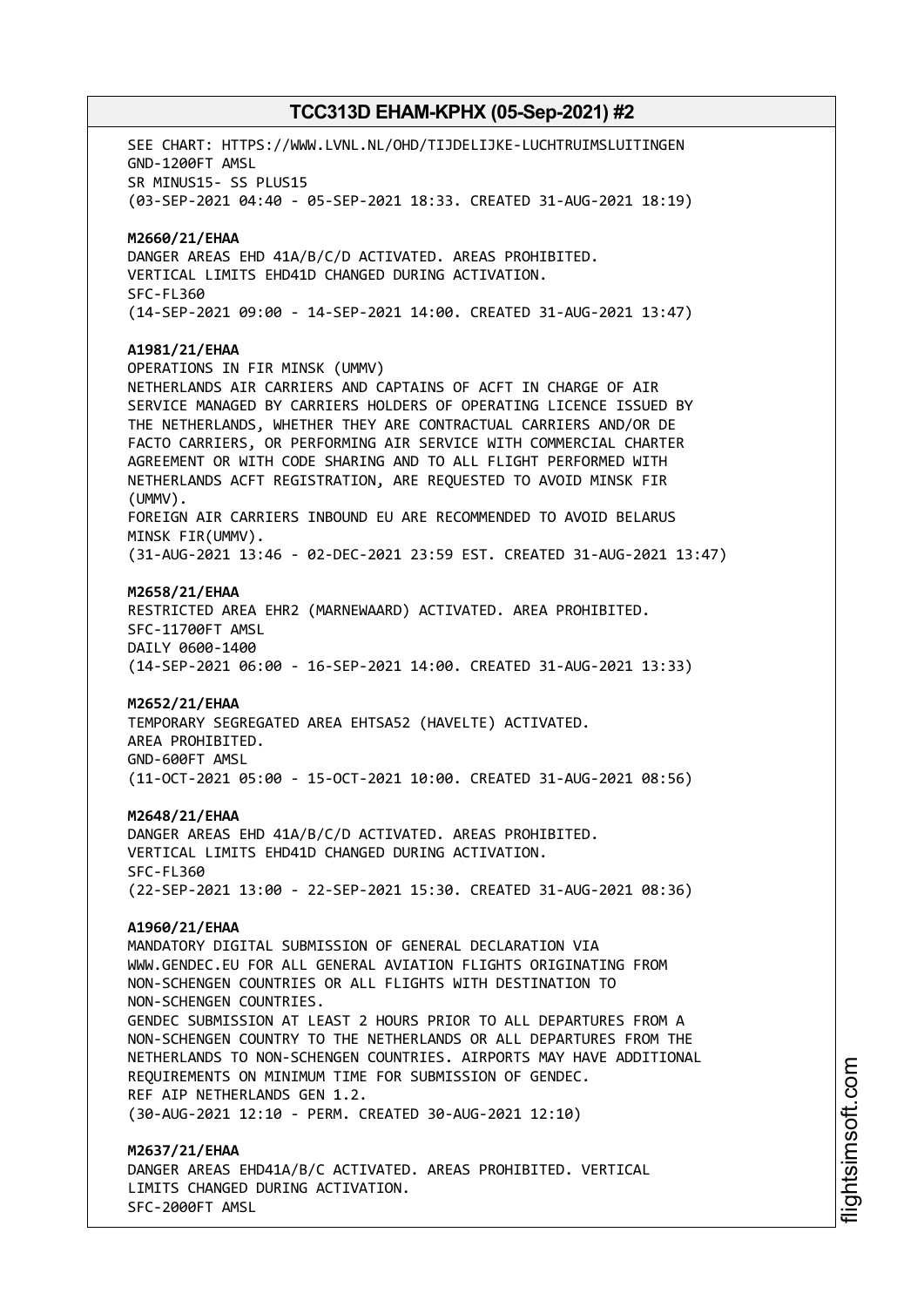SEE CHART: HTTPS://WWW.LVNL.NL/OHD/TIJDELIJKE-LUCHTRUIMSLUITINGEN
GND-1200FT AMSL
SR MINUS15- SS PLUS15
(03-SEP-2021 04:40 - 05-SEP-2021 18:33. CREATED 31-AUG-2021 18:19)

**M2660/21/EHAA**
DANGER AREAS EHD 41A/B/C/D ACTIVATED. AREAS PROHIBITED.
VERTICAL LIMITS EHD41D CHANGED DURING ACTIVATION.
SFC-FL360
(14-SEP-2021 09:00 - 14-SEP-2021 14:00. CREATED 31-AUG-2021 13:47)

**A1981/21/EHAA**
OPERATIONS IN FIR MINSK (UMMV)
NETHERLANDS AIR CARRIERS AND CAPTAINS OF ACFT IN CHARGE OF AIR
SERVICE MANAGED BY CARRIERS HOLDERS OF OPERATING LICENCE ISSUED BY
THE NETHERLANDS, WHETHER THEY ARE CONTRACTUAL CARRIERS AND/OR DE
FACTO CARRIERS, OR PERFORMING AIR SERVICE WITH COMMERCIAL CHARTER
AGREEMENT OR WITH CODE SHARING AND TO ALL FLIGHT PERFORMED WITH
NETHERLANDS ACFT REGISTRATION, ARE REQUESTED TO AVOID MINSK FIR
(UMMV).
FOREIGN AIR CARRIERS INBOUND EU ARE RECOMMENDED TO AVOID BELARUS
MINSK FIR(UMMV).
(31-AUG-2021 13:46 - 02-DEC-2021 23:59 EST. CREATED 31-AUG-2021 13:47)

**M2658/21/EHAA**
RESTRICTED AREA EHR2 (MARNEWAARD) ACTIVATED. AREA PROHIBITED.
SFC-11700FT AMSL
DAILY 0600-1400
(14-SEP-2021 06:00 - 16-SEP-2021 14:00. CREATED 31-AUG-2021 13:33)

**M2652/21/EHAA**
TEMPORARY SEGREGATED AREA EHTSA52 (HAVELTE) ACTIVATED.
AREA PROHIBITED.
GND-600FT AMSL
(11-OCT-2021 05:00 - 15-OCT-2021 10:00. CREATED 31-AUG-2021 08:56)

**M2648/21/EHAA**
DANGER AREAS EHD 41A/B/C/D ACTIVATED. AREAS PROHIBITED.
VERTICAL LIMITS EHD41D CHANGED DURING ACTIVATION.
SFC-FL360
(22-SEP-2021 13:00 - 22-SEP-2021 15:30. CREATED 31-AUG-2021 08:36)

**A1960/21/EHAA**
MANDATORY DIGITAL SUBMISSION OF GENERAL DECLARATION VIA
WWW.GENDEC.EU FOR ALL GENERAL AVIATION FLIGHTS ORIGINATING FROM
NON-SCHENGEN COUNTRIES OR ALL FLIGHTS WITH DESTINATION TO
NON-SCHENGEN COUNTRIES.
GENDEC SUBMISSION AT LEAST 2 HOURS PRIOR TO ALL DEPARTURES FROM A
NON-SCHENGEN COUNTRY TO THE NETHERLANDS OR ALL DEPARTURES FROM THE
NETHERLANDS TO NON-SCHENGEN COUNTRIES. AIRPORTS MAY HAVE ADDITIONAL
REQUIREMENTS ON MINIMUM TIME FOR SUBMISSION OF GENDEC.
REF AIP NETHERLANDS GEN 1.2.
(30-AUG-2021 12:10 - PERM. CREATED 30-AUG-2021 12:10)

**M2637/21/EHAA**
DANGER AREAS EHD41A/B/C ACTIVATED. AREAS PROHIBITED. VERTICAL
LIMITS CHANGED DURING ACTIVATION.
SFC-2000FT AMSL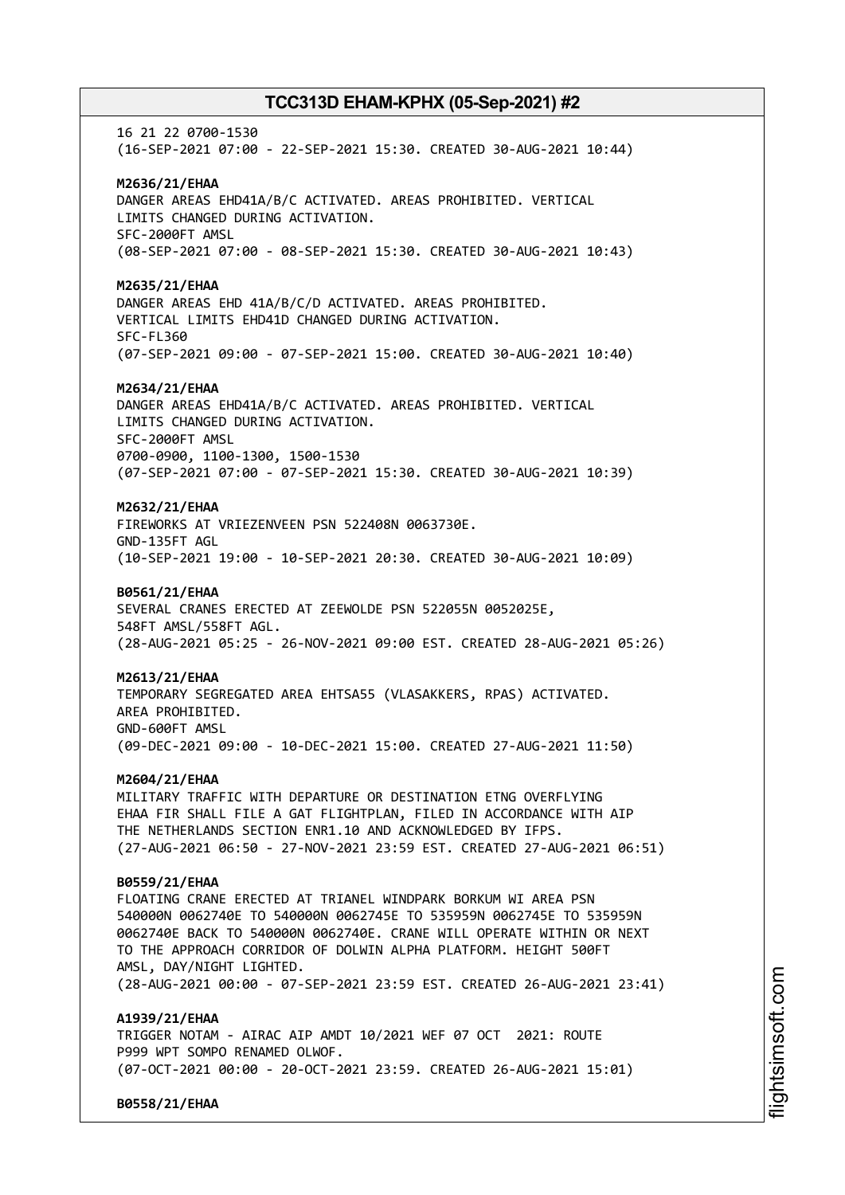16 21 22 0700-1530
(16-SEP-2021 07:00 - 22-SEP-2021 15:30. CREATED 30-AUG-2021 10:44)

**M2636/21/EHAA**
DANGER AREAS EHD41A/B/C ACTIVATED. AREAS PROHIBITED. VERTICAL LIMITS CHANGED DURING ACTIVATION.
SFC-2000FT AMSL
(08-SEP-2021 07:00 - 08-SEP-2021 15:30. CREATED 30-AUG-2021 10:43)

**M2635/21/EHAA**
DANGER AREAS EHD 41A/B/C/D ACTIVATED. AREAS PROHIBITED. VERTICAL LIMITS EHD41D CHANGED DURING ACTIVATION.
SFC-FL360
(07-SEP-2021 09:00 - 07-SEP-2021 15:00. CREATED 30-AUG-2021 10:40)

**M2634/21/EHAA**
DANGER AREAS EHD41A/B/C ACTIVATED. AREAS PROHIBITED. VERTICAL LIMITS CHANGED DURING ACTIVATION.
SFC-2000FT AMSL
0700-0900, 1100-1300, 1500-1530
(07-SEP-2021 07:00 - 07-SEP-2021 15:30. CREATED 30-AUG-2021 10:39)

**M2632/21/EHAA**
FIREWORKS AT VRIEZENVEEN PSN 522408N 0063730E.
GND-135FT AGL
(10-SEP-2021 19:00 - 10-SEP-2021 20:30. CREATED 30-AUG-2021 10:09)

**B0561/21/EHAA**
SEVERAL CRANES ERECTED AT ZEEWOLDE PSN 522055N 0052025E, 548FT AMSL/558FT AGL.
(28-AUG-2021 05:25 - 26-NOV-2021 09:00 EST. CREATED 28-AUG-2021 05:26)

**M2613/21/EHAA**
TEMPORARY SEGREGATED AREA EHTSA55 (VLASAKKERS, RPAS) ACTIVATED. AREA PROHIBITED.
GND-600FT AMSL
(09-DEC-2021 09:00 - 10-DEC-2021 15:00. CREATED 27-AUG-2021 11:50)

**M2604/21/EHAA**
MILITARY TRAFFIC WITH DEPARTURE OR DESTINATION ETNG OVERFLYING EHAA FIR SHALL FILE A GAT FLIGHTPLAN, FILED IN ACCORDANCE WITH AIP THE NETHERLANDS SECTION ENR1.10 AND ACKNOWLEDGED BY IFPS.
(27-AUG-2021 06:50 - 27-NOV-2021 23:59 EST. CREATED 27-AUG-2021 06:51)

**B0559/21/EHAA**
FLOATING CRANE ERECTED AT TRIANEL WINDPARK BORKUM WI AREA PSN 540000N 0062740E TO 540000N 0062745E TO 535959N 0062745E TO 535959N 0062740E BACK TO 540000N 0062740E. CRANE WILL OPERATE WITHIN OR NEXT TO THE APPROACH CORRIDOR OF DOLWIN ALPHA PLATFORM. HEIGHT 500FT AMSL, DAY/NIGHT LIGHTED.
(28-AUG-2021 00:00 - 07-SEP-2021 23:59 EST. CREATED 26-AUG-2021 23:41)

**A1939/21/EHAA**
TRIGGER NOTAM - AIRAC AIP AMDT 10/2021 WEF 07 OCT 2021: ROUTE P999 WPT SOMPO RENAMED OLWOF.
(07-OCT-2021 00:00 - 20-OCT-2021 23:59. CREATED 26-AUG-2021 15:01)

**B0558/21/EHAA**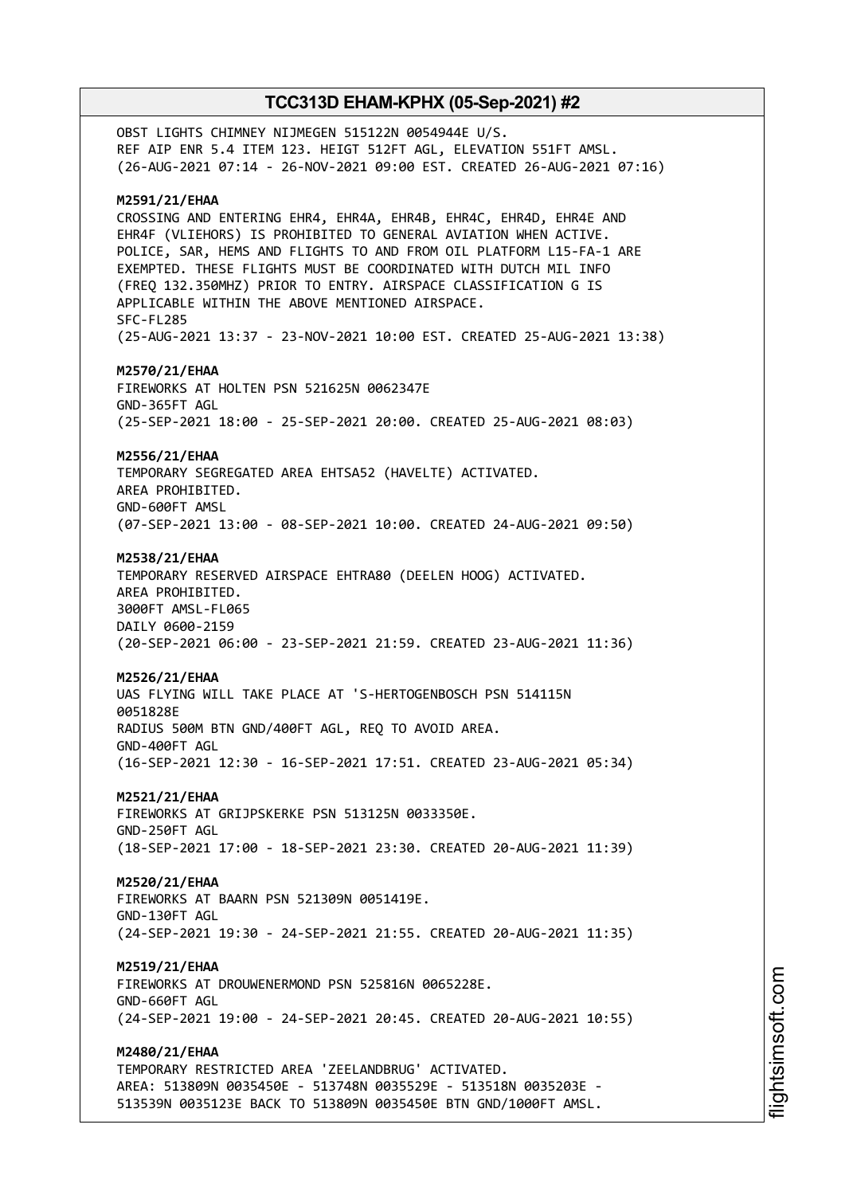OBST LIGHTS CHIMNEY NIJMEGEN 515122N 0054944E U/S.
REF AIP ENR 5.4 ITEM 123. HEIGT 512FT AGL, ELEVATION 551FT AMSL.
(26-AUG-2021 07:14 - 26-NOV-2021 09:00 EST. CREATED 26-AUG-2021 07:16)

**M2591/21/EHAA**
CROSSING AND ENTERING EHR4, EHR4A, EHR4B, EHR4C, EHR4D, EHR4E AND EHR4F (VLIEHORS) IS PROHIBITED TO GENERAL AVIATION WHEN ACTIVE. POLICE, SAR, HEMS AND FLIGHTS TO AND FROM OIL PLATFORM L15-FA-1 ARE EXEMPTED. THESE FLIGHTS MUST BE COORDINATED WITH DUTCH MIL INFO (FREQ 132.350MHZ) PRIOR TO ENTRY. AIRSPACE CLASSIFICATION G IS APPLICABLE WITHIN THE ABOVE MENTIONED AIRSPACE.
SFC-FL285
(25-AUG-2021 13:37 - 23-NOV-2021 10:00 EST. CREATED 25-AUG-2021 13:38)

**M2570/21/EHAA**
FIREWORKS AT HOLTEN PSN 521625N 0062347E
GND-365FT AGL
(25-SEP-2021 18:00 - 25-SEP-2021 20:00. CREATED 25-AUG-2021 08:03)

**M2556/21/EHAA**
TEMPORARY SEGREGATED AREA EHTSA52 (HAVELTE) ACTIVATED.
AREA PROHIBITED.
GND-600FT AMSL
(07-SEP-2021 13:00 - 08-SEP-2021 10:00. CREATED 24-AUG-2021 09:50)

**M2538/21/EHAA**
TEMPORARY RESERVED AIRSPACE EHTRA80 (DEELEN HOOG) ACTIVATED.
AREA PROHIBITED.
3000FT AMSL-FL065
DAILY 0600-2159
(20-SEP-2021 06:00 - 23-SEP-2021 21:59. CREATED 23-AUG-2021 11:36)

**M2526/21/EHAA**
UAS FLYING WILL TAKE PLACE AT 'S-HERTOGENBOSCH PSN 514115N 0051828E
RADIUS 500M BTN GND/400FT AGL, REQ TO AVOID AREA.
GND-400FT AGL
(16-SEP-2021 12:30 - 16-SEP-2021 17:51. CREATED 23-AUG-2021 05:34)

**M2521/21/EHAA**
FIREWORKS AT GRIJPSKERKE PSN 513125N 0033350E.
GND-250FT AGL
(18-SEP-2021 17:00 - 18-SEP-2021 23:30. CREATED 20-AUG-2021 11:39)

**M2520/21/EHAA**
FIREWORKS AT BAARN PSN 521309N 0051419E.
GND-130FT AGL
(24-SEP-2021 19:30 - 24-SEP-2021 21:55. CREATED 20-AUG-2021 11:35)

**M2519/21/EHAA**
FIREWORKS AT DROUWENERMOND PSN 525816N 0065228E.
GND-660FT AGL
(24-SEP-2021 19:00 - 24-SEP-2021 20:45. CREATED 20-AUG-2021 10:55)

**M2480/21/EHAA**
TEMPORARY RESTRICTED AREA 'ZEELANDBRUG' ACTIVATED.
AREA: 513809N 0035450E - 513748N 0035529E - 513518N 0035203E - 513539N 0035123E BACK TO 513809N 0035450E BTN GND/1000FT AMSL.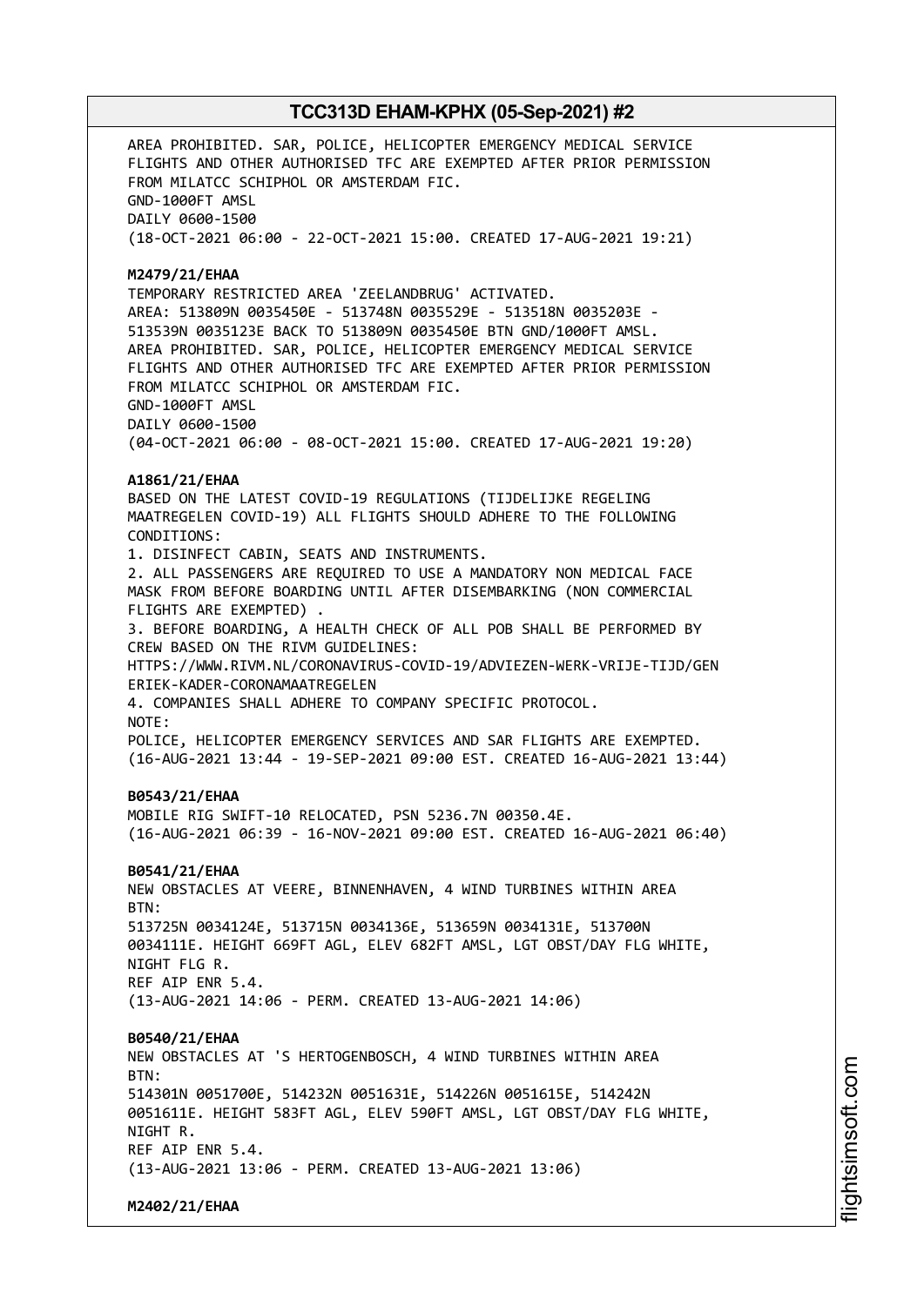AREA PROHIBITED. SAR, POLICE, HELICOPTER EMERGENCY MEDICAL SERVICE FLIGHTS AND OTHER AUTHORISED TFC ARE EXEMPTED AFTER PRIOR PERMISSION FROM MILATCC SCHIPHOL OR AMSTERDAM FIC.
GND-1000FT AMSL
DAILY 0600-1500
(18-OCT-2021 06:00 - 22-OCT-2021 15:00. CREATED 17-AUG-2021 19:21)

**M2479/21/EHAA**
TEMPORARY RESTRICTED AREA 'ZEELANDBRUG' ACTIVATED.
AREA: 513809N 0035450E - 513748N 0035529E - 513518N 0035203E - 513539N 0035123E BACK TO 513809N 0035450E BTN GND/1000FT AMSL.
AREA PROHIBITED. SAR, POLICE, HELICOPTER EMERGENCY MEDICAL SERVICE FLIGHTS AND OTHER AUTHORISED TFC ARE EXEMPTED AFTER PRIOR PERMISSION FROM MILATCC SCHIPHOL OR AMSTERDAM FIC.
GND-1000FT AMSL
DAILY 0600-1500
(04-OCT-2021 06:00 - 08-OCT-2021 15:00. CREATED 17-AUG-2021 19:20)

**A1861/21/EHAA**
BASED ON THE LATEST COVID-19 REGULATIONS (TIJDELIJKE REGELING MAATREGELEN COVID-19) ALL FLIGHTS SHOULD ADHERE TO THE FOLLOWING CONDITIONS:
1. DISINFECT CABIN, SEATS AND INSTRUMENTS.
2. ALL PASSENGERS ARE REQUIRED TO USE A MANDATORY NON MEDICAL FACE MASK FROM BEFORE BOARDING UNTIL AFTER DISEMBARKING (NON COMMERCIAL FLIGHTS ARE EXEMPTED) .
3. BEFORE BOARDING, A HEALTH CHECK OF ALL POB SHALL BE PERFORMED BY CREW BASED ON THE RIVM GUIDELINES:
HTTPS://WWW.RIVM.NL/CORONAVIRUS-COVID-19/ADVIEZEN-WERK-VRIJE-TIJD/GENERIEK-KADER-CORONAMAATREGELEN
4. COMPANIES SHALL ADHERE TO COMPANY SPECIFIC PROTOCOL.
NOTE:
POLICE, HELICOPTER EMERGENCY SERVICES AND SAR FLIGHTS ARE EXEMPTED.
(16-AUG-2021 13:44 - 19-SEP-2021 09:00 EST. CREATED 16-AUG-2021 13:44)

**B0543/21/EHAA**
MOBILE RIG SWIFT-10 RELOCATED, PSN 5236.7N 00350.4E.
(16-AUG-2021 06:39 - 16-NOV-2021 09:00 EST. CREATED 16-AUG-2021 06:40)

**B0541/21/EHAA**
NEW OBSTACLES AT VEERE, BINNENHAVEN, 4 WIND TURBINES WITHIN AREA BTN:
513725N 0034124E, 513715N 0034136E, 513659N 0034131E, 513700N 0034111E. HEIGHT 669FT AGL, ELEV 682FT AMSL, LGT OBST/DAY FLG WHITE, NIGHT FLG R.
REF AIP ENR 5.4.
(13-AUG-2021 14:06 - PERM. CREATED 13-AUG-2021 14:06)

**B0540/21/EHAA**
NEW OBSTACLES AT 'S HERTOGENBOSCH, 4 WIND TURBINES WITHIN AREA BTN:
514301N 0051700E, 514232N 0051631E, 514226N 0051615E, 514242N 0051611E. HEIGHT 583FT AGL, ELEV 590FT AMSL, LGT OBST/DAY FLG WHITE, NIGHT R.
REF AIP ENR 5.4.
(13-AUG-2021 13:06 - PERM. CREATED 13-AUG-2021 13:06)

**M2402/21/EHAA**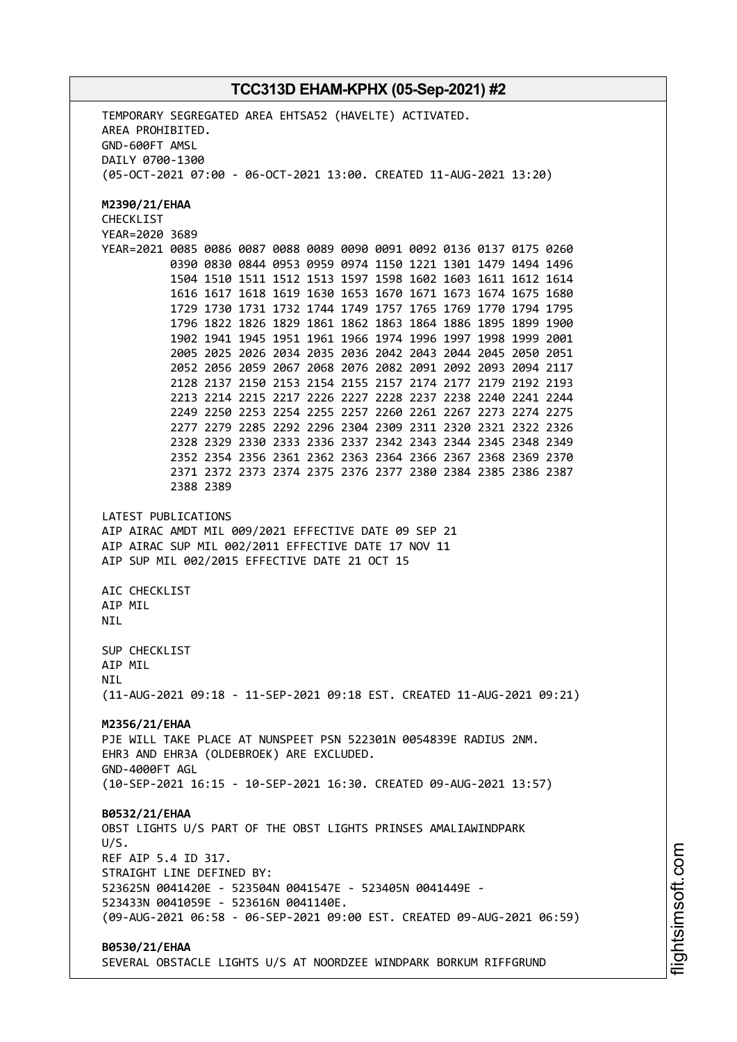TEMPORARY SEGREGATED AREA EHTSA52 (HAVELTE) ACTIVATED.
AREA PROHIBITED.
GND-600FT AMSL
DAILY 0700-1300
(05-OCT-2021 07:00 - 06-OCT-2021 13:00. CREATED 11-AUG-2021 13:20)

**M2390/21/EHAA**
CHECKLIST
YEAR=2020 3689
YEAR=2021 0085 0086 0087 0088 0089 0090 0091 0092 0136 0137 0175 0260
0390 0830 0844 0953 0959 0974 1150 1221 1301 1479 1494 1496
1504 1510 1511 1512 1513 1597 1598 1602 1603 1611 1612 1614
1616 1617 1618 1619 1630 1653 1670 1671 1673 1674 1675 1680
1729 1730 1731 1732 1744 1749 1757 1765 1769 1770 1794 1795
1796 1822 1826 1829 1861 1862 1863 1864 1886 1895 1899 1900
1902 1941 1945 1951 1961 1966 1974 1996 1997 1998 1999 2001
2005 2025 2026 2034 2035 2036 2042 2043 2044 2045 2050 2051
2052 2056 2059 2067 2068 2076 2082 2091 2092 2093 2094 2117
2128 2137 2150 2153 2154 2155 2157 2174 2177 2179 2192 2193
2213 2214 2215 2217 2226 2227 2228 2237 2238 2240 2241 2244
2249 2250 2253 2254 2255 2257 2260 2261 2267 2273 2274 2275
2277 2279 2285 2292 2296 2304 2309 2311 2320 2321 2322 2326
2328 2329 2330 2333 2336 2337 2342 2343 2344 2345 2348 2349
2352 2354 2356 2361 2362 2363 2364 2366 2367 2368 2369 2370
2371 2372 2373 2374 2375 2376 2377 2380 2384 2385 2386 2387
2388 2389

LATEST PUBLICATIONS
AIP AIRAC AMDT MIL 009/2021 EFFECTIVE DATE 09 SEP 21
AIP AIRAC SUP MIL 002/2011 EFFECTIVE DATE 17 NOV 11
AIP SUP MIL 002/2015 EFFECTIVE DATE 21 OCT 15

AIC CHECKLIST
AIP MIL
NIL

SUP CHECKLIST
AIP MIL
NIL
(11-AUG-2021 09:18 - 11-SEP-2021 09:18 EST. CREATED 11-AUG-2021 09:21)

**M2356/21/EHAA**
PJE WILL TAKE PLACE AT NUNSPEET PSN 522301N 0054839E RADIUS 2NM.
EHR3 AND EHR3A (OLDEBROEK) ARE EXCLUDED.
GND-4000FT AGL
(10-SEP-2021 16:15 - 10-SEP-2021 16:30. CREATED 09-AUG-2021 13:57)

**B0532/21/EHAA**
OBST LIGHTS U/S PART OF THE OBST LIGHTS PRINSES AMALIAWINDPARK
U/S.
REF AIP 5.4 ID 317.
STRAIGHT LINE DEFINED BY:
523625N 0041420E - 523504N 0041547E - 523405N 0041449E -
523433N 0041059E - 523616N 0041140E.
(09-AUG-2021 06:58 - 06-SEP-2021 09:00 EST. CREATED 09-AUG-2021 06:59)

**B0530/21/EHAA**
SEVERAL OBSTACLE LIGHTS U/S AT NOORDZEE WINDPARK BORKUM RIFFGRUND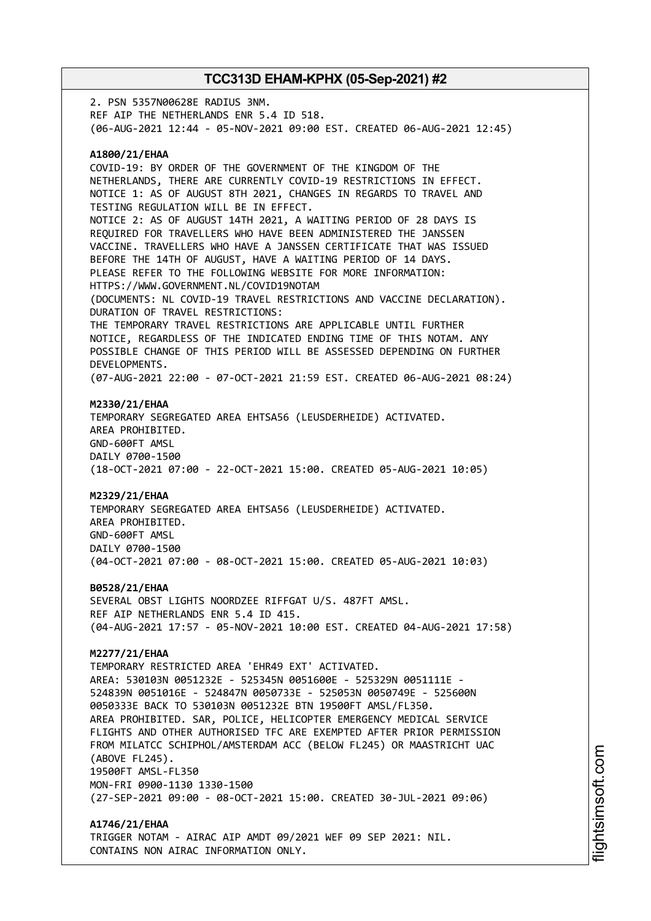2. PSN 5357N00628E RADIUS 3NM.
REF AIP THE NETHERLANDS ENR 5.4 ID 518.
(06-AUG-2021 12:44 - 05-NOV-2021 09:00 EST. CREATED 06-AUG-2021 12:45)

**A1800/21/EHAA**
COVID-19: BY ORDER OF THE GOVERNMENT OF THE KINGDOM OF THE NETHERLANDS, THERE ARE CURRENTLY COVID-19 RESTRICTIONS IN EFFECT.
NOTICE 1: AS OF AUGUST 8TH 2021, CHANGES IN REGARDS TO TRAVEL AND TESTING REGULATION WILL BE IN EFFECT.
NOTICE 2: AS OF AUGUST 14TH 2021, A WAITING PERIOD OF 28 DAYS IS REQUIRED FOR TRAVELLERS WHO HAVE BEEN ADMINISTERED THE JANSSEN VACCINE. TRAVELLERS WHO HAVE A JANSSEN CERTIFICATE THAT WAS ISSUED BEFORE THE 14TH OF AUGUST, HAVE A WAITING PERIOD OF 14 DAYS.
PLEASE REFER TO THE FOLLOWING WEBSITE FOR MORE INFORMATION:
HTTPS://WWW.GOVERNMENT.NL/COVID19NOTAM
(DOCUMENTS: NL COVID-19 TRAVEL RESTRICTIONS AND VACCINE DECLARATION).
DURATION OF TRAVEL RESTRICTIONS:
THE TEMPORARY TRAVEL RESTRICTIONS ARE APPLICABLE UNTIL FURTHER NOTICE, REGARDLESS OF THE INDICATED ENDING TIME OF THIS NOTAM. ANY POSSIBLE CHANGE OF THIS PERIOD WILL BE ASSESSED DEPENDING ON FURTHER DEVELOPMENTS.
(07-AUG-2021 22:00 - 07-OCT-2021 21:59 EST. CREATED 06-AUG-2021 08:24)

**M2330/21/EHAA**
TEMPORARY SEGREGATED AREA EHTSA56 (LEUSDERHEIDE) ACTIVATED.
AREA PROHIBITED.
GND-600FT AMSL
DAILY 0700-1500
(18-OCT-2021 07:00 - 22-OCT-2021 15:00. CREATED 05-AUG-2021 10:05)

**M2329/21/EHAA**
TEMPORARY SEGREGATED AREA EHTSA56 (LEUSDERHEIDE) ACTIVATED.
AREA PROHIBITED.
GND-600FT AMSL
DAILY 0700-1500
(04-OCT-2021 07:00 - 08-OCT-2021 15:00. CREATED 05-AUG-2021 10:03)

**B0528/21/EHAA**
SEVERAL OBST LIGHTS NOORDZEE RIFFGAT U/S. 487FT AMSL.
REF AIP NETHERLANDS ENR 5.4 ID 415.
(04-AUG-2021 17:57 - 05-NOV-2021 10:00 EST. CREATED 04-AUG-2021 17:58)

**M2277/21/EHAA**
TEMPORARY RESTRICTED AREA 'EHR49 EXT' ACTIVATED.
AREA: 530103N 0051232E - 525345N 0051600E - 525329N 0051111E - 524839N 0051016E - 524847N 0050733E - 525053N 0050749E - 525600N 0050333E BACK TO 530103N 0051232E BTN 19500FT AMSL/FL350.
AREA PROHIBITED. SAR, POLICE, HELICOPTER EMERGENCY MEDICAL SERVICE FLIGHTS AND OTHER AUTHORISED TFC ARE EXEMPTED AFTER PRIOR PERMISSION FROM MILATCC SCHIPHOL/AMSTERDAM ACC (BELOW FL245) OR MAASTRICHT UAC (ABOVE FL245).
19500FT AMSL-FL350
MON-FRI 0900-1130 1330-1500
(27-SEP-2021 09:00 - 08-OCT-2021 15:00. CREATED 30-JUL-2021 09:06)

**A1746/21/EHAA**
TRIGGER NOTAM - AIRAC AIP AMDT 09/2021 WEF 09 SEP 2021: NIL.
CONTAINS NON AIRAC INFORMATION ONLY.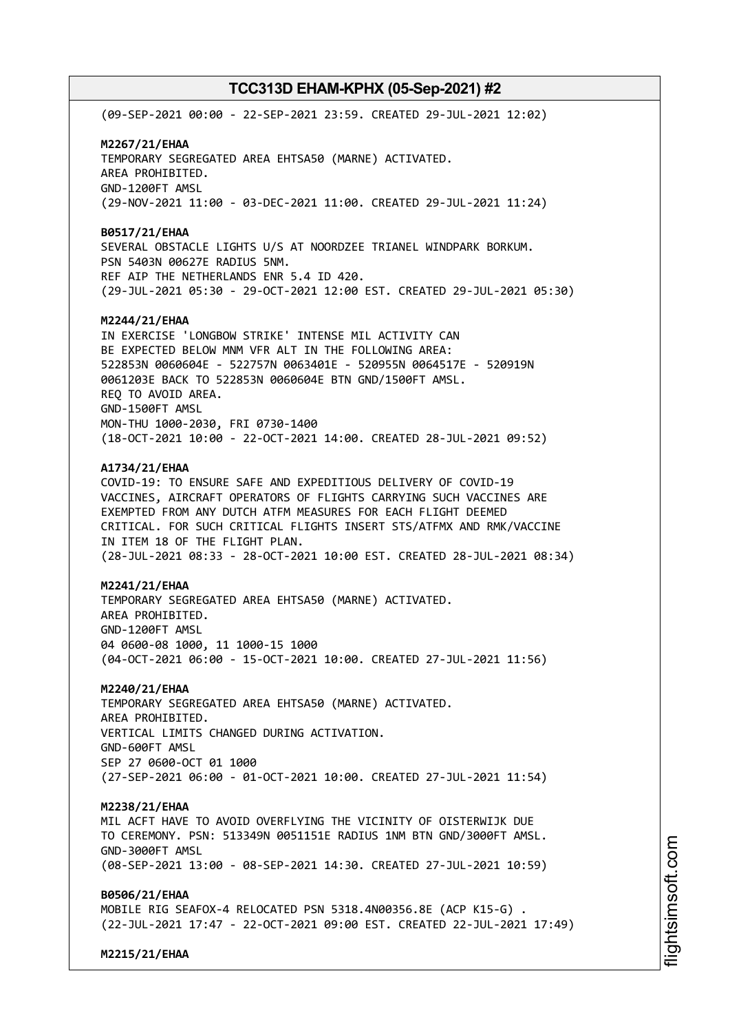(09-SEP-2021 00:00 - 22-SEP-2021 23:59. CREATED 29-JUL-2021 12:02)

**M2267/21/EHAA**
TEMPORARY SEGREGATED AREA EHTSA50 (MARNE) ACTIVATED.
AREA PROHIBITED.
GND-1200FT AMSL
(29-NOV-2021 11:00 - 03-DEC-2021 11:00. CREATED 29-JUL-2021 11:24)

**B0517/21/EHAA**
SEVERAL OBSTACLE LIGHTS U/S AT NOORDZEE TRIANEL WINDPARK BORKUM.
PSN 5403N 00627E RADIUS 5NM.
REF AIP THE NETHERLANDS ENR 5.4 ID 420.
(29-JUL-2021 05:30 - 29-OCT-2021 12:00 EST. CREATED 29-JUL-2021 05:30)

**M2244/21/EHAA**
IN EXERCISE 'LONGBOW STRIKE' INTENSE MIL ACTIVITY CAN
BE EXPECTED BELOW MNM VFR ALT IN THE FOLLOWING AREA:
522853N 0060604E - 522757N 0063401E - 520955N 0064517E - 520919N
0061203E BACK TO 522853N 0060604E BTN GND/1500FT AMSL.
REQ TO AVOID AREA.
GND-1500FT AMSL
MON-THU 1000-2030, FRI 0730-1400
(18-OCT-2021 10:00 - 22-OCT-2021 14:00. CREATED 28-JUL-2021 09:52)

**A1734/21/EHAA**
COVID-19: TO ENSURE SAFE AND EXPEDITIOUS DELIVERY OF COVID-19
VACCINES, AIRCRAFT OPERATORS OF FLIGHTS CARRYING SUCH VACCINES ARE
EXEMPTED FROM ANY DUTCH ATFM MEASURES FOR EACH FLIGHT DEEMED
CRITICAL. FOR SUCH CRITICAL FLIGHTS INSERT STS/ATFMX AND RMK/VACCINE
IN ITEM 18 OF THE FLIGHT PLAN.
(28-JUL-2021 08:33 - 28-OCT-2021 10:00 EST. CREATED 28-JUL-2021 08:34)

**M2241/21/EHAA**
TEMPORARY SEGREGATED AREA EHTSA50 (MARNE) ACTIVATED.
AREA PROHIBITED.
GND-1200FT AMSL
04 0600-08 1000, 11 1000-15 1000
(04-OCT-2021 06:00 - 15-OCT-2021 10:00. CREATED 27-JUL-2021 11:56)

**M2240/21/EHAA**
TEMPORARY SEGREGATED AREA EHTSA50 (MARNE) ACTIVATED.
AREA PROHIBITED.
VERTICAL LIMITS CHANGED DURING ACTIVATION.
GND-600FT AMSL
SEP 27 0600-OCT 01 1000
(27-SEP-2021 06:00 - 01-OCT-2021 10:00. CREATED 27-JUL-2021 11:54)

**M2238/21/EHAA**
MIL ACFT HAVE TO AVOID OVERFLYING THE VICINITY OF OISTERWIJK DUE
TO CEREMONY. PSN: 513349N 0051151E RADIUS 1NM BTN GND/3000FT AMSL.
GND-3000FT AMSL
(08-SEP-2021 13:00 - 08-SEP-2021 14:30. CREATED 27-JUL-2021 10:59)

**B0506/21/EHAA**
MOBILE RIG SEAFOX-4 RELOCATED PSN 5318.4N00356.8E (ACP K15-G) .
(22-JUL-2021 17:47 - 22-OCT-2021 09:00 EST. CREATED 22-JUL-2021 17:49)

**M2215/21/EHAA**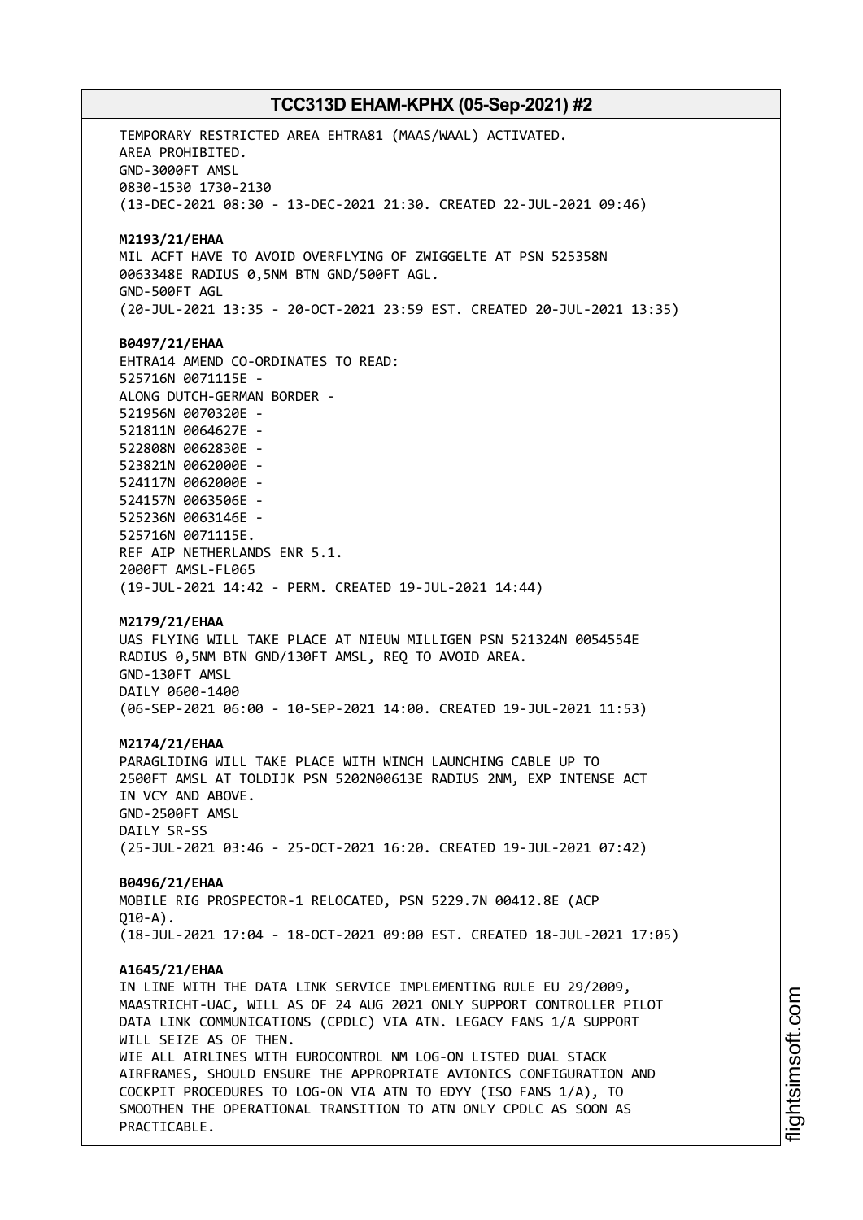TEMPORARY RESTRICTED AREA EHTRA81 (MAAS/WAAL) ACTIVATED.
AREA PROHIBITED.
GND-3000FT AMSL
0830-1530 1730-2130
(13-DEC-2021 08:30 - 13-DEC-2021 21:30. CREATED 22-JUL-2021 09:46)

**M2193/21/EHAA**
MIL ACFT HAVE TO AVOID OVERFLYING OF ZWIGGELTE AT PSN 525358N 0063348E RADIUS 0,5NM BTN GND/500FT AGL.
GND-500FT AGL
(20-JUL-2021 13:35 - 20-OCT-2021 23:59 EST. CREATED 20-JUL-2021 13:35)

**B0497/21/EHAA**
EHTRA14 AMEND CO-ORDINATES TO READ:
525716N 0071115E -
ALONG DUTCH-GERMAN BORDER -
521956N 0070320E -
521811N 0064627E -
522808N 0062830E -
523821N 0062000E -
524117N 0062000E -
524157N 0063506E -
525236N 0063146E -
525716N 0071115E.
REF AIP NETHERLANDS ENR 5.1.
2000FT AMSL-FL065
(19-JUL-2021 14:42 - PERM. CREATED 19-JUL-2021 14:44)

**M2179/21/EHAA**
UAS FLYING WILL TAKE PLACE AT NIEUW MILLIGEN PSN 521324N 0054554E RADIUS 0,5NM BTN GND/130FT AMSL, REQ TO AVOID AREA.
GND-130FT AMSL
DAILY 0600-1400
(06-SEP-2021 06:00 - 10-SEP-2021 14:00. CREATED 19-JUL-2021 11:53)

**M2174/21/EHAA**
PARAGLIDING WILL TAKE PLACE WITH WINCH LAUNCHING CABLE UP TO 2500FT AMSL AT TOLDIJK PSN 5202N00613E RADIUS 2NM, EXP INTENSE ACT IN VCY AND ABOVE.
GND-2500FT AMSL
DAILY SR-SS
(25-JUL-2021 03:46 - 25-OCT-2021 16:20. CREATED 19-JUL-2021 07:42)

**B0496/21/EHAA**
MOBILE RIG PROSPECTOR-1 RELOCATED, PSN 5229.7N 00412.8E (ACP Q10-A).
(18-JUL-2021 17:04 - 18-OCT-2021 09:00 EST. CREATED 18-JUL-2021 17:05)

**A1645/21/EHAA**
IN LINE WITH THE DATA LINK SERVICE IMPLEMENTING RULE EU 29/2009, MAASTRICHT-UAC, WILL AS OF 24 AUG 2021 ONLY SUPPORT CONTROLLER PILOT DATA LINK COMMUNICATIONS (CPDLC) VIA ATN. LEGACY FANS 1/A SUPPORT WILL SEIZE AS OF THEN.
WIE ALL AIRLINES WITH EUROCONTROL NM LOG-ON LISTED DUAL STACK AIRFRAMES, SHOULD ENSURE THE APPROPRIATE AVIONICS CONFIGURATION AND COCKPIT PROCEDURES TO LOG-ON VIA ATN TO EDYY (ISO FANS 1/A), TO SMOOTHEN THE OPERATIONAL TRANSITION TO ATN ONLY CPDLC AS SOON AS PRACTICABLE.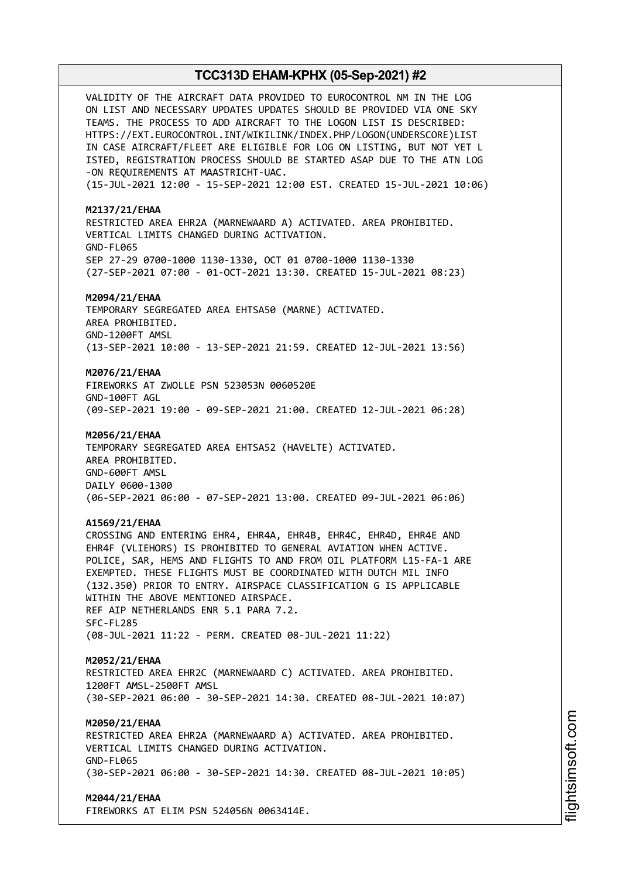VALIDITY OF THE AIRCRAFT DATA PROVIDED TO EUROCONTROL NM IN THE LOG ON LIST AND NECESSARY UPDATES UPDATES SHOULD BE PROVIDED VIA ONE SKY TEAMS. THE PROCESS TO ADD AIRCRAFT TO THE LOGON LIST IS DESCRIBED: HTTPS://EXT.EUROCONTROL.INT/WIKILINK/INDEX.PHP/LOGON(UNDERSCORE)LIST IN CASE AIRCRAFT/FLEET ARE ELIGIBLE FOR LOG ON LISTING, BUT NOT YET L ISTED, REGISTRATION PROCESS SHOULD BE STARTED ASAP DUE TO THE ATN LOG -ON REQUIREMENTS AT MAASTRICHT-UAC.
(15-JUL-2021 12:00 - 15-SEP-2021 12:00 EST. CREATED 15-JUL-2021 10:06)

**M2137/21/EHAA**
RESTRICTED AREA EHR2A (MARNEWAARD A) ACTIVATED. AREA PROHIBITED.
VERTICAL LIMITS CHANGED DURING ACTIVATION.
GND-FL065
SEP 27-29 0700-1000 1130-1330, OCT 01 0700-1000 1130-1330
(27-SEP-2021 07:00 - 01-OCT-2021 13:30. CREATED 15-JUL-2021 08:23)

**M2094/21/EHAA**
TEMPORARY SEGREGATED AREA EHTSA50 (MARNE) ACTIVATED.
AREA PROHIBITED.
GND-1200FT AMSL
(13-SEP-2021 10:00 - 13-SEP-2021 21:59. CREATED 12-JUL-2021 13:56)

**M2076/21/EHAA**
FIREWORKS AT ZWOLLE PSN 523053N 0060520E
GND-100FT AGL
(09-SEP-2021 19:00 - 09-SEP-2021 21:00. CREATED 12-JUL-2021 06:28)

**M2056/21/EHAA**
TEMPORARY SEGREGATED AREA EHTSA52 (HAVELTE) ACTIVATED.
AREA PROHIBITED.
GND-600FT AMSL
DAILY 0600-1300
(06-SEP-2021 06:00 - 07-SEP-2021 13:00. CREATED 09-JUL-2021 06:06)

**A1569/21/EHAA**
CROSSING AND ENTERING EHR4, EHR4A, EHR4B, EHR4C, EHR4D, EHR4E AND EHR4F (VLIEHORS) IS PROHIBITED TO GENERAL AVIATION WHEN ACTIVE.
POLICE, SAR, HEMS AND FLIGHTS TO AND FROM OIL PLATFORM L15-FA-1 ARE EXEMPTED. THESE FLIGHTS MUST BE COORDINATED WITH DUTCH MIL INFO (132.350) PRIOR TO ENTRY. AIRSPACE CLASSIFICATION G IS APPLICABLE WITHIN THE ABOVE MENTIONED AIRSPACE.
REF AIP NETHERLANDS ENR 5.1 PARA 7.2.
SFC-FL285
(08-JUL-2021 11:22 - PERM. CREATED 08-JUL-2021 11:22)

**M2052/21/EHAA**
RESTRICTED AREA EHR2C (MARNEWAARD C) ACTIVATED. AREA PROHIBITED.
1200FT AMSL-2500FT AMSL
(30-SEP-2021 06:00 - 30-SEP-2021 14:30. CREATED 08-JUL-2021 10:07)

**M2050/21/EHAA**
RESTRICTED AREA EHR2A (MARNEWAARD A) ACTIVATED. AREA PROHIBITED.
VERTICAL LIMITS CHANGED DURING ACTIVATION.
GND-FL065
(30-SEP-2021 06:00 - 30-SEP-2021 14:30. CREATED 08-JUL-2021 10:05)

**M2044/21/EHAA**
FIREWORKS AT ELIM PSN 524056N 0063414E.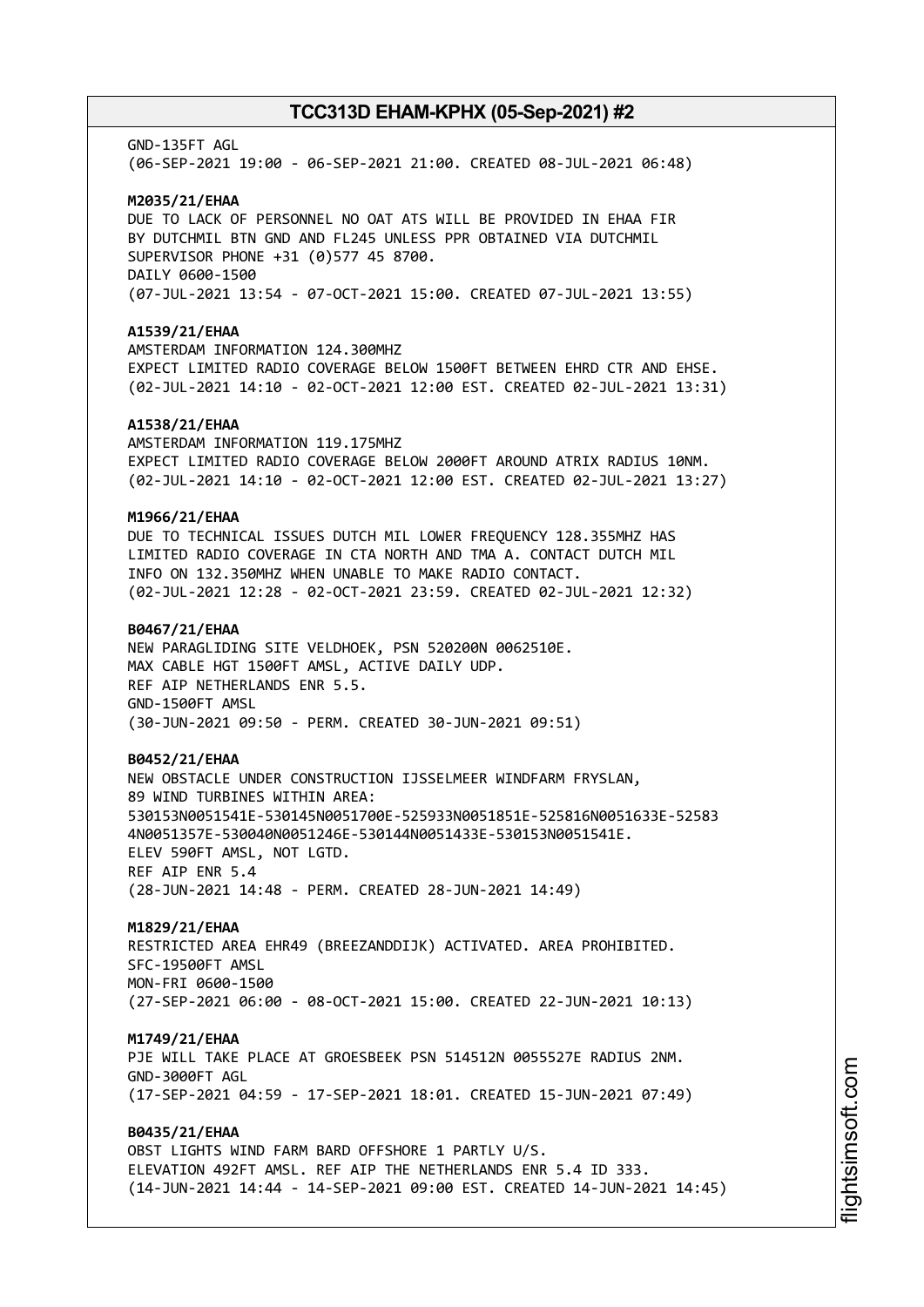GND-135FT AGL
(06-SEP-2021 19:00 - 06-SEP-2021 21:00. CREATED 08-JUL-2021 06:48)

**M2035/21/EHAA**
DUE TO LACK OF PERSONNEL NO OAT ATS WILL BE PROVIDED IN EHAA FIR
BY DUTCHMIL BTN GND AND FL245 UNLESS PPR OBTAINED VIA DUTCHMIL
SUPERVISOR PHONE +31 (0)577 45 8700.
DAILY 0600-1500
(07-JUL-2021 13:54 - 07-OCT-2021 15:00. CREATED 07-JUL-2021 13:55)

**A1539/21/EHAA**
AMSTERDAM INFORMATION 124.300MHZ
EXPECT LIMITED RADIO COVERAGE BELOW 1500FT BETWEEN EHRD CTR AND EHSE.
(02-JUL-2021 14:10 - 02-OCT-2021 12:00 EST. CREATED 02-JUL-2021 13:31)

**A1538/21/EHAA**
AMSTERDAM INFORMATION 119.175MHZ
EXPECT LIMITED RADIO COVERAGE BELOW 2000FT AROUND ATRIX RADIUS 10NM.
(02-JUL-2021 14:10 - 02-OCT-2021 12:00 EST. CREATED 02-JUL-2021 13:27)

**M1966/21/EHAA**
DUE TO TECHNICAL ISSUES DUTCH MIL LOWER FREQUENCY 128.355MHZ HAS
LIMITED RADIO COVERAGE IN CTA NORTH AND TMA A. CONTACT DUTCH MIL
INFO ON 132.350MHZ WHEN UNABLE TO MAKE RADIO CONTACT.
(02-JUL-2021 12:28 - 02-OCT-2021 23:59. CREATED 02-JUL-2021 12:32)

**B0467/21/EHAA**
NEW PARAGLIDING SITE VELDHOEK, PSN 520200N 0062510E.
MAX CABLE HGT 1500FT AMSL, ACTIVE DAILY UDP.
REF AIP NETHERLANDS ENR 5.5.
GND-1500FT AMSL
(30-JUN-2021 09:50 - PERM. CREATED 30-JUN-2021 09:51)

**B0452/21/EHAA**
NEW OBSTACLE UNDER CONSTRUCTION IJSSELMEER WINDFARM FRYSLAN,
89 WIND TURBINES WITHIN AREA:
530153N0051541E-530145N0051700E-525933N0051851E-525816N0051633E-52583
4N0051357E-530040N0051246E-530144N0051433E-530153N0051541E.
ELEV 590FT AMSL, NOT LGTD.
REF AIP ENR 5.4
(28-JUN-2021 14:48 - PERM. CREATED 28-JUN-2021 14:49)

**M1829/21/EHAA**
RESTRICTED AREA EHR49 (BREEZANDDIJK) ACTIVATED. AREA PROHIBITED.
SFC-19500FT AMSL
MON-FRI 0600-1500
(27-SEP-2021 06:00 - 08-OCT-2021 15:00. CREATED 22-JUN-2021 10:13)

**M1749/21/EHAA**
PJE WILL TAKE PLACE AT GROESBEEK PSN 514512N 0055527E RADIUS 2NM.
GND-3000FT AGL
(17-SEP-2021 04:59 - 17-SEP-2021 18:01. CREATED 15-JUN-2021 07:49)

**B0435/21/EHAA**
OBST LIGHTS WIND FARM BARD OFFSHORE 1 PARTLY U/S.
ELEVATION 492FT AMSL. REF AIP THE NETHERLANDS ENR 5.4 ID 333.
(14-JUN-2021 14:44 - 14-SEP-2021 09:00 EST. CREATED 14-JUN-2021 14:45)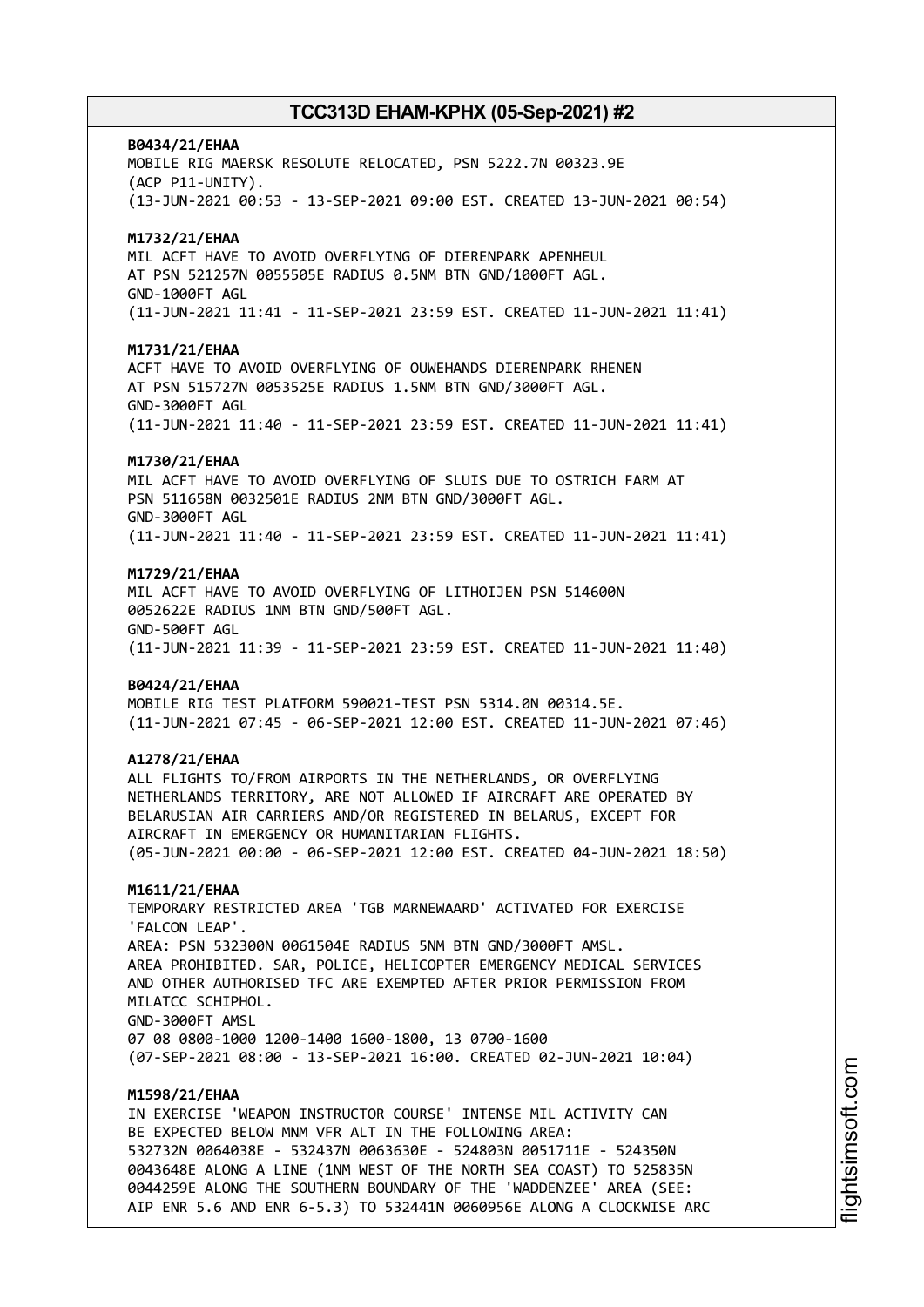**B0434/21/EHAA**
MOBILE RIG MAERSK RESOLUTE RELOCATED, PSN 5222.7N 00323.9E
(ACP P11-UNITY).
(13-JUN-2021 00:53 - 13-SEP-2021 09:00 EST. CREATED 13-JUN-2021 00:54)

**M1732/21/EHAA**
MIL ACFT HAVE TO AVOID OVERFLYING OF DIERENPARK APENHEUL
AT PSN 521257N 0055505E RADIUS 0.5NM BTN GND/1000FT AGL.
GND-1000FT AGL
(11-JUN-2021 11:41 - 11-SEP-2021 23:59 EST. CREATED 11-JUN-2021 11:41)

**M1731/21/EHAA**
ACFT HAVE TO AVOID OVERFLYING OF OUWEHANDS DIERENPARK RHENEN
AT PSN 515727N 0053525E RADIUS 1.5NM BTN GND/3000FT AGL.
GND-3000FT AGL
(11-JUN-2021 11:40 - 11-SEP-2021 23:59 EST. CREATED 11-JUN-2021 11:41)

**M1730/21/EHAA**
MIL ACFT HAVE TO AVOID OVERFLYING OF SLUIS DUE TO OSTRICH FARM AT
PSN 511658N 0032501E RADIUS 2NM BTN GND/3000FT AGL.
GND-3000FT AGL
(11-JUN-2021 11:40 - 11-SEP-2021 23:59 EST. CREATED 11-JUN-2021 11:41)

**M1729/21/EHAA**
MIL ACFT HAVE TO AVOID OVERFLYING OF LITHOIJEN PSN 514600N
0052622E RADIUS 1NM BTN GND/500FT AGL.
GND-500FT AGL
(11-JUN-2021 11:39 - 11-SEP-2021 23:59 EST. CREATED 11-JUN-2021 11:40)

**B0424/21/EHAA**
MOBILE RIG TEST PLATFORM 590021-TEST PSN 5314.0N 00314.5E.
(11-JUN-2021 07:45 - 06-SEP-2021 12:00 EST. CREATED 11-JUN-2021 07:46)

**A1278/21/EHAA**
ALL FLIGHTS TO/FROM AIRPORTS IN THE NETHERLANDS, OR OVERFLYING
NETHERLANDS TERRITORY, ARE NOT ALLOWED IF AIRCRAFT ARE OPERATED BY
BELARUSIAN AIR CARRIERS AND/OR REGISTERED IN BELARUS, EXCEPT FOR
AIRCRAFT IN EMERGENCY OR HUMANITARIAN FLIGHTS.
(05-JUN-2021 00:00 - 06-SEP-2021 12:00 EST. CREATED 04-JUN-2021 18:50)

**M1611/21/EHAA**
TEMPORARY RESTRICTED AREA 'TGB MARNEWAARD' ACTIVATED FOR EXERCISE
'FALCON LEAP'.
AREA: PSN 532300N 0061504E RADIUS 5NM BTN GND/3000FT AMSL.
AREA PROHIBITED. SAR, POLICE, HELICOPTER EMERGENCY MEDICAL SERVICES
AND OTHER AUTHORISED TFC ARE EXEMPTED AFTER PRIOR PERMISSION FROM
MILATCC SCHIPHOL.
GND-3000FT AMSL
07 08 0800-1000 1200-1400 1600-1800, 13 0700-1600
(07-SEP-2021 08:00 - 13-SEP-2021 16:00. CREATED 02-JUN-2021 10:04)

**M1598/21/EHAA**
IN EXERCISE 'WEAPON INSTRUCTOR COURSE' INTENSE MIL ACTIVITY CAN
BE EXPECTED BELOW MNM VFR ALT IN THE FOLLOWING AREA:
532732N 0064038E - 532437N 0063630E - 524803N 0051711E - 524350N
0043648E ALONG A LINE (1NM WEST OF THE NORTH SEA COAST) TO 525835N
0044259E ALONG THE SOUTHERN BOUNDARY OF THE 'WADDENZEE' AREA (SEE:
AIP ENR 5.6 AND ENR 6-5.3) TO 532441N 0060956E ALONG A CLOCKWISE ARC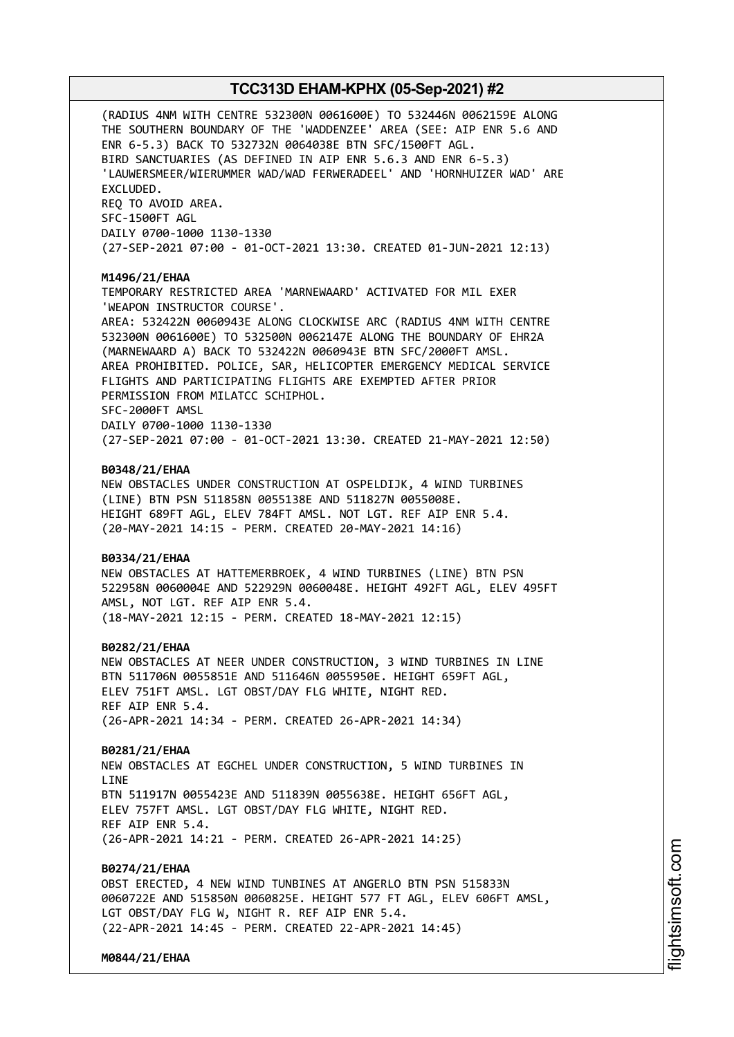(RADIUS 4NM WITH CENTRE 532300N 0061600E) TO 532446N 0062159E ALONG THE SOUTHERN BOUNDARY OF THE 'WADDENZEE' AREA (SEE: AIP ENR 5.6 AND ENR 6-5.3) BACK TO 532732N 0064038E BTN SFC/1500FT AGL.
BIRD SANCTUARIES (AS DEFINED IN AIP ENR 5.6.3 AND ENR 6-5.3) 'LAUWERSMEER/WIERUMMER WAD/WAD FERWERADEEL' AND 'HORNHUIZER WAD' ARE EXCLUDED.
REQ TO AVOID AREA.
SFC-1500FT AGL
DAILY 0700-1000 1130-1330
(27-SEP-2021 07:00 - 01-OCT-2021 13:30. CREATED 01-JUN-2021 12:13)

**M1496/21/EHAA**
TEMPORARY RESTRICTED AREA 'MARNEWAARD' ACTIVATED FOR MIL EXER 'WEAPON INSTRUCTOR COURSE'.
AREA: 532422N 0060943E ALONG CLOCKWISE ARC (RADIUS 4NM WITH CENTRE 532300N 0061600E) TO 532500N 0062147E ALONG THE BOUNDARY OF EHR2A (MARNEWAARD A) BACK TO 532422N 0060943E BTN SFC/2000FT AMSL.
AREA PROHIBITED. POLICE, SAR, HELICOPTER EMERGENCY MEDICAL SERVICE FLIGHTS AND PARTICIPATING FLIGHTS ARE EXEMPTED AFTER PRIOR PERMISSION FROM MILATCC SCHIPHOL.
SFC-2000FT AMSL
DAILY 0700-1000 1130-1330
(27-SEP-2021 07:00 - 01-OCT-2021 13:30. CREATED 21-MAY-2021 12:50)

**B0348/21/EHAA**
NEW OBSTACLES UNDER CONSTRUCTION AT OSPELDIJK, 4 WIND TURBINES (LINE) BTN PSN 511858N 0055138E AND 511827N 0055008E.
HEIGHT 689FT AGL, ELEV 784FT AMSL. NOT LGT. REF AIP ENR 5.4.
(20-MAY-2021 14:15 - PERM. CREATED 20-MAY-2021 14:16)

**B0334/21/EHAA**
NEW OBSTACLES AT HATTEMERBROEK, 4 WIND TURBINES (LINE) BTN PSN 522958N 0060004E AND 522929N 0060048E. HEIGHT 492FT AGL, ELEV 495FT AMSL, NOT LGT. REF AIP ENR 5.4.
(18-MAY-2021 12:15 - PERM. CREATED 18-MAY-2021 12:15)

**B0282/21/EHAA**
NEW OBSTACLES AT NEER UNDER CONSTRUCTION, 3 WIND TURBINES IN LINE BTN 511706N 0055851E AND 511646N 0055950E. HEIGHT 659FT AGL, ELEV 751FT AMSL. LGT OBST/DAY FLG WHITE, NIGHT RED.
REF AIP ENR 5.4.
(26-APR-2021 14:34 - PERM. CREATED 26-APR-2021 14:34)

**B0281/21/EHAA**
NEW OBSTACLES AT EGCHEL UNDER CONSTRUCTION, 5 WIND TURBINES IN LINE
BTN 511917N 0055423E AND 511839N 0055638E. HEIGHT 656FT AGL, ELEV 757FT AMSL. LGT OBST/DAY FLG WHITE, NIGHT RED.
REF AIP ENR 5.4.
(26-APR-2021 14:21 - PERM. CREATED 26-APR-2021 14:25)

**B0274/21/EHAA**
OBST ERECTED, 4 NEW WIND TUNBINES AT ANGERLO BTN PSN 515833N 0060722E AND 515850N 0060825E. HEIGHT 577 FT AGL, ELEV 606FT AMSL, LGT OBST/DAY FLG W, NIGHT R. REF AIP ENR 5.4.
(22-APR-2021 14:45 - PERM. CREATED 22-APR-2021 14:45)

**M0844/21/EHAA**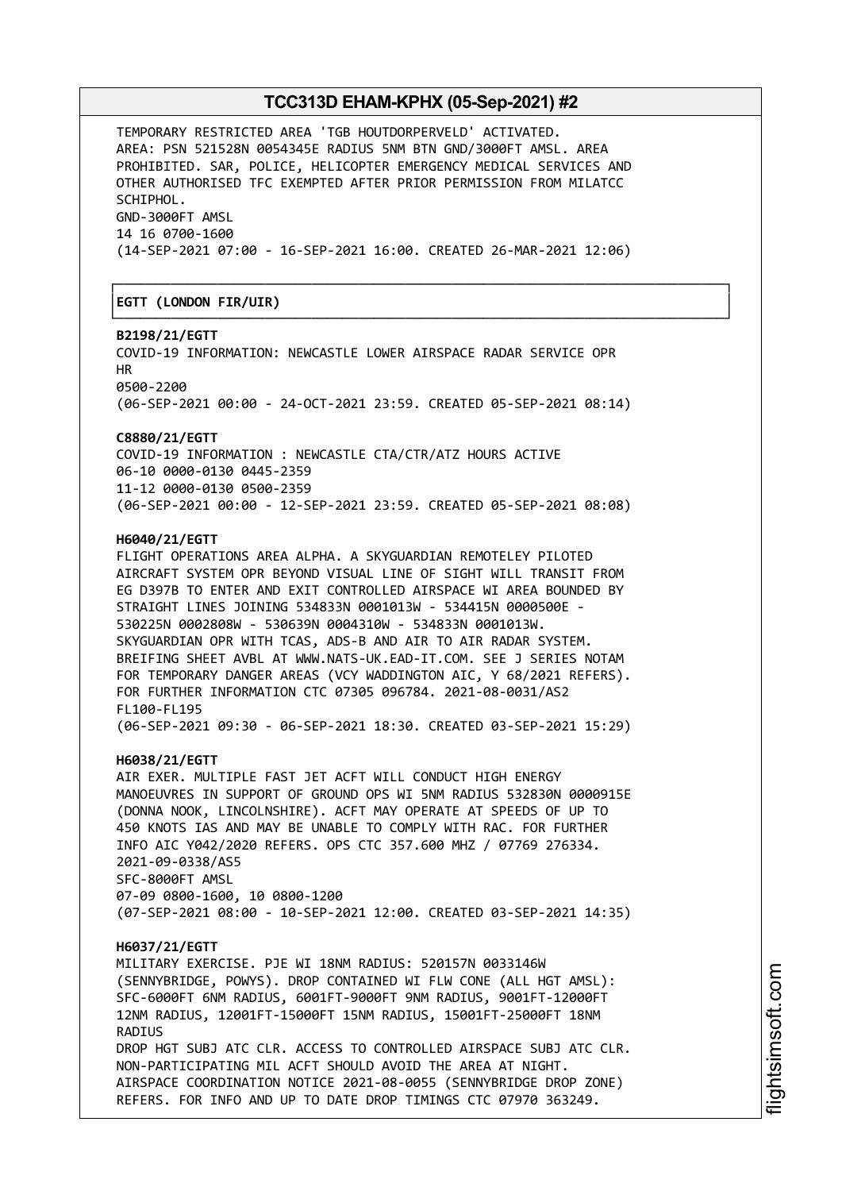TEMPORARY RESTRICTED AREA 'TGB HOUTDORPERVELD' ACTIVATED.
AREA: PSN 521528N 0054345E RADIUS 5NM BTN GND/3000FT AMSL. AREA PROHIBITED. SAR, POLICE, HELICOPTER EMERGENCY MEDICAL SERVICES AND OTHER AUTHORISED TFC EXEMPTED AFTER PRIOR PERMISSION FROM MILATCC SCHIPHOL.
GND-3000FT AMSL
14 16 0700-1600
(14-SEP-2021 07:00 - 16-SEP-2021 16:00. CREATED 26-MAR-2021 12:06)

## EGTT (LONDON FIR/UIR)

**B2198/21/EGTT**
COVID-19 INFORMATION: NEWCASTLE LOWER AIRSPACE RADAR SERVICE OPR HR
0500-2200
(06-SEP-2021 00:00 - 24-OCT-2021 23:59. CREATED 05-SEP-2021 08:14)

**C8880/21/EGTT**
COVID-19 INFORMATION : NEWCASTLE CTA/CTR/ATZ HOURS ACTIVE
06-10 0000-0130 0445-2359
11-12 0000-0130 0500-2359
(06-SEP-2021 00:00 - 12-SEP-2021 23:59. CREATED 05-SEP-2021 08:08)

**H6040/21/EGTT**
FLIGHT OPERATIONS AREA ALPHA. A SKYGUARDIAN REMOTELEY PILOTED AIRCRAFT SYSTEM OPR BEYOND VISUAL LINE OF SIGHT WILL TRANSIT FROM EG D397B TO ENTER AND EXIT CONTROLLED AIRSPACE WI AREA BOUNDED BY STRAIGHT LINES JOINING 534833N 0001013W - 534415N 0000500E - 530225N 0002808W - 530639N 0004310W - 534833N 0001013W.
SKYGUARDIAN OPR WITH TCAS, ADS-B AND AIR TO AIR RADAR SYSTEM.
BREIFING SHEET AVBL AT WWW.NATS-UK.EAD-IT.COM. SEE J SERIES NOTAM FOR TEMPORARY DANGER AREAS (VCY WADDINGTON AIC, Y 68/2021 REFERS).
FOR FURTHER INFORMATION CTC 07305 096784. 2021-08-0031/AS2
FL100-FL195
(06-SEP-2021 09:30 - 06-SEP-2021 18:30. CREATED 03-SEP-2021 15:29)

**H6038/21/EGTT**
AIR EXER. MULTIPLE FAST JET ACFT WILL CONDUCT HIGH ENERGY MANOEUVRES IN SUPPORT OF GROUND OPS WI 5NM RADIUS 532830N 0000915E (DONNA NOOK, LINCOLNSHIRE). ACFT MAY OPERATE AT SPEEDS OF UP TO 450 KNOTS IAS AND MAY BE UNABLE TO COMPLY WITH RAC. FOR FURTHER INFO AIC Y042/2020 REFERS. OPS CTC 357.600 MHZ / 07769 276334.
2021-09-0338/AS5
SFC-8000FT AMSL
07-09 0800-1600, 10 0800-1200
(07-SEP-2021 08:00 - 10-SEP-2021 12:00. CREATED 03-SEP-2021 14:35)

**H6037/21/EGTT**
MILITARY EXERCISE. PJE WI 18NM RADIUS: 520157N 0033146W (SENNYBRIDGE, POWYS). DROP CONTAINED WI FLW CONE (ALL HGT AMSL):
SFC-6000FT 6NM RADIUS, 6001FT-9000FT 9NM RADIUS, 9001FT-12000FT 12NM RADIUS, 12001FT-15000FT 15NM RADIUS, 15001FT-25000FT 18NM RADIUS
DROP HGT SUBJ ATC CLR. ACCESS TO CONTROLLED AIRSPACE SUBJ ATC CLR.
NON-PARTICIPATING MIL ACFT SHOULD AVOID THE AREA AT NIGHT.
AIRSPACE COORDINATION NOTICE 2021-08-0055 (SENNYBRIDGE DROP ZONE) REFERS. FOR INFO AND UP TO DATE DROP TIMINGS CTC 07970 363249.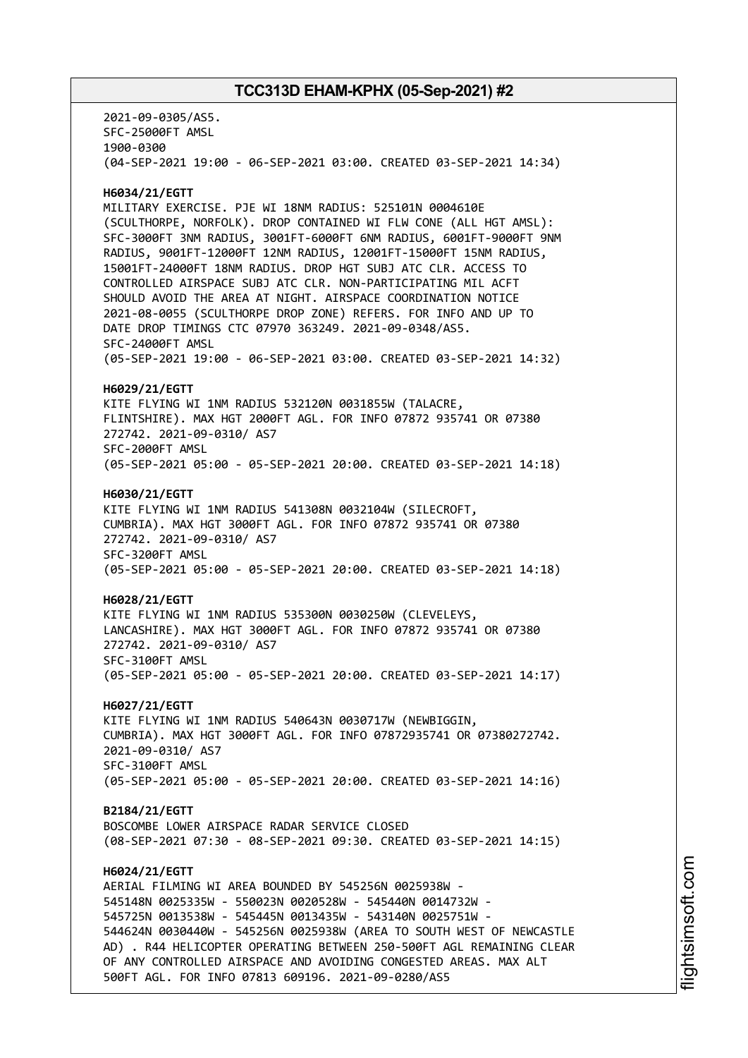2021-09-0305/AS5.
SFC-25000FT AMSL
1900-0300
(04-SEP-2021 19:00 - 06-SEP-2021 03:00. CREATED 03-SEP-2021 14:34)

**H6034/21/EGTT**
MILITARY EXERCISE. PJE WI 18NM RADIUS: 525101N 0004610E (SCULTHORPE, NORFOLK). DROP CONTAINED WI FLW CONE (ALL HGT AMSL): SFC-3000FT 3NM RADIUS, 3001FT-6000FT 6NM RADIUS, 6001FT-9000FT 9NM RADIUS, 9001FT-12000FT 12NM RADIUS, 12001FT-15000FT 15NM RADIUS, 15001FT-24000FT 18NM RADIUS. DROP HGT SUBJ ATC CLR. ACCESS TO CONTROLLED AIRSPACE SUBJ ATC CLR. NON-PARTICIPATING MIL ACFT SHOULD AVOID THE AREA AT NIGHT. AIRSPACE COORDINATION NOTICE 2021-08-0055 (SCULTHORPE DROP ZONE) REFERS. FOR INFO AND UP TO DATE DROP TIMINGS CTC 07970 363249. 2021-09-0348/AS5.
SFC-24000FT AMSL
(05-SEP-2021 19:00 - 06-SEP-2021 03:00. CREATED 03-SEP-2021 14:32)

**H6029/21/EGTT**
KITE FLYING WI 1NM RADIUS 532120N 0031855W (TALACRE, FLINTSHIRE). MAX HGT 2000FT AGL. FOR INFO 07872 935741 OR 07380 272742. 2021-09-0310/ AS7
SFC-2000FT AMSL
(05-SEP-2021 05:00 - 05-SEP-2021 20:00. CREATED 03-SEP-2021 14:18)

**H6030/21/EGTT**
KITE FLYING WI 1NM RADIUS 541308N 0032104W (SILECROFT, CUMBRIA). MAX HGT 3000FT AGL. FOR INFO 07872 935741 OR 07380 272742. 2021-09-0310/ AS7
SFC-3200FT AMSL
(05-SEP-2021 05:00 - 05-SEP-2021 20:00. CREATED 03-SEP-2021 14:18)

**H6028/21/EGTT**
KITE FLYING WI 1NM RADIUS 535300N 0030250W (CLEVELEYS, LANCASHIRE). MAX HGT 3000FT AGL. FOR INFO 07872 935741 OR 07380 272742. 2021-09-0310/ AS7
SFC-3100FT AMSL
(05-SEP-2021 05:00 - 05-SEP-2021 20:00. CREATED 03-SEP-2021 14:17)

**H6027/21/EGTT**
KITE FLYING WI 1NM RADIUS 540643N 0030717W (NEWBIGGIN, CUMBRIA). MAX HGT 3000FT AGL. FOR INFO 07872935741 OR 07380272742. 2021-09-0310/ AS7
SFC-3100FT AMSL
(05-SEP-2021 05:00 - 05-SEP-2021 20:00. CREATED 03-SEP-2021 14:16)

**B2184/21/EGTT**
BOSCOMBE LOWER AIRSPACE RADAR SERVICE CLOSED
(08-SEP-2021 07:30 - 08-SEP-2021 09:30. CREATED 03-SEP-2021 14:15)

**H6024/21/EGTT**
AERIAL FILMING WI AREA BOUNDED BY 545256N 0025938W - 545148N 0025335W - 550023N 0020528W - 545440N 0014732W - 545725N 0013538W - 545445N 0013435W - 543140N 0025751W - 544624N 0030440W - 545256N 0025938W (AREA TO SOUTH WEST OF NEWCASTLE AD) . R44 HELICOPTER OPERATING BETWEEN 250-500FT AGL REMAINING CLEAR OF ANY CONTROLLED AIRSPACE AND AVOIDING CONGESTED AREAS. MAX ALT 500FT AGL. FOR INFO 07813 609196. 2021-09-0280/AS5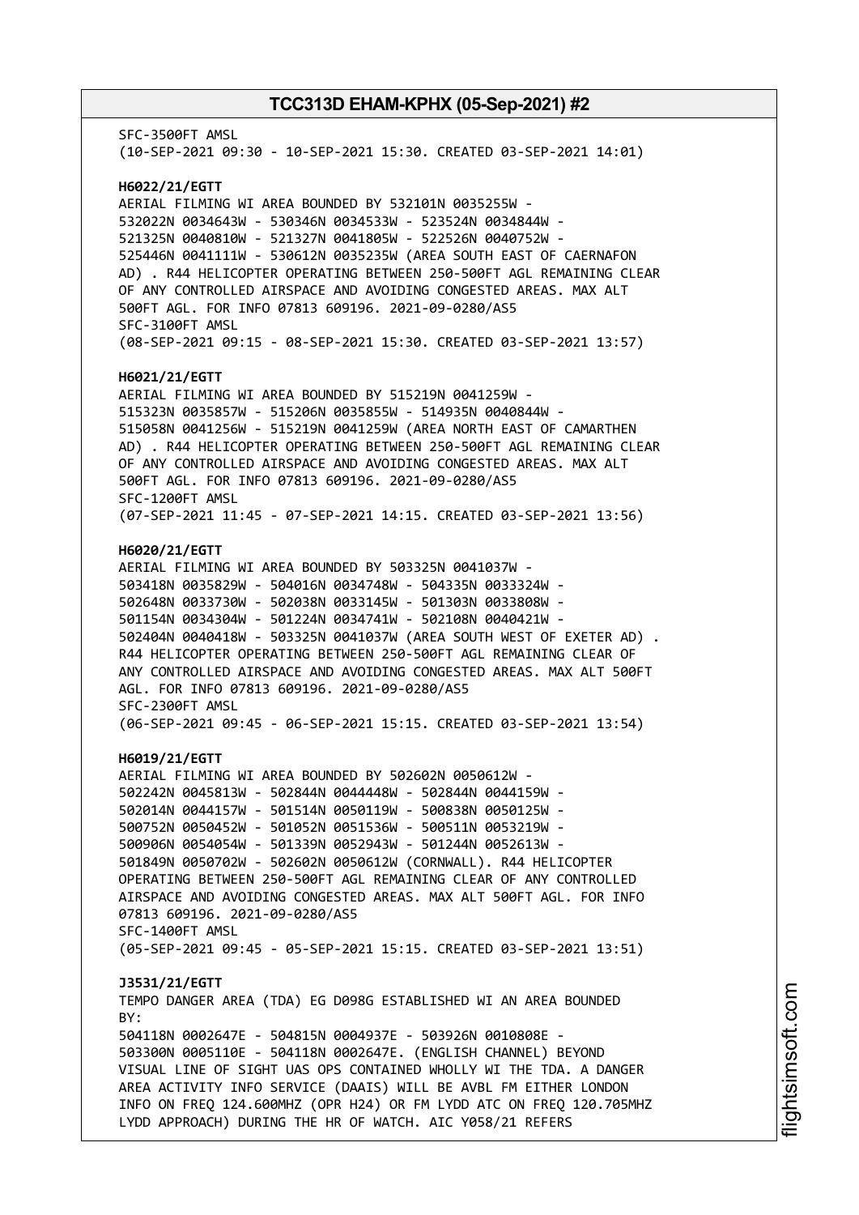SFC-3500FT AMSL
(10-SEP-2021 09:30 - 10-SEP-2021 15:30. CREATED 03-SEP-2021 14:01)

**H6022/21/EGTT**
AERIAL FILMING WI AREA BOUNDED BY 532101N 0035255W -
532022N 0034643W - 530346N 0034533W - 523524N 0034844W -
521325N 0040810W - 521327N 0041805W - 522526N 0040752W -
525446N 0041111W - 530612N 0035235W (AREA SOUTH EAST OF CAERNAFON
AD) . R44 HELICOPTER OPERATING BETWEEN 250-500FT AGL REMAINING CLEAR
OF ANY CONTROLLED AIRSPACE AND AVOIDING CONGESTED AREAS. MAX ALT
500FT AGL. FOR INFO 07813 609196. 2021-09-0280/AS5
SFC-3100FT AMSL
(08-SEP-2021 09:15 - 08-SEP-2021 15:30. CREATED 03-SEP-2021 13:57)

**H6021/21/EGTT**
AERIAL FILMING WI AREA BOUNDED BY 515219N 0041259W -
515323N 0035857W - 515206N 0035855W - 514935N 0040844W -
515058N 0041256W - 515219N 0041259W (AREA NORTH EAST OF CAMARTHEN
AD) . R44 HELICOPTER OPERATING BETWEEN 250-500FT AGL REMAINING CLEAR
OF ANY CONTROLLED AIRSPACE AND AVOIDING CONGESTED AREAS. MAX ALT
500FT AGL. FOR INFO 07813 609196. 2021-09-0280/AS5
SFC-1200FT AMSL
(07-SEP-2021 11:45 - 07-SEP-2021 14:15. CREATED 03-SEP-2021 13:56)

**H6020/21/EGTT**
AERIAL FILMING WI AREA BOUNDED BY 503325N 0041037W -
503418N 0035829W - 504016N 0034748W - 504335N 0033324W -
502648N 0033730W - 502038N 0033145W - 501303N 0033808W -
501154N 0034304W - 501224N 0034741W - 502108N 0040421W -
502404N 0040418W - 503325N 0041037W (AREA SOUTH WEST OF EXETER AD) .
R44 HELICOPTER OPERATING BETWEEN 250-500FT AGL REMAINING CLEAR OF
ANY CONTROLLED AIRSPACE AND AVOIDING CONGESTED AREAS. MAX ALT 500FT
AGL. FOR INFO 07813 609196. 2021-09-0280/AS5
SFC-2300FT AMSL
(06-SEP-2021 09:45 - 06-SEP-2021 15:15. CREATED 03-SEP-2021 13:54)

**H6019/21/EGTT**
AERIAL FILMING WI AREA BOUNDED BY 502602N 0050612W -
502242N 0045813W - 502844N 0044448W - 502844N 0044159W -
502014N 0044157W - 501514N 0050119W - 500838N 0050125W -
500752N 0050452W - 501052N 0051536W - 500511N 0053219W -
500906N 0054054W - 501339N 0052943W - 501244N 0052613W -
501849N 0050702W - 502602N 0050612W (CORNWALL). R44 HELICOPTER
OPERATING BETWEEN 250-500FT AGL REMAINING CLEAR OF ANY CONTROLLED
AIRSPACE AND AVOIDING CONGESTED AREAS. MAX ALT 500FT AGL. FOR INFO
07813 609196. 2021-09-0280/AS5
SFC-1400FT AMSL
(05-SEP-2021 09:45 - 05-SEP-2021 15:15. CREATED 03-SEP-2021 13:51)

**J3531/21/EGTT**
TEMPO DANGER AREA (TDA) EG D098G ESTABLISHED WI AN AREA BOUNDED
BY:
504118N 0002647E - 504815N 0004937E - 503926N 0010808E -
503300N 0005110E - 504118N 0002647E. (ENGLISH CHANNEL) BEYOND
VISUAL LINE OF SIGHT UAS OPS CONTAINED WHOLLY WI THE TDA. A DANGER
AREA ACTIVITY INFO SERVICE (DAAIS) WILL BE AVBL FM EITHER LONDON
INFO ON FREQ 124.600MHZ (OPR H24) OR FM LYDD ATC ON FREQ 120.705MHZ
LYDD APPROACH) DURING THE HR OF WATCH. AIC Y058/21 REFERS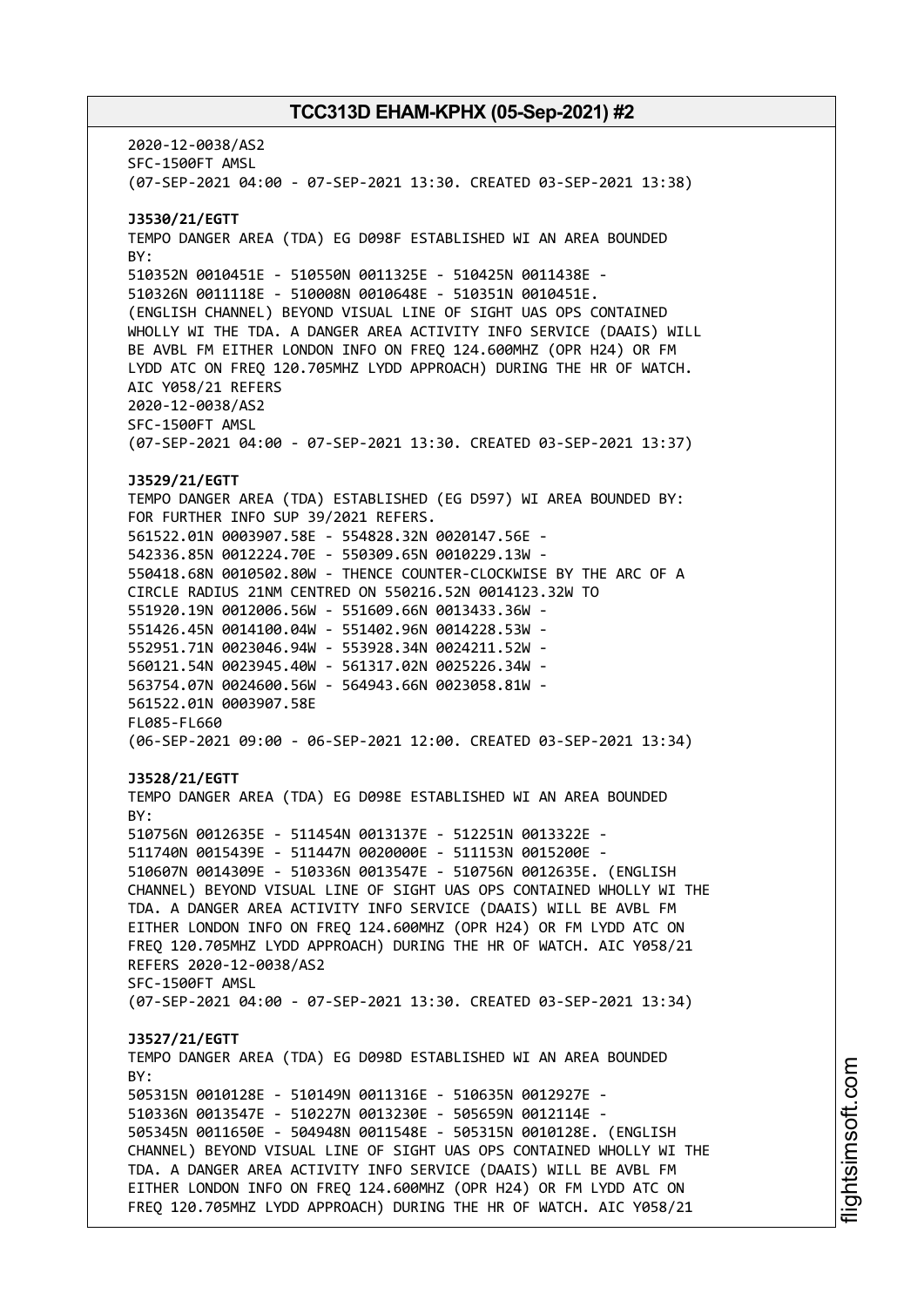2020-12-0038/AS2
SFC-1500FT AMSL
(07-SEP-2021 04:00 - 07-SEP-2021 13:30. CREATED 03-SEP-2021 13:38)

**J3530/21/EGTT**
TEMPO DANGER AREA (TDA) EG D098F ESTABLISHED WI AN AREA BOUNDED BY:
510352N 0010451E - 510550N 0011325E - 510425N 0011438E - 510326N 0011118E - 510008N 0010648E - 510351N 0010451E.
(ENGLISH CHANNEL) BEYOND VISUAL LINE OF SIGHT UAS OPS CONTAINED WHOLLY WI THE TDA. A DANGER AREA ACTIVITY INFO SERVICE (DAAIS) WILL BE AVBL FM EITHER LONDON INFO ON FREQ 124.600MHZ (OPR H24) OR FM LYDD ATC ON FREQ 120.705MHZ LYDD APPROACH) DURING THE HR OF WATCH.
AIC Y058/21 REFERS
2020-12-0038/AS2
SFC-1500FT AMSL
(07-SEP-2021 04:00 - 07-SEP-2021 13:30. CREATED 03-SEP-2021 13:37)

**J3529/21/EGTT**
TEMPO DANGER AREA (TDA) ESTABLISHED (EG D597) WI AREA BOUNDED BY:
FOR FURTHER INFO SUP 39/2021 REFERS.
561522.01N 0003907.58E - 554828.32N 0020147.56E - 542336.85N 0012224.70E - 550309.65N 0010229.13W - 550418.68N 0010502.80W - THENCE COUNTER-CLOCKWISE BY THE ARC OF A CIRCLE RADIUS 21NM CENTRED ON 550216.52N 0014123.32W TO 551920.19N 0012006.56W - 551609.66N 0013433.36W - 551426.45N 0014100.04W - 551402.96N 0014228.53W - 552951.71N 0023046.94W - 553928.34N 0024211.52W - 560121.54N 0023945.40W - 561317.02N 0025226.34W - 563754.07N 0024600.56W - 564943.66N 0023058.81W - 561522.01N 0003907.58E
FL085-FL660
(06-SEP-2021 09:00 - 06-SEP-2021 12:00. CREATED 03-SEP-2021 13:34)

**J3528/21/EGTT**
TEMPO DANGER AREA (TDA) EG D098E ESTABLISHED WI AN AREA BOUNDED BY:
510756N 0012635E - 511454N 0013137E - 512251N 0013322E - 511740N 0015439E - 511447N 0020000E - 511153N 0015200E - 510607N 0014309E - 510336N 0013547E - 510756N 0012635E. (ENGLISH CHANNEL) BEYOND VISUAL LINE OF SIGHT UAS OPS CONTAINED WHOLLY WI THE TDA. A DANGER AREA ACTIVITY INFO SERVICE (DAAIS) WILL BE AVBL FM EITHER LONDON INFO ON FREQ 124.600MHZ (OPR H24) OR FM LYDD ATC ON FREQ 120.705MHZ LYDD APPROACH) DURING THE HR OF WATCH. AIC Y058/21 REFERS 2020-12-0038/AS2
SFC-1500FT AMSL
(07-SEP-2021 04:00 - 07-SEP-2021 13:30. CREATED 03-SEP-2021 13:34)

**J3527/21/EGTT**
TEMPO DANGER AREA (TDA) EG D098D ESTABLISHED WI AN AREA BOUNDED BY:
505315N 0010128E - 510149N 0011316E - 510635N 0012927E - 510336N 0013547E - 510227N 0013230E - 505659N 0012114E - 505345N 0011650E - 504948N 0011548E - 505315N 0010128E. (ENGLISH CHANNEL) BEYOND VISUAL LINE OF SIGHT UAS OPS CONTAINED WHOLLY WI THE TDA. A DANGER AREA ACTIVITY INFO SERVICE (DAAIS) WILL BE AVBL FM EITHER LONDON INFO ON FREQ 124.600MHZ (OPR H24) OR FM LYDD ATC ON FREQ 120.705MHZ LYDD APPROACH) DURING THE HR OF WATCH. AIC Y058/21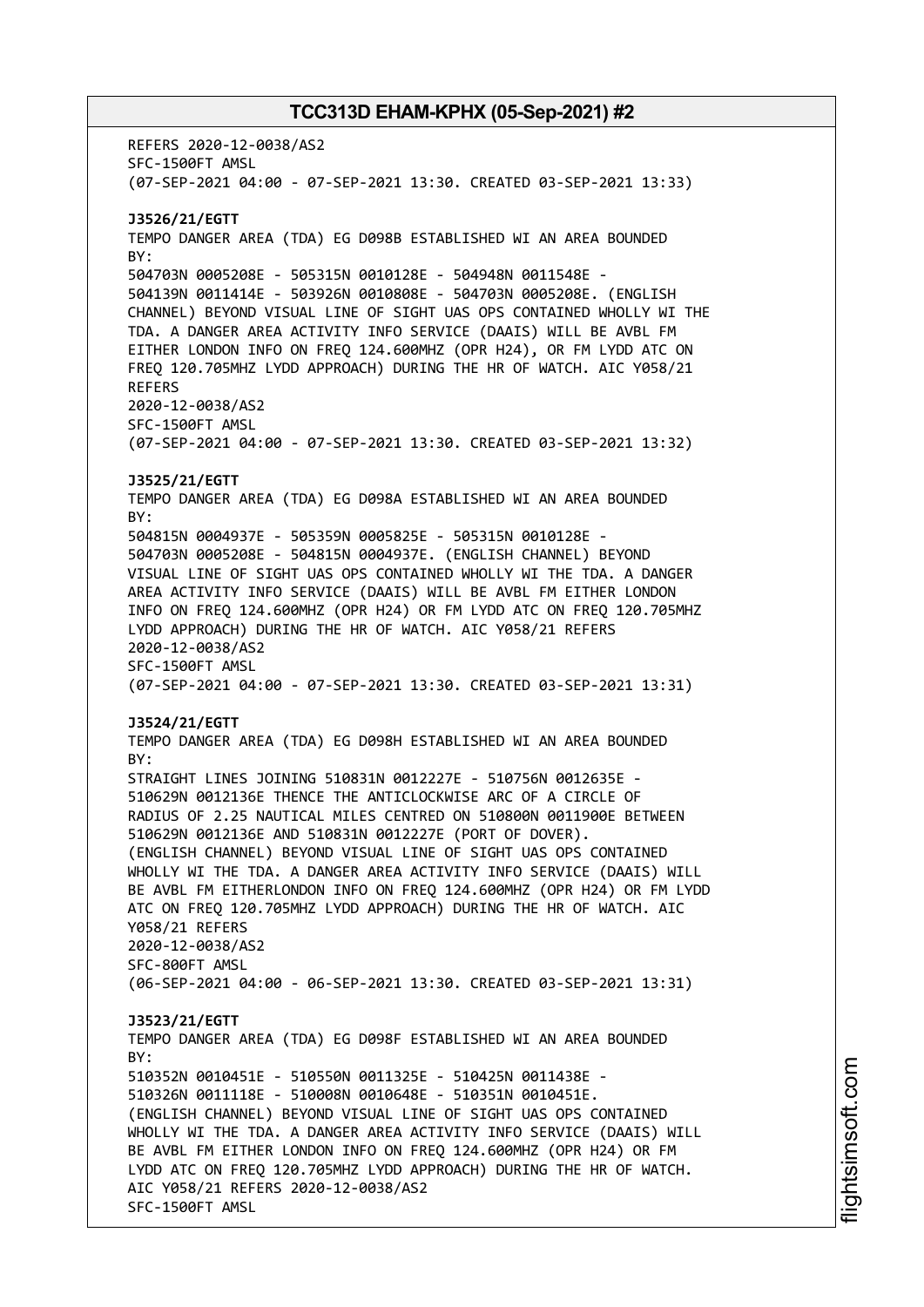REFERS 2020-12-0038/AS2
SFC-1500FT AMSL
(07-SEP-2021 04:00 - 07-SEP-2021 13:30. CREATED 03-SEP-2021 13:33)

**J3526/21/EGTT**
TEMPO DANGER AREA (TDA) EG D098B ESTABLISHED WI AN AREA BOUNDED BY:
504703N 0005208E - 505315N 0010128E - 504948N 0011548E - 504139N 0011414E - 503926N 0010808E - 504703N 0005208E. (ENGLISH CHANNEL) BEYOND VISUAL LINE OF SIGHT UAS OPS CONTAINED WHOLLY WI THE TDA. A DANGER AREA ACTIVITY INFO SERVICE (DAAIS) WILL BE AVBL FM EITHER LONDON INFO ON FREQ 124.600MHZ (OPR H24), OR FM LYDD ATC ON FREQ 120.705MHZ LYDD APPROACH) DURING THE HR OF WATCH. AIC Y058/21 REFERS
2020-12-0038/AS2
SFC-1500FT AMSL
(07-SEP-2021 04:00 - 07-SEP-2021 13:30. CREATED 03-SEP-2021 13:32)

**J3525/21/EGTT**
TEMPO DANGER AREA (TDA) EG D098A ESTABLISHED WI AN AREA BOUNDED BY:
504815N 0004937E - 505359N 0005825E - 505315N 0010128E - 504703N 0005208E - 504815N 0004937E. (ENGLISH CHANNEL) BEYOND VISUAL LINE OF SIGHT UAS OPS CONTAINED WHOLLY WI THE TDA. A DANGER AREA ACTIVITY INFO SERVICE (DAAIS) WILL BE AVBL FM EITHER LONDON INFO ON FREQ 124.600MHZ (OPR H24) OR FM LYDD ATC ON FREQ 120.705MHZ LYDD APPROACH) DURING THE HR OF WATCH. AIC Y058/21 REFERS
2020-12-0038/AS2
SFC-1500FT AMSL
(07-SEP-2021 04:00 - 07-SEP-2021 13:30. CREATED 03-SEP-2021 13:31)

**J3524/21/EGTT**
TEMPO DANGER AREA (TDA) EG D098H ESTABLISHED WI AN AREA BOUNDED BY:
STRAIGHT LINES JOINING 510831N 0012227E - 510756N 0012635E - 510629N 0012136E THENCE THE ANTICLOCKWISE ARC OF A CIRCLE OF RADIUS OF 2.25 NAUTICAL MILES CENTRED ON 510800N 0011900E BETWEEN 510629N 0012136E AND 510831N 0012227E (PORT OF DOVER).
(ENGLISH CHANNEL) BEYOND VISUAL LINE OF SIGHT UAS OPS CONTAINED WHOLLY WI THE TDA. A DANGER AREA ACTIVITY INFO SERVICE (DAAIS) WILL BE AVBL FM EITHERLONDON INFO ON FREQ 124.600MHZ (OPR H24) OR FM LYDD ATC ON FREQ 120.705MHZ LYDD APPROACH) DURING THE HR OF WATCH. AIC Y058/21 REFERS
2020-12-0038/AS2
SFC-800FT AMSL
(06-SEP-2021 04:00 - 06-SEP-2021 13:30. CREATED 03-SEP-2021 13:31)

**J3523/21/EGTT**
TEMPO DANGER AREA (TDA) EG D098F ESTABLISHED WI AN AREA BOUNDED BY:
510352N 0010451E - 510550N 0011325E - 510425N 0011438E - 510326N 0011118E - 510008N 0010648E - 510351N 0010451E.
(ENGLISH CHANNEL) BEYOND VISUAL LINE OF SIGHT UAS OPS CONTAINED WHOLLY WI THE TDA. A DANGER AREA ACTIVITY INFO SERVICE (DAAIS) WILL BE AVBL FM EITHER LONDON INFO ON FREQ 124.600MHZ (OPR H24) OR FM LYDD ATC ON FREQ 120.705MHZ LYDD APPROACH) DURING THE HR OF WATCH. AIC Y058/21 REFERS 2020-12-0038/AS2
SFC-1500FT AMSL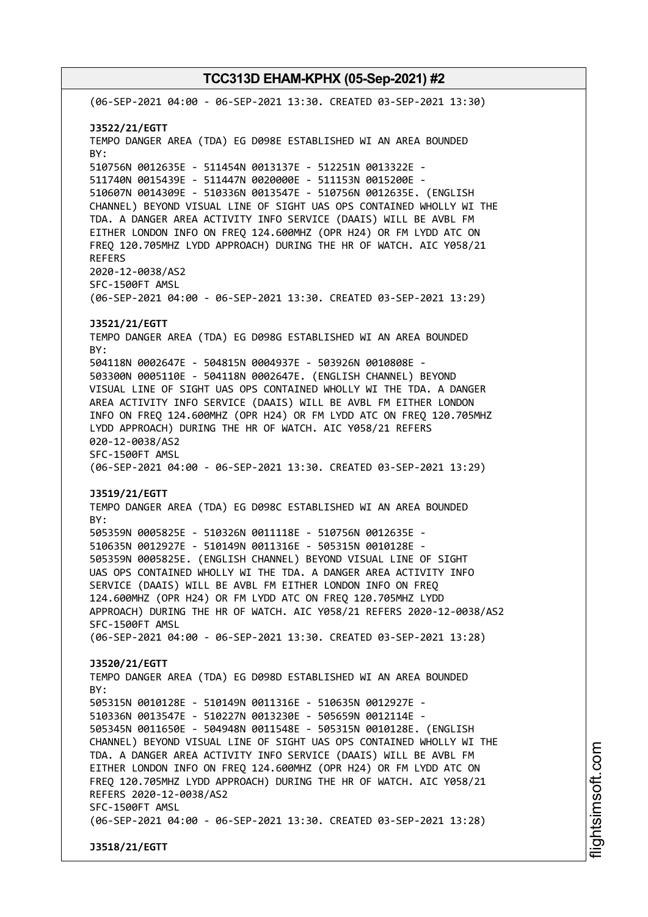(06-SEP-2021 04:00 - 06-SEP-2021 13:30. CREATED 03-SEP-2021 13:30)

**J3522/21/EGTT**
TEMPO DANGER AREA (TDA) EG D098E ESTABLISHED WI AN AREA BOUNDED BY:
510756N 0012635E - 511454N 0013137E - 512251N 0013322E - 511740N 0015439E - 511447N 0020000E - 511153N 0015200E - 510607N 0014309E - 510336N 0013547E - 510756N 0012635E. (ENGLISH CHANNEL) BEYOND VISUAL LINE OF SIGHT UAS OPS CONTAINED WHOLLY WI THE TDA. A DANGER AREA ACTIVITY INFO SERVICE (DAAIS) WILL BE AVBL FM EITHER LONDON INFO ON FREQ 124.600MHZ (OPR H24) OR FM LYDD ATC ON FREQ 120.705MHZ LYDD APPROACH) DURING THE HR OF WATCH. AIC Y058/21 REFERS
2020-12-0038/AS2
SFC-1500FT AMSL
(06-SEP-2021 04:00 - 06-SEP-2021 13:30. CREATED 03-SEP-2021 13:29)

**J3521/21/EGTT**
TEMPO DANGER AREA (TDA) EG D098G ESTABLISHED WI AN AREA BOUNDED BY:
504118N 0002647E - 504815N 0004937E - 503926N 0010808E - 503300N 0005110E - 504118N 0002647E. (ENGLISH CHANNEL) BEYOND VISUAL LINE OF SIGHT UAS OPS CONTAINED WHOLLY WI THE TDA. A DANGER AREA ACTIVITY INFO SERVICE (DAAIS) WILL BE AVBL FM EITHER LONDON INFO ON FREQ 124.600MHZ (OPR H24) OR FM LYDD ATC ON FREQ 120.705MHZ LYDD APPROACH) DURING THE HR OF WATCH. AIC Y058/21 REFERS
020-12-0038/AS2
SFC-1500FT AMSL
(06-SEP-2021 04:00 - 06-SEP-2021 13:30. CREATED 03-SEP-2021 13:29)

**J3519/21/EGTT**
TEMPO DANGER AREA (TDA) EG D098C ESTABLISHED WI AN AREA BOUNDED BY:
505359N 0005825E - 510326N 0011118E - 510756N 0012635E - 510635N 0012927E - 510149N 0011316E - 505315N 0010128E - 505359N 0005825E. (ENGLISH CHANNEL) BEYOND VISUAL LINE OF SIGHT UAS OPS CONTAINED WHOLLY WI THE TDA. A DANGER AREA ACTIVITY INFO SERVICE (DAAIS) WILL BE AVBL FM EITHER LONDON INFO ON FREQ 124.600MHZ (OPR H24) OR FM LYDD ATC ON FREQ 120.705MHZ LYDD APPROACH) DURING THE HR OF WATCH. AIC Y058/21 REFERS 2020-12-0038/AS2
SFC-1500FT AMSL
(06-SEP-2021 04:00 - 06-SEP-2021 13:30. CREATED 03-SEP-2021 13:28)

**J3520/21/EGTT**
TEMPO DANGER AREA (TDA) EG D098D ESTABLISHED WI AN AREA BOUNDED BY:
505315N 0010128E - 510149N 0011316E - 510635N 0012927E - 510336N 0013547E - 510227N 0013230E - 505659N 0012114E - 505345N 0011650E - 504948N 0011548E - 505315N 0010128E. (ENGLISH CHANNEL) BEYOND VISUAL LINE OF SIGHT UAS OPS CONTAINED WHOLLY WI THE TDA. A DANGER AREA ACTIVITY INFO SERVICE (DAAIS) WILL BE AVBL FM EITHER LONDON INFO ON FREQ 124.600MHZ (OPR H24) OR FM LYDD ATC ON FREQ 120.705MHZ LYDD APPROACH) DURING THE HR OF WATCH. AIC Y058/21 REFERS 2020-12-0038/AS2
SFC-1500FT AMSL
(06-SEP-2021 04:00 - 06-SEP-2021 13:30. CREATED 03-SEP-2021 13:28)

**J3518/21/EGTT**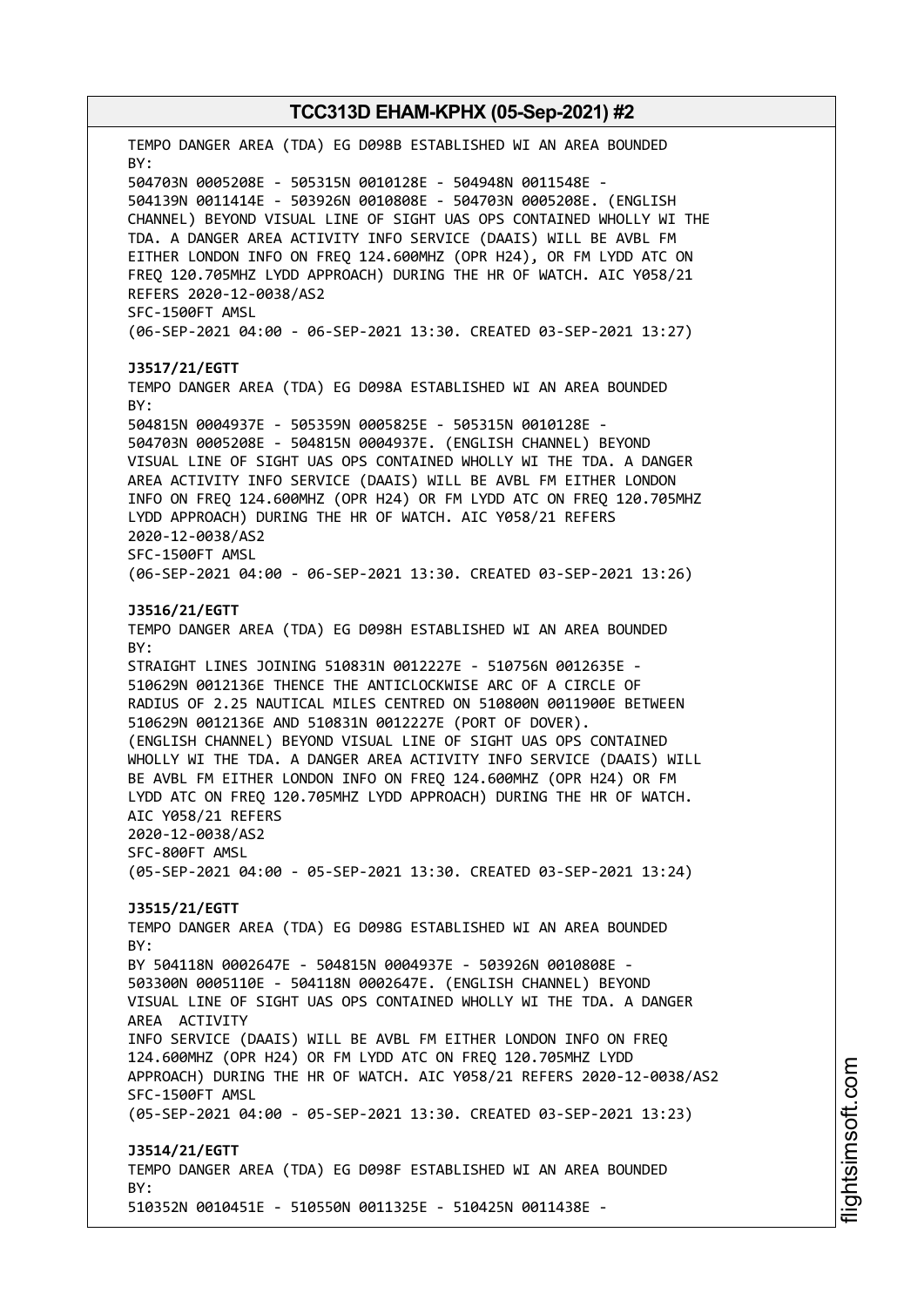TEMPO DANGER AREA (TDA) EG D098B ESTABLISHED WI AN AREA BOUNDED BY:
504703N 0005208E - 505315N 0010128E - 504948N 0011548E - 504139N 0011414E - 503926N 0010808E - 504703N 0005208E. (ENGLISH CHANNEL) BEYOND VISUAL LINE OF SIGHT UAS OPS CONTAINED WHOLLY WI THE TDA. A DANGER AREA ACTIVITY INFO SERVICE (DAAIS) WILL BE AVBL FM EITHER LONDON INFO ON FREQ 124.600MHZ (OPR H24), OR FM LYDD ATC ON FREQ 120.705MHZ LYDD APPROACH) DURING THE HR OF WATCH. AIC Y058/21 REFERS 2020-12-0038/AS2
SFC-1500FT AMSL
(06-SEP-2021 04:00 - 06-SEP-2021 13:30. CREATED 03-SEP-2021 13:27)

**J3517/21/EGTT**
TEMPO DANGER AREA (TDA) EG D098A ESTABLISHED WI AN AREA BOUNDED BY:
504815N 0004937E - 505359N 0005825E - 505315N 0010128E - 504703N 0005208E - 504815N 0004937E. (ENGLISH CHANNEL) BEYOND VISUAL LINE OF SIGHT UAS OPS CONTAINED WHOLLY WI THE TDA. A DANGER AREA ACTIVITY INFO SERVICE (DAAIS) WILL BE AVBL FM EITHER LONDON INFO ON FREQ 124.600MHZ (OPR H24) OR FM LYDD ATC ON FREQ 120.705MHZ LYDD APPROACH) DURING THE HR OF WATCH. AIC Y058/21 REFERS 2020-12-0038/AS2
SFC-1500FT AMSL
(06-SEP-2021 04:00 - 06-SEP-2021 13:30. CREATED 03-SEP-2021 13:26)

**J3516/21/EGTT**
TEMPO DANGER AREA (TDA) EG D098H ESTABLISHED WI AN AREA BOUNDED BY:
STRAIGHT LINES JOINING 510831N 0012227E - 510756N 0012635E - 510629N 0012136E THENCE THE ANTICLOCKWISE ARC OF A CIRCLE OF RADIUS OF 2.25 NAUTICAL MILES CENTRED ON 510800N 0011900E BETWEEN 510629N 0012136E AND 510831N 0012227E (PORT OF DOVER). (ENGLISH CHANNEL) BEYOND VISUAL LINE OF SIGHT UAS OPS CONTAINED WHOLLY WI THE TDA. A DANGER AREA ACTIVITY INFO SERVICE (DAAIS) WILL BE AVBL FM EITHER LONDON INFO ON FREQ 124.600MHZ (OPR H24) OR FM LYDD ATC ON FREQ 120.705MHZ LYDD APPROACH) DURING THE HR OF WATCH. AIC Y058/21 REFERS
2020-12-0038/AS2
SFC-800FT AMSL
(05-SEP-2021 04:00 - 05-SEP-2021 13:30. CREATED 03-SEP-2021 13:24)

**J3515/21/EGTT**
TEMPO DANGER AREA (TDA) EG D098G ESTABLISHED WI AN AREA BOUNDED BY:
BY 504118N 0002647E - 504815N 0004937E - 503926N 0010808E - 503300N 0005110E - 504118N 0002647E. (ENGLISH CHANNEL) BEYOND VISUAL LINE OF SIGHT UAS OPS CONTAINED WHOLLY WI THE TDA. A DANGER AREA ACTIVITY
INFO SERVICE (DAAIS) WILL BE AVBL FM EITHER LONDON INFO ON FREQ 124.600MHZ (OPR H24) OR FM LYDD ATC ON FREQ 120.705MHZ LYDD APPROACH) DURING THE HR OF WATCH. AIC Y058/21 REFERS 2020-12-0038/AS2
SFC-1500FT AMSL
(05-SEP-2021 04:00 - 05-SEP-2021 13:30. CREATED 03-SEP-2021 13:23)

**J3514/21/EGTT**
TEMPO DANGER AREA (TDA) EG D098F ESTABLISHED WI AN AREA BOUNDED BY:
510352N 0010451E - 510550N 0011325E - 510425N 0011438E -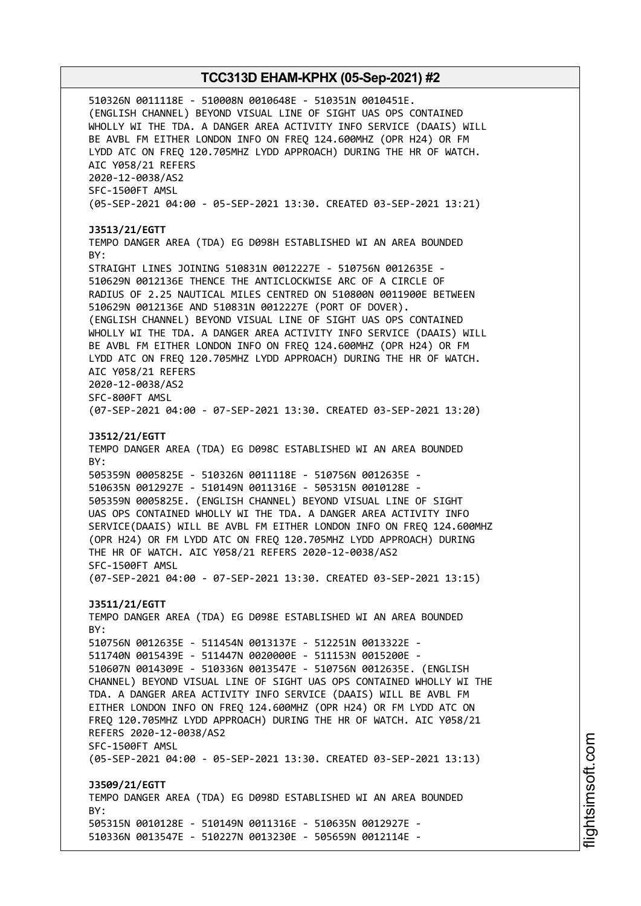510326N 0011118E - 510008N 0010648E - 510351N 0010451E.
(ENGLISH CHANNEL) BEYOND VISUAL LINE OF SIGHT UAS OPS CONTAINED
WHOLLY WI THE TDA. A DANGER AREA ACTIVITY INFO SERVICE (DAAIS) WILL
BE AVBL FM EITHER LONDON INFO ON FREQ 124.600MHZ (OPR H24) OR FM
LYDD ATC ON FREQ 120.705MHZ LYDD APPROACH) DURING THE HR OF WATCH.
AIC Y058/21 REFERS
2020-12-0038/AS2
SFC-1500FT AMSL
(05-SEP-2021 04:00 - 05-SEP-2021 13:30. CREATED 03-SEP-2021 13:21)

**J3513/21/EGTT**
TEMPO DANGER AREA (TDA) EG D098H ESTABLISHED WI AN AREA BOUNDED
BY:
STRAIGHT LINES JOINING 510831N 0012227E - 510756N 0012635E -
510629N 0012136E THENCE THE ANTICLOCKWISE ARC OF A CIRCLE OF
RADIUS OF 2.25 NAUTICAL MILES CENTRED ON 510800N 0011900E BETWEEN
510629N 0012136E AND 510831N 0012227E (PORT OF DOVER).
(ENGLISH CHANNEL) BEYOND VISUAL LINE OF SIGHT UAS OPS CONTAINED
WHOLLY WI THE TDA. A DANGER AREA ACTIVITY INFO SERVICE (DAAIS) WILL
BE AVBL FM EITHER LONDON INFO ON FREQ 124.600MHZ (OPR H24) OR FM
LYDD ATC ON FREQ 120.705MHZ LYDD APPROACH) DURING THE HR OF WATCH.
AIC Y058/21 REFERS
2020-12-0038/AS2
SFC-800FT AMSL
(07-SEP-2021 04:00 - 07-SEP-2021 13:30. CREATED 03-SEP-2021 13:20)

**J3512/21/EGTT**
TEMPO DANGER AREA (TDA) EG D098C ESTABLISHED WI AN AREA BOUNDED
BY:
505359N 0005825E - 510326N 0011118E - 510756N 0012635E -
510635N 0012927E - 510149N 0011316E - 505315N 0010128E -
505359N 0005825E. (ENGLISH CHANNEL) BEYOND VISUAL LINE OF SIGHT
UAS OPS CONTAINED WHOLLY WI THE TDA. A DANGER AREA ACTIVITY INFO
SERVICE(DAAIS) WILL BE AVBL FM EITHER LONDON INFO ON FREQ 124.600MHZ
(OPR H24) OR FM LYDD ATC ON FREQ 120.705MHZ LYDD APPROACH) DURING
THE HR OF WATCH. AIC Y058/21 REFERS 2020-12-0038/AS2
SFC-1500FT AMSL
(07-SEP-2021 04:00 - 07-SEP-2021 13:30. CREATED 03-SEP-2021 13:15)

**J3511/21/EGTT**
TEMPO DANGER AREA (TDA) EG D098E ESTABLISHED WI AN AREA BOUNDED
BY:
510756N 0012635E - 511454N 0013137E - 512251N 0013322E -
511740N 0015439E - 511447N 0020000E - 511153N 0015200E -
510607N 0014309E - 510336N 0013547E - 510756N 0012635E. (ENGLISH
CHANNEL) BEYOND VISUAL LINE OF SIGHT UAS OPS CONTAINED WHOLLY WI THE
TDA. A DANGER AREA ACTIVITY INFO SERVICE (DAAIS) WILL BE AVBL FM
EITHER LONDON INFO ON FREQ 124.600MHZ (OPR H24) OR FM LYDD ATC ON
FREQ 120.705MHZ LYDD APPROACH) DURING THE HR OF WATCH. AIC Y058/21
REFERS 2020-12-0038/AS2
SFC-1500FT AMSL
(05-SEP-2021 04:00 - 05-SEP-2021 13:30. CREATED 03-SEP-2021 13:13)

**J3509/21/EGTT**
TEMPO DANGER AREA (TDA) EG D098D ESTABLISHED WI AN AREA BOUNDED
BY:
505315N 0010128E - 510149N 0011316E - 510635N 0012927E -
510336N 0013547E - 510227N 0013230E - 505659N 0012114E -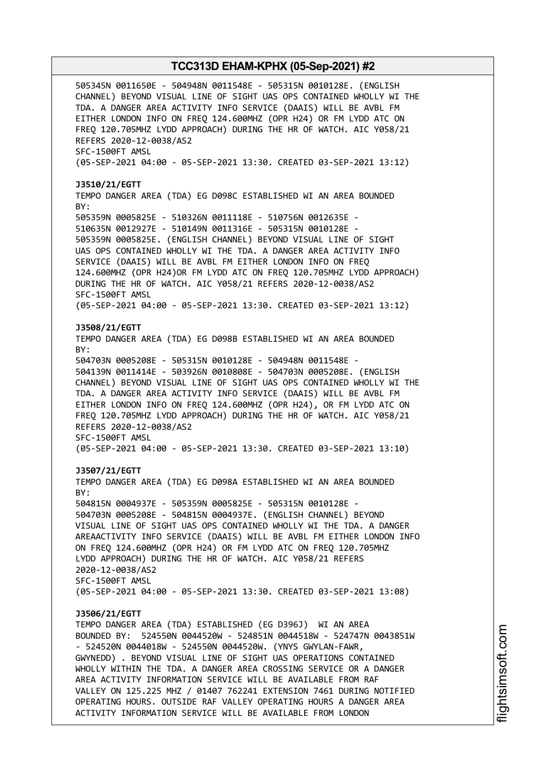505345N 0011650E - 504948N 0011548E - 505315N 0010128E. (ENGLISH CHANNEL) BEYOND VISUAL LINE OF SIGHT UAS OPS CONTAINED WHOLLY WI THE TDA. A DANGER AREA ACTIVITY INFO SERVICE (DAAIS) WILL BE AVBL FM EITHER LONDON INFO ON FREQ 124.600MHZ (OPR H24) OR FM LYDD ATC ON FREQ 120.705MHZ LYDD APPROACH) DURING THE HR OF WATCH. AIC Y058/21 REFERS 2020-12-0038/AS2
SFC-1500FT AMSL
(05-SEP-2021 04:00 - 05-SEP-2021 13:30. CREATED 03-SEP-2021 13:12)

**J3510/21/EGTT**
TEMPO DANGER AREA (TDA) EG D098C ESTABLISHED WI AN AREA BOUNDED BY:
505359N 0005825E - 510326N 0011118E - 510756N 0012635E - 510635N 0012927E - 510149N 0011316E - 505315N 0010128E - 505359N 0005825E. (ENGLISH CHANNEL) BEYOND VISUAL LINE OF SIGHT UAS OPS CONTAINED WHOLLY WI THE TDA. A DANGER AREA ACTIVITY INFO SERVICE (DAAIS) WILL BE AVBL FM EITHER LONDON INFO ON FREQ 124.600MHZ (OPR H24)OR FM LYDD ATC ON FREQ 120.705MHZ LYDD APPROACH) DURING THE HR OF WATCH. AIC Y058/21 REFERS 2020-12-0038/AS2
SFC-1500FT AMSL
(05-SEP-2021 04:00 - 05-SEP-2021 13:30. CREATED 03-SEP-2021 13:12)

**J3508/21/EGTT**
TEMPO DANGER AREA (TDA) EG D098B ESTABLISHED WI AN AREA BOUNDED BY:
504703N 0005208E - 505315N 0010128E - 504948N 0011548E - 504139N 0011414E - 503926N 0010808E - 504703N 0005208E. (ENGLISH CHANNEL) BEYOND VISUAL LINE OF SIGHT UAS OPS CONTAINED WHOLLY WI THE TDA. A DANGER AREA ACTIVITY INFO SERVICE (DAAIS) WILL BE AVBL FM EITHER LONDON INFO ON FREQ 124.600MHZ (OPR H24), OR FM LYDD ATC ON FREQ 120.705MHZ LYDD APPROACH) DURING THE HR OF WATCH. AIC Y058/21 REFERS 2020-12-0038/AS2
SFC-1500FT AMSL
(05-SEP-2021 04:00 - 05-SEP-2021 13:30. CREATED 03-SEP-2021 13:10)

**J3507/21/EGTT**
TEMPO DANGER AREA (TDA) EG D098A ESTABLISHED WI AN AREA BOUNDED BY:
504815N 0004937E - 505359N 0005825E - 505315N 0010128E - 504703N 0005208E - 504815N 0004937E. (ENGLISH CHANNEL) BEYOND VISUAL LINE OF SIGHT UAS OPS CONTAINED WHOLLY WI THE TDA. A DANGER AREAACTIVITY INFO SERVICE (DAAIS) WILL BE AVBL FM EITHER LONDON INFO ON FREQ 124.600MHZ (OPR H24) OR FM LYDD ATC ON FREQ 120.705MHZ LYDD APPROACH) DURING THE HR OF WATCH. AIC Y058/21 REFERS 2020-12-0038/AS2
SFC-1500FT AMSL
(05-SEP-2021 04:00 - 05-SEP-2021 13:30. CREATED 03-SEP-2021 13:08)

**J3506/21/EGTT**
TEMPO DANGER AREA (TDA) ESTABLISHED (EG D396J) WI AN AREA BOUNDED BY: 524550N 0044520W - 524851N 0044518W - 524747N 0043851W - 524520N 0044018W - 524550N 0044520W. (YNYS GWYLAN-FAWR, GWYNEDD) . BEYOND VISUAL LINE OF SIGHT UAS OPERATIONS CONTAINED WHOLLY WITHIN THE TDA. A DANGER AREA CROSSING SERVICE OR A DANGER AREA ACTIVITY INFORMATION SERVICE WILL BE AVAILABLE FROM RAF VALLEY ON 125.225 MHZ / 01407 762241 EXTENSION 7461 DURING NOTIFIED OPERATING HOURS. OUTSIDE RAF VALLEY OPERATING HOURS A DANGER AREA ACTIVITY INFORMATION SERVICE WILL BE AVAILABLE FROM LONDON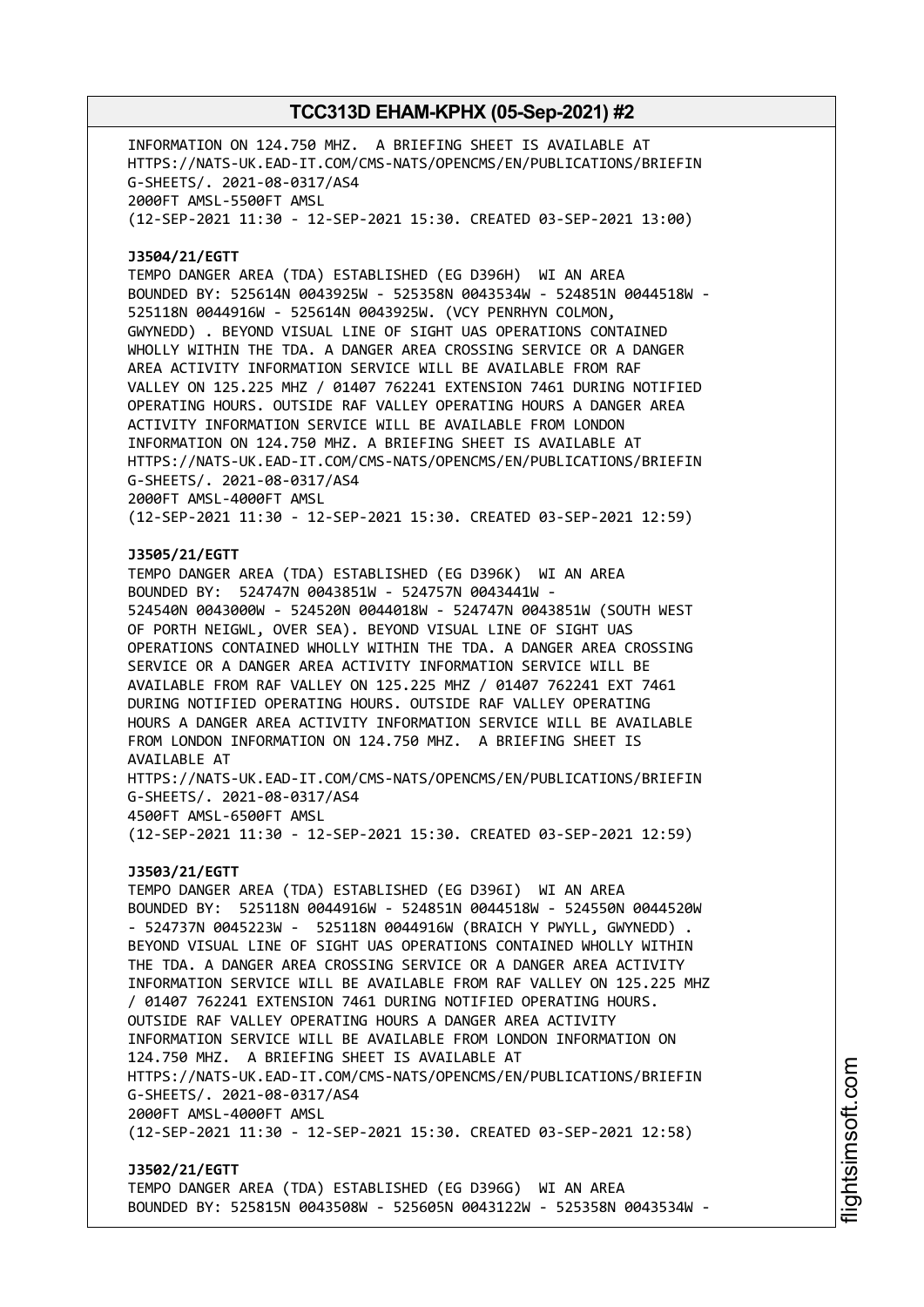INFORMATION ON 124.750 MHZ. A BRIEFING SHEET IS AVAILABLE AT HTTPS://NATS-UK.EAD-IT.COM/CMS-NATS/OPENCMS/EN/PUBLICATIONS/BRIEFING-SHEETS/. 2021-08-0317/AS4
2000FT AMSL-5500FT AMSL
(12-SEP-2021 11:30 - 12-SEP-2021 15:30. CREATED 03-SEP-2021 13:00)

**J3504/21/EGTT**
TEMPO DANGER AREA (TDA) ESTABLISHED (EG D396H) WI AN AREA BOUNDED BY: 525614N 0043925W - 525358N 0043534W - 524851N 0044518W - 525118N 0044916W - 525614N 0043925W. (VCY PENRHYN COLMON, GWYNEDD) . BEYOND VISUAL LINE OF SIGHT UAS OPERATIONS CONTAINED WHOLLY WITHIN THE TDA. A DANGER AREA CROSSING SERVICE OR A DANGER AREA ACTIVITY INFORMATION SERVICE WILL BE AVAILABLE FROM RAF VALLEY ON 125.225 MHZ / 01407 762241 EXTENSION 7461 DURING NOTIFIED OPERATING HOURS. OUTSIDE RAF VALLEY OPERATING HOURS A DANGER AREA ACTIVITY INFORMATION SERVICE WILL BE AVAILABLE FROM LONDON INFORMATION ON 124.750 MHZ. A BRIEFING SHEET IS AVAILABLE AT HTTPS://NATS-UK.EAD-IT.COM/CMS-NATS/OPENCMS/EN/PUBLICATIONS/BRIEFING-SHEETS/. 2021-08-0317/AS4
2000FT AMSL-4000FT AMSL
(12-SEP-2021 11:30 - 12-SEP-2021 15:30. CREATED 03-SEP-2021 12:59)

**J3505/21/EGTT**
TEMPO DANGER AREA (TDA) ESTABLISHED (EG D396K) WI AN AREA BOUNDED BY: 524747N 0043851W - 524757N 0043441W - 524540N 0043000W - 524520N 0044018W - 524747N 0043851W (SOUTH WEST OF PORTH NEIGWL, OVER SEA). BEYOND VISUAL LINE OF SIGHT UAS OPERATIONS CONTAINED WHOLLY WITHIN THE TDA. A DANGER AREA CROSSING SERVICE OR A DANGER AREA ACTIVITY INFORMATION SERVICE WILL BE AVAILABLE FROM RAF VALLEY ON 125.225 MHZ / 01407 762241 EXT 7461 DURING NOTIFIED OPERATING HOURS. OUTSIDE RAF VALLEY OPERATING HOURS A DANGER AREA ACTIVITY INFORMATION SERVICE WILL BE AVAILABLE FROM LONDON INFORMATION ON 124.750 MHZ. A BRIEFING SHEET IS AVAILABLE AT HTTPS://NATS-UK.EAD-IT.COM/CMS-NATS/OPENCMS/EN/PUBLICATIONS/BRIEFING-SHEETS/. 2021-08-0317/AS4
4500FT AMSL-6500FT AMSL
(12-SEP-2021 11:30 - 12-SEP-2021 15:30. CREATED 03-SEP-2021 12:59)

**J3503/21/EGTT**
TEMPO DANGER AREA (TDA) ESTABLISHED (EG D396I) WI AN AREA BOUNDED BY: 525118N 0044916W - 524851N 0044518W - 524550N 0044520W - 524737N 0045223W - 525118N 0044916W (BRAICH Y PWYLL, GWYNEDD) . BEYOND VISUAL LINE OF SIGHT UAS OPERATIONS CONTAINED WHOLLY WITHIN THE TDA. A DANGER AREA CROSSING SERVICE OR A DANGER AREA ACTIVITY INFORMATION SERVICE WILL BE AVAILABLE FROM RAF VALLEY ON 125.225 MHZ / 01407 762241 EXTENSION 7461 DURING NOTIFIED OPERATING HOURS. OUTSIDE RAF VALLEY OPERATING HOURS A DANGER AREA ACTIVITY INFORMATION SERVICE WILL BE AVAILABLE FROM LONDON INFORMATION ON 124.750 MHZ. A BRIEFING SHEET IS AVAILABLE AT HTTPS://NATS-UK.EAD-IT.COM/CMS-NATS/OPENCMS/EN/PUBLICATIONS/BRIEFING-SHEETS/. 2021-08-0317/AS4
2000FT AMSL-4000FT AMSL
(12-SEP-2021 11:30 - 12-SEP-2021 15:30. CREATED 03-SEP-2021 12:58)

**J3502/21/EGTT**
TEMPO DANGER AREA (TDA) ESTABLISHED (EG D396G) WI AN AREA BOUNDED BY: 525815N 0043508W - 525605N 0043122W - 525358N 0043534W -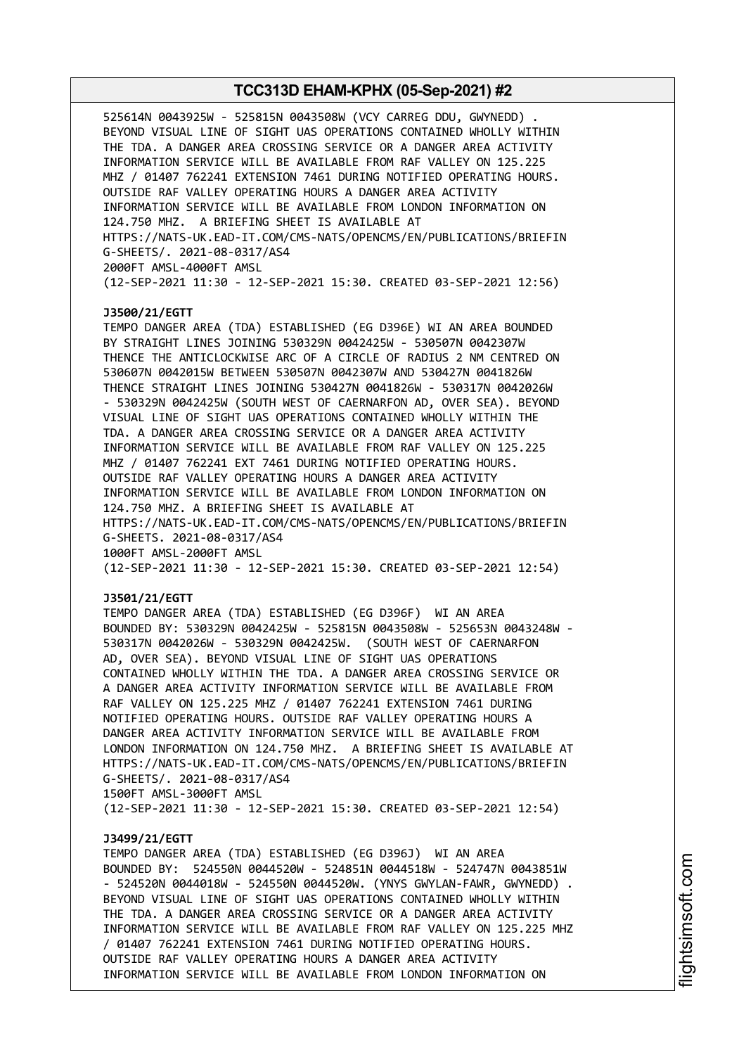525614N 0043925W - 525815N 0043508W (VCY CARREG DDU, GWYNEDD) .
BEYOND VISUAL LINE OF SIGHT UAS OPERATIONS CONTAINED WHOLLY WITHIN
THE TDA. A DANGER AREA CROSSING SERVICE OR A DANGER AREA ACTIVITY
INFORMATION SERVICE WILL BE AVAILABLE FROM RAF VALLEY ON 125.225
MHZ / 01407 762241 EXTENSION 7461 DURING NOTIFIED OPERATING HOURS.
OUTSIDE RAF VALLEY OPERATING HOURS A DANGER AREA ACTIVITY
INFORMATION SERVICE WILL BE AVAILABLE FROM LONDON INFORMATION ON
124.750 MHZ. A BRIEFING SHEET IS AVAILABLE AT
HTTPS://NATS-UK.EAD-IT.COM/CMS-NATS/OPENCMS/EN/PUBLICATIONS/BRIEFIN
G-SHEETS/. 2021-08-0317/AS4
2000FT AMSL-4000FT AMSL
(12-SEP-2021 11:30 - 12-SEP-2021 15:30. CREATED 03-SEP-2021 12:56)

**J3500/21/EGTT**
TEMPO DANGER AREA (TDA) ESTABLISHED (EG D396E) WI AN AREA BOUNDED
BY STRAIGHT LINES JOINING 530329N 0042425W - 530507N 0042307W
THENCE THE ANTICLOCKWISE ARC OF A CIRCLE OF RADIUS 2 NM CENTRED ON
530607N 0042015W BETWEEN 530507N 0042307W AND 530427N 0041826W
THENCE STRAIGHT LINES JOINING 530427N 0041826W - 530317N 0042026W
- 530329N 0042425W (SOUTH WEST OF CAERNARFON AD, OVER SEA). BEYOND
VISUAL LINE OF SIGHT UAS OPERATIONS CONTAINED WHOLLY WITHIN THE
TDA. A DANGER AREA CROSSING SERVICE OR A DANGER AREA ACTIVITY
INFORMATION SERVICE WILL BE AVAILABLE FROM RAF VALLEY ON 125.225
MHZ / 01407 762241 EXT 7461 DURING NOTIFIED OPERATING HOURS.
OUTSIDE RAF VALLEY OPERATING HOURS A DANGER AREA ACTIVITY
INFORMATION SERVICE WILL BE AVAILABLE FROM LONDON INFORMATION ON
124.750 MHZ. A BRIEFING SHEET IS AVAILABLE AT
HTTPS://NATS-UK.EAD-IT.COM/CMS-NATS/OPENCMS/EN/PUBLICATIONS/BRIEFIN
G-SHEETS. 2021-08-0317/AS4
1000FT AMSL-2000FT AMSL
(12-SEP-2021 11:30 - 12-SEP-2021 15:30. CREATED 03-SEP-2021 12:54)

**J3501/21/EGTT**
TEMPO DANGER AREA (TDA) ESTABLISHED (EG D396F) WI AN AREA
BOUNDED BY: 530329N 0042425W - 525815N 0043508W - 525653N 0043248W -
530317N 0042026W - 530329N 0042425W. (SOUTH WEST OF CAERNARFON
AD, OVER SEA). BEYOND VISUAL LINE OF SIGHT UAS OPERATIONS
CONTAINED WHOLLY WITHIN THE TDA. A DANGER AREA CROSSING SERVICE OR
A DANGER AREA ACTIVITY INFORMATION SERVICE WILL BE AVAILABLE FROM
RAF VALLEY ON 125.225 MHZ / 01407 762241 EXTENSION 7461 DURING
NOTIFIED OPERATING HOURS. OUTSIDE RAF VALLEY OPERATING HOURS A
DANGER AREA ACTIVITY INFORMATION SERVICE WILL BE AVAILABLE FROM
LONDON INFORMATION ON 124.750 MHZ. A BRIEFING SHEET IS AVAILABLE AT
HTTPS://NATS-UK.EAD-IT.COM/CMS-NATS/OPENCMS/EN/PUBLICATIONS/BRIEFIN
G-SHEETS/. 2021-08-0317/AS4
1500FT AMSL-3000FT AMSL
(12-SEP-2021 11:30 - 12-SEP-2021 15:30. CREATED 03-SEP-2021 12:54)

**J3499/21/EGTT**
TEMPO DANGER AREA (TDA) ESTABLISHED (EG D396J) WI AN AREA
BOUNDED BY: 524550N 0044520W - 524851N 0044518W - 524747N 0043851W
- 524520N 0044018W - 524550N 0044520W. (YNYS GWYLAN-FAWR, GWYNEDD) .
BEYOND VISUAL LINE OF SIGHT UAS OPERATIONS CONTAINED WHOLLY WITHIN
THE TDA. A DANGER AREA CROSSING SERVICE OR A DANGER AREA ACTIVITY
INFORMATION SERVICE WILL BE AVAILABLE FROM RAF VALLEY ON 125.225 MHZ
/ 01407 762241 EXTENSION 7461 DURING NOTIFIED OPERATING HOURS.
OUTSIDE RAF VALLEY OPERATING HOURS A DANGER AREA ACTIVITY
INFORMATION SERVICE WILL BE AVAILABLE FROM LONDON INFORMATION ON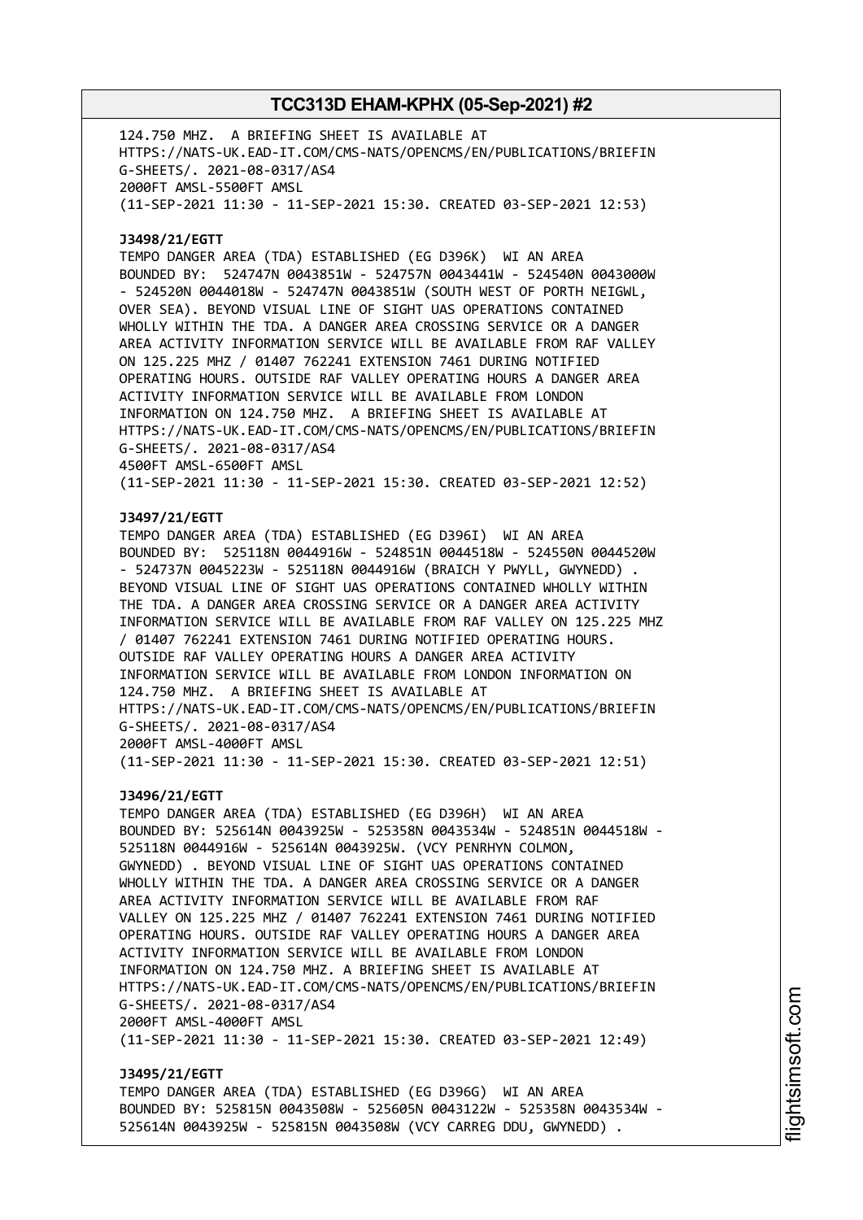124.750 MHZ. A BRIEFING SHEET IS AVAILABLE AT
HTTPS://NATS-UK.EAD-IT.COM/CMS-NATS/OPENCMS/EN/PUBLICATIONS/BRIEFIN
G-SHEETS/. 2021-08-0317/AS4
2000FT AMSL-5500FT AMSL
(11-SEP-2021 11:30 - 11-SEP-2021 15:30. CREATED 03-SEP-2021 12:53)

**J3498/21/EGTT**
TEMPO DANGER AREA (TDA) ESTABLISHED (EG D396K) WI AN AREA
BOUNDED BY: 524747N 0043851W - 524757N 0043441W - 524540N 0043000W
- 524520N 0044018W - 524747N 0043851W (SOUTH WEST OF PORTH NEIGWL,
OVER SEA). BEYOND VISUAL LINE OF SIGHT UAS OPERATIONS CONTAINED
WHOLLY WITHIN THE TDA. A DANGER AREA CROSSING SERVICE OR A DANGER
AREA ACTIVITY INFORMATION SERVICE WILL BE AVAILABLE FROM RAF VALLEY
ON 125.225 MHZ / 01407 762241 EXTENSION 7461 DURING NOTIFIED
OPERATING HOURS. OUTSIDE RAF VALLEY OPERATING HOURS A DANGER AREA
ACTIVITY INFORMATION SERVICE WILL BE AVAILABLE FROM LONDON
INFORMATION ON 124.750 MHZ. A BRIEFING SHEET IS AVAILABLE AT
HTTPS://NATS-UK.EAD-IT.COM/CMS-NATS/OPENCMS/EN/PUBLICATIONS/BRIEFIN
G-SHEETS/. 2021-08-0317/AS4
4500FT AMSL-6500FT AMSL
(11-SEP-2021 11:30 - 11-SEP-2021 15:30. CREATED 03-SEP-2021 12:52)

**J3497/21/EGTT**
TEMPO DANGER AREA (TDA) ESTABLISHED (EG D396I) WI AN AREA
BOUNDED BY: 525118N 0044916W - 524851N 0044518W - 524550N 0044520W
- 524737N 0045223W - 525118N 0044916W (BRAICH Y PWYLL, GWYNEDD) .
BEYOND VISUAL LINE OF SIGHT UAS OPERATIONS CONTAINED WHOLLY WITHIN
THE TDA. A DANGER AREA CROSSING SERVICE OR A DANGER AREA ACTIVITY
INFORMATION SERVICE WILL BE AVAILABLE FROM RAF VALLEY ON 125.225 MHZ
/ 01407 762241 EXTENSION 7461 DURING NOTIFIED OPERATING HOURS.
OUTSIDE RAF VALLEY OPERATING HOURS A DANGER AREA ACTIVITY
INFORMATION SERVICE WILL BE AVAILABLE FROM LONDON INFORMATION ON
124.750 MHZ. A BRIEFING SHEET IS AVAILABLE AT
HTTPS://NATS-UK.EAD-IT.COM/CMS-NATS/OPENCMS/EN/PUBLICATIONS/BRIEFIN
G-SHEETS/. 2021-08-0317/AS4
2000FT AMSL-4000FT AMSL
(11-SEP-2021 11:30 - 11-SEP-2021 15:30. CREATED 03-SEP-2021 12:51)

**J3496/21/EGTT**
TEMPO DANGER AREA (TDA) ESTABLISHED (EG D396H) WI AN AREA
BOUNDED BY: 525614N 0043925W - 525358N 0043534W - 524851N 0044518W -
525118N 0044916W - 525614N 0043925W. (VCY PENRHYN COLMON,
GWYNEDD) . BEYOND VISUAL LINE OF SIGHT UAS OPERATIONS CONTAINED
WHOLLY WITHIN THE TDA. A DANGER AREA CROSSING SERVICE OR A DANGER
AREA ACTIVITY INFORMATION SERVICE WILL BE AVAILABLE FROM RAF
VALLEY ON 125.225 MHZ / 01407 762241 EXTENSION 7461 DURING NOTIFIED
OPERATING HOURS. OUTSIDE RAF VALLEY OPERATING HOURS A DANGER AREA
ACTIVITY INFORMATION SERVICE WILL BE AVAILABLE FROM LONDON
INFORMATION ON 124.750 MHZ. A BRIEFING SHEET IS AVAILABLE AT
HTTPS://NATS-UK.EAD-IT.COM/CMS-NATS/OPENCMS/EN/PUBLICATIONS/BRIEFIN
G-SHEETS/. 2021-08-0317/AS4
2000FT AMSL-4000FT AMSL
(11-SEP-2021 11:30 - 11-SEP-2021 15:30. CREATED 03-SEP-2021 12:49)

**J3495/21/EGTT**
TEMPO DANGER AREA (TDA) ESTABLISHED (EG D396G) WI AN AREA
BOUNDED BY: 525815N 0043508W - 525605N 0043122W - 525358N 0043534W -
525614N 0043925W - 525815N 0043508W (VCY CARREG DDU, GWYNEDD) .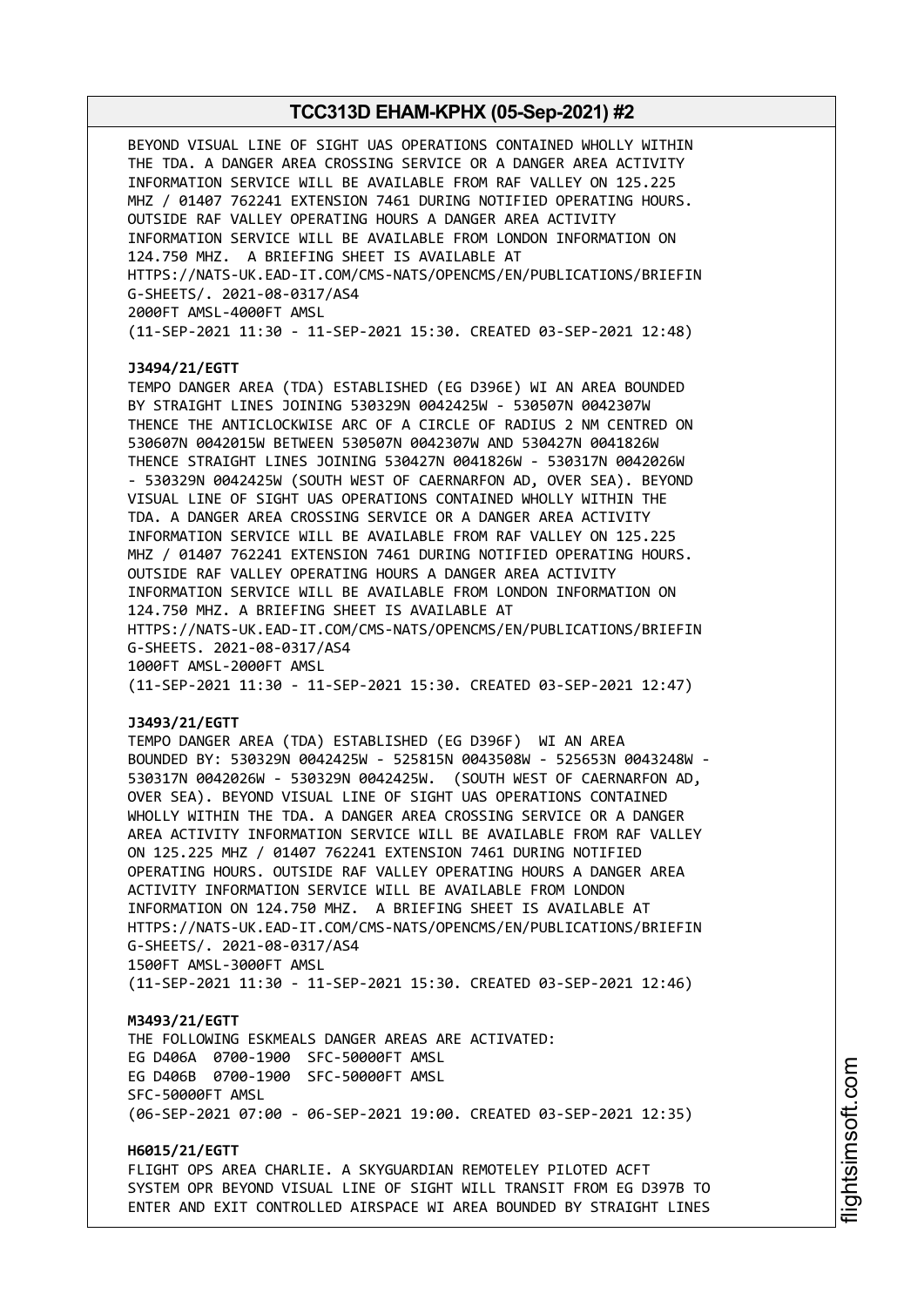BEYOND VISUAL LINE OF SIGHT UAS OPERATIONS CONTAINED WHOLLY WITHIN THE TDA. A DANGER AREA CROSSING SERVICE OR A DANGER AREA ACTIVITY INFORMATION SERVICE WILL BE AVAILABLE FROM RAF VALLEY ON 125.225 MHZ / 01407 762241 EXTENSION 7461 DURING NOTIFIED OPERATING HOURS. OUTSIDE RAF VALLEY OPERATING HOURS A DANGER AREA ACTIVITY INFORMATION SERVICE WILL BE AVAILABLE FROM LONDON INFORMATION ON 124.750 MHZ. A BRIEFING SHEET IS AVAILABLE AT HTTPS://NATS-UK.EAD-IT.COM/CMS-NATS/OPENCMS/EN/PUBLICATIONS/BRIEFING-SHEETS/. 2021-08-0317/AS4
2000FT AMSL-4000FT AMSL
(11-SEP-2021 11:30 - 11-SEP-2021 15:30. CREATED 03-SEP-2021 12:48)

**J3494/21/EGTT**
TEMPO DANGER AREA (TDA) ESTABLISHED (EG D396E) WI AN AREA BOUNDED BY STRAIGHT LINES JOINING 530329N 0042425W - 530507N 0042307W THENCE THE ANTICLOCKWISE ARC OF A CIRCLE OF RADIUS 2 NM CENTRED ON 530607N 0042015W BETWEEN 530507N 0042307W AND 530427N 0041826W THENCE STRAIGHT LINES JOINING 530427N 0041826W - 530317N 0042026W - 530329N 0042425W (SOUTH WEST OF CAERNARFON AD, OVER SEA). BEYOND VISUAL LINE OF SIGHT UAS OPERATIONS CONTAINED WHOLLY WITHIN THE TDA. A DANGER AREA CROSSING SERVICE OR A DANGER AREA ACTIVITY INFORMATION SERVICE WILL BE AVAILABLE FROM RAF VALLEY ON 125.225 MHZ / 01407 762241 EXTENSION 7461 DURING NOTIFIED OPERATING HOURS. OUTSIDE RAF VALLEY OPERATING HOURS A DANGER AREA ACTIVITY INFORMATION SERVICE WILL BE AVAILABLE FROM LONDON INFORMATION ON 124.750 MHZ. A BRIEFING SHEET IS AVAILABLE AT HTTPS://NATS-UK.EAD-IT.COM/CMS-NATS/OPENCMS/EN/PUBLICATIONS/BRIEFING-SHEETS. 2021-08-0317/AS4
1000FT AMSL-2000FT AMSL
(11-SEP-2021 11:30 - 11-SEP-2021 15:30. CREATED 03-SEP-2021 12:47)

**J3493/21/EGTT**
TEMPO DANGER AREA (TDA) ESTABLISHED (EG D396F) WI AN AREA BOUNDED BY: 530329N 0042425W - 525815N 0043508W - 525653N 0043248W - 530317N 0042026W - 530329N 0042425W. (SOUTH WEST OF CAERNARFON AD, OVER SEA). BEYOND VISUAL LINE OF SIGHT UAS OPERATIONS CONTAINED WHOLLY WITHIN THE TDA. A DANGER AREA CROSSING SERVICE OR A DANGER AREA ACTIVITY INFORMATION SERVICE WILL BE AVAILABLE FROM RAF VALLEY ON 125.225 MHZ / 01407 762241 EXTENSION 7461 DURING NOTIFIED OPERATING HOURS. OUTSIDE RAF VALLEY OPERATING HOURS A DANGER AREA ACTIVITY INFORMATION SERVICE WILL BE AVAILABLE FROM LONDON INFORMATION ON 124.750 MHZ. A BRIEFING SHEET IS AVAILABLE AT HTTPS://NATS-UK.EAD-IT.COM/CMS-NATS/OPENCMS/EN/PUBLICATIONS/BRIEFING-SHEETS/. 2021-08-0317/AS4
1500FT AMSL-3000FT AMSL
(11-SEP-2021 11:30 - 11-SEP-2021 15:30. CREATED 03-SEP-2021 12:46)

**M3493/21/EGTT**
THE FOLLOWING ESKMEALS DANGER AREAS ARE ACTIVATED:
EG D406A 0700-1900 SFC-50000FT AMSL
EG D406B 0700-1900 SFC-50000FT AMSL
SFC-50000FT AMSL
(06-SEP-2021 07:00 - 06-SEP-2021 19:00. CREATED 03-SEP-2021 12:35)

**H6015/21/EGTT**
FLIGHT OPS AREA CHARLIE. A SKYGUARDIAN REMOTELEY PILOTED ACFT SYSTEM OPR BEYOND VISUAL LINE OF SIGHT WILL TRANSIT FROM EG D397B TO ENTER AND EXIT CONTROLLED AIRSPACE WI AREA BOUNDED BY STRAIGHT LINES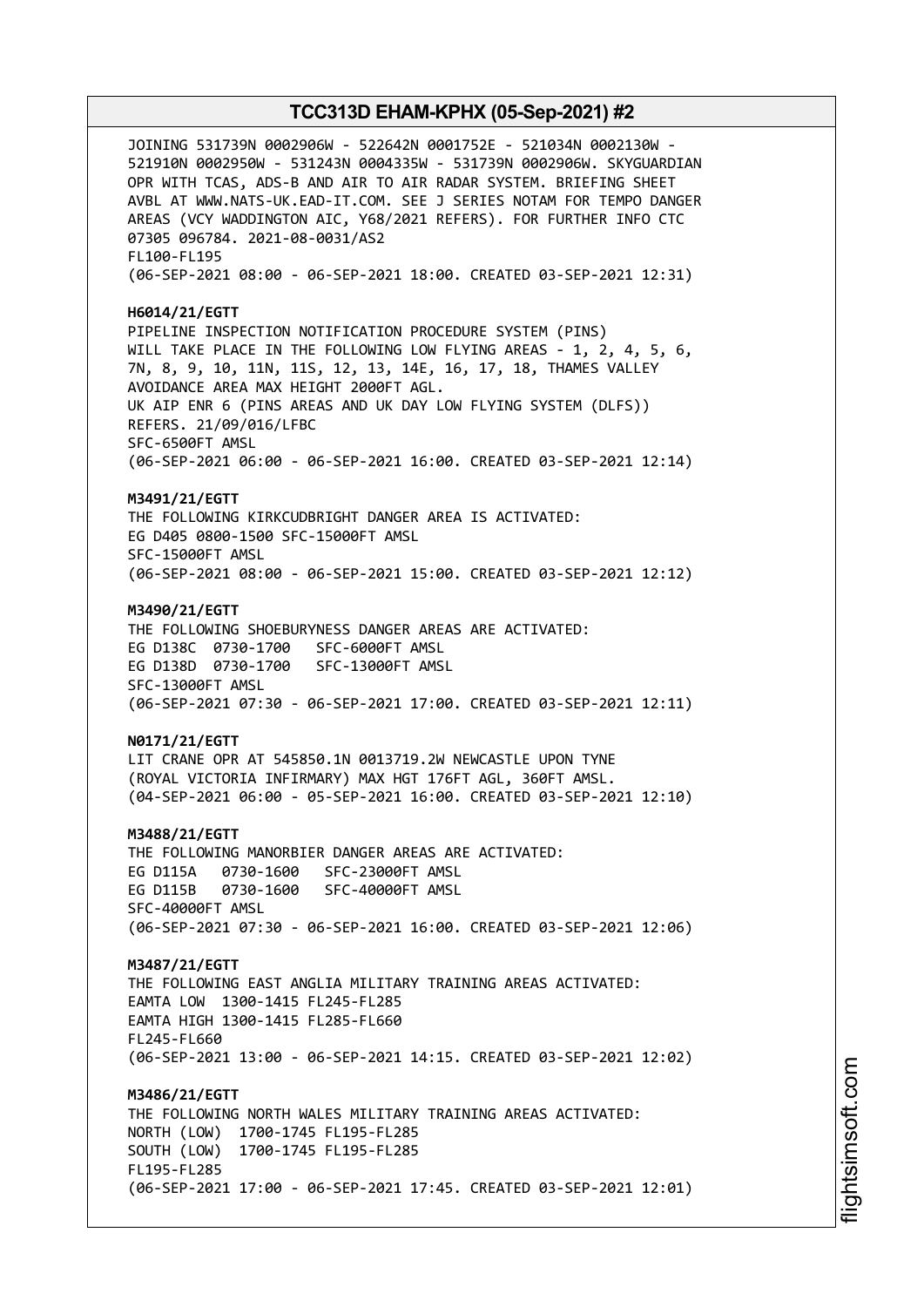JOINING 531739N 0002906W - 522642N 0001752E - 521034N 0002130W - 521910N 0002950W - 531243N 0004335W - 531739N 0002906W. SKYGUARDIAN OPR WITH TCAS, ADS-B AND AIR TO AIR RADAR SYSTEM. BRIEFING SHEET AVBL AT WWW.NATS-UK.EAD-IT.COM. SEE J SERIES NOTAM FOR TEMPO DANGER AREAS (VCY WADDINGTON AIC, Y68/2021 REFERS). FOR FURTHER INFO CTC 07305 096784. 2021-08-0031/AS2
FL100-FL195
(06-SEP-2021 08:00 - 06-SEP-2021 18:00. CREATED 03-SEP-2021 12:31)

**H6014/21/EGTT**
PIPELINE INSPECTION NOTIFICATION PROCEDURE SYSTEM (PINS) WILL TAKE PLACE IN THE FOLLOWING LOW FLYING AREAS - 1, 2, 4, 5, 6, 7N, 8, 9, 10, 11N, 11S, 12, 13, 14E, 16, 17, 18, THAMES VALLEY AVOIDANCE AREA MAX HEIGHT 2000FT AGL.
UK AIP ENR 6 (PINS AREAS AND UK DAY LOW FLYING SYSTEM (DLFS)) REFERS. 21/09/016/LFBC
SFC-6500FT AMSL
(06-SEP-2021 06:00 - 06-SEP-2021 16:00. CREATED 03-SEP-2021 12:14)

**M3491/21/EGTT**
THE FOLLOWING KIRKCUDBRIGHT DANGER AREA IS ACTIVATED:
EG D405 0800-1500 SFC-15000FT AMSL
SFC-15000FT AMSL
(06-SEP-2021 08:00 - 06-SEP-2021 15:00. CREATED 03-SEP-2021 12:12)

**M3490/21/EGTT**
THE FOLLOWING SHOEBURYNESS DANGER AREAS ARE ACTIVATED:
EG D138C 0730-1700 SFC-6000FT AMSL
EG D138D 0730-1700 SFC-13000FT AMSL
SFC-13000FT AMSL
(06-SEP-2021 07:30 - 06-SEP-2021 17:00. CREATED 03-SEP-2021 12:11)

**N0171/21/EGTT**
LIT CRANE OPR AT 545850.1N 0013719.2W NEWCASTLE UPON TYNE (ROYAL VICTORIA INFIRMARY) MAX HGT 176FT AGL, 360FT AMSL.
(04-SEP-2021 06:00 - 05-SEP-2021 16:00. CREATED 03-SEP-2021 12:10)

**M3488/21/EGTT**
THE FOLLOWING MANORBIER DANGER AREAS ARE ACTIVATED:
EG D115A 0730-1600 SFC-23000FT AMSL
EG D115B 0730-1600 SFC-40000FT AMSL
SFC-40000FT AMSL
(06-SEP-2021 07:30 - 06-SEP-2021 16:00. CREATED 03-SEP-2021 12:06)

**M3487/21/EGTT**
THE FOLLOWING EAST ANGLIA MILITARY TRAINING AREAS ACTIVATED:
EAMTA LOW 1300-1415 FL245-FL285
EAMTA HIGH 1300-1415 FL285-FL660
FL245-FL660
(06-SEP-2021 13:00 - 06-SEP-2021 14:15. CREATED 03-SEP-2021 12:02)

**M3486/21/EGTT**
THE FOLLOWING NORTH WALES MILITARY TRAINING AREAS ACTIVATED:
NORTH (LOW) 1700-1745 FL195-FL285
SOUTH (LOW) 1700-1745 FL195-FL285
FL195-FL285
(06-SEP-2021 17:00 - 06-SEP-2021 17:45. CREATED 03-SEP-2021 12:01)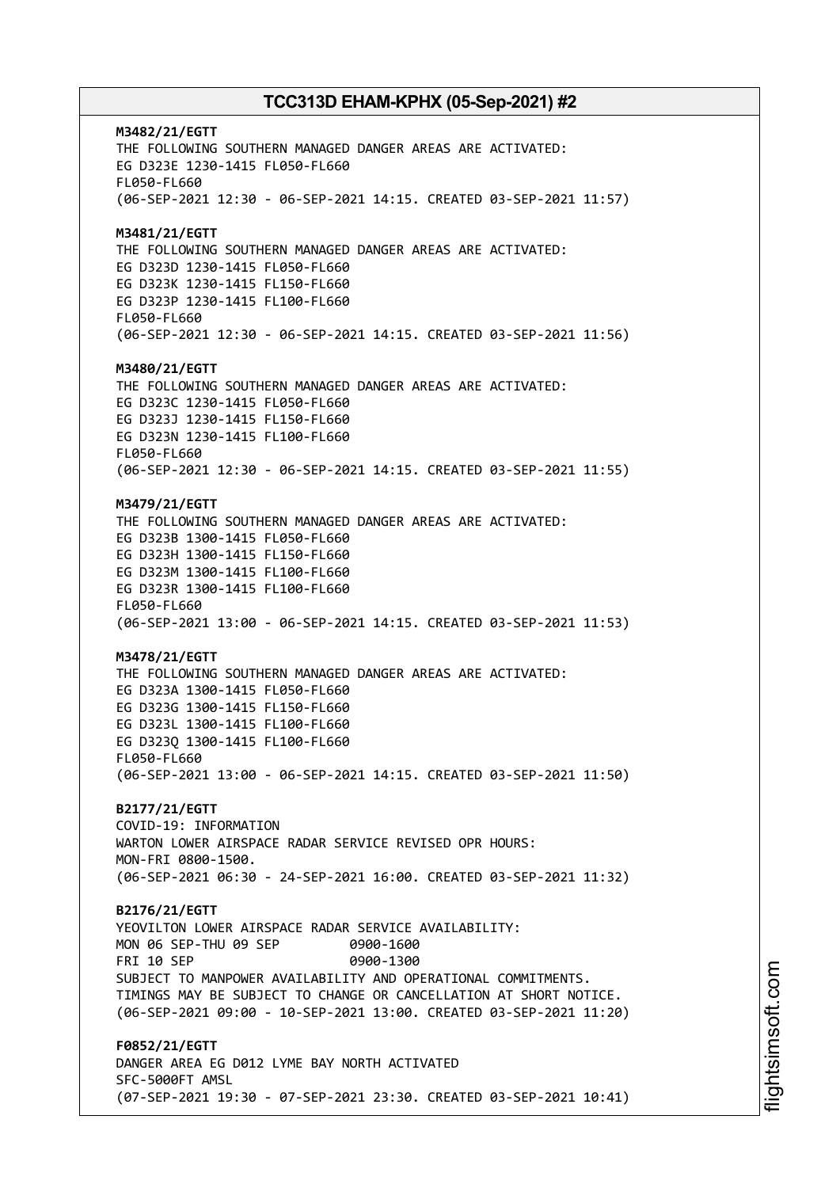**M3482/21/EGTT**
THE FOLLOWING SOUTHERN MANAGED DANGER AREAS ARE ACTIVATED:
EG D323E 1230-1415 FL050-FL660
FL050-FL660
(06-SEP-2021 12:30 - 06-SEP-2021 14:15. CREATED 03-SEP-2021 11:57)

**M3481/21/EGTT**
THE FOLLOWING SOUTHERN MANAGED DANGER AREAS ARE ACTIVATED:
EG D323D 1230-1415 FL050-FL660
EG D323K 1230-1415 FL150-FL660
EG D323P 1230-1415 FL100-FL660
FL050-FL660
(06-SEP-2021 12:30 - 06-SEP-2021 14:15. CREATED 03-SEP-2021 11:56)

**M3480/21/EGTT**
THE FOLLOWING SOUTHERN MANAGED DANGER AREAS ARE ACTIVATED:
EG D323C 1230-1415 FL050-FL660
EG D323J 1230-1415 FL150-FL660
EG D323N 1230-1415 FL100-FL660
FL050-FL660
(06-SEP-2021 12:30 - 06-SEP-2021 14:15. CREATED 03-SEP-2021 11:55)

**M3479/21/EGTT**
THE FOLLOWING SOUTHERN MANAGED DANGER AREAS ARE ACTIVATED:
EG D323B 1300-1415 FL050-FL660
EG D323H 1300-1415 FL150-FL660
EG D323M 1300-1415 FL100-FL660
EG D323R 1300-1415 FL100-FL660
FL050-FL660
(06-SEP-2021 13:00 - 06-SEP-2021 14:15. CREATED 03-SEP-2021 11:53)

**M3478/21/EGTT**
THE FOLLOWING SOUTHERN MANAGED DANGER AREAS ARE ACTIVATED:
EG D323A 1300-1415 FL050-FL660
EG D323G 1300-1415 FL150-FL660
EG D323L 1300-1415 FL100-FL660
EG D323Q 1300-1415 FL100-FL660
FL050-FL660
(06-SEP-2021 13:00 - 06-SEP-2021 14:15. CREATED 03-SEP-2021 11:50)

**B2177/21/EGTT**
COVID-19: INFORMATION
WARTON LOWER AIRSPACE RADAR SERVICE REVISED OPR HOURS:
MON-FRI 0800-1500.
(06-SEP-2021 06:30 - 24-SEP-2021 16:00. CREATED 03-SEP-2021 11:32)

**B2176/21/EGTT**
YEOVILTON LOWER AIRSPACE RADAR SERVICE AVAILABILITY:
MON 06 SEP-THU 09 SEP 0900-1600
FRI 10 SEP 0900-1300
SUBJECT TO MANPOWER AVAILABILITY AND OPERATIONAL COMMITMENTS.
TIMINGS MAY BE SUBJECT TO CHANGE OR CANCELLATION AT SHORT NOTICE.
(06-SEP-2021 09:00 - 10-SEP-2021 13:00. CREATED 03-SEP-2021 11:20)

**F0852/21/EGTT**
DANGER AREA EG D012 LYME BAY NORTH ACTIVATED
SFC-5000FT AMSL
(07-SEP-2021 19:30 - 07-SEP-2021 23:30. CREATED 03-SEP-2021 10:41)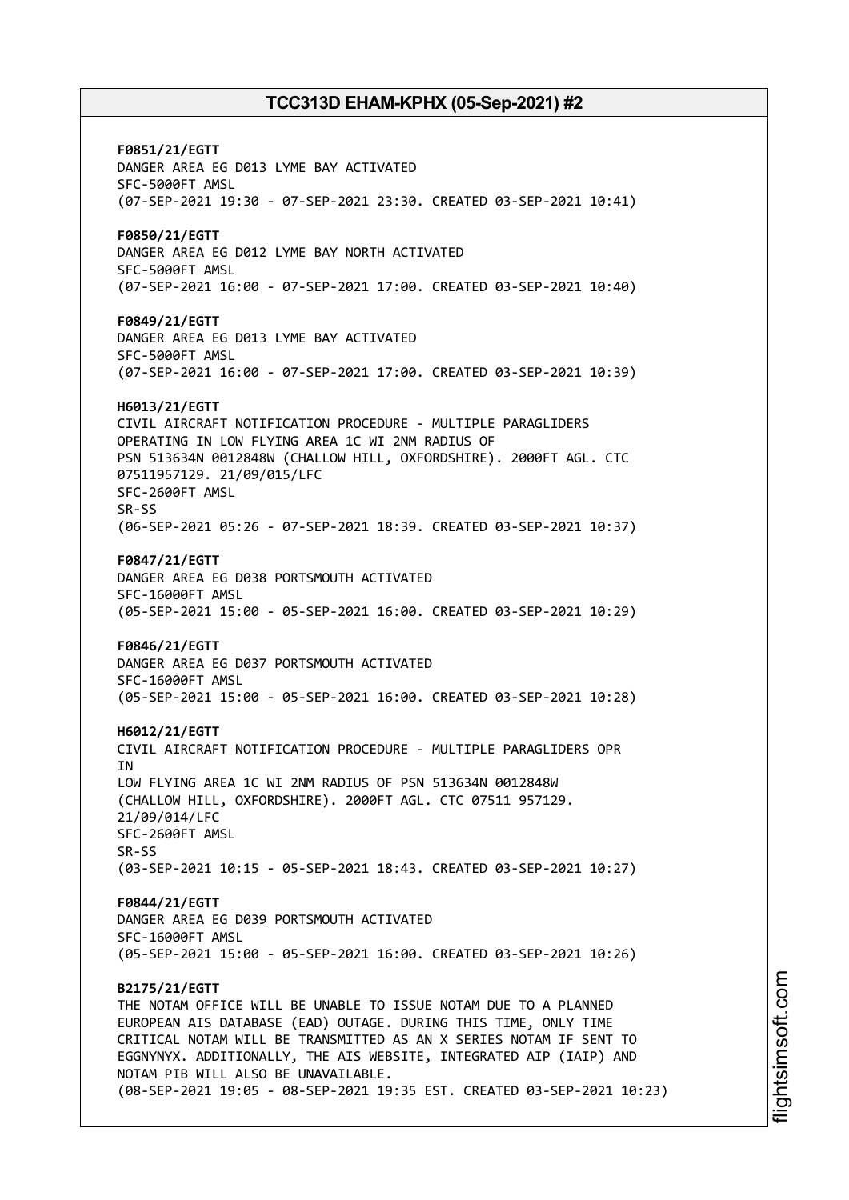**F0851/21/EGTT**
DANGER AREA EG D013 LYME BAY ACTIVATED
SFC-5000FT AMSL
(07-SEP-2021 19:30 - 07-SEP-2021 23:30. CREATED 03-SEP-2021 10:41)

**F0850/21/EGTT**
DANGER AREA EG D012 LYME BAY NORTH ACTIVATED
SFC-5000FT AMSL
(07-SEP-2021 16:00 - 07-SEP-2021 17:00. CREATED 03-SEP-2021 10:40)

**F0849/21/EGTT**
DANGER AREA EG D013 LYME BAY ACTIVATED
SFC-5000FT AMSL
(07-SEP-2021 16:00 - 07-SEP-2021 17:00. CREATED 03-SEP-2021 10:39)

**H6013/21/EGTT**
CIVIL AIRCRAFT NOTIFICATION PROCEDURE - MULTIPLE PARAGLIDERS
OPERATING IN LOW FLYING AREA 1C WI 2NM RADIUS OF
PSN 513634N 0012848W (CHALLOW HILL, OXFORDSHIRE). 2000FT AGL. CTC
07511957129. 21/09/015/LFC
SFC-2600FT AMSL
SR-SS
(06-SEP-2021 05:26 - 07-SEP-2021 18:39. CREATED 03-SEP-2021 10:37)

**F0847/21/EGTT**
DANGER AREA EG D038 PORTSMOUTH ACTIVATED
SFC-16000FT AMSL
(05-SEP-2021 15:00 - 05-SEP-2021 16:00. CREATED 03-SEP-2021 10:29)

**F0846/21/EGTT**
DANGER AREA EG D037 PORTSMOUTH ACTIVATED
SFC-16000FT AMSL
(05-SEP-2021 15:00 - 05-SEP-2021 16:00. CREATED 03-SEP-2021 10:28)

**H6012/21/EGTT**
CIVIL AIRCRAFT NOTIFICATION PROCEDURE - MULTIPLE PARAGLIDERS OPR
IN
LOW FLYING AREA 1C WI 2NM RADIUS OF PSN 513634N 0012848W
(CHALLOW HILL, OXFORDSHIRE). 2000FT AGL. CTC 07511 957129.
21/09/014/LFC
SFC-2600FT AMSL
SR-SS
(03-SEP-2021 10:15 - 05-SEP-2021 18:43. CREATED 03-SEP-2021 10:27)

**F0844/21/EGTT**
DANGER AREA EG D039 PORTSMOUTH ACTIVATED
SFC-16000FT AMSL
(05-SEP-2021 15:00 - 05-SEP-2021 16:00. CREATED 03-SEP-2021 10:26)

**B2175/21/EGTT**
THE NOTAM OFFICE WILL BE UNABLE TO ISSUE NOTAM DUE TO A PLANNED
EUROPEAN AIS DATABASE (EAD) OUTAGE. DURING THIS TIME, ONLY TIME
CRITICAL NOTAM WILL BE TRANSMITTED AS AN X SERIES NOTAM IF SENT TO
EGGNYNYX. ADDITIONALLY, THE AIS WEBSITE, INTEGRATED AIP (IAIP) AND
NOTAM PIB WILL ALSO BE UNAVAILABLE.
(08-SEP-2021 19:05 - 08-SEP-2021 19:35 EST. CREATED 03-SEP-2021 10:23)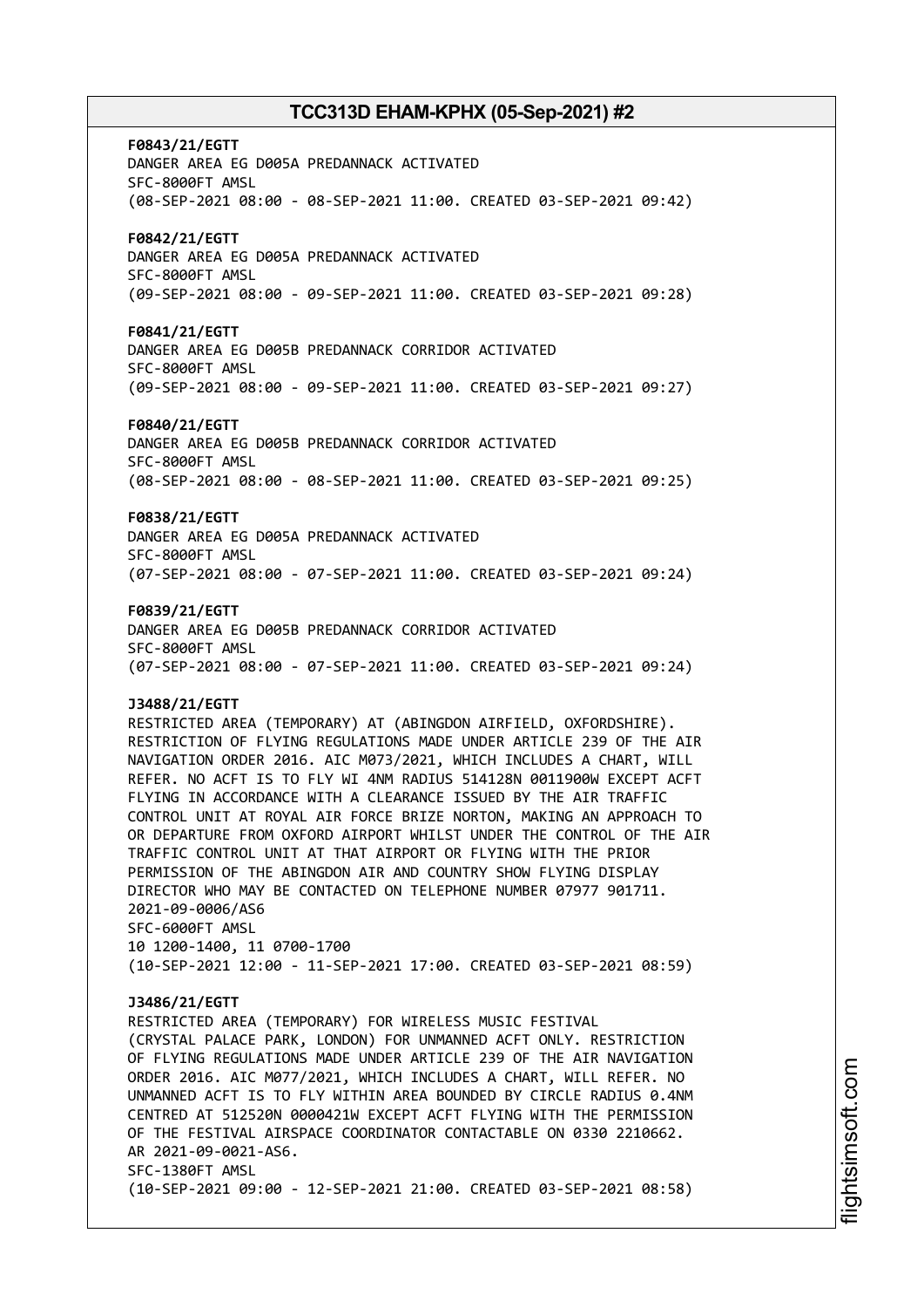**F0843/21/EGTT**
DANGER AREA EG D005A PREDANNACK ACTIVATED
SFC-8000FT AMSL
(08-SEP-2021 08:00 - 08-SEP-2021 11:00. CREATED 03-SEP-2021 09:42)

**F0842/21/EGTT**
DANGER AREA EG D005A PREDANNACK ACTIVATED
SFC-8000FT AMSL
(09-SEP-2021 08:00 - 09-SEP-2021 11:00. CREATED 03-SEP-2021 09:28)

**F0841/21/EGTT**
DANGER AREA EG D005B PREDANNACK CORRIDOR ACTIVATED
SFC-8000FT AMSL
(09-SEP-2021 08:00 - 09-SEP-2021 11:00. CREATED 03-SEP-2021 09:27)

**F0840/21/EGTT**
DANGER AREA EG D005B PREDANNACK CORRIDOR ACTIVATED
SFC-8000FT AMSL
(08-SEP-2021 08:00 - 08-SEP-2021 11:00. CREATED 03-SEP-2021 09:25)

**F0838/21/EGTT**
DANGER AREA EG D005A PREDANNACK ACTIVATED
SFC-8000FT AMSL
(07-SEP-2021 08:00 - 07-SEP-2021 11:00. CREATED 03-SEP-2021 09:24)

**F0839/21/EGTT**
DANGER AREA EG D005B PREDANNACK CORRIDOR ACTIVATED
SFC-8000FT AMSL
(07-SEP-2021 08:00 - 07-SEP-2021 11:00. CREATED 03-SEP-2021 09:24)

**J3488/21/EGTT**
RESTRICTED AREA (TEMPORARY) AT (ABINGDON AIRFIELD, OXFORDSHIRE). RESTRICTION OF FLYING REGULATIONS MADE UNDER ARTICLE 239 OF THE AIR NAVIGATION ORDER 2016. AIC M073/2021, WHICH INCLUDES A CHART, WILL REFER. NO ACFT IS TO FLY WI 4NM RADIUS 514128N 0011900W EXCEPT ACFT FLYING IN ACCORDANCE WITH A CLEARANCE ISSUED BY THE AIR TRAFFIC CONTROL UNIT AT ROYAL AIR FORCE BRIZE NORTON, MAKING AN APPROACH TO OR DEPARTURE FROM OXFORD AIRPORT WHILST UNDER THE CONTROL OF THE AIR TRAFFIC CONTROL UNIT AT THAT AIRPORT OR FLYING WITH THE PRIOR PERMISSION OF THE ABINGDON AIR AND COUNTRY SHOW FLYING DISPLAY DIRECTOR WHO MAY BE CONTACTED ON TELEPHONE NUMBER 07977 901711. 2021-09-0006/AS6
SFC-6000FT AMSL
10 1200-1400, 11 0700-1700
(10-SEP-2021 12:00 - 11-SEP-2021 17:00. CREATED 03-SEP-2021 08:59)

**J3486/21/EGTT**
RESTRICTED AREA (TEMPORARY) FOR WIRELESS MUSIC FESTIVAL (CRYSTAL PALACE PARK, LONDON) FOR UNMANNED ACFT ONLY. RESTRICTION OF FLYING REGULATIONS MADE UNDER ARTICLE 239 OF THE AIR NAVIGATION ORDER 2016. AIC M077/2021, WHICH INCLUDES A CHART, WILL REFER. NO UNMANNED ACFT IS TO FLY WITHIN AREA BOUNDED BY CIRCLE RADIUS 0.4NM CENTRED AT 512520N 0000421W EXCEPT ACFT FLYING WITH THE PERMISSION OF THE FESTIVAL AIRSPACE COORDINATOR CONTACTABLE ON 0330 2210662. AR 2021-09-0021-AS6.
SFC-1380FT AMSL
(10-SEP-2021 09:00 - 12-SEP-2021 21:00. CREATED 03-SEP-2021 08:58)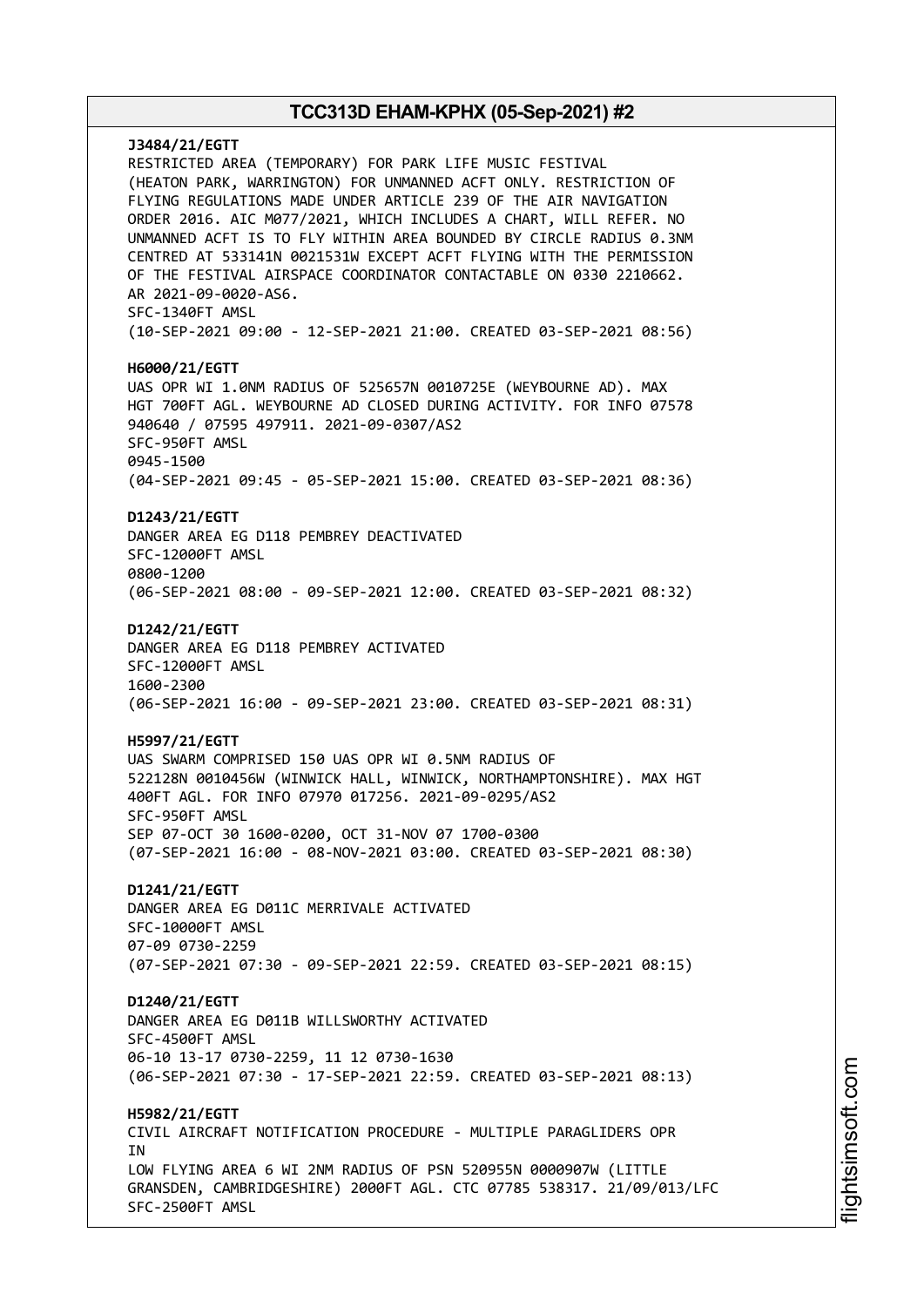**J3484/21/EGTT**
RESTRICTED AREA (TEMPORARY) FOR PARK LIFE MUSIC FESTIVAL
(HEATON PARK, WARRINGTON) FOR UNMANNED ACFT ONLY. RESTRICTION OF
FLYING REGULATIONS MADE UNDER ARTICLE 239 OF THE AIR NAVIGATION
ORDER 2016. AIC M077/2021, WHICH INCLUDES A CHART, WILL REFER. NO
UNMANNED ACFT IS TO FLY WITHIN AREA BOUNDED BY CIRCLE RADIUS 0.3NM
CENTRED AT 533141N 0021531W EXCEPT ACFT FLYING WITH THE PERMISSION
OF THE FESTIVAL AIRSPACE COORDINATOR CONTACTABLE ON 0330 2210662.
AR 2021-09-0020-AS6.
SFC-1340FT AMSL
(10-SEP-2021 09:00 - 12-SEP-2021 21:00. CREATED 03-SEP-2021 08:56)

**H6000/21/EGTT**
UAS OPR WI 1.0NM RADIUS OF 525657N 0010725E (WEYBOURNE AD). MAX
HGT 700FT AGL. WEYBOURNE AD CLOSED DURING ACTIVITY. FOR INFO 07578
940640 / 07595 497911. 2021-09-0307/AS2
SFC-950FT AMSL
0945-1500
(04-SEP-2021 09:45 - 05-SEP-2021 15:00. CREATED 03-SEP-2021 08:36)

**D1243/21/EGTT**
DANGER AREA EG D118 PEMBREY DEACTIVATED
SFC-12000FT AMSL
0800-1200
(06-SEP-2021 08:00 - 09-SEP-2021 12:00. CREATED 03-SEP-2021 08:32)

**D1242/21/EGTT**
DANGER AREA EG D118 PEMBREY ACTIVATED
SFC-12000FT AMSL
1600-2300
(06-SEP-2021 16:00 - 09-SEP-2021 23:00. CREATED 03-SEP-2021 08:31)

**H5997/21/EGTT**
UAS SWARM COMPRISED 150 UAS OPR WI 0.5NM RADIUS OF
522128N 0010456W (WINWICK HALL, WINWICK, NORTHAMPTONSHIRE). MAX HGT
400FT AGL. FOR INFO 07970 017256. 2021-09-0295/AS2
SFC-950FT AMSL
SEP 07-OCT 30 1600-0200, OCT 31-NOV 07 1700-0300
(07-SEP-2021 16:00 - 08-NOV-2021 03:00. CREATED 03-SEP-2021 08:30)

**D1241/21/EGTT**
DANGER AREA EG D011C MERRIVALE ACTIVATED
SFC-10000FT AMSL
07-09 0730-2259
(07-SEP-2021 07:30 - 09-SEP-2021 22:59. CREATED 03-SEP-2021 08:15)

**D1240/21/EGTT**
DANGER AREA EG D011B WILLSWORTHY ACTIVATED
SFC-4500FT AMSL
06-10 13-17 0730-2259, 11 12 0730-1630
(06-SEP-2021 07:30 - 17-SEP-2021 22:59. CREATED 03-SEP-2021 08:13)

**H5982/21/EGTT**
CIVIL AIRCRAFT NOTIFICATION PROCEDURE - MULTIPLE PARAGLIDERS OPR
IN
LOW FLYING AREA 6 WI 2NM RADIUS OF PSN 520955N 0000907W (LITTLE
GRANSDEN, CAMBRIDGESHIRE) 2000FT AGL. CTC 07785 538317. 21/09/013/LFC
SFC-2500FT AMSL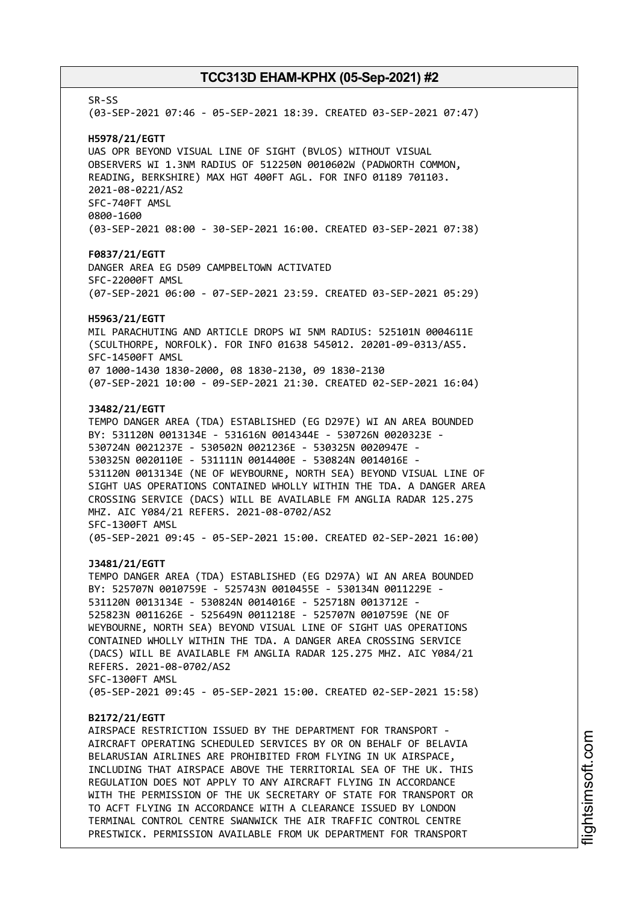SR-SS
(03-SEP-2021 07:46 - 05-SEP-2021 18:39. CREATED 03-SEP-2021 07:47)

**H5978/21/EGTT**
UAS OPR BEYOND VISUAL LINE OF SIGHT (BVLOS) WITHOUT VISUAL OBSERVERS WI 1.3NM RADIUS OF 512250N 0010602W (PADWORTH COMMON, READING, BERKSHIRE) MAX HGT 400FT AGL. FOR INFO 01189 701103. 2021-08-0221/AS2
SFC-740FT AMSL
0800-1600
(03-SEP-2021 08:00 - 30-SEP-2021 16:00. CREATED 03-SEP-2021 07:38)

**F0837/21/EGTT**
DANGER AREA EG D509 CAMPBELTOWN ACTIVATED
SFC-22000FT AMSL
(07-SEP-2021 06:00 - 07-SEP-2021 23:59. CREATED 03-SEP-2021 05:29)

**H5963/21/EGTT**
MIL PARACHUTING AND ARTICLE DROPS WI 5NM RADIUS: 525101N 0004611E (SCULTHORPE, NORFOLK). FOR INFO 01638 545012. 20201-09-0313/AS5.
SFC-14500FT AMSL
07 1000-1430 1830-2000, 08 1830-2130, 09 1830-2130
(07-SEP-2021 10:00 - 09-SEP-2021 21:30. CREATED 02-SEP-2021 16:04)

**J3482/21/EGTT**
TEMPO DANGER AREA (TDA) ESTABLISHED (EG D297E) WI AN AREA BOUNDED BY: 531120N 0013134E - 531616N 0014344E - 530726N 0020323E - 530724N 0021237E - 530502N 0021236E - 530325N 0020947E - 530325N 0020110E - 531111N 0014400E - 530824N 0014016E - 531120N 0013134E (NE OF WEYBOURNE, NORTH SEA) BEYOND VISUAL LINE OF SIGHT UAS OPERATIONS CONTAINED WHOLLY WITHIN THE TDA. A DANGER AREA CROSSING SERVICE (DACS) WILL BE AVAILABLE FM ANGLIA RADAR 125.275 MHZ. AIC Y084/21 REFERS. 2021-08-0702/AS2
SFC-1300FT AMSL
(05-SEP-2021 09:45 - 05-SEP-2021 15:00. CREATED 02-SEP-2021 16:00)

**J3481/21/EGTT**
TEMPO DANGER AREA (TDA) ESTABLISHED (EG D297A) WI AN AREA BOUNDED BY: 525707N 0010759E - 525743N 0010455E - 530134N 0011229E - 531120N 0013134E - 530824N 0014016E - 525718N 0013712E - 525823N 0011626E - 525649N 0011218E - 525707N 0010759E (NE OF WEYBOURNE, NORTH SEA) BEYOND VISUAL LINE OF SIGHT UAS OPERATIONS CONTAINED WHOLLY WITHIN THE TDA. A DANGER AREA CROSSING SERVICE (DACS) WILL BE AVAILABLE FM ANGLIA RADAR 125.275 MHZ. AIC Y084/21 REFERS. 2021-08-0702/AS2
SFC-1300FT AMSL
(05-SEP-2021 09:45 - 05-SEP-2021 15:00. CREATED 02-SEP-2021 15:58)

**B2172/21/EGTT**
AIRSPACE RESTRICTION ISSUED BY THE DEPARTMENT FOR TRANSPORT - AIRCRAFT OPERATING SCHEDULED SERVICES BY OR ON BEHALF OF BELAVIA BELARUSIAN AIRLINES ARE PROHIBITED FROM FLYING IN UK AIRSPACE, INCLUDING THAT AIRSPACE ABOVE THE TERRITORIAL SEA OF THE UK. THIS REGULATION DOES NOT APPLY TO ANY AIRCRAFT FLYING IN ACCORDANCE WITH THE PERMISSION OF THE UK SECRETARY OF STATE FOR TRANSPORT OR TO ACFT FLYING IN ACCORDANCE WITH A CLEARANCE ISSUED BY LONDON TERMINAL CONTROL CENTRE SWANWICK THE AIR TRAFFIC CONTROL CENTRE PRESTWICK. PERMISSION AVAILABLE FROM UK DEPARTMENT FOR TRANSPORT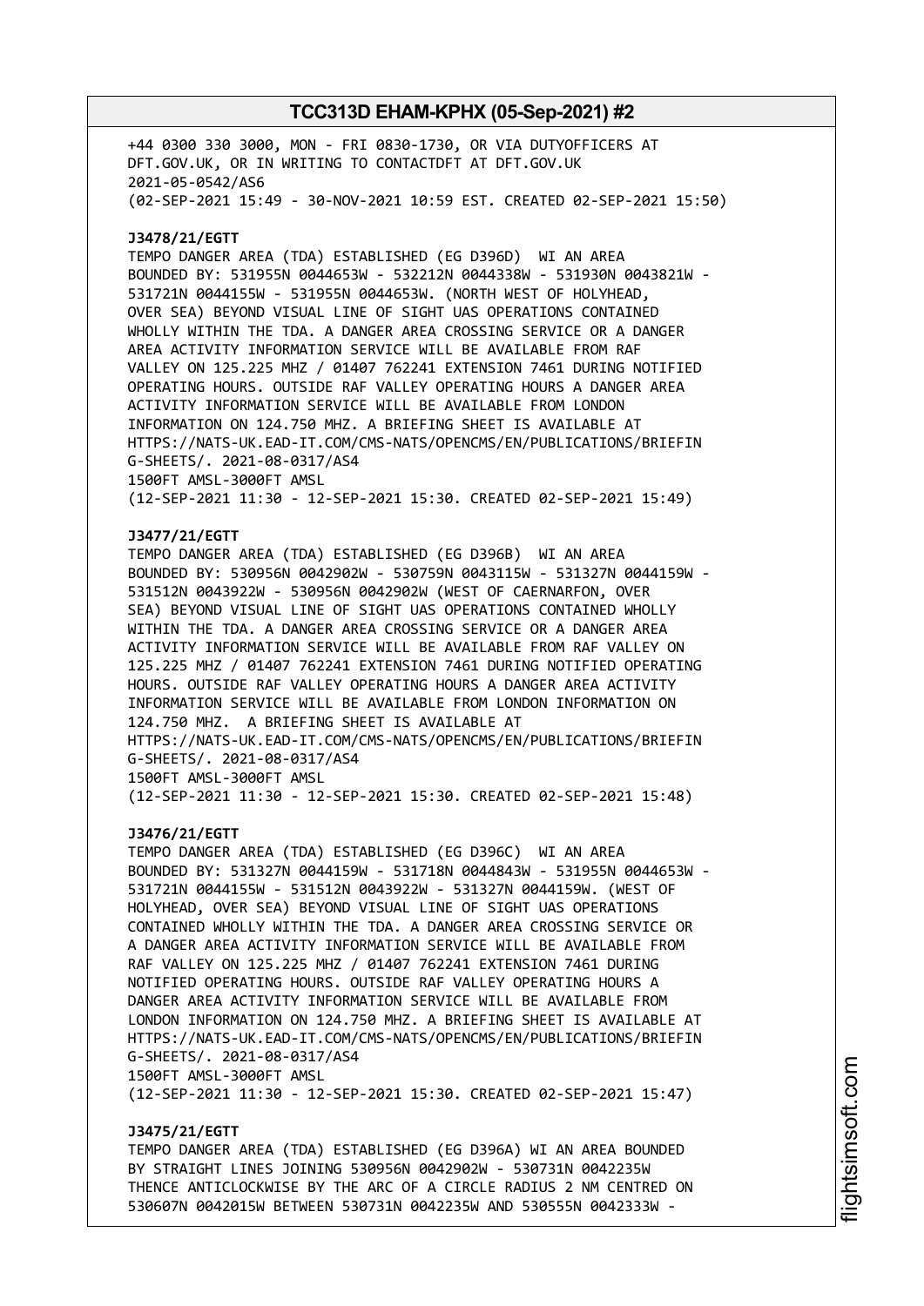+44 0300 330 3000, MON - FRI 0830-1730, OR VIA DUTYOFFICERS AT DFT.GOV.UK, OR IN WRITING TO CONTACTDFT AT DFT.GOV.UK
2021-05-0542/AS6
(02-SEP-2021 15:49 - 30-NOV-2021 10:59 EST. CREATED 02-SEP-2021 15:50)

**J3478/21/EGTT**
TEMPO DANGER AREA (TDA) ESTABLISHED (EG D396D) WI AN AREA BOUNDED BY: 531955N 0044653W - 532212N 0044338W - 531930N 0043821W - 531721N 0044155W - 531955N 0044653W. (NORTH WEST OF HOLYHEAD, OVER SEA) BEYOND VISUAL LINE OF SIGHT UAS OPERATIONS CONTAINED WHOLLY WITHIN THE TDA. A DANGER AREA CROSSING SERVICE OR A DANGER AREA ACTIVITY INFORMATION SERVICE WILL BE AVAILABLE FROM RAF VALLEY ON 125.225 MHZ / 01407 762241 EXTENSION 7461 DURING NOTIFIED OPERATING HOURS. OUTSIDE RAF VALLEY OPERATING HOURS A DANGER AREA ACTIVITY INFORMATION SERVICE WILL BE AVAILABLE FROM LONDON INFORMATION ON 124.750 MHZ. A BRIEFING SHEET IS AVAILABLE AT HTTPS://NATS-UK.EAD-IT.COM/CMS-NATS/OPENCMS/EN/PUBLICATIONS/BRIEFING-SHEETS/. 2021-08-0317/AS4
1500FT AMSL-3000FT AMSL
(12-SEP-2021 11:30 - 12-SEP-2021 15:30. CREATED 02-SEP-2021 15:49)

**J3477/21/EGTT**
TEMPO DANGER AREA (TDA) ESTABLISHED (EG D396B) WI AN AREA BOUNDED BY: 530956N 0042902W - 530759N 0043115W - 531327N 0044159W - 531512N 0043922W - 530956N 0042902W (WEST OF CAERNARFON, OVER SEA) BEYOND VISUAL LINE OF SIGHT UAS OPERATIONS CONTAINED WHOLLY WITHIN THE TDA. A DANGER AREA CROSSING SERVICE OR A DANGER AREA ACTIVITY INFORMATION SERVICE WILL BE AVAILABLE FROM RAF VALLEY ON 125.225 MHZ / 01407 762241 EXTENSION 7461 DURING NOTIFIED OPERATING HOURS. OUTSIDE RAF VALLEY OPERATING HOURS A DANGER AREA ACTIVITY INFORMATION SERVICE WILL BE AVAILABLE FROM LONDON INFORMATION ON 124.750 MHZ. A BRIEFING SHEET IS AVAILABLE AT HTTPS://NATS-UK.EAD-IT.COM/CMS-NATS/OPENCMS/EN/PUBLICATIONS/BRIEFING-SHEETS/. 2021-08-0317/AS4
1500FT AMSL-3000FT AMSL
(12-SEP-2021 11:30 - 12-SEP-2021 15:30. CREATED 02-SEP-2021 15:48)

**J3476/21/EGTT**
TEMPO DANGER AREA (TDA) ESTABLISHED (EG D396C) WI AN AREA BOUNDED BY: 531327N 0044159W - 531718N 0044843W - 531955N 0044653W - 531721N 0044155W - 531512N 0043922W - 531327N 0044159W. (WEST OF HOLYHEAD, OVER SEA) BEYOND VISUAL LINE OF SIGHT UAS OPERATIONS CONTAINED WHOLLY WITHIN THE TDA. A DANGER AREA CROSSING SERVICE OR A DANGER AREA ACTIVITY INFORMATION SERVICE WILL BE AVAILABLE FROM RAF VALLEY ON 125.225 MHZ / 01407 762241 EXTENSION 7461 DURING NOTIFIED OPERATING HOURS. OUTSIDE RAF VALLEY OPERATING HOURS A DANGER AREA ACTIVITY INFORMATION SERVICE WILL BE AVAILABLE FROM LONDON INFORMATION ON 124.750 MHZ. A BRIEFING SHEET IS AVAILABLE AT HTTPS://NATS-UK.EAD-IT.COM/CMS-NATS/OPENCMS/EN/PUBLICATIONS/BRIEFING-SHEETS/. 2021-08-0317/AS4
1500FT AMSL-3000FT AMSL
(12-SEP-2021 11:30 - 12-SEP-2021 15:30. CREATED 02-SEP-2021 15:47)

**J3475/21/EGTT**
TEMPO DANGER AREA (TDA) ESTABLISHED (EG D396A) WI AN AREA BOUNDED BY STRAIGHT LINES JOINING 530956N 0042902W - 530731N 0042235W THENCE ANTICLOCKWISE BY THE ARC OF A CIRCLE RADIUS 2 NM CENTRED ON 530607N 0042015W BETWEEN 530731N 0042235W AND 530555N 0042333W -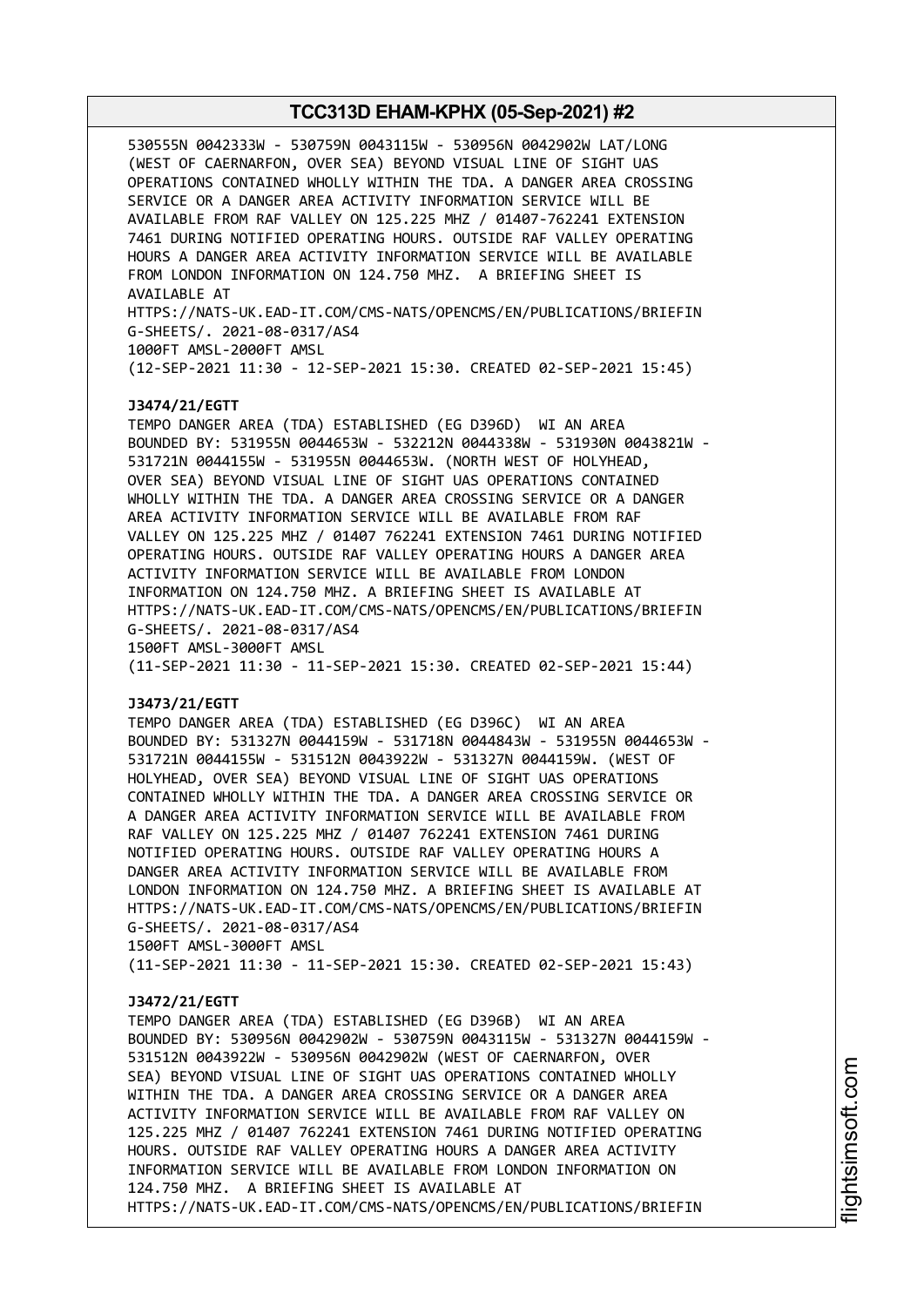530555N 0042333W - 530759N 0043115W - 530956N 0042902W LAT/LONG (WEST OF CAERNARFON, OVER SEA) BEYOND VISUAL LINE OF SIGHT UAS OPERATIONS CONTAINED WHOLLY WITHIN THE TDA. A DANGER AREA CROSSING SERVICE OR A DANGER AREA ACTIVITY INFORMATION SERVICE WILL BE AVAILABLE FROM RAF VALLEY ON 125.225 MHZ / 01407-762241 EXTENSION 7461 DURING NOTIFIED OPERATING HOURS. OUTSIDE RAF VALLEY OPERATING HOURS A DANGER AREA ACTIVITY INFORMATION SERVICE WILL BE AVAILABLE FROM LONDON INFORMATION ON 124.750 MHZ. A BRIEFING SHEET IS AVAILABLE AT
HTTPS://NATS-UK.EAD-IT.COM/CMS-NATS/OPENCMS/EN/PUBLICATIONS/BRIEFING-SHEETS/. 2021-08-0317/AS4
1000FT AMSL-2000FT AMSL
(12-SEP-2021 11:30 - 12-SEP-2021 15:30. CREATED 02-SEP-2021 15:45)

**J3474/21/EGTT**
TEMPO DANGER AREA (TDA) ESTABLISHED (EG D396D) WI AN AREA BOUNDED BY: 531955N 0044653W - 532212N 0044338W - 531930N 0043821W - 531721N 0044155W - 531955N 0044653W. (NORTH WEST OF HOLYHEAD, OVER SEA) BEYOND VISUAL LINE OF SIGHT UAS OPERATIONS CONTAINED WHOLLY WITHIN THE TDA. A DANGER AREA CROSSING SERVICE OR A DANGER AREA ACTIVITY INFORMATION SERVICE WILL BE AVAILABLE FROM RAF VALLEY ON 125.225 MHZ / 01407 762241 EXTENSION 7461 DURING NOTIFIED OPERATING HOURS. OUTSIDE RAF VALLEY OPERATING HOURS A DANGER AREA ACTIVITY INFORMATION SERVICE WILL BE AVAILABLE FROM LONDON INFORMATION ON 124.750 MHZ. A BRIEFING SHEET IS AVAILABLE AT HTTPS://NATS-UK.EAD-IT.COM/CMS-NATS/OPENCMS/EN/PUBLICATIONS/BRIEFING-SHEETS/. 2021-08-0317/AS4
1500FT AMSL-3000FT AMSL
(11-SEP-2021 11:30 - 11-SEP-2021 15:30. CREATED 02-SEP-2021 15:44)

**J3473/21/EGTT**
TEMPO DANGER AREA (TDA) ESTABLISHED (EG D396C) WI AN AREA BOUNDED BY: 531327N 0044159W - 531718N 0044843W - 531955N 0044653W - 531721N 0044155W - 531512N 0043922W - 531327N 0044159W. (WEST OF HOLYHEAD, OVER SEA) BEYOND VISUAL LINE OF SIGHT UAS OPERATIONS CONTAINED WHOLLY WITHIN THE TDA. A DANGER AREA CROSSING SERVICE OR A DANGER AREA ACTIVITY INFORMATION SERVICE WILL BE AVAILABLE FROM RAF VALLEY ON 125.225 MHZ / 01407 762241 EXTENSION 7461 DURING NOTIFIED OPERATING HOURS. OUTSIDE RAF VALLEY OPERATING HOURS A DANGER AREA ACTIVITY INFORMATION SERVICE WILL BE AVAILABLE FROM LONDON INFORMATION ON 124.750 MHZ. A BRIEFING SHEET IS AVAILABLE AT HTTPS://NATS-UK.EAD-IT.COM/CMS-NATS/OPENCMS/EN/PUBLICATIONS/BRIEFING-SHEETS/. 2021-08-0317/AS4
1500FT AMSL-3000FT AMSL
(11-SEP-2021 11:30 - 11-SEP-2021 15:30. CREATED 02-SEP-2021 15:43)

**J3472/21/EGTT**
TEMPO DANGER AREA (TDA) ESTABLISHED (EG D396B) WI AN AREA BOUNDED BY: 530956N 0042902W - 530759N 0043115W - 531327N 0044159W - 531512N 0043922W - 530956N 0042902W (WEST OF CAERNARFON, OVER SEA) BEYOND VISUAL LINE OF SIGHT UAS OPERATIONS CONTAINED WHOLLY WITHIN THE TDA. A DANGER AREA CROSSING SERVICE OR A DANGER AREA ACTIVITY INFORMATION SERVICE WILL BE AVAILABLE FROM RAF VALLEY ON 125.225 MHZ / 01407 762241 EXTENSION 7461 DURING NOTIFIED OPERATING HOURS. OUTSIDE RAF VALLEY OPERATING HOURS A DANGER AREA ACTIVITY INFORMATION SERVICE WILL BE AVAILABLE FROM LONDON INFORMATION ON 124.750 MHZ. A BRIEFING SHEET IS AVAILABLE AT
HTTPS://NATS-UK.EAD-IT.COM/CMS-NATS/OPENCMS/EN/PUBLICATIONS/BRIEFIN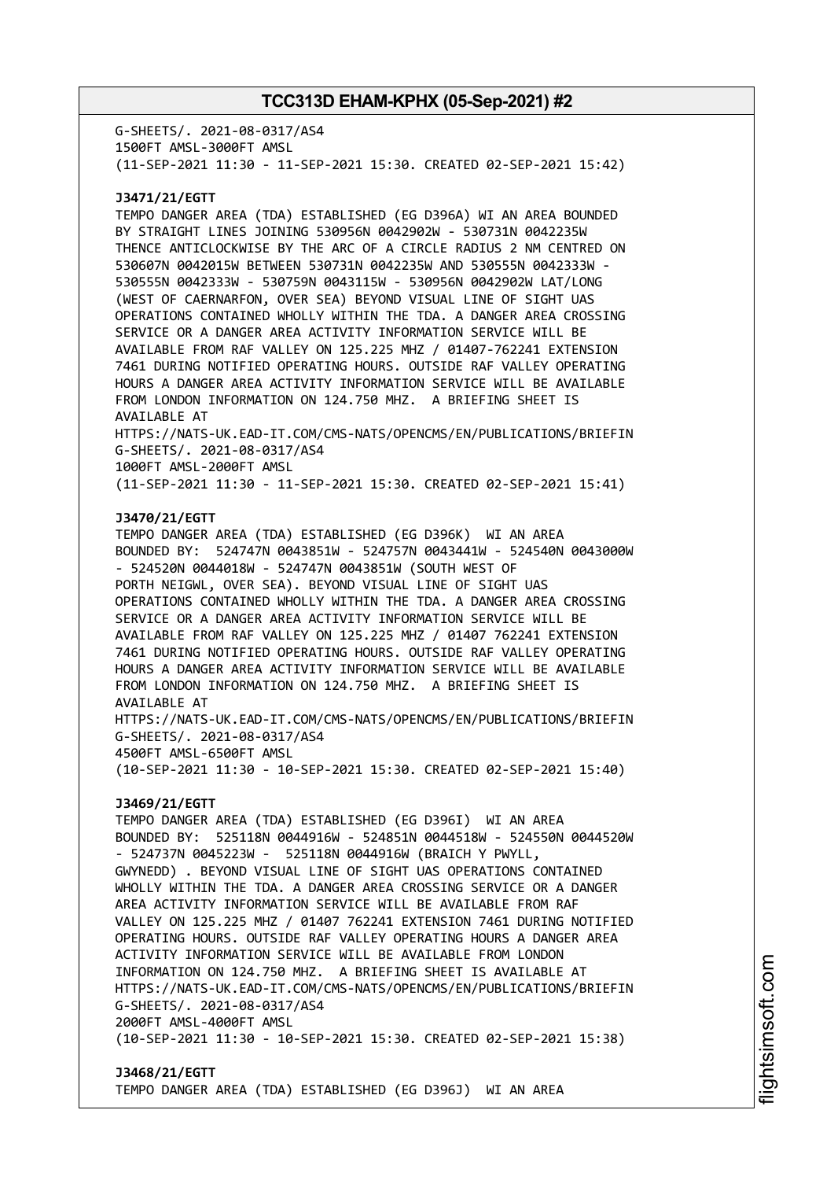G-SHEETS/. 2021-08-0317/AS4
1500FT AMSL-3000FT AMSL
(11-SEP-2021 11:30 - 11-SEP-2021 15:30. CREATED 02-SEP-2021 15:42)

**J3471/21/EGTT**
TEMPO DANGER AREA (TDA) ESTABLISHED (EG D396A) WI AN AREA BOUNDED BY STRAIGHT LINES JOINING 530956N 0042902W - 530731N 0042235W THENCE ANTICLOCKWISE BY THE ARC OF A CIRCLE RADIUS 2 NM CENTRED ON 530607N 0042015W BETWEEN 530731N 0042235W AND 530555N 0042333W - 530555N 0042333W - 530759N 0043115W - 530956N 0042902W LAT/LONG (WEST OF CAERNARFON, OVER SEA) BEYOND VISUAL LINE OF SIGHT UAS OPERATIONS CONTAINED WHOLLY WITHIN THE TDA. A DANGER AREA CROSSING SERVICE OR A DANGER AREA ACTIVITY INFORMATION SERVICE WILL BE AVAILABLE FROM RAF VALLEY ON 125.225 MHZ / 01407-762241 EXTENSION 7461 DURING NOTIFIED OPERATING HOURS. OUTSIDE RAF VALLEY OPERATING HOURS A DANGER AREA ACTIVITY INFORMATION SERVICE WILL BE AVAILABLE FROM LONDON INFORMATION ON 124.750 MHZ. A BRIEFING SHEET IS AVAILABLE AT
HTTPS://NATS-UK.EAD-IT.COM/CMS-NATS/OPENCMS/EN/PUBLICATIONS/BRIEFIN G-SHEETS/. 2021-08-0317/AS4
1000FT AMSL-2000FT AMSL
(11-SEP-2021 11:30 - 11-SEP-2021 15:30. CREATED 02-SEP-2021 15:41)

**J3470/21/EGTT**
TEMPO DANGER AREA (TDA) ESTABLISHED (EG D396K) WI AN AREA BOUNDED BY: 524747N 0043851W - 524757N 0043441W - 524540N 0043000W - 524520N 0044018W - 524747N 0043851W (SOUTH WEST OF PORTH NEIGWL, OVER SEA). BEYOND VISUAL LINE OF SIGHT UAS OPERATIONS CONTAINED WHOLLY WITHIN THE TDA. A DANGER AREA CROSSING SERVICE OR A DANGER AREA ACTIVITY INFORMATION SERVICE WILL BE AVAILABLE FROM RAF VALLEY ON 125.225 MHZ / 01407 762241 EXTENSION 7461 DURING NOTIFIED OPERATING HOURS. OUTSIDE RAF VALLEY OPERATING HOURS A DANGER AREA ACTIVITY INFORMATION SERVICE WILL BE AVAILABLE FROM LONDON INFORMATION ON 124.750 MHZ. A BRIEFING SHEET IS AVAILABLE AT
HTTPS://NATS-UK.EAD-IT.COM/CMS-NATS/OPENCMS/EN/PUBLICATIONS/BRIEFIN G-SHEETS/. 2021-08-0317/AS4
4500FT AMSL-6500FT AMSL
(10-SEP-2021 11:30 - 10-SEP-2021 15:30. CREATED 02-SEP-2021 15:40)

**J3469/21/EGTT**
TEMPO DANGER AREA (TDA) ESTABLISHED (EG D396I) WI AN AREA BOUNDED BY: 525118N 0044916W - 524851N 0044518W - 524550N 0044520W - 524737N 0045223W - 525118N 0044916W (BRAICH Y PWYLL, GWYNEDD) . BEYOND VISUAL LINE OF SIGHT UAS OPERATIONS CONTAINED WHOLLY WITHIN THE TDA. A DANGER AREA CROSSING SERVICE OR A DANGER AREA ACTIVITY INFORMATION SERVICE WILL BE AVAILABLE FROM RAF VALLEY ON 125.225 MHZ / 01407 762241 EXTENSION 7461 DURING NOTIFIED OPERATING HOURS. OUTSIDE RAF VALLEY OPERATING HOURS A DANGER AREA ACTIVITY INFORMATION SERVICE WILL BE AVAILABLE FROM LONDON INFORMATION ON 124.750 MHZ. A BRIEFING SHEET IS AVAILABLE AT
HTTPS://NATS-UK.EAD-IT.COM/CMS-NATS/OPENCMS/EN/PUBLICATIONS/BRIEFIN G-SHEETS/. 2021-08-0317/AS4
2000FT AMSL-4000FT AMSL
(10-SEP-2021 11:30 - 10-SEP-2021 15:30. CREATED 02-SEP-2021 15:38)

**J3468/21/EGTT**
TEMPO DANGER AREA (TDA) ESTABLISHED (EG D396J) WI AN AREA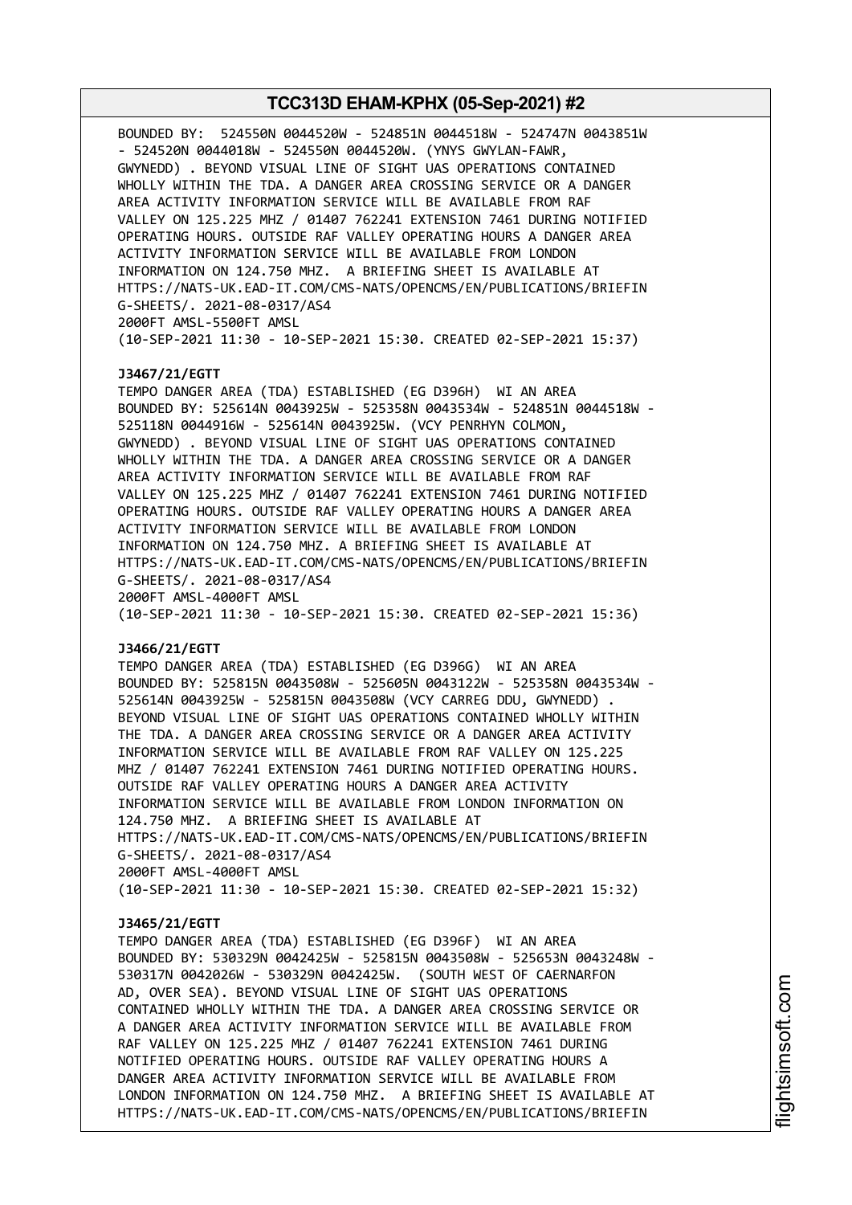BOUNDED BY: 524550N 0044520W - 524851N 0044518W - 524747N 0043851W - 524520N 0044018W - 524550N 0044520W. (YNYS GWYLAN-FAWR, GWYNEDD) . BEYOND VISUAL LINE OF SIGHT UAS OPERATIONS CONTAINED WHOLLY WITHIN THE TDA. A DANGER AREA CROSSING SERVICE OR A DANGER AREA ACTIVITY INFORMATION SERVICE WILL BE AVAILABLE FROM RAF VALLEY ON 125.225 MHZ / 01407 762241 EXTENSION 7461 DURING NOTIFIED OPERATING HOURS. OUTSIDE RAF VALLEY OPERATING HOURS A DANGER AREA ACTIVITY INFORMATION SERVICE WILL BE AVAILABLE FROM LONDON INFORMATION ON 124.750 MHZ. A BRIEFING SHEET IS AVAILABLE AT HTTPS://NATS-UK.EAD-IT.COM/CMS-NATS/OPENCMS/EN/PUBLICATIONS/BRIEFIN G-SHEETS/. 2021-08-0317/AS4
2000FT AMSL-5500FT AMSL
(10-SEP-2021 11:30 - 10-SEP-2021 15:30. CREATED 02-SEP-2021 15:37)

**J3467/21/EGTT**
TEMPO DANGER AREA (TDA) ESTABLISHED (EG D396H) WI AN AREA BOUNDED BY: 525614N 0043925W - 525358N 0043534W - 524851N 0044518W - 525118N 0044916W - 525614N 0043925W. (VCY PENRHYN COLMON, GWYNEDD) . BEYOND VISUAL LINE OF SIGHT UAS OPERATIONS CONTAINED WHOLLY WITHIN THE TDA. A DANGER AREA CROSSING SERVICE OR A DANGER AREA ACTIVITY INFORMATION SERVICE WILL BE AVAILABLE FROM RAF VALLEY ON 125.225 MHZ / 01407 762241 EXTENSION 7461 DURING NOTIFIED OPERATING HOURS. OUTSIDE RAF VALLEY OPERATING HOURS A DANGER AREA ACTIVITY INFORMATION SERVICE WILL BE AVAILABLE FROM LONDON INFORMATION ON 124.750 MHZ. A BRIEFING SHEET IS AVAILABLE AT HTTPS://NATS-UK.EAD-IT.COM/CMS-NATS/OPENCMS/EN/PUBLICATIONS/BRIEFIN G-SHEETS/. 2021-08-0317/AS4
2000FT AMSL-4000FT AMSL
(10-SEP-2021 11:30 - 10-SEP-2021 15:30. CREATED 02-SEP-2021 15:36)

**J3466/21/EGTT**
TEMPO DANGER AREA (TDA) ESTABLISHED (EG D396G) WI AN AREA BOUNDED BY: 525815N 0043508W - 525605N 0043122W - 525358N 0043534W - 525614N 0043925W - 525815N 0043508W (VCY CARREG DDU, GWYNEDD) . BEYOND VISUAL LINE OF SIGHT UAS OPERATIONS CONTAINED WHOLLY WITHIN THE TDA. A DANGER AREA CROSSING SERVICE OR A DANGER AREA ACTIVITY INFORMATION SERVICE WILL BE AVAILABLE FROM RAF VALLEY ON 125.225 MHZ / 01407 762241 EXTENSION 7461 DURING NOTIFIED OPERATING HOURS. OUTSIDE RAF VALLEY OPERATING HOURS A DANGER AREA ACTIVITY INFORMATION SERVICE WILL BE AVAILABLE FROM LONDON INFORMATION ON 124.750 MHZ. A BRIEFING SHEET IS AVAILABLE AT HTTPS://NATS-UK.EAD-IT.COM/CMS-NATS/OPENCMS/EN/PUBLICATIONS/BRIEFIN G-SHEETS/. 2021-08-0317/AS4
2000FT AMSL-4000FT AMSL
(10-SEP-2021 11:30 - 10-SEP-2021 15:30. CREATED 02-SEP-2021 15:32)

**J3465/21/EGTT**
TEMPO DANGER AREA (TDA) ESTABLISHED (EG D396F) WI AN AREA BOUNDED BY: 530329N 0042425W - 525815N 0043508W - 525653N 0043248W - 530317N 0042026W - 530329N 0042425W. (SOUTH WEST OF CAERNARFON AD, OVER SEA). BEYOND VISUAL LINE OF SIGHT UAS OPERATIONS CONTAINED WHOLLY WITHIN THE TDA. A DANGER AREA CROSSING SERVICE OR A DANGER AREA ACTIVITY INFORMATION SERVICE WILL BE AVAILABLE FROM RAF VALLEY ON 125.225 MHZ / 01407 762241 EXTENSION 7461 DURING NOTIFIED OPERATING HOURS. OUTSIDE RAF VALLEY OPERATING HOURS A DANGER AREA ACTIVITY INFORMATION SERVICE WILL BE AVAILABLE FROM LONDON INFORMATION ON 124.750 MHZ. A BRIEFING SHEET IS AVAILABLE AT HTTPS://NATS-UK.EAD-IT.COM/CMS-NATS/OPENCMS/EN/PUBLICATIONS/BRIEFIN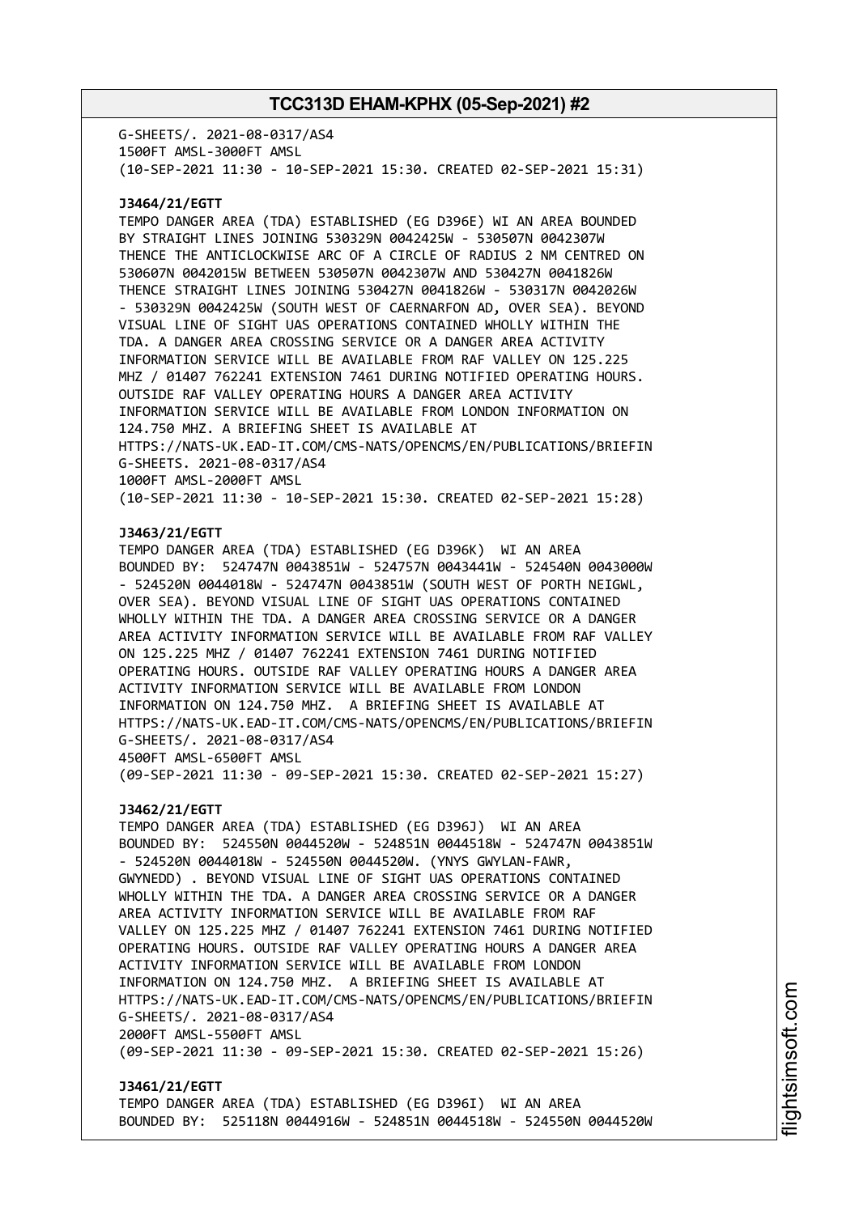G-SHEETS/. 2021-08-0317/AS4
1500FT AMSL-3000FT AMSL
(10-SEP-2021 11:30 - 10-SEP-2021 15:30. CREATED 02-SEP-2021 15:31)

**J3464/21/EGTT**
TEMPO DANGER AREA (TDA) ESTABLISHED (EG D396E) WI AN AREA BOUNDED BY STRAIGHT LINES JOINING 530329N 0042425W - 530507N 0042307W THENCE THE ANTICLOCKWISE ARC OF A CIRCLE OF RADIUS 2 NM CENTRED ON 530607N 0042015W BETWEEN 530507N 0042307W AND 530427N 0041826W THENCE STRAIGHT LINES JOINING 530427N 0041826W - 530317N 0042026W - 530329N 0042425W (SOUTH WEST OF CAERNARFON AD, OVER SEA). BEYOND VISUAL LINE OF SIGHT UAS OPERATIONS CONTAINED WHOLLY WITHIN THE TDA. A DANGER AREA CROSSING SERVICE OR A DANGER AREA ACTIVITY INFORMATION SERVICE WILL BE AVAILABLE FROM RAF VALLEY ON 125.225 MHZ / 01407 762241 EXTENSION 7461 DURING NOTIFIED OPERATING HOURS. OUTSIDE RAF VALLEY OPERATING HOURS A DANGER AREA ACTIVITY INFORMATION SERVICE WILL BE AVAILABLE FROM LONDON INFORMATION ON 124.750 MHZ. A BRIEFING SHEET IS AVAILABLE AT HTTPS://NATS-UK.EAD-IT.COM/CMS-NATS/OPENCMS/EN/PUBLICATIONS/BRIEFIN G-SHEETS. 2021-08-0317/AS4
1000FT AMSL-2000FT AMSL
(10-SEP-2021 11:30 - 10-SEP-2021 15:30. CREATED 02-SEP-2021 15:28)

**J3463/21/EGTT**
TEMPO DANGER AREA (TDA) ESTABLISHED (EG D396K) WI AN AREA BOUNDED BY: 524747N 0043851W - 524757N 0043441W - 524540N 0043000W - 524520N 0044018W - 524747N 0043851W (SOUTH WEST OF PORTH NEIGWL, OVER SEA). BEYOND VISUAL LINE OF SIGHT UAS OPERATIONS CONTAINED WHOLLY WITHIN THE TDA. A DANGER AREA CROSSING SERVICE OR A DANGER AREA ACTIVITY INFORMATION SERVICE WILL BE AVAILABLE FROM RAF VALLEY ON 125.225 MHZ / 01407 762241 EXTENSION 7461 DURING NOTIFIED OPERATING HOURS. OUTSIDE RAF VALLEY OPERATING HOURS A DANGER AREA ACTIVITY INFORMATION SERVICE WILL BE AVAILABLE FROM LONDON INFORMATION ON 124.750 MHZ. A BRIEFING SHEET IS AVAILABLE AT HTTPS://NATS-UK.EAD-IT.COM/CMS-NATS/OPENCMS/EN/PUBLICATIONS/BRIEFIN G-SHEETS/. 2021-08-0317/AS4
4500FT AMSL-6500FT AMSL
(09-SEP-2021 11:30 - 09-SEP-2021 15:30. CREATED 02-SEP-2021 15:27)

**J3462/21/EGTT**
TEMPO DANGER AREA (TDA) ESTABLISHED (EG D396J) WI AN AREA BOUNDED BY: 524550N 0044520W - 524851N 0044518W - 524747N 0043851W - 524520N 0044018W - 524550N 0044520W. (YNYS GWYLAN-FAWR, GWYNEDD) . BEYOND VISUAL LINE OF SIGHT UAS OPERATIONS CONTAINED WHOLLY WITHIN THE TDA. A DANGER AREA CROSSING SERVICE OR A DANGER AREA ACTIVITY INFORMATION SERVICE WILL BE AVAILABLE FROM RAF VALLEY ON 125.225 MHZ / 01407 762241 EXTENSION 7461 DURING NOTIFIED OPERATING HOURS. OUTSIDE RAF VALLEY OPERATING HOURS A DANGER AREA ACTIVITY INFORMATION SERVICE WILL BE AVAILABLE FROM LONDON INFORMATION ON 124.750 MHZ. A BRIEFING SHEET IS AVAILABLE AT HTTPS://NATS-UK.EAD-IT.COM/CMS-NATS/OPENCMS/EN/PUBLICATIONS/BRIEFIN G-SHEETS/. 2021-08-0317/AS4
2000FT AMSL-5500FT AMSL
(09-SEP-2021 11:30 - 09-SEP-2021 15:30. CREATED 02-SEP-2021 15:26)

**J3461/21/EGTT**
TEMPO DANGER AREA (TDA) ESTABLISHED (EG D396I) WI AN AREA BOUNDED BY: 525118N 0044916W - 524851N 0044518W - 524550N 0044520W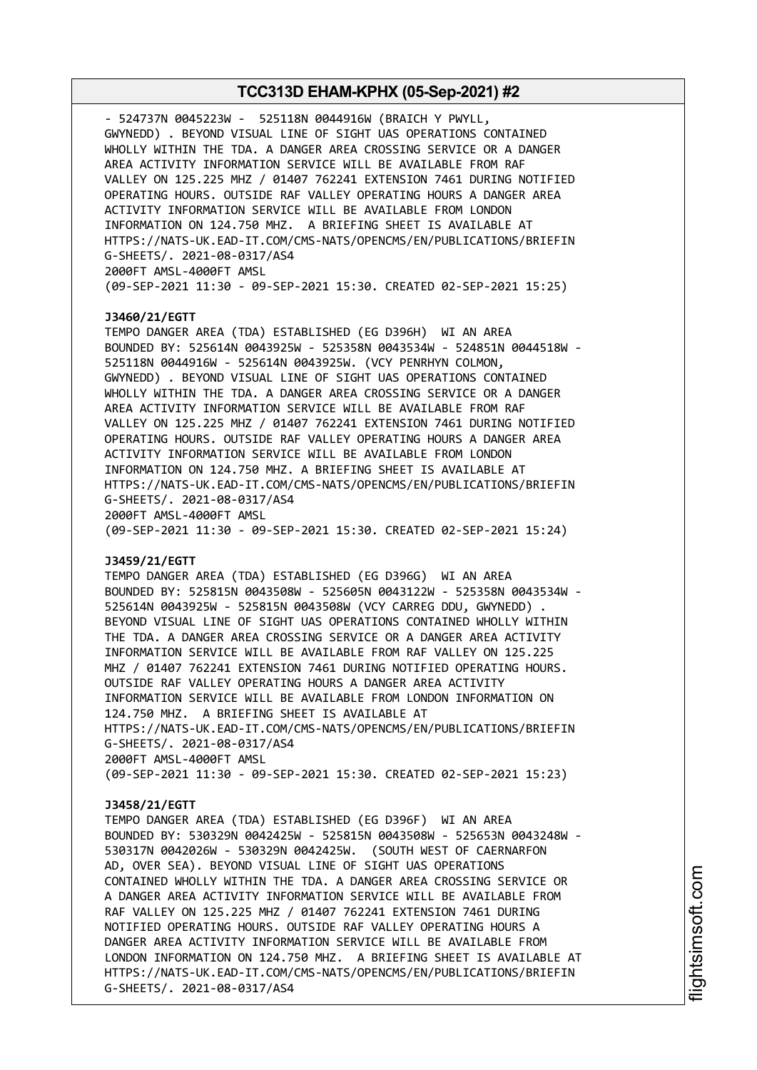- 524737N 0045223W - 525118N 0044916W (BRAICH Y PWYLL, GWYNEDD) . BEYOND VISUAL LINE OF SIGHT UAS OPERATIONS CONTAINED WHOLLY WITHIN THE TDA. A DANGER AREA CROSSING SERVICE OR A DANGER AREA ACTIVITY INFORMATION SERVICE WILL BE AVAILABLE FROM RAF VALLEY ON 125.225 MHZ / 01407 762241 EXTENSION 7461 DURING NOTIFIED OPERATING HOURS. OUTSIDE RAF VALLEY OPERATING HOURS A DANGER AREA ACTIVITY INFORMATION SERVICE WILL BE AVAILABLE FROM LONDON INFORMATION ON 124.750 MHZ. A BRIEFING SHEET IS AVAILABLE AT HTTPS://NATS-UK.EAD-IT.COM/CMS-NATS/OPENCMS/EN/PUBLICATIONS/BRIEFIN G-SHEETS/. 2021-08-0317/AS4
2000FT AMSL-4000FT AMSL
(09-SEP-2021 11:30 - 09-SEP-2021 15:30. CREATED 02-SEP-2021 15:25)

**J3460/21/EGTT**
TEMPO DANGER AREA (TDA) ESTABLISHED (EG D396H) WI AN AREA BOUNDED BY: 525614N 0043925W - 525358N 0043534W - 524851N 0044518W - 525118N 0044916W - 525614N 0043925W. (VCY PENRHYN COLMON, GWYNEDD) . BEYOND VISUAL LINE OF SIGHT UAS OPERATIONS CONTAINED WHOLLY WITHIN THE TDA. A DANGER AREA CROSSING SERVICE OR A DANGER AREA ACTIVITY INFORMATION SERVICE WILL BE AVAILABLE FROM RAF VALLEY ON 125.225 MHZ / 01407 762241 EXTENSION 7461 DURING NOTIFIED OPERATING HOURS. OUTSIDE RAF VALLEY OPERATING HOURS A DANGER AREA ACTIVITY INFORMATION SERVICE WILL BE AVAILABLE FROM LONDON INFORMATION ON 124.750 MHZ. A BRIEFING SHEET IS AVAILABLE AT HTTPS://NATS-UK.EAD-IT.COM/CMS-NATS/OPENCMS/EN/PUBLICATIONS/BRIEFIN G-SHEETS/. 2021-08-0317/AS4
2000FT AMSL-4000FT AMSL
(09-SEP-2021 11:30 - 09-SEP-2021 15:30. CREATED 02-SEP-2021 15:24)

**J3459/21/EGTT**
TEMPO DANGER AREA (TDA) ESTABLISHED (EG D396G) WI AN AREA BOUNDED BY: 525815N 0043508W - 525605N 0043122W - 525358N 0043534W - 525614N 0043925W - 525815N 0043508W (VCY CARREG DDU, GWYNEDD) . BEYOND VISUAL LINE OF SIGHT UAS OPERATIONS CONTAINED WHOLLY WITHIN THE TDA. A DANGER AREA CROSSING SERVICE OR A DANGER AREA ACTIVITY INFORMATION SERVICE WILL BE AVAILABLE FROM RAF VALLEY ON 125.225 MHZ / 01407 762241 EXTENSION 7461 DURING NOTIFIED OPERATING HOURS. OUTSIDE RAF VALLEY OPERATING HOURS A DANGER AREA ACTIVITY INFORMATION SERVICE WILL BE AVAILABLE FROM LONDON INFORMATION ON 124.750 MHZ. A BRIEFING SHEET IS AVAILABLE AT HTTPS://NATS-UK.EAD-IT.COM/CMS-NATS/OPENCMS/EN/PUBLICATIONS/BRIEFIN G-SHEETS/. 2021-08-0317/AS4
2000FT AMSL-4000FT AMSL
(09-SEP-2021 11:30 - 09-SEP-2021 15:30. CREATED 02-SEP-2021 15:23)

**J3458/21/EGTT**
TEMPO DANGER AREA (TDA) ESTABLISHED (EG D396F) WI AN AREA BOUNDED BY: 530329N 0042425W - 525815N 0043508W - 525653N 0043248W - 530317N 0042026W - 530329N 0042425W. (SOUTH WEST OF CAERNARFON AD, OVER SEA). BEYOND VISUAL LINE OF SIGHT UAS OPERATIONS CONTAINED WHOLLY WITHIN THE TDA. A DANGER AREA CROSSING SERVICE OR A DANGER AREA ACTIVITY INFORMATION SERVICE WILL BE AVAILABLE FROM RAF VALLEY ON 125.225 MHZ / 01407 762241 EXTENSION 7461 DURING NOTIFIED OPERATING HOURS. OUTSIDE RAF VALLEY OPERATING HOURS A DANGER AREA ACTIVITY INFORMATION SERVICE WILL BE AVAILABLE FROM LONDON INFORMATION ON 124.750 MHZ. A BRIEFING SHEET IS AVAILABLE AT HTTPS://NATS-UK.EAD-IT.COM/CMS-NATS/OPENCMS/EN/PUBLICATIONS/BRIEFIN G-SHEETS/. 2021-08-0317/AS4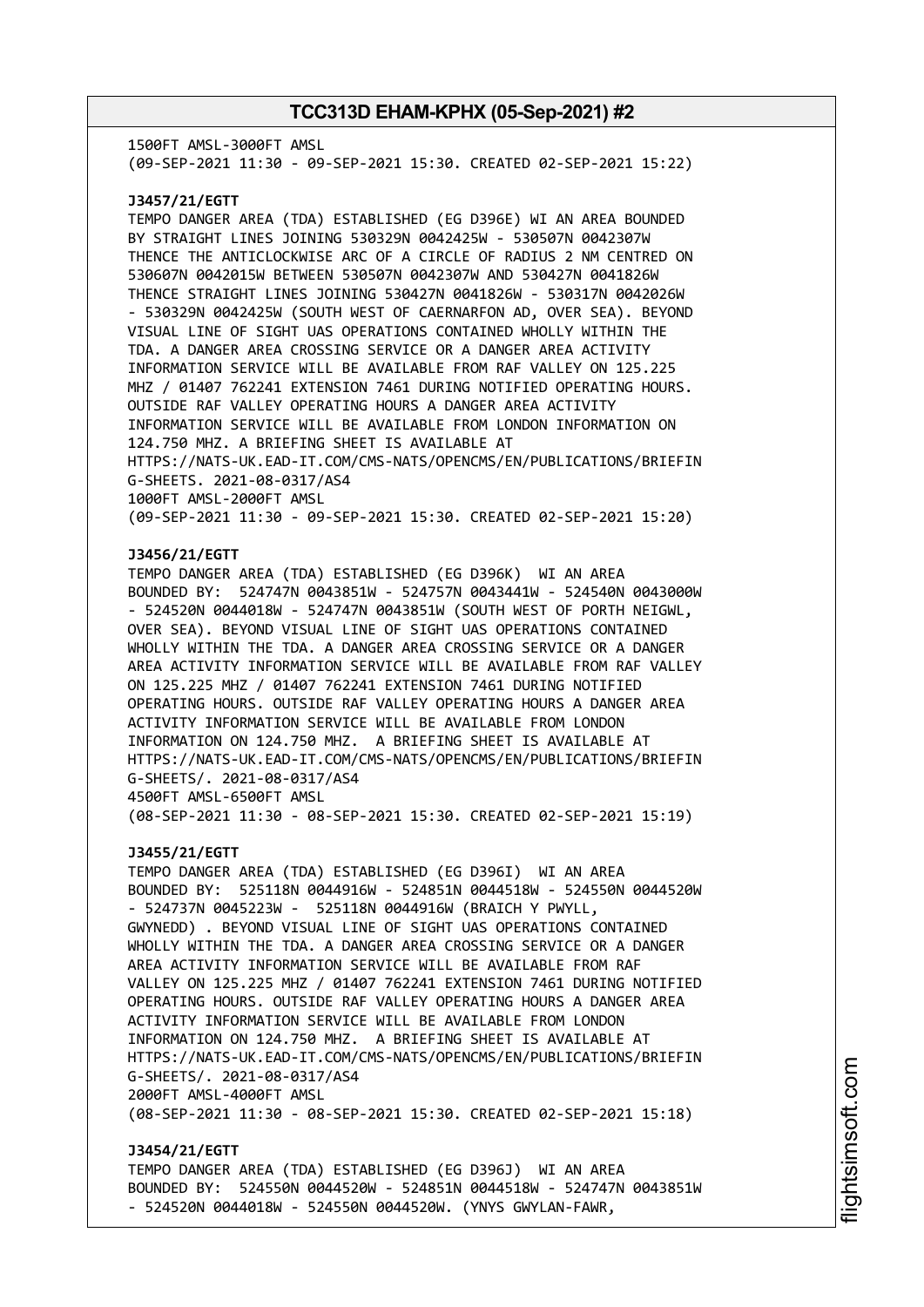1500FT AMSL-3000FT AMSL
(09-SEP-2021 11:30 - 09-SEP-2021 15:30. CREATED 02-SEP-2021 15:22)

**J3457/21/EGTT**
TEMPO DANGER AREA (TDA) ESTABLISHED (EG D396E) WI AN AREA BOUNDED BY STRAIGHT LINES JOINING 530329N 0042425W - 530507N 0042307W THENCE THE ANTICLOCKWISE ARC OF A CIRCLE OF RADIUS 2 NM CENTRED ON 530607N 0042015W BETWEEN 530507N 0042307W AND 530427N 0041826W THENCE STRAIGHT LINES JOINING 530427N 0041826W - 530317N 0042026W - 530329N 0042425W (SOUTH WEST OF CAERNARFON AD, OVER SEA). BEYOND VISUAL LINE OF SIGHT UAS OPERATIONS CONTAINED WHOLLY WITHIN THE TDA. A DANGER AREA CROSSING SERVICE OR A DANGER AREA ACTIVITY INFORMATION SERVICE WILL BE AVAILABLE FROM RAF VALLEY ON 125.225 MHZ / 01407 762241 EXTENSION 7461 DURING NOTIFIED OPERATING HOURS. OUTSIDE RAF VALLEY OPERATING HOURS A DANGER AREA ACTIVITY INFORMATION SERVICE WILL BE AVAILABLE FROM LONDON INFORMATION ON 124.750 MHZ. A BRIEFING SHEET IS AVAILABLE AT HTTPS://NATS-UK.EAD-IT.COM/CMS-NATS/OPENCMS/EN/PUBLICATIONS/BRIEFING-SHEETS. 2021-08-0317/AS4
1000FT AMSL-2000FT AMSL
(09-SEP-2021 11:30 - 09-SEP-2021 15:30. CREATED 02-SEP-2021 15:20)

**J3456/21/EGTT**
TEMPO DANGER AREA (TDA) ESTABLISHED (EG D396K) WI AN AREA BOUNDED BY: 524747N 0043851W - 524757N 0043441W - 524540N 0043000W - 524520N 0044018W - 524747N 0043851W (SOUTH WEST OF PORTH NEIGWL, OVER SEA). BEYOND VISUAL LINE OF SIGHT UAS OPERATIONS CONTAINED WHOLLY WITHIN THE TDA. A DANGER AREA CROSSING SERVICE OR A DANGER AREA ACTIVITY INFORMATION SERVICE WILL BE AVAILABLE FROM RAF VALLEY ON 125.225 MHZ / 01407 762241 EXTENSION 7461 DURING NOTIFIED OPERATING HOURS. OUTSIDE RAF VALLEY OPERATING HOURS A DANGER AREA ACTIVITY INFORMATION SERVICE WILL BE AVAILABLE FROM LONDON INFORMATION ON 124.750 MHZ. A BRIEFING SHEET IS AVAILABLE AT HTTPS://NATS-UK.EAD-IT.COM/CMS-NATS/OPENCMS/EN/PUBLICATIONS/BRIEFING-SHEETS/. 2021-08-0317/AS4
4500FT AMSL-6500FT AMSL
(08-SEP-2021 11:30 - 08-SEP-2021 15:30. CREATED 02-SEP-2021 15:19)

**J3455/21/EGTT**
TEMPO DANGER AREA (TDA) ESTABLISHED (EG D396I) WI AN AREA BOUNDED BY: 525118N 0044916W - 524851N 0044518W - 524550N 0044520W - 524737N 0045223W - 525118N 0044916W (BRAICH Y PWYLL, GWYNEDD) . BEYOND VISUAL LINE OF SIGHT UAS OPERATIONS CONTAINED WHOLLY WITHIN THE TDA. A DANGER AREA CROSSING SERVICE OR A DANGER AREA ACTIVITY INFORMATION SERVICE WILL BE AVAILABLE FROM RAF VALLEY ON 125.225 MHZ / 01407 762241 EXTENSION 7461 DURING NOTIFIED OPERATING HOURS. OUTSIDE RAF VALLEY OPERATING HOURS A DANGER AREA ACTIVITY INFORMATION SERVICE WILL BE AVAILABLE FROM LONDON INFORMATION ON 124.750 MHZ. A BRIEFING SHEET IS AVAILABLE AT HTTPS://NATS-UK.EAD-IT.COM/CMS-NATS/OPENCMS/EN/PUBLICATIONS/BRIEFING-SHEETS/. 2021-08-0317/AS4
2000FT AMSL-4000FT AMSL
(08-SEP-2021 11:30 - 08-SEP-2021 15:30. CREATED 02-SEP-2021 15:18)

**J3454/21/EGTT**
TEMPO DANGER AREA (TDA) ESTABLISHED (EG D396J) WI AN AREA BOUNDED BY: 524550N 0044520W - 524851N 0044518W - 524747N 0043851W - 524520N 0044018W - 524550N 0044520W. (YNYS GWYLAN-FAWR,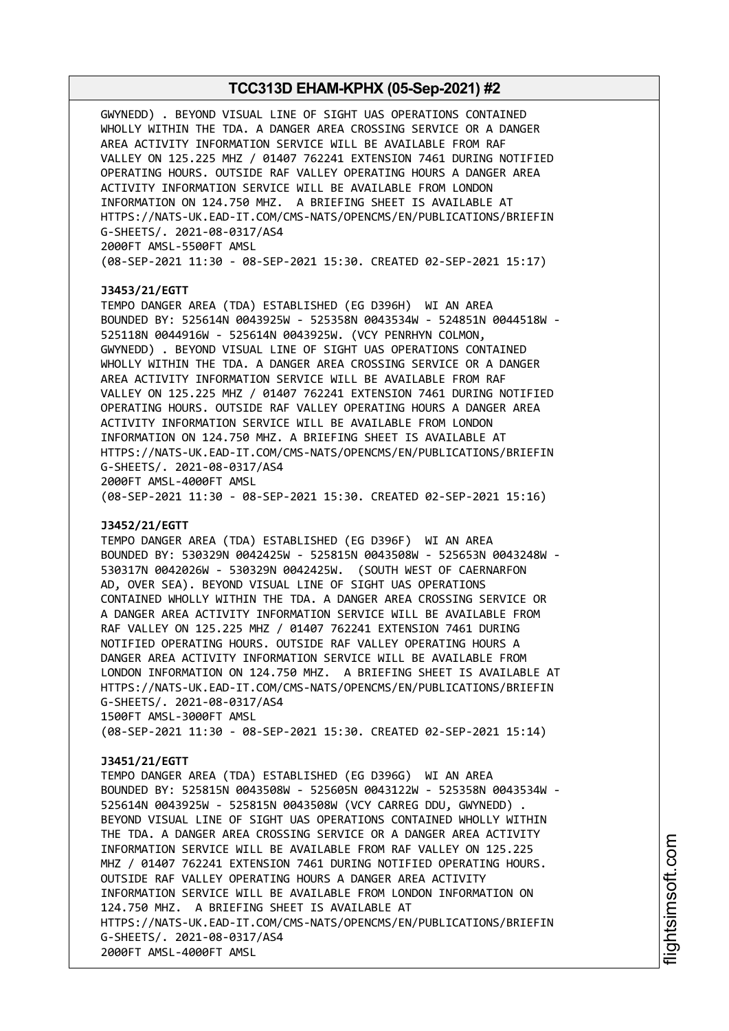GWYNEDD) . BEYOND VISUAL LINE OF SIGHT UAS OPERATIONS CONTAINED WHOLLY WITHIN THE TDA. A DANGER AREA CROSSING SERVICE OR A DANGER AREA ACTIVITY INFORMATION SERVICE WILL BE AVAILABLE FROM RAF VALLEY ON 125.225 MHZ / 01407 762241 EXTENSION 7461 DURING NOTIFIED OPERATING HOURS. OUTSIDE RAF VALLEY OPERATING HOURS A DANGER AREA ACTIVITY INFORMATION SERVICE WILL BE AVAILABLE FROM LONDON INFORMATION ON 124.750 MHZ. A BRIEFING SHEET IS AVAILABLE AT HTTPS://NATS-UK.EAD-IT.COM/CMS-NATS/OPENCMS/EN/PUBLICATIONS/BRIEFIN G-SHEETS/. 2021-08-0317/AS4
2000FT AMSL-5500FT AMSL
(08-SEP-2021 11:30 - 08-SEP-2021 15:30. CREATED 02-SEP-2021 15:17)

**J3453/21/EGTT**
TEMPO DANGER AREA (TDA) ESTABLISHED (EG D396H) WI AN AREA BOUNDED BY: 525614N 0043925W - 525358N 0043534W - 524851N 0044518W - 525118N 0044916W - 525614N 0043925W. (VCY PENRHYN COLMON, GWYNEDD) . BEYOND VISUAL LINE OF SIGHT UAS OPERATIONS CONTAINED WHOLLY WITHIN THE TDA. A DANGER AREA CROSSING SERVICE OR A DANGER AREA ACTIVITY INFORMATION SERVICE WILL BE AVAILABLE FROM RAF VALLEY ON 125.225 MHZ / 01407 762241 EXTENSION 7461 DURING NOTIFIED OPERATING HOURS. OUTSIDE RAF VALLEY OPERATING HOURS A DANGER AREA ACTIVITY INFORMATION SERVICE WILL BE AVAILABLE FROM LONDON INFORMATION ON 124.750 MHZ. A BRIEFING SHEET IS AVAILABLE AT HTTPS://NATS-UK.EAD-IT.COM/CMS-NATS/OPENCMS/EN/PUBLICATIONS/BRIEFIN G-SHEETS/. 2021-08-0317/AS4
2000FT AMSL-4000FT AMSL
(08-SEP-2021 11:30 - 08-SEP-2021 15:30. CREATED 02-SEP-2021 15:16)

**J3452/21/EGTT**
TEMPO DANGER AREA (TDA) ESTABLISHED (EG D396F) WI AN AREA BOUNDED BY: 530329N 0042425W - 525815N 0043508W - 525653N 0043248W - 530317N 0042026W - 530329N 0042425W. (SOUTH WEST OF CAERNARFON AD, OVER SEA). BEYOND VISUAL LINE OF SIGHT UAS OPERATIONS CONTAINED WHOLLY WITHIN THE TDA. A DANGER AREA CROSSING SERVICE OR A DANGER AREA ACTIVITY INFORMATION SERVICE WILL BE AVAILABLE FROM RAF VALLEY ON 125.225 MHZ / 01407 762241 EXTENSION 7461 DURING NOTIFIED OPERATING HOURS. OUTSIDE RAF VALLEY OPERATING HOURS A DANGER AREA ACTIVITY INFORMATION SERVICE WILL BE AVAILABLE FROM LONDON INFORMATION ON 124.750 MHZ. A BRIEFING SHEET IS AVAILABLE AT HTTPS://NATS-UK.EAD-IT.COM/CMS-NATS/OPENCMS/EN/PUBLICATIONS/BRIEFIN G-SHEETS/. 2021-08-0317/AS4
1500FT AMSL-3000FT AMSL
(08-SEP-2021 11:30 - 08-SEP-2021 15:30. CREATED 02-SEP-2021 15:14)

**J3451/21/EGTT**
TEMPO DANGER AREA (TDA) ESTABLISHED (EG D396G) WI AN AREA BOUNDED BY: 525815N 0043508W - 525605N 0043122W - 525358N 0043534W - 525614N 0043925W - 525815N 0043508W (VCY CARREG DDU, GWYNEDD) . BEYOND VISUAL LINE OF SIGHT UAS OPERATIONS CONTAINED WHOLLY WITHIN THE TDA. A DANGER AREA CROSSING SERVICE OR A DANGER AREA ACTIVITY INFORMATION SERVICE WILL BE AVAILABLE FROM RAF VALLEY ON 125.225 MHZ / 01407 762241 EXTENSION 7461 DURING NOTIFIED OPERATING HOURS. OUTSIDE RAF VALLEY OPERATING HOURS A DANGER AREA ACTIVITY INFORMATION SERVICE WILL BE AVAILABLE FROM LONDON INFORMATION ON 124.750 MHZ. A BRIEFING SHEET IS AVAILABLE AT HTTPS://NATS-UK.EAD-IT.COM/CMS-NATS/OPENCMS/EN/PUBLICATIONS/BRIEFIN G-SHEETS/. 2021-08-0317/AS4
2000FT AMSL-4000FT AMSL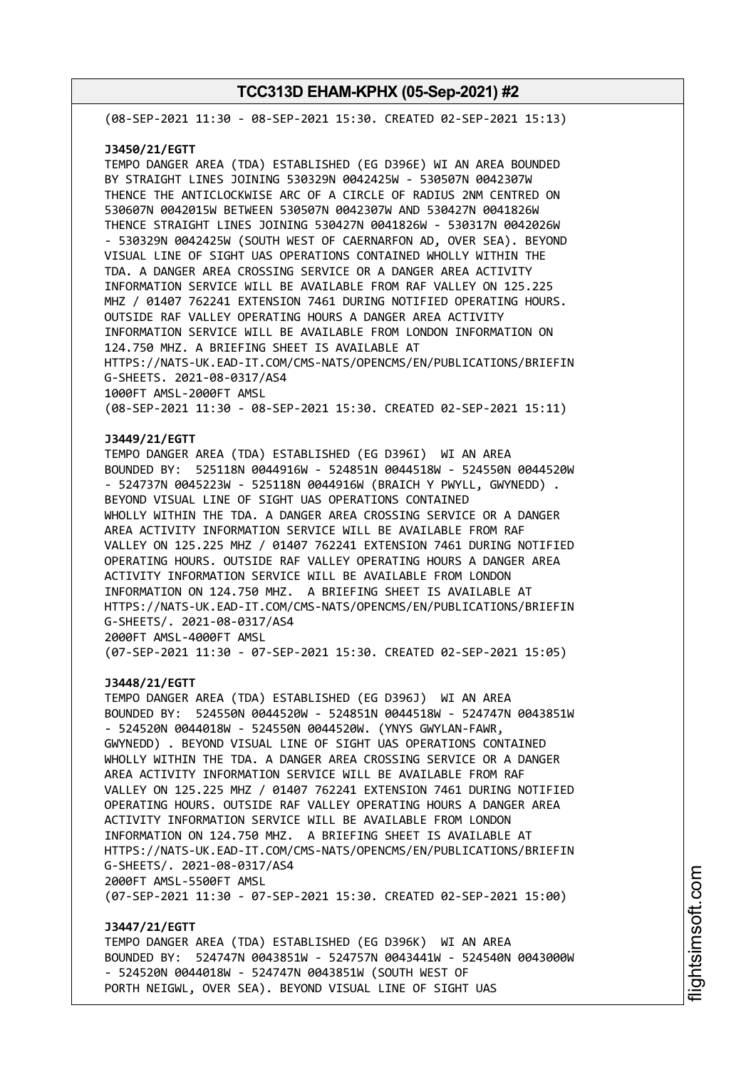(08-SEP-2021 11:30 - 08-SEP-2021 15:30. CREATED 02-SEP-2021 15:13)

**J3450/21/EGTT**
TEMPO DANGER AREA (TDA) ESTABLISHED (EG D396E) WI AN AREA BOUNDED BY STRAIGHT LINES JOINING 530329N 0042425W - 530507N 0042307W THENCE THE ANTICLOCKWISE ARC OF A CIRCLE OF RADIUS 2NM CENTRED ON 530607N 0042015W BETWEEN 530507N 0042307W AND 530427N 0041826W THENCE STRAIGHT LINES JOINING 530427N 0041826W - 530317N 0042026W - 530329N 0042425W (SOUTH WEST OF CAERNARFON AD, OVER SEA). BEYOND VISUAL LINE OF SIGHT UAS OPERATIONS CONTAINED WHOLLY WITHIN THE TDA. A DANGER AREA CROSSING SERVICE OR A DANGER AREA ACTIVITY INFORMATION SERVICE WILL BE AVAILABLE FROM RAF VALLEY ON 125.225 MHZ / 01407 762241 EXTENSION 7461 DURING NOTIFIED OPERATING HOURS. OUTSIDE RAF VALLEY OPERATING HOURS A DANGER AREA ACTIVITY INFORMATION SERVICE WILL BE AVAILABLE FROM LONDON INFORMATION ON 124.750 MHZ. A BRIEFING SHEET IS AVAILABLE AT HTTPS://NATS-UK.EAD-IT.COM/CMS-NATS/OPENCMS/EN/PUBLICATIONS/BRIEFIN G-SHEETS. 2021-08-0317/AS4
1000FT AMSL-2000FT AMSL
(08-SEP-2021 11:30 - 08-SEP-2021 15:30. CREATED 02-SEP-2021 15:11)

**J3449/21/EGTT**
TEMPO DANGER AREA (TDA) ESTABLISHED (EG D396I) WI AN AREA BOUNDED BY: 525118N 0044916W - 524851N 0044518W - 524550N 0044520W - 524737N 0045223W - 525118N 0044916W (BRAICH Y PWYLL, GWYNEDD) . BEYOND VISUAL LINE OF SIGHT UAS OPERATIONS CONTAINED WHOLLY WITHIN THE TDA. A DANGER AREA CROSSING SERVICE OR A DANGER AREA ACTIVITY INFORMATION SERVICE WILL BE AVAILABLE FROM RAF VALLEY ON 125.225 MHZ / 01407 762241 EXTENSION 7461 DURING NOTIFIED OPERATING HOURS. OUTSIDE RAF VALLEY OPERATING HOURS A DANGER AREA ACTIVITY INFORMATION SERVICE WILL BE AVAILABLE FROM LONDON INFORMATION ON 124.750 MHZ. A BRIEFING SHEET IS AVAILABLE AT HTTPS://NATS-UK.EAD-IT.COM/CMS-NATS/OPENCMS/EN/PUBLICATIONS/BRIEFIN G-SHEETS/. 2021-08-0317/AS4
2000FT AMSL-4000FT AMSL
(07-SEP-2021 11:30 - 07-SEP-2021 15:30. CREATED 02-SEP-2021 15:05)

**J3448/21/EGTT**
TEMPO DANGER AREA (TDA) ESTABLISHED (EG D396J) WI AN AREA BOUNDED BY: 524550N 0044520W - 524851N 0044518W - 524747N 0043851W - 524520N 0044018W - 524550N 0044520W. (YNYS GWYLAN-FAWR, GWYNEDD) . BEYOND VISUAL LINE OF SIGHT UAS OPERATIONS CONTAINED WHOLLY WITHIN THE TDA. A DANGER AREA CROSSING SERVICE OR A DANGER AREA ACTIVITY INFORMATION SERVICE WILL BE AVAILABLE FROM RAF VALLEY ON 125.225 MHZ / 01407 762241 EXTENSION 7461 DURING NOTIFIED OPERATING HOURS. OUTSIDE RAF VALLEY OPERATING HOURS A DANGER AREA ACTIVITY INFORMATION SERVICE WILL BE AVAILABLE FROM LONDON INFORMATION ON 124.750 MHZ. A BRIEFING SHEET IS AVAILABLE AT HTTPS://NATS-UK.EAD-IT.COM/CMS-NATS/OPENCMS/EN/PUBLICATIONS/BRIEFIN G-SHEETS/. 2021-08-0317/AS4
2000FT AMSL-5500FT AMSL
(07-SEP-2021 11:30 - 07-SEP-2021 15:30. CREATED 02-SEP-2021 15:00)

**J3447/21/EGTT**
TEMPO DANGER AREA (TDA) ESTABLISHED (EG D396K) WI AN AREA BOUNDED BY: 524747N 0043851W - 524757N 0043441W - 524540N 0043000W - 524520N 0044018W - 524747N 0043851W (SOUTH WEST OF PORTH NEIGWL, OVER SEA). BEYOND VISUAL LINE OF SIGHT UAS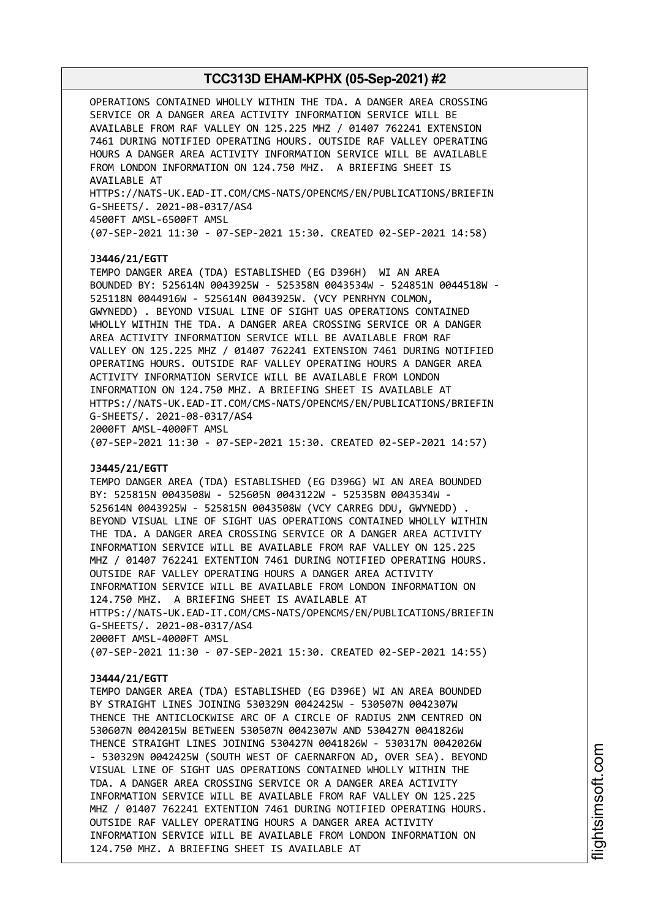OPERATIONS CONTAINED WHOLLY WITHIN THE TDA. A DANGER AREA CROSSING SERVICE OR A DANGER AREA ACTIVITY INFORMATION SERVICE WILL BE AVAILABLE FROM RAF VALLEY ON 125.225 MHZ / 01407 762241 EXTENSION 7461 DURING NOTIFIED OPERATING HOURS. OUTSIDE RAF VALLEY OPERATING HOURS A DANGER AREA ACTIVITY INFORMATION SERVICE WILL BE AVAILABLE FROM LONDON INFORMATION ON 124.750 MHZ. A BRIEFING SHEET IS AVAILABLE AT
HTTPS://NATS-UK.EAD-IT.COM/CMS-NATS/OPENCMS/EN/PUBLICATIONS/BRIEFIN G-SHEETS/. 2021-08-0317/AS4
4500FT AMSL-6500FT AMSL
(07-SEP-2021 11:30 - 07-SEP-2021 15:30. CREATED 02-SEP-2021 14:58)

**J3446/21/EGTT**
TEMPO DANGER AREA (TDA) ESTABLISHED (EG D396H) WI AN AREA BOUNDED BY: 525614N 0043925W - 525358N 0043534W - 524851N 0044518W - 525118N 0044916W - 525614N 0043925W. (VCY PENRHYN COLMON, GWYNEDD) . BEYOND VISUAL LINE OF SIGHT UAS OPERATIONS CONTAINED WHOLLY WITHIN THE TDA. A DANGER AREA CROSSING SERVICE OR A DANGER AREA ACTIVITY INFORMATION SERVICE WILL BE AVAILABLE FROM RAF VALLEY ON 125.225 MHZ / 01407 762241 EXTENSION 7461 DURING NOTIFIED OPERATING HOURS. OUTSIDE RAF VALLEY OPERATING HOURS A DANGER AREA ACTIVITY INFORMATION SERVICE WILL BE AVAILABLE FROM LONDON INFORMATION ON 124.750 MHZ. A BRIEFING SHEET IS AVAILABLE AT
HTTPS://NATS-UK.EAD-IT.COM/CMS-NATS/OPENCMS/EN/PUBLICATIONS/BRIEFIN G-SHEETS/. 2021-08-0317/AS4
2000FT AMSL-4000FT AMSL
(07-SEP-2021 11:30 - 07-SEP-2021 15:30. CREATED 02-SEP-2021 14:57)

**J3445/21/EGTT**
TEMPO DANGER AREA (TDA) ESTABLISHED (EG D396G) WI AN AREA BOUNDED BY: 525815N 0043508W - 525605N 0043122W - 525358N 0043534W - 525614N 0043925W - 525815N 0043508W (VCY CARREG DDU, GWYNEDD) . BEYOND VISUAL LINE OF SIGHT UAS OPERATIONS CONTAINED WHOLLY WITHIN THE TDA. A DANGER AREA CROSSING SERVICE OR A DANGER AREA ACTIVITY INFORMATION SERVICE WILL BE AVAILABLE FROM RAF VALLEY ON 125.225 MHZ / 01407 762241 EXTENTION 7461 DURING NOTIFIED OPERATING HOURS. OUTSIDE RAF VALLEY OPERATING HOURS A DANGER AREA ACTIVITY INFORMATION SERVICE WILL BE AVAILABLE FROM LONDON INFORMATION ON 124.750 MHZ. A BRIEFING SHEET IS AVAILABLE AT
HTTPS://NATS-UK.EAD-IT.COM/CMS-NATS/OPENCMS/EN/PUBLICATIONS/BRIEFIN G-SHEETS/. 2021-08-0317/AS4
2000FT AMSL-4000FT AMSL
(07-SEP-2021 11:30 - 07-SEP-2021 15:30. CREATED 02-SEP-2021 14:55)

**J3444/21/EGTT**
TEMPO DANGER AREA (TDA) ESTABLISHED (EG D396E) WI AN AREA BOUNDED BY STRAIGHT LINES JOINING 530329N 0042425W - 530507N 0042307W THENCE THE ANTICLOCKWISE ARC OF A CIRCLE OF RADIUS 2NM CENTRED ON 530607N 0042015W BETWEEN 530507N 0042307W AND 530427N 0041826W THENCE STRAIGHT LINES JOINING 530427N 0041826W - 530317N 0042026W - 530329N 0042425W (SOUTH WEST OF CAERNARFON AD, OVER SEA). BEYOND VISUAL LINE OF SIGHT UAS OPERATIONS CONTAINED WHOLLY WITHIN THE TDA. A DANGER AREA CROSSING SERVICE OR A DANGER AREA ACTIVITY INFORMATION SERVICE WILL BE AVAILABLE FROM RAF VALLEY ON 125.225 MHZ / 01407 762241 EXTENTION 7461 DURING NOTIFIED OPERATING HOURS. OUTSIDE RAF VALLEY OPERATING HOURS A DANGER AREA ACTIVITY INFORMATION SERVICE WILL BE AVAILABLE FROM LONDON INFORMATION ON 124.750 MHZ. A BRIEFING SHEET IS AVAILABLE AT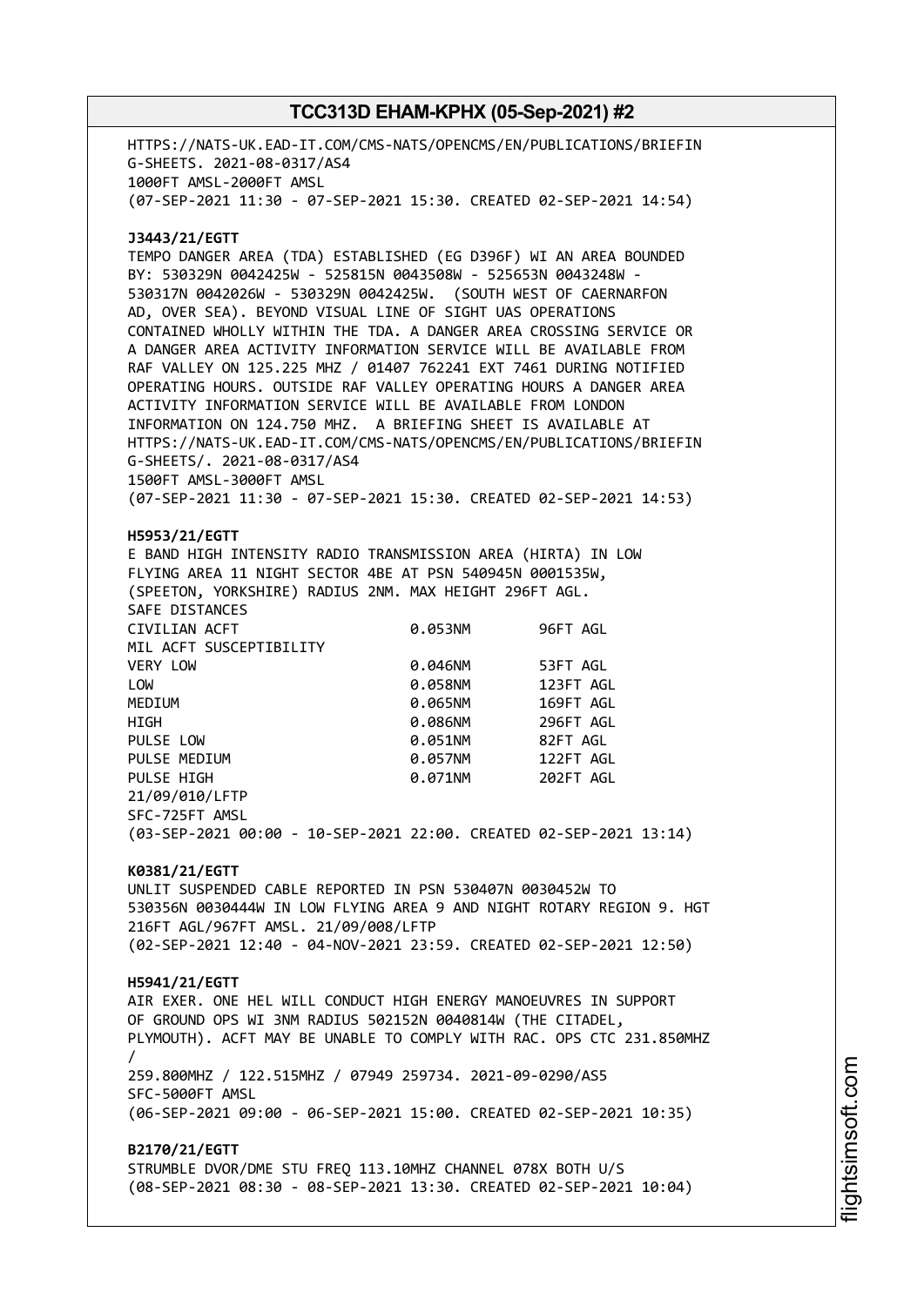HTTPS://NATS-UK.EAD-IT.COM/CMS-NATS/OPENCMS/EN/PUBLICATIONS/BRIEFIN G-SHEETS. 2021-08-0317/AS4
1000FT AMSL-2000FT AMSL
(07-SEP-2021 11:30 - 07-SEP-2021 15:30. CREATED 02-SEP-2021 14:54)

**J3443/21/EGTT**
TEMPO DANGER AREA (TDA) ESTABLISHED (EG D396F) WI AN AREA BOUNDED BY: 530329N 0042425W - 525815N 0043508W - 525653N 0043248W - 530317N 0042026W - 530329N 0042425W. (SOUTH WEST OF CAERNARFON AD, OVER SEA). BEYOND VISUAL LINE OF SIGHT UAS OPERATIONS CONTAINED WHOLLY WITHIN THE TDA. A DANGER AREA CROSSING SERVICE OR A DANGER AREA ACTIVITY INFORMATION SERVICE WILL BE AVAILABLE FROM RAF VALLEY ON 125.225 MHZ / 01407 762241 EXT 7461 DURING NOTIFIED OPERATING HOURS. OUTSIDE RAF VALLEY OPERATING HOURS A DANGER AREA ACTIVITY INFORMATION SERVICE WILL BE AVAILABLE FROM LONDON INFORMATION ON 124.750 MHZ. A BRIEFING SHEET IS AVAILABLE AT HTTPS://NATS-UK.EAD-IT.COM/CMS-NATS/OPENCMS/EN/PUBLICATIONS/BRIEFIN G-SHEETS/. 2021-08-0317/AS4
1500FT AMSL-3000FT AMSL
(07-SEP-2021 11:30 - 07-SEP-2021 15:30. CREATED 02-SEP-2021 14:53)

**H5953/21/EGTT**
E BAND HIGH INTENSITY RADIO TRANSMISSION AREA (HIRTA) IN LOW FLYING AREA 11 NIGHT SECTOR 4BE AT PSN 540945N 0001535W, (SPEETON, YORKSHIRE) RADIUS 2NM. MAX HEIGHT 296FT AGL.
SAFE DISTANCES

| | | |
|---|---|---|
| CIVILIAN ACFT | 0.053NM | 96FT AGL |
| MIL ACFT SUSCEPTIBILITY | | |
| VERY LOW | 0.046NM | 53FT AGL |
| LOW | 0.058NM | 123FT AGL |
| MEDIUM | 0.065NM | 169FT AGL |
| HIGH | 0.086NM | 296FT AGL |
| PULSE LOW | 0.051NM | 82FT AGL |
| PULSE MEDIUM | 0.057NM | 122FT AGL |
| PULSE HIGH | 0.071NM | 202FT AGL |

21/09/010/LFTP
SFC-725FT AMSL
(03-SEP-2021 00:00 - 10-SEP-2021 22:00. CREATED 02-SEP-2021 13:14)

**K0381/21/EGTT**
UNLIT SUSPENDED CABLE REPORTED IN PSN 530407N 0030452W TO 530356N 0030444W IN LOW FLYING AREA 9 AND NIGHT ROTARY REGION 9. HGT 216FT AGL/967FT AMSL. 21/09/008/LFTP
(02-SEP-2021 12:40 - 04-NOV-2021 23:59. CREATED 02-SEP-2021 12:50)

**H5941/21/EGTT**
AIR EXER. ONE HEL WILL CONDUCT HIGH ENERGY MANOEUVRES IN SUPPORT OF GROUND OPS WI 3NM RADIUS 502152N 0040814W (THE CITADEL, PLYMOUTH). ACFT MAY BE UNABLE TO COMPLY WITH RAC. OPS CTC 231.850MHZ /
259.800MHZ / 122.515MHZ / 07949 259734. 2021-09-0290/AS5
SFC-5000FT AMSL
(06-SEP-2021 09:00 - 06-SEP-2021 15:00. CREATED 02-SEP-2021 10:35)

**B2170/21/EGTT**
STRUMBLE DVOR/DME STU FREQ 113.10MHZ CHANNEL 078X BOTH U/S
(08-SEP-2021 08:30 - 08-SEP-2021 13:30. CREATED 02-SEP-2021 10:04)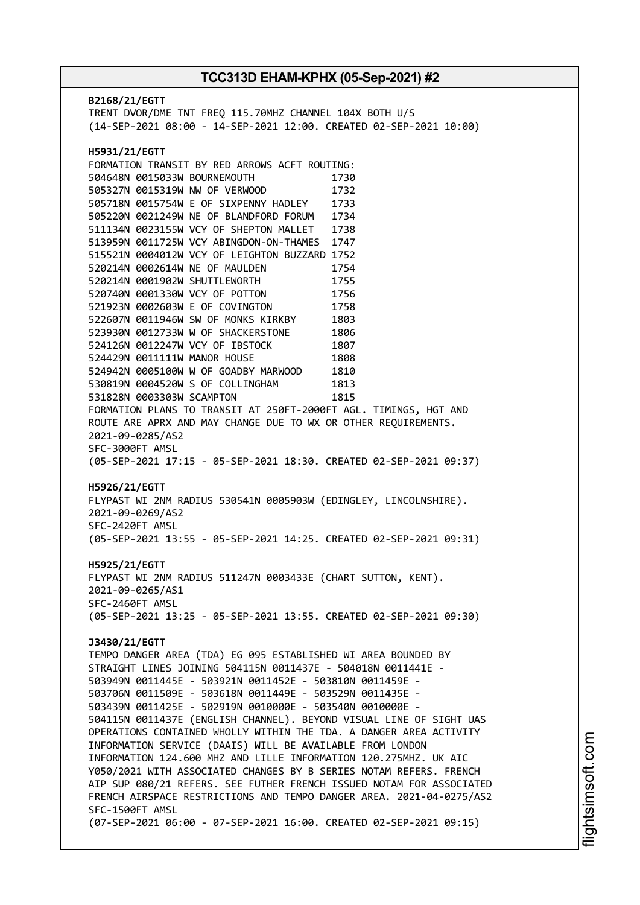**B2168/21/EGTT**
TRENT DVOR/DME TNT FREQ 115.70MHZ CHANNEL 104X BOTH U/S
(14-SEP-2021 08:00 - 14-SEP-2021 12:00. CREATED 02-SEP-2021 10:00)

**H5931/21/EGTT**
FORMATION TRANSIT BY RED ARROWS ACFT ROUTING:

```
504648N 0015033W BOURNEMOUTH             1730
505327N 0015319W NW OF VERWOOD           1732
505718N 0015754W E OF SIXPENNY HADLEY    1733
505220N 0021249W NE OF BLANDFORD FORUM   1734
511134N 0023155W VCY OF SHEPTON MALLET   1738
513959N 0011725W VCY ABINGDON-ON-THAMES  1747
515521N 0004012W VCY OF LEIGHTON BUZZARD 1752
520214N 0002614W NE OF MAULDEN           1754
520214N 0001902W SHUTTLEWORTH            1755
520740N 0001330W VCY OF POTTON           1756
521923N 0002603W E OF COVINGTON          1758
522607N 0011946W SW OF MONKS KIRKBY      1803
523930N 0012733W W OF SHACKERSTONE       1806
524126N 0012247W VCY OF IBSTOCK          1807
524429N 0011111W MANOR HOUSE             1808
524942N 0005100W W OF GOADBY MARWOOD     1810
530819N 0004520W S OF COLLINGHAM         1813
531828N 0003303W SCAMPTON                1815
```

FORMATION PLANS TO TRANSIT AT 250FT-2000FT AGL. TIMINGS, HGT AND ROUTE ARE APRX AND MAY CHANGE DUE TO WX OR OTHER REQUIREMENTS.
2021-09-0285/AS2
SFC-3000FT AMSL
(05-SEP-2021 17:15 - 05-SEP-2021 18:30. CREATED 02-SEP-2021 09:37)

**H5926/21/EGTT**
FLYPAST WI 2NM RADIUS 530541N 0005903W (EDINGLEY, LINCOLNSHIRE).
2021-09-0269/AS2
SFC-2420FT AMSL
(05-SEP-2021 13:55 - 05-SEP-2021 14:25. CREATED 02-SEP-2021 09:31)

**H5925/21/EGTT**
FLYPAST WI 2NM RADIUS 511247N 0003433E (CHART SUTTON, KENT).
2021-09-0265/AS1
SFC-2460FT AMSL
(05-SEP-2021 13:25 - 05-SEP-2021 13:55. CREATED 02-SEP-2021 09:30)

**J3430/21/EGTT**
TEMPO DANGER AREA (TDA) EG 095 ESTABLISHED WI AREA BOUNDED BY STRAIGHT LINES JOINING 504115N 0011437E - 504018N 0011441E - 503949N 0011445E - 503921N 0011452E - 503810N 0011459E - 503706N 0011509E - 503618N 0011449E - 503529N 0011435E - 503439N 0011425E - 502919N 0010000E - 503540N 0010000E - 504115N 0011437E (ENGLISH CHANNEL). BEYOND VISUAL LINE OF SIGHT UAS OPERATIONS CONTAINED WHOLLY WITHIN THE TDA. A DANGER AREA ACTIVITY INFORMATION SERVICE (DAAIS) WILL BE AVAILABLE FROM LONDON INFORMATION 124.600 MHZ AND LILLE INFORMATION 120.275MHZ. UK AIC Y050/2021 WITH ASSOCIATED CHANGES BY B SERIES NOTAM REFERS. FRENCH AIP SUP 080/21 REFERS. SEE FUTHER FRENCH ISSUED NOTAM FOR ASSOCIATED FRENCH AIRSPACE RESTRICTIONS AND TEMPO DANGER AREA. 2021-04-0275/AS2
SFC-1500FT AMSL
(07-SEP-2021 06:00 - 07-SEP-2021 16:00. CREATED 02-SEP-2021 09:15)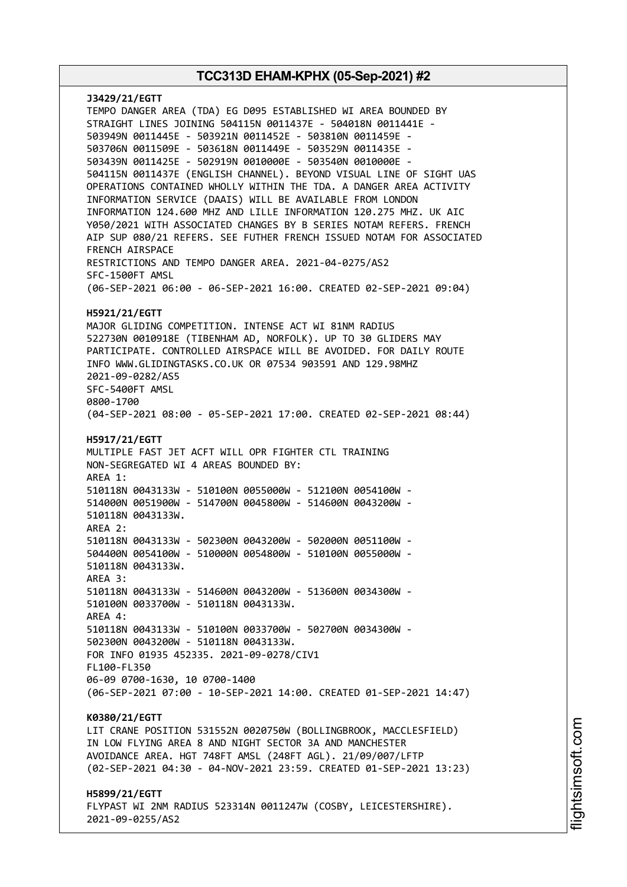**J3429/21/EGTT**
TEMPO DANGER AREA (TDA) EG D095 ESTABLISHED WI AREA BOUNDED BY STRAIGHT LINES JOINING 504115N 0011437E - 504018N 0011441E - 503949N 0011445E - 503921N 0011452E - 503810N 0011459E - 503706N 0011509E - 503618N 0011449E - 503529N 0011435E - 503439N 0011425E - 502919N 0010000E - 503540N 0010000E - 504115N 0011437E (ENGLISH CHANNEL). BEYOND VISUAL LINE OF SIGHT UAS OPERATIONS CONTAINED WHOLLY WITHIN THE TDA. A DANGER AREA ACTIVITY INFORMATION SERVICE (DAAIS) WILL BE AVAILABLE FROM LONDON INFORMATION 124.600 MHZ AND LILLE INFORMATION 120.275 MHZ. UK AIC Y050/2021 WITH ASSOCIATED CHANGES BY B SERIES NOTAM REFERS. FRENCH AIP SUP 080/21 REFERS. SEE FUTHER FRENCH ISSUED NOTAM FOR ASSOCIATED FRENCH AIRSPACE
RESTRICTIONS AND TEMPO DANGER AREA. 2021-04-0275/AS2
SFC-1500FT AMSL
(06-SEP-2021 06:00 - 06-SEP-2021 16:00. CREATED 02-SEP-2021 09:04)

**H5921/21/EGTT**
MAJOR GLIDING COMPETITION. INTENSE ACT WI 81NM RADIUS 522730N 0010918E (TIBENHAM AD, NORFOLK). UP TO 30 GLIDERS MAY PARTICIPATE. CONTROLLED AIRSPACE WILL BE AVOIDED. FOR DAILY ROUTE INFO WWW.GLIDINGTASKS.CO.UK OR 07534 903591 AND 129.98MHZ
2021-09-0282/AS5
SFC-5400FT AMSL
0800-1700
(04-SEP-2021 08:00 - 05-SEP-2021 17:00. CREATED 02-SEP-2021 08:44)

**H5917/21/EGTT**
MULTIPLE FAST JET ACFT WILL OPR FIGHTER CTL TRAINING
NON-SEGREGATED WI 4 AREAS BOUNDED BY:
AREA 1:
510118N 0043133W - 510100N 0055000W - 512100N 0054100W - 514000N 0051900W - 514700N 0045800W - 514600N 0043200W - 510118N 0043133W.
AREA 2:
510118N 0043133W - 502300N 0043200W - 502000N 0051100W - 504400N 0054100W - 510000N 0054800W - 510100N 0055000W - 510118N 0043133W.
AREA 3:
510118N 0043133W - 514600N 0043200W - 513600N 0034300W - 510100N 0033700W - 510118N 0043133W.
AREA 4:
510118N 0043133W - 510100N 0033700W - 502700N 0034300W - 502300N 0043200W - 510118N 0043133W.
FOR INFO 01935 452335. 2021-09-0278/CIV1
FL100-FL350
06-09 0700-1630, 10 0700-1400
(06-SEP-2021 07:00 - 10-SEP-2021 14:00. CREATED 01-SEP-2021 14:47)

**K0380/21/EGTT**
LIT CRANE POSITION 531552N 0020750W (BOLLINGBROOK, MACCLESFIELD) IN LOW FLYING AREA 8 AND NIGHT SECTOR 3A AND MANCHESTER AVOIDANCE AREA. HGT 748FT AMSL (248FT AGL). 21/09/007/LFTP
(02-SEP-2021 04:30 - 04-NOV-2021 23:59. CREATED 01-SEP-2021 13:23)

**H5899/21/EGTT**
FLYPAST WI 2NM RADIUS 523314N 0011247W (COSBY, LEICESTERSHIRE).
2021-09-0255/AS2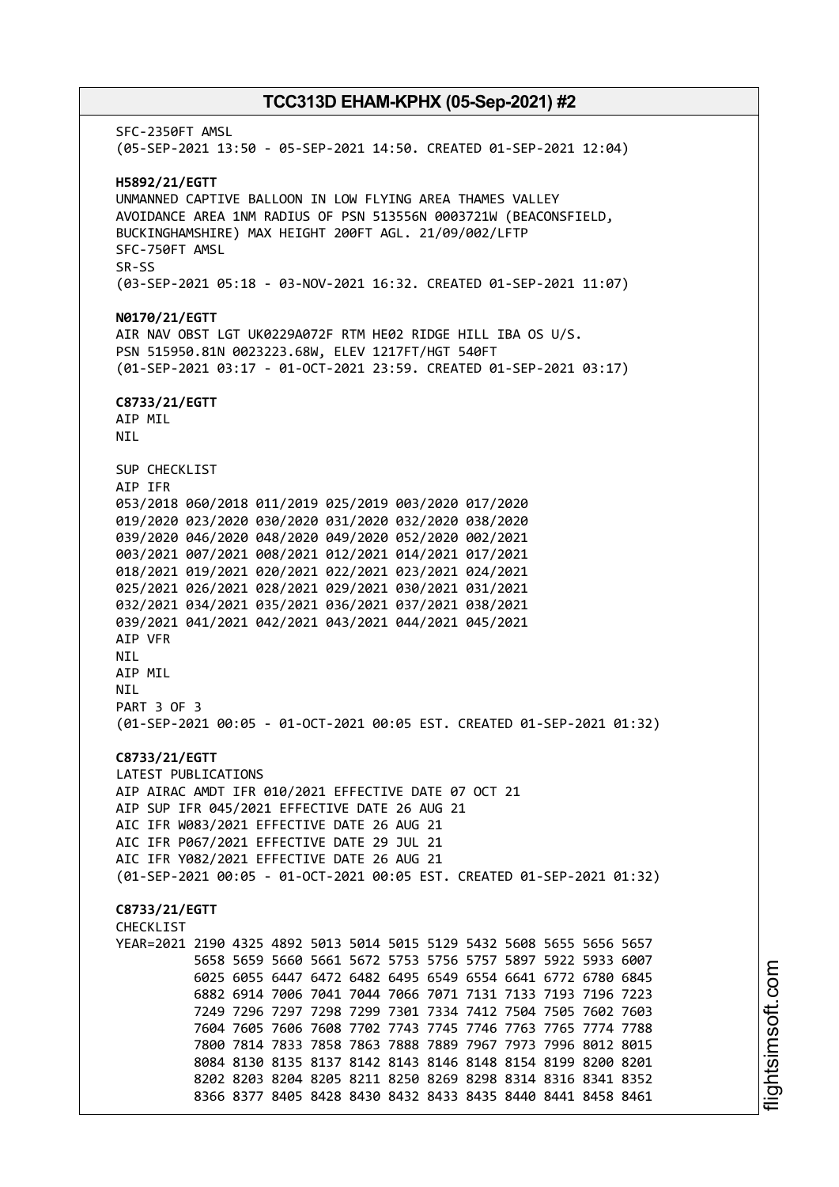SFC-2350FT AMSL
(05-SEP-2021 13:50 - 05-SEP-2021 14:50. CREATED 01-SEP-2021 12:04)

**H5892/21/EGTT**
UNMANNED CAPTIVE BALLOON IN LOW FLYING AREA THAMES VALLEY
AVOIDANCE AREA 1NM RADIUS OF PSN 513556N 0003721W (BEACONSFIELD,
BUCKINGHAMSHIRE) MAX HEIGHT 200FT AGL. 21/09/002/LFTP
SFC-750FT AMSL
SR-SS
(03-SEP-2021 05:18 - 03-NOV-2021 16:32. CREATED 01-SEP-2021 11:07)

**N0170/21/EGTT**
AIR NAV OBST LGT UK0229A072F RTM HE02 RIDGE HILL IBA OS U/S.
PSN 515950.81N 0023223.68W, ELEV 1217FT/HGT 540FT
(01-SEP-2021 03:17 - 01-OCT-2021 23:59. CREATED 01-SEP-2021 03:17)

**C8733/21/EGTT**
AIP MIL
NIL

SUP CHECKLIST
AIP IFR
053/2018 060/2018 011/2019 025/2019 003/2020 017/2020
019/2020 023/2020 030/2020 031/2020 032/2020 038/2020
039/2020 046/2020 048/2020 049/2020 052/2020 002/2021
003/2021 007/2021 008/2021 012/2021 014/2021 017/2021
018/2021 019/2021 020/2021 022/2021 023/2021 024/2021
025/2021 026/2021 028/2021 029/2021 030/2021 031/2021
032/2021 034/2021 035/2021 036/2021 037/2021 038/2021
039/2021 041/2021 042/2021 043/2021 044/2021 045/2021
AIP VFR
NIL
AIP MIL
NIL
PART 3 OF 3
(01-SEP-2021 00:05 - 01-OCT-2021 00:05 EST. CREATED 01-SEP-2021 01:32)

**C8733/21/EGTT**
LATEST PUBLICATIONS
AIP AIRAC AMDT IFR 010/2021 EFFECTIVE DATE 07 OCT 21
AIP SUP IFR 045/2021 EFFECTIVE DATE 26 AUG 21
AIC IFR W083/2021 EFFECTIVE DATE 26 AUG 21
AIC IFR P067/2021 EFFECTIVE DATE 29 JUL 21
AIC IFR Y082/2021 EFFECTIVE DATE 26 AUG 21
(01-SEP-2021 00:05 - 01-OCT-2021 00:05 EST. CREATED 01-SEP-2021 01:32)

**C8733/21/EGTT**
CHECKLIST
YEAR=2021 2190 4325 4892 5013 5014 5015 5129 5432 5608 5655 5656 5657
5658 5659 5660 5661 5672 5753 5756 5757 5897 5922 5933 6007
6025 6055 6447 6472 6482 6495 6549 6554 6641 6772 6780 6845
6882 6914 7006 7041 7044 7066 7071 7131 7133 7193 7196 7223
7249 7296 7297 7298 7299 7301 7334 7412 7504 7505 7602 7603
7604 7605 7606 7608 7702 7743 7745 7746 7763 7765 7774 7788
7800 7814 7833 7858 7863 7888 7889 7967 7973 7996 8012 8015
8084 8130 8135 8137 8142 8143 8146 8148 8154 8199 8200 8201
8202 8203 8204 8205 8211 8250 8269 8298 8314 8316 8341 8352
8366 8377 8405 8428 8430 8432 8433 8435 8440 8441 8458 8461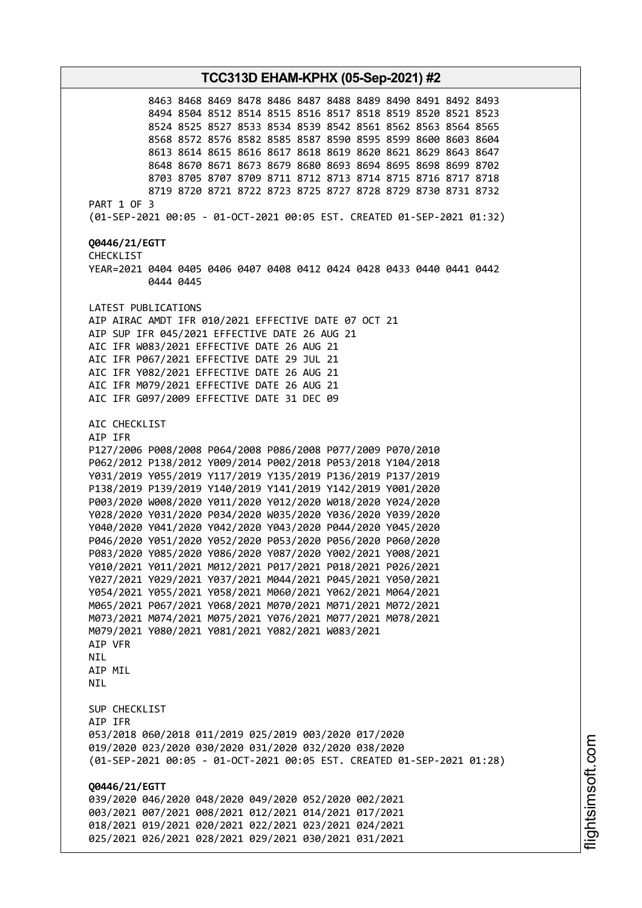8463 8468 8469 8478 8486 8487 8488 8489 8490 8491 8492 8493
8494 8504 8512 8514 8515 8516 8517 8518 8519 8520 8521 8523
8524 8525 8527 8533 8534 8539 8542 8561 8562 8563 8564 8565
8568 8572 8576 8582 8585 8587 8590 8595 8599 8600 8603 8604
8613 8614 8615 8616 8617 8618 8619 8620 8621 8629 8643 8647
8648 8670 8671 8673 8679 8680 8693 8694 8695 8698 8699 8702
8703 8705 8707 8709 8711 8712 8713 8714 8715 8716 8717 8718
8719 8720 8721 8722 8723 8725 8727 8728 8729 8730 8731 8732

PART 1 OF 3
(01-SEP-2021 00:05 - 01-OCT-2021 00:05 EST. CREATED 01-SEP-2021 01:32)

**Q0446/21/EGTT**
CHECKLIST
YEAR=2021 0404 0405 0406 0407 0408 0412 0424 0428 0433 0440 0441 0442
0444 0445

LATEST PUBLICATIONS
AIP AIRAC AMDT IFR 010/2021 EFFECTIVE DATE 07 OCT 21
AIP SUP IFR 045/2021 EFFECTIVE DATE 26 AUG 21
AIC IFR W083/2021 EFFECTIVE DATE 26 AUG 21
AIC IFR P067/2021 EFFECTIVE DATE 29 JUL 21
AIC IFR Y082/2021 EFFECTIVE DATE 26 AUG 21
AIC IFR M079/2021 EFFECTIVE DATE 26 AUG 21
AIC IFR G097/2009 EFFECTIVE DATE 31 DEC 09

AIC CHECKLIST
AIP IFR
P127/2006 P008/2008 P064/2008 P086/2008 P077/2009 P070/2010
P062/2012 P138/2012 Y009/2014 P002/2018 P053/2018 Y104/2018
Y031/2019 Y055/2019 Y117/2019 Y135/2019 P136/2019 P137/2019
P138/2019 P139/2019 Y140/2019 Y141/2019 Y142/2019 Y001/2020
P003/2020 W008/2020 Y011/2020 Y012/2020 W018/2020 Y024/2020
Y028/2020 Y031/2020 P034/2020 W035/2020 Y036/2020 Y039/2020
Y040/2020 Y041/2020 Y042/2020 Y043/2020 P044/2020 Y045/2020
P046/2020 Y051/2020 Y052/2020 P053/2020 P056/2020 P060/2020
P083/2020 Y085/2020 Y086/2020 Y087/2020 Y002/2021 Y008/2021
Y010/2021 Y011/2021 M012/2021 P017/2021 P018/2021 P026/2021
Y027/2021 Y029/2021 Y037/2021 M044/2021 P045/2021 Y050/2021
Y054/2021 Y055/2021 Y058/2021 M060/2021 Y062/2021 M064/2021
M065/2021 P067/2021 Y068/2021 M070/2021 M071/2021 M072/2021
M073/2021 M074/2021 M075/2021 Y076/2021 M077/2021 M078/2021
M079/2021 Y080/2021 Y081/2021 Y082/2021 W083/2021
AIP VFR
NIL
AIP MIL
NIL

SUP CHECKLIST
AIP IFR
053/2018 060/2018 011/2019 025/2019 003/2020 017/2020
019/2020 023/2020 030/2020 031/2020 032/2020 038/2020
(01-SEP-2021 00:05 - 01-OCT-2021 00:05 EST. CREATED 01-SEP-2021 01:28)

**Q0446/21/EGTT**
039/2020 046/2020 048/2020 049/2020 052/2020 002/2021
003/2021 007/2021 008/2021 012/2021 014/2021 017/2021
018/2021 019/2021 020/2021 022/2021 023/2021 024/2021
025/2021 026/2021 028/2021 029/2021 030/2021 031/2021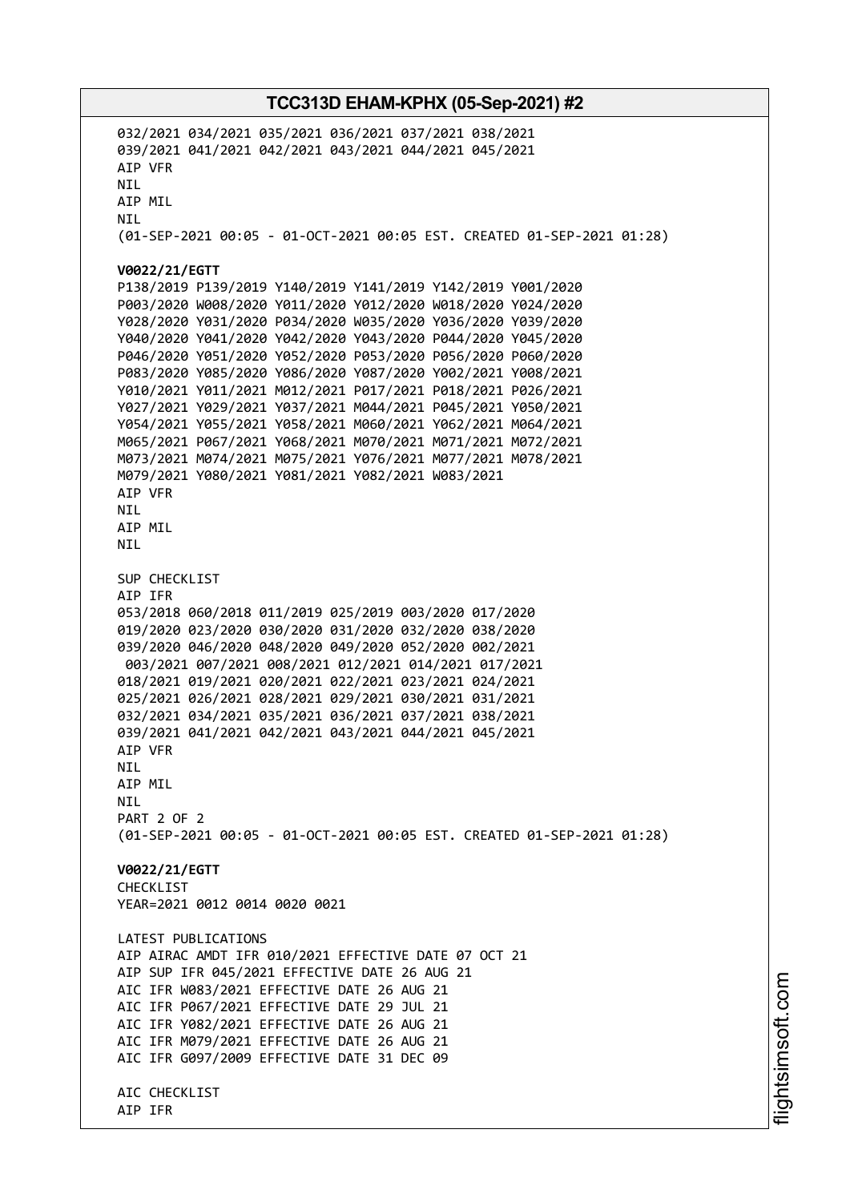032/2021 034/2021 035/2021 036/2021 037/2021 038/2021
039/2021 041/2021 042/2021 043/2021 044/2021 045/2021
AIP VFR
NIL
AIP MIL
NIL
(01-SEP-2021 00:05 - 01-OCT-2021 00:05 EST. CREATED 01-SEP-2021 01:28)

**V0022/21/EGTT**
P138/2019 P139/2019 Y140/2019 Y141/2019 Y142/2019 Y001/2020
P003/2020 W008/2020 Y011/2020 Y012/2020 W018/2020 Y024/2020
Y028/2020 Y031/2020 P034/2020 W035/2020 Y036/2020 Y039/2020
Y040/2020 Y041/2020 Y042/2020 Y043/2020 P044/2020 Y045/2020
P046/2020 Y051/2020 Y052/2020 P053/2020 P056/2020 P060/2020
P083/2020 Y085/2020 Y086/2020 Y087/2020 Y002/2021 Y008/2021
Y010/2021 Y011/2021 M012/2021 P017/2021 P018/2021 P026/2021
Y027/2021 Y029/2021 Y037/2021 M044/2021 P045/2021 Y050/2021
Y054/2021 Y055/2021 Y058/2021 M060/2021 Y062/2021 M064/2021
M065/2021 P067/2021 Y068/2021 M070/2021 M071/2021 M072/2021
M073/2021 M074/2021 M075/2021 Y076/2021 M077/2021 M078/2021
M079/2021 Y080/2021 Y081/2021 Y082/2021 W083/2021
AIP VFR
NIL
AIP MIL
NIL

SUP CHECKLIST
AIP IFR
053/2018 060/2018 011/2019 025/2019 003/2020 017/2020
019/2020 023/2020 030/2020 031/2020 032/2020 038/2020
039/2020 046/2020 048/2020 049/2020 052/2020 002/2021
003/2021 007/2021 008/2021 012/2021 014/2021 017/2021
018/2021 019/2021 020/2021 022/2021 023/2021 024/2021
025/2021 026/2021 028/2021 029/2021 030/2021 031/2021
032/2021 034/2021 035/2021 036/2021 037/2021 038/2021
039/2021 041/2021 042/2021 043/2021 044/2021 045/2021
AIP VFR
NIL
AIP MIL
NIL
PART 2 OF 2
(01-SEP-2021 00:05 - 01-OCT-2021 00:05 EST. CREATED 01-SEP-2021 01:28)

**V0022/21/EGTT**
CHECKLIST
YEAR=2021 0012 0014 0020 0021

LATEST PUBLICATIONS
AIP AIRAC AMDT IFR 010/2021 EFFECTIVE DATE 07 OCT 21
AIP SUP IFR 045/2021 EFFECTIVE DATE 26 AUG 21
AIC IFR W083/2021 EFFECTIVE DATE 26 AUG 21
AIC IFR P067/2021 EFFECTIVE DATE 29 JUL 21
AIC IFR Y082/2021 EFFECTIVE DATE 26 AUG 21
AIC IFR M079/2021 EFFECTIVE DATE 26 AUG 21
AIC IFR G097/2009 EFFECTIVE DATE 31 DEC 09

AIC CHECKLIST
AIP IFR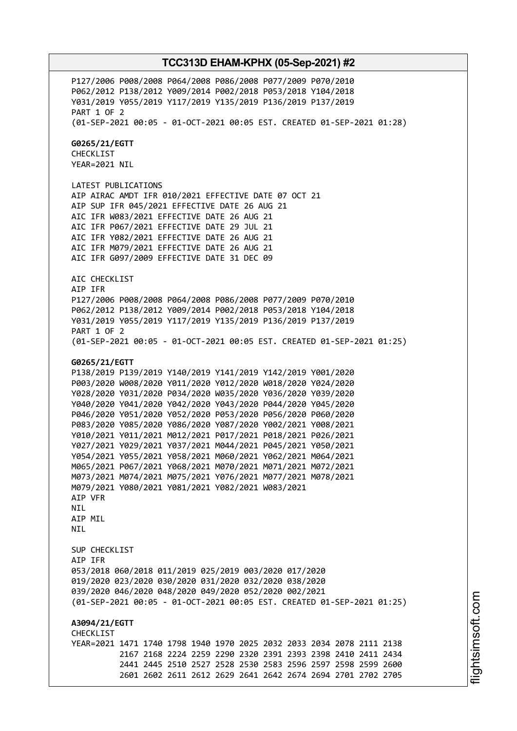P127/2006 P008/2008 P064/2008 P086/2008 P077/2009 P070/2010
P062/2012 P138/2012 Y009/2014 P002/2018 P053/2018 Y104/2018
Y031/2019 Y055/2019 Y117/2019 Y135/2019 P136/2019 P137/2019
PART 1 OF 2
(01-SEP-2021 00:05 - 01-OCT-2021 00:05 EST. CREATED 01-SEP-2021 01:28)

**G0265/21/EGTT**
CHECKLIST
YEAR=2021 NIL

LATEST PUBLICATIONS
AIP AIRAC AMDT IFR 010/2021 EFFECTIVE DATE 07 OCT 21
AIP SUP IFR 045/2021 EFFECTIVE DATE 26 AUG 21
AIC IFR W083/2021 EFFECTIVE DATE 26 AUG 21
AIC IFR P067/2021 EFFECTIVE DATE 29 JUL 21
AIC IFR Y082/2021 EFFECTIVE DATE 26 AUG 21
AIC IFR M079/2021 EFFECTIVE DATE 26 AUG 21
AIC IFR G097/2009 EFFECTIVE DATE 31 DEC 09

AIC CHECKLIST
AIP IFR
P127/2006 P008/2008 P064/2008 P086/2008 P077/2009 P070/2010
P062/2012 P138/2012 Y009/2014 P002/2018 P053/2018 Y104/2018
Y031/2019 Y055/2019 Y117/2019 Y135/2019 P136/2019 P137/2019
PART 1 OF 2
(01-SEP-2021 00:05 - 01-OCT-2021 00:05 EST. CREATED 01-SEP-2021 01:25)

**G0265/21/EGTT**
P138/2019 P139/2019 Y140/2019 Y141/2019 Y142/2019 Y001/2020
P003/2020 W008/2020 Y011/2020 Y012/2020 W018/2020 Y024/2020
Y028/2020 Y031/2020 P034/2020 W035/2020 Y036/2020 Y039/2020
Y040/2020 Y041/2020 Y042/2020 Y043/2020 P044/2020 Y045/2020
P046/2020 Y051/2020 Y052/2020 P053/2020 P056/2020 P060/2020
P083/2020 Y085/2020 Y086/2020 Y087/2020 Y002/2021 Y008/2021
Y010/2021 Y011/2021 M012/2021 P017/2021 P018/2021 P026/2021
Y027/2021 Y029/2021 Y037/2021 M044/2021 P045/2021 Y050/2021
Y054/2021 Y055/2021 Y058/2021 M060/2021 Y062/2021 M064/2021
M065/2021 P067/2021 Y068/2021 M070/2021 M071/2021 M072/2021
M073/2021 M074/2021 M075/2021 Y076/2021 M077/2021 M078/2021
M079/2021 Y080/2021 Y081/2021 Y082/2021 W083/2021
AIP VFR
NIL
AIP MIL
NIL

SUP CHECKLIST
AIP IFR
053/2018 060/2018 011/2019 025/2019 003/2020 017/2020
019/2020 023/2020 030/2020 031/2020 032/2020 038/2020
039/2020 046/2020 048/2020 049/2020 052/2020 002/2021
(01-SEP-2021 00:05 - 01-OCT-2021 00:05 EST. CREATED 01-SEP-2021 01:25)

**A3094/21/EGTT**
CHECKLIST
YEAR=2021 1471 1740 1798 1940 1970 2025 2032 2033 2034 2078 2111 2138
2167 2168 2224 2259 2290 2320 2391 2393 2398 2410 2411 2434
2441 2445 2510 2527 2528 2530 2583 2596 2597 2598 2599 2600
2601 2602 2611 2612 2629 2641 2642 2674 2694 2701 2702 2705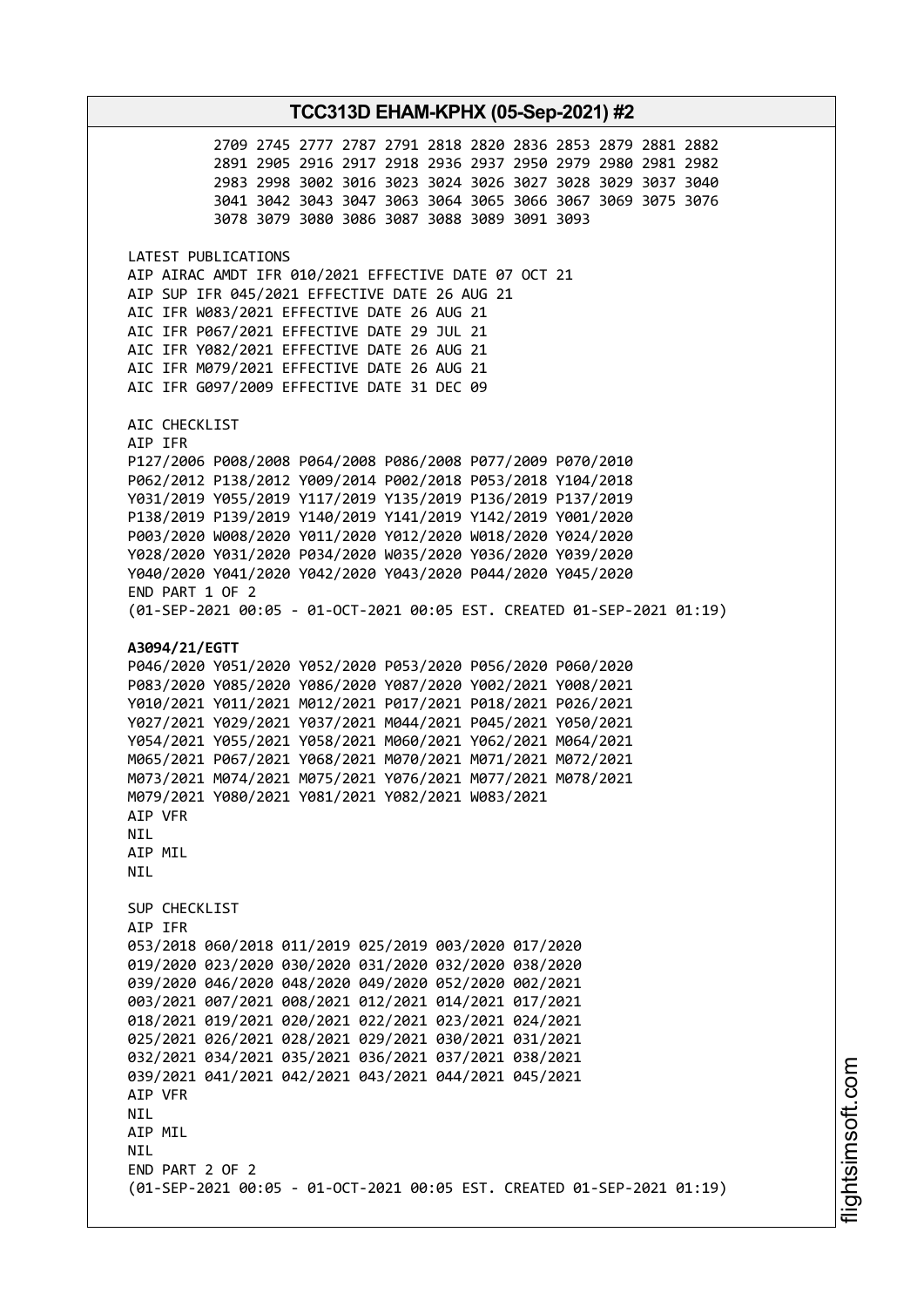```
          2709 2745 2777 2787 2791 2818 2820 2836 2853 2879 2881 2882
          2891 2905 2916 2917 2918 2936 2937 2950 2979 2980 2981 2982
          2983 2998 3002 3016 3023 3024 3026 3027 3028 3029 3037 3040
          3041 3042 3043 3047 3063 3064 3065 3066 3067 3069 3075 3076
          3078 3079 3080 3086 3087 3088 3089 3091 3093

LATEST PUBLICATIONS
AIP AIRAC AMDT IFR 010/2021 EFFECTIVE DATE 07 OCT 21
AIP SUP IFR 045/2021 EFFECTIVE DATE 26 AUG 21
AIC IFR W083/2021 EFFECTIVE DATE 26 AUG 21
AIC IFR P067/2021 EFFECTIVE DATE 29 JUL 21
AIC IFR Y082/2021 EFFECTIVE DATE 26 AUG 21
AIC IFR M079/2021 EFFECTIVE DATE 26 AUG 21
AIC IFR G097/2009 EFFECTIVE DATE 31 DEC 09

AIC CHECKLIST
AIP IFR
P127/2006 P008/2008 P064/2008 P086/2008 P077/2009 P070/2010
P062/2012 P138/2012 Y009/2014 P002/2018 P053/2018 Y104/2018
Y031/2019 Y055/2019 Y117/2019 Y135/2019 P136/2019 P137/2019
P138/2019 P139/2019 Y140/2019 Y141/2019 Y142/2019 Y001/2020
P003/2020 W008/2020 Y011/2020 Y012/2020 W018/2020 Y024/2020
Y028/2020 Y031/2020 P034/2020 W035/2020 Y036/2020 Y039/2020
Y040/2020 Y041/2020 Y042/2020 Y043/2020 P044/2020 Y045/2020
END PART 1 OF 2
(01-SEP-2021 00:05 - 01-OCT-2021 00:05 EST. CREATED 01-SEP-2021 01:19)
```

**A3094/21/EGTT**

```
P046/2020 Y051/2020 Y052/2020 P053/2020 P056/2020 P060/2020
P083/2020 Y085/2020 Y086/2020 Y087/2020 Y002/2021 Y008/2021
Y010/2021 Y011/2021 M012/2021 P017/2021 P018/2021 P026/2021
Y027/2021 Y029/2021 Y037/2021 M044/2021 P045/2021 Y050/2021
Y054/2021 Y055/2021 Y058/2021 M060/2021 Y062/2021 M064/2021
M065/2021 P067/2021 Y068/2021 M070/2021 M071/2021 M072/2021
M073/2021 M074/2021 M075/2021 Y076/2021 M077/2021 M078/2021
M079/2021 Y080/2021 Y081/2021 Y082/2021 W083/2021
AIP VFR
NIL
AIP MIL
NIL

SUP CHECKLIST
AIP IFR
053/2018 060/2018 011/2019 025/2019 003/2020 017/2020
019/2020 023/2020 030/2020 031/2020 032/2020 038/2020
039/2020 046/2020 048/2020 049/2020 052/2020 002/2021
003/2021 007/2021 008/2021 012/2021 014/2021 017/2021
018/2021 019/2021 020/2021 022/2021 023/2021 024/2021
025/2021 026/2021 028/2021 029/2021 030/2021 031/2021
032/2021 034/2021 035/2021 036/2021 037/2021 038/2021
039/2021 041/2021 042/2021 043/2021 044/2021 045/2021
AIP VFR
NIL
AIP MIL
NIL
END PART 2 OF 2
(01-SEP-2021 00:05 - 01-OCT-2021 00:05 EST. CREATED 01-SEP-2021 01:19)
```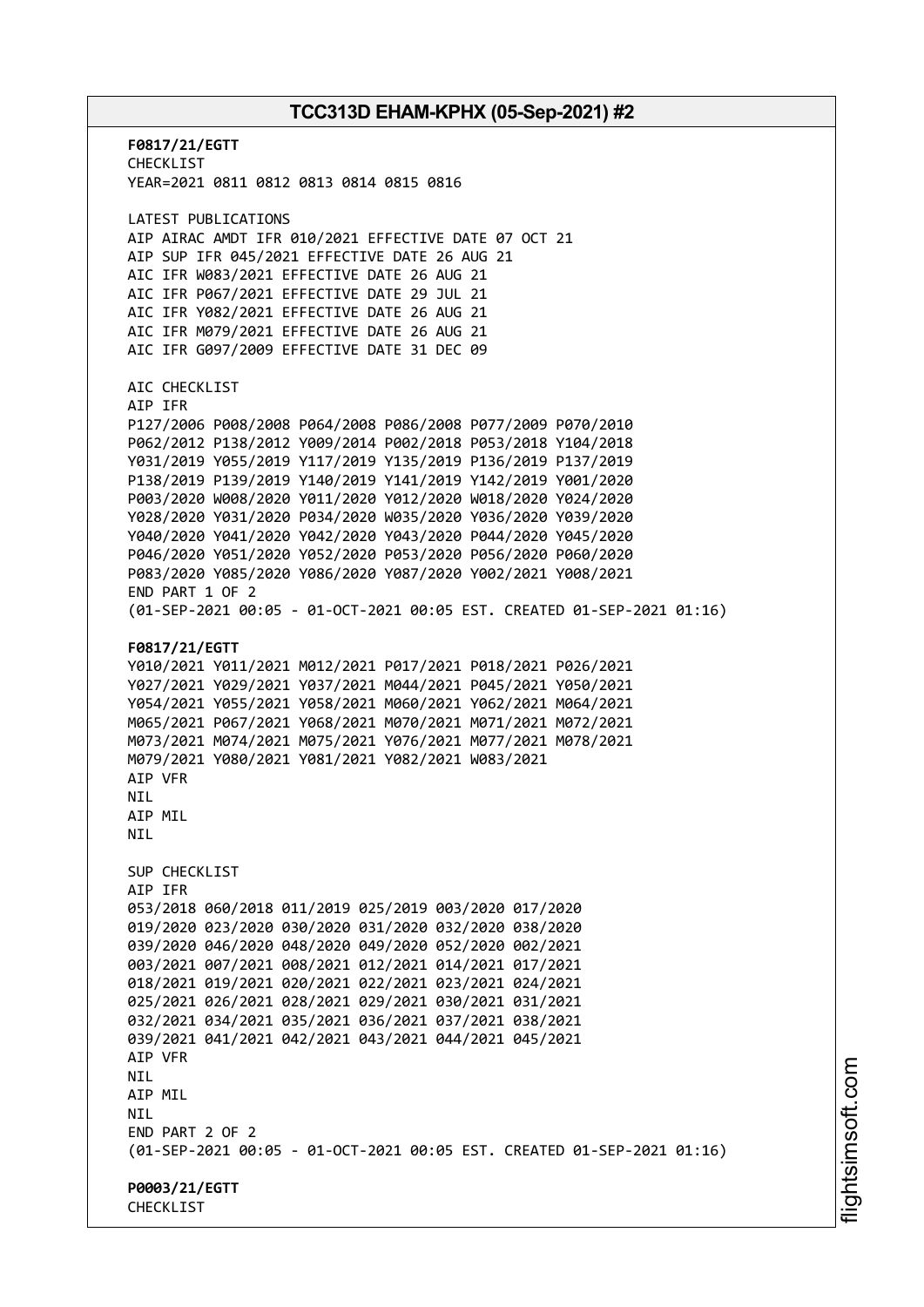**F0817/21/EGTT**
CHECKLIST
YEAR=2021 0811 0812 0813 0814 0815 0816

LATEST PUBLICATIONS
AIP AIRAC AMDT IFR 010/2021 EFFECTIVE DATE 07 OCT 21
AIP SUP IFR 045/2021 EFFECTIVE DATE 26 AUG 21
AIC IFR W083/2021 EFFECTIVE DATE 26 AUG 21
AIC IFR P067/2021 EFFECTIVE DATE 29 JUL 21
AIC IFR Y082/2021 EFFECTIVE DATE 26 AUG 21
AIC IFR M079/2021 EFFECTIVE DATE 26 AUG 21
AIC IFR G097/2009 EFFECTIVE DATE 31 DEC 09

AIC CHECKLIST
AIP IFR
P127/2006 P008/2008 P064/2008 P086/2008 P077/2009 P070/2010
P062/2012 P138/2012 Y009/2014 P002/2018 P053/2018 Y104/2018
Y031/2019 Y055/2019 Y117/2019 Y135/2019 P136/2019 P137/2019
P138/2019 P139/2019 Y140/2019 Y141/2019 Y142/2019 Y001/2020
P003/2020 W008/2020 Y011/2020 Y012/2020 W018/2020 Y024/2020
Y028/2020 Y031/2020 P034/2020 W035/2020 Y036/2020 Y039/2020
Y040/2020 Y041/2020 Y042/2020 Y043/2020 P044/2020 Y045/2020
P046/2020 Y051/2020 Y052/2020 P053/2020 P056/2020 P060/2020
P083/2020 Y085/2020 Y086/2020 Y087/2020 Y002/2021 Y008/2021
END PART 1 OF 2
(01-SEP-2021 00:05 - 01-OCT-2021 00:05 EST. CREATED 01-SEP-2021 01:16)

**F0817/21/EGTT**
Y010/2021 Y011/2021 M012/2021 P017/2021 P018/2021 P026/2021
Y027/2021 Y029/2021 Y037/2021 M044/2021 P045/2021 Y050/2021
Y054/2021 Y055/2021 Y058/2021 M060/2021 Y062/2021 M064/2021
M065/2021 P067/2021 Y068/2021 M070/2021 M071/2021 M072/2021
M073/2021 M074/2021 M075/2021 Y076/2021 M077/2021 M078/2021
M079/2021 Y080/2021 Y081/2021 Y082/2021 W083/2021
AIP VFR
NIL
AIP MIL
NIL

SUP CHECKLIST
AIP IFR
053/2018 060/2018 011/2019 025/2019 003/2020 017/2020
019/2020 023/2020 030/2020 031/2020 032/2020 038/2020
039/2020 046/2020 048/2020 049/2020 052/2020 002/2021
003/2021 007/2021 008/2021 012/2021 014/2021 017/2021
018/2021 019/2021 020/2021 022/2021 023/2021 024/2021
025/2021 026/2021 028/2021 029/2021 030/2021 031/2021
032/2021 034/2021 035/2021 036/2021 037/2021 038/2021
039/2021 041/2021 042/2021 043/2021 044/2021 045/2021
AIP VFR
NIL
AIP MIL
NIL
END PART 2 OF 2
(01-SEP-2021 00:05 - 01-OCT-2021 00:05 EST. CREATED 01-SEP-2021 01:16)

**P0003/21/EGTT**
CHECKLIST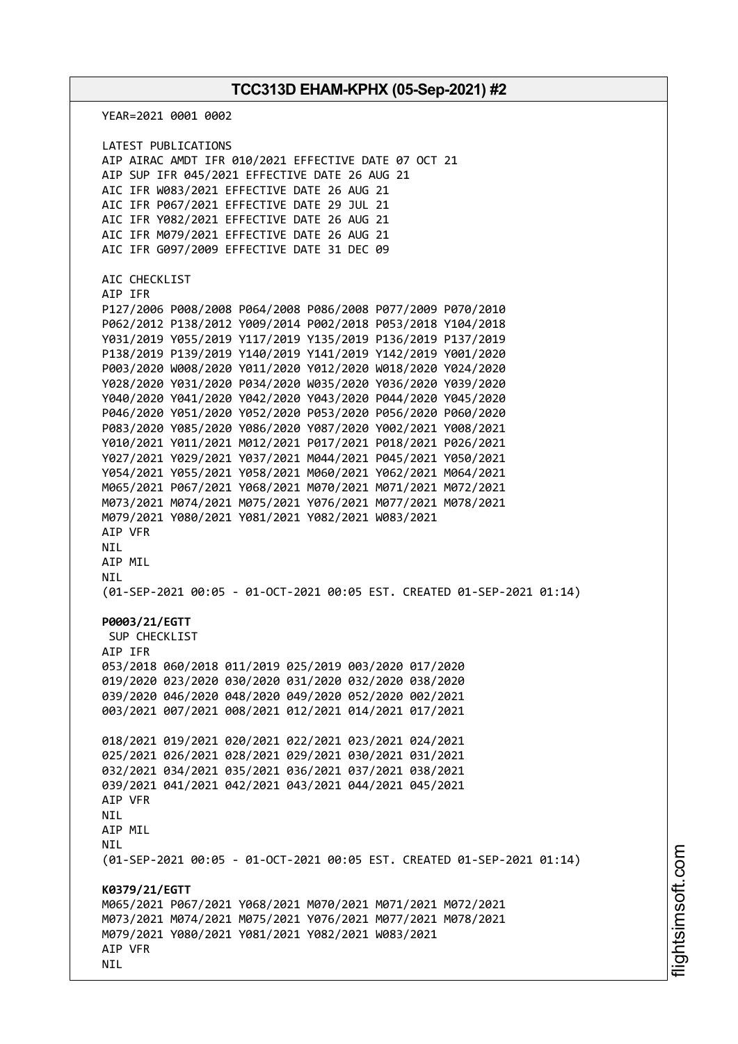YEAR=2021 0001 0002

LATEST PUBLICATIONS
AIP AIRAC AMDT IFR 010/2021 EFFECTIVE DATE 07 OCT 21
AIP SUP IFR 045/2021 EFFECTIVE DATE 26 AUG 21
AIC IFR W083/2021 EFFECTIVE DATE 26 AUG 21
AIC IFR P067/2021 EFFECTIVE DATE 29 JUL 21
AIC IFR Y082/2021 EFFECTIVE DATE 26 AUG 21
AIC IFR M079/2021 EFFECTIVE DATE 26 AUG 21
AIC IFR G097/2009 EFFECTIVE DATE 31 DEC 09

AIC CHECKLIST
AIP IFR
P127/2006 P008/2008 P064/2008 P086/2008 P077/2009 P070/2010
P062/2012 P138/2012 Y009/2014 P002/2018 P053/2018 Y104/2018
Y031/2019 Y055/2019 Y117/2019 Y135/2019 P136/2019 P137/2019
P138/2019 P139/2019 Y140/2019 Y141/2019 Y142/2019 Y001/2020
P003/2020 W008/2020 Y011/2020 Y012/2020 W018/2020 Y024/2020
Y028/2020 Y031/2020 P034/2020 W035/2020 Y036/2020 Y039/2020
Y040/2020 Y041/2020 Y042/2020 Y043/2020 P044/2020 Y045/2020
P046/2020 Y051/2020 Y052/2020 P053/2020 P056/2020 P060/2020
P083/2020 Y085/2020 Y086/2020 Y087/2020 Y002/2021 Y008/2021
Y010/2021 Y011/2021 M012/2021 P017/2021 P018/2021 P026/2021
Y027/2021 Y029/2021 Y037/2021 M044/2021 P045/2021 Y050/2021
Y054/2021 Y055/2021 Y058/2021 M060/2021 Y062/2021 M064/2021
M065/2021 P067/2021 Y068/2021 M070/2021 M071/2021 M072/2021
M073/2021 M074/2021 M075/2021 Y076/2021 M077/2021 M078/2021
M079/2021 Y080/2021 Y081/2021 Y082/2021 W083/2021
AIP VFR
NIL
AIP MIL
NIL
(01-SEP-2021 00:05 - 01-OCT-2021 00:05 EST. CREATED 01-SEP-2021 01:14)

**P0003/21/EGTT**
SUP CHECKLIST
AIP IFR
053/2018 060/2018 011/2019 025/2019 003/2020 017/2020
019/2020 023/2020 030/2020 031/2020 032/2020 038/2020
039/2020 046/2020 048/2020 049/2020 052/2020 002/2021
003/2021 007/2021 008/2021 012/2021 014/2021 017/2021

018/2021 019/2021 020/2021 022/2021 023/2021 024/2021
025/2021 026/2021 028/2021 029/2021 030/2021 031/2021
032/2021 034/2021 035/2021 036/2021 037/2021 038/2021
039/2021 041/2021 042/2021 043/2021 044/2021 045/2021
AIP VFR
NIL
AIP MIL
NIL
(01-SEP-2021 00:05 - 01-OCT-2021 00:05 EST. CREATED 01-SEP-2021 01:14)

**K0379/21/EGTT**
M065/2021 P067/2021 Y068/2021 M070/2021 M071/2021 M072/2021
M073/2021 M074/2021 M075/2021 Y076/2021 M077/2021 M078/2021
M079/2021 Y080/2021 Y081/2021 Y082/2021 W083/2021
AIP VFR
NIL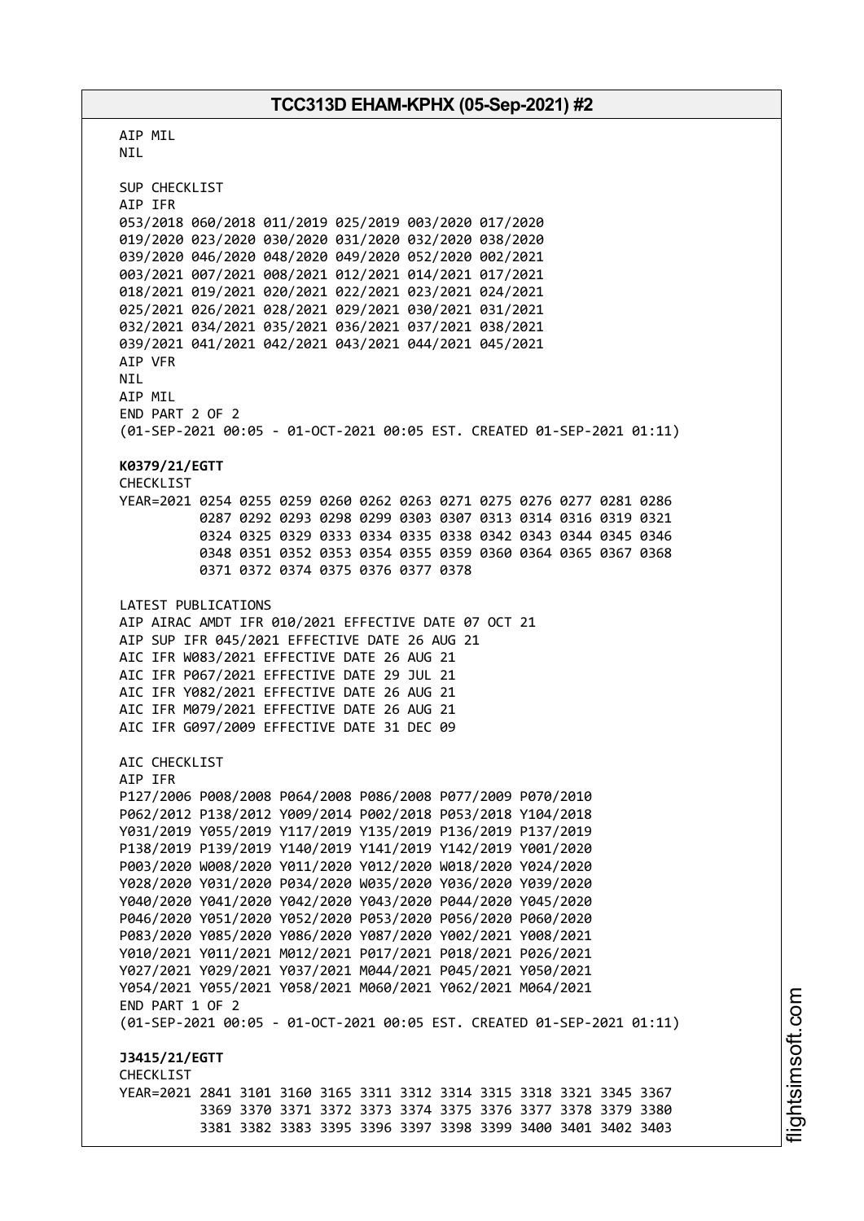AIP MIL
NIL

SUP CHECKLIST
AIP IFR
053/2018 060/2018 011/2019 025/2019 003/2020 017/2020
019/2020 023/2020 030/2020 031/2020 032/2020 038/2020
039/2020 046/2020 048/2020 049/2020 052/2020 002/2021
003/2021 007/2021 008/2021 012/2021 014/2021 017/2021
018/2021 019/2021 020/2021 022/2021 023/2021 024/2021
025/2021 026/2021 028/2021 029/2021 030/2021 031/2021
032/2021 034/2021 035/2021 036/2021 037/2021 038/2021
039/2021 041/2021 042/2021 043/2021 044/2021 045/2021
AIP VFR
NIL
AIP MIL
END PART 2 OF 2
(01-SEP-2021 00:05 - 01-OCT-2021 00:05 EST. CREATED 01-SEP-2021 01:11)

**K0379/21/EGTT**
CHECKLIST
YEAR=2021 0254 0255 0259 0260 0262 0263 0271 0275 0276 0277 0281 0286
0287 0292 0293 0298 0299 0303 0307 0313 0314 0316 0319 0321
0324 0325 0329 0333 0334 0335 0338 0342 0343 0344 0345 0346
0348 0351 0352 0353 0354 0355 0359 0360 0364 0365 0367 0368
0371 0372 0374 0375 0376 0377 0378

LATEST PUBLICATIONS
AIP AIRAC AMDT IFR 010/2021 EFFECTIVE DATE 07 OCT 21
AIP SUP IFR 045/2021 EFFECTIVE DATE 26 AUG 21
AIC IFR W083/2021 EFFECTIVE DATE 26 AUG 21
AIC IFR P067/2021 EFFECTIVE DATE 29 JUL 21
AIC IFR Y082/2021 EFFECTIVE DATE 26 AUG 21
AIC IFR M079/2021 EFFECTIVE DATE 26 AUG 21
AIC IFR G097/2009 EFFECTIVE DATE 31 DEC 09

AIC CHECKLIST
AIP IFR
P127/2006 P008/2008 P064/2008 P086/2008 P077/2009 P070/2010
P062/2012 P138/2012 Y009/2014 P002/2018 P053/2018 Y104/2018
Y031/2019 Y055/2019 Y117/2019 Y135/2019 P136/2019 P137/2019
P138/2019 P139/2019 Y140/2019 Y141/2019 Y142/2019 Y001/2020
P003/2020 W008/2020 Y011/2020 Y012/2020 W018/2020 Y024/2020
Y028/2020 Y031/2020 P034/2020 W035/2020 Y036/2020 Y039/2020
Y040/2020 Y041/2020 Y042/2020 Y043/2020 P044/2020 Y045/2020
P046/2020 Y051/2020 Y052/2020 P053/2020 P056/2020 P060/2020
P083/2020 Y085/2020 Y086/2020 Y087/2020 Y002/2021 Y008/2021
Y010/2021 Y011/2021 M012/2021 P017/2021 P018/2021 P026/2021
Y027/2021 Y029/2021 Y037/2021 M044/2021 P045/2021 Y050/2021
Y054/2021 Y055/2021 Y058/2021 M060/2021 Y062/2021 M064/2021
END PART 1 OF 2
(01-SEP-2021 00:05 - 01-OCT-2021 00:05 EST. CREATED 01-SEP-2021 01:11)

**J3415/21/EGTT**
CHECKLIST
YEAR=2021 2841 3101 3160 3165 3311 3312 3314 3315 3318 3321 3345 3367
3369 3370 3371 3372 3373 3374 3375 3376 3377 3378 3379 3380
3381 3382 3383 3395 3396 3397 3398 3399 3400 3401 3402 3403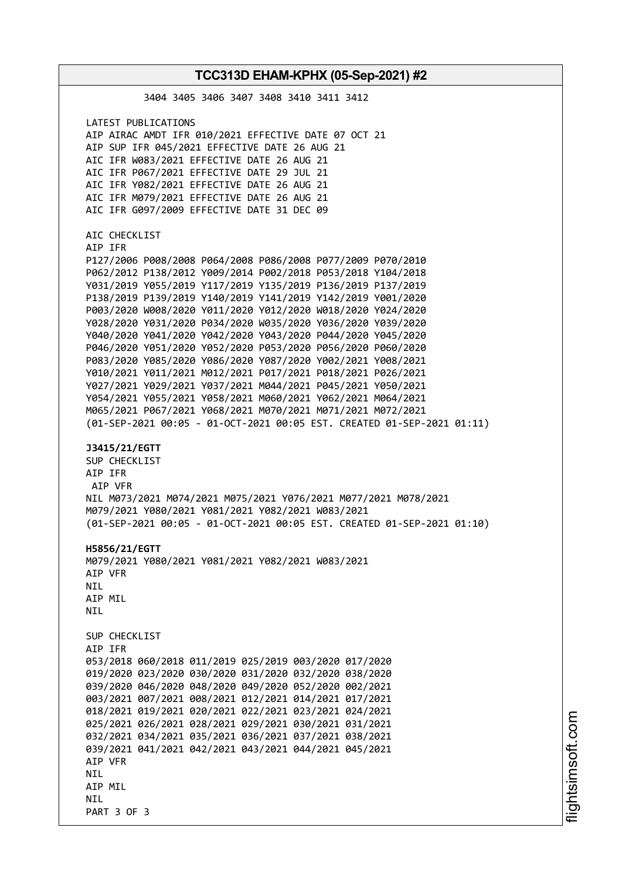3404 3405 3406 3407 3408 3410 3411 3412

LATEST PUBLICATIONS
AIP AIRAC AMDT IFR 010/2021 EFFECTIVE DATE 07 OCT 21
AIP SUP IFR 045/2021 EFFECTIVE DATE 26 AUG 21
AIC IFR W083/2021 EFFECTIVE DATE 26 AUG 21
AIC IFR P067/2021 EFFECTIVE DATE 29 JUL 21
AIC IFR Y082/2021 EFFECTIVE DATE 26 AUG 21
AIC IFR M079/2021 EFFECTIVE DATE 26 AUG 21
AIC IFR G097/2009 EFFECTIVE DATE 31 DEC 09

AIC CHECKLIST
AIP IFR
P127/2006 P008/2008 P064/2008 P086/2008 P077/2009 P070/2010
P062/2012 P138/2012 Y009/2014 P002/2018 P053/2018 Y104/2018
Y031/2019 Y055/2019 Y117/2019 Y135/2019 P136/2019 P137/2019
P138/2019 P139/2019 Y140/2019 Y141/2019 Y142/2019 Y001/2020
P003/2020 W008/2020 Y011/2020 Y012/2020 W018/2020 Y024/2020
Y028/2020 Y031/2020 P034/2020 W035/2020 Y036/2020 Y039/2020
Y040/2020 Y041/2020 Y042/2020 Y043/2020 P044/2020 Y045/2020
P046/2020 Y051/2020 Y052/2020 P053/2020 P056/2020 P060/2020
P083/2020 Y085/2020 Y086/2020 Y087/2020 Y002/2021 Y008/2021
Y010/2021 Y011/2021 M012/2021 P017/2021 P018/2021 P026/2021
Y027/2021 Y029/2021 Y037/2021 M044/2021 P045/2021 Y050/2021
Y054/2021 Y055/2021 Y058/2021 M060/2021 Y062/2021 M064/2021
M065/2021 P067/2021 Y068/2021 M070/2021 M071/2021 M072/2021
(01-SEP-2021 00:05 - 01-OCT-2021 00:05 EST. CREATED 01-SEP-2021 01:11)

**J3415/21/EGTT**
SUP CHECKLIST
AIP IFR
AIP VFR
NIL M073/2021 M074/2021 M075/2021 Y076/2021 M077/2021 M078/2021
M079/2021 Y080/2021 Y081/2021 Y082/2021 W083/2021
(01-SEP-2021 00:05 - 01-OCT-2021 00:05 EST. CREATED 01-SEP-2021 01:10)

**H5856/21/EGTT**
M079/2021 Y080/2021 Y081/2021 Y082/2021 W083/2021
AIP VFR
NIL
AIP MIL
NIL

SUP CHECKLIST
AIP IFR
053/2018 060/2018 011/2019 025/2019 003/2020 017/2020
019/2020 023/2020 030/2020 031/2020 032/2020 038/2020
039/2020 046/2020 048/2020 049/2020 052/2020 002/2021
003/2021 007/2021 008/2021 012/2021 014/2021 017/2021
018/2021 019/2021 020/2021 022/2021 023/2021 024/2021
025/2021 026/2021 028/2021 029/2021 030/2021 031/2021
032/2021 034/2021 035/2021 036/2021 037/2021 038/2021
039/2021 041/2021 042/2021 043/2021 044/2021 045/2021
AIP VFR
NIL
AIP MIL
NIL
PART 3 OF 3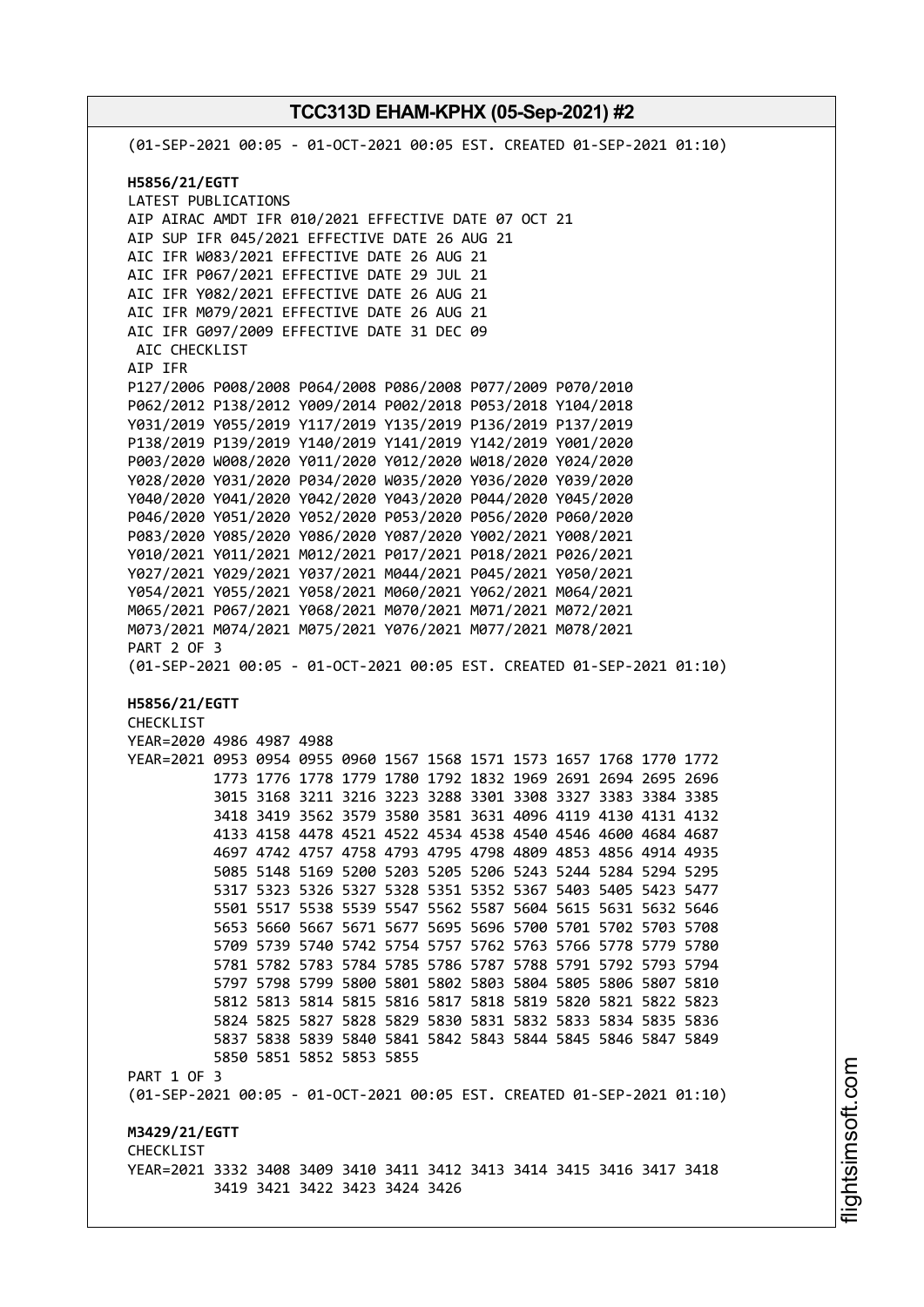(01-SEP-2021 00:05 - 01-OCT-2021 00:05 EST. CREATED 01-SEP-2021 01:10)

**H5856/21/EGTT**
LATEST PUBLICATIONS
AIP AIRAC AMDT IFR 010/2021 EFFECTIVE DATE 07 OCT 21
AIP SUP IFR 045/2021 EFFECTIVE DATE 26 AUG 21
AIC IFR W083/2021 EFFECTIVE DATE 26 AUG 21
AIC IFR P067/2021 EFFECTIVE DATE 29 JUL 21
AIC IFR Y082/2021 EFFECTIVE DATE 26 AUG 21
AIC IFR M079/2021 EFFECTIVE DATE 26 AUG 21
AIC IFR G097/2009 EFFECTIVE DATE 31 DEC 09
AIC CHECKLIST
AIP IFR
P127/2006 P008/2008 P064/2008 P086/2008 P077/2009 P070/2010
P062/2012 P138/2012 Y009/2014 P002/2018 P053/2018 Y104/2018
Y031/2019 Y055/2019 Y117/2019 Y135/2019 P136/2019 P137/2019
P138/2019 P139/2019 Y140/2019 Y141/2019 Y142/2019 Y001/2020
P003/2020 W008/2020 Y011/2020 Y012/2020 W018/2020 Y024/2020
Y028/2020 Y031/2020 P034/2020 W035/2020 Y036/2020 Y039/2020
Y040/2020 Y041/2020 Y042/2020 Y043/2020 P044/2020 Y045/2020
P046/2020 Y051/2020 Y052/2020 P053/2020 P056/2020 P060/2020
P083/2020 Y085/2020 Y086/2020 Y087/2020 Y002/2021 Y008/2021
Y010/2021 Y011/2021 M012/2021 P017/2021 P018/2021 P026/2021
Y027/2021 Y029/2021 Y037/2021 M044/2021 P045/2021 Y050/2021
Y054/2021 Y055/2021 Y058/2021 M060/2021 Y062/2021 M064/2021
M065/2021 P067/2021 Y068/2021 M070/2021 M071/2021 M072/2021
M073/2021 M074/2021 M075/2021 Y076/2021 M077/2021 M078/2021
PART 2 OF 3
(01-SEP-2021 00:05 - 01-OCT-2021 00:05 EST. CREATED 01-SEP-2021 01:10)

**H5856/21/EGTT**
CHECKLIST
YEAR=2020 4986 4987 4988
YEAR=2021 0953 0954 0955 0960 1567 1568 1571 1573 1657 1768 1770 1772
1773 1776 1778 1779 1780 1792 1832 1969 2691 2694 2695 2696
3015 3168 3211 3216 3223 3288 3301 3308 3327 3383 3384 3385
3418 3419 3562 3579 3580 3581 3631 4096 4119 4130 4131 4132
4133 4158 4478 4521 4522 4534 4538 4540 4546 4600 4684 4687
4697 4742 4757 4758 4793 4795 4798 4809 4853 4856 4914 4935
5085 5148 5169 5200 5203 5205 5206 5243 5244 5284 5294 5295
5317 5323 5326 5327 5328 5351 5352 5367 5403 5405 5423 5477
5501 5517 5538 5539 5547 5562 5587 5604 5615 5631 5632 5646
5653 5660 5667 5671 5677 5695 5696 5700 5701 5702 5703 5708
5709 5739 5740 5742 5754 5757 5762 5763 5766 5778 5779 5780
5781 5782 5783 5784 5785 5786 5787 5788 5791 5792 5793 5794
5797 5798 5799 5800 5801 5802 5803 5804 5805 5806 5807 5810
5812 5813 5814 5815 5816 5817 5818 5819 5820 5821 5822 5823
5824 5825 5827 5828 5829 5830 5831 5832 5833 5834 5835 5836
5837 5838 5839 5840 5841 5842 5843 5844 5845 5846 5847 5849
5850 5851 5852 5853 5855
PART 1 OF 3
(01-SEP-2021 00:05 - 01-OCT-2021 00:05 EST. CREATED 01-SEP-2021 01:10)

**M3429/21/EGTT**
CHECKLIST
YEAR=2021 3332 3408 3409 3410 3411 3412 3413 3414 3415 3416 3417 3418
3419 3421 3422 3423 3424 3426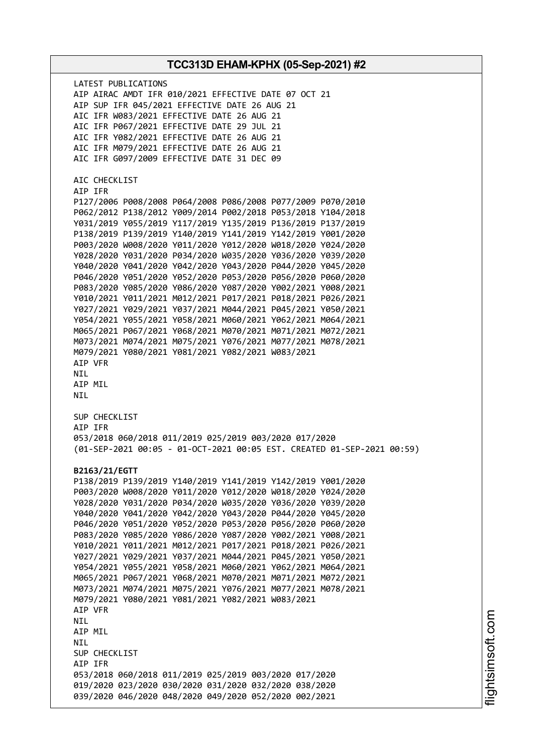LATEST PUBLICATIONS
AIP AIRAC AMDT IFR 010/2021 EFFECTIVE DATE 07 OCT 21
AIP SUP IFR 045/2021 EFFECTIVE DATE 26 AUG 21
AIC IFR W083/2021 EFFECTIVE DATE 26 AUG 21
AIC IFR P067/2021 EFFECTIVE DATE 29 JUL 21
AIC IFR Y082/2021 EFFECTIVE DATE 26 AUG 21
AIC IFR M079/2021 EFFECTIVE DATE 26 AUG 21
AIC IFR G097/2009 EFFECTIVE DATE 31 DEC 09

AIC CHECKLIST
AIP IFR
P127/2006 P008/2008 P064/2008 P086/2008 P077/2009 P070/2010
P062/2012 P138/2012 Y009/2014 P002/2018 P053/2018 Y104/2018
Y031/2019 Y055/2019 Y117/2019 Y135/2019 P136/2019 P137/2019
P138/2019 P139/2019 Y140/2019 Y141/2019 Y142/2019 Y001/2020
P003/2020 W008/2020 Y011/2020 Y012/2020 W018/2020 Y024/2020
Y028/2020 Y031/2020 P034/2020 W035/2020 Y036/2020 Y039/2020
Y040/2020 Y041/2020 Y042/2020 Y043/2020 P044/2020 Y045/2020
P046/2020 Y051/2020 Y052/2020 P053/2020 P056/2020 P060/2020
P083/2020 Y085/2020 Y086/2020 Y087/2020 Y002/2021 Y008/2021
Y010/2021 Y011/2021 M012/2021 P017/2021 P018/2021 P026/2021
Y027/2021 Y029/2021 Y037/2021 M044/2021 P045/2021 Y050/2021
Y054/2021 Y055/2021 Y058/2021 M060/2021 Y062/2021 M064/2021
M065/2021 P067/2021 Y068/2021 M070/2021 M071/2021 M072/2021
M073/2021 M074/2021 M075/2021 Y076/2021 M077/2021 M078/2021
M079/2021 Y080/2021 Y081/2021 Y082/2021 W083/2021
AIP VFR
NIL
AIP MIL
NIL

SUP CHECKLIST
AIP IFR
053/2018 060/2018 011/2019 025/2019 003/2020 017/2020
(01-SEP-2021 00:05 - 01-OCT-2021 00:05 EST. CREATED 01-SEP-2021 00:59)

**B2163/21/EGTT**
P138/2019 P139/2019 Y140/2019 Y141/2019 Y142/2019 Y001/2020
P003/2020 W008/2020 Y011/2020 Y012/2020 W018/2020 Y024/2020
Y028/2020 Y031/2020 P034/2020 W035/2020 Y036/2020 Y039/2020
Y040/2020 Y041/2020 Y042/2020 Y043/2020 P044/2020 Y045/2020
P046/2020 Y051/2020 Y052/2020 P053/2020 P056/2020 P060/2020
P083/2020 Y085/2020 Y086/2020 Y087/2020 Y002/2021 Y008/2021
Y010/2021 Y011/2021 M012/2021 P017/2021 P018/2021 P026/2021
Y027/2021 Y029/2021 Y037/2021 M044/2021 P045/2021 Y050/2021
Y054/2021 Y055/2021 Y058/2021 M060/2021 Y062/2021 M064/2021
M065/2021 P067/2021 Y068/2021 M070/2021 M071/2021 M072/2021
M073/2021 M074/2021 M075/2021 Y076/2021 M077/2021 M078/2021
M079/2021 Y080/2021 Y081/2021 Y082/2021 W083/2021
AIP VFR
NIL
AIP MIL
NIL
SUP CHECKLIST
AIP IFR
053/2018 060/2018 011/2019 025/2019 003/2020 017/2020
019/2020 023/2020 030/2020 031/2020 032/2020 038/2020
039/2020 046/2020 048/2020 049/2020 052/2020 002/2021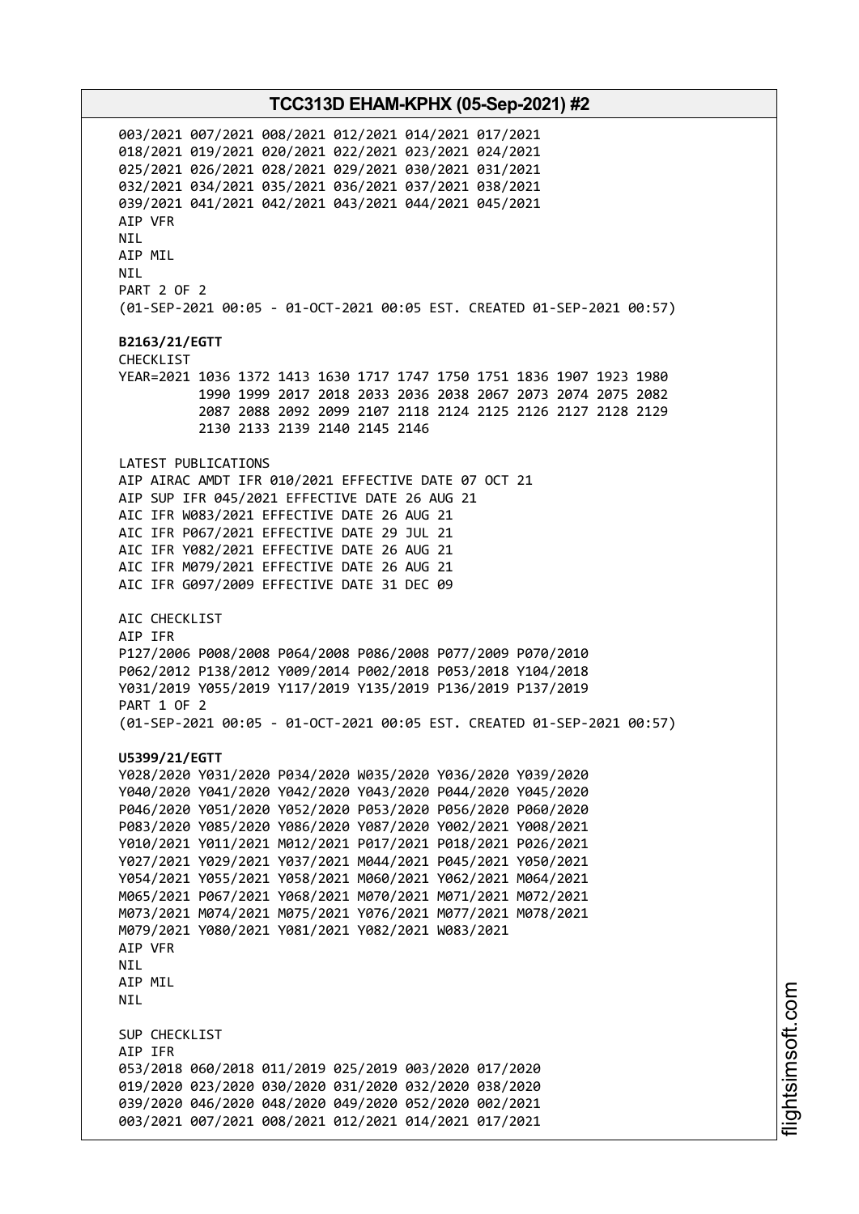003/2021 007/2021 008/2021 012/2021 014/2021 017/2021
018/2021 019/2021 020/2021 022/2021 023/2021 024/2021
025/2021 026/2021 028/2021 029/2021 030/2021 031/2021
032/2021 034/2021 035/2021 036/2021 037/2021 038/2021
039/2021 041/2021 042/2021 043/2021 044/2021 045/2021
AIP VFR
NIL
AIP MIL
NIL
PART 2 OF 2
(01-SEP-2021 00:05 - 01-OCT-2021 00:05 EST. CREATED 01-SEP-2021 00:57)

**B2163/21/EGTT**
CHECKLIST
YEAR=2021 1036 1372 1413 1630 1717 1747 1750 1751 1836 1907 1923 1980
1990 1999 2017 2018 2033 2036 2038 2067 2073 2074 2075 2082
2087 2088 2092 2099 2107 2118 2124 2125 2126 2127 2128 2129
2130 2133 2139 2140 2145 2146

LATEST PUBLICATIONS
AIP AIRAC AMDT IFR 010/2021 EFFECTIVE DATE 07 OCT 21
AIP SUP IFR 045/2021 EFFECTIVE DATE 26 AUG 21
AIC IFR W083/2021 EFFECTIVE DATE 26 AUG 21
AIC IFR P067/2021 EFFECTIVE DATE 29 JUL 21
AIC IFR Y082/2021 EFFECTIVE DATE 26 AUG 21
AIC IFR M079/2021 EFFECTIVE DATE 26 AUG 21
AIC IFR G097/2009 EFFECTIVE DATE 31 DEC 09

AIC CHECKLIST
AIP IFR
P127/2006 P008/2008 P064/2008 P086/2008 P077/2009 P070/2010
P062/2012 P138/2012 Y009/2014 P002/2018 P053/2018 Y104/2018
Y031/2019 Y055/2019 Y117/2019 Y135/2019 P136/2019 P137/2019
PART 1 OF 2
(01-SEP-2021 00:05 - 01-OCT-2021 00:05 EST. CREATED 01-SEP-2021 00:57)

**U5399/21/EGTT**
Y028/2020 Y031/2020 P034/2020 W035/2020 Y036/2020 Y039/2020
Y040/2020 Y041/2020 Y042/2020 Y043/2020 P044/2020 Y045/2020
P046/2020 Y051/2020 Y052/2020 P053/2020 P056/2020 P060/2020
P083/2020 Y085/2020 Y086/2020 Y087/2020 Y002/2021 Y008/2021
Y010/2021 Y011/2021 M012/2021 P017/2021 P018/2021 P026/2021
Y027/2021 Y029/2021 Y037/2021 M044/2021 P045/2021 Y050/2021
Y054/2021 Y055/2021 Y058/2021 M060/2021 Y062/2021 M064/2021
M065/2021 P067/2021 Y068/2021 M070/2021 M071/2021 M072/2021
M073/2021 M074/2021 M075/2021 Y076/2021 M077/2021 M078/2021
M079/2021 Y080/2021 Y081/2021 Y082/2021 W083/2021
AIP VFR
NIL
AIP MIL
NIL

SUP CHECKLIST
AIP IFR
053/2018 060/2018 011/2019 025/2019 003/2020 017/2020
019/2020 023/2020 030/2020 031/2020 032/2020 038/2020
039/2020 046/2020 048/2020 049/2020 052/2020 002/2021
003/2021 007/2021 008/2021 012/2021 014/2021 017/2021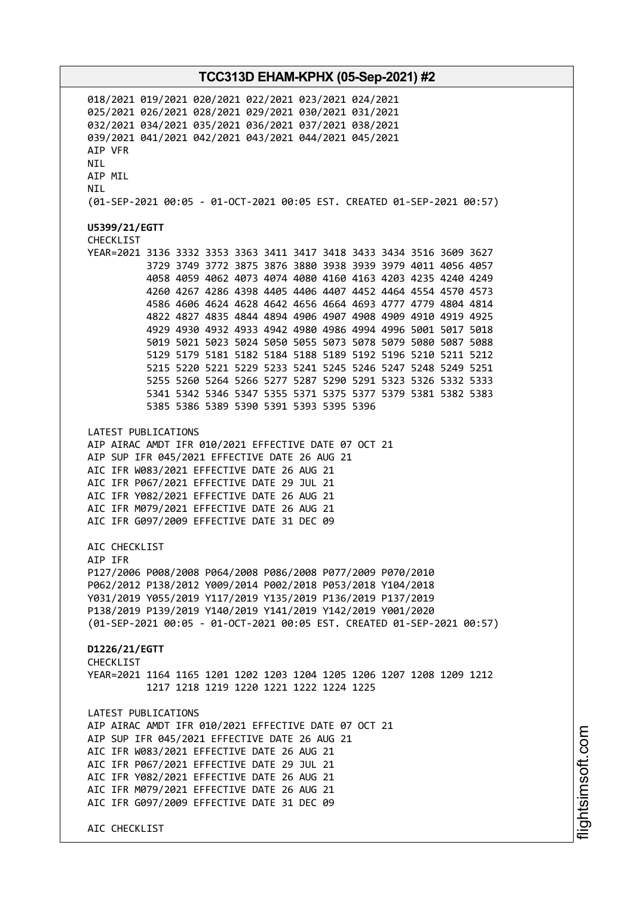018/2021 019/2021 020/2021 022/2021 023/2021 024/2021
025/2021 026/2021 028/2021 029/2021 030/2021 031/2021
032/2021 034/2021 035/2021 036/2021 037/2021 038/2021
039/2021 041/2021 042/2021 043/2021 044/2021 045/2021
AIP VFR
NIL
AIP MIL
NIL
(01-SEP-2021 00:05 - 01-OCT-2021 00:05 EST. CREATED 01-SEP-2021 00:57)

**U5399/21/EGTT**
CHECKLIST
YEAR=2021 3136 3332 3353 3363 3411 3417 3418 3433 3434 3516 3609 3627
3729 3749 3772 3875 3876 3880 3938 3939 3979 4011 4056 4057
4058 4059 4062 4073 4074 4080 4160 4163 4203 4235 4240 4249
4260 4267 4286 4398 4405 4406 4407 4452 4464 4554 4570 4573
4586 4606 4624 4628 4642 4656 4664 4693 4777 4779 4804 4814
4822 4827 4835 4844 4894 4906 4907 4908 4909 4910 4919 4925
4929 4930 4932 4933 4942 4980 4986 4994 4996 5001 5017 5018
5019 5021 5023 5024 5050 5055 5073 5078 5079 5080 5087 5088
5129 5179 5181 5182 5184 5188 5189 5192 5196 5210 5211 5212
5215 5220 5221 5229 5233 5241 5245 5246 5247 5248 5249 5251
5255 5260 5264 5266 5277 5287 5290 5291 5323 5326 5332 5333
5341 5342 5346 5347 5355 5371 5375 5377 5379 5381 5382 5383
5385 5386 5389 5390 5391 5393 5395 5396

LATEST PUBLICATIONS
AIP AIRAC AMDT IFR 010/2021 EFFECTIVE DATE 07 OCT 21
AIP SUP IFR 045/2021 EFFECTIVE DATE 26 AUG 21
AIC IFR W083/2021 EFFECTIVE DATE 26 AUG 21
AIC IFR P067/2021 EFFECTIVE DATE 29 JUL 21
AIC IFR Y082/2021 EFFECTIVE DATE 26 AUG 21
AIC IFR M079/2021 EFFECTIVE DATE 26 AUG 21
AIC IFR G097/2009 EFFECTIVE DATE 31 DEC 09

AIC CHECKLIST
AIP IFR
P127/2006 P008/2008 P064/2008 P086/2008 P077/2009 P070/2010
P062/2012 P138/2012 Y009/2014 P002/2018 P053/2018 Y104/2018
Y031/2019 Y055/2019 Y117/2019 Y135/2019 P136/2019 P137/2019
P138/2019 P139/2019 Y140/2019 Y141/2019 Y142/2019 Y001/2020
(01-SEP-2021 00:05 - 01-OCT-2021 00:05 EST. CREATED 01-SEP-2021 00:57)

**D1226/21/EGTT**
CHECKLIST
YEAR=2021 1164 1165 1201 1202 1203 1204 1205 1206 1207 1208 1209 1212
1217 1218 1219 1220 1221 1222 1224 1225

LATEST PUBLICATIONS
AIP AIRAC AMDT IFR 010/2021 EFFECTIVE DATE 07 OCT 21
AIP SUP IFR 045/2021 EFFECTIVE DATE 26 AUG 21
AIC IFR W083/2021 EFFECTIVE DATE 26 AUG 21
AIC IFR P067/2021 EFFECTIVE DATE 29 JUL 21
AIC IFR Y082/2021 EFFECTIVE DATE 26 AUG 21
AIC IFR M079/2021 EFFECTIVE DATE 26 AUG 21
AIC IFR G097/2009 EFFECTIVE DATE 31 DEC 09

AIC CHECKLIST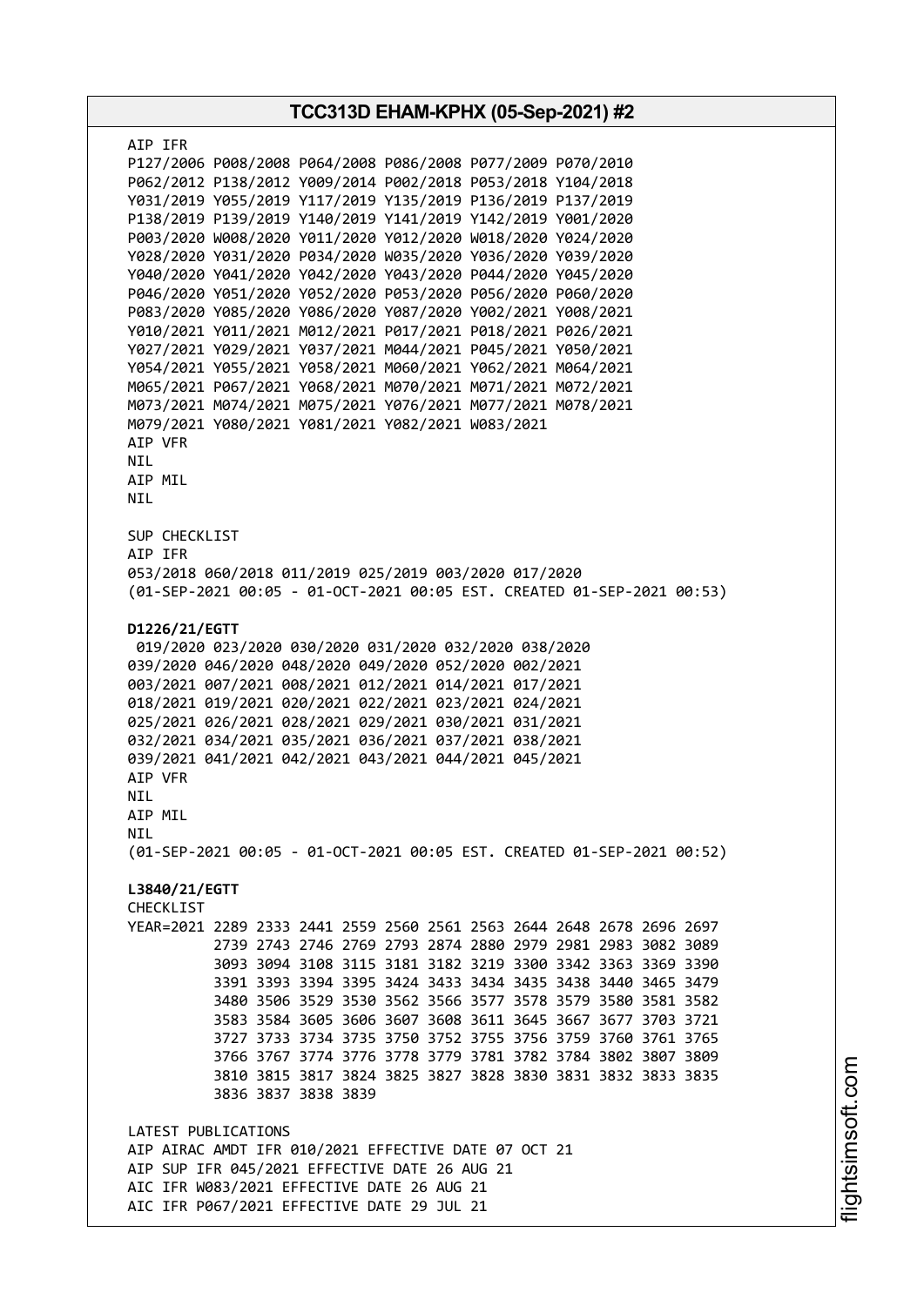AIP IFR
P127/2006 P008/2008 P064/2008 P086/2008 P077/2009 P070/2010
P062/2012 P138/2012 Y009/2014 P002/2018 P053/2018 Y104/2018
Y031/2019 Y055/2019 Y117/2019 Y135/2019 P136/2019 P137/2019
P138/2019 P139/2019 Y140/2019 Y141/2019 Y142/2019 Y001/2020
P003/2020 W008/2020 Y011/2020 Y012/2020 W018/2020 Y024/2020
Y028/2020 Y031/2020 P034/2020 W035/2020 Y036/2020 Y039/2020
Y040/2020 Y041/2020 Y042/2020 Y043/2020 P044/2020 Y045/2020
P046/2020 Y051/2020 Y052/2020 P053/2020 P056/2020 P060/2020
P083/2020 Y085/2020 Y086/2020 Y087/2020 Y002/2021 Y008/2021
Y010/2021 Y011/2021 M012/2021 P017/2021 P018/2021 P026/2021
Y027/2021 Y029/2021 Y037/2021 M044/2021 P045/2021 Y050/2021
Y054/2021 Y055/2021 Y058/2021 M060/2021 Y062/2021 M064/2021
M065/2021 P067/2021 Y068/2021 M070/2021 M071/2021 M072/2021
M073/2021 M074/2021 M075/2021 Y076/2021 M077/2021 M078/2021
M079/2021 Y080/2021 Y081/2021 Y082/2021 W083/2021
AIP VFR
NIL
AIP MIL
NIL

SUP CHECKLIST
AIP IFR
053/2018 060/2018 011/2019 025/2019 003/2020 017/2020
(01-SEP-2021 00:05 - 01-OCT-2021 00:05 EST. CREATED 01-SEP-2021 00:53)

**D1226/21/EGTT**
019/2020 023/2020 030/2020 031/2020 032/2020 038/2020
039/2020 046/2020 048/2020 049/2020 052/2020 002/2021
003/2021 007/2021 008/2021 012/2021 014/2021 017/2021
018/2021 019/2021 020/2021 022/2021 023/2021 024/2021
025/2021 026/2021 028/2021 029/2021 030/2021 031/2021
032/2021 034/2021 035/2021 036/2021 037/2021 038/2021
039/2021 041/2021 042/2021 043/2021 044/2021 045/2021
AIP VFR
NIL
AIP MIL
NIL
(01-SEP-2021 00:05 - 01-OCT-2021 00:05 EST. CREATED 01-SEP-2021 00:52)

**L3840/21/EGTT**
CHECKLIST
YEAR=2021 2289 2333 2441 2559 2560 2561 2563 2644 2648 2678 2696 2697
2739 2743 2746 2769 2793 2874 2880 2979 2981 2983 3082 3089
3093 3094 3108 3115 3181 3182 3219 3300 3342 3363 3369 3390
3391 3393 3394 3395 3424 3433 3434 3435 3438 3440 3465 3479
3480 3506 3529 3530 3562 3566 3577 3578 3579 3580 3581 3582
3583 3584 3605 3606 3607 3608 3611 3645 3667 3677 3703 3721
3727 3733 3734 3735 3750 3752 3755 3756 3759 3760 3761 3765
3766 3767 3774 3776 3778 3779 3781 3782 3784 3802 3807 3809
3810 3815 3817 3824 3825 3827 3828 3830 3831 3832 3833 3835
3836 3837 3838 3839

LATEST PUBLICATIONS
AIP AIRAC AMDT IFR 010/2021 EFFECTIVE DATE 07 OCT 21
AIP SUP IFR 045/2021 EFFECTIVE DATE 26 AUG 21
AIC IFR W083/2021 EFFECTIVE DATE 26 AUG 21
AIC IFR P067/2021 EFFECTIVE DATE 29 JUL 21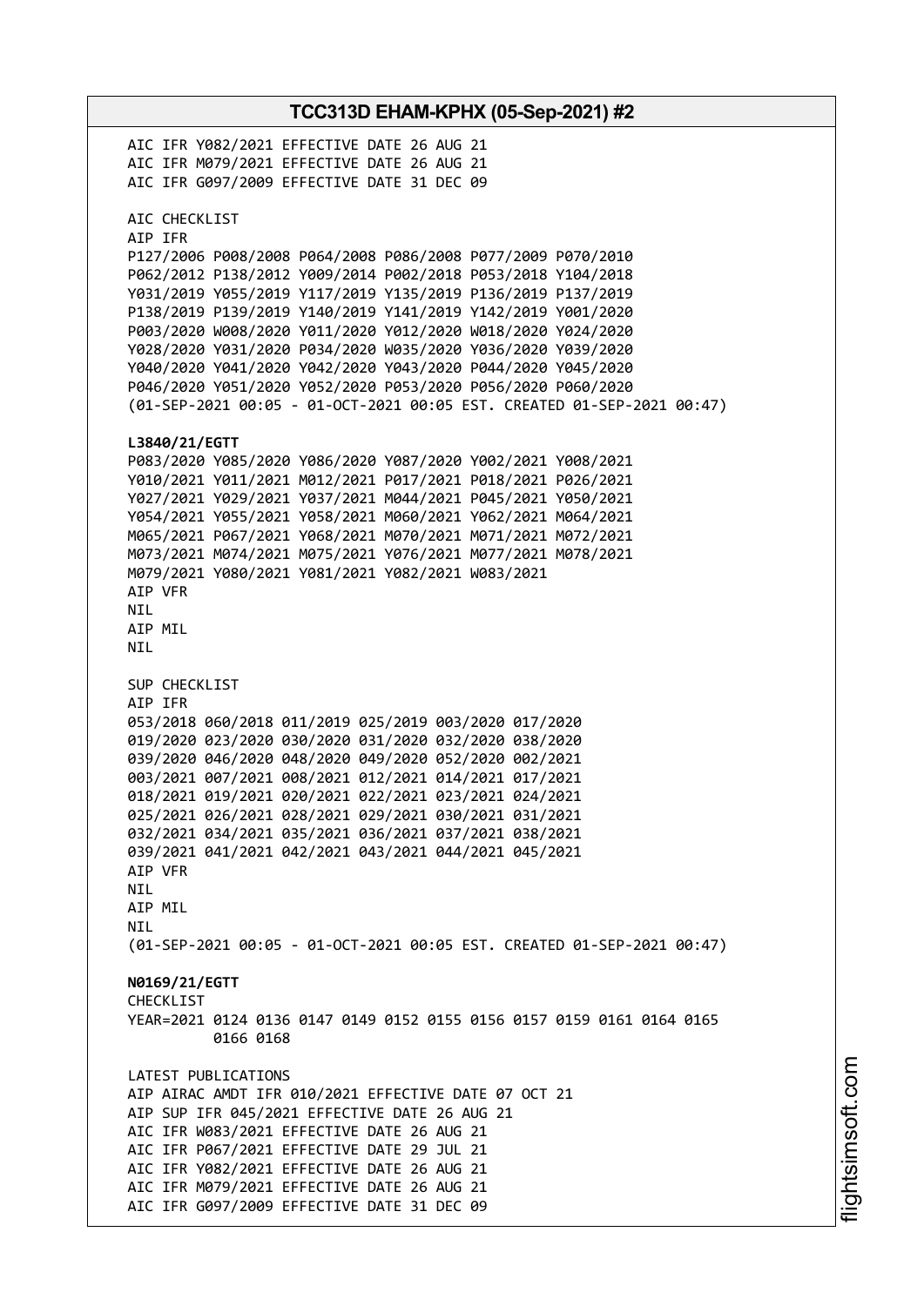AIC IFR Y082/2021 EFFECTIVE DATE 26 AUG 21
AIC IFR M079/2021 EFFECTIVE DATE 26 AUG 21
AIC IFR G097/2009 EFFECTIVE DATE 31 DEC 09

AIC CHECKLIST
AIP IFR
P127/2006 P008/2008 P064/2008 P086/2008 P077/2009 P070/2010
P062/2012 P138/2012 Y009/2014 P002/2018 P053/2018 Y104/2018
Y031/2019 Y055/2019 Y117/2019 Y135/2019 P136/2019 P137/2019
P138/2019 P139/2019 Y140/2019 Y141/2019 Y142/2019 Y001/2020
P003/2020 W008/2020 Y011/2020 Y012/2020 W018/2020 Y024/2020
Y028/2020 Y031/2020 P034/2020 W035/2020 Y036/2020 Y039/2020
Y040/2020 Y041/2020 Y042/2020 Y043/2020 P044/2020 Y045/2020
P046/2020 Y051/2020 Y052/2020 P053/2020 P056/2020 P060/2020
(01-SEP-2021 00:05 - 01-OCT-2021 00:05 EST. CREATED 01-SEP-2021 00:47)

**L3840/21/EGTT**
P083/2020 Y085/2020 Y086/2020 Y087/2020 Y002/2021 Y008/2021
Y010/2021 Y011/2021 M012/2021 P017/2021 P018/2021 P026/2021
Y027/2021 Y029/2021 Y037/2021 M044/2021 P045/2021 Y050/2021
Y054/2021 Y055/2021 Y058/2021 M060/2021 Y062/2021 M064/2021
M065/2021 P067/2021 Y068/2021 M070/2021 M071/2021 M072/2021
M073/2021 M074/2021 M075/2021 Y076/2021 M077/2021 M078/2021
M079/2021 Y080/2021 Y081/2021 Y082/2021 W083/2021
AIP VFR
NIL
AIP MIL
NIL

SUP CHECKLIST
AIP IFR
053/2018 060/2018 011/2019 025/2019 003/2020 017/2020
019/2020 023/2020 030/2020 031/2020 032/2020 038/2020
039/2020 046/2020 048/2020 049/2020 052/2020 002/2021
003/2021 007/2021 008/2021 012/2021 014/2021 017/2021
018/2021 019/2021 020/2021 022/2021 023/2021 024/2021
025/2021 026/2021 028/2021 029/2021 030/2021 031/2021
032/2021 034/2021 035/2021 036/2021 037/2021 038/2021
039/2021 041/2021 042/2021 043/2021 044/2021 045/2021
AIP VFR
NIL
AIP MIL
NIL
(01-SEP-2021 00:05 - 01-OCT-2021 00:05 EST. CREATED 01-SEP-2021 00:47)

**N0169/21/EGTT**
CHECKLIST
YEAR=2021 0124 0136 0147 0149 0152 0155 0156 0157 0159 0161 0164 0165
0166 0168

LATEST PUBLICATIONS
AIP AIRAC AMDT IFR 010/2021 EFFECTIVE DATE 07 OCT 21
AIP SUP IFR 045/2021 EFFECTIVE DATE 26 AUG 21
AIC IFR W083/2021 EFFECTIVE DATE 26 AUG 21
AIC IFR P067/2021 EFFECTIVE DATE 29 JUL 21
AIC IFR Y082/2021 EFFECTIVE DATE 26 AUG 21
AIC IFR M079/2021 EFFECTIVE DATE 26 AUG 21
AIC IFR G097/2009 EFFECTIVE DATE 31 DEC 09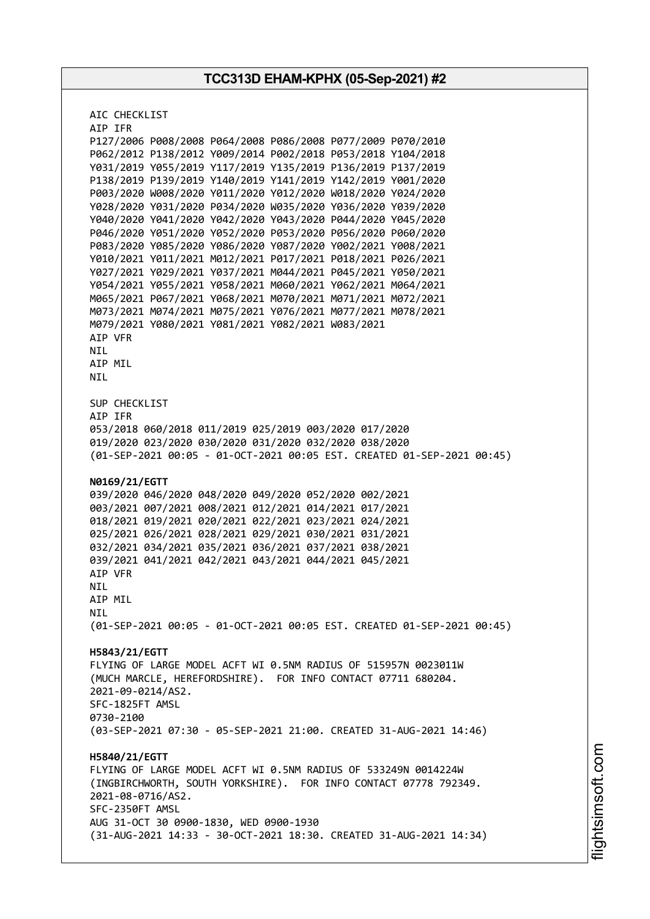AIC CHECKLIST
AIP IFR
P127/2006 P008/2008 P064/2008 P086/2008 P077/2009 P070/2010
P062/2012 P138/2012 Y009/2014 P002/2018 P053/2018 Y104/2018
Y031/2019 Y055/2019 Y117/2019 Y135/2019 P136/2019 P137/2019
P138/2019 P139/2019 Y140/2019 Y141/2019 Y142/2019 Y001/2020
P003/2020 W008/2020 Y011/2020 Y012/2020 W018/2020 Y024/2020
Y028/2020 Y031/2020 P034/2020 W035/2020 Y036/2020 Y039/2020
Y040/2020 Y041/2020 Y042/2020 Y043/2020 P044/2020 Y045/2020
P046/2020 Y051/2020 Y052/2020 P053/2020 P056/2020 P060/2020
P083/2020 Y085/2020 Y086/2020 Y087/2020 Y002/2021 Y008/2021
Y010/2021 Y011/2021 M012/2021 P017/2021 P018/2021 P026/2021
Y027/2021 Y029/2021 Y037/2021 M044/2021 P045/2021 Y050/2021
Y054/2021 Y055/2021 Y058/2021 M060/2021 Y062/2021 M064/2021
M065/2021 P067/2021 Y068/2021 M070/2021 M071/2021 M072/2021
M073/2021 M074/2021 M075/2021 Y076/2021 M077/2021 M078/2021
M079/2021 Y080/2021 Y081/2021 Y082/2021 W083/2021
AIP VFR
NIL
AIP MIL
NIL

SUP CHECKLIST
AIP IFR
053/2018 060/2018 011/2019 025/2019 003/2020 017/2020
019/2020 023/2020 030/2020 031/2020 032/2020 038/2020
(01-SEP-2021 00:05 - 01-OCT-2021 00:05 EST. CREATED 01-SEP-2021 00:45)

**N0169/21/EGTT**
039/2020 046/2020 048/2020 049/2020 052/2020 002/2021
003/2021 007/2021 008/2021 012/2021 014/2021 017/2021
018/2021 019/2021 020/2021 022/2021 023/2021 024/2021
025/2021 026/2021 028/2021 029/2021 030/2021 031/2021
032/2021 034/2021 035/2021 036/2021 037/2021 038/2021
039/2021 041/2021 042/2021 043/2021 044/2021 045/2021
AIP VFR
NIL
AIP MIL
NIL
(01-SEP-2021 00:05 - 01-OCT-2021 00:05 EST. CREATED 01-SEP-2021 00:45)

**H5843/21/EGTT**
FLYING OF LARGE MODEL ACFT WI 0.5NM RADIUS OF 515957N 0023011W
(MUCH MARCLE, HEREFORDSHIRE). FOR INFO CONTACT 07711 680204.
2021-09-0214/AS2.
SFC-1825FT AMSL
0730-2100
(03-SEP-2021 07:30 - 05-SEP-2021 21:00. CREATED 31-AUG-2021 14:46)

**H5840/21/EGTT**
FLYING OF LARGE MODEL ACFT WI 0.5NM RADIUS OF 533249N 0014224W
(INGBIRCHWORTH, SOUTH YORKSHIRE). FOR INFO CONTACT 07778 792349.
2021-08-0716/AS2.
SFC-2350FT AMSL
AUG 31-OCT 30 0900-1830, WED 0900-1930
(31-AUG-2021 14:33 - 30-OCT-2021 18:30. CREATED 31-AUG-2021 14:34)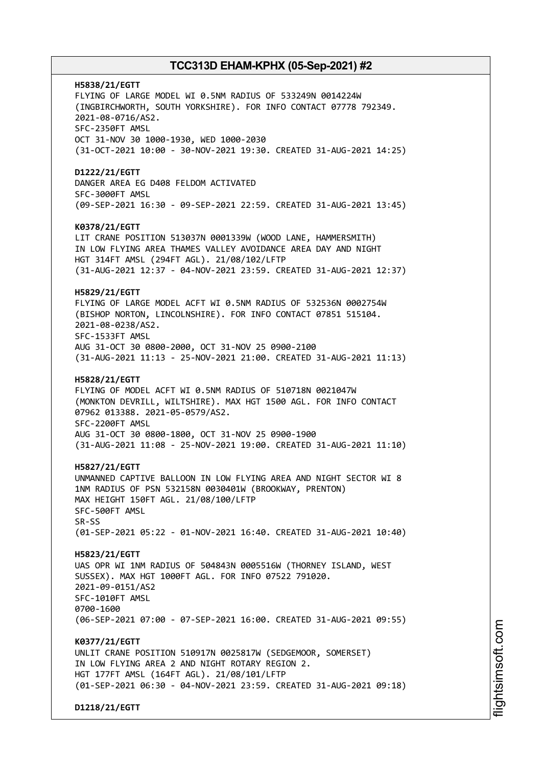**H5838/21/EGTT**
FLYING OF LARGE MODEL WI 0.5NM RADIUS OF 533249N 0014224W
(INGBIRCHWORTH, SOUTH YORKSHIRE). FOR INFO CONTACT 07778 792349.
2021-08-0716/AS2.
SFC-2350FT AMSL
OCT 31-NOV 30 1000-1930, WED 1000-2030
(31-OCT-2021 10:00 - 30-NOV-2021 19:30. CREATED 31-AUG-2021 14:25)

**D1222/21/EGTT**
DANGER AREA EG D408 FELDOM ACTIVATED
SFC-3000FT AMSL
(09-SEP-2021 16:30 - 09-SEP-2021 22:59. CREATED 31-AUG-2021 13:45)

**K0378/21/EGTT**
LIT CRANE POSITION 513037N 0001339W (WOOD LANE, HAMMERSMITH)
IN LOW FLYING AREA THAMES VALLEY AVOIDANCE AREA DAY AND NIGHT
HGT 314FT AMSL (294FT AGL). 21/08/102/LFTP
(31-AUG-2021 12:37 - 04-NOV-2021 23:59. CREATED 31-AUG-2021 12:37)

**H5829/21/EGTT**
FLYING OF LARGE MODEL ACFT WI 0.5NM RADIUS OF 532536N 0002754W
(BISHOP NORTON, LINCOLNSHIRE). FOR INFO CONTACT 07851 515104.
2021-08-0238/AS2.
SFC-1533FT AMSL
AUG 31-OCT 30 0800-2000, OCT 31-NOV 25 0900-2100
(31-AUG-2021 11:13 - 25-NOV-2021 21:00. CREATED 31-AUG-2021 11:13)

**H5828/21/EGTT**
FLYING OF MODEL ACFT WI 0.5NM RADIUS OF 510718N 0021047W
(MONKTON DEVRILL, WILTSHIRE). MAX HGT 1500 AGL. FOR INFO CONTACT
07962 013388. 2021-05-0579/AS2.
SFC-2200FT AMSL
AUG 31-OCT 30 0800-1800, OCT 31-NOV 25 0900-1900
(31-AUG-2021 11:08 - 25-NOV-2021 19:00. CREATED 31-AUG-2021 11:10)

**H5827/21/EGTT**
UNMANNED CAPTIVE BALLOON IN LOW FLYING AREA AND NIGHT SECTOR WI 8
1NM RADIUS OF PSN 532158N 0030401W (BROOKWAY, PRENTON)
MAX HEIGHT 150FT AGL. 21/08/100/LFTP
SFC-500FT AMSL
SR-SS
(01-SEP-2021 05:22 - 01-NOV-2021 16:40. CREATED 31-AUG-2021 10:40)

**H5823/21/EGTT**
UAS OPR WI 1NM RADIUS OF 504843N 0005516W (THORNEY ISLAND, WEST
SUSSEX). MAX HGT 1000FT AGL. FOR INFO 07522 791020.
2021-09-0151/AS2
SFC-1010FT AMSL
0700-1600
(06-SEP-2021 07:00 - 07-SEP-2021 16:00. CREATED 31-AUG-2021 09:55)

**K0377/21/EGTT**
UNLIT CRANE POSITION 510917N 0025817W (SEDGEMOOR, SOMERSET)
IN LOW FLYING AREA 2 AND NIGHT ROTARY REGION 2.
HGT 177FT AMSL (164FT AGL). 21/08/101/LFTP
(01-SEP-2021 06:30 - 04-NOV-2021 23:59. CREATED 31-AUG-2021 09:18)

**D1218/21/EGTT**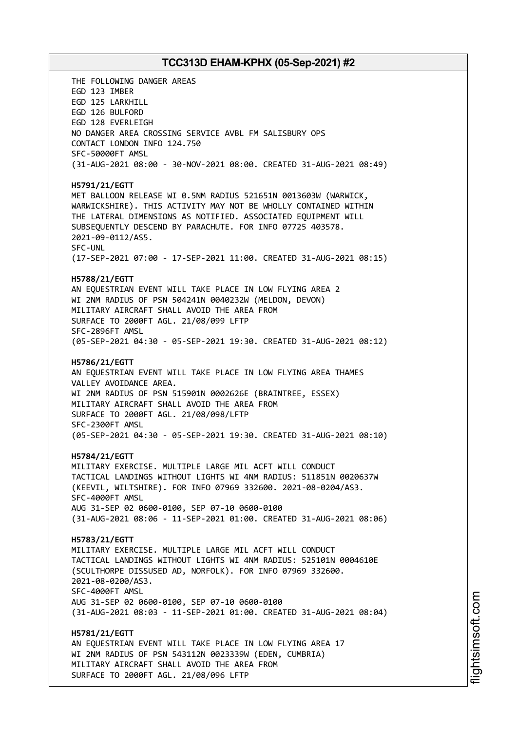THE FOLLOWING DANGER AREAS
EGD 123 IMBER
EGD 125 LARKHILL
EGD 126 BULFORD
EGD 128 EVERLEIGH
NO DANGER AREA CROSSING SERVICE AVBL FM SALISBURY OPS
CONTACT LONDON INFO 124.750
SFC-50000FT AMSL
(31-AUG-2021 08:00 - 30-NOV-2021 08:00. CREATED 31-AUG-2021 08:49)

**H5791/21/EGTT**
MET BALLOON RELEASE WI 0.5NM RADIUS 521651N 0013603W (WARWICK, WARWICKSHIRE). THIS ACTIVITY MAY NOT BE WHOLLY CONTAINED WITHIN THE LATERAL DIMENSIONS AS NOTIFIED. ASSOCIATED EQUIPMENT WILL SUBSEQUENTLY DESCEND BY PARACHUTE. FOR INFO 07725 403578.
2021-09-0112/AS5.
SFC-UNL
(17-SEP-2021 07:00 - 17-SEP-2021 11:00. CREATED 31-AUG-2021 08:15)

**H5788/21/EGTT**
AN EQUESTRIAN EVENT WILL TAKE PLACE IN LOW FLYING AREA 2
WI 2NM RADIUS OF PSN 504241N 0040232W (MELDON, DEVON)
MILITARY AIRCRAFT SHALL AVOID THE AREA FROM
SURFACE TO 2000FT AGL. 21/08/099 LFTP
SFC-2896FT AMSL
(05-SEP-2021 04:30 - 05-SEP-2021 19:30. CREATED 31-AUG-2021 08:12)

**H5786/21/EGTT**
AN EQUESTRIAN EVENT WILL TAKE PLACE IN LOW FLYING AREA THAMES VALLEY AVOIDANCE AREA.
WI 2NM RADIUS OF PSN 515901N 0002626E (BRAINTREE, ESSEX)
MILITARY AIRCRAFT SHALL AVOID THE AREA FROM
SURFACE TO 2000FT AGL. 21/08/098/LFTP
SFC-2300FT AMSL
(05-SEP-2021 04:30 - 05-SEP-2021 19:30. CREATED 31-AUG-2021 08:10)

**H5784/21/EGTT**
MILITARY EXERCISE. MULTIPLE LARGE MIL ACFT WILL CONDUCT TACTICAL LANDINGS WITHOUT LIGHTS WI 4NM RADIUS: 511851N 0020637W (KEEVIL, WILTSHIRE). FOR INFO 07969 332600. 2021-08-0204/AS3.
SFC-4000FT AMSL
AUG 31-SEP 02 0600-0100, SEP 07-10 0600-0100
(31-AUG-2021 08:06 - 11-SEP-2021 01:00. CREATED 31-AUG-2021 08:06)

**H5783/21/EGTT**
MILITARY EXERCISE. MULTIPLE LARGE MIL ACFT WILL CONDUCT TACTICAL LANDINGS WITHOUT LIGHTS WI 4NM RADIUS: 525101N 0004610E (SCULTHORPE DISSUSED AD, NORFOLK). FOR INFO 07969 332600.
2021-08-0200/AS3.
SFC-4000FT AMSL
AUG 31-SEP 02 0600-0100, SEP 07-10 0600-0100
(31-AUG-2021 08:03 - 11-SEP-2021 01:00. CREATED 31-AUG-2021 08:04)

**H5781/21/EGTT**
AN EQUESTRIAN EVENT WILL TAKE PLACE IN LOW FLYING AREA 17
WI 2NM RADIUS OF PSN 543112N 0023339W (EDEN, CUMBRIA)
MILITARY AIRCRAFT SHALL AVOID THE AREA FROM
SURFACE TO 2000FT AGL. 21/08/096 LFTP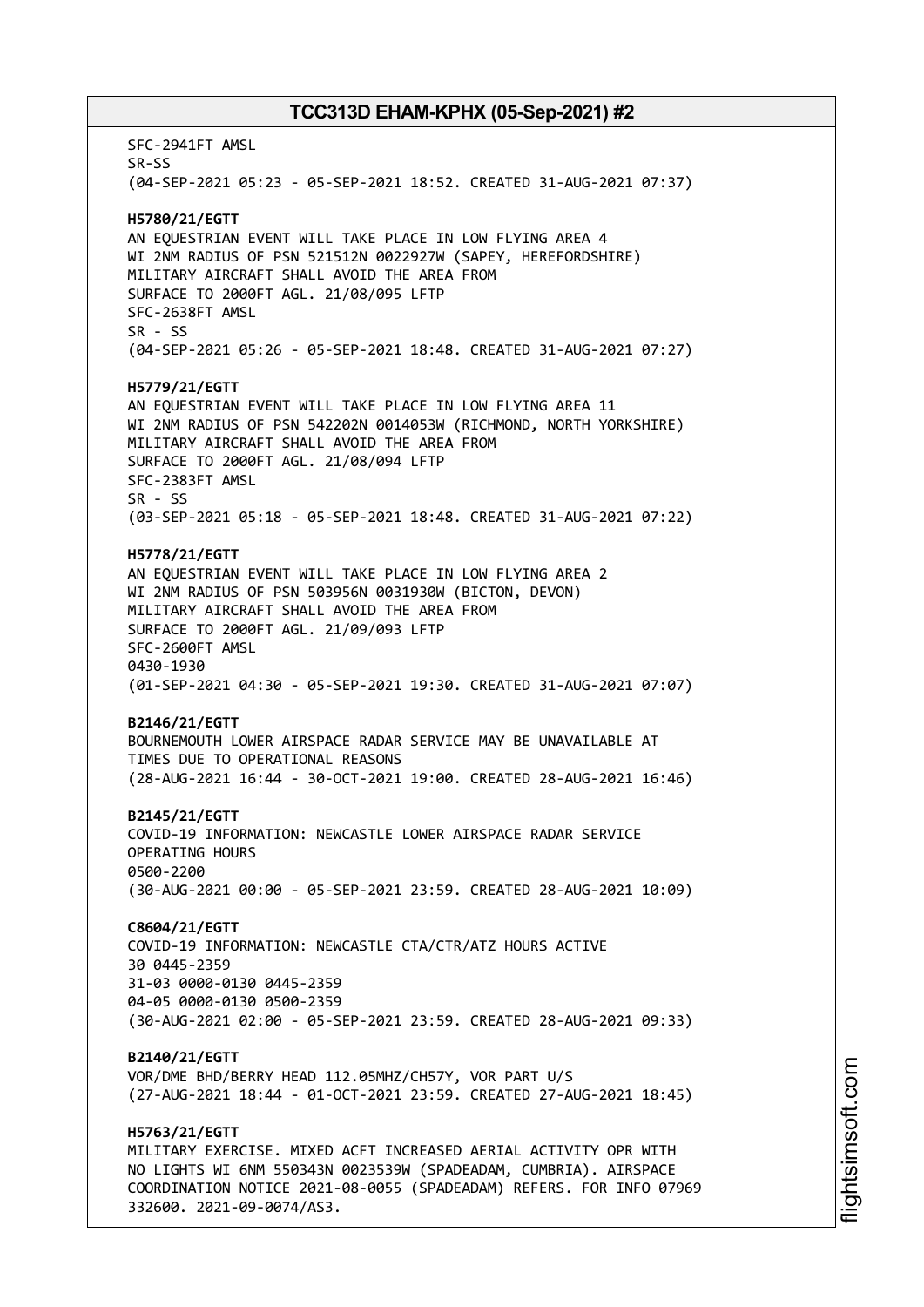SFC-2941FT AMSL
SR-SS
(04-SEP-2021 05:23 - 05-SEP-2021 18:52. CREATED 31-AUG-2021 07:37)

**H5780/21/EGTT**
AN EQUESTRIAN EVENT WILL TAKE PLACE IN LOW FLYING AREA 4
WI 2NM RADIUS OF PSN 521512N 0022927W (SAPEY, HEREFORDSHIRE)
MILITARY AIRCRAFT SHALL AVOID THE AREA FROM
SURFACE TO 2000FT AGL. 21/08/095 LFTP
SFC-2638FT AMSL
SR - SS
(04-SEP-2021 05:26 - 05-SEP-2021 18:48. CREATED 31-AUG-2021 07:27)

**H5779/21/EGTT**
AN EQUESTRIAN EVENT WILL TAKE PLACE IN LOW FLYING AREA 11
WI 2NM RADIUS OF PSN 542202N 0014053W (RICHMOND, NORTH YORKSHIRE)
MILITARY AIRCRAFT SHALL AVOID THE AREA FROM
SURFACE TO 2000FT AGL. 21/08/094 LFTP
SFC-2383FT AMSL
SR - SS
(03-SEP-2021 05:18 - 05-SEP-2021 18:48. CREATED 31-AUG-2021 07:22)

**H5778/21/EGTT**
AN EQUESTRIAN EVENT WILL TAKE PLACE IN LOW FLYING AREA 2
WI 2NM RADIUS OF PSN 503956N 0031930W (BICTON, DEVON)
MILITARY AIRCRAFT SHALL AVOID THE AREA FROM
SURFACE TO 2000FT AGL. 21/09/093 LFTP
SFC-2600FT AMSL
0430-1930
(01-SEP-2021 04:30 - 05-SEP-2021 19:30. CREATED 31-AUG-2021 07:07)

**B2146/21/EGTT**
BOURNEMOUTH LOWER AIRSPACE RADAR SERVICE MAY BE UNAVAILABLE AT
TIMES DUE TO OPERATIONAL REASONS
(28-AUG-2021 16:44 - 30-OCT-2021 19:00. CREATED 28-AUG-2021 16:46)

**B2145/21/EGTT**
COVID-19 INFORMATION: NEWCASTLE LOWER AIRSPACE RADAR SERVICE
OPERATING HOURS
0500-2200
(30-AUG-2021 00:00 - 05-SEP-2021 23:59. CREATED 28-AUG-2021 10:09)

**C8604/21/EGTT**
COVID-19 INFORMATION: NEWCASTLE CTA/CTR/ATZ HOURS ACTIVE
30 0445-2359
31-03 0000-0130 0445-2359
04-05 0000-0130 0500-2359
(30-AUG-2021 02:00 - 05-SEP-2021 23:59. CREATED 28-AUG-2021 09:33)

**B2140/21/EGTT**
VOR/DME BHD/BERRY HEAD 112.05MHZ/CH57Y, VOR PART U/S
(27-AUG-2021 18:44 - 01-OCT-2021 23:59. CREATED 27-AUG-2021 18:45)

**H5763/21/EGTT**
MILITARY EXERCISE. MIXED ACFT INCREASED AERIAL ACTIVITY OPR WITH
NO LIGHTS WI 6NM 550343N 0023539W (SPADEADAM, CUMBRIA). AIRSPACE
COORDINATION NOTICE 2021-08-0055 (SPADEADAM) REFERS. FOR INFO 07969
332600. 2021-09-0074/AS3.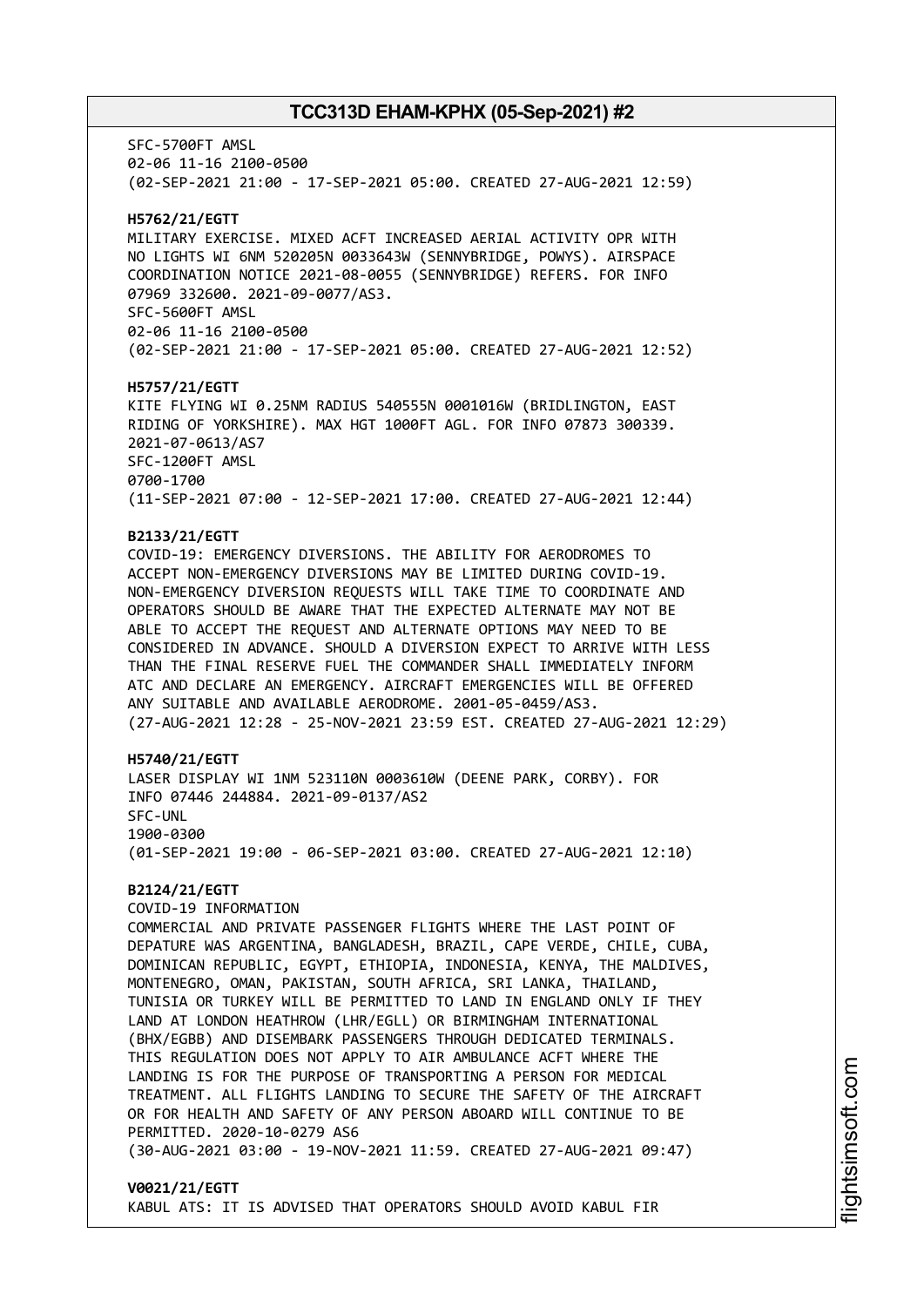SFC-5700FT AMSL
02-06 11-16 2100-0500
(02-SEP-2021 21:00 - 17-SEP-2021 05:00. CREATED 27-AUG-2021 12:59)

**H5762/21/EGTT**
MILITARY EXERCISE. MIXED ACFT INCREASED AERIAL ACTIVITY OPR WITH NO LIGHTS WI 6NM 520205N 0033643W (SENNYBRIDGE, POWYS). AIRSPACE COORDINATION NOTICE 2021-08-0055 (SENNYBRIDGE) REFERS. FOR INFO 07969 332600. 2021-09-0077/AS3.
SFC-5600FT AMSL
02-06 11-16 2100-0500
(02-SEP-2021 21:00 - 17-SEP-2021 05:00. CREATED 27-AUG-2021 12:52)

**H5757/21/EGTT**
KITE FLYING WI 0.25NM RADIUS 540555N 0001016W (BRIDLINGTON, EAST RIDING OF YORKSHIRE). MAX HGT 1000FT AGL. FOR INFO 07873 300339. 2021-07-0613/AS7
SFC-1200FT AMSL
0700-1700
(11-SEP-2021 07:00 - 12-SEP-2021 17:00. CREATED 27-AUG-2021 12:44)

**B2133/21/EGTT**
COVID-19: EMERGENCY DIVERSIONS. THE ABILITY FOR AERODROMES TO ACCEPT NON-EMERGENCY DIVERSIONS MAY BE LIMITED DURING COVID-19. NON-EMERGENCY DIVERSION REQUESTS WILL TAKE TIME TO COORDINATE AND OPERATORS SHOULD BE AWARE THAT THE EXPECTED ALTERNATE MAY NOT BE ABLE TO ACCEPT THE REQUEST AND ALTERNATE OPTIONS MAY NEED TO BE CONSIDERED IN ADVANCE. SHOULD A DIVERSION EXPECT TO ARRIVE WITH LESS THAN THE FINAL RESERVE FUEL THE COMMANDER SHALL IMMEDIATELY INFORM ATC AND DECLARE AN EMERGENCY. AIRCRAFT EMERGENCIES WILL BE OFFERED ANY SUITABLE AND AVAILABLE AERODROME. 2001-05-0459/AS3.
(27-AUG-2021 12:28 - 25-NOV-2021 23:59 EST. CREATED 27-AUG-2021 12:29)

**H5740/21/EGTT**
LASER DISPLAY WI 1NM 523110N 0003610W (DEENE PARK, CORBY). FOR INFO 07446 244884. 2021-09-0137/AS2
SFC-UNL
1900-0300
(01-SEP-2021 19:00 - 06-SEP-2021 03:00. CREATED 27-AUG-2021 12:10)

**B2124/21/EGTT**
COVID-19 INFORMATION
COMMERCIAL AND PRIVATE PASSENGER FLIGHTS WHERE THE LAST POINT OF DEPATURE WAS ARGENTINA, BANGLADESH, BRAZIL, CAPE VERDE, CHILE, CUBA, DOMINICAN REPUBLIC, EGYPT, ETHIOPIA, INDONESIA, KENYA, THE MALDIVES, MONTENEGRO, OMAN, PAKISTAN, SOUTH AFRICA, SRI LANKA, THAILAND, TUNISIA OR TURKEY WILL BE PERMITTED TO LAND IN ENGLAND ONLY IF THEY LAND AT LONDON HEATHROW (LHR/EGLL) OR BIRMINGHAM INTERNATIONAL (BHX/EGBB) AND DISEMBARK PASSENGERS THROUGH DEDICATED TERMINALS. THIS REGULATION DOES NOT APPLY TO AIR AMBULANCE ACFT WHERE THE LANDING IS FOR THE PURPOSE OF TRANSPORTING A PERSON FOR MEDICAL TREATMENT. ALL FLIGHTS LANDING TO SECURE THE SAFETY OF THE AIRCRAFT OR FOR HEALTH AND SAFETY OF ANY PERSON ABOARD WILL CONTINUE TO BE PERMITTED. 2020-10-0279 AS6
(30-AUG-2021 03:00 - 19-NOV-2021 11:59. CREATED 27-AUG-2021 09:47)

**V0021/21/EGTT**
KABUL ATS: IT IS ADVISED THAT OPERATORS SHOULD AVOID KABUL FIR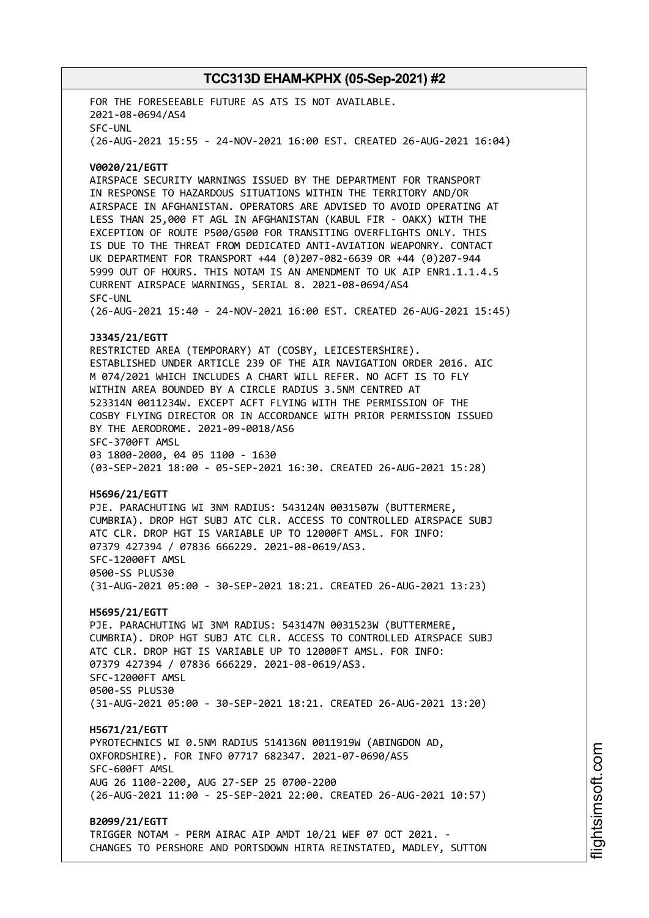FOR THE FORESEEABLE FUTURE AS ATS IS NOT AVAILABLE.
2021-08-0694/AS4
SFC-UNL
(26-AUG-2021 15:55 - 24-NOV-2021 16:00 EST. CREATED 26-AUG-2021 16:04)

**V0020/21/EGTT**
AIRSPACE SECURITY WARNINGS ISSUED BY THE DEPARTMENT FOR TRANSPORT IN RESPONSE TO HAZARDOUS SITUATIONS WITHIN THE TERRITORY AND/OR AIRSPACE IN AFGHANISTAN. OPERATORS ARE ADVISED TO AVOID OPERATING AT LESS THAN 25,000 FT AGL IN AFGHANISTAN (KABUL FIR - OAKX) WITH THE EXCEPTION OF ROUTE P500/G500 FOR TRANSITING OVERFLIGHTS ONLY. THIS IS DUE TO THE THREAT FROM DEDICATED ANTI-AVIATION WEAPONRY. CONTACT UK DEPARTMENT FOR TRANSPORT +44 (0)207-082-6639 OR +44 (0)207-944 5999 OUT OF HOURS. THIS NOTAM IS AN AMENDMENT TO UK AIP ENR1.1.1.4.5 CURRENT AIRSPACE WARNINGS, SERIAL 8. 2021-08-0694/AS4
SFC-UNL
(26-AUG-2021 15:40 - 24-NOV-2021 16:00 EST. CREATED 26-AUG-2021 15:45)

**J3345/21/EGTT**
RESTRICTED AREA (TEMPORARY) AT (COSBY, LEICESTERSHIRE). ESTABLISHED UNDER ARTICLE 239 OF THE AIR NAVIGATION ORDER 2016. AIC M 074/2021 WHICH INCLUDES A CHART WILL REFER. NO ACFT IS TO FLY WITHIN AREA BOUNDED BY A CIRCLE RADIUS 3.5NM CENTRED AT 523314N 0011234W. EXCEPT ACFT FLYING WITH THE PERMISSION OF THE COSBY FLYING DIRECTOR OR IN ACCORDANCE WITH PRIOR PERMISSION ISSUED BY THE AERODROME. 2021-09-0018/AS6
SFC-3700FT AMSL
03 1800-2000, 04 05 1100 - 1630
(03-SEP-2021 18:00 - 05-SEP-2021 16:30. CREATED 26-AUG-2021 15:28)

**H5696/21/EGTT**
PJE. PARACHUTING WI 3NM RADIUS: 543124N 0031507W (BUTTERMERE, CUMBRIA). DROP HGT SUBJ ATC CLR. ACCESS TO CONTROLLED AIRSPACE SUBJ ATC CLR. DROP HGT IS VARIABLE UP TO 12000FT AMSL. FOR INFO: 07379 427394 / 07836 666229. 2021-08-0619/AS3.
SFC-12000FT AMSL
0500-SS PLUS30
(31-AUG-2021 05:00 - 30-SEP-2021 18:21. CREATED 26-AUG-2021 13:23)

**H5695/21/EGTT**
PJE. PARACHUTING WI 3NM RADIUS: 543147N 0031523W (BUTTERMERE, CUMBRIA). DROP HGT SUBJ ATC CLR. ACCESS TO CONTROLLED AIRSPACE SUBJ ATC CLR. DROP HGT IS VARIABLE UP TO 12000FT AMSL. FOR INFO: 07379 427394 / 07836 666229. 2021-08-0619/AS3.
SFC-12000FT AMSL
0500-SS PLUS30
(31-AUG-2021 05:00 - 30-SEP-2021 18:21. CREATED 26-AUG-2021 13:20)

**H5671/21/EGTT**
PYROTECHNICS WI 0.5NM RADIUS 514136N 0011919W (ABINGDON AD, OXFORDSHIRE). FOR INFO 07717 682347. 2021-07-0690/AS5
SFC-600FT AMSL
AUG 26 1100-2200, AUG 27-SEP 25 0700-2200
(26-AUG-2021 11:00 - 25-SEP-2021 22:00. CREATED 26-AUG-2021 10:57)

**B2099/21/EGTT**
TRIGGER NOTAM - PERM AIRAC AIP AMDT 10/21 WEF 07 OCT 2021. - CHANGES TO PERSHORE AND PORTSDOWN HIRTA REINSTATED, MADLEY, SUTTON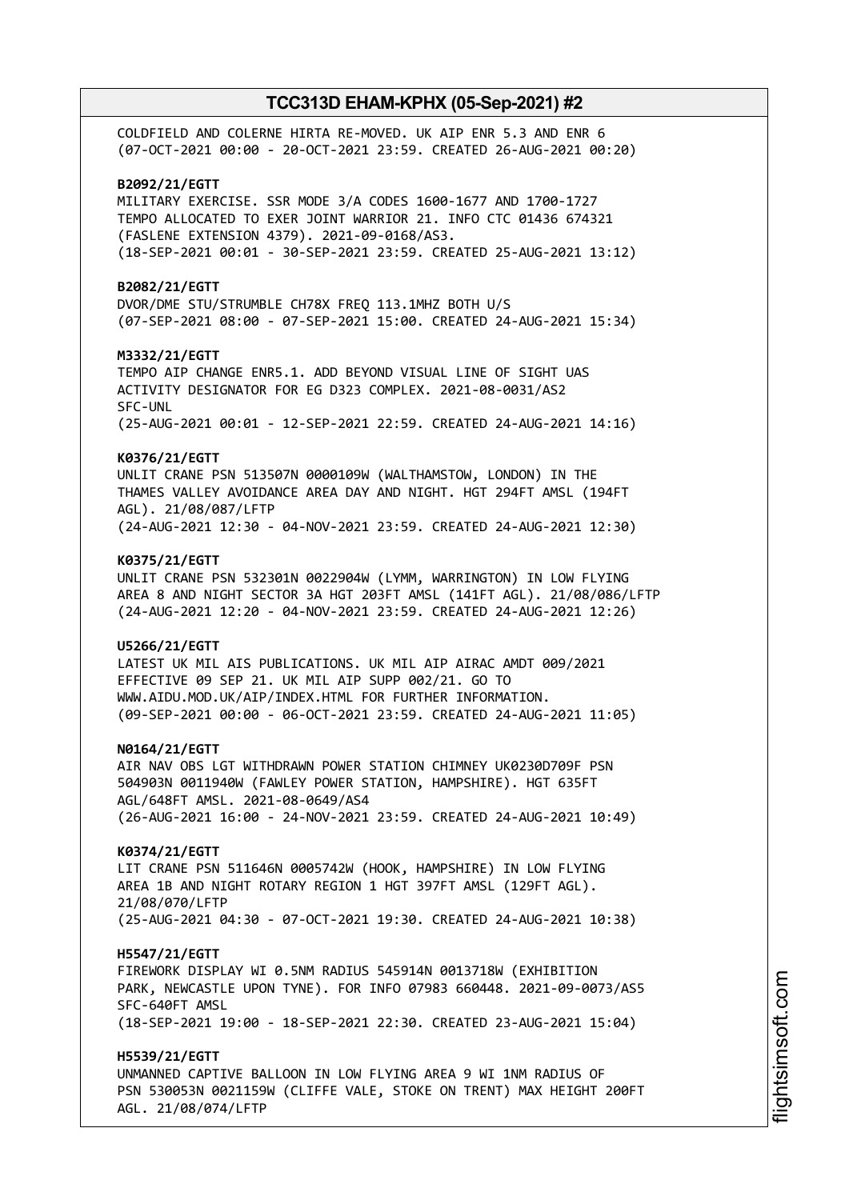COLDFIELD AND COLERNE HIRTA RE-MOVED. UK AIP ENR 5.3 AND ENR 6
(07-OCT-2021 00:00 - 20-OCT-2021 23:59. CREATED 26-AUG-2021 00:20)

**B2092/21/EGTT**
MILITARY EXERCISE. SSR MODE 3/A CODES 1600-1677 AND 1700-1727
TEMPO ALLOCATED TO EXER JOINT WARRIOR 21. INFO CTC 01436 674321
(FASLENE EXTENSION 4379). 2021-09-0168/AS3.
(18-SEP-2021 00:01 - 30-SEP-2021 23:59. CREATED 25-AUG-2021 13:12)

**B2082/21/EGTT**
DVOR/DME STU/STRUMBLE CH78X FREQ 113.1MHZ BOTH U/S
(07-SEP-2021 08:00 - 07-SEP-2021 15:00. CREATED 24-AUG-2021 15:34)

**M3332/21/EGTT**
TEMPO AIP CHANGE ENR5.1. ADD BEYOND VISUAL LINE OF SIGHT UAS
ACTIVITY DESIGNATOR FOR EG D323 COMPLEX. 2021-08-0031/AS2
SFC-UNL
(25-AUG-2021 00:01 - 12-SEP-2021 22:59. CREATED 24-AUG-2021 14:16)

**K0376/21/EGTT**
UNLIT CRANE PSN 513507N 0000109W (WALTHAMSTOW, LONDON) IN THE
THAMES VALLEY AVOIDANCE AREA DAY AND NIGHT. HGT 294FT AMSL (194FT
AGL). 21/08/087/LFTP
(24-AUG-2021 12:30 - 04-NOV-2021 23:59. CREATED 24-AUG-2021 12:30)

**K0375/21/EGTT**
UNLIT CRANE PSN 532301N 0022904W (LYMM, WARRINGTON) IN LOW FLYING
AREA 8 AND NIGHT SECTOR 3A HGT 203FT AMSL (141FT AGL). 21/08/086/LFTP
(24-AUG-2021 12:20 - 04-NOV-2021 23:59. CREATED 24-AUG-2021 12:26)

**U5266/21/EGTT**
LATEST UK MIL AIS PUBLICATIONS. UK MIL AIP AIRAC AMDT 009/2021
EFFECTIVE 09 SEP 21. UK MIL AIP SUPP 002/21. GO TO
WWW.AIDU.MOD.UK/AIP/INDEX.HTML FOR FURTHER INFORMATION.
(09-SEP-2021 00:00 - 06-OCT-2021 23:59. CREATED 24-AUG-2021 11:05)

**N0164/21/EGTT**
AIR NAV OBS LGT WITHDRAWN POWER STATION CHIMNEY UK0230D709F PSN
504903N 0011940W (FAWLEY POWER STATION, HAMPSHIRE). HGT 635FT
AGL/648FT AMSL. 2021-08-0649/AS4
(26-AUG-2021 16:00 - 24-NOV-2021 23:59. CREATED 24-AUG-2021 10:49)

**K0374/21/EGTT**
LIT CRANE PSN 511646N 0005742W (HOOK, HAMPSHIRE) IN LOW FLYING
AREA 1B AND NIGHT ROTARY REGION 1 HGT 397FT AMSL (129FT AGL).
21/08/070/LFTP
(25-AUG-2021 04:30 - 07-OCT-2021 19:30. CREATED 24-AUG-2021 10:38)

**H5547/21/EGTT**
FIREWORK DISPLAY WI 0.5NM RADIUS 545914N 0013718W (EXHIBITION
PARK, NEWCASTLE UPON TYNE). FOR INFO 07983 660448. 2021-09-0073/AS5
SFC-640FT AMSL
(18-SEP-2021 19:00 - 18-SEP-2021 22:30. CREATED 23-AUG-2021 15:04)

**H5539/21/EGTT**
UNMANNED CAPTIVE BALLOON IN LOW FLYING AREA 9 WI 1NM RADIUS OF
PSN 530053N 0021159W (CLIFFE VALE, STOKE ON TRENT) MAX HEIGHT 200FT
AGL. 21/08/074/LFTP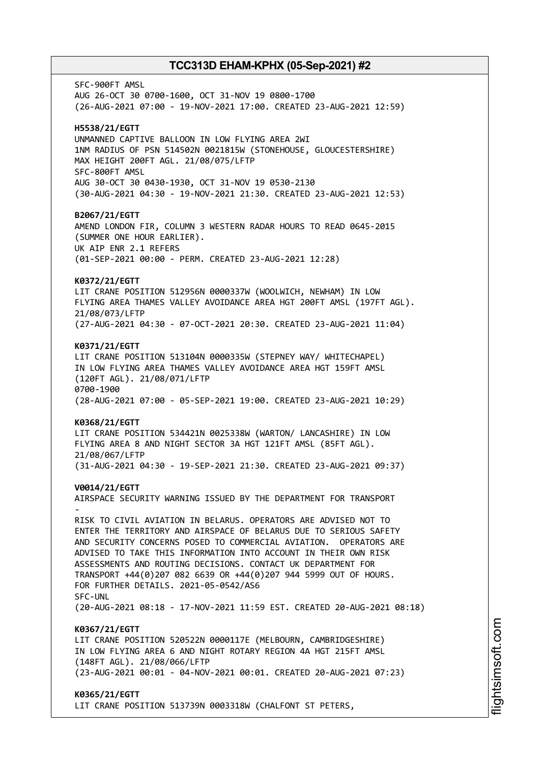SFC-900FT AMSL
AUG 26-OCT 30 0700-1600, OCT 31-NOV 19 0800-1700
(26-AUG-2021 07:00 - 19-NOV-2021 17:00. CREATED 23-AUG-2021 12:59)

**H5538/21/EGTT**
UNMANNED CAPTIVE BALLOON IN LOW FLYING AREA 2WI
1NM RADIUS OF PSN 514502N 0021815W (STONEHOUSE, GLOUCESTERSHIRE)
MAX HEIGHT 200FT AGL. 21/08/075/LFTP
SFC-800FT AMSL
AUG 30-OCT 30 0430-1930, OCT 31-NOV 19 0530-2130
(30-AUG-2021 04:30 - 19-NOV-2021 21:30. CREATED 23-AUG-2021 12:53)

**B2067/21/EGTT**
AMEND LONDON FIR, COLUMN 3 WESTERN RADAR HOURS TO READ 0645-2015
(SUMMER ONE HOUR EARLIER).
UK AIP ENR 2.1 REFERS
(01-SEP-2021 00:00 - PERM. CREATED 23-AUG-2021 12:28)

**K0372/21/EGTT**
LIT CRANE POSITION 512956N 0000337W (WOOLWICH, NEWHAM) IN LOW
FLYING AREA THAMES VALLEY AVOIDANCE AREA HGT 200FT AMSL (197FT AGL).
21/08/073/LFTP
(27-AUG-2021 04:30 - 07-OCT-2021 20:30. CREATED 23-AUG-2021 11:04)

**K0371/21/EGTT**
LIT CRANE POSITION 513104N 0000335W (STEPNEY WAY/ WHITECHAPEL)
IN LOW FLYING AREA THAMES VALLEY AVOIDANCE AREA HGT 159FT AMSL
(120FT AGL). 21/08/071/LFTP
0700-1900
(28-AUG-2021 07:00 - 05-SEP-2021 19:00. CREATED 23-AUG-2021 10:29)

**K0368/21/EGTT**
LIT CRANE POSITION 534421N 0025338W (WARTON/ LANCASHIRE) IN LOW
FLYING AREA 8 AND NIGHT SECTOR 3A HGT 121FT AMSL (85FT AGL).
21/08/067/LFTP
(31-AUG-2021 04:30 - 19-SEP-2021 21:30. CREATED 23-AUG-2021 09:37)

**V0014/21/EGTT**
AIRSPACE SECURITY WARNING ISSUED BY THE DEPARTMENT FOR TRANSPORT
-
RISK TO CIVIL AVIATION IN BELARUS. OPERATORS ARE ADVISED NOT TO
ENTER THE TERRITORY AND AIRSPACE OF BELARUS DUE TO SERIOUS SAFETY
AND SECURITY CONCERNS POSED TO COMMERCIAL AVIATION. OPERATORS ARE
ADVISED TO TAKE THIS INFORMATION INTO ACCOUNT IN THEIR OWN RISK
ASSESSMENTS AND ROUTING DECISIONS. CONTACT UK DEPARTMENT FOR
TRANSPORT +44(0)207 082 6639 OR +44(0)207 944 5999 OUT OF HOURS.
FOR FURTHER DETAILS. 2021-05-0542/AS6
SFC-UNL
(20-AUG-2021 08:18 - 17-NOV-2021 11:59 EST. CREATED 20-AUG-2021 08:18)

**K0367/21/EGTT**
LIT CRANE POSITION 520522N 0000117E (MELBOURN, CAMBRIDGESHIRE)
IN LOW FLYING AREA 6 AND NIGHT ROTARY REGION 4A HGT 215FT AMSL
(148FT AGL). 21/08/066/LFTP
(23-AUG-2021 00:01 - 04-NOV-2021 00:01. CREATED 20-AUG-2021 07:23)

**K0365/21/EGTT**
LIT CRANE POSITION 513739N 0003318W (CHALFONT ST PETERS,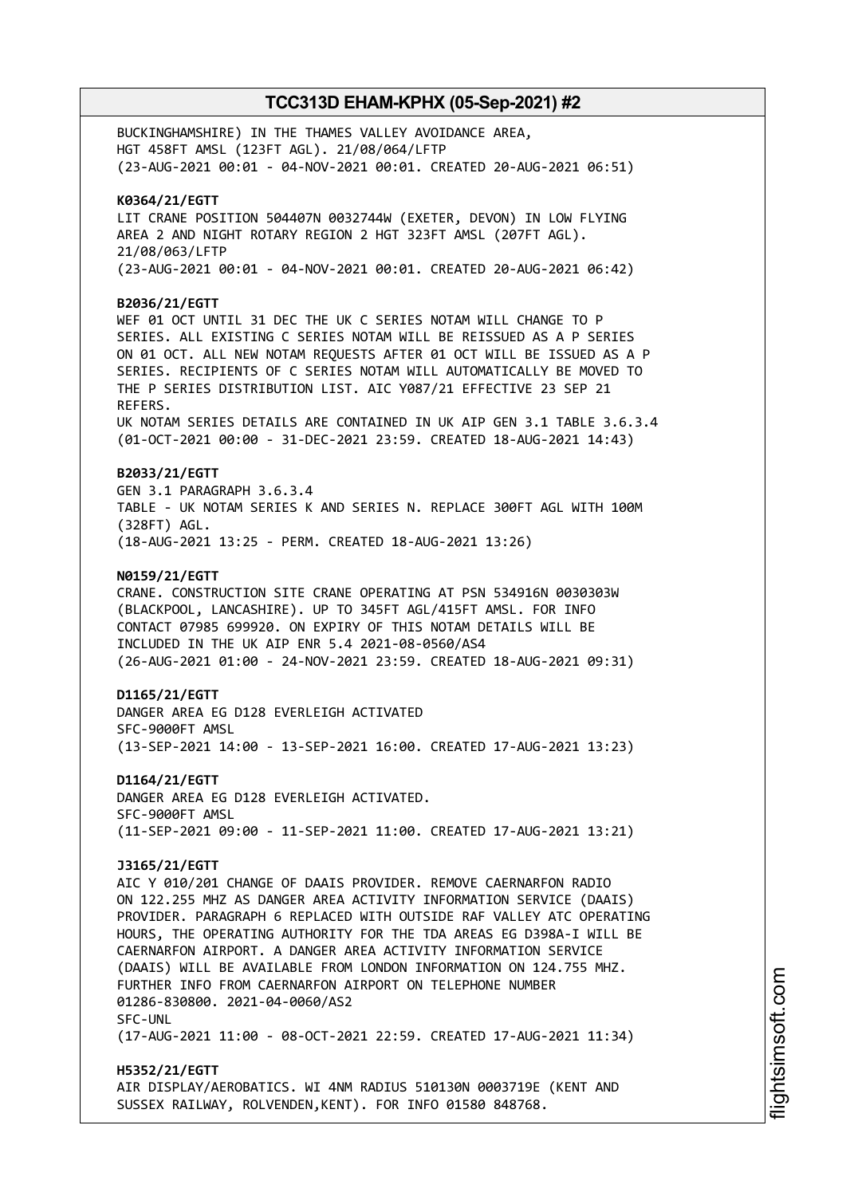BUCKINGHAMSHIRE) IN THE THAMES VALLEY AVOIDANCE AREA,
HGT 458FT AMSL (123FT AGL). 21/08/064/LFTP
(23-AUG-2021 00:01 - 04-NOV-2021 00:01. CREATED 20-AUG-2021 06:51)

**K0364/21/EGTT**
LIT CRANE POSITION 504407N 0032744W (EXETER, DEVON) IN LOW FLYING
AREA 2 AND NIGHT ROTARY REGION 2 HGT 323FT AMSL (207FT AGL).
21/08/063/LFTP
(23-AUG-2021 00:01 - 04-NOV-2021 00:01. CREATED 20-AUG-2021 06:42)

**B2036/21/EGTT**
WEF 01 OCT UNTIL 31 DEC THE UK C SERIES NOTAM WILL CHANGE TO P
SERIES. ALL EXISTING C SERIES NOTAM WILL BE REISSUED AS A P SERIES
ON 01 OCT. ALL NEW NOTAM REQUESTS AFTER 01 OCT WILL BE ISSUED AS A P
SERIES. RECIPIENTS OF C SERIES NOTAM WILL AUTOMATICALLY BE MOVED TO
THE P SERIES DISTRIBUTION LIST. AIC Y087/21 EFFECTIVE 23 SEP 21
REFERS.
UK NOTAM SERIES DETAILS ARE CONTAINED IN UK AIP GEN 3.1 TABLE 3.6.3.4
(01-OCT-2021 00:00 - 31-DEC-2021 23:59. CREATED 18-AUG-2021 14:43)

**B2033/21/EGTT**
GEN 3.1 PARAGRAPH 3.6.3.4
TABLE - UK NOTAM SERIES K AND SERIES N. REPLACE 300FT AGL WITH 100M
(328FT) AGL.
(18-AUG-2021 13:25 - PERM. CREATED 18-AUG-2021 13:26)

**N0159/21/EGTT**
CRANE. CONSTRUCTION SITE CRANE OPERATING AT PSN 534916N 0030303W
(BLACKPOOL, LANCASHIRE). UP TO 345FT AGL/415FT AMSL. FOR INFO
CONTACT 07985 699920. ON EXPIRY OF THIS NOTAM DETAILS WILL BE
INCLUDED IN THE UK AIP ENR 5.4 2021-08-0560/AS4
(26-AUG-2021 01:00 - 24-NOV-2021 23:59. CREATED 18-AUG-2021 09:31)

**D1165/21/EGTT**
DANGER AREA EG D128 EVERLEIGH ACTIVATED
SFC-9000FT AMSL
(13-SEP-2021 14:00 - 13-SEP-2021 16:00. CREATED 17-AUG-2021 13:23)

**D1164/21/EGTT**
DANGER AREA EG D128 EVERLEIGH ACTIVATED.
SFC-9000FT AMSL
(11-SEP-2021 09:00 - 11-SEP-2021 11:00. CREATED 17-AUG-2021 13:21)

**J3165/21/EGTT**
AIC Y 010/201 CHANGE OF DAAIS PROVIDER. REMOVE CAERNARFON RADIO
ON 122.255 MHZ AS DANGER AREA ACTIVITY INFORMATION SERVICE (DAAIS)
PROVIDER. PARAGRAPH 6 REPLACED WITH OUTSIDE RAF VALLEY ATC OPERATING
HOURS, THE OPERATING AUTHORITY FOR THE TDA AREAS EG D398A-I WILL BE
CAERNARFON AIRPORT. A DANGER AREA ACTIVITY INFORMATION SERVICE
(DAAIS) WILL BE AVAILABLE FROM LONDON INFORMATION ON 124.755 MHZ.
FURTHER INFO FROM CAERNARFON AIRPORT ON TELEPHONE NUMBER
01286-830800. 2021-04-0060/AS2
SFC-UNL
(17-AUG-2021 11:00 - 08-OCT-2021 22:59. CREATED 17-AUG-2021 11:34)

**H5352/21/EGTT**
AIR DISPLAY/AEROBATICS. WI 4NM RADIUS 510130N 0003719E (KENT AND
SUSSEX RAILWAY, ROLVENDEN,KENT). FOR INFO 01580 848768.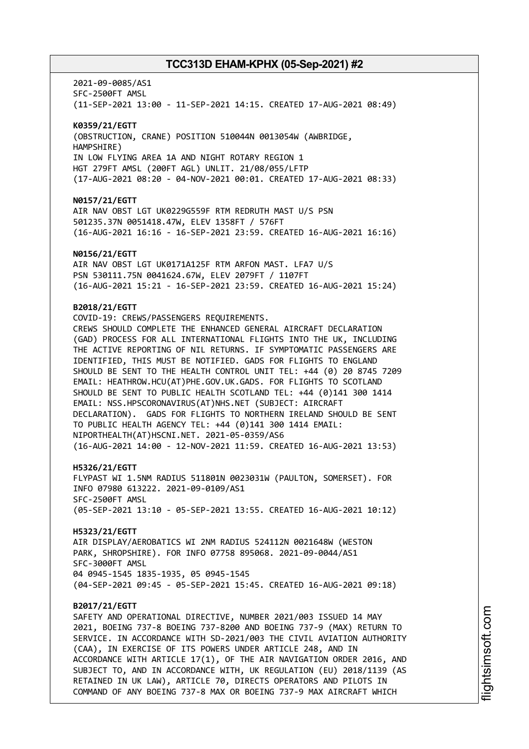2021-09-0085/AS1
SFC-2500FT AMSL
(11-SEP-2021 13:00 - 11-SEP-2021 14:15. CREATED 17-AUG-2021 08:49)

**K0359/21/EGTT**
(OBSTRUCTION, CRANE) POSITION 510044N 0013054W (AWBRIDGE, HAMPSHIRE)
IN LOW FLYING AREA 1A AND NIGHT ROTARY REGION 1
HGT 279FT AMSL (200FT AGL) UNLIT. 21/08/055/LFTP
(17-AUG-2021 08:20 - 04-NOV-2021 00:01. CREATED 17-AUG-2021 08:33)

**N0157/21/EGTT**
AIR NAV OBST LGT UK0229G559F RTM REDRUTH MAST U/S PSN 501235.37N 0051418.47W, ELEV 1358FT / 576FT
(16-AUG-2021 16:16 - 16-SEP-2021 23:59. CREATED 16-AUG-2021 16:16)

**N0156/21/EGTT**
AIR NAV OBST LGT UK0171A125F RTM ARFON MAST. LFA7 U/S
PSN 530111.75N 0041624.67W, ELEV 2079FT / 1107FT
(16-AUG-2021 15:21 - 16-SEP-2021 23:59. CREATED 16-AUG-2021 15:24)

**B2018/21/EGTT**
COVID-19: CREWS/PASSENGERS REQUIREMENTS.
CREWS SHOULD COMPLETE THE ENHANCED GENERAL AIRCRAFT DECLARATION (GAD) PROCESS FOR ALL INTERNATIONAL FLIGHTS INTO THE UK, INCLUDING THE ACTIVE REPORTING OF NIL RETURNS. IF SYMPTOMATIC PASSENGERS ARE IDENTIFIED, THIS MUST BE NOTIFIED. GADS FOR FLIGHTS TO ENGLAND SHOULD BE SENT TO THE HEALTH CONTROL UNIT TEL: +44 (0) 20 8745 7209 EMAIL: HEATHROW.HCU(AT)PHE.GOV.UK.GADS. FOR FLIGHTS TO SCOTLAND SHOULD BE SENT TO PUBLIC HEALTH SCOTLAND TEL: +44 (0)141 300 1414 EMAIL: NSS.HPSCORONAVIRUS(AT)NHS.NET (SUBJECT: AIRCRAFT DECLARATION). GADS FOR FLIGHTS TO NORTHERN IRELAND SHOULD BE SENT TO PUBLIC HEALTH AGENCY TEL: +44 (0)141 300 1414 EMAIL: NIPORTHEALTH(AT)HSCNI.NET. 2021-05-0359/AS6
(16-AUG-2021 14:00 - 12-NOV-2021 11:59. CREATED 16-AUG-2021 13:53)

**H5326/21/EGTT**
FLYPAST WI 1.5NM RADIUS 511801N 0023031W (PAULTON, SOMERSET). FOR INFO 07980 613222. 2021-09-0109/AS1
SFC-2500FT AMSL
(05-SEP-2021 13:10 - 05-SEP-2021 13:55. CREATED 16-AUG-2021 10:12)

**H5323/21/EGTT**
AIR DISPLAY/AEROBATICS WI 2NM RADIUS 524112N 0021648W (WESTON PARK, SHROPSHIRE). FOR INFO 07758 895068. 2021-09-0044/AS1
SFC-3000FT AMSL
04 0945-1545 1835-1935, 05 0945-1545
(04-SEP-2021 09:45 - 05-SEP-2021 15:45. CREATED 16-AUG-2021 09:18)

**B2017/21/EGTT**
SAFETY AND OPERATIONAL DIRECTIVE, NUMBER 2021/003 ISSUED 14 MAY 2021, BOEING 737-8 BOEING 737-8200 AND BOEING 737-9 (MAX) RETURN TO SERVICE. IN ACCORDANCE WITH SD-2021/003 THE CIVIL AVIATION AUTHORITY (CAA), IN EXERCISE OF ITS POWERS UNDER ARTICLE 248, AND IN ACCORDANCE WITH ARTICLE 17(1), OF THE AIR NAVIGATION ORDER 2016, AND SUBJECT TO, AND IN ACCORDANCE WITH, UK REGULATION (EU) 2018/1139 (AS RETAINED IN UK LAW), ARTICLE 70, DIRECTS OPERATORS AND PILOTS IN COMMAND OF ANY BOEING 737-8 MAX OR BOEING 737-9 MAX AIRCRAFT WHICH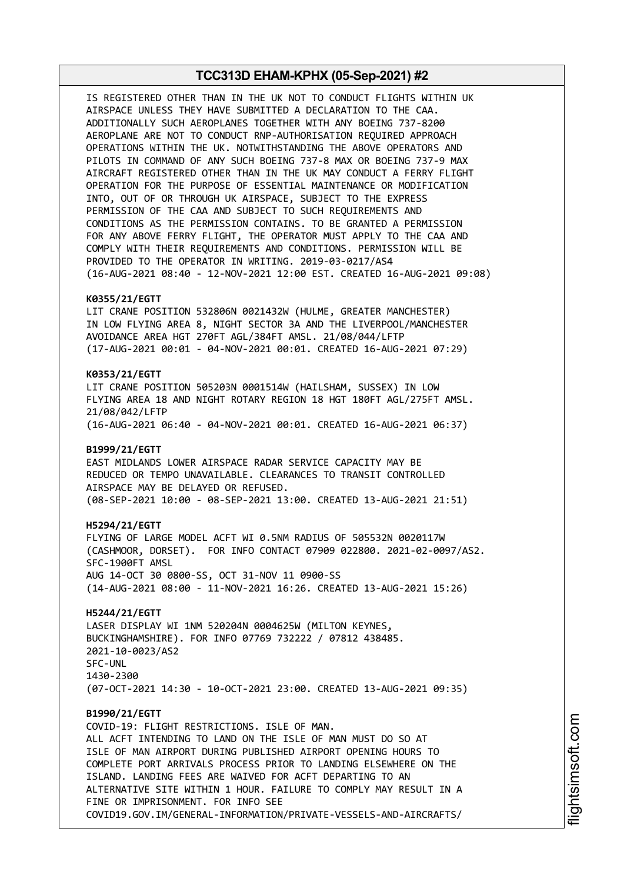IS REGISTERED OTHER THAN IN THE UK NOT TO CONDUCT FLIGHTS WITHIN UK AIRSPACE UNLESS THEY HAVE SUBMITTED A DECLARATION TO THE CAA. ADDITIONALLY SUCH AEROPLANES TOGETHER WITH ANY BOEING 737-8200 AEROPLANE ARE NOT TO CONDUCT RNP-AUTHORISATION REQUIRED APPROACH OPERATIONS WITHIN THE UK. NOTWITHSTANDING THE ABOVE OPERATORS AND PILOTS IN COMMAND OF ANY SUCH BOEING 737-8 MAX OR BOEING 737-9 MAX AIRCRAFT REGISTERED OTHER THAN IN THE UK MAY CONDUCT A FERRY FLIGHT OPERATION FOR THE PURPOSE OF ESSENTIAL MAINTENANCE OR MODIFICATION INTO, OUT OF OR THROUGH UK AIRSPACE, SUBJECT TO THE EXPRESS PERMISSION OF THE CAA AND SUBJECT TO SUCH REQUIREMENTS AND CONDITIONS AS THE PERMISSION CONTAINS. TO BE GRANTED A PERMISSION FOR ANY ABOVE FERRY FLIGHT, THE OPERATOR MUST APPLY TO THE CAA AND COMPLY WITH THEIR REQUIREMENTS AND CONDITIONS. PERMISSION WILL BE PROVIDED TO THE OPERATOR IN WRITING. 2019-03-0217/AS4
(16-AUG-2021 08:40 - 12-NOV-2021 12:00 EST. CREATED 16-AUG-2021 09:08)

**K0355/21/EGTT**
LIT CRANE POSITION 532806N 0021432W (HULME, GREATER MANCHESTER) IN LOW FLYING AREA 8, NIGHT SECTOR 3A AND THE LIVERPOOL/MANCHESTER AVOIDANCE AREA HGT 270FT AGL/384FT AMSL. 21/08/044/LFTP
(17-AUG-2021 00:01 - 04-NOV-2021 00:01. CREATED 16-AUG-2021 07:29)

**K0353/21/EGTT**
LIT CRANE POSITION 505203N 0001514W (HAILSHAM, SUSSEX) IN LOW FLYING AREA 18 AND NIGHT ROTARY REGION 18 HGT 180FT AGL/275FT AMSL. 21/08/042/LFTP
(16-AUG-2021 06:40 - 04-NOV-2021 00:01. CREATED 16-AUG-2021 06:37)

**B1999/21/EGTT**
EAST MIDLANDS LOWER AIRSPACE RADAR SERVICE CAPACITY MAY BE REDUCED OR TEMPO UNAVAILABLE. CLEARANCES TO TRANSIT CONTROLLED AIRSPACE MAY BE DELAYED OR REFUSED.
(08-SEP-2021 10:00 - 08-SEP-2021 13:00. CREATED 13-AUG-2021 21:51)

**H5294/21/EGTT**
FLYING OF LARGE MODEL ACFT WI 0.5NM RADIUS OF 505532N 0020117W (CASHMOOR, DORSET). FOR INFO CONTACT 07909 022800. 2021-02-0097/AS2.
SFC-1900FT AMSL
AUG 14-OCT 30 0800-SS, OCT 31-NOV 11 0900-SS
(14-AUG-2021 08:00 - 11-NOV-2021 16:26. CREATED 13-AUG-2021 15:26)

**H5244/21/EGTT**
LASER DISPLAY WI 1NM 520204N 0004625W (MILTON KEYNES, BUCKINGHAMSHIRE). FOR INFO 07769 732222 / 07812 438485.
2021-10-0023/AS2
SFC-UNL
1430-2300
(07-OCT-2021 14:30 - 10-OCT-2021 23:00. CREATED 13-AUG-2021 09:35)

**B1990/21/EGTT**
COVID-19: FLIGHT RESTRICTIONS. ISLE OF MAN.
ALL ACFT INTENDING TO LAND ON THE ISLE OF MAN MUST DO SO AT ISLE OF MAN AIRPORT DURING PUBLISHED AIRPORT OPENING HOURS TO COMPLETE PORT ARRIVALS PROCESS PRIOR TO LANDING ELSEWHERE ON THE ISLAND. LANDING FEES ARE WAIVED FOR ACFT DEPARTING TO AN ALTERNATIVE SITE WITHIN 1 HOUR. FAILURE TO COMPLY MAY RESULT IN A FINE OR IMPRISONMENT. FOR INFO SEE
COVID19.GOV.IM/GENERAL-INFORMATION/PRIVATE-VESSELS-AND-AIRCRAFTS/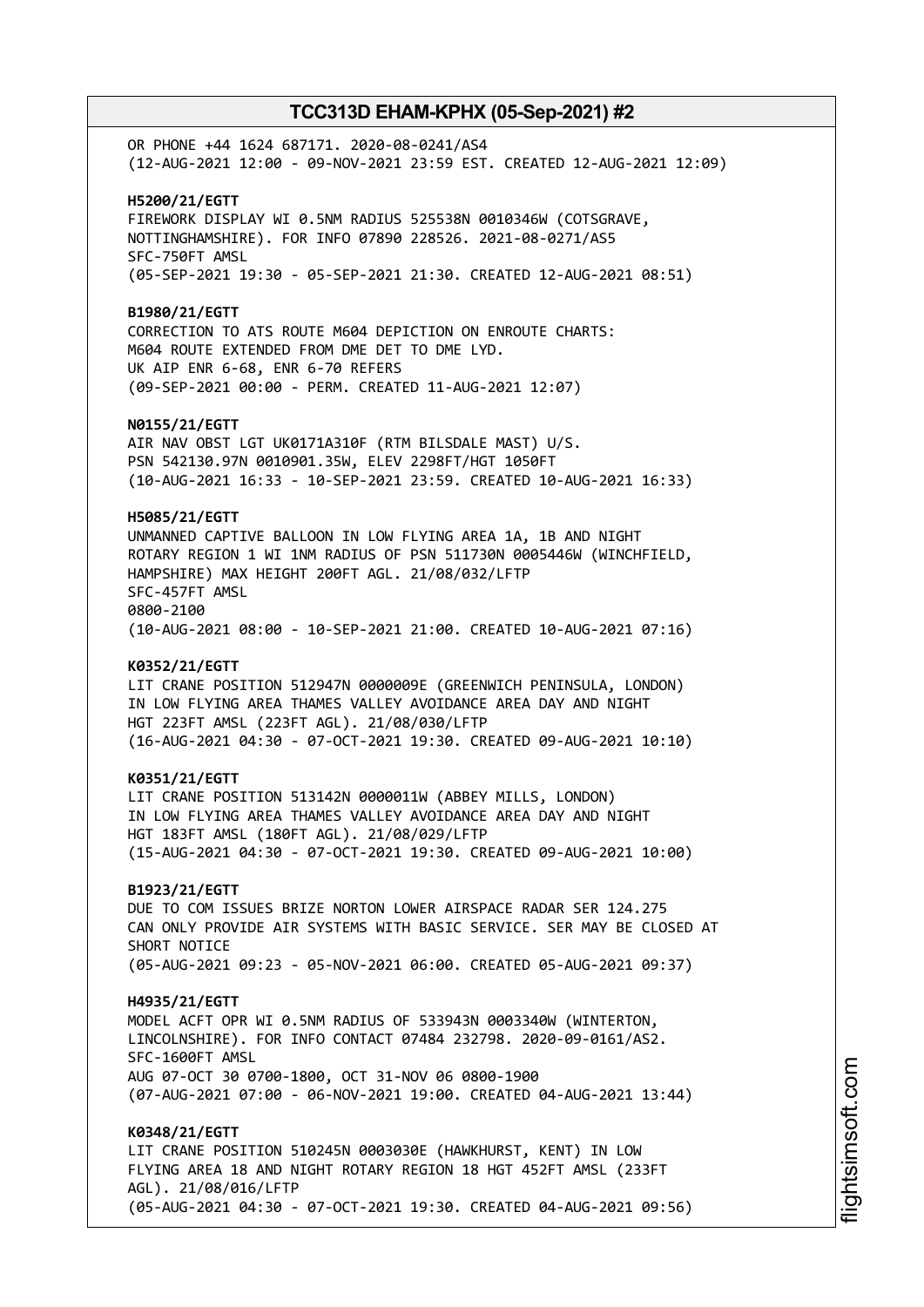OR PHONE +44 1624 687171. 2020-08-0241/AS4
(12-AUG-2021 12:00 - 09-NOV-2021 23:59 EST. CREATED 12-AUG-2021 12:09)

**H5200/21/EGTT**
FIREWORK DISPLAY WI 0.5NM RADIUS 525538N 0010346W (COTSGRAVE, NOTTINGHAMSHIRE). FOR INFO 07890 228526. 2021-08-0271/AS5
SFC-750FT AMSL
(05-SEP-2021 19:30 - 05-SEP-2021 21:30. CREATED 12-AUG-2021 08:51)

**B1980/21/EGTT**
CORRECTION TO ATS ROUTE M604 DEPICTION ON ENROUTE CHARTS:
M604 ROUTE EXTENDED FROM DME DET TO DME LYD.
UK AIP ENR 6-68, ENR 6-70 REFERS
(09-SEP-2021 00:00 - PERM. CREATED 11-AUG-2021 12:07)

**N0155/21/EGTT**
AIR NAV OBST LGT UK0171A310F (RTM BILSDALE MAST) U/S.
PSN 542130.97N 0010901.35W, ELEV 2298FT/HGT 1050FT
(10-AUG-2021 16:33 - 10-SEP-2021 23:59. CREATED 10-AUG-2021 16:33)

**H5085/21/EGTT**
UNMANNED CAPTIVE BALLOON IN LOW FLYING AREA 1A, 1B AND NIGHT ROTARY REGION 1 WI 1NM RADIUS OF PSN 511730N 0005446W (WINCHFIELD, HAMPSHIRE) MAX HEIGHT 200FT AGL. 21/08/032/LFTP
SFC-457FT AMSL
0800-2100
(10-AUG-2021 08:00 - 10-SEP-2021 21:00. CREATED 10-AUG-2021 07:16)

**K0352/21/EGTT**
LIT CRANE POSITION 512947N 0000009E (GREENWICH PENINSULA, LONDON) IN LOW FLYING AREA THAMES VALLEY AVOIDANCE AREA DAY AND NIGHT HGT 223FT AMSL (223FT AGL). 21/08/030/LFTP
(16-AUG-2021 04:30 - 07-OCT-2021 19:30. CREATED 09-AUG-2021 10:10)

**K0351/21/EGTT**
LIT CRANE POSITION 513142N 0000011W (ABBEY MILLS, LONDON) IN LOW FLYING AREA THAMES VALLEY AVOIDANCE AREA DAY AND NIGHT HGT 183FT AMSL (180FT AGL). 21/08/029/LFTP
(15-AUG-2021 04:30 - 07-OCT-2021 19:30. CREATED 09-AUG-2021 10:00)

**B1923/21/EGTT**
DUE TO COM ISSUES BRIZE NORTON LOWER AIRSPACE RADAR SER 124.275 CAN ONLY PROVIDE AIR SYSTEMS WITH BASIC SERVICE. SER MAY BE CLOSED AT SHORT NOTICE
(05-AUG-2021 09:23 - 05-NOV-2021 06:00. CREATED 05-AUG-2021 09:37)

**H4935/21/EGTT**
MODEL ACFT OPR WI 0.5NM RADIUS OF 533943N 0003340W (WINTERTON, LINCOLNSHIRE). FOR INFO CONTACT 07484 232798. 2020-09-0161/AS2.
SFC-1600FT AMSL
AUG 07-OCT 30 0700-1800, OCT 31-NOV 06 0800-1900
(07-AUG-2021 07:00 - 06-NOV-2021 19:00. CREATED 04-AUG-2021 13:44)

**K0348/21/EGTT**
LIT CRANE POSITION 510245N 0003030E (HAWKHURST, KENT) IN LOW FLYING AREA 18 AND NIGHT ROTARY REGION 18 HGT 452FT AMSL (233FT AGL). 21/08/016/LFTP
(05-AUG-2021 04:30 - 07-OCT-2021 19:30. CREATED 04-AUG-2021 09:56)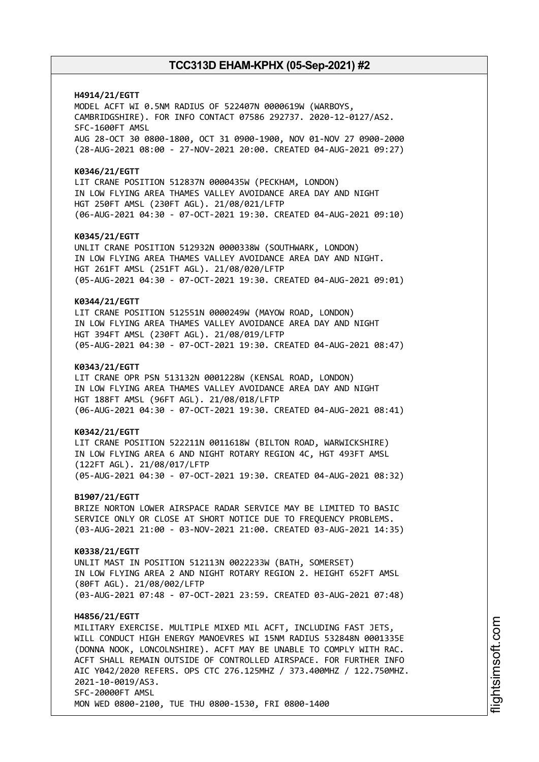**H4914/21/EGTT**
MODEL ACFT WI 0.5NM RADIUS OF 522407N 0000619W (WARBOYS, CAMBRIDGSHIRE). FOR INFO CONTACT 07586 292737. 2020-12-0127/AS2.
SFC-1600FT AMSL
AUG 28-OCT 30 0800-1800, OCT 31 0900-1900, NOV 01-NOV 27 0900-2000
(28-AUG-2021 08:00 - 27-NOV-2021 20:00. CREATED 04-AUG-2021 09:27)

**K0346/21/EGTT**
LIT CRANE POSITION 512837N 0000435W (PECKHAM, LONDON)
IN LOW FLYING AREA THAMES VALLEY AVOIDANCE AREA DAY AND NIGHT
HGT 250FT AMSL (230FT AGL). 21/08/021/LFTP
(06-AUG-2021 04:30 - 07-OCT-2021 19:30. CREATED 04-AUG-2021 09:10)

**K0345/21/EGTT**
UNLIT CRANE POSITION 512932N 0000338W (SOUTHWARK, LONDON)
IN LOW FLYING AREA THAMES VALLEY AVOIDANCE AREA DAY AND NIGHT.
HGT 261FT AMSL (251FT AGL). 21/08/020/LFTP
(05-AUG-2021 04:30 - 07-OCT-2021 19:30. CREATED 04-AUG-2021 09:01)

**K0344/21/EGTT**
LIT CRANE POSITION 512551N 0000249W (MAYOW ROAD, LONDON)
IN LOW FLYING AREA THAMES VALLEY AVOIDANCE AREA DAY AND NIGHT
HGT 394FT AMSL (230FT AGL). 21/08/019/LFTP
(05-AUG-2021 04:30 - 07-OCT-2021 19:30. CREATED 04-AUG-2021 08:47)

**K0343/21/EGTT**
LIT CRANE OPR PSN 513132N 0001228W (KENSAL ROAD, LONDON)
IN LOW FLYING AREA THAMES VALLEY AVOIDANCE AREA DAY AND NIGHT
HGT 188FT AMSL (96FT AGL). 21/08/018/LFTP
(06-AUG-2021 04:30 - 07-OCT-2021 19:30. CREATED 04-AUG-2021 08:41)

**K0342/21/EGTT**
LIT CRANE POSITION 522211N 0011618W (BILTON ROAD, WARWICKSHIRE)
IN LOW FLYING AREA 6 AND NIGHT ROTARY REGION 4C, HGT 493FT AMSL
(122FT AGL). 21/08/017/LFTP
(05-AUG-2021 04:30 - 07-OCT-2021 19:30. CREATED 04-AUG-2021 08:32)

**B1907/21/EGTT**
BRIZE NORTON LOWER AIRSPACE RADAR SERVICE MAY BE LIMITED TO BASIC SERVICE ONLY OR CLOSE AT SHORT NOTICE DUE TO FREQUENCY PROBLEMS.
(03-AUG-2021 21:00 - 03-NOV-2021 21:00. CREATED 03-AUG-2021 14:35)

**K0338/21/EGTT**
UNLIT MAST IN POSITION 512113N 0022233W (BATH, SOMERSET)
IN LOW FLYING AREA 2 AND NIGHT ROTARY REGION 2. HEIGHT 652FT AMSL
(80FT AGL). 21/08/002/LFTP
(03-AUG-2021 07:48 - 07-OCT-2021 23:59. CREATED 03-AUG-2021 07:48)

**H4856/21/EGTT**
MILITARY EXERCISE. MULTIPLE MIXED MIL ACFT, INCLUDING FAST JETS, WILL CONDUCT HIGH ENERGY MANOEVRES WI 15NM RADIUS 532848N 0001335E (DONNA NOOK, LONCOLNSHIRE). ACFT MAY BE UNABLE TO COMPLY WITH RAC. ACFT SHALL REMAIN OUTSIDE OF CONTROLLED AIRSPACE. FOR FURTHER INFO AIC Y042/2020 REFERS. OPS CTC 276.125MHZ / 373.400MHZ / 122.750MHZ.
2021-10-0019/AS3.
SFC-20000FT AMSL
MON WED 0800-2100, TUE THU 0800-1530, FRI 0800-1400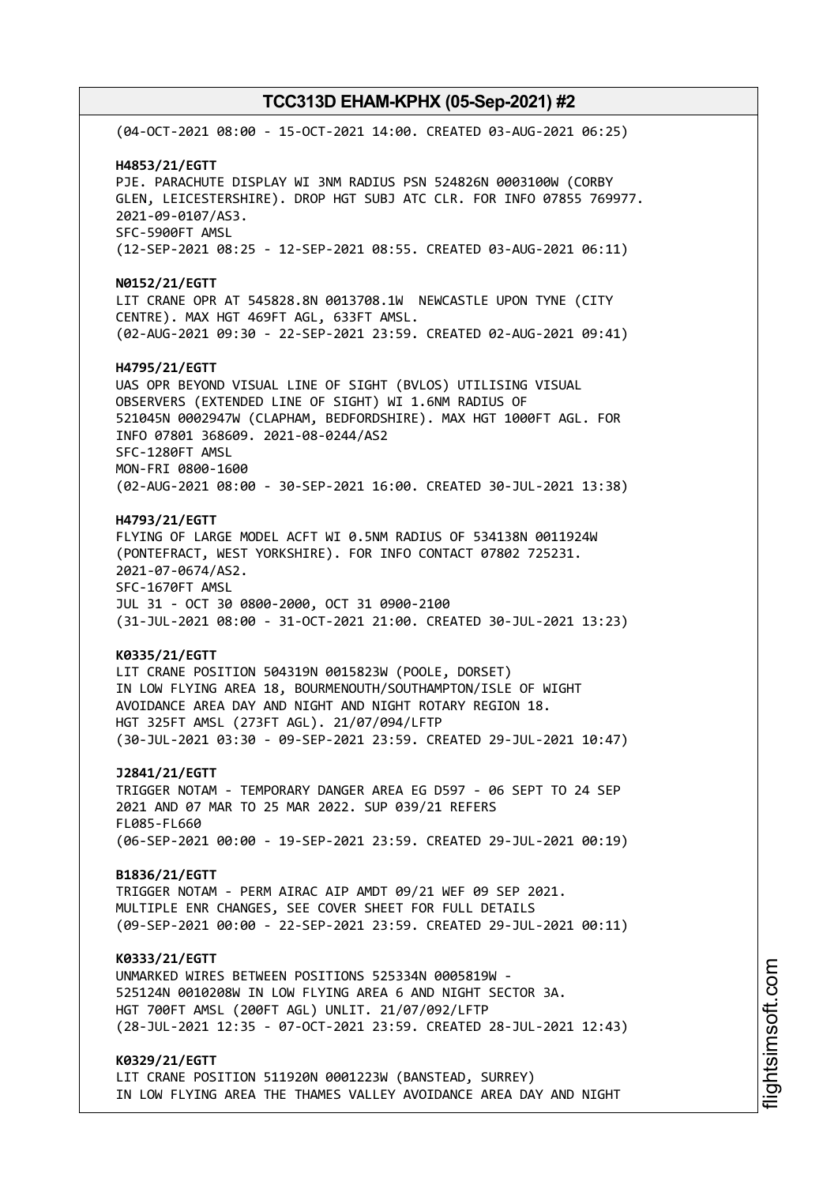(04-OCT-2021 08:00 - 15-OCT-2021 14:00. CREATED 03-AUG-2021 06:25)

**H4853/21/EGTT**
PJE. PARACHUTE DISPLAY WI 3NM RADIUS PSN 524826N 0003100W (CORBY GLEN, LEICESTERSHIRE). DROP HGT SUBJ ATC CLR. FOR INFO 07855 769977. 2021-09-0107/AS3.
SFC-5900FT AMSL
(12-SEP-2021 08:25 - 12-SEP-2021 08:55. CREATED 03-AUG-2021 06:11)

**N0152/21/EGTT**
LIT CRANE OPR AT 545828.8N 0013708.1W NEWCASTLE UPON TYNE (CITY CENTRE). MAX HGT 469FT AGL, 633FT AMSL.
(02-AUG-2021 09:30 - 22-SEP-2021 23:59. CREATED 02-AUG-2021 09:41)

**H4795/21/EGTT**
UAS OPR BEYOND VISUAL LINE OF SIGHT (BVLOS) UTILISING VISUAL OBSERVERS (EXTENDED LINE OF SIGHT) WI 1.6NM RADIUS OF 521045N 0002947W (CLAPHAM, BEDFORDSHIRE). MAX HGT 1000FT AGL. FOR INFO 07801 368609. 2021-08-0244/AS2
SFC-1280FT AMSL
MON-FRI 0800-1600
(02-AUG-2021 08:00 - 30-SEP-2021 16:00. CREATED 30-JUL-2021 13:38)

**H4793/21/EGTT**
FLYING OF LARGE MODEL ACFT WI 0.5NM RADIUS OF 534138N 0011924W (PONTEFRACT, WEST YORKSHIRE). FOR INFO CONTACT 07802 725231. 2021-07-0674/AS2.
SFC-1670FT AMSL
JUL 31 - OCT 30 0800-2000, OCT 31 0900-2100
(31-JUL-2021 08:00 - 31-OCT-2021 21:00. CREATED 30-JUL-2021 13:23)

**K0335/21/EGTT**
LIT CRANE POSITION 504319N 0015823W (POOLE, DORSET) IN LOW FLYING AREA 18, BOURNEMOUTH/SOUTHAMPTON/ISLE OF WIGHT AVOIDANCE AREA DAY AND NIGHT AND NIGHT ROTARY REGION 18.
HGT 325FT AMSL (273FT AGL). 21/07/094/LFTP
(30-JUL-2021 03:30 - 09-SEP-2021 23:59. CREATED 29-JUL-2021 10:47)

**J2841/21/EGTT**
TRIGGER NOTAM - TEMPORARY DANGER AREA EG D597 - 06 SEPT TO 24 SEP 2021 AND 07 MAR TO 25 MAR 2022. SUP 039/21 REFERS
FL085-FL660
(06-SEP-2021 00:00 - 19-SEP-2021 23:59. CREATED 29-JUL-2021 00:19)

**B1836/21/EGTT**
TRIGGER NOTAM - PERM AIRAC AIP AMDT 09/21 WEF 09 SEP 2021.
MULTIPLE ENR CHANGES, SEE COVER SHEET FOR FULL DETAILS
(09-SEP-2021 00:00 - 22-SEP-2021 23:59. CREATED 29-JUL-2021 00:11)

**K0333/21/EGTT**
UNMARKED WIRES BETWEEN POSITIONS 525334N 0005819W - 525124N 0010208W IN LOW FLYING AREA 6 AND NIGHT SECTOR 3A.
HGT 700FT AMSL (200FT AGL) UNLIT. 21/07/092/LFTP
(28-JUL-2021 12:35 - 07-OCT-2021 23:59. CREATED 28-JUL-2021 12:43)

**K0329/21/EGTT**
LIT CRANE POSITION 511920N 0001223W (BANSTEAD, SURREY) IN LOW FLYING AREA THE THAMES VALLEY AVOIDANCE AREA DAY AND NIGHT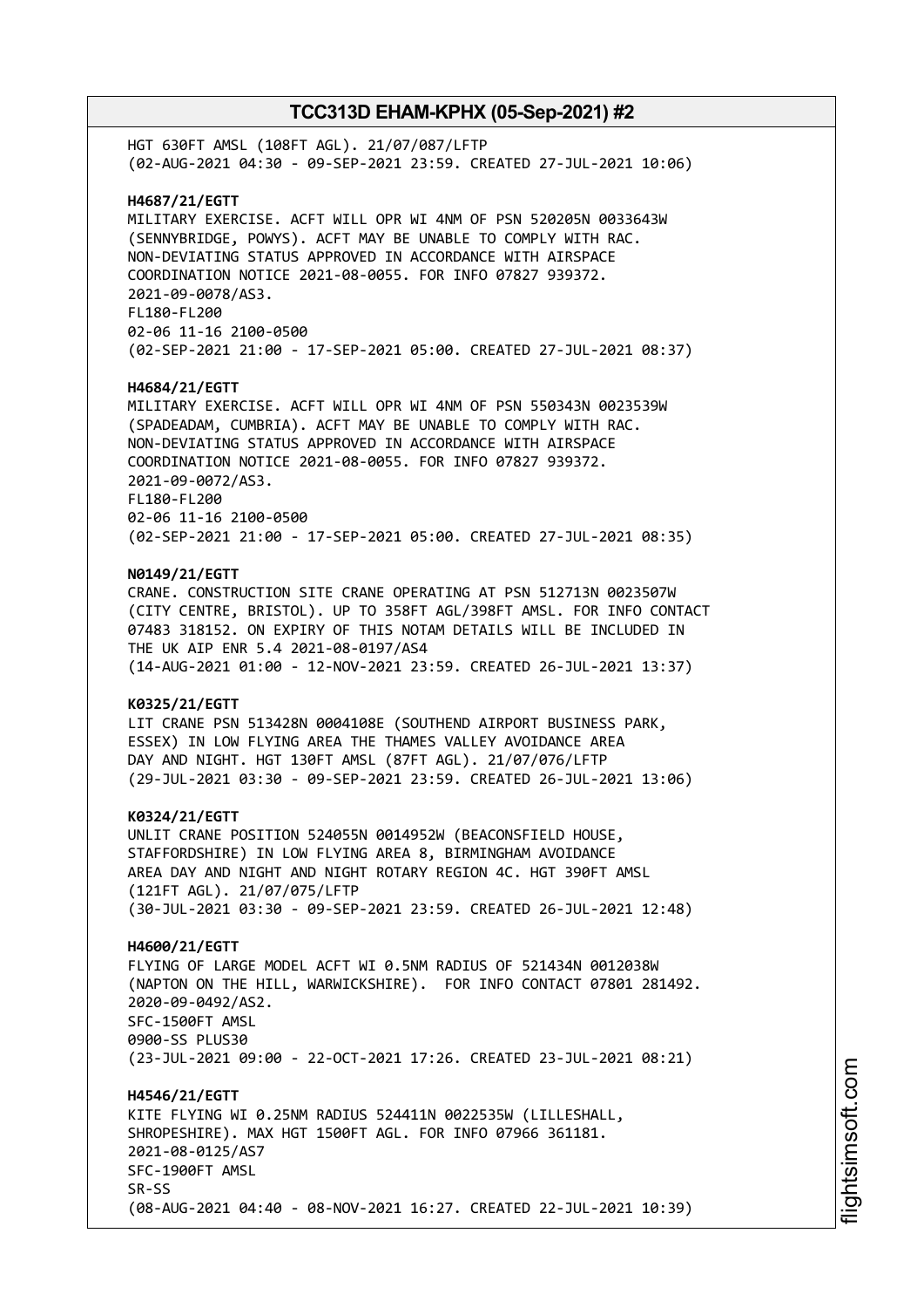HGT 630FT AMSL (108FT AGL). 21/07/087/LFTP
(02-AUG-2021 04:30 - 09-SEP-2021 23:59. CREATED 27-JUL-2021 10:06)

**H4687/21/EGTT**
MILITARY EXERCISE. ACFT WILL OPR WI 4NM OF PSN 520205N 0033643W
(SENNYBRIDGE, POWYS). ACFT MAY BE UNABLE TO COMPLY WITH RAC.
NON-DEVIATING STATUS APPROVED IN ACCORDANCE WITH AIRSPACE
COORDINATION NOTICE 2021-08-0055. FOR INFO 07827 939372.
2021-09-0078/AS3.
FL180-FL200
02-06 11-16 2100-0500
(02-SEP-2021 21:00 - 17-SEP-2021 05:00. CREATED 27-JUL-2021 08:37)

**H4684/21/EGTT**
MILITARY EXERCISE. ACFT WILL OPR WI 4NM OF PSN 550343N 0023539W
(SPADEADAM, CUMBRIA). ACFT MAY BE UNABLE TO COMPLY WITH RAC.
NON-DEVIATING STATUS APPROVED IN ACCORDANCE WITH AIRSPACE
COORDINATION NOTICE 2021-08-0055. FOR INFO 07827 939372.
2021-09-0072/AS3.
FL180-FL200
02-06 11-16 2100-0500
(02-SEP-2021 21:00 - 17-SEP-2021 05:00. CREATED 27-JUL-2021 08:35)

**N0149/21/EGTT**
CRANE. CONSTRUCTION SITE CRANE OPERATING AT PSN 512713N 0023507W
(CITY CENTRE, BRISTOL). UP TO 358FT AGL/398FT AMSL. FOR INFO CONTACT
07483 318152. ON EXPIRY OF THIS NOTAM DETAILS WILL BE INCLUDED IN
THE UK AIP ENR 5.4 2021-08-0197/AS4
(14-AUG-2021 01:00 - 12-NOV-2021 23:59. CREATED 26-JUL-2021 13:37)

**K0325/21/EGTT**
LIT CRANE PSN 513428N 0004108E (SOUTHEND AIRPORT BUSINESS PARK,
ESSEX) IN LOW FLYING AREA THE THAMES VALLEY AVOIDANCE AREA
DAY AND NIGHT. HGT 130FT AMSL (87FT AGL). 21/07/076/LFTP
(29-JUL-2021 03:30 - 09-SEP-2021 23:59. CREATED 26-JUL-2021 13:06)

**K0324/21/EGTT**
UNLIT CRANE POSITION 524055N 0014952W (BEACONSFIELD HOUSE,
STAFFORDSHIRE) IN LOW FLYING AREA 8, BIRMINGHAM AVOIDANCE
AREA DAY AND NIGHT AND NIGHT ROTARY REGION 4C. HGT 390FT AMSL
(121FT AGL). 21/07/075/LFTP
(30-JUL-2021 03:30 - 09-SEP-2021 23:59. CREATED 26-JUL-2021 12:48)

**H4600/21/EGTT**
FLYING OF LARGE MODEL ACFT WI 0.5NM RADIUS OF 521434N 0012038W
(NAPTON ON THE HILL, WARWICKSHIRE). FOR INFO CONTACT 07801 281492.
2020-09-0492/AS2.
SFC-1500FT AMSL
0900-SS PLUS30
(23-JUL-2021 09:00 - 22-OCT-2021 17:26. CREATED 23-JUL-2021 08:21)

**H4546/21/EGTT**
KITE FLYING WI 0.25NM RADIUS 524411N 0022535W (LILLESHALL,
SHROPESHIRE). MAX HGT 1500FT AGL. FOR INFO 07966 361181.
2021-08-0125/AS7
SFC-1900FT AMSL
SR-SS
(08-AUG-2021 04:40 - 08-NOV-2021 16:27. CREATED 22-JUL-2021 10:39)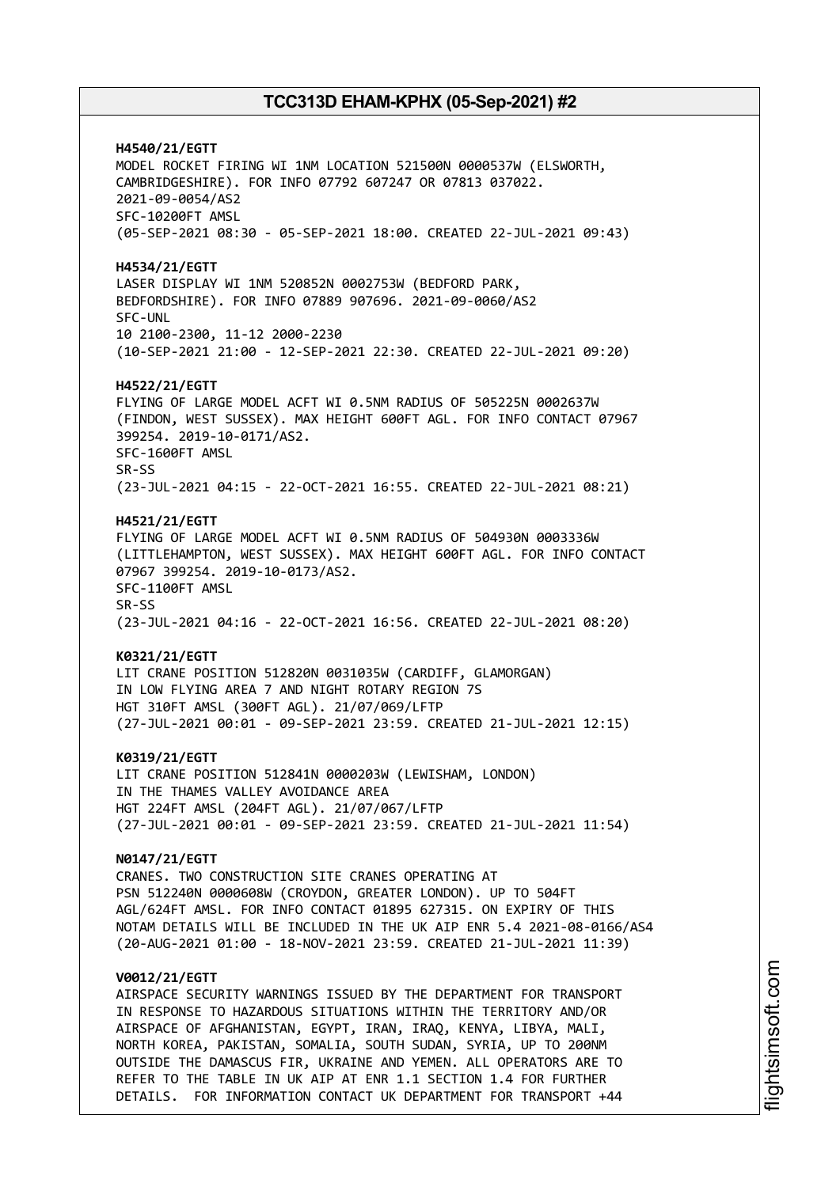**H4540/21/EGTT**
MODEL ROCKET FIRING WI 1NM LOCATION 521500N 0000537W (ELSWORTH, CAMBRIDGESHIRE). FOR INFO 07792 607247 OR 07813 037022.
2021-09-0054/AS2
SFC-10200FT AMSL
(05-SEP-2021 08:30 - 05-SEP-2021 18:00. CREATED 22-JUL-2021 09:43)

**H4534/21/EGTT**
LASER DISPLAY WI 1NM 520852N 0002753W (BEDFORD PARK, BEDFORDSHIRE). FOR INFO 07889 907696. 2021-09-0060/AS2
SFC-UNL
10 2100-2300, 11-12 2000-2230
(10-SEP-2021 21:00 - 12-SEP-2021 22:30. CREATED 22-JUL-2021 09:20)

**H4522/21/EGTT**
FLYING OF LARGE MODEL ACFT WI 0.5NM RADIUS OF 505225N 0002637W (FINDON, WEST SUSSEX). MAX HEIGHT 600FT AGL. FOR INFO CONTACT 07967 399254. 2019-10-0171/AS2.
SFC-1600FT AMSL
SR-SS
(23-JUL-2021 04:15 - 22-OCT-2021 16:55. CREATED 22-JUL-2021 08:21)

**H4521/21/EGTT**
FLYING OF LARGE MODEL ACFT WI 0.5NM RADIUS OF 504930N 0003336W (LITTLEHAMPTON, WEST SUSSEX). MAX HEIGHT 600FT AGL. FOR INFO CONTACT 07967 399254. 2019-10-0173/AS2.
SFC-1100FT AMSL
SR-SS
(23-JUL-2021 04:16 - 22-OCT-2021 16:56. CREATED 22-JUL-2021 08:20)

**K0321/21/EGTT**
LIT CRANE POSITION 512820N 0031035W (CARDIFF, GLAMORGAN)
IN LOW FLYING AREA 7 AND NIGHT ROTARY REGION 7S
HGT 310FT AMSL (300FT AGL). 21/07/069/LFTP
(27-JUL-2021 00:01 - 09-SEP-2021 23:59. CREATED 21-JUL-2021 12:15)

**K0319/21/EGTT**
LIT CRANE POSITION 512841N 0000203W (LEWISHAM, LONDON)
IN THE THAMES VALLEY AVOIDANCE AREA
HGT 224FT AMSL (204FT AGL). 21/07/067/LFTP
(27-JUL-2021 00:01 - 09-SEP-2021 23:59. CREATED 21-JUL-2021 11:54)

**N0147/21/EGTT**
CRANES. TWO CONSTRUCTION SITE CRANES OPERATING AT PSN 512240N 0000608W (CROYDON, GREATER LONDON). UP TO 504FT AGL/624FT AMSL. FOR INFO CONTACT 01895 627315. ON EXPIRY OF THIS NOTAM DETAILS WILL BE INCLUDED IN THE UK AIP ENR 5.4 2021-08-0166/AS4
(20-AUG-2021 01:00 - 18-NOV-2021 23:59. CREATED 21-JUL-2021 11:39)

**V0012/21/EGTT**
AIRSPACE SECURITY WARNINGS ISSUED BY THE DEPARTMENT FOR TRANSPORT IN RESPONSE TO HAZARDOUS SITUATIONS WITHIN THE TERRITORY AND/OR AIRSPACE OF AFGHANISTAN, EGYPT, IRAN, IRAQ, KENYA, LIBYA, MALI, NORTH KOREA, PAKISTAN, SOMALIA, SOUTH SUDAN, SYRIA, UP TO 200NM OUTSIDE THE DAMASCUS FIR, UKRAINE AND YEMEN. ALL OPERATORS ARE TO REFER TO THE TABLE IN UK AIP AT ENR 1.1 SECTION 1.4 FOR FURTHER DETAILS. FOR INFORMATION CONTACT UK DEPARTMENT FOR TRANSPORT +44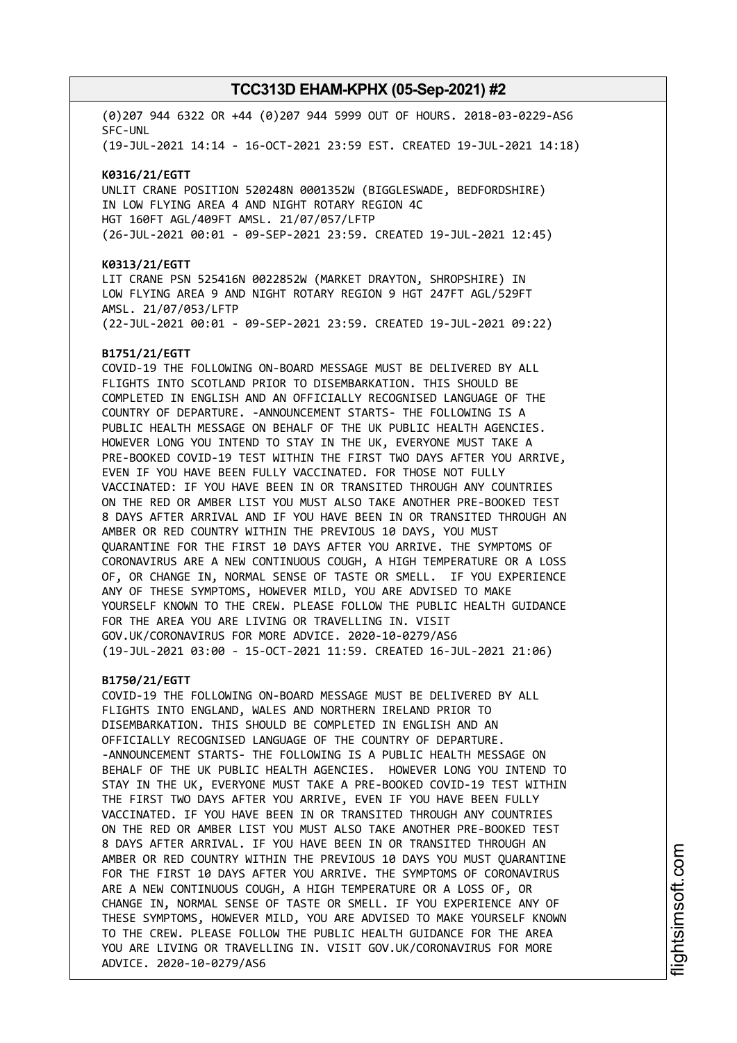(0)207 944 6322 OR +44 (0)207 944 5999 OUT OF HOURS. 2018-03-0229-AS6
SFC-UNL
(19-JUL-2021 14:14 - 16-OCT-2021 23:59 EST. CREATED 19-JUL-2021 14:18)

**K0316/21/EGTT**
UNLIT CRANE POSITION 520248N 0001352W (BIGGLESWADE, BEDFORDSHIRE)
IN LOW FLYING AREA 4 AND NIGHT ROTARY REGION 4C
HGT 160FT AGL/409FT AMSL. 21/07/057/LFTP
(26-JUL-2021 00:01 - 09-SEP-2021 23:59. CREATED 19-JUL-2021 12:45)

**K0313/21/EGTT**
LIT CRANE PSN 525416N 0022852W (MARKET DRAYTON, SHROPSHIRE) IN
LOW FLYING AREA 9 AND NIGHT ROTARY REGION 9 HGT 247FT AGL/529FT
AMSL. 21/07/053/LFTP
(22-JUL-2021 00:01 - 09-SEP-2021 23:59. CREATED 19-JUL-2021 09:22)

**B1751/21/EGTT**
COVID-19 THE FOLLOWING ON-BOARD MESSAGE MUST BE DELIVERED BY ALL
FLIGHTS INTO SCOTLAND PRIOR TO DISEMBARKATION. THIS SHOULD BE
COMPLETED IN ENGLISH AND AN OFFICIALLY RECOGNISED LANGUAGE OF THE
COUNTRY OF DEPARTURE. -ANNOUNCEMENT STARTS- THE FOLLOWING IS A
PUBLIC HEALTH MESSAGE ON BEHALF OF THE UK PUBLIC HEALTH AGENCIES.
HOWEVER LONG YOU INTEND TO STAY IN THE UK, EVERYONE MUST TAKE A
PRE-BOOKED COVID-19 TEST WITHIN THE FIRST TWO DAYS AFTER YOU ARRIVE,
EVEN IF YOU HAVE BEEN FULLY VACCINATED. FOR THOSE NOT FULLY
VACCINATED: IF YOU HAVE BEEN IN OR TRANSITED THROUGH ANY COUNTRIES
ON THE RED OR AMBER LIST YOU MUST ALSO TAKE ANOTHER PRE-BOOKED TEST
8 DAYS AFTER ARRIVAL AND IF YOU HAVE BEEN IN OR TRANSITED THROUGH AN
AMBER OR RED COUNTRY WITHIN THE PREVIOUS 10 DAYS, YOU MUST
QUARANTINE FOR THE FIRST 10 DAYS AFTER YOU ARRIVE. THE SYMPTOMS OF
CORONAVIRUS ARE A NEW CONTINUOUS COUGH, A HIGH TEMPERATURE OR A LOSS
OF, OR CHANGE IN, NORMAL SENSE OF TASTE OR SMELL. IF YOU EXPERIENCE
ANY OF THESE SYMPTOMS, HOWEVER MILD, YOU ARE ADVISED TO MAKE
YOURSELF KNOWN TO THE CREW. PLEASE FOLLOW THE PUBLIC HEALTH GUIDANCE
FOR THE AREA YOU ARE LIVING OR TRAVELLING IN. VISIT
GOV.UK/CORONAVIRUS FOR MORE ADVICE. 2020-10-0279/AS6
(19-JUL-2021 03:00 - 15-OCT-2021 11:59. CREATED 16-JUL-2021 21:06)

**B1750/21/EGTT**
COVID-19 THE FOLLOWING ON-BOARD MESSAGE MUST BE DELIVERED BY ALL
FLIGHTS INTO ENGLAND, WALES AND NORTHERN IRELAND PRIOR TO
DISEMBARKATION. THIS SHOULD BE COMPLETED IN ENGLISH AND AN
OFFICIALLY RECOGNISED LANGUAGE OF THE COUNTRY OF DEPARTURE.
-ANNOUNCEMENT STARTS- THE FOLLOWING IS A PUBLIC HEALTH MESSAGE ON
BEHALF OF THE UK PUBLIC HEALTH AGENCIES. HOWEVER LONG YOU INTEND TO
STAY IN THE UK, EVERYONE MUST TAKE A PRE-BOOKED COVID-19 TEST WITHIN
THE FIRST TWO DAYS AFTER YOU ARRIVE, EVEN IF YOU HAVE BEEN FULLY
VACCINATED. IF YOU HAVE BEEN IN OR TRANSITED THROUGH ANY COUNTRIES
ON THE RED OR AMBER LIST YOU MUST ALSO TAKE ANOTHER PRE-BOOKED TEST
8 DAYS AFTER ARRIVAL. IF YOU HAVE BEEN IN OR TRANSITED THROUGH AN
AMBER OR RED COUNTRY WITHIN THE PREVIOUS 10 DAYS YOU MUST QUARANTINE
FOR THE FIRST 10 DAYS AFTER YOU ARRIVE. THE SYMPTOMS OF CORONAVIRUS
ARE A NEW CONTINUOUS COUGH, A HIGH TEMPERATURE OR A LOSS OF, OR
CHANGE IN, NORMAL SENSE OF TASTE OR SMELL. IF YOU EXPERIENCE ANY OF
THESE SYMPTOMS, HOWEVER MILD, YOU ARE ADVISED TO MAKE YOURSELF KNOWN
TO THE CREW. PLEASE FOLLOW THE PUBLIC HEALTH GUIDANCE FOR THE AREA
YOU ARE LIVING OR TRAVELLING IN. VISIT GOV.UK/CORONAVIRUS FOR MORE
ADVICE. 2020-10-0279/AS6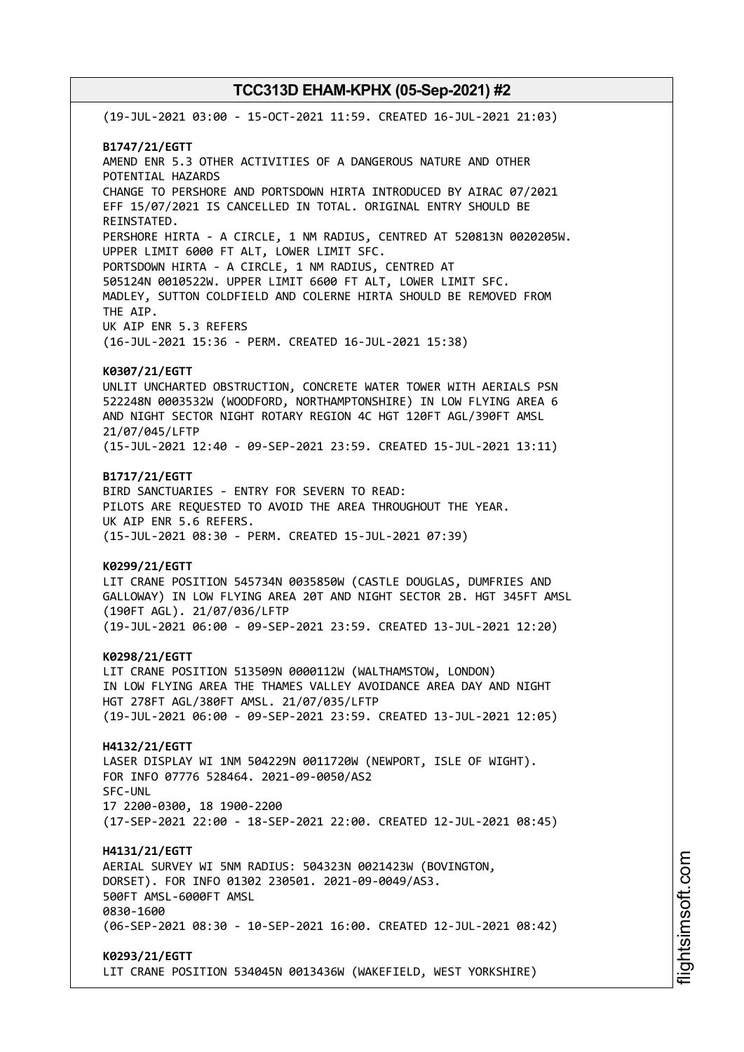(19-JUL-2021 03:00 - 15-OCT-2021 11:59. CREATED 16-JUL-2021 21:03)

**B1747/21/EGTT**
AMEND ENR 5.3 OTHER ACTIVITIES OF A DANGEROUS NATURE AND OTHER POTENTIAL HAZARDS
CHANGE TO PERSHORE AND PORTSDOWN HIRTA INTRODUCED BY AIRAC 07/2021 EFF 15/07/2021 IS CANCELLED IN TOTAL. ORIGINAL ENTRY SHOULD BE REINSTATED.
PERSHORE HIRTA - A CIRCLE, 1 NM RADIUS, CENTRED AT 520813N 0020205W. UPPER LIMIT 6000 FT ALT, LOWER LIMIT SFC.
PORTSDOWN HIRTA - A CIRCLE, 1 NM RADIUS, CENTRED AT 505124N 0010522W. UPPER LIMIT 6600 FT ALT, LOWER LIMIT SFC.
MADLEY, SUTTON COLDFIELD AND COLERNE HIRTA SHOULD BE REMOVED FROM THE AIP.
UK AIP ENR 5.3 REFERS
(16-JUL-2021 15:36 - PERM. CREATED 16-JUL-2021 15:38)

**K0307/21/EGTT**
UNLIT UNCHARTED OBSTRUCTION, CONCRETE WATER TOWER WITH AERIALS PSN 522248N 0003532W (WOODFORD, NORTHAMPTONSHIRE) IN LOW FLYING AREA 6 AND NIGHT SECTOR NIGHT ROTARY REGION 4C HGT 120FT AGL/390FT AMSL 21/07/045/LFTP
(15-JUL-2021 12:40 - 09-SEP-2021 23:59. CREATED 15-JUL-2021 13:11)

**B1717/21/EGTT**
BIRD SANCTUARIES - ENTRY FOR SEVERN TO READ:
PILOTS ARE REQUESTED TO AVOID THE AREA THROUGHOUT THE YEAR.
UK AIP ENR 5.6 REFERS.
(15-JUL-2021 08:30 - PERM. CREATED 15-JUL-2021 07:39)

**K0299/21/EGTT**
LIT CRANE POSITION 545734N 0035850W (CASTLE DOUGLAS, DUMFRIES AND GALLOWAY) IN LOW FLYING AREA 20T AND NIGHT SECTOR 2B. HGT 345FT AMSL (190FT AGL). 21/07/036/LFTP
(19-JUL-2021 06:00 - 09-SEP-2021 23:59. CREATED 13-JUL-2021 12:20)

**K0298/21/EGTT**
LIT CRANE POSITION 513509N 0000112W (WALTHAMSTOW, LONDON) IN LOW FLYING AREA THE THAMES VALLEY AVOIDANCE AREA DAY AND NIGHT HGT 278FT AGL/380FT AMSL. 21/07/035/LFTP
(19-JUL-2021 06:00 - 09-SEP-2021 23:59. CREATED 13-JUL-2021 12:05)

**H4132/21/EGTT**
LASER DISPLAY WI 1NM 504229N 0011720W (NEWPORT, ISLE OF WIGHT). FOR INFO 07776 528464. 2021-09-0050/AS2
SFC-UNL
17 2200-0300, 18 1900-2200
(17-SEP-2021 22:00 - 18-SEP-2021 22:00. CREATED 12-JUL-2021 08:45)

**H4131/21/EGTT**
AERIAL SURVEY WI 5NM RADIUS: 504323N 0021423W (BOVINGTON, DORSET). FOR INFO 01302 230501. 2021-09-0049/AS3.
500FT AMSL-6000FT AMSL
0830-1600
(06-SEP-2021 08:30 - 10-SEP-2021 16:00. CREATED 12-JUL-2021 08:42)

**K0293/21/EGTT**
LIT CRANE POSITION 534045N 0013436W (WAKEFIELD, WEST YORKSHIRE)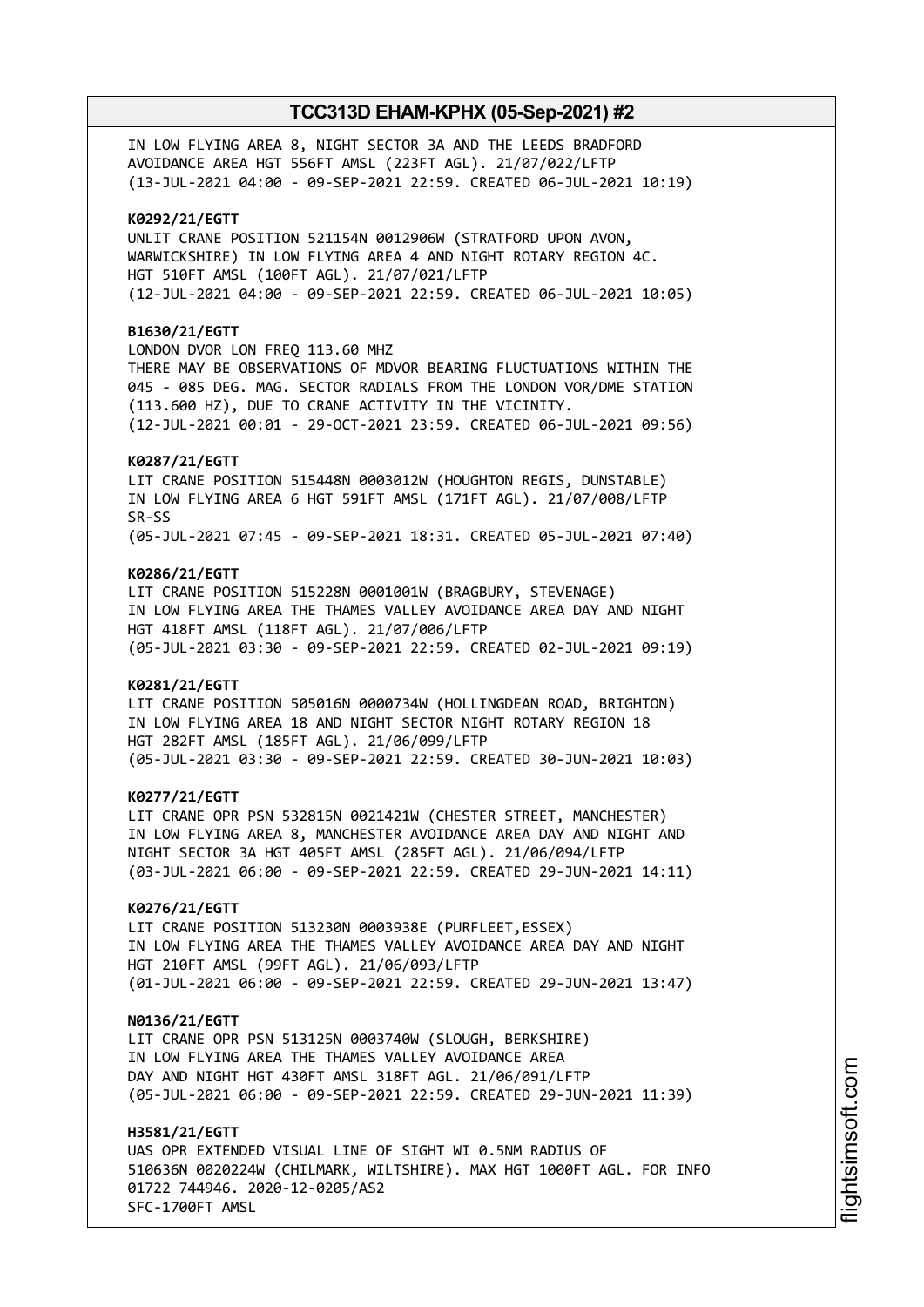IN LOW FLYING AREA 8, NIGHT SECTOR 3A AND THE LEEDS BRADFORD AVOIDANCE AREA HGT 556FT AMSL (223FT AGL). 21/07/022/LFTP
(13-JUL-2021 04:00 - 09-SEP-2021 22:59. CREATED 06-JUL-2021 10:19)

**K0292/21/EGTT**
UNLIT CRANE POSITION 521154N 0012906W (STRATFORD UPON AVON, WARWICKSHIRE) IN LOW FLYING AREA 4 AND NIGHT ROTARY REGION 4C. HGT 510FT AMSL (100FT AGL). 21/07/021/LFTP
(12-JUL-2021 04:00 - 09-SEP-2021 22:59. CREATED 06-JUL-2021 10:05)

**B1630/21/EGTT**
LONDON DVOR LON FREQ 113.60 MHZ
THERE MAY BE OBSERVATIONS OF MDVOR BEARING FLUCTUATIONS WITHIN THE 045 - 085 DEG. MAG. SECTOR RADIALS FROM THE LONDON VOR/DME STATION (113.600 HZ), DUE TO CRANE ACTIVITY IN THE VICINITY.
(12-JUL-2021 00:01 - 29-OCT-2021 23:59. CREATED 06-JUL-2021 09:56)

**K0287/21/EGTT**
LIT CRANE POSITION 515448N 0003012W (HOUGHTON REGIS, DUNSTABLE) IN LOW FLYING AREA 6 HGT 591FT AMSL (171FT AGL). 21/07/008/LFTP
SR-SS
(05-JUL-2021 07:45 - 09-SEP-2021 18:31. CREATED 05-JUL-2021 07:40)

**K0286/21/EGTT**
LIT CRANE POSITION 515228N 0001001W (BRAGBURY, STEVENAGE) IN LOW FLYING AREA THE THAMES VALLEY AVOIDANCE AREA DAY AND NIGHT HGT 418FT AMSL (118FT AGL). 21/07/006/LFTP
(05-JUL-2021 03:30 - 09-SEP-2021 22:59. CREATED 02-JUL-2021 09:19)

**K0281/21/EGTT**
LIT CRANE POSITION 505016N 0000734W (HOLLINGDEAN ROAD, BRIGHTON) IN LOW FLYING AREA 18 AND NIGHT SECTOR NIGHT ROTARY REGION 18 HGT 282FT AMSL (185FT AGL). 21/06/099/LFTP
(05-JUL-2021 03:30 - 09-SEP-2021 22:59. CREATED 30-JUN-2021 10:03)

**K0277/21/EGTT**
LIT CRANE OPR PSN 532815N 0021421W (CHESTER STREET, MANCHESTER) IN LOW FLYING AREA 8, MANCHESTER AVOIDANCE AREA DAY AND NIGHT AND NIGHT SECTOR 3A HGT 405FT AMSL (285FT AGL). 21/06/094/LFTP
(03-JUL-2021 06:00 - 09-SEP-2021 22:59. CREATED 29-JUN-2021 14:11)

**K0276/21/EGTT**
LIT CRANE POSITION 513230N 0003938E (PURFLEET,ESSEX) IN LOW FLYING AREA THE THAMES VALLEY AVOIDANCE AREA DAY AND NIGHT HGT 210FT AMSL (99FT AGL). 21/06/093/LFTP
(01-JUL-2021 06:00 - 09-SEP-2021 22:59. CREATED 29-JUN-2021 13:47)

**N0136/21/EGTT**
LIT CRANE OPR PSN 513125N 0003740W (SLOUGH, BERKSHIRE) IN LOW FLYING AREA THE THAMES VALLEY AVOIDANCE AREA DAY AND NIGHT HGT 430FT AMSL 318FT AGL. 21/06/091/LFTP
(05-JUL-2021 06:00 - 09-SEP-2021 22:59. CREATED 29-JUN-2021 11:39)

**H3581/21/EGTT**
UAS OPR EXTENDED VISUAL LINE OF SIGHT WI 0.5NM RADIUS OF 510636N 0020224W (CHILMARK, WILTSHIRE). MAX HGT 1000FT AGL. FOR INFO 01722 744946. 2020-12-0205/AS2
SFC-1700FT AMSL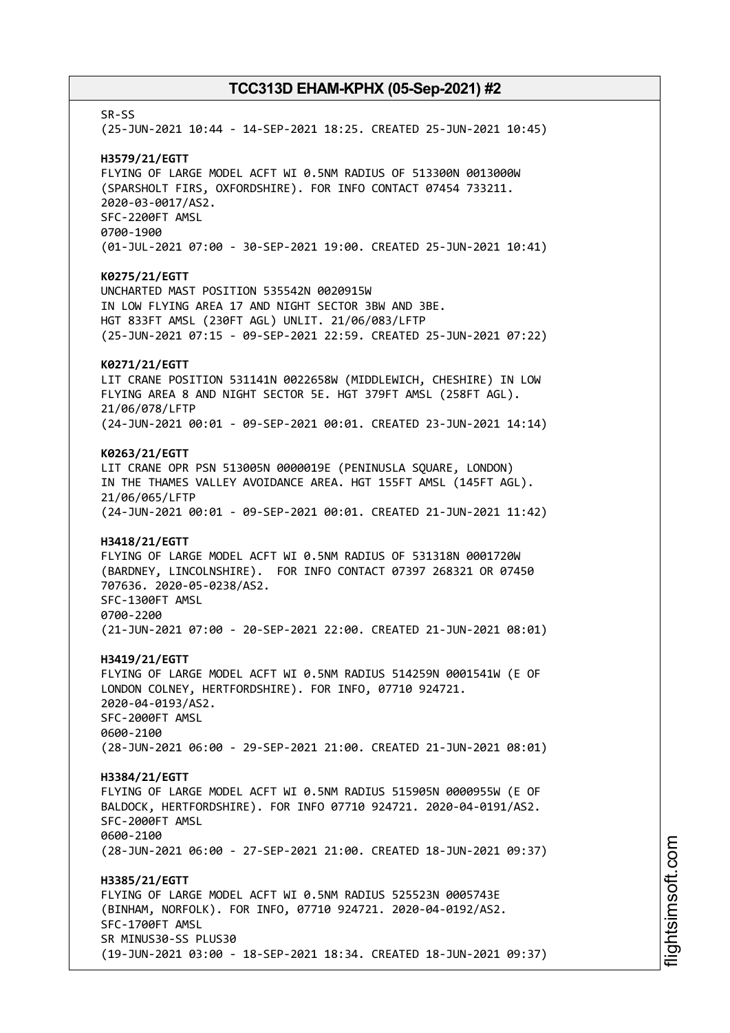SR-SS
(25-JUN-2021 10:44 - 14-SEP-2021 18:25. CREATED 25-JUN-2021 10:45)

**H3579/21/EGTT**
FLYING OF LARGE MODEL ACFT WI 0.5NM RADIUS OF 513300N 0013000W (SPARSHOLT FIRS, OXFORDSHIRE). FOR INFO CONTACT 07454 733211. 2020-03-0017/AS2.
SFC-2200FT AMSL
0700-1900
(01-JUL-2021 07:00 - 30-SEP-2021 19:00. CREATED 25-JUN-2021 10:41)

**K0275/21/EGTT**
UNCHARTED MAST POSITION 535542N 0020915W
IN LOW FLYING AREA 17 AND NIGHT SECTOR 3BW AND 3BE.
HGT 833FT AMSL (230FT AGL) UNLIT. 21/06/083/LFTP
(25-JUN-2021 07:15 - 09-SEP-2021 22:59. CREATED 25-JUN-2021 07:22)

**K0271/21/EGTT**
LIT CRANE POSITION 531141N 0022658W (MIDDLEWICH, CHESHIRE) IN LOW FLYING AREA 8 AND NIGHT SECTOR 5E. HGT 379FT AMSL (258FT AGL). 21/06/078/LFTP
(24-JUN-2021 00:01 - 09-SEP-2021 00:01. CREATED 23-JUN-2021 14:14)

**K0263/21/EGTT**
LIT CRANE OPR PSN 513005N 0000019E (PENINUSLA SQUARE, LONDON) IN THE THAMES VALLEY AVOIDANCE AREA. HGT 155FT AMSL (145FT AGL). 21/06/065/LFTP
(24-JUN-2021 00:01 - 09-SEP-2021 00:01. CREATED 21-JUN-2021 11:42)

**H3418/21/EGTT**
FLYING OF LARGE MODEL ACFT WI 0.5NM RADIUS OF 531318N 0001720W (BARDNEY, LINCOLNSHIRE). FOR INFO CONTACT 07397 268321 OR 07450 707636. 2020-05-0238/AS2.
SFC-1300FT AMSL
0700-2200
(21-JUN-2021 07:00 - 20-SEP-2021 22:00. CREATED 21-JUN-2021 08:01)

**H3419/21/EGTT**
FLYING OF LARGE MODEL ACFT WI 0.5NM RADIUS 514259N 0001541W (E OF LONDON COLNEY, HERTFORDSHIRE). FOR INFO, 07710 924721. 2020-04-0193/AS2.
SFC-2000FT AMSL
0600-2100
(28-JUN-2021 06:00 - 29-SEP-2021 21:00. CREATED 21-JUN-2021 08:01)

**H3384/21/EGTT**
FLYING OF LARGE MODEL ACFT WI 0.5NM RADIUS 515905N 0000955W (E OF BALDOCK, HERTFORDSHIRE). FOR INFO 07710 924721. 2020-04-0191/AS2.
SFC-2000FT AMSL
0600-2100
(28-JUN-2021 06:00 - 27-SEP-2021 21:00. CREATED 18-JUN-2021 09:37)

**H3385/21/EGTT**
FLYING OF LARGE MODEL ACFT WI 0.5NM RADIUS 525523N 0005743E (BINHAM, NORFOLK). FOR INFO, 07710 924721. 2020-04-0192/AS2.
SFC-1700FT AMSL
SR MINUS30-SS PLUS30
(19-JUN-2021 03:00 - 18-SEP-2021 18:34. CREATED 18-JUN-2021 09:37)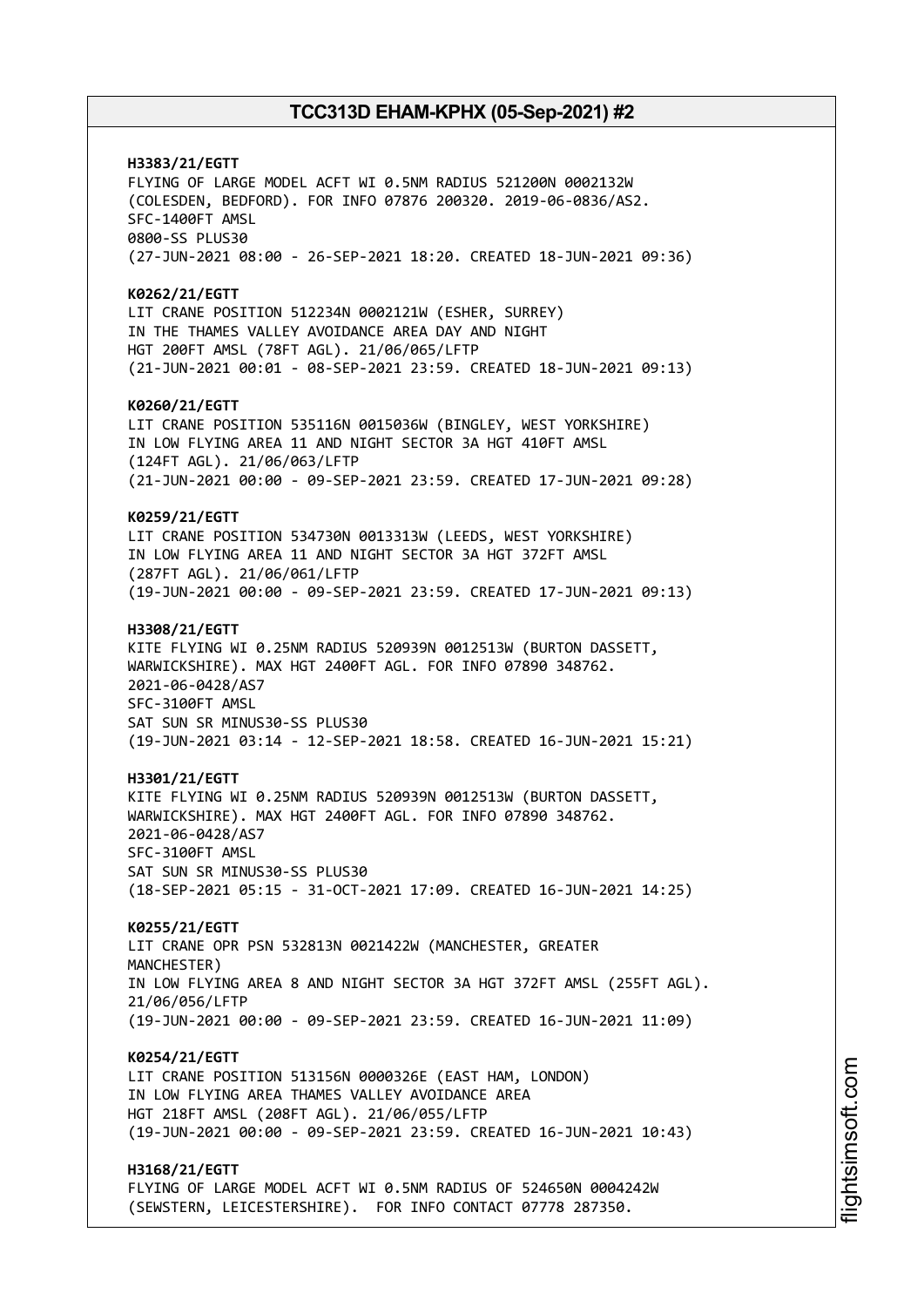**H3383/21/EGTT**
FLYING OF LARGE MODEL ACFT WI 0.5NM RADIUS 521200N 0002132W
(COLESDEN, BEDFORD). FOR INFO 07876 200320. 2019-06-0836/AS2.
SFC-1400FT AMSL
0800-SS PLUS30
(27-JUN-2021 08:00 - 26-SEP-2021 18:20. CREATED 18-JUN-2021 09:36)

**K0262/21/EGTT**
LIT CRANE POSITION 512234N 0002121W (ESHER, SURREY)
IN THE THAMES VALLEY AVOIDANCE AREA DAY AND NIGHT
HGT 200FT AMSL (78FT AGL). 21/06/065/LFTP
(21-JUN-2021 00:01 - 08-SEP-2021 23:59. CREATED 18-JUN-2021 09:13)

**K0260/21/EGTT**
LIT CRANE POSITION 535116N 0015036W (BINGLEY, WEST YORKSHIRE)
IN LOW FLYING AREA 11 AND NIGHT SECTOR 3A HGT 410FT AMSL
(124FT AGL). 21/06/063/LFTP
(21-JUN-2021 00:00 - 09-SEP-2021 23:59. CREATED 17-JUN-2021 09:28)

**K0259/21/EGTT**
LIT CRANE POSITION 534730N 0013313W (LEEDS, WEST YORKSHIRE)
IN LOW FLYING AREA 11 AND NIGHT SECTOR 3A HGT 372FT AMSL
(287FT AGL). 21/06/061/LFTP
(19-JUN-2021 00:00 - 09-SEP-2021 23:59. CREATED 17-JUN-2021 09:13)

**H3308/21/EGTT**
KITE FLYING WI 0.25NM RADIUS 520939N 0012513W (BURTON DASSETT,
WARWICKSHIRE). MAX HGT 2400FT AGL. FOR INFO 07890 348762.
2021-06-0428/AS7
SFC-3100FT AMSL
SAT SUN SR MINUS30-SS PLUS30
(19-JUN-2021 03:14 - 12-SEP-2021 18:58. CREATED 16-JUN-2021 15:21)

**H3301/21/EGTT**
KITE FLYING WI 0.25NM RADIUS 520939N 0012513W (BURTON DASSETT,
WARWICKSHIRE). MAX HGT 2400FT AGL. FOR INFO 07890 348762.
2021-06-0428/AS7
SFC-3100FT AMSL
SAT SUN SR MINUS30-SS PLUS30
(18-SEP-2021 05:15 - 31-OCT-2021 17:09. CREATED 16-JUN-2021 14:25)

**K0255/21/EGTT**
LIT CRANE OPR PSN 532813N 0021422W (MANCHESTER, GREATER
MANCHESTER)
IN LOW FLYING AREA 8 AND NIGHT SECTOR 3A HGT 372FT AMSL (255FT AGL).
21/06/056/LFTP
(19-JUN-2021 00:00 - 09-SEP-2021 23:59. CREATED 16-JUN-2021 11:09)

**K0254/21/EGTT**
LIT CRANE POSITION 513156N 0000326E (EAST HAM, LONDON)
IN LOW FLYING AREA THAMES VALLEY AVOIDANCE AREA
HGT 218FT AMSL (208FT AGL). 21/06/055/LFTP
(19-JUN-2021 00:00 - 09-SEP-2021 23:59. CREATED 16-JUN-2021 10:43)

**H3168/21/EGTT**
FLYING OF LARGE MODEL ACFT WI 0.5NM RADIUS OF 524650N 0004242W
(SEWSTERN, LEICESTERSHIRE). FOR INFO CONTACT 07778 287350.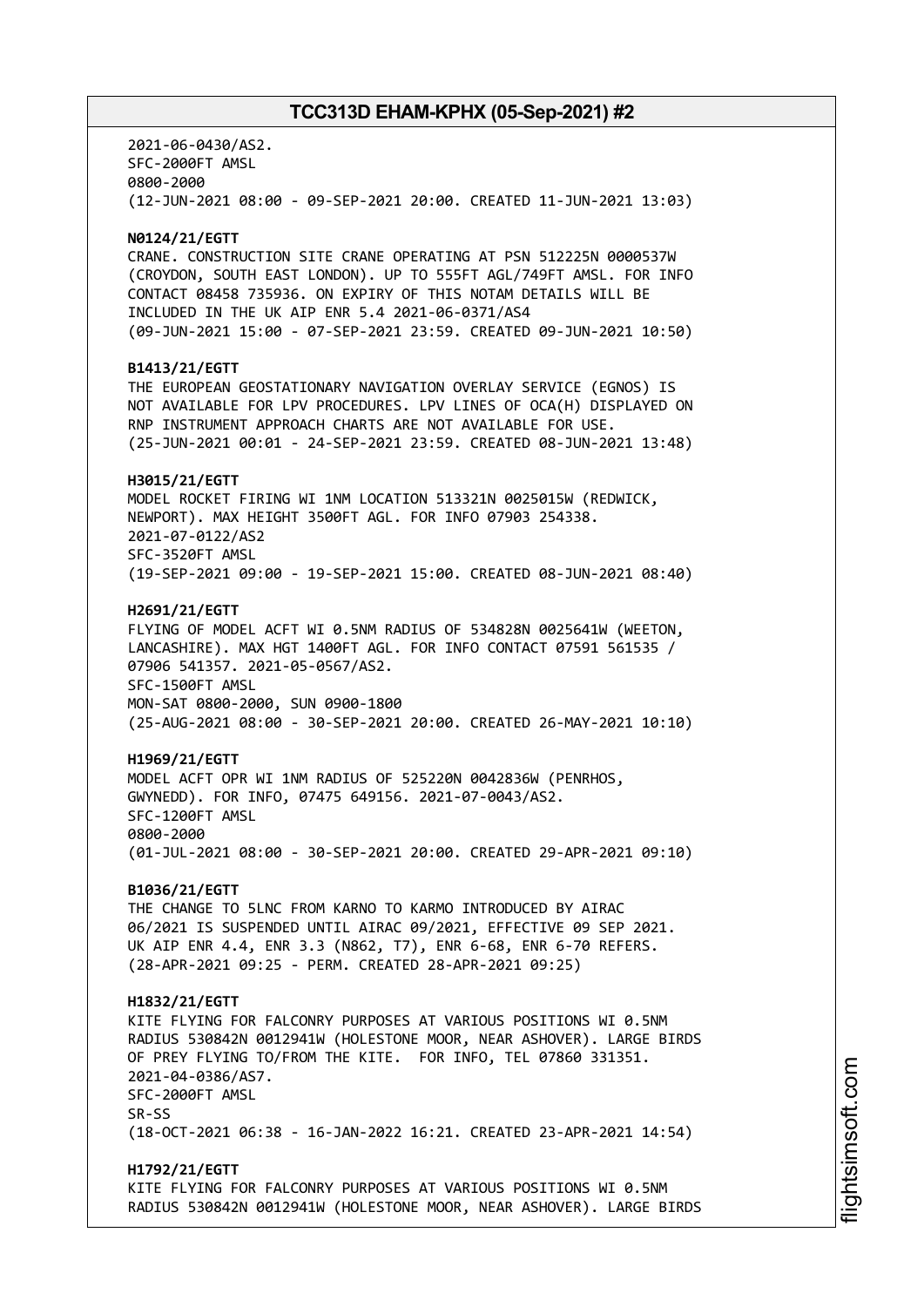2021-06-0430/AS2.
SFC-2000FT AMSL
0800-2000
(12-JUN-2021 08:00 - 09-SEP-2021 20:00. CREATED 11-JUN-2021 13:03)

**N0124/21/EGTT**
CRANE. CONSTRUCTION SITE CRANE OPERATING AT PSN 512225N 0000537W (CROYDON, SOUTH EAST LONDON). UP TO 555FT AGL/749FT AMSL. FOR INFO CONTACT 08458 735936. ON EXPIRY OF THIS NOTAM DETAILS WILL BE INCLUDED IN THE UK AIP ENR 5.4 2021-06-0371/AS4
(09-JUN-2021 15:00 - 07-SEP-2021 23:59. CREATED 09-JUN-2021 10:50)

**B1413/21/EGTT**
THE EUROPEAN GEOSTATIONARY NAVIGATION OVERLAY SERVICE (EGNOS) IS NOT AVAILABLE FOR LPV PROCEDURES. LPV LINES OF OCA(H) DISPLAYED ON RNP INSTRUMENT APPROACH CHARTS ARE NOT AVAILABLE FOR USE.
(25-JUN-2021 00:01 - 24-SEP-2021 23:59. CREATED 08-JUN-2021 13:48)

**H3015/21/EGTT**
MODEL ROCKET FIRING WI 1NM LOCATION 513321N 0025015W (REDWICK, NEWPORT). MAX HEIGHT 3500FT AGL. FOR INFO 07903 254338.
2021-07-0122/AS2
SFC-3520FT AMSL
(19-SEP-2021 09:00 - 19-SEP-2021 15:00. CREATED 08-JUN-2021 08:40)

**H2691/21/EGTT**
FLYING OF MODEL ACFT WI 0.5NM RADIUS OF 534828N 0025641W (WEETON, LANCASHIRE). MAX HGT 1400FT AGL. FOR INFO CONTACT 07591 561535 / 07906 541357. 2021-05-0567/AS2.
SFC-1500FT AMSL
MON-SAT 0800-2000, SUN 0900-1800
(25-AUG-2021 08:00 - 30-SEP-2021 20:00. CREATED 26-MAY-2021 10:10)

**H1969/21/EGTT**
MODEL ACFT OPR WI 1NM RADIUS OF 525220N 0042836W (PENRHOS, GWYNEDD). FOR INFO, 07475 649156. 2021-07-0043/AS2.
SFC-1200FT AMSL
0800-2000
(01-JUL-2021 08:00 - 30-SEP-2021 20:00. CREATED 29-APR-2021 09:10)

**B1036/21/EGTT**
THE CHANGE TO 5LNC FROM KARNO TO KARMO INTRODUCED BY AIRAC 06/2021 IS SUSPENDED UNTIL AIRAC 09/2021, EFFECTIVE 09 SEP 2021. UK AIP ENR 4.4, ENR 3.3 (N862, T7), ENR 6-68, ENR 6-70 REFERS.
(28-APR-2021 09:25 - PERM. CREATED 28-APR-2021 09:25)

**H1832/21/EGTT**
KITE FLYING FOR FALCONRY PURPOSES AT VARIOUS POSITIONS WI 0.5NM RADIUS 530842N 0012941W (HOLESTONE MOOR, NEAR ASHOVER). LARGE BIRDS OF PREY FLYING TO/FROM THE KITE. FOR INFO, TEL 07860 331351.
2021-04-0386/AS7.
SFC-2000FT AMSL
SR-SS
(18-OCT-2021 06:38 - 16-JAN-2022 16:21. CREATED 23-APR-2021 14:54)

**H1792/21/EGTT**
KITE FLYING FOR FALCONRY PURPOSES AT VARIOUS POSITIONS WI 0.5NM RADIUS 530842N 0012941W (HOLESTONE MOOR, NEAR ASHOVER). LARGE BIRDS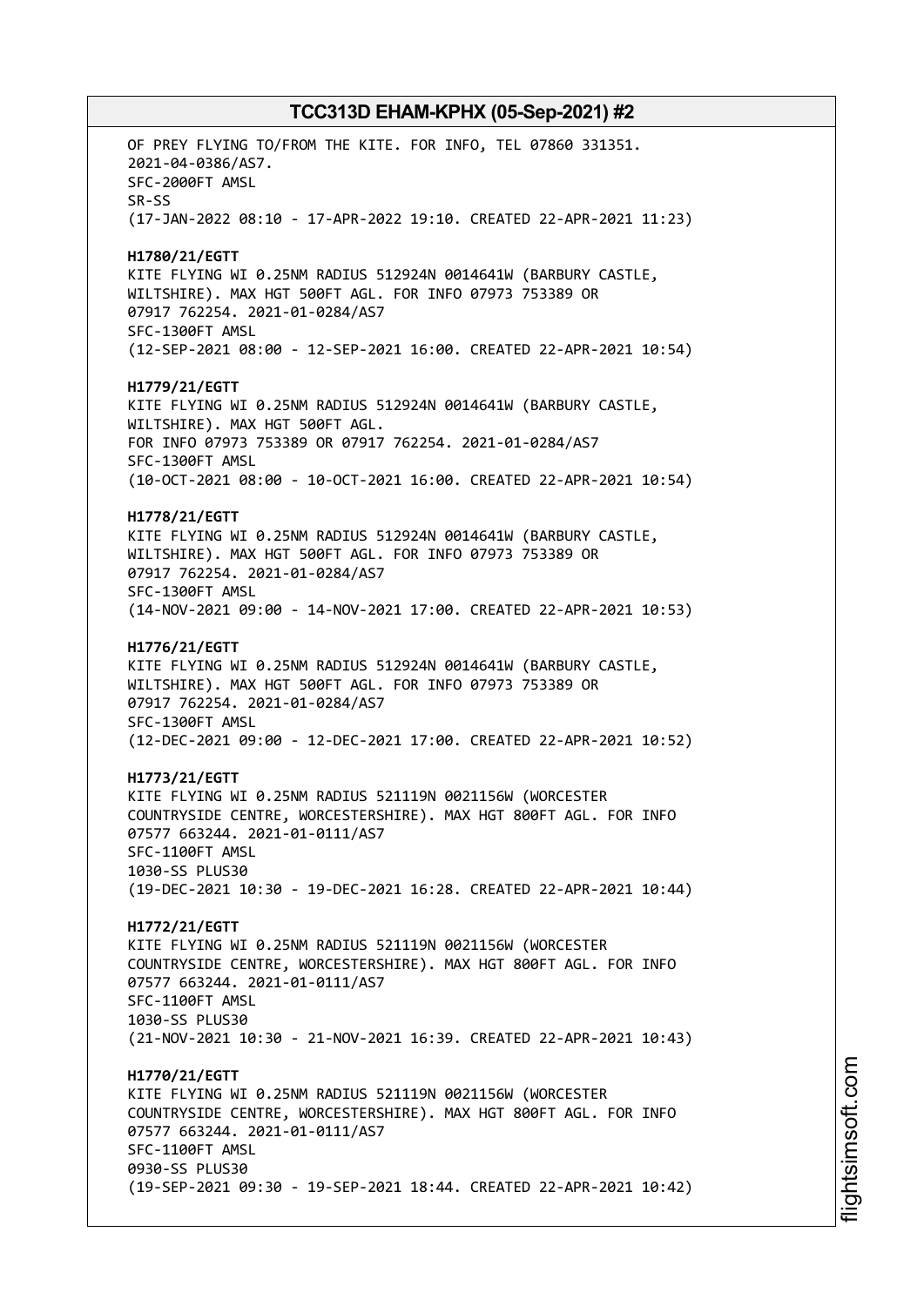OF PREY FLYING TO/FROM THE KITE. FOR INFO, TEL 07860 331351.
2021-04-0386/AS7.
SFC-2000FT AMSL
SR-SS
(17-JAN-2022 08:10 - 17-APR-2022 19:10. CREATED 22-APR-2021 11:23)

**H1780/21/EGTT**
KITE FLYING WI 0.25NM RADIUS 512924N 0014641W (BARBURY CASTLE, WILTSHIRE). MAX HGT 500FT AGL. FOR INFO 07973 753389 OR 07917 762254. 2021-01-0284/AS7
SFC-1300FT AMSL
(12-SEP-2021 08:00 - 12-SEP-2021 16:00. CREATED 22-APR-2021 10:54)

**H1779/21/EGTT**
KITE FLYING WI 0.25NM RADIUS 512924N 0014641W (BARBURY CASTLE, WILTSHIRE). MAX HGT 500FT AGL.
FOR INFO 07973 753389 OR 07917 762254. 2021-01-0284/AS7
SFC-1300FT AMSL
(10-OCT-2021 08:00 - 10-OCT-2021 16:00. CREATED 22-APR-2021 10:54)

**H1778/21/EGTT**
KITE FLYING WI 0.25NM RADIUS 512924N 0014641W (BARBURY CASTLE, WILTSHIRE). MAX HGT 500FT AGL. FOR INFO 07973 753389 OR 07917 762254. 2021-01-0284/AS7
SFC-1300FT AMSL
(14-NOV-2021 09:00 - 14-NOV-2021 17:00. CREATED 22-APR-2021 10:53)

**H1776/21/EGTT**
KITE FLYING WI 0.25NM RADIUS 512924N 0014641W (BARBURY CASTLE, WILTSHIRE). MAX HGT 500FT AGL. FOR INFO 07973 753389 OR 07917 762254. 2021-01-0284/AS7
SFC-1300FT AMSL
(12-DEC-2021 09:00 - 12-DEC-2021 17:00. CREATED 22-APR-2021 10:52)

**H1773/21/EGTT**
KITE FLYING WI 0.25NM RADIUS 521119N 0021156W (WORCESTER COUNTRYSIDE CENTRE, WORCESTERSHIRE). MAX HGT 800FT AGL. FOR INFO 07577 663244. 2021-01-0111/AS7
SFC-1100FT AMSL
1030-SS PLUS30
(19-DEC-2021 10:30 - 19-DEC-2021 16:28. CREATED 22-APR-2021 10:44)

**H1772/21/EGTT**
KITE FLYING WI 0.25NM RADIUS 521119N 0021156W (WORCESTER COUNTRYSIDE CENTRE, WORCESTERSHIRE). MAX HGT 800FT AGL. FOR INFO 07577 663244. 2021-01-0111/AS7
SFC-1100FT AMSL
1030-SS PLUS30
(21-NOV-2021 10:30 - 21-NOV-2021 16:39. CREATED 22-APR-2021 10:43)

**H1770/21/EGTT**
KITE FLYING WI 0.25NM RADIUS 521119N 0021156W (WORCESTER COUNTRYSIDE CENTRE, WORCESTERSHIRE). MAX HGT 800FT AGL. FOR INFO 07577 663244. 2021-01-0111/AS7
SFC-1100FT AMSL
0930-SS PLUS30
(19-SEP-2021 09:30 - 19-SEP-2021 18:44. CREATED 22-APR-2021 10:42)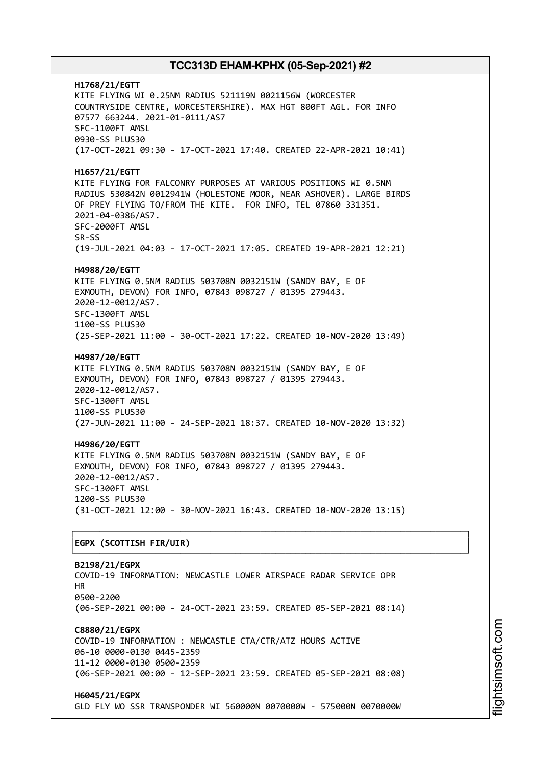**H1768/21/EGTT**
KITE FLYING WI 0.25NM RADIUS 521119N 0021156W (WORCESTER COUNTRYSIDE CENTRE, WORCESTERSHIRE). MAX HGT 800FT AGL. FOR INFO 07577 663244. 2021-01-0111/AS7
SFC-1100FT AMSL
0930-SS PLUS30
(17-OCT-2021 09:30 - 17-OCT-2021 17:40. CREATED 22-APR-2021 10:41)

**H1657/21/EGTT**
KITE FLYING FOR FALCONRY PURPOSES AT VARIOUS POSITIONS WI 0.5NM RADIUS 530842N 0012941W (HOLESTONE MOOR, NEAR ASHOVER). LARGE BIRDS OF PREY FLYING TO/FROM THE KITE. FOR INFO, TEL 07860 331351. 2021-04-0386/AS7.
SFC-2000FT AMSL
SR-SS
(19-JUL-2021 04:03 - 17-OCT-2021 17:05. CREATED 19-APR-2021 12:21)

**H4988/20/EGTT**
KITE FLYING 0.5NM RADIUS 503708N 0032151W (SANDY BAY, E OF EXMOUTH, DEVON) FOR INFO, 07843 098727 / 01395 279443. 2020-12-0012/AS7.
SFC-1300FT AMSL
1100-SS PLUS30
(25-SEP-2021 11:00 - 30-OCT-2021 17:22. CREATED 10-NOV-2020 13:49)

**H4987/20/EGTT**
KITE FLYING 0.5NM RADIUS 503708N 0032151W (SANDY BAY, E OF EXMOUTH, DEVON) FOR INFO, 07843 098727 / 01395 279443. 2020-12-0012/AS7.
SFC-1300FT AMSL
1100-SS PLUS30
(27-JUN-2021 11:00 - 24-SEP-2021 18:37. CREATED 10-NOV-2020 13:32)

**H4986/20/EGTT**
KITE FLYING 0.5NM RADIUS 503708N 0032151W (SANDY BAY, E OF EXMOUTH, DEVON) FOR INFO, 07843 098727 / 01395 279443. 2020-12-0012/AS7.
SFC-1300FT AMSL
1200-SS PLUS30
(31-OCT-2021 12:00 - 30-NOV-2021 16:43. CREATED 10-NOV-2020 13:15)

## EGPX (SCOTTISH FIR/UIR)

**B2198/21/EGPX**
COVID-19 INFORMATION: NEWCASTLE LOWER AIRSPACE RADAR SERVICE OPR HR
0500-2200
(06-SEP-2021 00:00 - 24-OCT-2021 23:59. CREATED 05-SEP-2021 08:14)

**C8880/21/EGPX**
COVID-19 INFORMATION : NEWCASTLE CTA/CTR/ATZ HOURS ACTIVE
06-10 0000-0130 0445-2359
11-12 0000-0130 0500-2359
(06-SEP-2021 00:00 - 12-SEP-2021 23:59. CREATED 05-SEP-2021 08:08)

**H6045/21/EGPX**
GLD FLY WO SSR TRANSPONDER WI 560000N 0070000W - 575000N 0070000W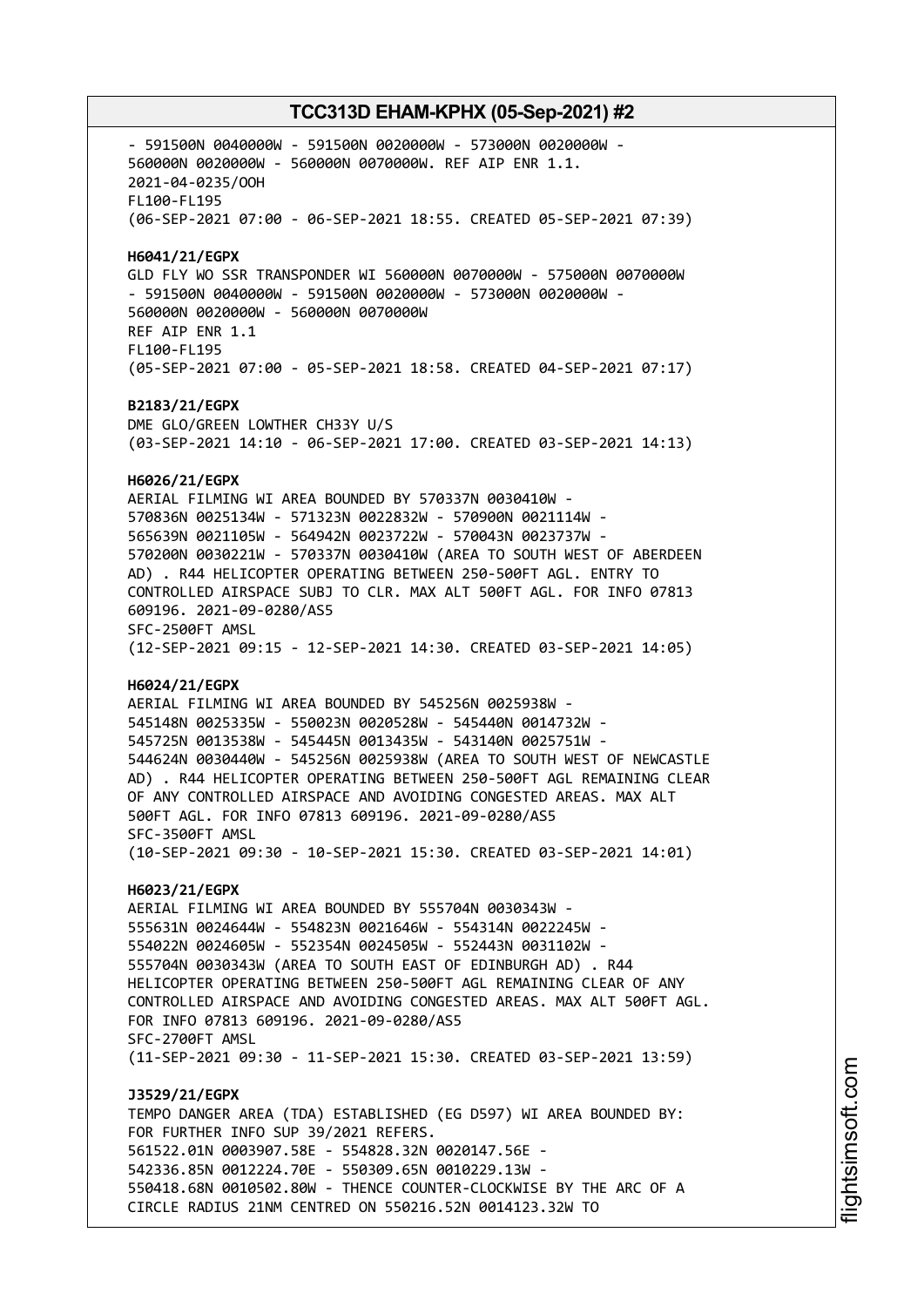- 591500N 0040000W - 591500N 0020000W - 573000N 0020000W -
560000N 0020000W - 560000N 0070000W. REF AIP ENR 1.1.
2021-04-0235/OOH
FL100-FL195
(06-SEP-2021 07:00 - 06-SEP-2021 18:55. CREATED 05-SEP-2021 07:39)

**H6041/21/EGPX**
GLD FLY WO SSR TRANSPONDER WI 560000N 0070000W - 575000N 0070000W
- 591500N 0040000W - 591500N 0020000W - 573000N 0020000W -
560000N 0020000W - 560000N 0070000W
REF AIP ENR 1.1
FL100-FL195
(05-SEP-2021 07:00 - 05-SEP-2021 18:58. CREATED 04-SEP-2021 07:17)

**B2183/21/EGPX**
DME GLO/GREEN LOWTHER CH33Y U/S
(03-SEP-2021 14:10 - 06-SEP-2021 17:00. CREATED 03-SEP-2021 14:13)

**H6026/21/EGPX**
AERIAL FILMING WI AREA BOUNDED BY 570337N 0030410W -
570836N 0025134W - 571323N 0022832W - 570900N 0021114W -
565639N 0021105W - 564942N 0023722W - 570043N 0023737W -
570200N 0030221W - 570337N 0030410W (AREA TO SOUTH WEST OF ABERDEEN
AD) . R44 HELICOPTER OPERATING BETWEEN 250-500FT AGL. ENTRY TO
CONTROLLED AIRSPACE SUBJ TO CLR. MAX ALT 500FT AGL. FOR INFO 07813
609196. 2021-09-0280/AS5
SFC-2500FT AMSL
(12-SEP-2021 09:15 - 12-SEP-2021 14:30. CREATED 03-SEP-2021 14:05)

**H6024/21/EGPX**
AERIAL FILMING WI AREA BOUNDED BY 545256N 0025938W -
545148N 0025335W - 550023N 0020528W - 545440N 0014732W -
545725N 0013538W - 545445N 0013435W - 543140N 0025751W -
544624N 0030440W - 545256N 0025938W (AREA TO SOUTH WEST OF NEWCASTLE
AD) . R44 HELICOPTER OPERATING BETWEEN 250-500FT AGL REMAINING CLEAR
OF ANY CONTROLLED AIRSPACE AND AVOIDING CONGESTED AREAS. MAX ALT
500FT AGL. FOR INFO 07813 609196. 2021-09-0280/AS5
SFC-3500FT AMSL
(10-SEP-2021 09:30 - 10-SEP-2021 15:30. CREATED 03-SEP-2021 14:01)

**H6023/21/EGPX**
AERIAL FILMING WI AREA BOUNDED BY 555704N 0030343W -
555631N 0024644W - 554823N 0021646W - 554314N 0022245W -
554022N 0024605W - 552354N 0024505W - 552443N 0031102W -
555704N 0030343W (AREA TO SOUTH EAST OF EDINBURGH AD) . R44
HELICOPTER OPERATING BETWEEN 250-500FT AGL REMAINING CLEAR OF ANY
CONTROLLED AIRSPACE AND AVOIDING CONGESTED AREAS. MAX ALT 500FT AGL.
FOR INFO 07813 609196. 2021-09-0280/AS5
SFC-2700FT AMSL
(11-SEP-2021 09:30 - 11-SEP-2021 15:30. CREATED 03-SEP-2021 13:59)

**J3529/21/EGPX**
TEMPO DANGER AREA (TDA) ESTABLISHED (EG D597) WI AREA BOUNDED BY:
FOR FURTHER INFO SUP 39/2021 REFERS.
561522.01N 0003907.58E - 554828.32N 0020147.56E -
542336.85N 0012224.70E - 550309.65N 0010229.13W -
550418.68N 0010502.80W - THENCE COUNTER-CLOCKWISE BY THE ARC OF A
CIRCLE RADIUS 21NM CENTRED ON 550216.52N 0014123.32W TO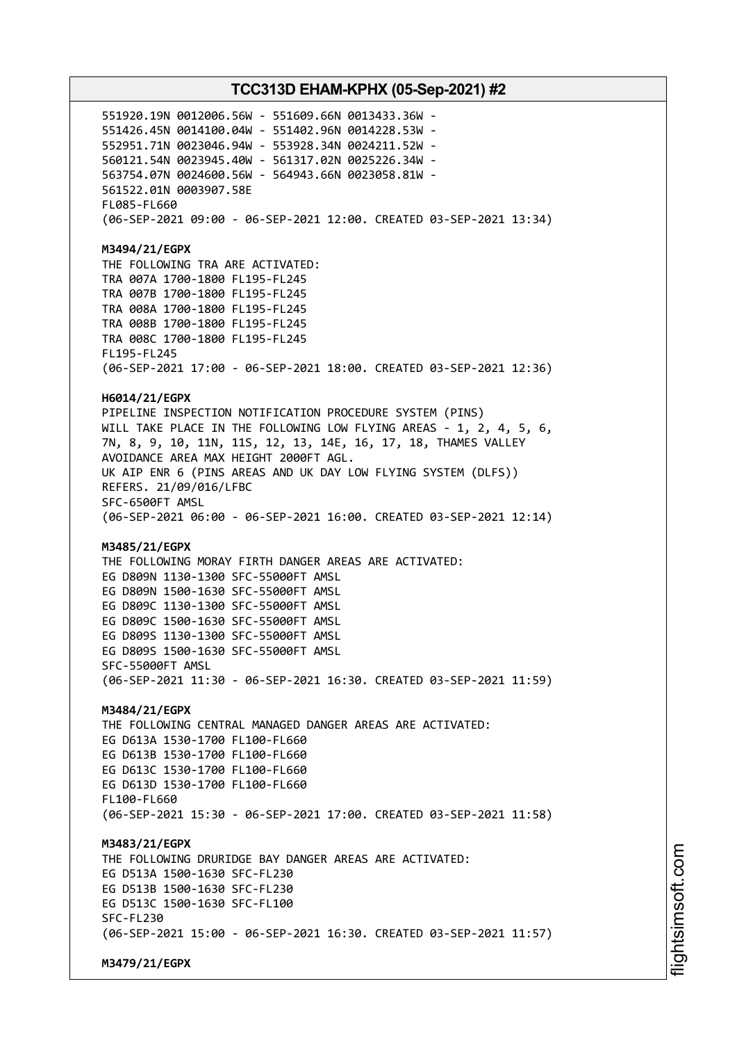551920.19N 0012006.56W - 551609.66N 0013433.36W -
551426.45N 0014100.04W - 551402.96N 0014228.53W -
552951.71N 0023046.94W - 553928.34N 0024211.52W -
560121.54N 0023945.40W - 561317.02N 0025226.34W -
563754.07N 0024600.56W - 564943.66N 0023058.81W -
561522.01N 0003907.58E
FL085-FL660
(06-SEP-2021 09:00 - 06-SEP-2021 12:00. CREATED 03-SEP-2021 13:34)

**M3494/21/EGPX**
THE FOLLOWING TRA ARE ACTIVATED:
TRA 007A 1700-1800 FL195-FL245
TRA 007B 1700-1800 FL195-FL245
TRA 008A 1700-1800 FL195-FL245
TRA 008B 1700-1800 FL195-FL245
TRA 008C 1700-1800 FL195-FL245
FL195-FL245
(06-SEP-2021 17:00 - 06-SEP-2021 18:00. CREATED 03-SEP-2021 12:36)

**H6014/21/EGPX**
PIPELINE INSPECTION NOTIFICATION PROCEDURE SYSTEM (PINS)
WILL TAKE PLACE IN THE FOLLOWING LOW FLYING AREAS - 1, 2, 4, 5, 6, 7N, 8, 9, 10, 11N, 11S, 12, 13, 14E, 16, 17, 18, THAMES VALLEY AVOIDANCE AREA MAX HEIGHT 2000FT AGL.
UK AIP ENR 6 (PINS AREAS AND UK DAY LOW FLYING SYSTEM (DLFS)) REFERS. 21/09/016/LFBC
SFC-6500FT AMSL
(06-SEP-2021 06:00 - 06-SEP-2021 16:00. CREATED 03-SEP-2021 12:14)

**M3485/21/EGPX**
THE FOLLOWING MORAY FIRTH DANGER AREAS ARE ACTIVATED:
EG D809N 1130-1300 SFC-55000FT AMSL
EG D809N 1500-1630 SFC-55000FT AMSL
EG D809C 1130-1300 SFC-55000FT AMSL
EG D809C 1500-1630 SFC-55000FT AMSL
EG D809S 1130-1300 SFC-55000FT AMSL
EG D809S 1500-1630 SFC-55000FT AMSL
SFC-55000FT AMSL
(06-SEP-2021 11:30 - 06-SEP-2021 16:30. CREATED 03-SEP-2021 11:59)

**M3484/21/EGPX**
THE FOLLOWING CENTRAL MANAGED DANGER AREAS ARE ACTIVATED:
EG D613A 1530-1700 FL100-FL660
EG D613B 1530-1700 FL100-FL660
EG D613C 1530-1700 FL100-FL660
EG D613D 1530-1700 FL100-FL660
FL100-FL660
(06-SEP-2021 15:30 - 06-SEP-2021 17:00. CREATED 03-SEP-2021 11:58)

**M3483/21/EGPX**
THE FOLLOWING DRURIDGE BAY DANGER AREAS ARE ACTIVATED:
EG D513A 1500-1630 SFC-FL230
EG D513B 1500-1630 SFC-FL230
EG D513C 1500-1630 SFC-FL100
SFC-FL230
(06-SEP-2021 15:00 - 06-SEP-2021 16:30. CREATED 03-SEP-2021 11:57)

**M3479/21/EGPX**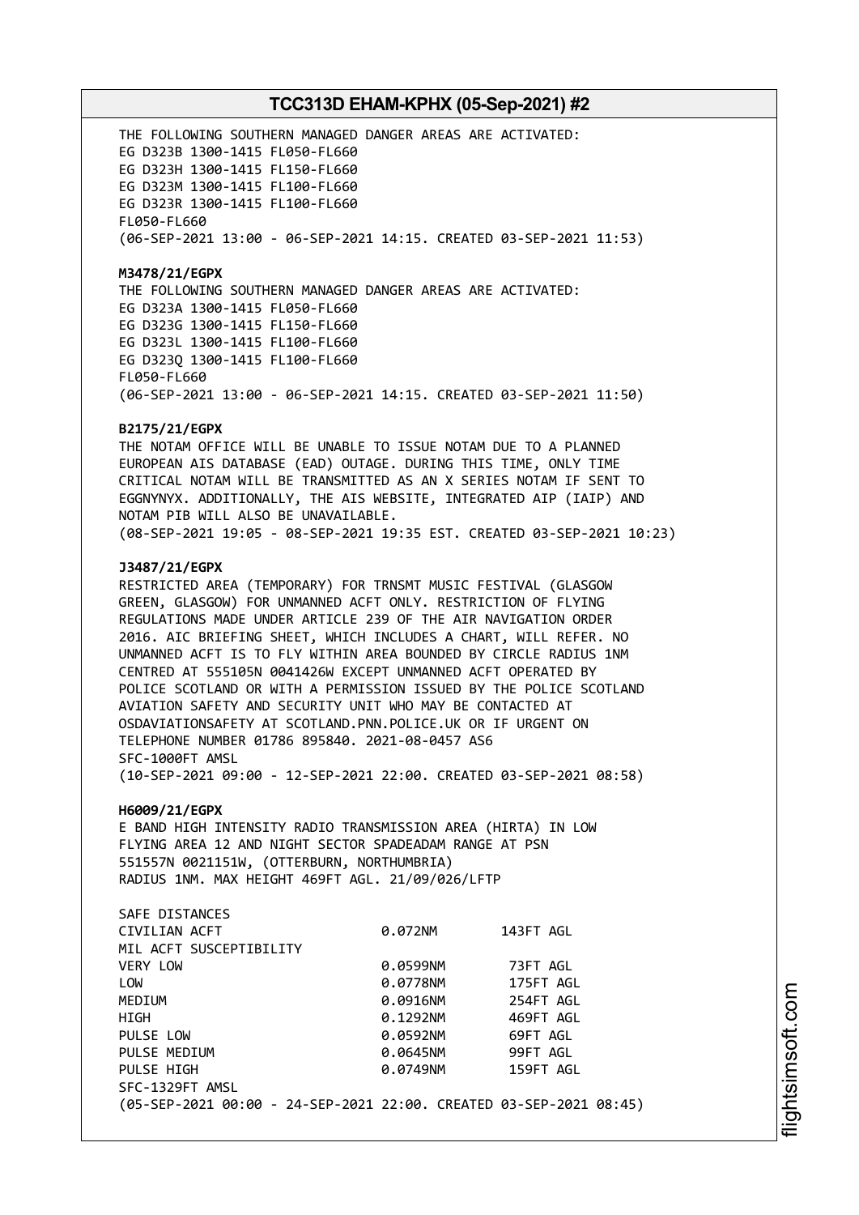THE FOLLOWING SOUTHERN MANAGED DANGER AREAS ARE ACTIVATED:
EG D323B 1300-1415 FL050-FL660
EG D323H 1300-1415 FL150-FL660
EG D323M 1300-1415 FL100-FL660
EG D323R 1300-1415 FL100-FL660
FL050-FL660
(06-SEP-2021 13:00 - 06-SEP-2021 14:15. CREATED 03-SEP-2021 11:53)

**M3478/21/EGPX**
THE FOLLOWING SOUTHERN MANAGED DANGER AREAS ARE ACTIVATED:
EG D323A 1300-1415 FL050-FL660
EG D323G 1300-1415 FL150-FL660
EG D323L 1300-1415 FL100-FL660
EG D323Q 1300-1415 FL100-FL660
FL050-FL660
(06-SEP-2021 13:00 - 06-SEP-2021 14:15. CREATED 03-SEP-2021 11:50)

**B2175/21/EGPX**
THE NOTAM OFFICE WILL BE UNABLE TO ISSUE NOTAM DUE TO A PLANNED EUROPEAN AIS DATABASE (EAD) OUTAGE. DURING THIS TIME, ONLY TIME CRITICAL NOTAM WILL BE TRANSMITTED AS AN X SERIES NOTAM IF SENT TO EGGNYNYX. ADDITIONALLY, THE AIS WEBSITE, INTEGRATED AIP (IAIP) AND NOTAM PIB WILL ALSO BE UNAVAILABLE.
(08-SEP-2021 19:05 - 08-SEP-2021 19:35 EST. CREATED 03-SEP-2021 10:23)

**J3487/21/EGPX**
RESTRICTED AREA (TEMPORARY) FOR TRNSMT MUSIC FESTIVAL (GLASGOW GREEN, GLASGOW) FOR UNMANNED ACFT ONLY. RESTRICTION OF FLYING REGULATIONS MADE UNDER ARTICLE 239 OF THE AIR NAVIGATION ORDER 2016. AIC BRIEFING SHEET, WHICH INCLUDES A CHART, WILL REFER. NO UNMANNED ACFT IS TO FLY WITHIN AREA BOUNDED BY CIRCLE RADIUS 1NM CENTRED AT 555105N 0041426W EXCEPT UNMANNED ACFT OPERATED BY POLICE SCOTLAND OR WITH A PERMISSION ISSUED BY THE POLICE SCOTLAND AVIATION SAFETY AND SECURITY UNIT WHO MAY BE CONTACTED AT OSDAVIATIONSAFETY AT SCOTLAND.PNN.POLICE.UK OR IF URGENT ON TELEPHONE NUMBER 01786 895840. 2021-08-0457 AS6
SFC-1000FT AMSL
(10-SEP-2021 09:00 - 12-SEP-2021 22:00. CREATED 03-SEP-2021 08:58)

**H6009/21/EGPX**
E BAND HIGH INTENSITY RADIO TRANSMISSION AREA (HIRTA) IN LOW FLYING AREA 12 AND NIGHT SECTOR SPADEADAM RANGE AT PSN 551557N 0021151W, (OTTERBURN, NORTHUMBRIA)
RADIUS 1NM. MAX HEIGHT 469FT AGL. 21/09/026/LFTP

| SAFE DISTANCES | | |
|---|---|---|
| CIVILIAN ACFT | 0.072NM | 143FT AGL |
| MIL ACFT SUSCEPTIBILITY | | |
| VERY LOW | 0.0599NM | 73FT AGL |
| LOW | 0.0778NM | 175FT AGL |
| MEDIUM | 0.0916NM | 254FT AGL |
| HIGH | 0.1292NM | 469FT AGL |
| PULSE LOW | 0.0592NM | 69FT AGL |
| PULSE MEDIUM | 0.0645NM | 99FT AGL |
| PULSE HIGH | 0.0749NM | 159FT AGL |

SFC-1329FT AMSL
(05-SEP-2021 00:00 - 24-SEP-2021 22:00. CREATED 03-SEP-2021 08:45)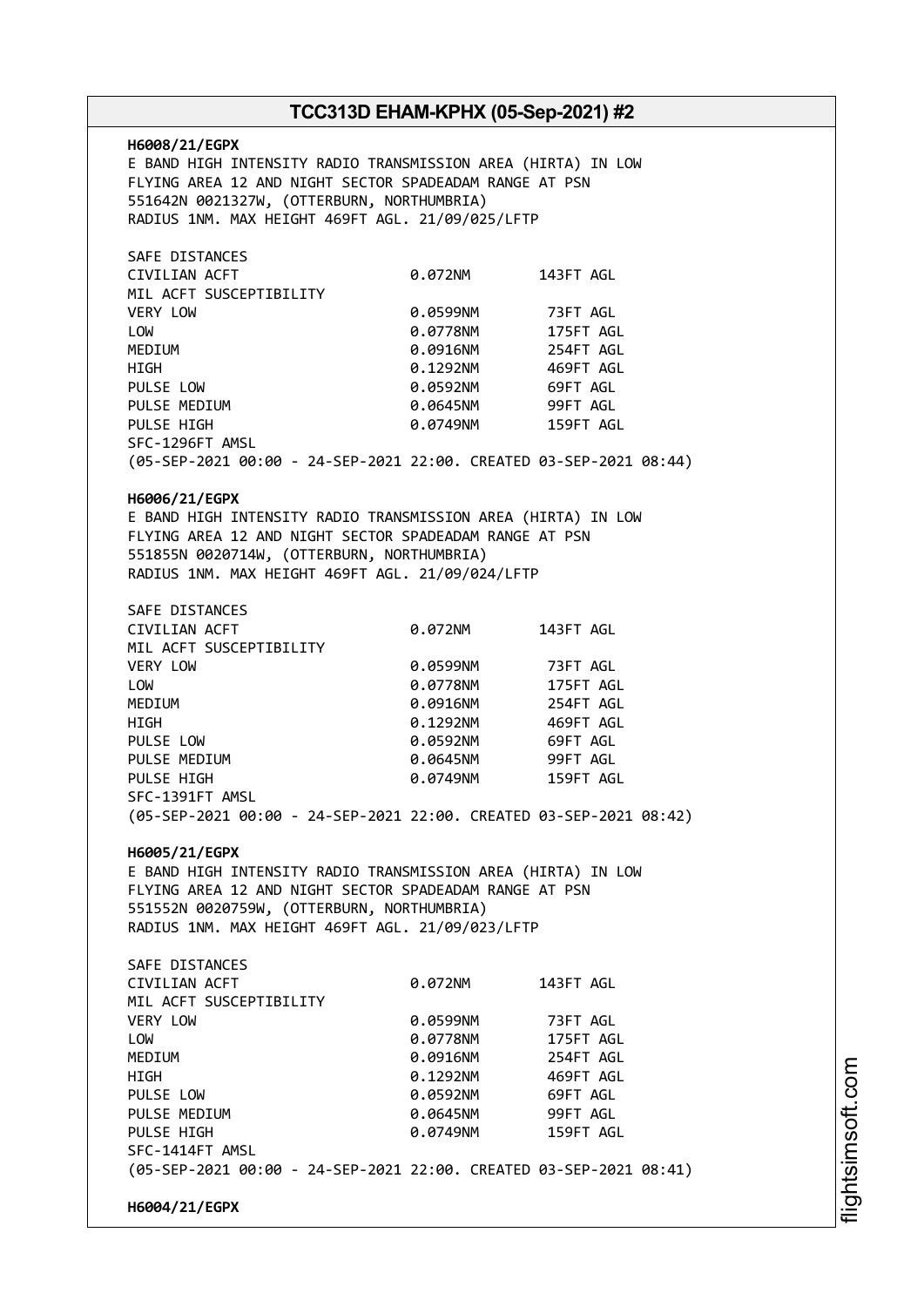**H6008/21/EGPX**
E BAND HIGH INTENSITY RADIO TRANSMISSION AREA (HIRTA) IN LOW FLYING AREA 12 AND NIGHT SECTOR SPADEADAM RANGE AT PSN 551642N 0021327W, (OTTERBURN, NORTHUMBRIA)
RADIUS 1NM. MAX HEIGHT 469FT AGL. 21/09/025/LFTP

| SAFE DISTANCES | | |
|---|---|---|
| CIVILIAN ACFT | 0.072NM | 143FT AGL |
| MIL ACFT SUSCEPTIBILITY | | |
| VERY LOW | 0.0599NM | 73FT AGL |
| LOW | 0.0778NM | 175FT AGL |
| MEDIUM | 0.0916NM | 254FT AGL |
| HIGH | 0.1292NM | 469FT AGL |
| PULSE LOW | 0.0592NM | 69FT AGL |
| PULSE MEDIUM | 0.0645NM | 99FT AGL |
| PULSE HIGH | 0.0749NM | 159FT AGL |

SFC-1296FT AMSL
(05-SEP-2021 00:00 - 24-SEP-2021 22:00. CREATED 03-SEP-2021 08:44)

**H6006/21/EGPX**
E BAND HIGH INTENSITY RADIO TRANSMISSION AREA (HIRTA) IN LOW FLYING AREA 12 AND NIGHT SECTOR SPADEADAM RANGE AT PSN 551855N 0020714W, (OTTERBURN, NORTHUMBRIA)
RADIUS 1NM. MAX HEIGHT 469FT AGL. 21/09/024/LFTP

| SAFE DISTANCES | | |
|---|---|---|
| CIVILIAN ACFT | 0.072NM | 143FT AGL |
| MIL ACFT SUSCEPTIBILITY | | |
| VERY LOW | 0.0599NM | 73FT AGL |
| LOW | 0.0778NM | 175FT AGL |
| MEDIUM | 0.0916NM | 254FT AGL |
| HIGH | 0.1292NM | 469FT AGL |
| PULSE LOW | 0.0592NM | 69FT AGL |
| PULSE MEDIUM | 0.0645NM | 99FT AGL |
| PULSE HIGH | 0.0749NM | 159FT AGL |

SFC-1391FT AMSL
(05-SEP-2021 00:00 - 24-SEP-2021 22:00. CREATED 03-SEP-2021 08:42)

**H6005/21/EGPX**
E BAND HIGH INTENSITY RADIO TRANSMISSION AREA (HIRTA) IN LOW FLYING AREA 12 AND NIGHT SECTOR SPADEADAM RANGE AT PSN 551552N 0020759W, (OTTERBURN, NORTHUMBRIA)
RADIUS 1NM. MAX HEIGHT 469FT AGL. 21/09/023/LFTP

| SAFE DISTANCES | | |
|---|---|---|
| CIVILIAN ACFT | 0.072NM | 143FT AGL |
| MIL ACFT SUSCEPTIBILITY | | |
| VERY LOW | 0.0599NM | 73FT AGL |
| LOW | 0.0778NM | 175FT AGL |
| MEDIUM | 0.0916NM | 254FT AGL |
| HIGH | 0.1292NM | 469FT AGL |
| PULSE LOW | 0.0592NM | 69FT AGL |
| PULSE MEDIUM | 0.0645NM | 99FT AGL |
| PULSE HIGH | 0.0749NM | 159FT AGL |

SFC-1414FT AMSL
(05-SEP-2021 00:00 - 24-SEP-2021 22:00. CREATED 03-SEP-2021 08:41)

**H6004/21/EGPX**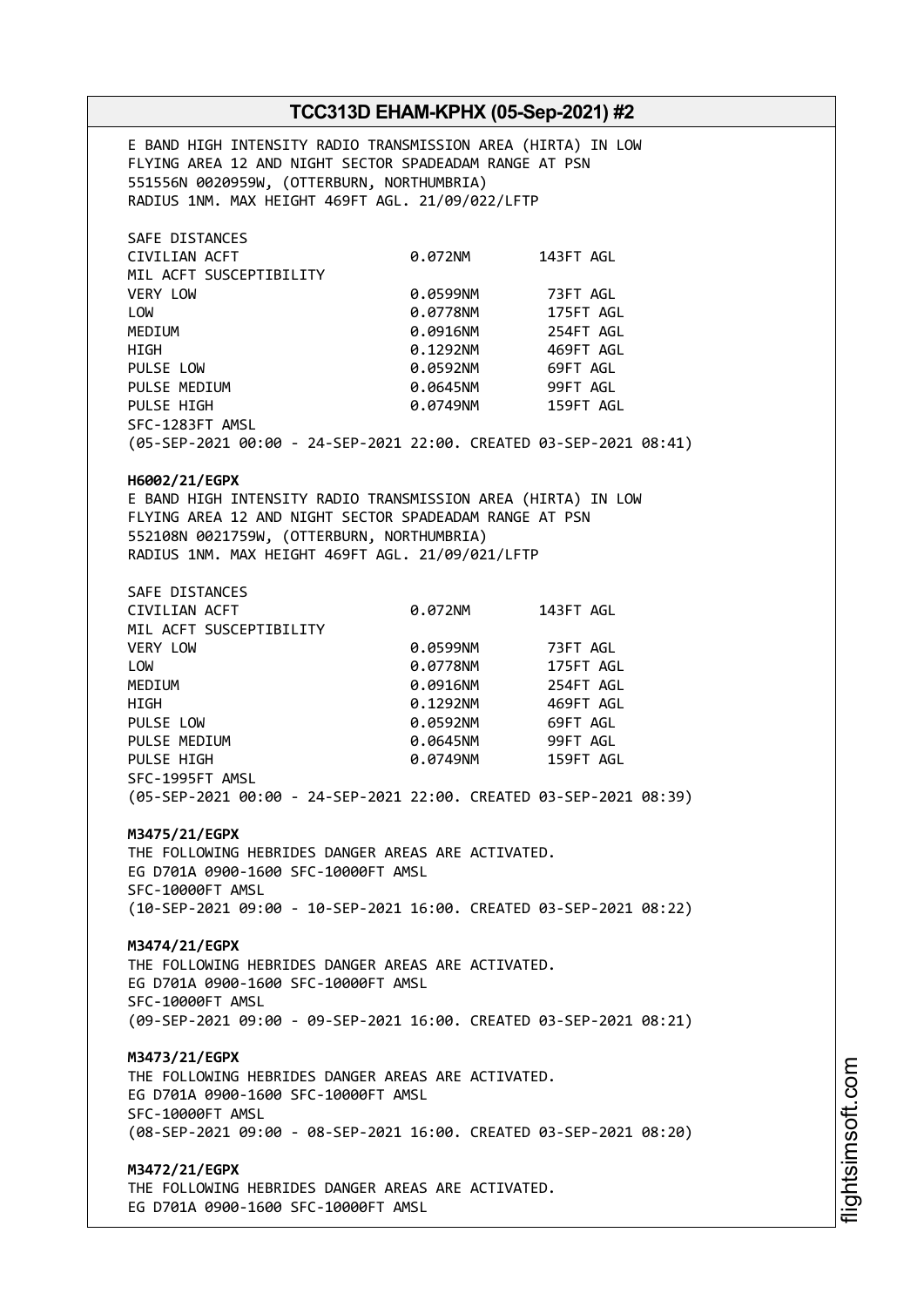E BAND HIGH INTENSITY RADIO TRANSMISSION AREA (HIRTA) IN LOW FLYING AREA 12 AND NIGHT SECTOR SPADEADAM RANGE AT PSN 551556N 0020959W, (OTTERBURN, NORTHUMBRIA)
RADIUS 1NM. MAX HEIGHT 469FT AGL. 21/09/022/LFTP

| SAFE DISTANCES | | |
|---|---|---|
| CIVILIAN ACFT | 0.072NM | 143FT AGL |
| MIL ACFT SUSCEPTIBILITY | | |
| VERY LOW | 0.0599NM | 73FT AGL |
| LOW | 0.0778NM | 175FT AGL |
| MEDIUM | 0.0916NM | 254FT AGL |
| HIGH | 0.1292NM | 469FT AGL |
| PULSE LOW | 0.0592NM | 69FT AGL |
| PULSE MEDIUM | 0.0645NM | 99FT AGL |
| PULSE HIGH | 0.0749NM | 159FT AGL |

SFC-1283FT AMSL
(05-SEP-2021 00:00 - 24-SEP-2021 22:00. CREATED 03-SEP-2021 08:41)

**H6002/21/EGPX**
E BAND HIGH INTENSITY RADIO TRANSMISSION AREA (HIRTA) IN LOW FLYING AREA 12 AND NIGHT SECTOR SPADEADAM RANGE AT PSN 552108N 0021759W, (OTTERBURN, NORTHUMBRIA)
RADIUS 1NM. MAX HEIGHT 469FT AGL. 21/09/021/LFTP

| SAFE DISTANCES | | |
|---|---|---|
| CIVILIAN ACFT | 0.072NM | 143FT AGL |
| MIL ACFT SUSCEPTIBILITY | | |
| VERY LOW | 0.0599NM | 73FT AGL |
| LOW | 0.0778NM | 175FT AGL |
| MEDIUM | 0.0916NM | 254FT AGL |
| HIGH | 0.1292NM | 469FT AGL |
| PULSE LOW | 0.0592NM | 69FT AGL |
| PULSE MEDIUM | 0.0645NM | 99FT AGL |
| PULSE HIGH | 0.0749NM | 159FT AGL |

SFC-1995FT AMSL
(05-SEP-2021 00:00 - 24-SEP-2021 22:00. CREATED 03-SEP-2021 08:39)

**M3475/21/EGPX**
THE FOLLOWING HEBRIDES DANGER AREAS ARE ACTIVATED.
EG D701A 0900-1600 SFC-10000FT AMSL
SFC-10000FT AMSL
(10-SEP-2021 09:00 - 10-SEP-2021 16:00. CREATED 03-SEP-2021 08:22)

**M3474/21/EGPX**
THE FOLLOWING HEBRIDES DANGER AREAS ARE ACTIVATED.
EG D701A 0900-1600 SFC-10000FT AMSL
SFC-10000FT AMSL
(09-SEP-2021 09:00 - 09-SEP-2021 16:00. CREATED 03-SEP-2021 08:21)

**M3473/21/EGPX**
THE FOLLOWING HEBRIDES DANGER AREAS ARE ACTIVATED.
EG D701A 0900-1600 SFC-10000FT AMSL
SFC-10000FT AMSL
(08-SEP-2021 09:00 - 08-SEP-2021 16:00. CREATED 03-SEP-2021 08:20)

**M3472/21/EGPX**
THE FOLLOWING HEBRIDES DANGER AREAS ARE ACTIVATED.
EG D701A 0900-1600 SFC-10000FT AMSL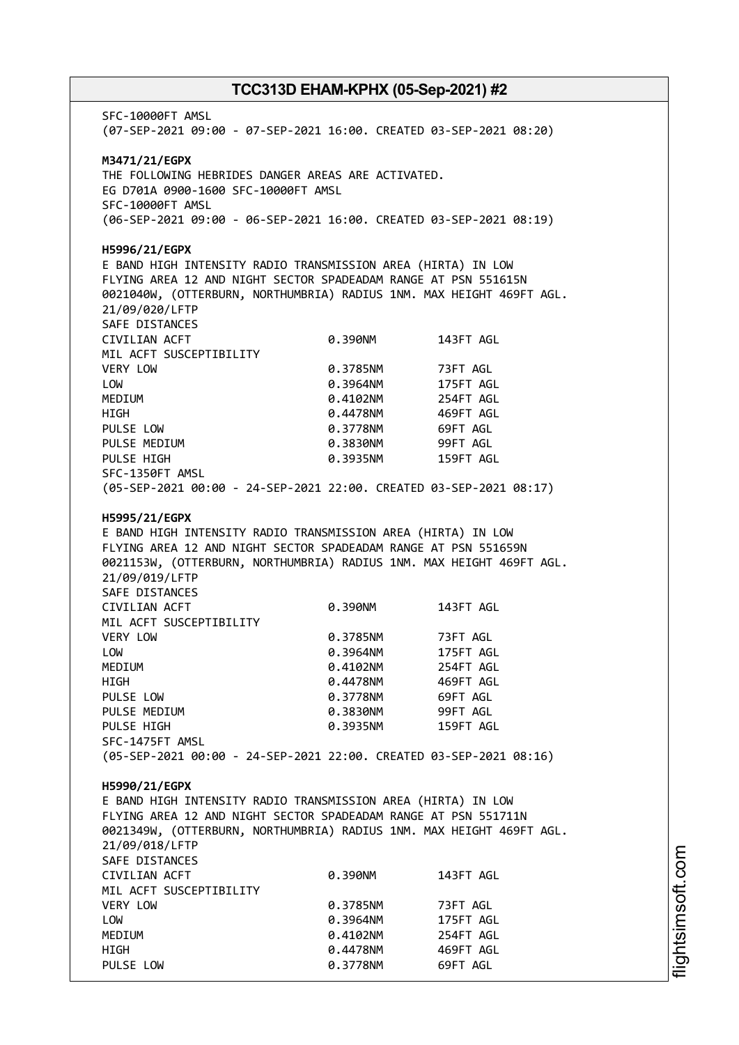SFC-10000FT AMSL
(07-SEP-2021 09:00 - 07-SEP-2021 16:00. CREATED 03-SEP-2021 08:20)

**M3471/21/EGPX**
THE FOLLOWING HEBRIDES DANGER AREAS ARE ACTIVATED.
EG D701A 0900-1600 SFC-10000FT AMSL
SFC-10000FT AMSL
(06-SEP-2021 09:00 - 06-SEP-2021 16:00. CREATED 03-SEP-2021 08:19)

**H5996/21/EGPX**
E BAND HIGH INTENSITY RADIO TRANSMISSION AREA (HIRTA) IN LOW FLYING AREA 12 AND NIGHT SECTOR SPADEADAM RANGE AT PSN 551615N 0021040W, (OTTERBURN, NORTHUMBRIA) RADIUS 1NM. MAX HEIGHT 469FT AGL.
21/09/020/LFTP
SAFE DISTANCES

| | | |
|---|---|---|
| CIVILIAN ACFT | 0.390NM | 143FT AGL |
| MIL ACFT SUSCEPTIBILITY | | |
| VERY LOW | 0.3785NM | 73FT AGL |
| LOW | 0.3964NM | 175FT AGL |
| MEDIUM | 0.4102NM | 254FT AGL |
| HIGH | 0.4478NM | 469FT AGL |
| PULSE LOW | 0.3778NM | 69FT AGL |
| PULSE MEDIUM | 0.3830NM | 99FT AGL |
| PULSE HIGH | 0.3935NM | 159FT AGL |

SFC-1350FT AMSL
(05-SEP-2021 00:00 - 24-SEP-2021 22:00. CREATED 03-SEP-2021 08:17)

**H5995/21/EGPX**
E BAND HIGH INTENSITY RADIO TRANSMISSION AREA (HIRTA) IN LOW FLYING AREA 12 AND NIGHT SECTOR SPADEADAM RANGE AT PSN 551659N 0021153W, (OTTERBURN, NORTHUMBRIA) RADIUS 1NM. MAX HEIGHT 469FT AGL.
21/09/019/LFTP
SAFE DISTANCES

| | | |
|---|---|---|
| CIVILIAN ACFT | 0.390NM | 143FT AGL |
| MIL ACFT SUSCEPTIBILITY | | |
| VERY LOW | 0.3785NM | 73FT AGL |
| LOW | 0.3964NM | 175FT AGL |
| MEDIUM | 0.4102NM | 254FT AGL |
| HIGH | 0.4478NM | 469FT AGL |
| PULSE LOW | 0.3778NM | 69FT AGL |
| PULSE MEDIUM | 0.3830NM | 99FT AGL |
| PULSE HIGH | 0.3935NM | 159FT AGL |

SFC-1475FT AMSL
(05-SEP-2021 00:00 - 24-SEP-2021 22:00. CREATED 03-SEP-2021 08:16)

**H5990/21/EGPX**
E BAND HIGH INTENSITY RADIO TRANSMISSION AREA (HIRTA) IN LOW FLYING AREA 12 AND NIGHT SECTOR SPADEADAM RANGE AT PSN 551711N 0021349W, (OTTERBURN, NORTHUMBRIA) RADIUS 1NM. MAX HEIGHT 469FT AGL.
21/09/018/LFTP
SAFE DISTANCES

| | | |
|---|---|---|
| CIVILIAN ACFT | 0.390NM | 143FT AGL |
| MIL ACFT SUSCEPTIBILITY | | |
| VERY LOW | 0.3785NM | 73FT AGL |
| LOW | 0.3964NM | 175FT AGL |
| MEDIUM | 0.4102NM | 254FT AGL |
| HIGH | 0.4478NM | 469FT AGL |
| PULSE LOW | 0.3778NM | 69FT AGL |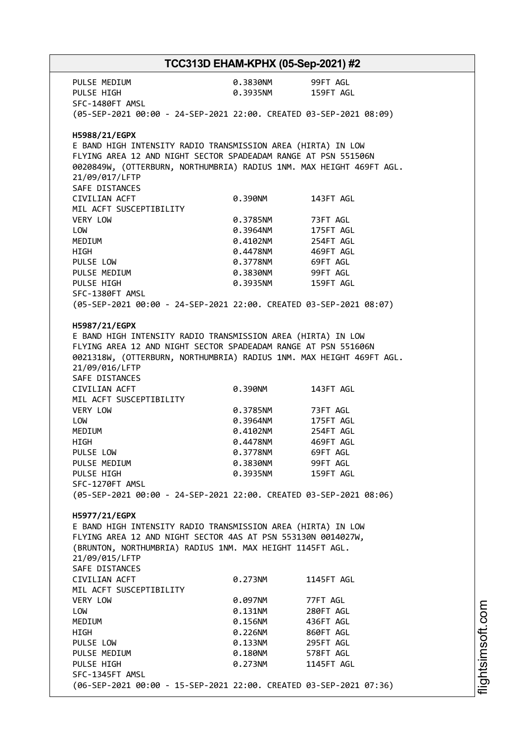PULSE MEDIUM 0.3830NM 99FT AGL
PULSE HIGH 0.3935NM 159FT AGL
SFC-1480FT AMSL
(05-SEP-2021 00:00 - 24-SEP-2021 22:00. CREATED 03-SEP-2021 08:09)

**H5988/21/EGPX**
E BAND HIGH INTENSITY RADIO TRANSMISSION AREA (HIRTA) IN LOW FLYING AREA 12 AND NIGHT SECTOR SPADEADAM RANGE AT PSN 551506N 0020849W, (OTTERBURN, NORTHUMBRIA) RADIUS 1NM. MAX HEIGHT 469FT AGL.
21/09/017/LFTP
SAFE DISTANCES

| | | |
|---|---|---|
| CIVILIAN ACFT | 0.390NM | 143FT AGL |
| MIL ACFT SUSCEPTIBILITY | | |
| VERY LOW | 0.3785NM | 73FT AGL |
| LOW | 0.3964NM | 175FT AGL |
| MEDIUM | 0.4102NM | 254FT AGL |
| HIGH | 0.4478NM | 469FT AGL |
| PULSE LOW | 0.3778NM | 69FT AGL |
| PULSE MEDIUM | 0.3830NM | 99FT AGL |
| PULSE HIGH | 0.3935NM | 159FT AGL |

SFC-1380FT AMSL
(05-SEP-2021 00:00 - 24-SEP-2021 22:00. CREATED 03-SEP-2021 08:07)

**H5987/21/EGPX**
E BAND HIGH INTENSITY RADIO TRANSMISSION AREA (HIRTA) IN LOW FLYING AREA 12 AND NIGHT SECTOR SPADEADAM RANGE AT PSN 551606N 0021318W, (OTTERBURN, NORTHUMBRIA) RADIUS 1NM. MAX HEIGHT 469FT AGL.
21/09/016/LFTP
SAFE DISTANCES

| | | |
|---|---|---|
| CIVILIAN ACFT | 0.390NM | 143FT AGL |
| MIL ACFT SUSCEPTIBILITY | | |
| VERY LOW | 0.3785NM | 73FT AGL |
| LOW | 0.3964NM | 175FT AGL |
| MEDIUM | 0.4102NM | 254FT AGL |
| HIGH | 0.4478NM | 469FT AGL |
| PULSE LOW | 0.3778NM | 69FT AGL |
| PULSE MEDIUM | 0.3830NM | 99FT AGL |
| PULSE HIGH | 0.3935NM | 159FT AGL |

SFC-1270FT AMSL
(05-SEP-2021 00:00 - 24-SEP-2021 22:00. CREATED 03-SEP-2021 08:06)

**H5977/21/EGPX**
E BAND HIGH INTENSITY RADIO TRANSMISSION AREA (HIRTA) IN LOW FLYING AREA 12 AND NIGHT SECTOR 4AS AT PSN 553130N 0014027W, (BRUNTON, NORTHUMBRIA) RADIUS 1NM. MAX HEIGHT 1145FT AGL.
21/09/015/LFTP
SAFE DISTANCES

| | | |
|---|---|---|
| CIVILIAN ACFT | 0.273NM | 1145FT AGL |
| MIL ACFT SUSCEPTIBILITY | | |
| VERY LOW | 0.097NM | 77FT AGL |
| LOW | 0.131NM | 280FT AGL |
| MEDIUM | 0.156NM | 436FT AGL |
| HIGH | 0.226NM | 860FT AGL |
| PULSE LOW | 0.133NM | 295FT AGL |
| PULSE MEDIUM | 0.180NM | 578FT AGL |
| PULSE HIGH | 0.273NM | 1145FT AGL |

SFC-1345FT AMSL
(06-SEP-2021 00:00 - 15-SEP-2021 22:00. CREATED 03-SEP-2021 07:36)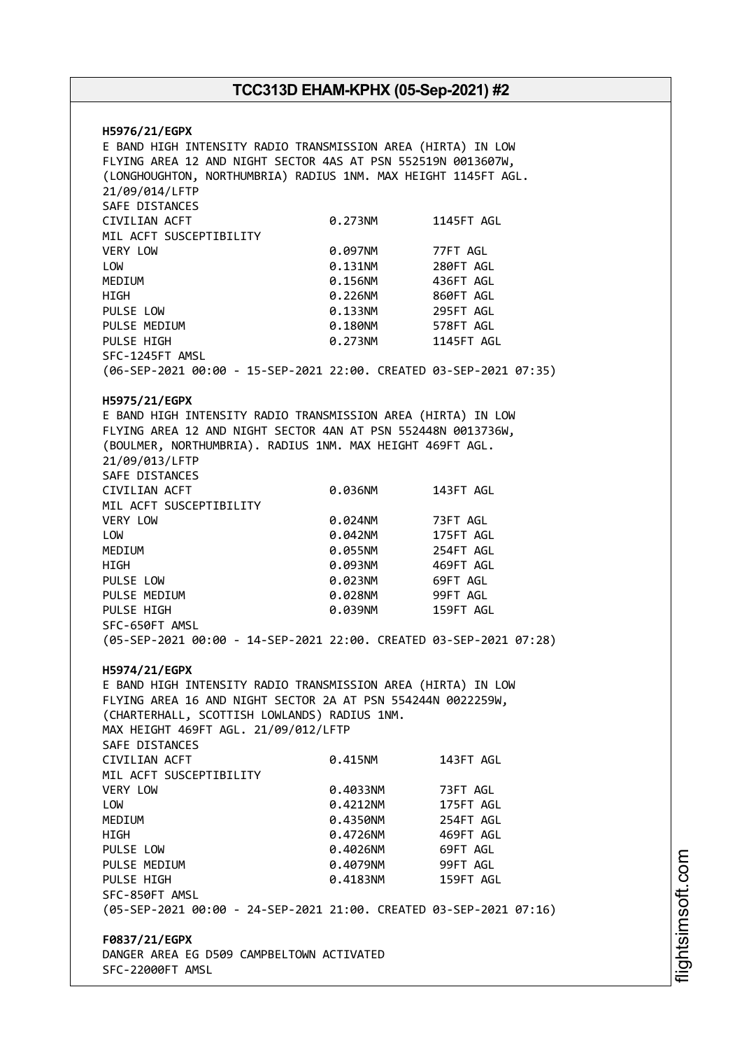**H5976/21/EGPX**
E BAND HIGH INTENSITY RADIO TRANSMISSION AREA (HIRTA) IN LOW FLYING AREA 12 AND NIGHT SECTOR 4AS AT PSN 552519N 0013607W, (LONGHOUGHTON, NORTHUMBRIA) RADIUS 1NM. MAX HEIGHT 1145FT AGL. 21/09/014/LFTP

| SAFE DISTANCES | | |
|---|---|---|
| CIVILIAN ACFT | 0.273NM | 1145FT AGL |
| MIL ACFT SUSCEPTIBILITY | | |
| VERY LOW | 0.097NM | 77FT AGL |
| LOW | 0.131NM | 280FT AGL |
| MEDIUM | 0.156NM | 436FT AGL |
| HIGH | 0.226NM | 860FT AGL |
| PULSE LOW | 0.133NM | 295FT AGL |
| PULSE MEDIUM | 0.180NM | 578FT AGL |
| PULSE HIGH | 0.273NM | 1145FT AGL |

SFC-1245FT AMSL
(06-SEP-2021 00:00 - 15-SEP-2021 22:00. CREATED 03-SEP-2021 07:35)

**H5975/21/EGPX**
E BAND HIGH INTENSITY RADIO TRANSMISSION AREA (HIRTA) IN LOW FLYING AREA 12 AND NIGHT SECTOR 4AN AT PSN 552448N 0013736W, (BOULMER, NORTHUMBRIA). RADIUS 1NM. MAX HEIGHT 469FT AGL. 21/09/013/LFTP

| SAFE DISTANCES | | |
|---|---|---|
| CIVILIAN ACFT | 0.036NM | 143FT AGL |
| MIL ACFT SUSCEPTIBILITY | | |
| VERY LOW | 0.024NM | 73FT AGL |
| LOW | 0.042NM | 175FT AGL |
| MEDIUM | 0.055NM | 254FT AGL |
| HIGH | 0.093NM | 469FT AGL |
| PULSE LOW | 0.023NM | 69FT AGL |
| PULSE MEDIUM | 0.028NM | 99FT AGL |
| PULSE HIGH | 0.039NM | 159FT AGL |

SFC-650FT AMSL
(05-SEP-2021 00:00 - 14-SEP-2021 22:00. CREATED 03-SEP-2021 07:28)

**H5974/21/EGPX**
E BAND HIGH INTENSITY RADIO TRANSMISSION AREA (HIRTA) IN LOW FLYING AREA 16 AND NIGHT SECTOR 2A AT PSN 554244N 0022259W, (CHARTERHALL, SCOTTISH LOWLANDS) RADIUS 1NM.
MAX HEIGHT 469FT AGL. 21/09/012/LFTP

| SAFE DISTANCES | | |
|---|---|---|
| CIVILIAN ACFT | 0.415NM | 143FT AGL |
| MIL ACFT SUSCEPTIBILITY | | |
| VERY LOW | 0.4033NM | 73FT AGL |
| LOW | 0.4212NM | 175FT AGL |
| MEDIUM | 0.4350NM | 254FT AGL |
| HIGH | 0.4726NM | 469FT AGL |
| PULSE LOW | 0.4026NM | 69FT AGL |
| PULSE MEDIUM | 0.4079NM | 99FT AGL |
| PULSE HIGH | 0.4183NM | 159FT AGL |

SFC-850FT AMSL
(05-SEP-2021 00:00 - 24-SEP-2021 21:00. CREATED 03-SEP-2021 07:16)

**F0837/21/EGPX**
DANGER AREA EG D509 CAMPBELTOWN ACTIVATED
SFC-22000FT AMSL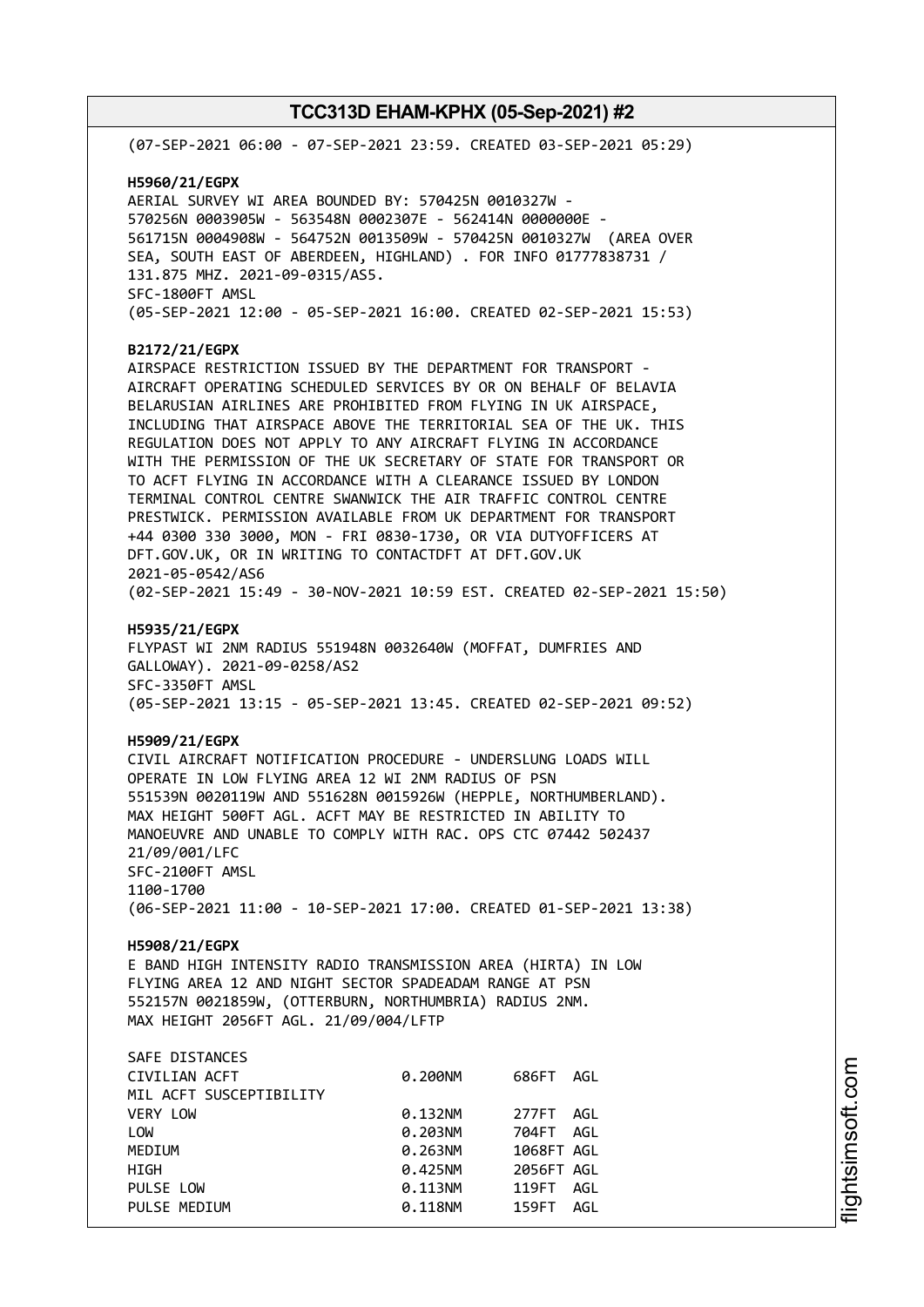(07-SEP-2021 06:00 - 07-SEP-2021 23:59. CREATED 03-SEP-2021 05:29)

**H5960/21/EGPX**
AERIAL SURVEY WI AREA BOUNDED BY: 570425N 0010327W - 570256N 0003905W - 563548N 0002307E - 562414N 0000000E - 561715N 0004908W - 564752N 0013509W - 570425N 0010327W (AREA OVER SEA, SOUTH EAST OF ABERDEEN, HIGHLAND) . FOR INFO 01777838731 / 131.875 MHZ. 2021-09-0315/AS5.
SFC-1800FT AMSL
(05-SEP-2021 12:00 - 05-SEP-2021 16:00. CREATED 02-SEP-2021 15:53)

**B2172/21/EGPX**
AIRSPACE RESTRICTION ISSUED BY THE DEPARTMENT FOR TRANSPORT - AIRCRAFT OPERATING SCHEDULED SERVICES BY OR ON BEHALF OF BELAVIA BELARUSIAN AIRLINES ARE PROHIBITED FROM FLYING IN UK AIRSPACE, INCLUDING THAT AIRSPACE ABOVE THE TERRITORIAL SEA OF THE UK. THIS REGULATION DOES NOT APPLY TO ANY AIRCRAFT FLYING IN ACCORDANCE WITH THE PERMISSION OF THE UK SECRETARY OF STATE FOR TRANSPORT OR TO ACFT FLYING IN ACCORDANCE WITH A CLEARANCE ISSUED BY LONDON TERMINAL CONTROL CENTRE SWANWICK THE AIR TRAFFIC CONTROL CENTRE PRESTWICK. PERMISSION AVAILABLE FROM UK DEPARTMENT FOR TRANSPORT +44 0300 330 3000, MON - FRI 0830-1730, OR VIA DUTYOFFICERS AT DFT.GOV.UK, OR IN WRITING TO CONTACTDFT AT DFT.GOV.UK
2021-05-0542/AS6
(02-SEP-2021 15:49 - 30-NOV-2021 10:59 EST. CREATED 02-SEP-2021 15:50)

**H5935/21/EGPX**
FLYPAST WI 2NM RADIUS 551948N 0032640W (MOFFAT, DUMFRIES AND GALLOWAY). 2021-09-0258/AS2
SFC-3350FT AMSL
(05-SEP-2021 13:15 - 05-SEP-2021 13:45. CREATED 02-SEP-2021 09:52)

**H5909/21/EGPX**
CIVIL AIRCRAFT NOTIFICATION PROCEDURE - UNDERSLUNG LOADS WILL OPERATE IN LOW FLYING AREA 12 WI 2NM RADIUS OF PSN 551539N 0020119W AND 551628N 0015926W (HEPPLE, NORTHUMBERLAND). MAX HEIGHT 500FT AGL. ACFT MAY BE RESTRICTED IN ABILITY TO MANOEUVRE AND UNABLE TO COMPLY WITH RAC. OPS CTC 07442 502437
21/09/001/LFC
SFC-2100FT AMSL
1100-1700
(06-SEP-2021 11:00 - 10-SEP-2021 17:00. CREATED 01-SEP-2021 13:38)

**H5908/21/EGPX**
E BAND HIGH INTENSITY RADIO TRANSMISSION AREA (HIRTA) IN LOW FLYING AREA 12 AND NIGHT SECTOR SPADEADAM RANGE AT PSN 552157N 0021859W, (OTTERBURN, NORTHUMBRIA) RADIUS 2NM. MAX HEIGHT 2056FT AGL. 21/09/004/LFTP

| SAFE DISTANCES | | |
|---|---|---|
| CIVILIAN ACFT | 0.200NM | 686FT AGL |
| MIL ACFT SUSCEPTIBILITY | | |
| VERY LOW | 0.132NM | 277FT AGL |
| LOW | 0.203NM | 704FT AGL |
| MEDIUM | 0.263NM | 1068FT AGL |
| HIGH | 0.425NM | 2056FT AGL |
| PULSE LOW | 0.113NM | 119FT AGL |
| PULSE MEDIUM | 0.118NM | 159FT AGL |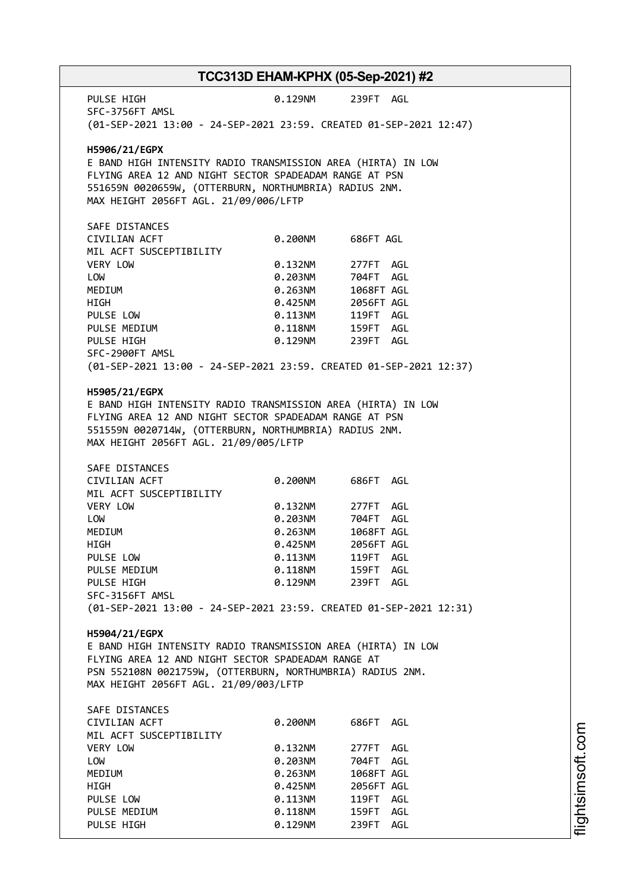PULSE HIGH 0.129NM 239FT AGL
SFC-3756FT AMSL
(01-SEP-2021 13:00 - 24-SEP-2021 23:59. CREATED 01-SEP-2021 12:47)

**H5906/21/EGPX**
E BAND HIGH INTENSITY RADIO TRANSMISSION AREA (HIRTA) IN LOW FLYING AREA 12 AND NIGHT SECTOR SPADEADAM RANGE AT PSN 551659N 0020659W, (OTTERBURN, NORTHUMBRIA) RADIUS 2NM. MAX HEIGHT 2056FT AGL. 21/09/006/LFTP

| SAFE DISTANCES | | |
|---|---|---|
| CIVILIAN ACFT | 0.200NM | 686FT AGL |
| MIL ACFT SUSCEPTIBILITY | | |
| VERY LOW | 0.132NM | 277FT AGL |
| LOW | 0.203NM | 704FT AGL |
| MEDIUM | 0.263NM | 1068FT AGL |
| HIGH | 0.425NM | 2056FT AGL |
| PULSE LOW | 0.113NM | 119FT AGL |
| PULSE MEDIUM | 0.118NM | 159FT AGL |
| PULSE HIGH | 0.129NM | 239FT AGL |

SFC-2900FT AMSL
(01-SEP-2021 13:00 - 24-SEP-2021 23:59. CREATED 01-SEP-2021 12:37)

**H5905/21/EGPX**
E BAND HIGH INTENSITY RADIO TRANSMISSION AREA (HIRTA) IN LOW FLYING AREA 12 AND NIGHT SECTOR SPADEADAM RANGE AT PSN 551559N 0020714W, (OTTERBURN, NORTHUMBRIA) RADIUS 2NM. MAX HEIGHT 2056FT AGL. 21/09/005/LFTP

| SAFE DISTANCES | | |
|---|---|---|
| CIVILIAN ACFT | 0.200NM | 686FT AGL |
| MIL ACFT SUSCEPTIBILITY | | |
| VERY LOW | 0.132NM | 277FT AGL |
| LOW | 0.203NM | 704FT AGL |
| MEDIUM | 0.263NM | 1068FT AGL |
| HIGH | 0.425NM | 2056FT AGL |
| PULSE LOW | 0.113NM | 119FT AGL |
| PULSE MEDIUM | 0.118NM | 159FT AGL |
| PULSE HIGH | 0.129NM | 239FT AGL |

SFC-3156FT AMSL
(01-SEP-2021 13:00 - 24-SEP-2021 23:59. CREATED 01-SEP-2021 12:31)

**H5904/21/EGPX**
E BAND HIGH INTENSITY RADIO TRANSMISSION AREA (HIRTA) IN LOW FLYING AREA 12 AND NIGHT SECTOR SPADEADAM RANGE AT PSN 552108N 0021759W, (OTTERBURN, NORTHUMBRIA) RADIUS 2NM. MAX HEIGHT 2056FT AGL. 21/09/003/LFTP

| SAFE DISTANCES | | |
|---|---|---|
| CIVILIAN ACFT | 0.200NM | 686FT AGL |
| MIL ACFT SUSCEPTIBILITY | | |
| VERY LOW | 0.132NM | 277FT AGL |
| LOW | 0.203NM | 704FT AGL |
| MEDIUM | 0.263NM | 1068FT AGL |
| HIGH | 0.425NM | 2056FT AGL |
| PULSE LOW | 0.113NM | 119FT AGL |
| PULSE MEDIUM | 0.118NM | 159FT AGL |
| PULSE HIGH | 0.129NM | 239FT AGL |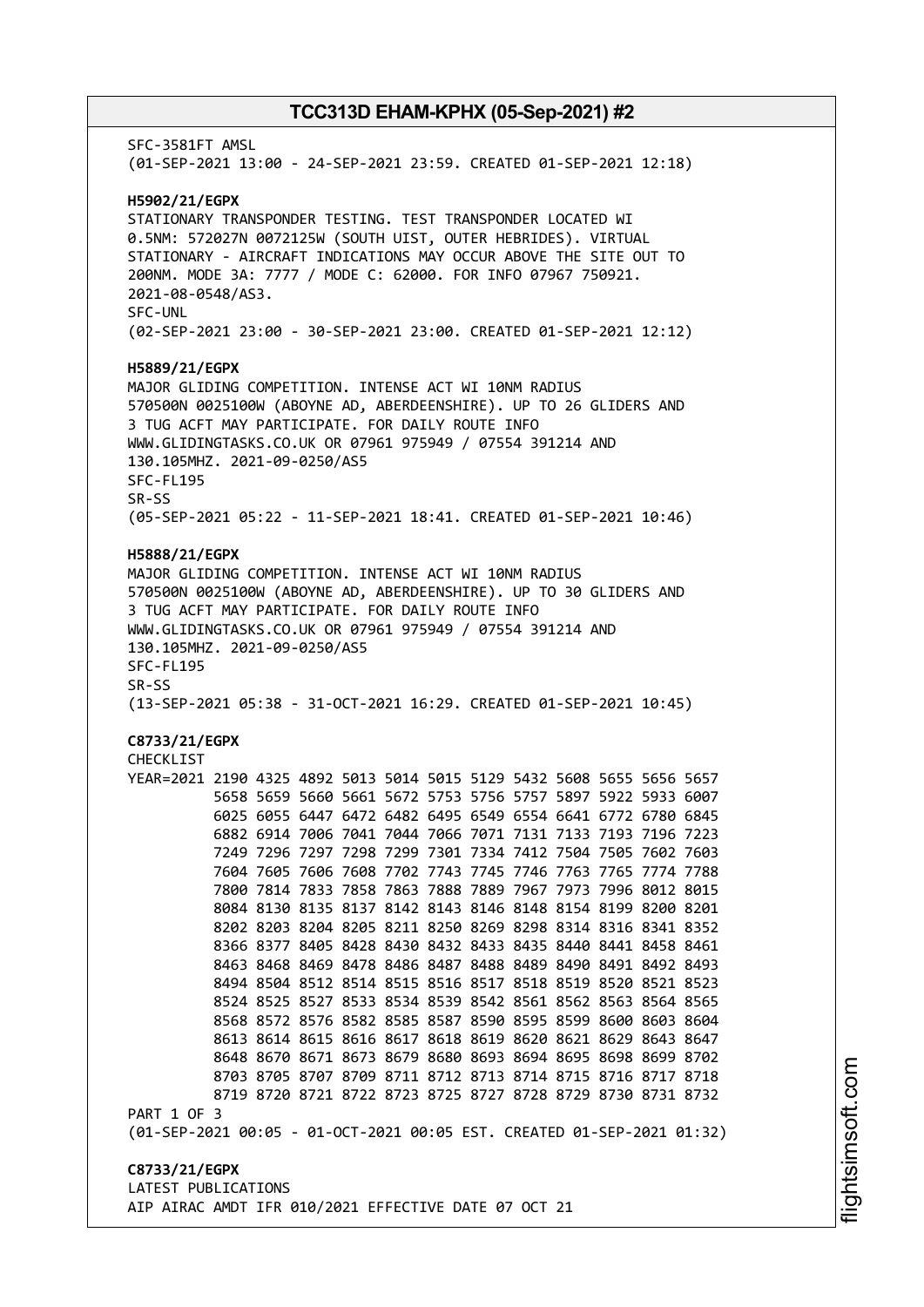SFC-3581FT AMSL
(01-SEP-2021 13:00 - 24-SEP-2021 23:59. CREATED 01-SEP-2021 12:18)

**H5902/21/EGPX**
STATIONARY TRANSPONDER TESTING. TEST TRANSPONDER LOCATED WI
0.5NM: 572027N 0072125W (SOUTH UIST, OUTER HEBRIDES). VIRTUAL
STATIONARY - AIRCRAFT INDICATIONS MAY OCCUR ABOVE THE SITE OUT TO
200NM. MODE 3A: 7777 / MODE C: 62000. FOR INFO 07967 750921.
2021-08-0548/AS3.
SFC-UNL
(02-SEP-2021 23:00 - 30-SEP-2021 23:00. CREATED 01-SEP-2021 12:12)

**H5889/21/EGPX**
MAJOR GLIDING COMPETITION. INTENSE ACT WI 10NM RADIUS
570500N 0025100W (ABOYNE AD, ABERDEENSHIRE). UP TO 26 GLIDERS AND
3 TUG ACFT MAY PARTICIPATE. FOR DAILY ROUTE INFO
WWW.GLIDINGTASKS.CO.UK OR 07961 975949 / 07554 391214 AND
130.105MHZ. 2021-09-0250/AS5
SFC-FL195
SR-SS
(05-SEP-2021 05:22 - 11-SEP-2021 18:41. CREATED 01-SEP-2021 10:46)

**H5888/21/EGPX**
MAJOR GLIDING COMPETITION. INTENSE ACT WI 10NM RADIUS
570500N 0025100W (ABOYNE AD, ABERDEENSHIRE). UP TO 30 GLIDERS AND
3 TUG ACFT MAY PARTICIPATE. FOR DAILY ROUTE INFO
WWW.GLIDINGTASKS.CO.UK OR 07961 975949 / 07554 391214 AND
130.105MHZ. 2021-09-0250/AS5
SFC-FL195
SR-SS
(13-SEP-2021 05:38 - 31-OCT-2021 16:29. CREATED 01-SEP-2021 10:45)

**C8733/21/EGPX**
CHECKLIST
```
YEAR=2021 2190 4325 4892 5013 5014 5015 5129 5432 5608 5655 5656 5657
          5658 5659 5660 5661 5672 5753 5756 5757 5897 5922 5933 6007
          6025 6055 6447 6472 6482 6495 6549 6554 6641 6772 6780 6845
          6882 6914 7006 7041 7044 7066 7071 7131 7133 7193 7196 7223
          7249 7296 7297 7298 7299 7301 7334 7412 7504 7505 7602 7603
          7604 7605 7606 7608 7702 7743 7745 7746 7763 7765 7774 7788
          7800 7814 7833 7858 7863 7888 7889 7967 7973 7996 8012 8015
          8084 8130 8135 8137 8142 8143 8146 8148 8154 8199 8200 8201
          8202 8203 8204 8205 8211 8250 8269 8298 8314 8316 8341 8352
          8366 8377 8405 8428 8430 8432 8433 8435 8440 8441 8458 8461
          8463 8468 8469 8478 8486 8487 8488 8489 8490 8491 8492 8493
          8494 8504 8512 8514 8515 8516 8517 8518 8519 8520 8521 8523
          8524 8525 8527 8533 8534 8539 8542 8561 8562 8563 8564 8565
          8568 8572 8576 8582 8585 8587 8590 8595 8599 8600 8603 8604
          8613 8614 8615 8616 8617 8618 8619 8620 8621 8629 8643 8647
          8648 8670 8671 8673 8679 8680 8693 8694 8695 8698 8699 8702
          8703 8705 8707 8709 8711 8712 8713 8714 8715 8716 8717 8718
          8719 8720 8721 8722 8723 8725 8727 8728 8729 8730 8731 8732
```
PART 1 OF 3
(01-SEP-2021 00:05 - 01-OCT-2021 00:05 EST. CREATED 01-SEP-2021 01:32)

**C8733/21/EGPX**
LATEST PUBLICATIONS
AIP AIRAC AMDT IFR 010/2021 EFFECTIVE DATE 07 OCT 21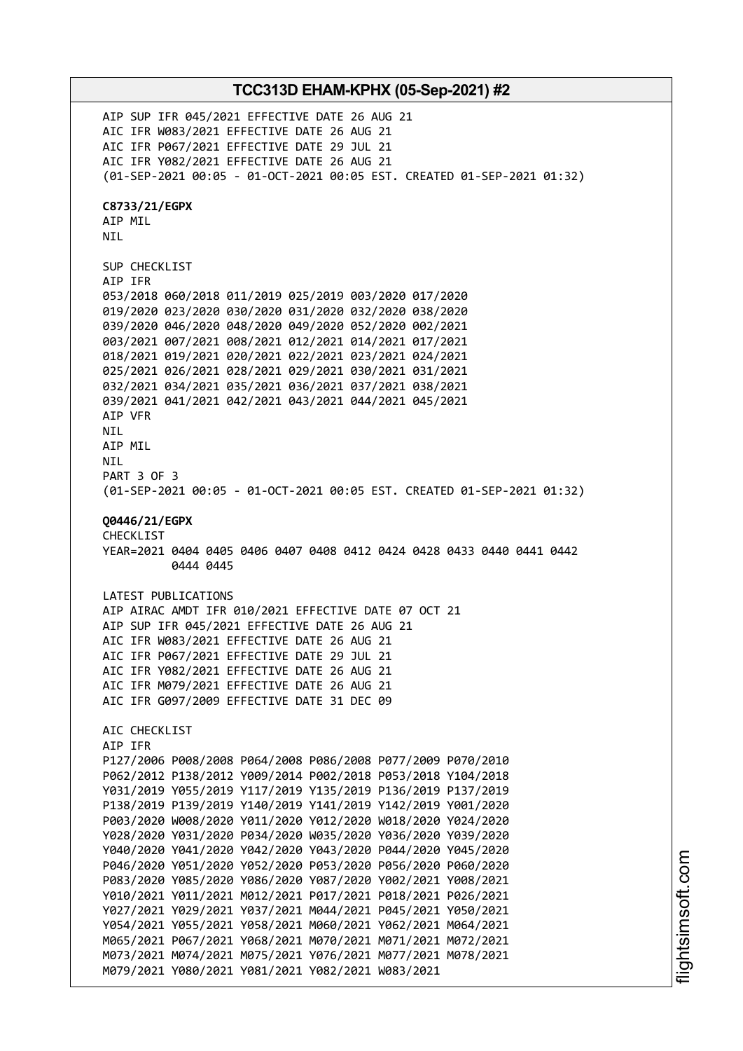AIP SUP IFR 045/2021 EFFECTIVE DATE 26 AUG 21
AIC IFR W083/2021 EFFECTIVE DATE 26 AUG 21
AIC IFR P067/2021 EFFECTIVE DATE 29 JUL 21
AIC IFR Y082/2021 EFFECTIVE DATE 26 AUG 21
(01-SEP-2021 00:05 - 01-OCT-2021 00:05 EST. CREATED 01-SEP-2021 01:32)

**C8733/21/EGPX**
AIP MIL
NIL

SUP CHECKLIST
AIP IFR
053/2018 060/2018 011/2019 025/2019 003/2020 017/2020
019/2020 023/2020 030/2020 031/2020 032/2020 038/2020
039/2020 046/2020 048/2020 049/2020 052/2020 002/2021
003/2021 007/2021 008/2021 012/2021 014/2021 017/2021
018/2021 019/2021 020/2021 022/2021 023/2021 024/2021
025/2021 026/2021 028/2021 029/2021 030/2021 031/2021
032/2021 034/2021 035/2021 036/2021 037/2021 038/2021
039/2021 041/2021 042/2021 043/2021 044/2021 045/2021
AIP VFR
NIL
AIP MIL
NIL
PART 3 OF 3
(01-SEP-2021 00:05 - 01-OCT-2021 00:05 EST. CREATED 01-SEP-2021 01:32)

**Q0446/21/EGPX**
CHECKLIST
YEAR=2021 0404 0405 0406 0407 0408 0412 0424 0428 0433 0440 0441 0442
0444 0445

LATEST PUBLICATIONS
AIP AIRAC AMDT IFR 010/2021 EFFECTIVE DATE 07 OCT 21
AIP SUP IFR 045/2021 EFFECTIVE DATE 26 AUG 21
AIC IFR W083/2021 EFFECTIVE DATE 26 AUG 21
AIC IFR P067/2021 EFFECTIVE DATE 29 JUL 21
AIC IFR Y082/2021 EFFECTIVE DATE 26 AUG 21
AIC IFR M079/2021 EFFECTIVE DATE 26 AUG 21
AIC IFR G097/2009 EFFECTIVE DATE 31 DEC 09

AIC CHECKLIST
AIP IFR
P127/2006 P008/2008 P064/2008 P086/2008 P077/2009 P070/2010
P062/2012 P138/2012 Y009/2014 P002/2018 P053/2018 Y104/2018
Y031/2019 Y055/2019 Y117/2019 Y135/2019 P136/2019 P137/2019
P138/2019 P139/2019 Y140/2019 Y141/2019 Y142/2019 Y001/2020
P003/2020 W008/2020 Y011/2020 Y012/2020 W018/2020 Y024/2020
Y028/2020 Y031/2020 P034/2020 W035/2020 Y036/2020 Y039/2020
Y040/2020 Y041/2020 Y042/2020 Y043/2020 P044/2020 Y045/2020
P046/2020 Y051/2020 Y052/2020 P053/2020 P056/2020 P060/2020
P083/2020 Y085/2020 Y086/2020 Y087/2020 Y002/2021 Y008/2021
Y010/2021 Y011/2021 M012/2021 P017/2021 P018/2021 P026/2021
Y027/2021 Y029/2021 Y037/2021 M044/2021 P045/2021 Y050/2021
Y054/2021 Y055/2021 Y058/2021 M060/2021 Y062/2021 M064/2021
M065/2021 P067/2021 Y068/2021 M070/2021 M071/2021 M072/2021
M073/2021 M074/2021 M075/2021 Y076/2021 M077/2021 M078/2021
M079/2021 Y080/2021 Y081/2021 Y082/2021 W083/2021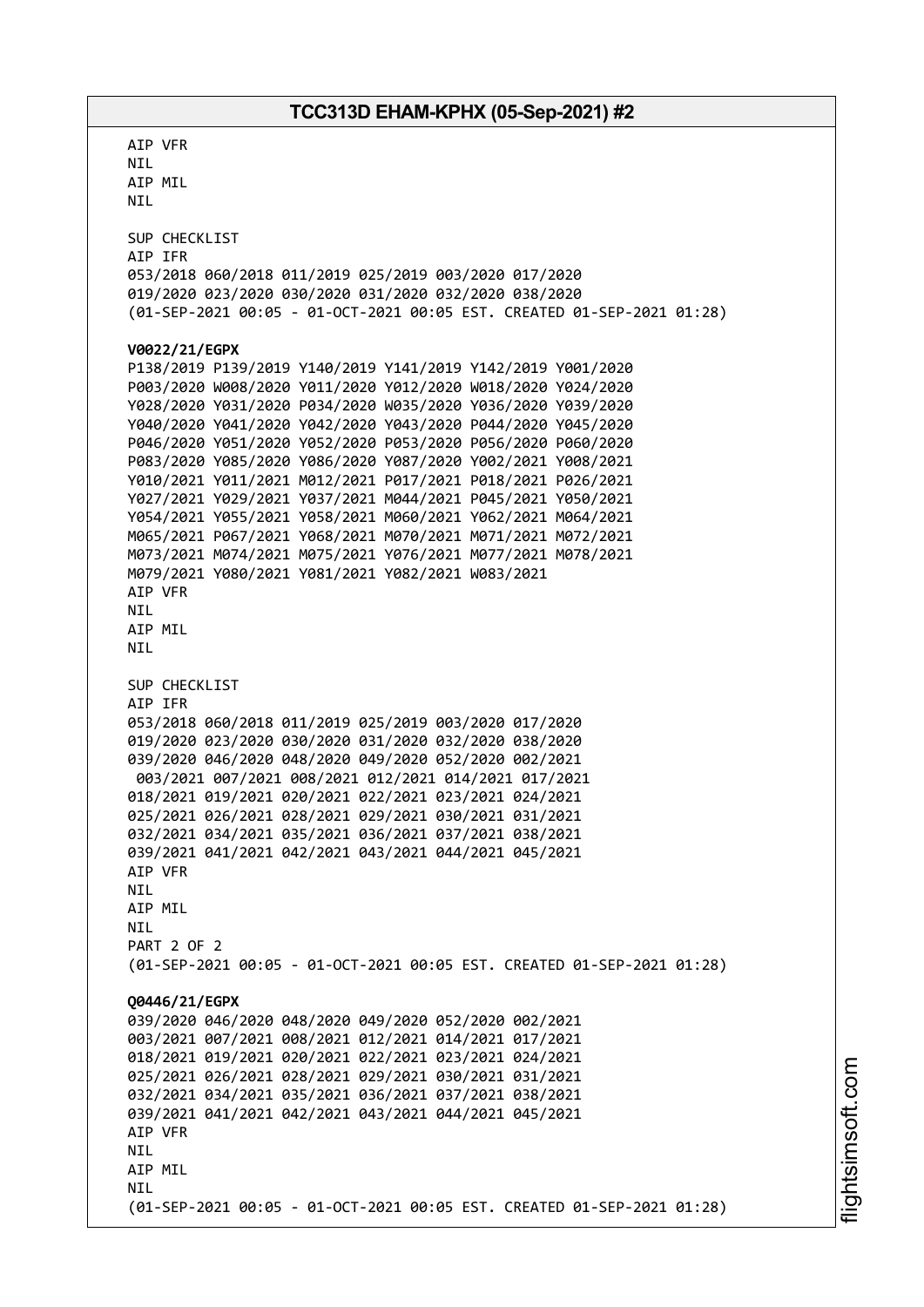AIP VFR
NIL
AIP MIL
NIL

SUP CHECKLIST
AIP IFR
053/2018 060/2018 011/2019 025/2019 003/2020 017/2020
019/2020 023/2020 030/2020 031/2020 032/2020 038/2020
(01-SEP-2021 00:05 - 01-OCT-2021 00:05 EST. CREATED 01-SEP-2021 01:28)

**V0022/21/EGPX**
P138/2019 P139/2019 Y140/2019 Y141/2019 Y142/2019 Y001/2020
P003/2020 W008/2020 Y011/2020 Y012/2020 W018/2020 Y024/2020
Y028/2020 Y031/2020 P034/2020 W035/2020 Y036/2020 Y039/2020
Y040/2020 Y041/2020 Y042/2020 Y043/2020 P044/2020 Y045/2020
P046/2020 Y051/2020 Y052/2020 P053/2020 P056/2020 P060/2020
P083/2020 Y085/2020 Y086/2020 Y087/2020 Y002/2021 Y008/2021
Y010/2021 Y011/2021 M012/2021 P017/2021 P018/2021 P026/2021
Y027/2021 Y029/2021 Y037/2021 M044/2021 P045/2021 Y050/2021
Y054/2021 Y055/2021 Y058/2021 M060/2021 Y062/2021 M064/2021
M065/2021 P067/2021 Y068/2021 M070/2021 M071/2021 M072/2021
M073/2021 M074/2021 M075/2021 Y076/2021 M077/2021 M078/2021
M079/2021 Y080/2021 Y081/2021 Y082/2021 W083/2021
AIP VFR
NIL
AIP MIL
NIL

SUP CHECKLIST
AIP IFR
053/2018 060/2018 011/2019 025/2019 003/2020 017/2020
019/2020 023/2020 030/2020 031/2020 032/2020 038/2020
039/2020 046/2020 048/2020 049/2020 052/2020 002/2021
003/2021 007/2021 008/2021 012/2021 014/2021 017/2021
018/2021 019/2021 020/2021 022/2021 023/2021 024/2021
025/2021 026/2021 028/2021 029/2021 030/2021 031/2021
032/2021 034/2021 035/2021 036/2021 037/2021 038/2021
039/2021 041/2021 042/2021 043/2021 044/2021 045/2021
AIP VFR
NIL
AIP MIL
NIL
PART 2 OF 2
(01-SEP-2021 00:05 - 01-OCT-2021 00:05 EST. CREATED 01-SEP-2021 01:28)

**Q0446/21/EGPX**
039/2020 046/2020 048/2020 049/2020 052/2020 002/2021
003/2021 007/2021 008/2021 012/2021 014/2021 017/2021
018/2021 019/2021 020/2021 022/2021 023/2021 024/2021
025/2021 026/2021 028/2021 029/2021 030/2021 031/2021
032/2021 034/2021 035/2021 036/2021 037/2021 038/2021
039/2021 041/2021 042/2021 043/2021 044/2021 045/2021
AIP VFR
NIL
AIP MIL
NIL
(01-SEP-2021 00:05 - 01-OCT-2021 00:05 EST. CREATED 01-SEP-2021 01:28)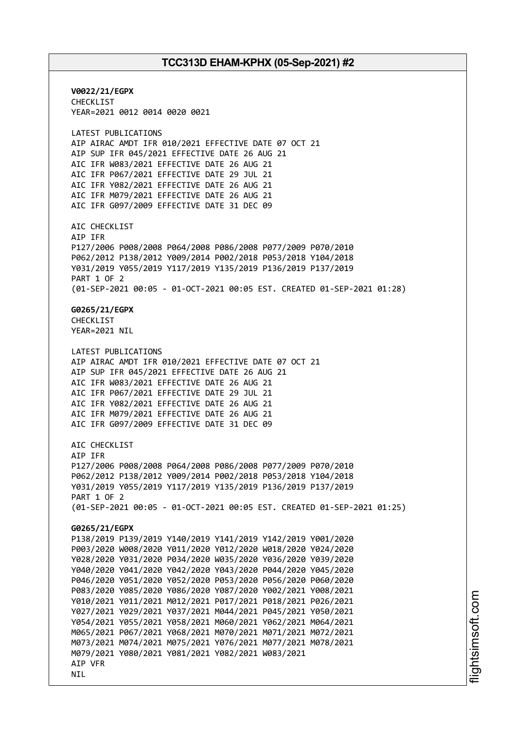**V0022/21/EGPX**
CHECKLIST
YEAR=2021 0012 0014 0020 0021

LATEST PUBLICATIONS
AIP AIRAC AMDT IFR 010/2021 EFFECTIVE DATE 07 OCT 21
AIP SUP IFR 045/2021 EFFECTIVE DATE 26 AUG 21
AIC IFR W083/2021 EFFECTIVE DATE 26 AUG 21
AIC IFR P067/2021 EFFECTIVE DATE 29 JUL 21
AIC IFR Y082/2021 EFFECTIVE DATE 26 AUG 21
AIC IFR M079/2021 EFFECTIVE DATE 26 AUG 21
AIC IFR G097/2009 EFFECTIVE DATE 31 DEC 09

AIC CHECKLIST
AIP IFR
P127/2006 P008/2008 P064/2008 P086/2008 P077/2009 P070/2010
P062/2012 P138/2012 Y009/2014 P002/2018 P053/2018 Y104/2018
Y031/2019 Y055/2019 Y117/2019 Y135/2019 P136/2019 P137/2019
PART 1 OF 2
(01-SEP-2021 00:05 - 01-OCT-2021 00:05 EST. CREATED 01-SEP-2021 01:28)

**G0265/21/EGPX**
CHECKLIST
YEAR=2021 NIL

LATEST PUBLICATIONS
AIP AIRAC AMDT IFR 010/2021 EFFECTIVE DATE 07 OCT 21
AIP SUP IFR 045/2021 EFFECTIVE DATE 26 AUG 21
AIC IFR W083/2021 EFFECTIVE DATE 26 AUG 21
AIC IFR P067/2021 EFFECTIVE DATE 29 JUL 21
AIC IFR Y082/2021 EFFECTIVE DATE 26 AUG 21
AIC IFR M079/2021 EFFECTIVE DATE 26 AUG 21
AIC IFR G097/2009 EFFECTIVE DATE 31 DEC 09

AIC CHECKLIST
AIP IFR
P127/2006 P008/2008 P064/2008 P086/2008 P077/2009 P070/2010
P062/2012 P138/2012 Y009/2014 P002/2018 P053/2018 Y104/2018
Y031/2019 Y055/2019 Y117/2019 Y135/2019 P136/2019 P137/2019
PART 1 OF 2
(01-SEP-2021 00:05 - 01-OCT-2021 00:05 EST. CREATED 01-SEP-2021 01:25)

**G0265/21/EGPX**
P138/2019 P139/2019 Y140/2019 Y141/2019 Y142/2019 Y001/2020
P003/2020 W008/2020 Y011/2020 Y012/2020 W018/2020 Y024/2020
Y028/2020 Y031/2020 P034/2020 W035/2020 Y036/2020 Y039/2020
Y040/2020 Y041/2020 Y042/2020 Y043/2020 P044/2020 Y045/2020
P046/2020 Y051/2020 Y052/2020 P053/2020 P056/2020 P060/2020
P083/2020 Y085/2020 Y086/2020 Y087/2020 Y002/2021 Y008/2021
Y010/2021 Y011/2021 M012/2021 P017/2021 P018/2021 P026/2021
Y027/2021 Y029/2021 Y037/2021 M044/2021 P045/2021 Y050/2021
Y054/2021 Y055/2021 Y058/2021 M060/2021 Y062/2021 M064/2021
M065/2021 P067/2021 Y068/2021 M070/2021 M071/2021 M072/2021
M073/2021 M074/2021 M075/2021 Y076/2021 M077/2021 M078/2021
M079/2021 Y080/2021 Y081/2021 Y082/2021 W083/2021
AIP VFR
NIL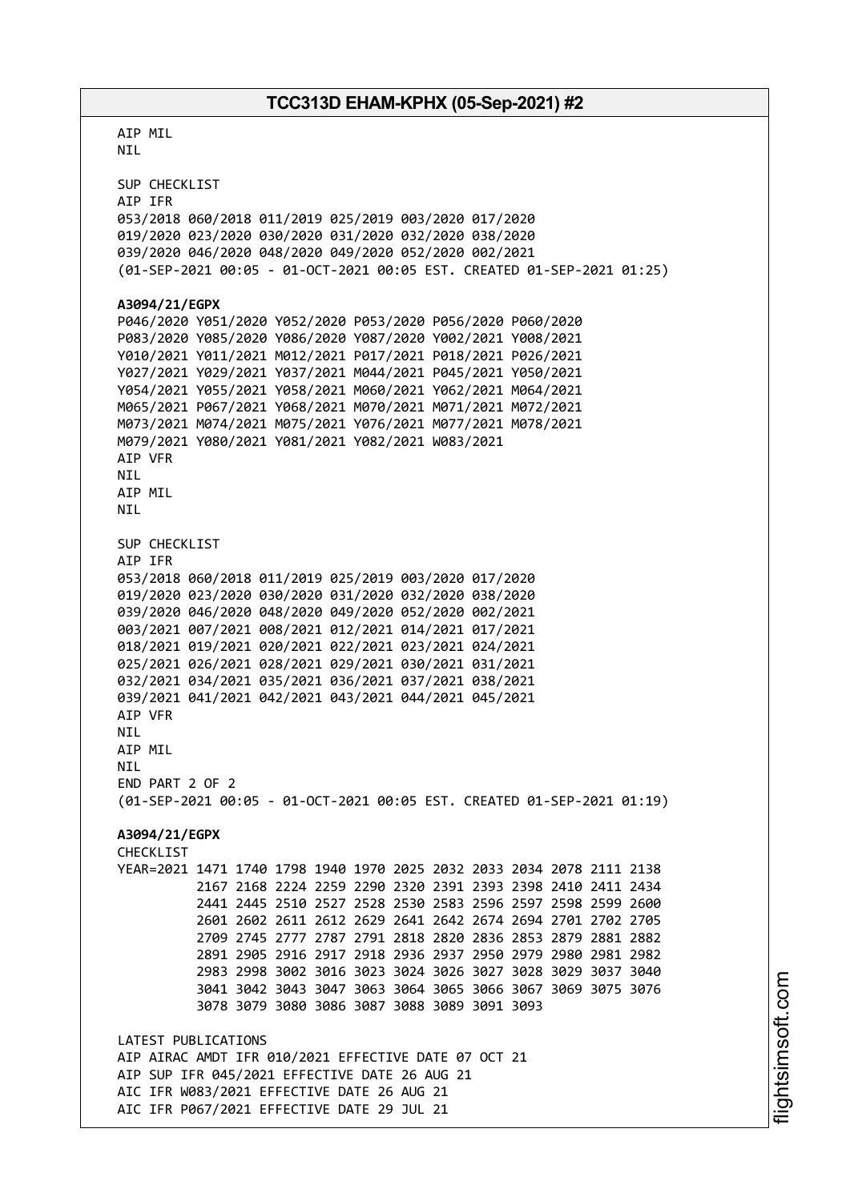AIP MIL
NIL

SUP CHECKLIST
AIP IFR
053/2018 060/2018 011/2019 025/2019 003/2020 017/2020
019/2020 023/2020 030/2020 031/2020 032/2020 038/2020
039/2020 046/2020 048/2020 049/2020 052/2020 002/2021
(01-SEP-2021 00:05 - 01-OCT-2021 00:05 EST. CREATED 01-SEP-2021 01:25)

**A3094/21/EGPX**
P046/2020 Y051/2020 Y052/2020 P053/2020 P056/2020 P060/2020
P083/2020 Y085/2020 Y086/2020 Y087/2020 Y002/2021 Y008/2021
Y010/2021 Y011/2021 M012/2021 P017/2021 P018/2021 P026/2021
Y027/2021 Y029/2021 Y037/2021 M044/2021 P045/2021 Y050/2021
Y054/2021 Y055/2021 Y058/2021 M060/2021 Y062/2021 M064/2021
M065/2021 P067/2021 Y068/2021 M070/2021 M071/2021 M072/2021
M073/2021 M074/2021 M075/2021 Y076/2021 M077/2021 M078/2021
M079/2021 Y080/2021 Y081/2021 Y082/2021 W083/2021
AIP VFR
NIL
AIP MIL
NIL

SUP CHECKLIST
AIP IFR
053/2018 060/2018 011/2019 025/2019 003/2020 017/2020
019/2020 023/2020 030/2020 031/2020 032/2020 038/2020
039/2020 046/2020 048/2020 049/2020 052/2020 002/2021
003/2021 007/2021 008/2021 012/2021 014/2021 017/2021
018/2021 019/2021 020/2021 022/2021 023/2021 024/2021
025/2021 026/2021 028/2021 029/2021 030/2021 031/2021
032/2021 034/2021 035/2021 036/2021 037/2021 038/2021
039/2021 041/2021 042/2021 043/2021 044/2021 045/2021
AIP VFR
NIL
AIP MIL
NIL
END PART 2 OF 2
(01-SEP-2021 00:05 - 01-OCT-2021 00:05 EST. CREATED 01-SEP-2021 01:19)

**A3094/21/EGPX**
CHECKLIST
YEAR=2021 1471 1740 1798 1940 1970 2025 2032 2033 2034 2078 2111 2138
2167 2168 2224 2259 2290 2320 2391 2393 2398 2410 2411 2434
2441 2445 2510 2527 2528 2530 2583 2596 2597 2598 2599 2600
2601 2602 2611 2612 2629 2641 2642 2674 2694 2701 2702 2705
2709 2745 2777 2787 2791 2818 2820 2836 2853 2879 2881 2882
2891 2905 2916 2917 2918 2936 2937 2950 2979 2980 2981 2982
2983 2998 3002 3016 3023 3024 3026 3027 3028 3029 3037 3040
3041 3042 3043 3047 3063 3064 3065 3066 3067 3069 3075 3076
3078 3079 3080 3086 3087 3088 3089 3091 3093

LATEST PUBLICATIONS
AIP AIRAC AMDT IFR 010/2021 EFFECTIVE DATE 07 OCT 21
AIP SUP IFR 045/2021 EFFECTIVE DATE 26 AUG 21
AIC IFR W083/2021 EFFECTIVE DATE 26 AUG 21
AIC IFR P067/2021 EFFECTIVE DATE 29 JUL 21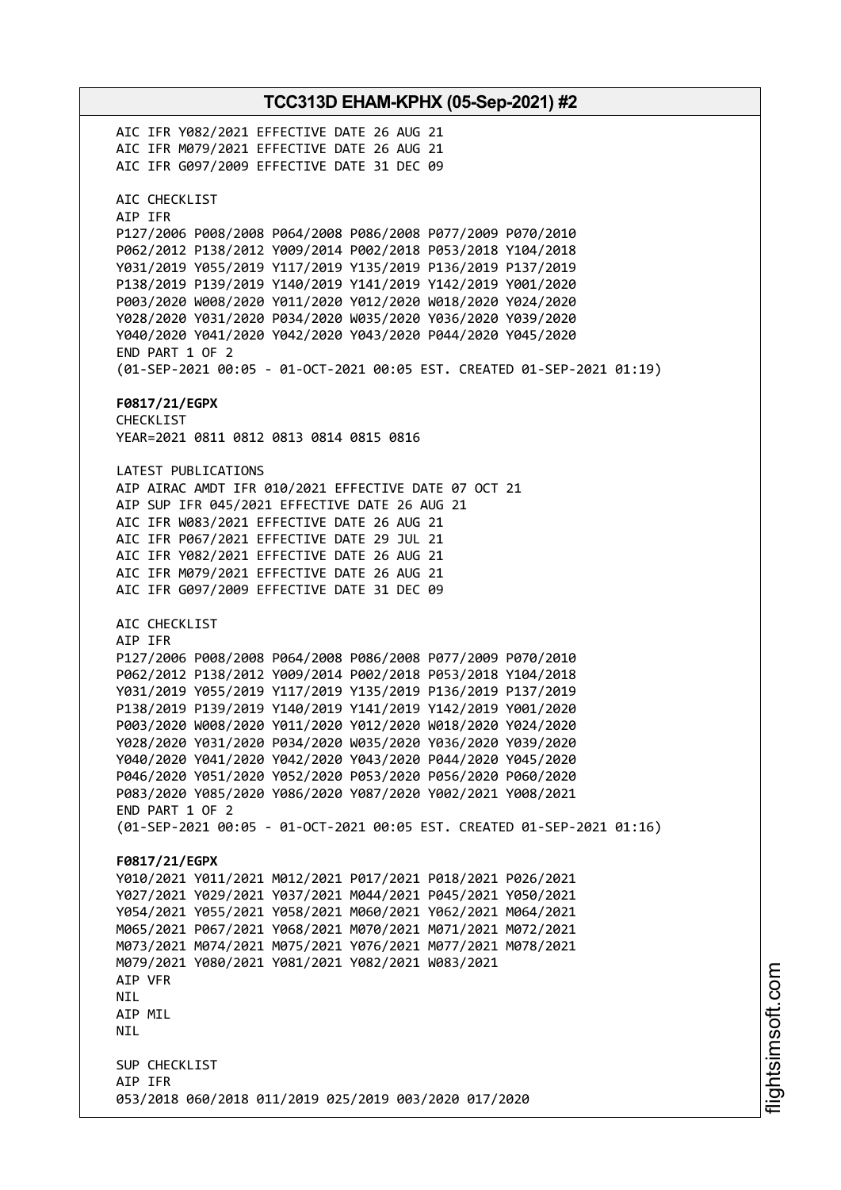AIC IFR Y082/2021 EFFECTIVE DATE 26 AUG 21
AIC IFR M079/2021 EFFECTIVE DATE 26 AUG 21
AIC IFR G097/2009 EFFECTIVE DATE 31 DEC 09

AIC CHECKLIST
AIP IFR
P127/2006 P008/2008 P064/2008 P086/2008 P077/2009 P070/2010
P062/2012 P138/2012 Y009/2014 P002/2018 P053/2018 Y104/2018
Y031/2019 Y055/2019 Y117/2019 Y135/2019 P136/2019 P137/2019
P138/2019 P139/2019 Y140/2019 Y141/2019 Y142/2019 Y001/2020
P003/2020 W008/2020 Y011/2020 Y012/2020 W018/2020 Y024/2020
Y028/2020 Y031/2020 P034/2020 W035/2020 Y036/2020 Y039/2020
Y040/2020 Y041/2020 Y042/2020 Y043/2020 P044/2020 Y045/2020
END PART 1 OF 2
(01-SEP-2021 00:05 - 01-OCT-2021 00:05 EST. CREATED 01-SEP-2021 01:19)

**F0817/21/EGPX**
CHECKLIST
YEAR=2021 0811 0812 0813 0814 0815 0816

LATEST PUBLICATIONS
AIP AIRAC AMDT IFR 010/2021 EFFECTIVE DATE 07 OCT 21
AIP SUP IFR 045/2021 EFFECTIVE DATE 26 AUG 21
AIC IFR W083/2021 EFFECTIVE DATE 26 AUG 21
AIC IFR P067/2021 EFFECTIVE DATE 29 JUL 21
AIC IFR Y082/2021 EFFECTIVE DATE 26 AUG 21
AIC IFR M079/2021 EFFECTIVE DATE 26 AUG 21
AIC IFR G097/2009 EFFECTIVE DATE 31 DEC 09

AIC CHECKLIST
AIP IFR
P127/2006 P008/2008 P064/2008 P086/2008 P077/2009 P070/2010
P062/2012 P138/2012 Y009/2014 P002/2018 P053/2018 Y104/2018
Y031/2019 Y055/2019 Y117/2019 Y135/2019 P136/2019 P137/2019
P138/2019 P139/2019 Y140/2019 Y141/2019 Y142/2019 Y001/2020
P003/2020 W008/2020 Y011/2020 Y012/2020 W018/2020 Y024/2020
Y028/2020 Y031/2020 P034/2020 W035/2020 Y036/2020 Y039/2020
Y040/2020 Y041/2020 Y042/2020 Y043/2020 P044/2020 Y045/2020
P046/2020 Y051/2020 Y052/2020 P053/2020 P056/2020 P060/2020
P083/2020 Y085/2020 Y086/2020 Y087/2020 Y002/2021 Y008/2021
END PART 1 OF 2
(01-SEP-2021 00:05 - 01-OCT-2021 00:05 EST. CREATED 01-SEP-2021 01:16)

**F0817/21/EGPX**
Y010/2021 Y011/2021 M012/2021 P017/2021 P018/2021 P026/2021
Y027/2021 Y029/2021 Y037/2021 M044/2021 P045/2021 Y050/2021
Y054/2021 Y055/2021 Y058/2021 M060/2021 Y062/2021 M064/2021
M065/2021 P067/2021 Y068/2021 M070/2021 M071/2021 M072/2021
M073/2021 M074/2021 M075/2021 Y076/2021 M077/2021 M078/2021
M079/2021 Y080/2021 Y081/2021 Y082/2021 W083/2021
AIP VFR
NIL
AIP MIL
NIL

SUP CHECKLIST
AIP IFR
053/2018 060/2018 011/2019 025/2019 003/2020 017/2020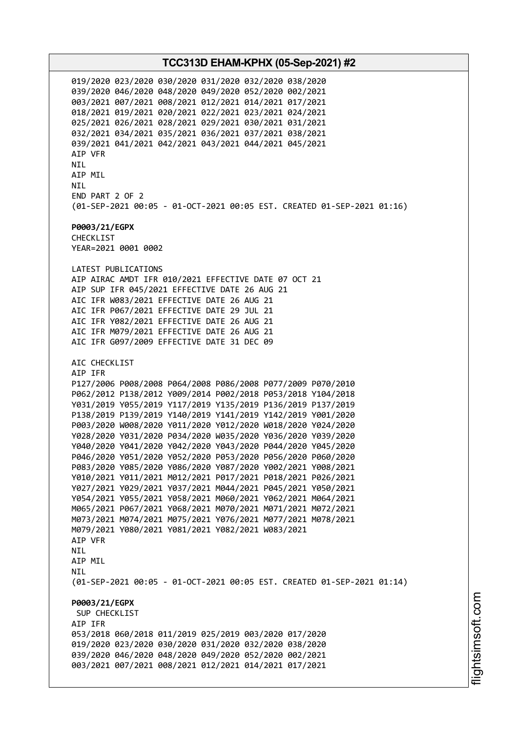019/2020 023/2020 030/2020 031/2020 032/2020 038/2020
039/2020 046/2020 048/2020 049/2020 052/2020 002/2021
003/2021 007/2021 008/2021 012/2021 014/2021 017/2021
018/2021 019/2021 020/2021 022/2021 023/2021 024/2021
025/2021 026/2021 028/2021 029/2021 030/2021 031/2021
032/2021 034/2021 035/2021 036/2021 037/2021 038/2021
039/2021 041/2021 042/2021 043/2021 044/2021 045/2021
AIP VFR
NIL
AIP MIL
NIL
END PART 2 OF 2
(01-SEP-2021 00:05 - 01-OCT-2021 00:05 EST. CREATED 01-SEP-2021 01:16)

**P0003/21/EGPX**
CHECKLIST
YEAR=2021 0001 0002

LATEST PUBLICATIONS
AIP AIRAC AMDT IFR 010/2021 EFFECTIVE DATE 07 OCT 21
AIP SUP IFR 045/2021 EFFECTIVE DATE 26 AUG 21
AIC IFR W083/2021 EFFECTIVE DATE 26 AUG 21
AIC IFR P067/2021 EFFECTIVE DATE 29 JUL 21
AIC IFR Y082/2021 EFFECTIVE DATE 26 AUG 21
AIC IFR M079/2021 EFFECTIVE DATE 26 AUG 21
AIC IFR G097/2009 EFFECTIVE DATE 31 DEC 09

AIC CHECKLIST
AIP IFR
P127/2006 P008/2008 P064/2008 P086/2008 P077/2009 P070/2010
P062/2012 P138/2012 Y009/2014 P002/2018 P053/2018 Y104/2018
Y031/2019 Y055/2019 Y117/2019 Y135/2019 P136/2019 P137/2019
P138/2019 P139/2019 Y140/2019 Y141/2019 Y142/2019 Y001/2020
P003/2020 W008/2020 Y011/2020 Y012/2020 W018/2020 Y024/2020
Y028/2020 Y031/2020 P034/2020 W035/2020 Y036/2020 Y039/2020
Y040/2020 Y041/2020 Y042/2020 Y043/2020 P044/2020 Y045/2020
P046/2020 Y051/2020 Y052/2020 P053/2020 P056/2020 P060/2020
P083/2020 Y085/2020 Y086/2020 Y087/2020 Y002/2021 Y008/2021
Y010/2021 Y011/2021 M012/2021 P017/2021 P018/2021 P026/2021
Y027/2021 Y029/2021 Y037/2021 M044/2021 P045/2021 Y050/2021
Y054/2021 Y055/2021 Y058/2021 M060/2021 Y062/2021 M064/2021
M065/2021 P067/2021 Y068/2021 M070/2021 M071/2021 M072/2021
M073/2021 M074/2021 M075/2021 Y076/2021 M077/2021 M078/2021
M079/2021 Y080/2021 Y081/2021 Y082/2021 W083/2021
AIP VFR
NIL
AIP MIL
NIL
(01-SEP-2021 00:05 - 01-OCT-2021 00:05 EST. CREATED 01-SEP-2021 01:14)

**P0003/21/EGPX**
SUP CHECKLIST
AIP IFR
053/2018 060/2018 011/2019 025/2019 003/2020 017/2020
019/2020 023/2020 030/2020 031/2020 032/2020 038/2020
039/2020 046/2020 048/2020 049/2020 052/2020 002/2021
003/2021 007/2021 008/2021 012/2021 014/2021 017/2021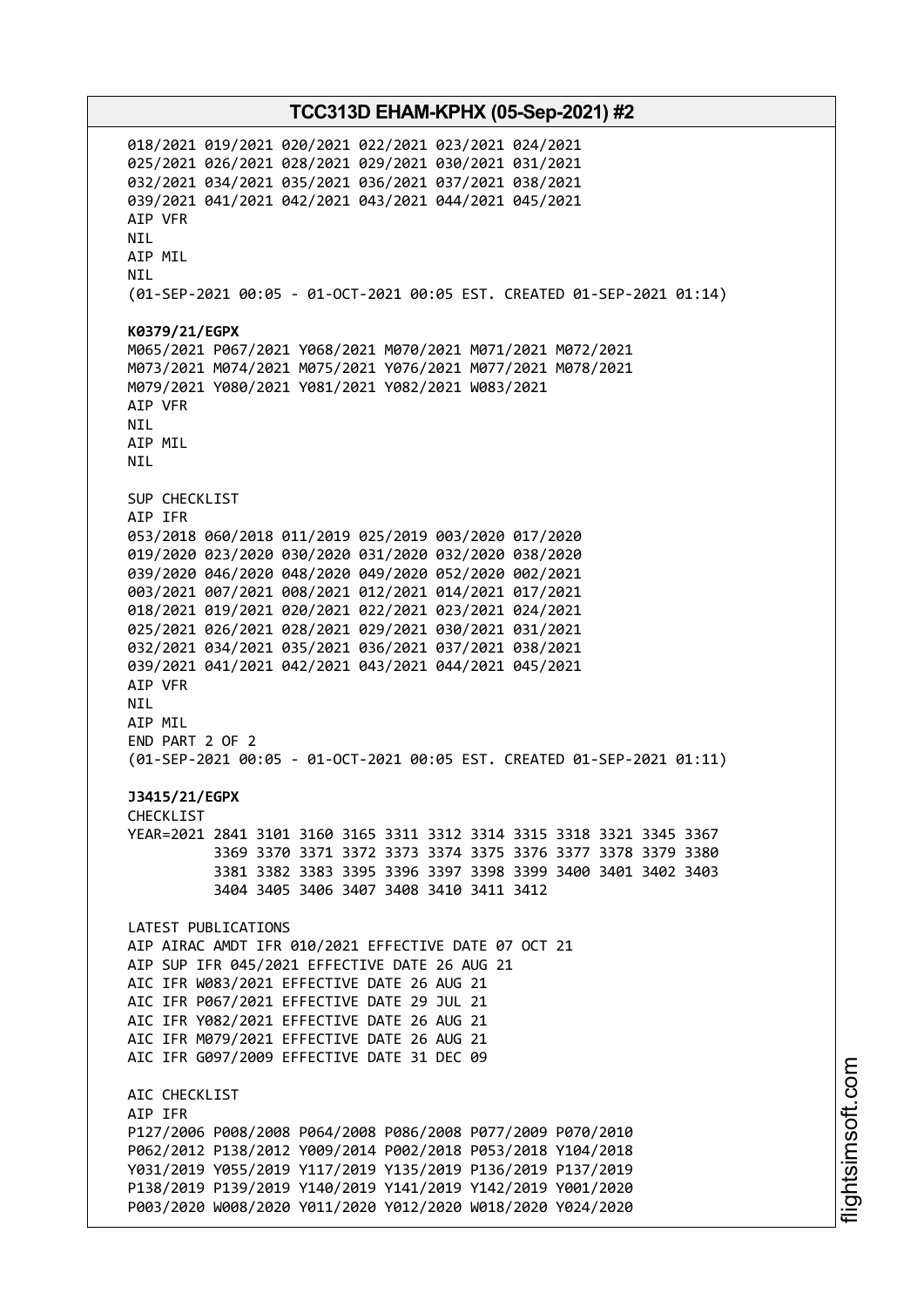018/2021 019/2021 020/2021 022/2021 023/2021 024/2021
025/2021 026/2021 028/2021 029/2021 030/2021 031/2021
032/2021 034/2021 035/2021 036/2021 037/2021 038/2021
039/2021 041/2021 042/2021 043/2021 044/2021 045/2021
AIP VFR
NIL
AIP MIL
NIL
(01-SEP-2021 00:05 - 01-OCT-2021 00:05 EST. CREATED 01-SEP-2021 01:14)

**K0379/21/EGPX**
M065/2021 P067/2021 Y068/2021 M070/2021 M071/2021 M072/2021
M073/2021 M074/2021 M075/2021 Y076/2021 M077/2021 M078/2021
M079/2021 Y080/2021 Y081/2021 Y082/2021 W083/2021
AIP VFR
NIL
AIP MIL
NIL

SUP CHECKLIST
AIP IFR
053/2018 060/2018 011/2019 025/2019 003/2020 017/2020
019/2020 023/2020 030/2020 031/2020 032/2020 038/2020
039/2020 046/2020 048/2020 049/2020 052/2020 002/2021
003/2021 007/2021 008/2021 012/2021 014/2021 017/2021
018/2021 019/2021 020/2021 022/2021 023/2021 024/2021
025/2021 026/2021 028/2021 029/2021 030/2021 031/2021
032/2021 034/2021 035/2021 036/2021 037/2021 038/2021
039/2021 041/2021 042/2021 043/2021 044/2021 045/2021
AIP VFR
NIL
AIP MIL
END PART 2 OF 2
(01-SEP-2021 00:05 - 01-OCT-2021 00:05 EST. CREATED 01-SEP-2021 01:11)

**J3415/21/EGPX**
CHECKLIST
YEAR=2021 2841 3101 3160 3165 3311 3312 3314 3315 3318 3321 3345 3367
3369 3370 3371 3372 3373 3374 3375 3376 3377 3378 3379 3380
3381 3382 3383 3395 3396 3397 3398 3399 3400 3401 3402 3403
3404 3405 3406 3407 3408 3410 3411 3412

LATEST PUBLICATIONS
AIP AIRAC AMDT IFR 010/2021 EFFECTIVE DATE 07 OCT 21
AIP SUP IFR 045/2021 EFFECTIVE DATE 26 AUG 21
AIC IFR W083/2021 EFFECTIVE DATE 26 AUG 21
AIC IFR P067/2021 EFFECTIVE DATE 29 JUL 21
AIC IFR Y082/2021 EFFECTIVE DATE 26 AUG 21
AIC IFR M079/2021 EFFECTIVE DATE 26 AUG 21
AIC IFR G097/2009 EFFECTIVE DATE 31 DEC 09

AIC CHECKLIST
AIP IFR
P127/2006 P008/2008 P064/2008 P086/2008 P077/2009 P070/2010
P062/2012 P138/2012 Y009/2014 P002/2018 P053/2018 Y104/2018
Y031/2019 Y055/2019 Y117/2019 Y135/2019 P136/2019 P137/2019
P138/2019 P139/2019 Y140/2019 Y141/2019 Y142/2019 Y001/2020
P003/2020 W008/2020 Y011/2020 Y012/2020 W018/2020 Y024/2020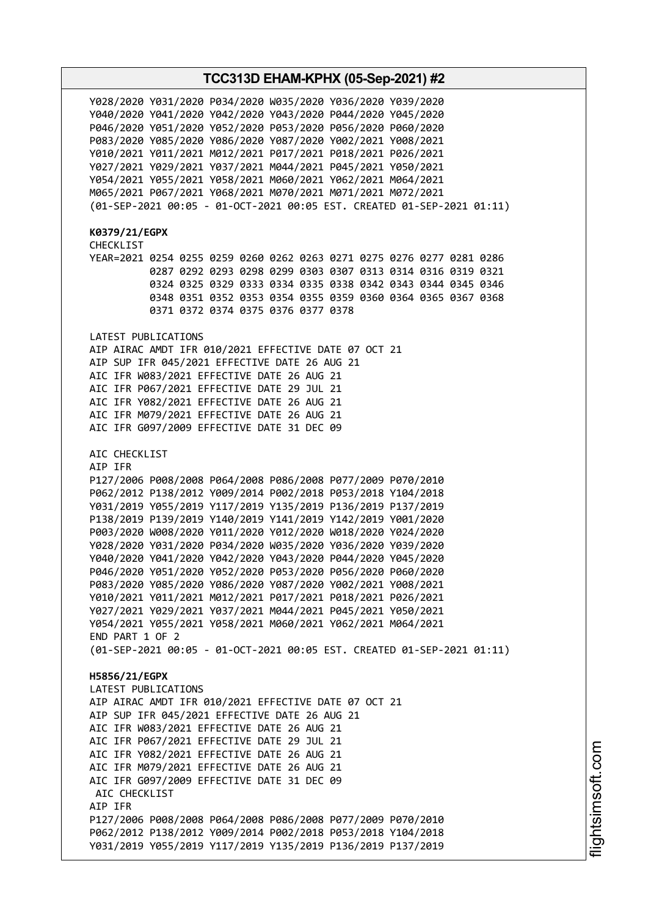Y028/2020 Y031/2020 P034/2020 W035/2020 Y036/2020 Y039/2020
Y040/2020 Y041/2020 Y042/2020 Y043/2020 P044/2020 Y045/2020
P046/2020 Y051/2020 Y052/2020 P053/2020 P056/2020 P060/2020
P083/2020 Y085/2020 Y086/2020 Y087/2020 Y002/2021 Y008/2021
Y010/2021 Y011/2021 M012/2021 P017/2021 P018/2021 P026/2021
Y027/2021 Y029/2021 Y037/2021 M044/2021 P045/2021 Y050/2021
Y054/2021 Y055/2021 Y058/2021 M060/2021 Y062/2021 M064/2021
M065/2021 P067/2021 Y068/2021 M070/2021 M071/2021 M072/2021
(01-SEP-2021 00:05 - 01-OCT-2021 00:05 EST. CREATED 01-SEP-2021 01:11)

**K0379/21/EGPX**
CHECKLIST
YEAR=2021 0254 0255 0259 0260 0262 0263 0271 0275 0276 0277 0281 0286
0287 0292 0293 0298 0299 0303 0307 0313 0314 0316 0319 0321
0324 0325 0329 0333 0334 0335 0338 0342 0343 0344 0345 0346
0348 0351 0352 0353 0354 0355 0359 0360 0364 0365 0367 0368
0371 0372 0374 0375 0376 0377 0378

LATEST PUBLICATIONS
AIP AIRAC AMDT IFR 010/2021 EFFECTIVE DATE 07 OCT 21
AIP SUP IFR 045/2021 EFFECTIVE DATE 26 AUG 21
AIC IFR W083/2021 EFFECTIVE DATE 26 AUG 21
AIC IFR P067/2021 EFFECTIVE DATE 29 JUL 21
AIC IFR Y082/2021 EFFECTIVE DATE 26 AUG 21
AIC IFR M079/2021 EFFECTIVE DATE 26 AUG 21
AIC IFR G097/2009 EFFECTIVE DATE 31 DEC 09

AIC CHECKLIST
AIP IFR
P127/2006 P008/2008 P064/2008 P086/2008 P077/2009 P070/2010
P062/2012 P138/2012 Y009/2014 P002/2018 P053/2018 Y104/2018
Y031/2019 Y055/2019 Y117/2019 Y135/2019 P136/2019 P137/2019
P138/2019 P139/2019 Y140/2019 Y141/2019 Y142/2019 Y001/2020
P003/2020 W008/2020 Y011/2020 Y012/2020 W018/2020 Y024/2020
Y028/2020 Y031/2020 P034/2020 W035/2020 Y036/2020 Y039/2020
Y040/2020 Y041/2020 Y042/2020 Y043/2020 P044/2020 Y045/2020
P046/2020 Y051/2020 Y052/2020 P053/2020 P056/2020 P060/2020
P083/2020 Y085/2020 Y086/2020 Y087/2020 Y002/2021 Y008/2021
Y010/2021 Y011/2021 M012/2021 P017/2021 P018/2021 P026/2021
Y027/2021 Y029/2021 Y037/2021 M044/2021 P045/2021 Y050/2021
Y054/2021 Y055/2021 Y058/2021 M060/2021 Y062/2021 M064/2021
END PART 1 OF 2
(01-SEP-2021 00:05 - 01-OCT-2021 00:05 EST. CREATED 01-SEP-2021 01:11)

**H5856/21/EGPX**
LATEST PUBLICATIONS
AIP AIRAC AMDT IFR 010/2021 EFFECTIVE DATE 07 OCT 21
AIP SUP IFR 045/2021 EFFECTIVE DATE 26 AUG 21
AIC IFR W083/2021 EFFECTIVE DATE 26 AUG 21
AIC IFR P067/2021 EFFECTIVE DATE 29 JUL 21
AIC IFR Y082/2021 EFFECTIVE DATE 26 AUG 21
AIC IFR M079/2021 EFFECTIVE DATE 26 AUG 21
AIC IFR G097/2009 EFFECTIVE DATE 31 DEC 09
AIC CHECKLIST
AIP IFR
P127/2006 P008/2008 P064/2008 P086/2008 P077/2009 P070/2010
P062/2012 P138/2012 Y009/2014 P002/2018 P053/2018 Y104/2018
Y031/2019 Y055/2019 Y117/2019 Y135/2019 P136/2019 P137/2019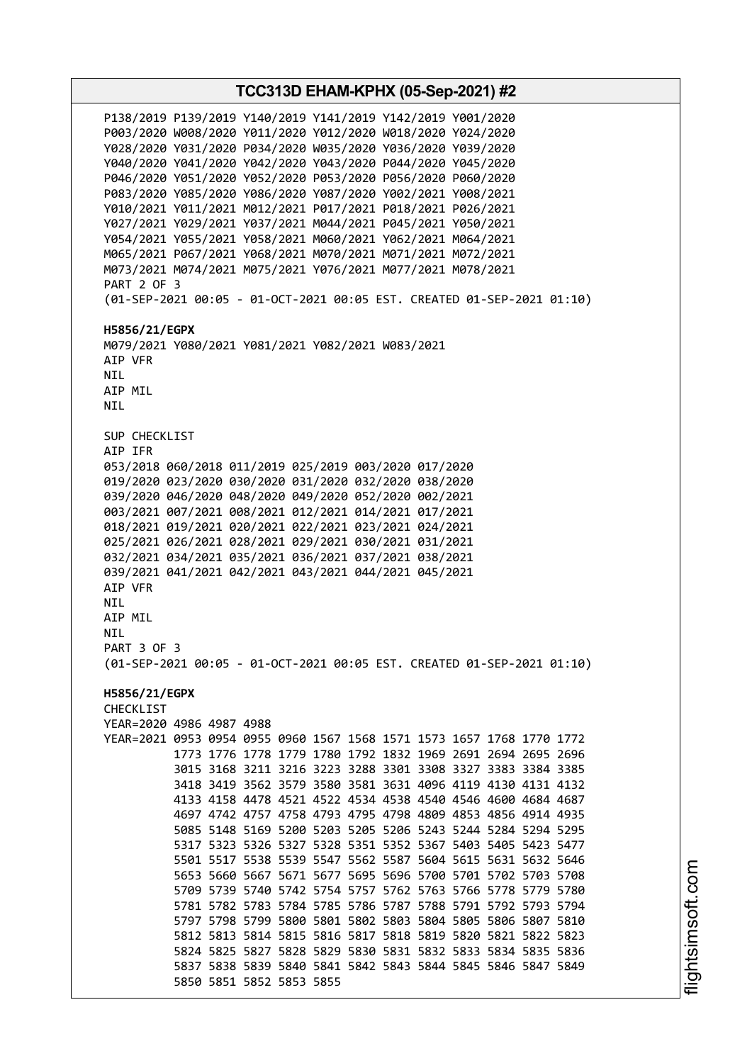P138/2019 P139/2019 Y140/2019 Y141/2019 Y142/2019 Y001/2020
P003/2020 W008/2020 Y011/2020 Y012/2020 W018/2020 Y024/2020
Y028/2020 Y031/2020 P034/2020 W035/2020 Y036/2020 Y039/2020
Y040/2020 Y041/2020 Y042/2020 Y043/2020 P044/2020 Y045/2020
P046/2020 Y051/2020 Y052/2020 P053/2020 P056/2020 P060/2020
P083/2020 Y085/2020 Y086/2020 Y087/2020 Y002/2021 Y008/2021
Y010/2021 Y011/2021 M012/2021 P017/2021 P018/2021 P026/2021
Y027/2021 Y029/2021 Y037/2021 M044/2021 P045/2021 Y050/2021
Y054/2021 Y055/2021 Y058/2021 M060/2021 Y062/2021 M064/2021
M065/2021 P067/2021 Y068/2021 M070/2021 M071/2021 M072/2021
M073/2021 M074/2021 M075/2021 Y076/2021 M077/2021 M078/2021
PART 2 OF 3
(01-SEP-2021 00:05 - 01-OCT-2021 00:05 EST. CREATED 01-SEP-2021 01:10)

**H5856/21/EGPX**
M079/2021 Y080/2021 Y081/2021 Y082/2021 W083/2021
AIP VFR
NIL
AIP MIL
NIL

SUP CHECKLIST
AIP IFR
053/2018 060/2018 011/2019 025/2019 003/2020 017/2020
019/2020 023/2020 030/2020 031/2020 032/2020 038/2020
039/2020 046/2020 048/2020 049/2020 052/2020 002/2021
003/2021 007/2021 008/2021 012/2021 014/2021 017/2021
018/2021 019/2021 020/2021 022/2021 023/2021 024/2021
025/2021 026/2021 028/2021 029/2021 030/2021 031/2021
032/2021 034/2021 035/2021 036/2021 037/2021 038/2021
039/2021 041/2021 042/2021 043/2021 044/2021 045/2021
AIP VFR
NIL
AIP MIL
NIL
PART 3 OF 3
(01-SEP-2021 00:05 - 01-OCT-2021 00:05 EST. CREATED 01-SEP-2021 01:10)

**H5856/21/EGPX**
CHECKLIST
YEAR=2020 4986 4987 4988
YEAR=2021 0953 0954 0955 0960 1567 1568 1571 1573 1657 1768 1770 1772
1773 1776 1778 1779 1780 1792 1832 1969 2691 2694 2695 2696
3015 3168 3211 3216 3223 3288 3301 3308 3327 3383 3384 3385
3418 3419 3562 3579 3580 3581 3631 4096 4119 4130 4131 4132
4133 4158 4478 4521 4522 4534 4538 4540 4546 4600 4684 4687
4697 4742 4757 4758 4793 4795 4798 4809 4853 4856 4914 4935
5085 5148 5169 5200 5203 5205 5206 5243 5244 5284 5294 5295
5317 5323 5326 5327 5328 5351 5352 5367 5403 5405 5423 5477
5501 5517 5538 5539 5547 5562 5587 5604 5615 5631 5632 5646
5653 5660 5667 5671 5677 5695 5696 5700 5701 5702 5703 5708
5709 5739 5740 5742 5754 5757 5762 5763 5766 5778 5779 5780
5781 5782 5783 5784 5785 5786 5787 5788 5791 5792 5793 5794
5797 5798 5799 5800 5801 5802 5803 5804 5805 5806 5807 5810
5812 5813 5814 5815 5816 5817 5818 5819 5820 5821 5822 5823
5824 5825 5827 5828 5829 5830 5831 5832 5833 5834 5835 5836
5837 5838 5839 5840 5841 5842 5843 5844 5845 5846 5847 5849
5850 5851 5852 5853 5855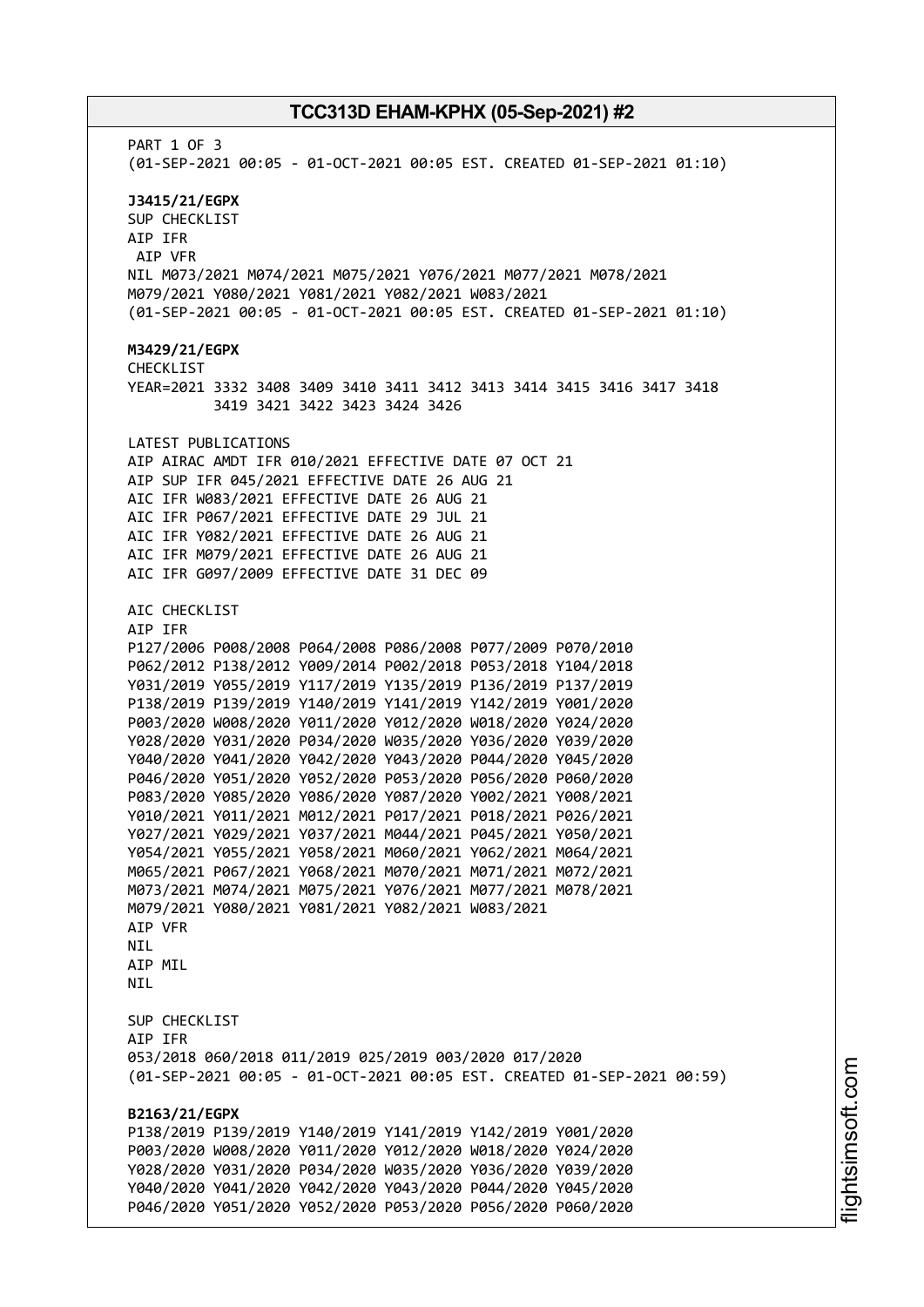PART 1 OF 3
(01-SEP-2021 00:05 - 01-OCT-2021 00:05 EST. CREATED 01-SEP-2021 01:10)

**J3415/21/EGPX**
SUP CHECKLIST
AIP IFR
AIP VFR
NIL M073/2021 M074/2021 M075/2021 Y076/2021 M077/2021 M078/2021
M079/2021 Y080/2021 Y081/2021 Y082/2021 W083/2021
(01-SEP-2021 00:05 - 01-OCT-2021 00:05 EST. CREATED 01-SEP-2021 01:10)

**M3429/21/EGPX**
CHECKLIST
YEAR=2021 3332 3408 3409 3410 3411 3412 3413 3414 3415 3416 3417 3418
3419 3421 3422 3423 3424 3426

LATEST PUBLICATIONS
AIP AIRAC AMDT IFR 010/2021 EFFECTIVE DATE 07 OCT 21
AIP SUP IFR 045/2021 EFFECTIVE DATE 26 AUG 21
AIC IFR W083/2021 EFFECTIVE DATE 26 AUG 21
AIC IFR P067/2021 EFFECTIVE DATE 29 JUL 21
AIC IFR Y082/2021 EFFECTIVE DATE 26 AUG 21
AIC IFR M079/2021 EFFECTIVE DATE 26 AUG 21
AIC IFR G097/2009 EFFECTIVE DATE 31 DEC 09

AIC CHECKLIST
AIP IFR
P127/2006 P008/2008 P064/2008 P086/2008 P077/2009 P070/2010
P062/2012 P138/2012 Y009/2014 P002/2018 P053/2018 Y104/2018
Y031/2019 Y055/2019 Y117/2019 Y135/2019 P136/2019 P137/2019
P138/2019 P139/2019 Y140/2019 Y141/2019 Y142/2019 Y001/2020
P003/2020 W008/2020 Y011/2020 Y012/2020 W018/2020 Y024/2020
Y028/2020 Y031/2020 P034/2020 W035/2020 Y036/2020 Y039/2020
Y040/2020 Y041/2020 Y042/2020 Y043/2020 P044/2020 Y045/2020
P046/2020 Y051/2020 Y052/2020 P053/2020 P056/2020 P060/2020
P083/2020 Y085/2020 Y086/2020 Y087/2020 Y002/2021 Y008/2021
Y010/2021 Y011/2021 M012/2021 P017/2021 P018/2021 P026/2021
Y027/2021 Y029/2021 Y037/2021 M044/2021 P045/2021 Y050/2021
Y054/2021 Y055/2021 Y058/2021 M060/2021 Y062/2021 M064/2021
M065/2021 P067/2021 Y068/2021 M070/2021 M071/2021 M072/2021
M073/2021 M074/2021 M075/2021 Y076/2021 M077/2021 M078/2021
M079/2021 Y080/2021 Y081/2021 Y082/2021 W083/2021
AIP VFR
NIL
AIP MIL
NIL

SUP CHECKLIST
AIP IFR
053/2018 060/2018 011/2019 025/2019 003/2020 017/2020
(01-SEP-2021 00:05 - 01-OCT-2021 00:05 EST. CREATED 01-SEP-2021 00:59)

**B2163/21/EGPX**
P138/2019 P139/2019 Y140/2019 Y141/2019 Y142/2019 Y001/2020
P003/2020 W008/2020 Y011/2020 Y012/2020 W018/2020 Y024/2020
Y028/2020 Y031/2020 P034/2020 W035/2020 Y036/2020 Y039/2020
Y040/2020 Y041/2020 Y042/2020 Y043/2020 P044/2020 Y045/2020
P046/2020 Y051/2020 Y052/2020 P053/2020 P056/2020 P060/2020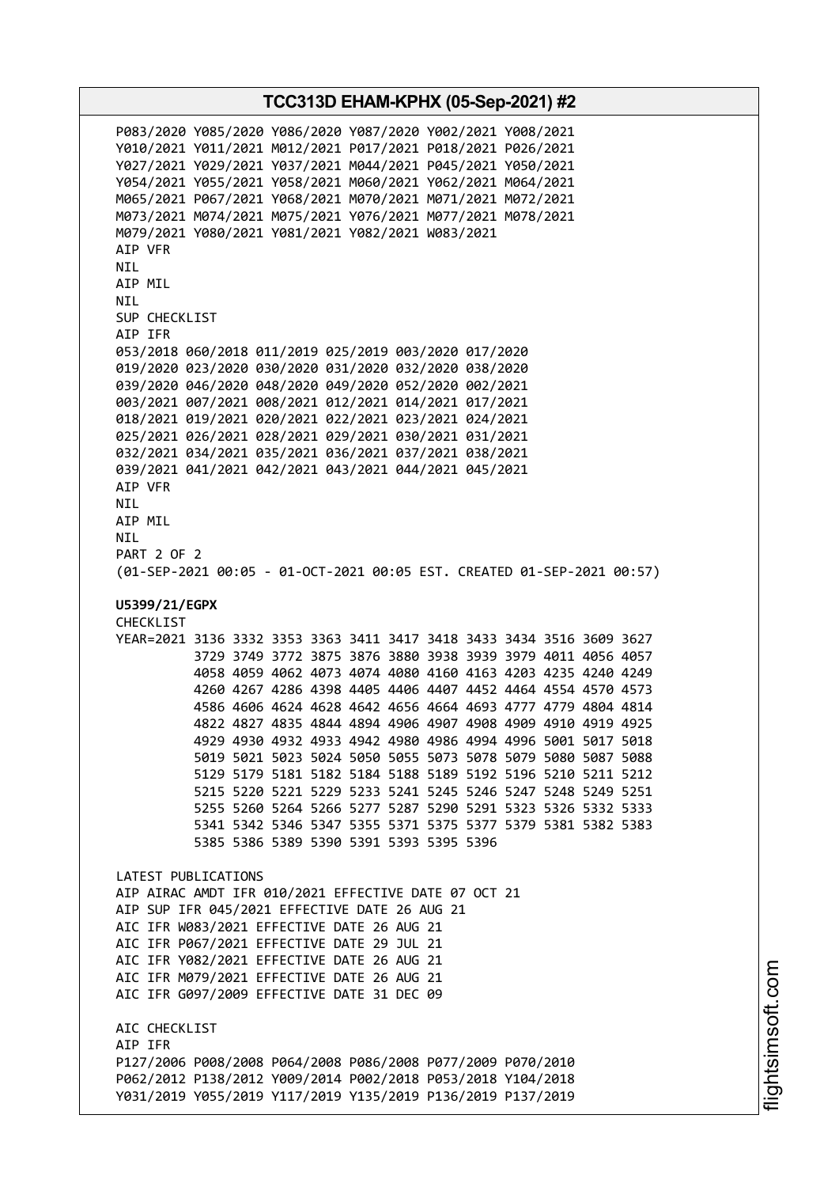P083/2020 Y085/2020 Y086/2020 Y087/2020 Y002/2021 Y008/2021
Y010/2021 Y011/2021 M012/2021 P017/2021 P018/2021 P026/2021
Y027/2021 Y029/2021 Y037/2021 M044/2021 P045/2021 Y050/2021
Y054/2021 Y055/2021 Y058/2021 M060/2021 Y062/2021 M064/2021
M065/2021 P067/2021 Y068/2021 M070/2021 M071/2021 M072/2021
M073/2021 M074/2021 M075/2021 Y076/2021 M077/2021 M078/2021
M079/2021 Y080/2021 Y081/2021 Y082/2021 W083/2021
AIP VFR
NIL
AIP MIL
NIL
SUP CHECKLIST
AIP IFR
053/2018 060/2018 011/2019 025/2019 003/2020 017/2020
019/2020 023/2020 030/2020 031/2020 032/2020 038/2020
039/2020 046/2020 048/2020 049/2020 052/2020 002/2021
003/2021 007/2021 008/2021 012/2021 014/2021 017/2021
018/2021 019/2021 020/2021 022/2021 023/2021 024/2021
025/2021 026/2021 028/2021 029/2021 030/2021 031/2021
032/2021 034/2021 035/2021 036/2021 037/2021 038/2021
039/2021 041/2021 042/2021 043/2021 044/2021 045/2021
AIP VFR
NIL
AIP MIL
NIL
PART 2 OF 2
(01-SEP-2021 00:05 - 01-OCT-2021 00:05 EST. CREATED 01-SEP-2021 00:57)

**U5399/21/EGPX**
CHECKLIST
YEAR=2021 3136 3332 3353 3363 3411 3417 3418 3433 3434 3516 3609 3627
3729 3749 3772 3875 3876 3880 3938 3939 3979 4011 4056 4057
4058 4059 4062 4073 4074 4080 4160 4163 4203 4235 4240 4249
4260 4267 4286 4398 4405 4406 4407 4452 4464 4554 4570 4573
4586 4606 4624 4628 4642 4656 4664 4693 4777 4779 4804 4814
4822 4827 4835 4844 4894 4906 4907 4908 4909 4910 4919 4925
4929 4930 4932 4933 4942 4980 4986 4994 4996 5001 5017 5018
5019 5021 5023 5024 5050 5055 5073 5078 5079 5080 5087 5088
5129 5179 5181 5182 5184 5188 5189 5192 5196 5210 5211 5212
5215 5220 5221 5229 5233 5241 5245 5246 5247 5248 5249 5251
5255 5260 5264 5266 5277 5287 5290 5291 5323 5326 5332 5333
5341 5342 5346 5347 5355 5371 5375 5377 5379 5381 5382 5383
5385 5386 5389 5390 5391 5393 5395 5396

LATEST PUBLICATIONS
AIP AIRAC AMDT IFR 010/2021 EFFECTIVE DATE 07 OCT 21
AIP SUP IFR 045/2021 EFFECTIVE DATE 26 AUG 21
AIC IFR W083/2021 EFFECTIVE DATE 26 AUG 21
AIC IFR P067/2021 EFFECTIVE DATE 29 JUL 21
AIC IFR Y082/2021 EFFECTIVE DATE 26 AUG 21
AIC IFR M079/2021 EFFECTIVE DATE 26 AUG 21
AIC IFR G097/2009 EFFECTIVE DATE 31 DEC 09

AIC CHECKLIST
AIP IFR
P127/2006 P008/2008 P064/2008 P086/2008 P077/2009 P070/2010
P062/2012 P138/2012 Y009/2014 P002/2018 P053/2018 Y104/2018
Y031/2019 Y055/2019 Y117/2019 Y135/2019 P136/2019 P137/2019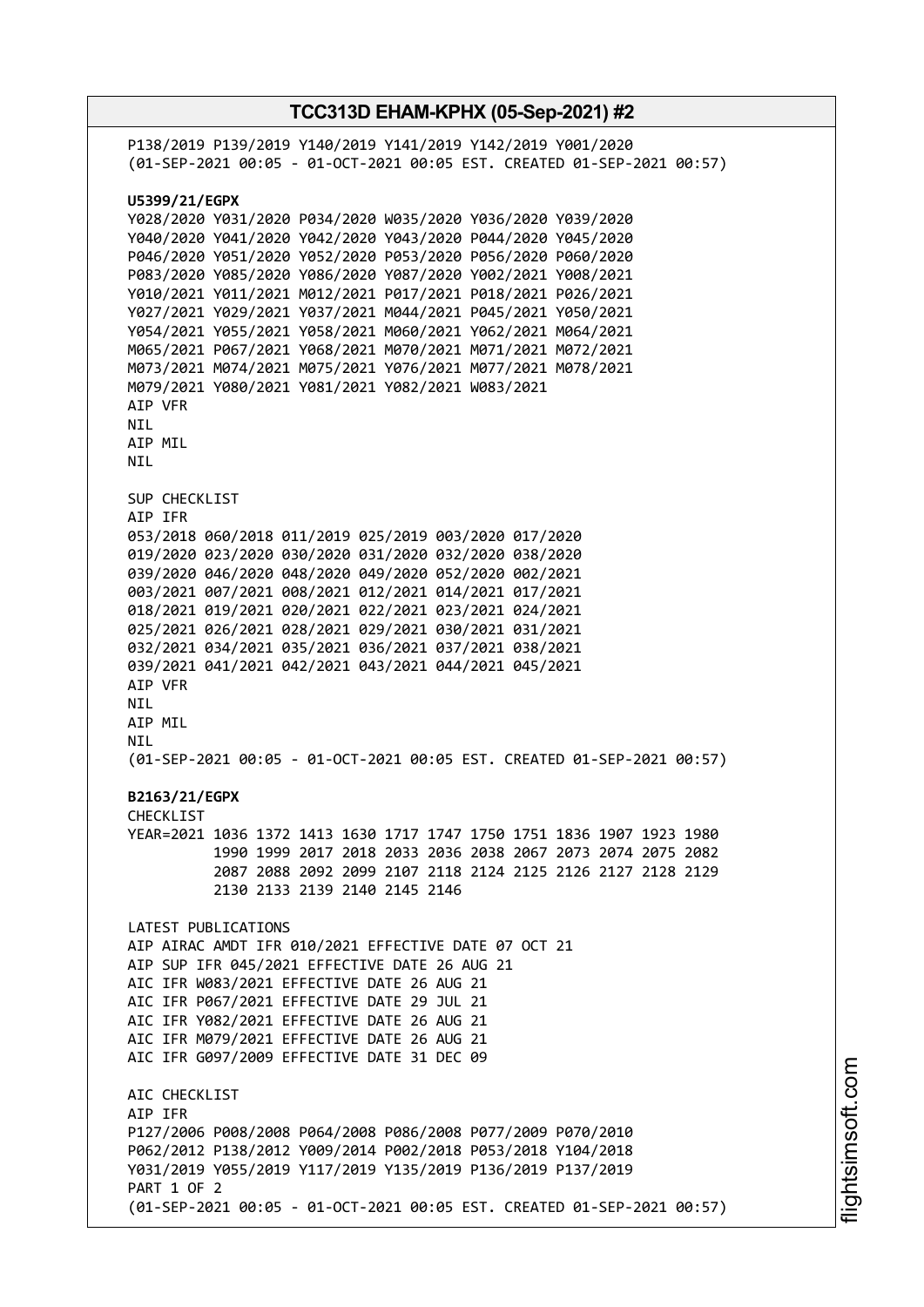P138/2019 P139/2019 Y140/2019 Y141/2019 Y142/2019 Y001/2020
(01-SEP-2021 00:05 - 01-OCT-2021 00:05 EST. CREATED 01-SEP-2021 00:57)

**U5399/21/EGPX**

Y028/2020 Y031/2020 P034/2020 W035/2020 Y036/2020 Y039/2020
Y040/2020 Y041/2020 Y042/2020 Y043/2020 P044/2020 Y045/2020
P046/2020 Y051/2020 Y052/2020 P053/2020 P056/2020 P060/2020
P083/2020 Y085/2020 Y086/2020 Y087/2020 Y002/2021 Y008/2021
Y010/2021 Y011/2021 M012/2021 P017/2021 P018/2021 P026/2021
Y027/2021 Y029/2021 Y037/2021 M044/2021 P045/2021 Y050/2021
Y054/2021 Y055/2021 Y058/2021 M060/2021 Y062/2021 M064/2021
M065/2021 P067/2021 Y068/2021 M070/2021 M071/2021 M072/2021
M073/2021 M074/2021 M075/2021 Y076/2021 M077/2021 M078/2021
M079/2021 Y080/2021 Y081/2021 Y082/2021 W083/2021
AIP VFR
NIL
AIP MIL
NIL

SUP CHECKLIST
AIP IFR
053/2018 060/2018 011/2019 025/2019 003/2020 017/2020
019/2020 023/2020 030/2020 031/2020 032/2020 038/2020
039/2020 046/2020 048/2020 049/2020 052/2020 002/2021
003/2021 007/2021 008/2021 012/2021 014/2021 017/2021
018/2021 019/2021 020/2021 022/2021 023/2021 024/2021
025/2021 026/2021 028/2021 029/2021 030/2021 031/2021
032/2021 034/2021 035/2021 036/2021 037/2021 038/2021
039/2021 041/2021 042/2021 043/2021 044/2021 045/2021
AIP VFR
NIL
AIP MIL
NIL
(01-SEP-2021 00:05 - 01-OCT-2021 00:05 EST. CREATED 01-SEP-2021 00:57)

**B2163/21/EGPX**

CHECKLIST
YEAR=2021 1036 1372 1413 1630 1717 1747 1750 1751 1836 1907 1923 1980
1990 1999 2017 2018 2033 2036 2038 2067 2073 2074 2075 2082
2087 2088 2092 2099 2107 2118 2124 2125 2126 2127 2128 2129
2130 2133 2139 2140 2145 2146

LATEST PUBLICATIONS
AIP AIRAC AMDT IFR 010/2021 EFFECTIVE DATE 07 OCT 21
AIP SUP IFR 045/2021 EFFECTIVE DATE 26 AUG 21
AIC IFR W083/2021 EFFECTIVE DATE 26 AUG 21
AIC IFR P067/2021 EFFECTIVE DATE 29 JUL 21
AIC IFR Y082/2021 EFFECTIVE DATE 26 AUG 21
AIC IFR M079/2021 EFFECTIVE DATE 26 AUG 21
AIC IFR G097/2009 EFFECTIVE DATE 31 DEC 09

AIC CHECKLIST
AIP IFR
P127/2006 P008/2008 P064/2008 P086/2008 P077/2009 P070/2010
P062/2012 P138/2012 Y009/2014 P002/2018 P053/2018 Y104/2018
Y031/2019 Y055/2019 Y117/2019 Y135/2019 P136/2019 P137/2019
PART 1 OF 2
(01-SEP-2021 00:05 - 01-OCT-2021 00:05 EST. CREATED 01-SEP-2021 00:57)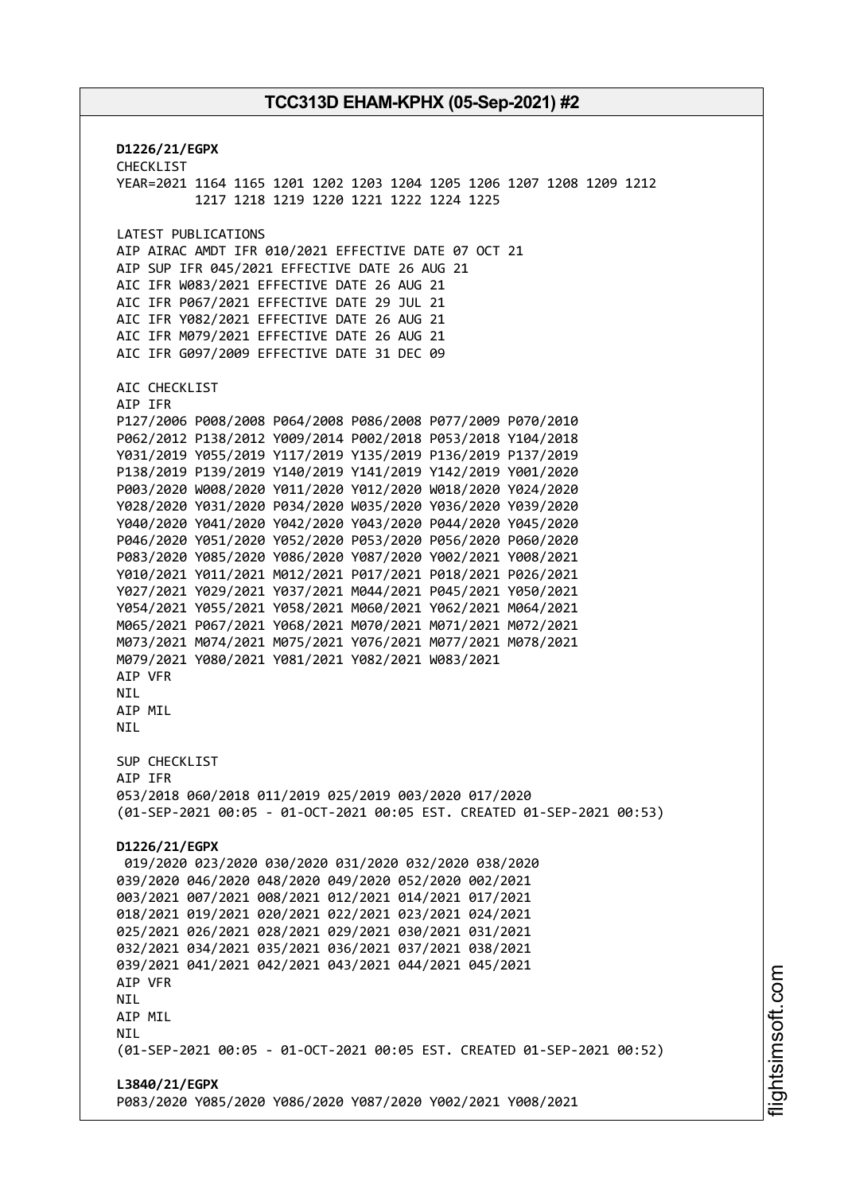**D1226/21/EGPX**
CHECKLIST
YEAR=2021 1164 1165 1201 1202 1203 1204 1205 1206 1207 1208 1209 1212
1217 1218 1219 1220 1221 1222 1224 1225

LATEST PUBLICATIONS
AIP AIRAC AMDT IFR 010/2021 EFFECTIVE DATE 07 OCT 21
AIP SUP IFR 045/2021 EFFECTIVE DATE 26 AUG 21
AIC IFR W083/2021 EFFECTIVE DATE 26 AUG 21
AIC IFR P067/2021 EFFECTIVE DATE 29 JUL 21
AIC IFR Y082/2021 EFFECTIVE DATE 26 AUG 21
AIC IFR M079/2021 EFFECTIVE DATE 26 AUG 21
AIC IFR G097/2009 EFFECTIVE DATE 31 DEC 09

AIC CHECKLIST
AIP IFR
P127/2006 P008/2008 P064/2008 P086/2008 P077/2009 P070/2010
P062/2012 P138/2012 Y009/2014 P002/2018 P053/2018 Y104/2018
Y031/2019 Y055/2019 Y117/2019 Y135/2019 P136/2019 P137/2019
P138/2019 P139/2019 Y140/2019 Y141/2019 Y142/2019 Y001/2020
P003/2020 W008/2020 Y011/2020 Y012/2020 W018/2020 Y024/2020
Y028/2020 Y031/2020 P034/2020 W035/2020 Y036/2020 Y039/2020
Y040/2020 Y041/2020 Y042/2020 Y043/2020 P044/2020 Y045/2020
P046/2020 Y051/2020 Y052/2020 P053/2020 P056/2020 P060/2020
P083/2020 Y085/2020 Y086/2020 Y087/2020 Y002/2021 Y008/2021
Y010/2021 Y011/2021 M012/2021 P017/2021 P018/2021 P026/2021
Y027/2021 Y029/2021 Y037/2021 M044/2021 P045/2021 Y050/2021
Y054/2021 Y055/2021 Y058/2021 M060/2021 Y062/2021 M064/2021
M065/2021 P067/2021 Y068/2021 M070/2021 M071/2021 M072/2021
M073/2021 M074/2021 M075/2021 Y076/2021 M077/2021 M078/2021
M079/2021 Y080/2021 Y081/2021 Y082/2021 W083/2021
AIP VFR
NIL
AIP MIL
NIL

SUP CHECKLIST
AIP IFR
053/2018 060/2018 011/2019 025/2019 003/2020 017/2020
(01-SEP-2021 00:05 - 01-OCT-2021 00:05 EST. CREATED 01-SEP-2021 00:53)

**D1226/21/EGPX**
019/2020 023/2020 030/2020 031/2020 032/2020 038/2020
039/2020 046/2020 048/2020 049/2020 052/2020 002/2021
003/2021 007/2021 008/2021 012/2021 014/2021 017/2021
018/2021 019/2021 020/2021 022/2021 023/2021 024/2021
025/2021 026/2021 028/2021 029/2021 030/2021 031/2021
032/2021 034/2021 035/2021 036/2021 037/2021 038/2021
039/2021 041/2021 042/2021 043/2021 044/2021 045/2021
AIP VFR
NIL
AIP MIL
NIL
(01-SEP-2021 00:05 - 01-OCT-2021 00:05 EST. CREATED 01-SEP-2021 00:52)

**L3840/21/EGPX**
P083/2020 Y085/2020 Y086/2020 Y087/2020 Y002/2021 Y008/2021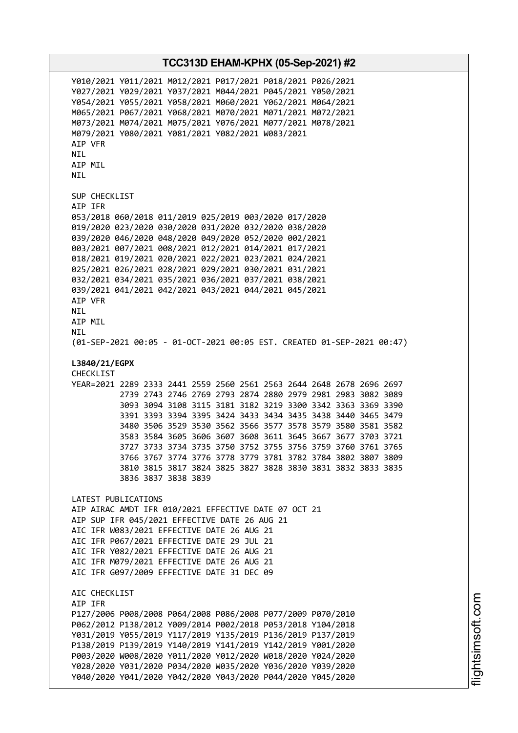Y010/2021 Y011/2021 M012/2021 P017/2021 P018/2021 P026/2021
Y027/2021 Y029/2021 Y037/2021 M044/2021 P045/2021 Y050/2021
Y054/2021 Y055/2021 Y058/2021 M060/2021 Y062/2021 M064/2021
M065/2021 P067/2021 Y068/2021 M070/2021 M071/2021 M072/2021
M073/2021 M074/2021 M075/2021 Y076/2021 M077/2021 M078/2021
M079/2021 Y080/2021 Y081/2021 Y082/2021 W083/2021
AIP VFR
NIL
AIP MIL
NIL

SUP CHECKLIST
AIP IFR
053/2018 060/2018 011/2019 025/2019 003/2020 017/2020
019/2020 023/2020 030/2020 031/2020 032/2020 038/2020
039/2020 046/2020 048/2020 049/2020 052/2020 002/2021
003/2021 007/2021 008/2021 012/2021 014/2021 017/2021
018/2021 019/2021 020/2021 022/2021 023/2021 024/2021
025/2021 026/2021 028/2021 029/2021 030/2021 031/2021
032/2021 034/2021 035/2021 036/2021 037/2021 038/2021
039/2021 041/2021 042/2021 043/2021 044/2021 045/2021
AIP VFR
NIL
AIP MIL
NIL
(01-SEP-2021 00:05 - 01-OCT-2021 00:05 EST. CREATED 01-SEP-2021 00:47)

**L3840/21/EGPX**
CHECKLIST
YEAR=2021 2289 2333 2441 2559 2560 2561 2563 2644 2648 2678 2696 2697
2739 2743 2746 2769 2793 2874 2880 2979 2981 2983 3082 3089
3093 3094 3108 3115 3181 3182 3219 3300 3342 3363 3369 3390
3391 3393 3394 3395 3424 3433 3434 3435 3438 3440 3465 3479
3480 3506 3529 3530 3562 3566 3577 3578 3579 3580 3581 3582
3583 3584 3605 3606 3607 3608 3611 3645 3667 3677 3703 3721
3727 3733 3734 3735 3750 3752 3755 3756 3759 3760 3761 3765
3766 3767 3774 3776 3778 3779 3781 3782 3784 3802 3807 3809
3810 3815 3817 3824 3825 3827 3828 3830 3831 3832 3833 3835
3836 3837 3838 3839

LATEST PUBLICATIONS
AIP AIRAC AMDT IFR 010/2021 EFFECTIVE DATE 07 OCT 21
AIP SUP IFR 045/2021 EFFECTIVE DATE 26 AUG 21
AIC IFR W083/2021 EFFECTIVE DATE 26 AUG 21
AIC IFR P067/2021 EFFECTIVE DATE 29 JUL 21
AIC IFR Y082/2021 EFFECTIVE DATE 26 AUG 21
AIC IFR M079/2021 EFFECTIVE DATE 26 AUG 21
AIC IFR G097/2009 EFFECTIVE DATE 31 DEC 09

AIC CHECKLIST
AIP IFR
P127/2006 P008/2008 P064/2008 P086/2008 P077/2009 P070/2010
P062/2012 P138/2012 Y009/2014 P002/2018 P053/2018 Y104/2018
Y031/2019 Y055/2019 Y117/2019 Y135/2019 P136/2019 P137/2019
P138/2019 P139/2019 Y140/2019 Y141/2019 Y142/2019 Y001/2020
P003/2020 W008/2020 Y011/2020 Y012/2020 W018/2020 Y024/2020
Y028/2020 Y031/2020 P034/2020 W035/2020 Y036/2020 Y039/2020
Y040/2020 Y041/2020 Y042/2020 Y043/2020 P044/2020 Y045/2020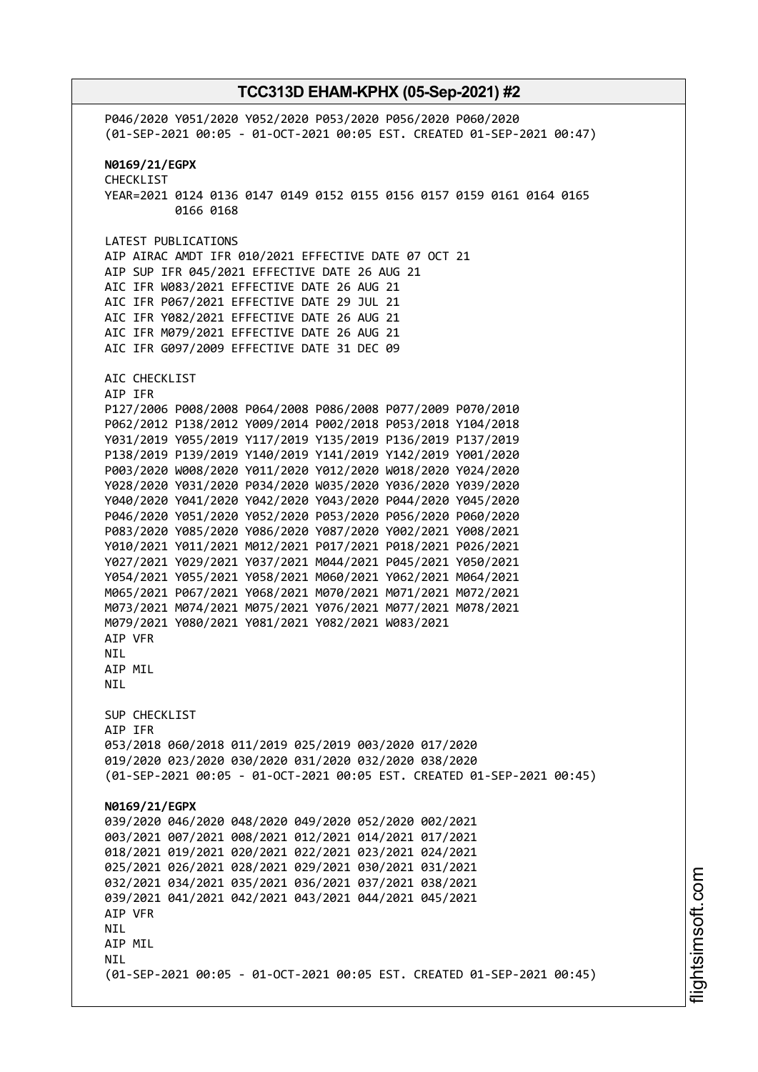P046/2020 Y051/2020 Y052/2020 P053/2020 P056/2020 P060/2020
(01-SEP-2021 00:05 - 01-OCT-2021 00:05 EST. CREATED 01-SEP-2021 00:47)

**N0169/21/EGPX**
CHECKLIST
YEAR=2021 0124 0136 0147 0149 0152 0155 0156 0157 0159 0161 0164 0165
0166 0168

LATEST PUBLICATIONS
AIP AIRAC AMDT IFR 010/2021 EFFECTIVE DATE 07 OCT 21
AIP SUP IFR 045/2021 EFFECTIVE DATE 26 AUG 21
AIC IFR W083/2021 EFFECTIVE DATE 26 AUG 21
AIC IFR P067/2021 EFFECTIVE DATE 29 JUL 21
AIC IFR Y082/2021 EFFECTIVE DATE 26 AUG 21
AIC IFR M079/2021 EFFECTIVE DATE 26 AUG 21
AIC IFR G097/2009 EFFECTIVE DATE 31 DEC 09

AIC CHECKLIST
AIP IFR
P127/2006 P008/2008 P064/2008 P086/2008 P077/2009 P070/2010
P062/2012 P138/2012 Y009/2014 P002/2018 P053/2018 Y104/2018
Y031/2019 Y055/2019 Y117/2019 Y135/2019 P136/2019 P137/2019
P138/2019 P139/2019 Y140/2019 Y141/2019 Y142/2019 Y001/2020
P003/2020 W008/2020 Y011/2020 Y012/2020 W018/2020 Y024/2020
Y028/2020 Y031/2020 P034/2020 W035/2020 Y036/2020 Y039/2020
Y040/2020 Y041/2020 Y042/2020 Y043/2020 P044/2020 Y045/2020
P046/2020 Y051/2020 Y052/2020 P053/2020 P056/2020 P060/2020
P083/2020 Y085/2020 Y086/2020 Y087/2020 Y002/2021 Y008/2021
Y010/2021 Y011/2021 M012/2021 P017/2021 P018/2021 P026/2021
Y027/2021 Y029/2021 Y037/2021 M044/2021 P045/2021 Y050/2021
Y054/2021 Y055/2021 Y058/2021 M060/2021 Y062/2021 M064/2021
M065/2021 P067/2021 Y068/2021 M070/2021 M071/2021 M072/2021
M073/2021 M074/2021 M075/2021 Y076/2021 M077/2021 M078/2021
M079/2021 Y080/2021 Y081/2021 Y082/2021 W083/2021
AIP VFR
NIL
AIP MIL
NIL

SUP CHECKLIST
AIP IFR
053/2018 060/2018 011/2019 025/2019 003/2020 017/2020
019/2020 023/2020 030/2020 031/2020 032/2020 038/2020
(01-SEP-2021 00:05 - 01-OCT-2021 00:05 EST. CREATED 01-SEP-2021 00:45)

**N0169/21/EGPX**
039/2020 046/2020 048/2020 049/2020 052/2020 002/2021
003/2021 007/2021 008/2021 012/2021 014/2021 017/2021
018/2021 019/2021 020/2021 022/2021 023/2021 024/2021
025/2021 026/2021 028/2021 029/2021 030/2021 031/2021
032/2021 034/2021 035/2021 036/2021 037/2021 038/2021
039/2021 041/2021 042/2021 043/2021 044/2021 045/2021
AIP VFR
NIL
AIP MIL
NIL
(01-SEP-2021 00:05 - 01-OCT-2021 00:05 EST. CREATED 01-SEP-2021 00:45)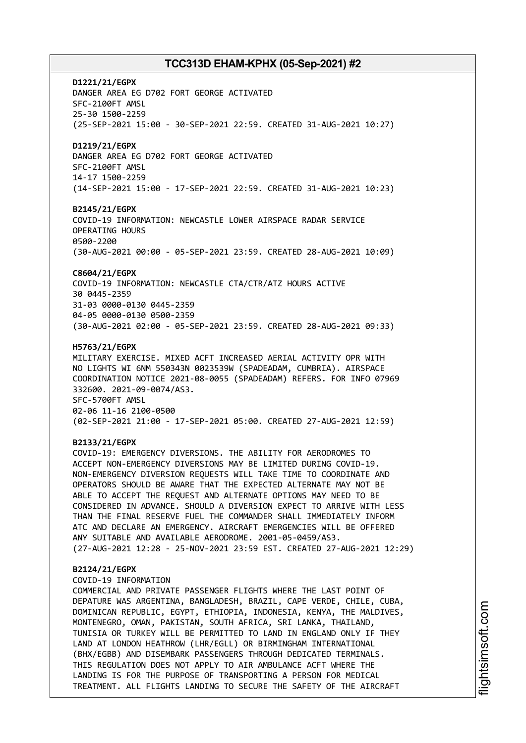**D1221/21/EGPX**
DANGER AREA EG D702 FORT GEORGE ACTIVATED
SFC-2100FT AMSL
25-30 1500-2259
(25-SEP-2021 15:00 - 30-SEP-2021 22:59. CREATED 31-AUG-2021 10:27)

**D1219/21/EGPX**
DANGER AREA EG D702 FORT GEORGE ACTIVATED
SFC-2100FT AMSL
14-17 1500-2259
(14-SEP-2021 15:00 - 17-SEP-2021 22:59. CREATED 31-AUG-2021 10:23)

**B2145/21/EGPX**
COVID-19 INFORMATION: NEWCASTLE LOWER AIRSPACE RADAR SERVICE
OPERATING HOURS
0500-2200
(30-AUG-2021 00:00 - 05-SEP-2021 23:59. CREATED 28-AUG-2021 10:09)

**C8604/21/EGPX**
COVID-19 INFORMATION: NEWCASTLE CTA/CTR/ATZ HOURS ACTIVE
30 0445-2359
31-03 0000-0130 0445-2359
04-05 0000-0130 0500-2359
(30-AUG-2021 02:00 - 05-SEP-2021 23:59. CREATED 28-AUG-2021 09:33)

**H5763/21/EGPX**
MILITARY EXERCISE. MIXED ACFT INCREASED AERIAL ACTIVITY OPR WITH
NO LIGHTS WI 6NM 550343N 0023539W (SPADEADAM, CUMBRIA). AIRSPACE
COORDINATION NOTICE 2021-08-0055 (SPADEADAM) REFERS. FOR INFO 07969
332600. 2021-09-0074/AS3.
SFC-5700FT AMSL
02-06 11-16 2100-0500
(02-SEP-2021 21:00 - 17-SEP-2021 05:00. CREATED 27-AUG-2021 12:59)

**B2133/21/EGPX**
COVID-19: EMERGENCY DIVERSIONS. THE ABILITY FOR AERODROMES TO
ACCEPT NON-EMERGENCY DIVERSIONS MAY BE LIMITED DURING COVID-19.
NON-EMERGENCY DIVERSION REQUESTS WILL TAKE TIME TO COORDINATE AND
OPERATORS SHOULD BE AWARE THAT THE EXPECTED ALTERNATE MAY NOT BE
ABLE TO ACCEPT THE REQUEST AND ALTERNATE OPTIONS MAY NEED TO BE
CONSIDERED IN ADVANCE. SHOULD A DIVERSION EXPECT TO ARRIVE WITH LESS
THAN THE FINAL RESERVE FUEL THE COMMANDER SHALL IMMEDIATELY INFORM
ATC AND DECLARE AN EMERGENCY. AIRCRAFT EMERGENCIES WILL BE OFFERED
ANY SUITABLE AND AVAILABLE AERODROME. 2001-05-0459/AS3.
(27-AUG-2021 12:28 - 25-NOV-2021 23:59 EST. CREATED 27-AUG-2021 12:29)

**B2124/21/EGPX**
COVID-19 INFORMATION
COMMERCIAL AND PRIVATE PASSENGER FLIGHTS WHERE THE LAST POINT OF
DEPATURE WAS ARGENTINA, BANGLADESH, BRAZIL, CAPE VERDE, CHILE, CUBA,
DOMINICAN REPUBLIC, EGYPT, ETHIOPIA, INDONESIA, KENYA, THE MALDIVES,
MONTENEGRO, OMAN, PAKISTAN, SOUTH AFRICA, SRI LANKA, THAILAND,
TUNISIA OR TURKEY WILL BE PERMITTED TO LAND IN ENGLAND ONLY IF THEY
LAND AT LONDON HEATHROW (LHR/EGLL) OR BIRMINGHAM INTERNATIONAL
(BHX/EGBB) AND DISEMBARK PASSENGERS THROUGH DEDICATED TERMINALS.
THIS REGULATION DOES NOT APPLY TO AIR AMBULANCE ACFT WHERE THE
LANDING IS FOR THE PURPOSE OF TRANSPORTING A PERSON FOR MEDICAL
TREATMENT. ALL FLIGHTS LANDING TO SECURE THE SAFETY OF THE AIRCRAFT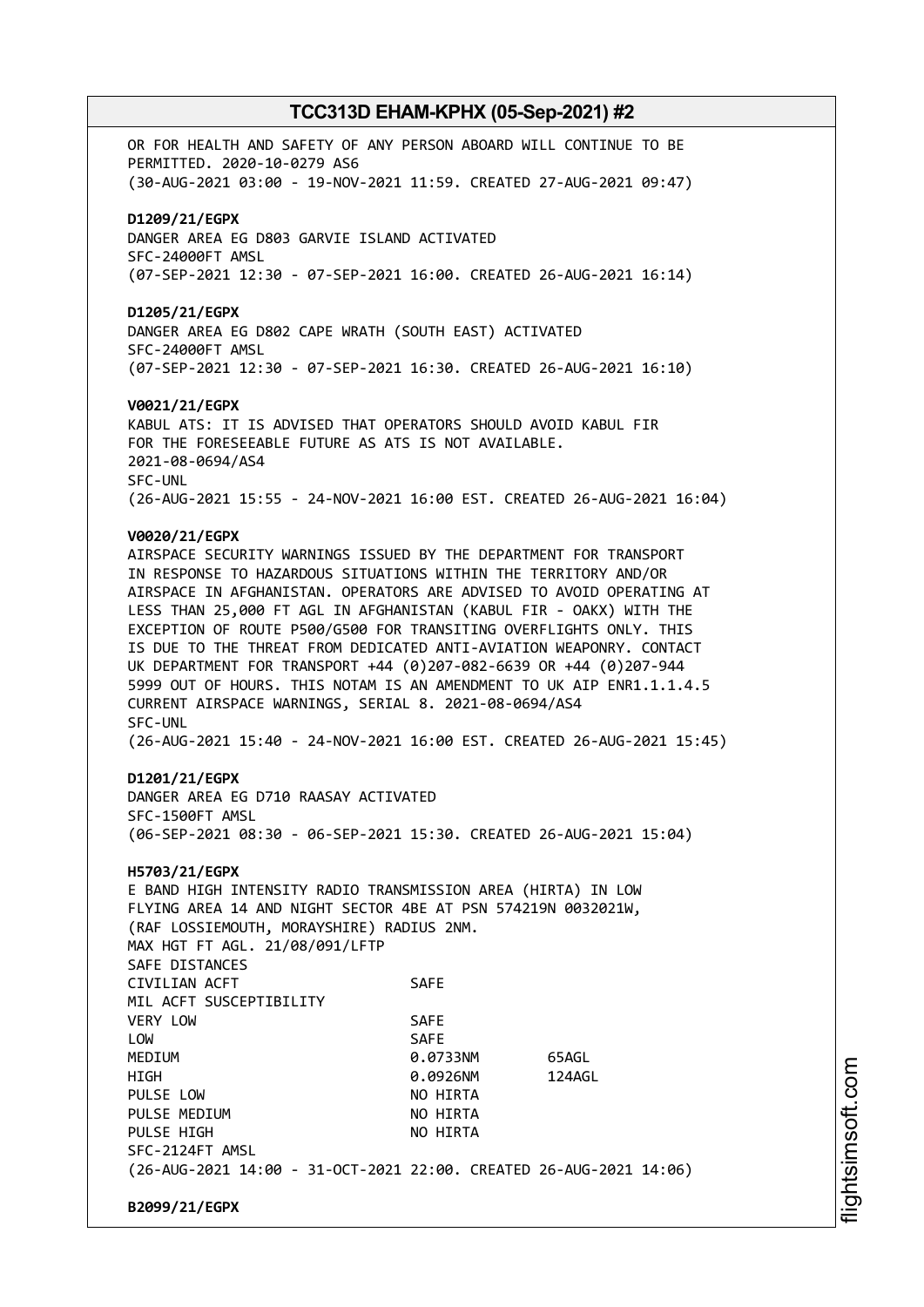OR FOR HEALTH AND SAFETY OF ANY PERSON ABOARD WILL CONTINUE TO BE PERMITTED. 2020-10-0279 AS6
(30-AUG-2021 03:00 - 19-NOV-2021 11:59. CREATED 27-AUG-2021 09:47)

**D1209/21/EGPX**
DANGER AREA EG D803 GARVIE ISLAND ACTIVATED
SFC-24000FT AMSL
(07-SEP-2021 12:30 - 07-SEP-2021 16:00. CREATED 26-AUG-2021 16:14)

**D1205/21/EGPX**
DANGER AREA EG D802 CAPE WRATH (SOUTH EAST) ACTIVATED
SFC-24000FT AMSL
(07-SEP-2021 12:30 - 07-SEP-2021 16:30. CREATED 26-AUG-2021 16:10)

**V0021/21/EGPX**
KABUL ATS: IT IS ADVISED THAT OPERATORS SHOULD AVOID KABUL FIR FOR THE FORESEEABLE FUTURE AS ATS IS NOT AVAILABLE.
2021-08-0694/AS4
SFC-UNL
(26-AUG-2021 15:55 - 24-NOV-2021 16:00 EST. CREATED 26-AUG-2021 16:04)

**V0020/21/EGPX**
AIRSPACE SECURITY WARNINGS ISSUED BY THE DEPARTMENT FOR TRANSPORT IN RESPONSE TO HAZARDOUS SITUATIONS WITHIN THE TERRITORY AND/OR AIRSPACE IN AFGHANISTAN. OPERATORS ARE ADVISED TO AVOID OPERATING AT LESS THAN 25,000 FT AGL IN AFGHANISTAN (KABUL FIR - OAKX) WITH THE EXCEPTION OF ROUTE P500/G500 FOR TRANSITING OVERFLIGHTS ONLY. THIS IS DUE TO THE THREAT FROM DEDICATED ANTI-AVIATION WEAPONRY. CONTACT UK DEPARTMENT FOR TRANSPORT +44 (0)207-082-6639 OR +44 (0)207-944 5999 OUT OF HOURS. THIS NOTAM IS AN AMENDMENT TO UK AIP ENR1.1.1.4.5 CURRENT AIRSPACE WARNINGS, SERIAL 8. 2021-08-0694/AS4
SFC-UNL
(26-AUG-2021 15:40 - 24-NOV-2021 16:00 EST. CREATED 26-AUG-2021 15:45)

**D1201/21/EGPX**
DANGER AREA EG D710 RAASAY ACTIVATED
SFC-1500FT AMSL
(06-SEP-2021 08:30 - 06-SEP-2021 15:30. CREATED 26-AUG-2021 15:04)

**H5703/21/EGPX**
E BAND HIGH INTENSITY RADIO TRANSMISSION AREA (HIRTA) IN LOW FLYING AREA 14 AND NIGHT SECTOR 4BE AT PSN 574219N 0032021W, (RAF LOSSIEMOUTH, MORAYSHIRE) RADIUS 2NM.
MAX HGT FT AGL. 21/08/091/LFTP
SAFE DISTANCES

| | | |
|---|---|---|
| CIVILIAN ACFT | SAFE | |
| MIL ACFT SUSCEPTIBILITY | | |
| VERY LOW | SAFE | |
| LOW | SAFE | |
| MEDIUM | 0.0733NM | 65AGL |
| HIGH | 0.0926NM | 124AGL |
| PULSE LOW | NO HIRTA | |
| PULSE MEDIUM | NO HIRTA | |
| PULSE HIGH | NO HIRTA | |

SFC-2124FT AMSL
(26-AUG-2021 14:00 - 31-OCT-2021 22:00. CREATED 26-AUG-2021 14:06)

**B2099/21/EGPX**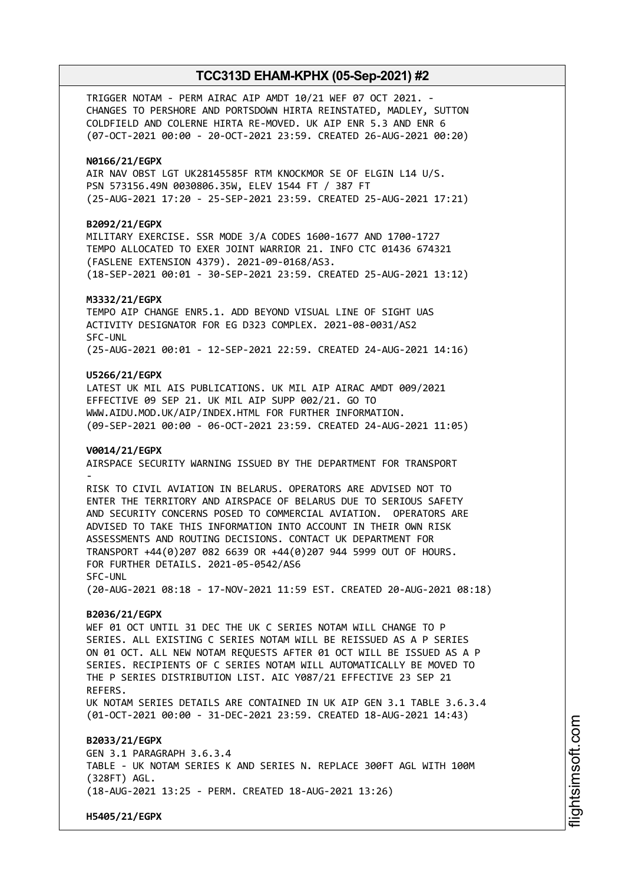TRIGGER NOTAM - PERM AIRAC AIP AMDT 10/21 WEF 07 OCT 2021. - CHANGES TO PERSHORE AND PORTSDOWN HIRTA REINSTATED, MADLEY, SUTTON COLDFIELD AND COLERNE HIRTA RE-MOVED. UK AIP ENR 5.3 AND ENR 6
(07-OCT-2021 00:00 - 20-OCT-2021 23:59. CREATED 26-AUG-2021 00:20)

**N0166/21/EGPX**
AIR NAV OBST LGT UK28145585F RTM KNOCKMOR SE OF ELGIN L14 U/S. PSN 573156.49N 0030806.35W, ELEV 1544 FT / 387 FT
(25-AUG-2021 17:20 - 25-SEP-2021 23:59. CREATED 25-AUG-2021 17:21)

**B2092/21/EGPX**
MILITARY EXERCISE. SSR MODE 3/A CODES 1600-1677 AND 1700-1727 TEMPO ALLOCATED TO EXER JOINT WARRIOR 21. INFO CTC 01436 674321 (FASLENE EXTENSION 4379). 2021-09-0168/AS3.
(18-SEP-2021 00:01 - 30-SEP-2021 23:59. CREATED 25-AUG-2021 13:12)

**M3332/21/EGPX**
TEMPO AIP CHANGE ENR5.1. ADD BEYOND VISUAL LINE OF SIGHT UAS ACTIVITY DESIGNATOR FOR EG D323 COMPLEX. 2021-08-0031/AS2
SFC-UNL
(25-AUG-2021 00:01 - 12-SEP-2021 22:59. CREATED 24-AUG-2021 14:16)

**U5266/21/EGPX**
LATEST UK MIL AIS PUBLICATIONS. UK MIL AIP AIRAC AMDT 009/2021 EFFECTIVE 09 SEP 21. UK MIL AIP SUPP 002/21. GO TO WWW.AIDU.MOD.UK/AIP/INDEX.HTML FOR FURTHER INFORMATION.
(09-SEP-2021 00:00 - 06-OCT-2021 23:59. CREATED 24-AUG-2021 11:05)

**V0014/21/EGPX**
AIRSPACE SECURITY WARNING ISSUED BY THE DEPARTMENT FOR TRANSPORT
-
RISK TO CIVIL AVIATION IN BELARUS. OPERATORS ARE ADVISED NOT TO ENTER THE TERRITORY AND AIRSPACE OF BELARUS DUE TO SERIOUS SAFETY AND SECURITY CONCERNS POSED TO COMMERCIAL AVIATION. OPERATORS ARE ADVISED TO TAKE THIS INFORMATION INTO ACCOUNT IN THEIR OWN RISK ASSESSMENTS AND ROUTING DECISIONS. CONTACT UK DEPARTMENT FOR TRANSPORT +44(0)207 082 6639 OR +44(0)207 944 5999 OUT OF HOURS. FOR FURTHER DETAILS. 2021-05-0542/AS6
SFC-UNL
(20-AUG-2021 08:18 - 17-NOV-2021 11:59 EST. CREATED 20-AUG-2021 08:18)

**B2036/21/EGPX**
WEF 01 OCT UNTIL 31 DEC THE UK C SERIES NOTAM WILL CHANGE TO P SERIES. ALL EXISTING C SERIES NOTAM WILL BE REISSUED AS A P SERIES ON 01 OCT. ALL NEW NOTAM REQUESTS AFTER 01 OCT WILL BE ISSUED AS A P SERIES. RECIPIENTS OF C SERIES NOTAM WILL AUTOMATICALLY BE MOVED TO THE P SERIES DISTRIBUTION LIST. AIC Y087/21 EFFECTIVE 23 SEP 21 REFERS.
UK NOTAM SERIES DETAILS ARE CONTAINED IN UK AIP GEN 3.1 TABLE 3.6.3.4
(01-OCT-2021 00:00 - 31-DEC-2021 23:59. CREATED 18-AUG-2021 14:43)

**B2033/21/EGPX**
GEN 3.1 PARAGRAPH 3.6.3.4
TABLE - UK NOTAM SERIES K AND SERIES N. REPLACE 300FT AGL WITH 100M (328FT) AGL.
(18-AUG-2021 13:25 - PERM. CREATED 18-AUG-2021 13:26)

**H5405/21/EGPX**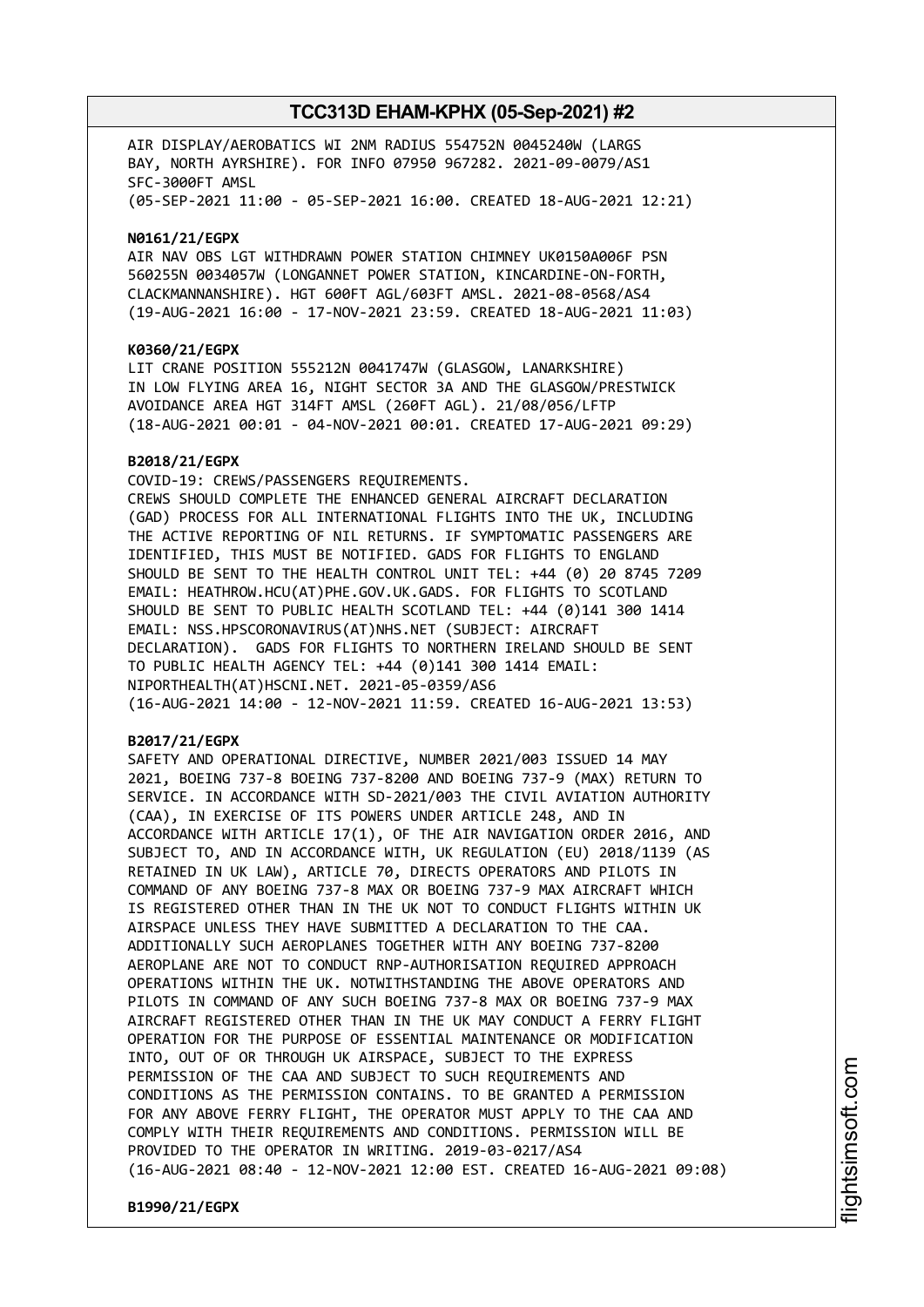AIR DISPLAY/AEROBATICS WI 2NM RADIUS 554752N 0045240W (LARGS BAY, NORTH AYRSHIRE). FOR INFO 07950 967282. 2021-09-0079/AS1 SFC-3000FT AMSL
(05-SEP-2021 11:00 - 05-SEP-2021 16:00. CREATED 18-AUG-2021 12:21)

**N0161/21/EGPX**
AIR NAV OBS LGT WITHDRAWN POWER STATION CHIMNEY UK0150A006F PSN 560255N 0034057W (LONGANNET POWER STATION, KINCARDINE-ON-FORTH, CLACKMANNANSHIRE). HGT 600FT AGL/603FT AMSL. 2021-08-0568/AS4
(19-AUG-2021 16:00 - 17-NOV-2021 23:59. CREATED 18-AUG-2021 11:03)

**K0360/21/EGPX**
LIT CRANE POSITION 555212N 0041747W (GLASGOW, LANARKSHIRE) IN LOW FLYING AREA 16, NIGHT SECTOR 3A AND THE GLASGOW/PRESTWICK AVOIDANCE AREA HGT 314FT AMSL (260FT AGL). 21/08/056/LFTP
(18-AUG-2021 00:01 - 04-NOV-2021 00:01. CREATED 17-AUG-2021 09:29)

**B2018/21/EGPX**
COVID-19: CREWS/PASSENGERS REQUIREMENTS.
CREWS SHOULD COMPLETE THE ENHANCED GENERAL AIRCRAFT DECLARATION (GAD) PROCESS FOR ALL INTERNATIONAL FLIGHTS INTO THE UK, INCLUDING THE ACTIVE REPORTING OF NIL RETURNS. IF SYMPTOMATIC PASSENGERS ARE IDENTIFIED, THIS MUST BE NOTIFIED. GADS FOR FLIGHTS TO ENGLAND SHOULD BE SENT TO THE HEALTH CONTROL UNIT TEL: +44 (0) 20 8745 7209 EMAIL: HEATHROW.HCU(AT)PHE.GOV.UK.GADS. FOR FLIGHTS TO SCOTLAND SHOULD BE SENT TO PUBLIC HEALTH SCOTLAND TEL: +44 (0)141 300 1414 EMAIL: NSS.HPSCORONAVIRUS(AT)NHS.NET (SUBJECT: AIRCRAFT DECLARATION). GADS FOR FLIGHTS TO NORTHERN IRELAND SHOULD BE SENT TO PUBLIC HEALTH AGENCY TEL: +44 (0)141 300 1414 EMAIL: NIPORTHEALTH(AT)HSCNI.NET. 2021-05-0359/AS6
(16-AUG-2021 14:00 - 12-NOV-2021 11:59. CREATED 16-AUG-2021 13:53)

**B2017/21/EGPX**
SAFETY AND OPERATIONAL DIRECTIVE, NUMBER 2021/003 ISSUED 14 MAY 2021, BOEING 737-8 BOEING 737-8200 AND BOEING 737-9 (MAX) RETURN TO SERVICE. IN ACCORDANCE WITH SD-2021/003 THE CIVIL AVIATION AUTHORITY (CAA), IN EXERCISE OF ITS POWERS UNDER ARTICLE 248, AND IN ACCORDANCE WITH ARTICLE 17(1), OF THE AIR NAVIGATION ORDER 2016, AND SUBJECT TO, AND IN ACCORDANCE WITH, UK REGULATION (EU) 2018/1139 (AS RETAINED IN UK LAW), ARTICLE 70, DIRECTS OPERATORS AND PILOTS IN COMMAND OF ANY BOEING 737-8 MAX OR BOEING 737-9 MAX AIRCRAFT WHICH IS REGISTERED OTHER THAN IN THE UK NOT TO CONDUCT FLIGHTS WITHIN UK AIRSPACE UNLESS THEY HAVE SUBMITTED A DECLARATION TO THE CAA. ADDITIONALLY SUCH AEROPLANES TOGETHER WITH ANY BOEING 737-8200 AEROPLANE ARE NOT TO CONDUCT RNP-AUTHORISATION REQUIRED APPROACH OPERATIONS WITHIN THE UK. NOTWITHSTANDING THE ABOVE OPERATORS AND PILOTS IN COMMAND OF ANY SUCH BOEING 737-8 MAX OR BOEING 737-9 MAX AIRCRAFT REGISTERED OTHER THAN IN THE UK MAY CONDUCT A FERRY FLIGHT OPERATION FOR THE PURPOSE OF ESSENTIAL MAINTENANCE OR MODIFICATION INTO, OUT OF OR THROUGH UK AIRSPACE, SUBJECT TO THE EXPRESS PERMISSION OF THE CAA AND SUBJECT TO SUCH REQUIREMENTS AND CONDITIONS AS THE PERMISSION CONTAINS. TO BE GRANTED A PERMISSION FOR ANY ABOVE FERRY FLIGHT, THE OPERATOR MUST APPLY TO THE CAA AND COMPLY WITH THEIR REQUIREMENTS AND CONDITIONS. PERMISSION WILL BE PROVIDED TO THE OPERATOR IN WRITING. 2019-03-0217/AS4
(16-AUG-2021 08:40 - 12-NOV-2021 12:00 EST. CREATED 16-AUG-2021 09:08)

**B1990/21/EGPX**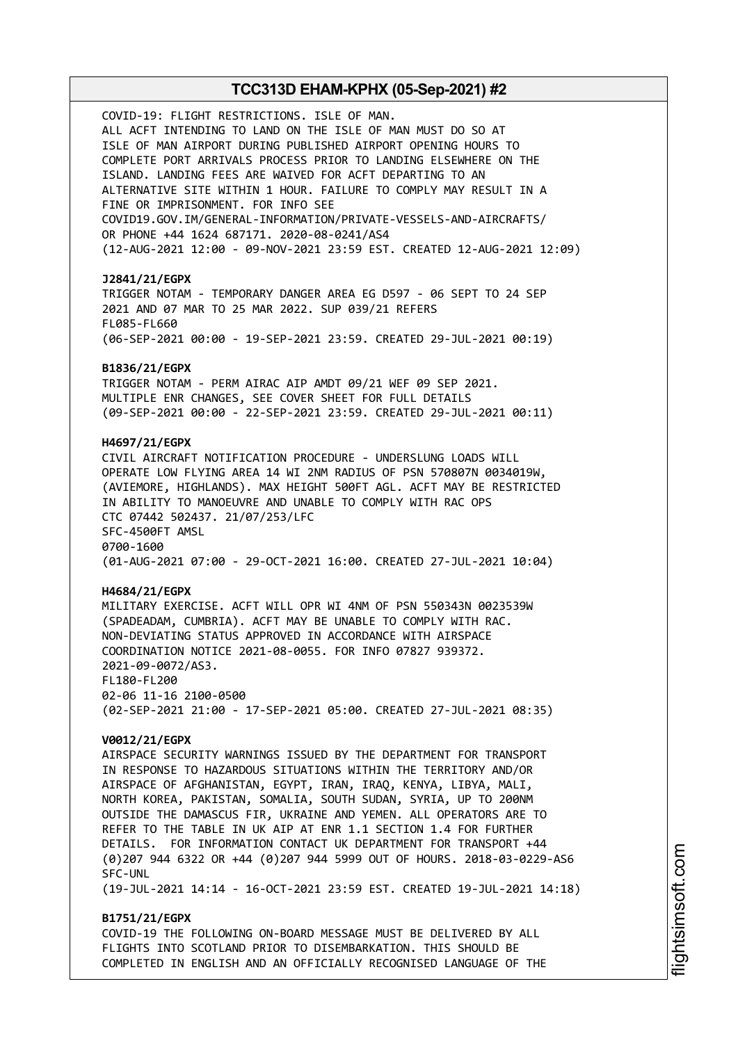COVID-19: FLIGHT RESTRICTIONS. ISLE OF MAN.
ALL ACFT INTENDING TO LAND ON THE ISLE OF MAN MUST DO SO AT
ISLE OF MAN AIRPORT DURING PUBLISHED AIRPORT OPENING HOURS TO
COMPLETE PORT ARRIVALS PROCESS PRIOR TO LANDING ELSEWHERE ON THE
ISLAND. LANDING FEES ARE WAIVED FOR ACFT DEPARTING TO AN
ALTERNATIVE SITE WITHIN 1 HOUR. FAILURE TO COMPLY MAY RESULT IN A
FINE OR IMPRISONMENT. FOR INFO SEE
COVID19.GOV.IM/GENERAL-INFORMATION/PRIVATE-VESSELS-AND-AIRCRAFTS/
OR PHONE +44 1624 687171. 2020-08-0241/AS4
(12-AUG-2021 12:00 - 09-NOV-2021 23:59 EST. CREATED 12-AUG-2021 12:09)

**J2841/21/EGPX**
TRIGGER NOTAM - TEMPORARY DANGER AREA EG D597 - 06 SEPT TO 24 SEP
2021 AND 07 MAR TO 25 MAR 2022. SUP 039/21 REFERS
FL085-FL660
(06-SEP-2021 00:00 - 19-SEP-2021 23:59. CREATED 29-JUL-2021 00:19)

**B1836/21/EGPX**
TRIGGER NOTAM - PERM AIRAC AIP AMDT 09/21 WEF 09 SEP 2021.
MULTIPLE ENR CHANGES, SEE COVER SHEET FOR FULL DETAILS
(09-SEP-2021 00:00 - 22-SEP-2021 23:59. CREATED 29-JUL-2021 00:11)

**H4697/21/EGPX**
CIVIL AIRCRAFT NOTIFICATION PROCEDURE - UNDERSLUNG LOADS WILL
OPERATE LOW FLYING AREA 14 WI 2NM RADIUS OF PSN 570807N 0034019W,
(AVIEMORE, HIGHLANDS). MAX HEIGHT 500FT AGL. ACFT MAY BE RESTRICTED
IN ABILITY TO MANOEUVRE AND UNABLE TO COMPLY WITH RAC OPS
CTC 07442 502437. 21/07/253/LFC
SFC-4500FT AMSL
0700-1600
(01-AUG-2021 07:00 - 29-OCT-2021 16:00. CREATED 27-JUL-2021 10:04)

**H4684/21/EGPX**
MILITARY EXERCISE. ACFT WILL OPR WI 4NM OF PSN 550343N 0023539W
(SPADEADAM, CUMBRIA). ACFT MAY BE UNABLE TO COMPLY WITH RAC.
NON-DEVIATING STATUS APPROVED IN ACCORDANCE WITH AIRSPACE
COORDINATION NOTICE 2021-08-0055. FOR INFO 07827 939372.
2021-09-0072/AS3.
FL180-FL200
02-06 11-16 2100-0500
(02-SEP-2021 21:00 - 17-SEP-2021 05:00. CREATED 27-JUL-2021 08:35)

**V0012/21/EGPX**
AIRSPACE SECURITY WARNINGS ISSUED BY THE DEPARTMENT FOR TRANSPORT
IN RESPONSE TO HAZARDOUS SITUATIONS WITHIN THE TERRITORY AND/OR
AIRSPACE OF AFGHANISTAN, EGYPT, IRAN, IRAQ, KENYA, LIBYA, MALI,
NORTH KOREA, PAKISTAN, SOMALIA, SOUTH SUDAN, SYRIA, UP TO 200NM
OUTSIDE THE DAMASCUS FIR, UKRAINE AND YEMEN. ALL OPERATORS ARE TO
REFER TO THE TABLE IN UK AIP AT ENR 1.1 SECTION 1.4 FOR FURTHER
DETAILS. FOR INFORMATION CONTACT UK DEPARTMENT FOR TRANSPORT +44
(0)207 944 6322 OR +44 (0)207 944 5999 OUT OF HOURS. 2018-03-0229-AS6
SFC-UNL
(19-JUL-2021 14:14 - 16-OCT-2021 23:59 EST. CREATED 19-JUL-2021 14:18)

**B1751/21/EGPX**
COVID-19 THE FOLLOWING ON-BOARD MESSAGE MUST BE DELIVERED BY ALL
FLIGHTS INTO SCOTLAND PRIOR TO DISEMBARKATION. THIS SHOULD BE
COMPLETED IN ENGLISH AND AN OFFICIALLY RECOGNISED LANGUAGE OF THE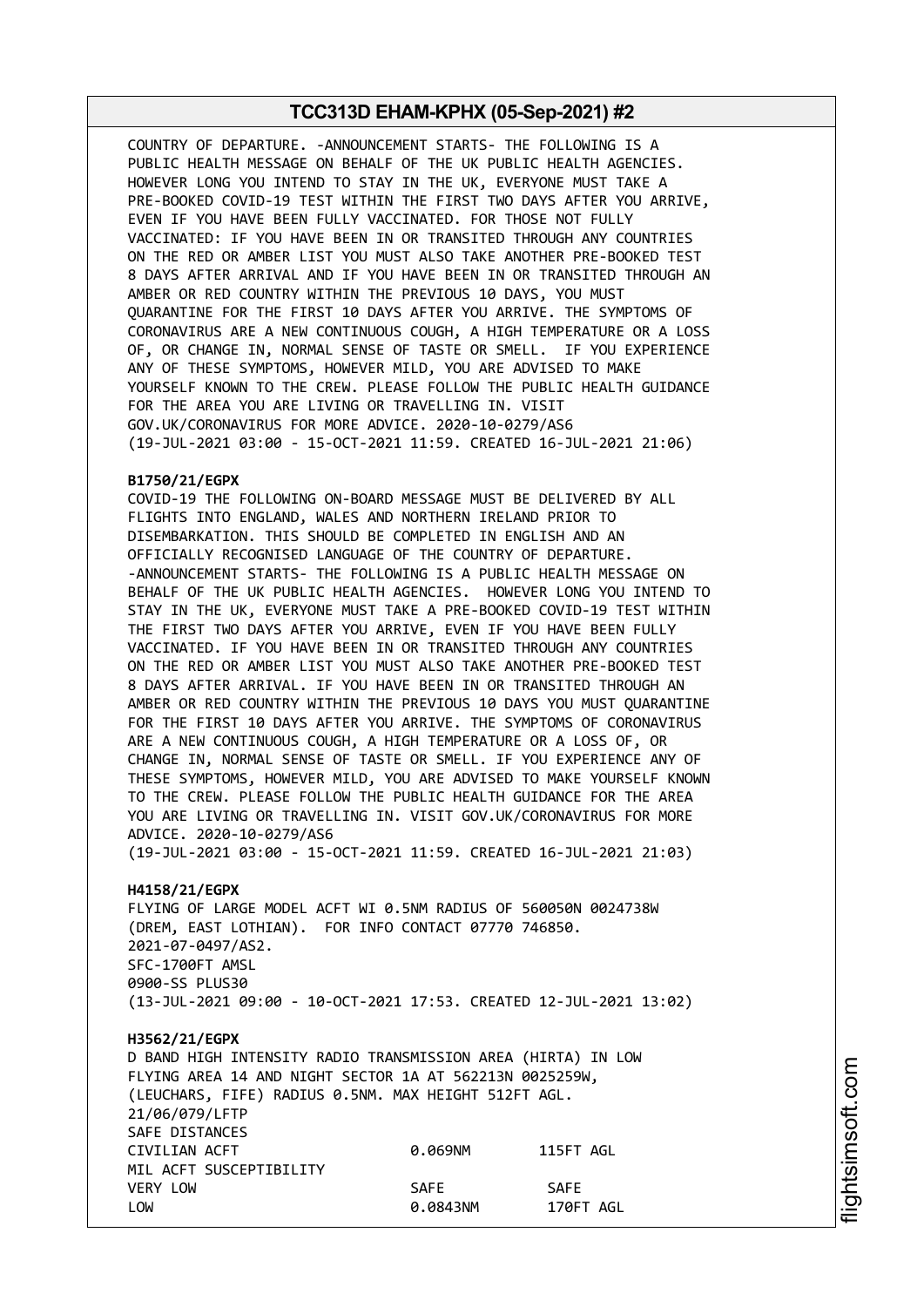COUNTRY OF DEPARTURE. -ANNOUNCEMENT STARTS- THE FOLLOWING IS A PUBLIC HEALTH MESSAGE ON BEHALF OF THE UK PUBLIC HEALTH AGENCIES. HOWEVER LONG YOU INTEND TO STAY IN THE UK, EVERYONE MUST TAKE A PRE-BOOKED COVID-19 TEST WITHIN THE FIRST TWO DAYS AFTER YOU ARRIVE, EVEN IF YOU HAVE BEEN FULLY VACCINATED. FOR THOSE NOT FULLY VACCINATED: IF YOU HAVE BEEN IN OR TRANSITED THROUGH ANY COUNTRIES ON THE RED OR AMBER LIST YOU MUST ALSO TAKE ANOTHER PRE-BOOKED TEST 8 DAYS AFTER ARRIVAL AND IF YOU HAVE BEEN IN OR TRANSITED THROUGH AN AMBER OR RED COUNTRY WITHIN THE PREVIOUS 10 DAYS, YOU MUST QUARANTINE FOR THE FIRST 10 DAYS AFTER YOU ARRIVE. THE SYMPTOMS OF CORONAVIRUS ARE A NEW CONTINUOUS COUGH, A HIGH TEMPERATURE OR A LOSS OF, OR CHANGE IN, NORMAL SENSE OF TASTE OR SMELL. IF YOU EXPERIENCE ANY OF THESE SYMPTOMS, HOWEVER MILD, YOU ARE ADVISED TO MAKE YOURSELF KNOWN TO THE CREW. PLEASE FOLLOW THE PUBLIC HEALTH GUIDANCE FOR THE AREA YOU ARE LIVING OR TRAVELLING IN. VISIT GOV.UK/CORONAVIRUS FOR MORE ADVICE. 2020-10-0279/AS6
(19-JUL-2021 03:00 - 15-OCT-2021 11:59. CREATED 16-JUL-2021 21:06)

**B1750/21/EGPX**
COVID-19 THE FOLLOWING ON-BOARD MESSAGE MUST BE DELIVERED BY ALL FLIGHTS INTO ENGLAND, WALES AND NORTHERN IRELAND PRIOR TO DISEMBARKATION. THIS SHOULD BE COMPLETED IN ENGLISH AND AN OFFICIALLY RECOGNISED LANGUAGE OF THE COUNTRY OF DEPARTURE. -ANNOUNCEMENT STARTS- THE FOLLOWING IS A PUBLIC HEALTH MESSAGE ON BEHALF OF THE UK PUBLIC HEALTH AGENCIES. HOWEVER LONG YOU INTEND TO STAY IN THE UK, EVERYONE MUST TAKE A PRE-BOOKED COVID-19 TEST WITHIN THE FIRST TWO DAYS AFTER YOU ARRIVE, EVEN IF YOU HAVE BEEN FULLY VACCINATED. IF YOU HAVE BEEN IN OR TRANSITED THROUGH ANY COUNTRIES ON THE RED OR AMBER LIST YOU MUST ALSO TAKE ANOTHER PRE-BOOKED TEST 8 DAYS AFTER ARRIVAL. IF YOU HAVE BEEN IN OR TRANSITED THROUGH AN AMBER OR RED COUNTRY WITHIN THE PREVIOUS 10 DAYS YOU MUST QUARANTINE FOR THE FIRST 10 DAYS AFTER YOU ARRIVE. THE SYMPTOMS OF CORONAVIRUS ARE A NEW CONTINUOUS COUGH, A HIGH TEMPERATURE OR A LOSS OF, OR CHANGE IN, NORMAL SENSE OF TASTE OR SMELL. IF YOU EXPERIENCE ANY OF THESE SYMPTOMS, HOWEVER MILD, YOU ARE ADVISED TO MAKE YOURSELF KNOWN TO THE CREW. PLEASE FOLLOW THE PUBLIC HEALTH GUIDANCE FOR THE AREA YOU ARE LIVING OR TRAVELLING IN. VISIT GOV.UK/CORONAVIRUS FOR MORE ADVICE. 2020-10-0279/AS6
(19-JUL-2021 03:00 - 15-OCT-2021 11:59. CREATED 16-JUL-2021 21:03)

**H4158/21/EGPX**
FLYING OF LARGE MODEL ACFT WI 0.5NM RADIUS OF 560050N 0024738W (DREM, EAST LOTHIAN). FOR INFO CONTACT 07770 746850.
2021-07-0497/AS2.
SFC-1700FT AMSL
0900-SS PLUS30
(13-JUL-2021 09:00 - 10-OCT-2021 17:53. CREATED 12-JUL-2021 13:02)

**H3562/21/EGPX**
D BAND HIGH INTENSITY RADIO TRANSMISSION AREA (HIRTA) IN LOW FLYING AREA 14 AND NIGHT SECTOR 1A AT 562213N 0025259W, (LEUCHARS, FIFE) RADIUS 0.5NM. MAX HEIGHT 512FT AGL.
21/06/079/LFTP
SAFE DISTANCES

| | | |
|---|---|---|
| CIVILIAN ACFT | 0.069NM | 115FT AGL |
| MIL ACFT SUSCEPTIBILITY | | |
| VERY LOW | SAFE | SAFE |
| LOW | 0.0843NM | 170FT AGL |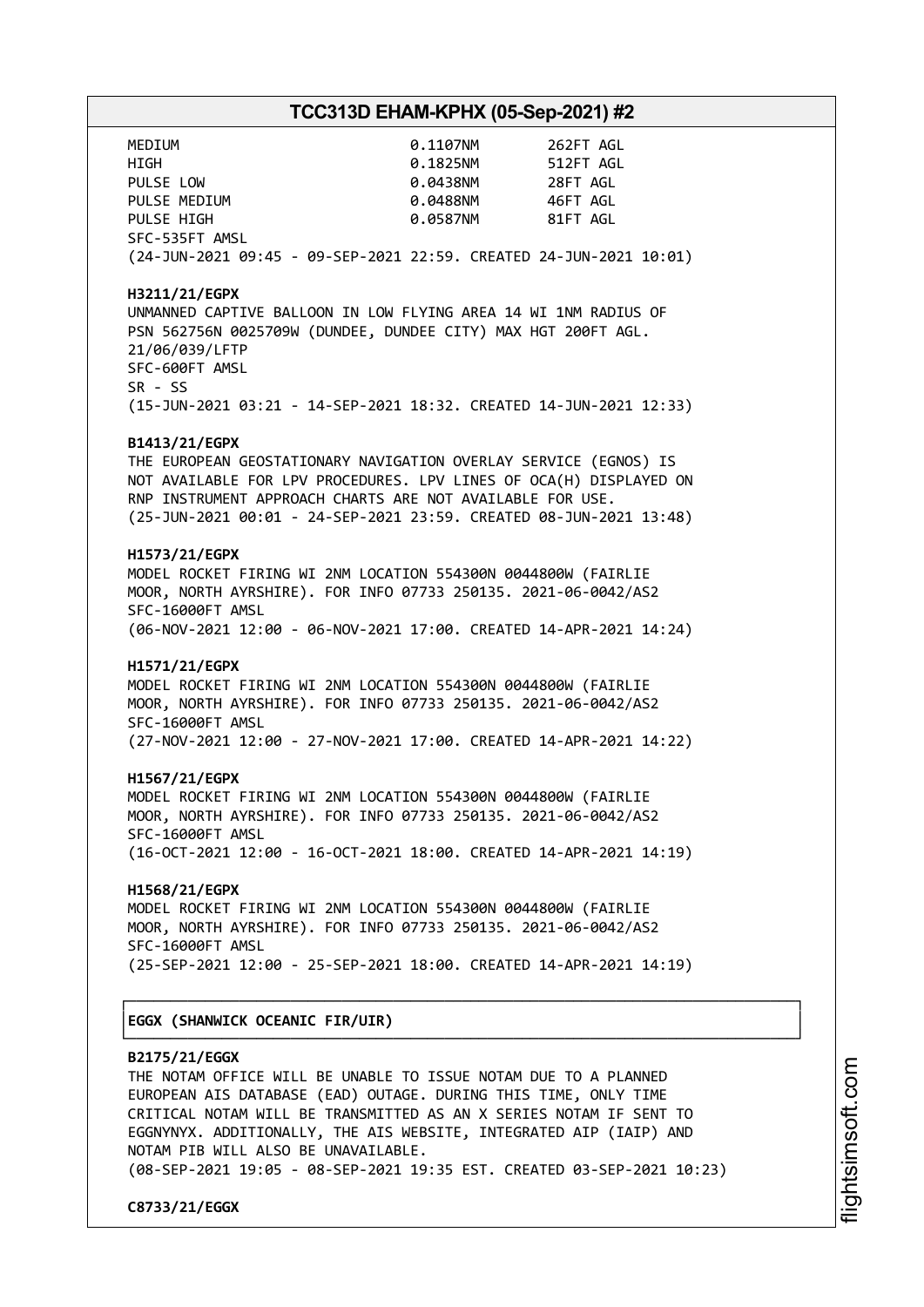| | | |
|---|---|---|
| MEDIUM | 0.1107NM | 262FT AGL |
| HIGH | 0.1825NM | 512FT AGL |
| PULSE LOW | 0.0438NM | 28FT AGL |
| PULSE MEDIUM | 0.0488NM | 46FT AGL |
| PULSE HIGH | 0.0587NM | 81FT AGL |

SFC-535FT AMSL
(24-JUN-2021 09:45 - 09-SEP-2021 22:59. CREATED 24-JUN-2021 10:01)

**H3211/21/EGPX**
UNMANNED CAPTIVE BALLOON IN LOW FLYING AREA 14 WI 1NM RADIUS OF PSN 562756N 0025709W (DUNDEE, DUNDEE CITY) MAX HGT 200FT AGL. 21/06/039/LFTP
SFC-600FT AMSL
SR - SS
(15-JUN-2021 03:21 - 14-SEP-2021 18:32. CREATED 14-JUN-2021 12:33)

**B1413/21/EGPX**
THE EUROPEAN GEOSTATIONARY NAVIGATION OVERLAY SERVICE (EGNOS) IS NOT AVAILABLE FOR LPV PROCEDURES. LPV LINES OF OCA(H) DISPLAYED ON RNP INSTRUMENT APPROACH CHARTS ARE NOT AVAILABLE FOR USE.
(25-JUN-2021 00:01 - 24-SEP-2021 23:59. CREATED 08-JUN-2021 13:48)

**H1573/21/EGPX**
MODEL ROCKET FIRING WI 2NM LOCATION 554300N 0044800W (FAIRLIE MOOR, NORTH AYRSHIRE). FOR INFO 07733 250135. 2021-06-0042/AS2
SFC-16000FT AMSL
(06-NOV-2021 12:00 - 06-NOV-2021 17:00. CREATED 14-APR-2021 14:24)

**H1571/21/EGPX**
MODEL ROCKET FIRING WI 2NM LOCATION 554300N 0044800W (FAIRLIE MOOR, NORTH AYRSHIRE). FOR INFO 07733 250135. 2021-06-0042/AS2
SFC-16000FT AMSL
(27-NOV-2021 12:00 - 27-NOV-2021 17:00. CREATED 14-APR-2021 14:22)

**H1567/21/EGPX**
MODEL ROCKET FIRING WI 2NM LOCATION 554300N 0044800W (FAIRLIE MOOR, NORTH AYRSHIRE). FOR INFO 07733 250135. 2021-06-0042/AS2
SFC-16000FT AMSL
(16-OCT-2021 12:00 - 16-OCT-2021 18:00. CREATED 14-APR-2021 14:19)

**H1568/21/EGPX**
MODEL ROCKET FIRING WI 2NM LOCATION 554300N 0044800W (FAIRLIE MOOR, NORTH AYRSHIRE). FOR INFO 07733 250135. 2021-06-0042/AS2
SFC-16000FT AMSL
(25-SEP-2021 12:00 - 25-SEP-2021 18:00. CREATED 14-APR-2021 14:19)

**EGGX (SHANWICK OCEANIC FIR/UIR)**

**B2175/21/EGGX**
THE NOTAM OFFICE WILL BE UNABLE TO ISSUE NOTAM DUE TO A PLANNED EUROPEAN AIS DATABASE (EAD) OUTAGE. DURING THIS TIME, ONLY TIME CRITICAL NOTAM WILL BE TRANSMITTED AS AN X SERIES NOTAM IF SENT TO EGGNYNYX. ADDITIONALLY, THE AIS WEBSITE, INTEGRATED AIP (IAIP) AND NOTAM PIB WILL ALSO BE UNAVAILABLE.
(08-SEP-2021 19:05 - 08-SEP-2021 19:35 EST. CREATED 03-SEP-2021 10:23)

**C8733/21/EGGX**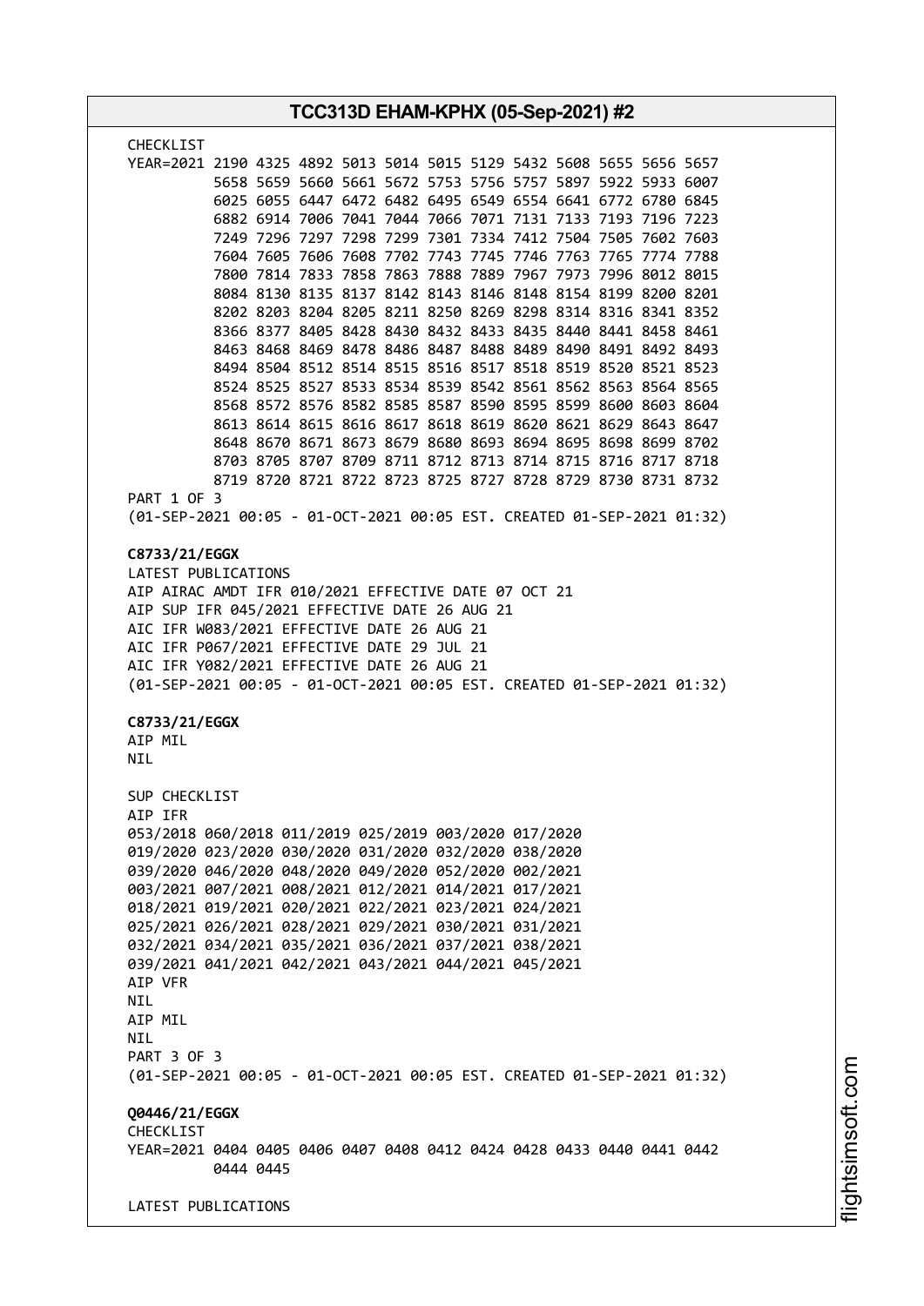CHECKLIST
YEAR=2021 2190 4325 4892 5013 5014 5015 5129 5432 5608 5655 5656 5657
5658 5659 5660 5661 5672 5753 5756 5757 5897 5922 5933 6007
6025 6055 6447 6472 6482 6495 6549 6554 6641 6772 6780 6845
6882 6914 7006 7041 7044 7066 7071 7131 7133 7193 7196 7223
7249 7296 7297 7298 7299 7301 7334 7412 7504 7505 7602 7603
7604 7605 7606 7608 7702 7743 7745 7746 7763 7765 7774 7788
7800 7814 7833 7858 7863 7888 7889 7967 7973 7996 8012 8015
8084 8130 8135 8137 8142 8143 8146 8148 8154 8199 8200 8201
8202 8203 8204 8205 8211 8250 8269 8298 8314 8316 8341 8352
8366 8377 8405 8428 8430 8432 8433 8435 8440 8441 8458 8461
8463 8468 8469 8478 8486 8487 8488 8489 8490 8491 8492 8493
8494 8504 8512 8514 8515 8516 8517 8518 8519 8520 8521 8523
8524 8525 8527 8533 8534 8539 8542 8561 8562 8563 8564 8565
8568 8572 8576 8582 8585 8587 8590 8595 8599 8600 8603 8604
8613 8614 8615 8616 8617 8618 8619 8620 8621 8629 8643 8647
8648 8670 8671 8673 8679 8680 8693 8694 8695 8698 8699 8702
8703 8705 8707 8709 8711 8712 8713 8714 8715 8716 8717 8718
8719 8720 8721 8722 8723 8725 8727 8728 8729 8730 8731 8732
PART 1 OF 3
(01-SEP-2021 00:05 - 01-OCT-2021 00:05 EST. CREATED 01-SEP-2021 01:32)

**C8733/21/EGGX**
LATEST PUBLICATIONS
AIP AIRAC AMDT IFR 010/2021 EFFECTIVE DATE 07 OCT 21
AIP SUP IFR 045/2021 EFFECTIVE DATE 26 AUG 21
AIC IFR W083/2021 EFFECTIVE DATE 26 AUG 21
AIC IFR P067/2021 EFFECTIVE DATE 29 JUL 21
AIC IFR Y082/2021 EFFECTIVE DATE 26 AUG 21
(01-SEP-2021 00:05 - 01-OCT-2021 00:05 EST. CREATED 01-SEP-2021 01:32)

**C8733/21/EGGX**
AIP MIL
NIL

SUP CHECKLIST
AIP IFR
053/2018 060/2018 011/2019 025/2019 003/2020 017/2020
019/2020 023/2020 030/2020 031/2020 032/2020 038/2020
039/2020 046/2020 048/2020 049/2020 052/2020 002/2021
003/2021 007/2021 008/2021 012/2021 014/2021 017/2021
018/2021 019/2021 020/2021 022/2021 023/2021 024/2021
025/2021 026/2021 028/2021 029/2021 030/2021 031/2021
032/2021 034/2021 035/2021 036/2021 037/2021 038/2021
039/2021 041/2021 042/2021 043/2021 044/2021 045/2021
AIP VFR
NIL
AIP MIL
NIL
PART 3 OF 3
(01-SEP-2021 00:05 - 01-OCT-2021 00:05 EST. CREATED 01-SEP-2021 01:32)

**Q0446/21/EGGX**
CHECKLIST
YEAR=2021 0404 0405 0406 0407 0408 0412 0424 0428 0433 0440 0441 0442
0444 0445

LATEST PUBLICATIONS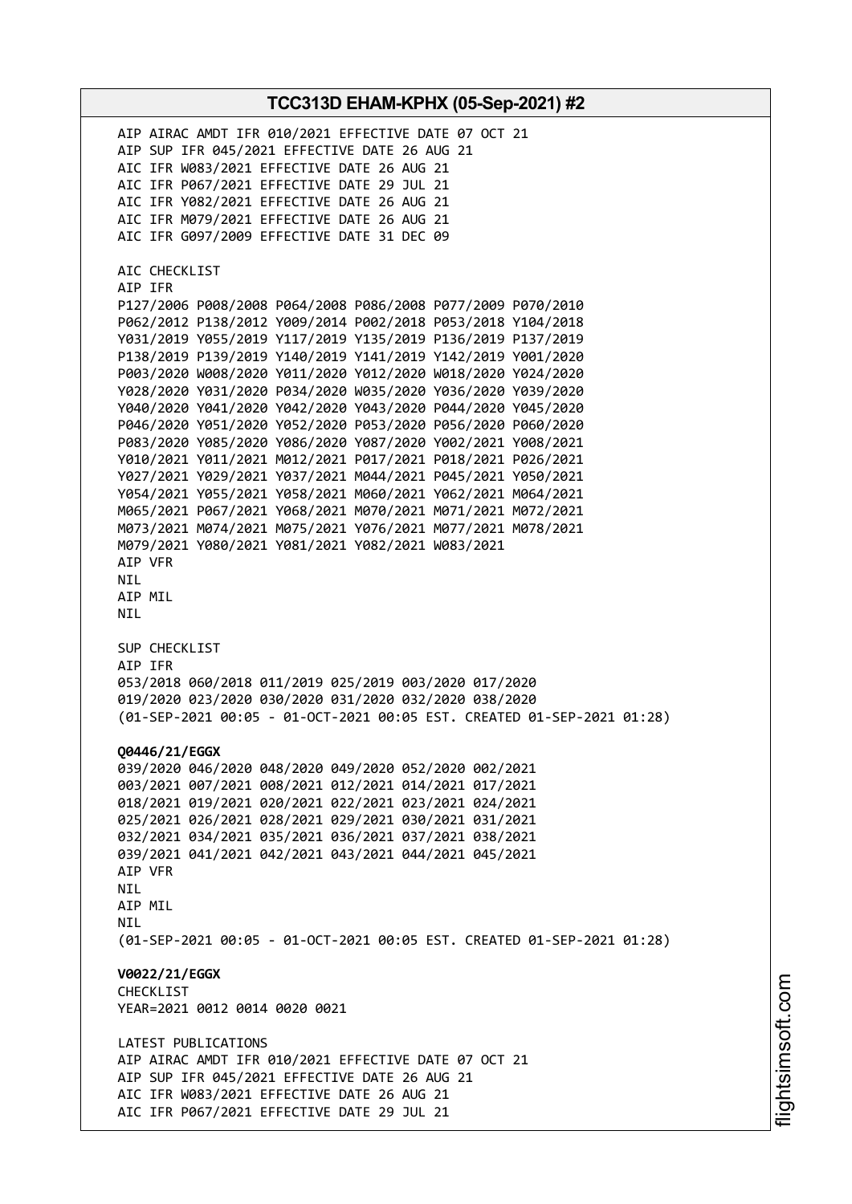AIP AIRAC AMDT IFR 010/2021 EFFECTIVE DATE 07 OCT 21
AIP SUP IFR 045/2021 EFFECTIVE DATE 26 AUG 21
AIC IFR W083/2021 EFFECTIVE DATE 26 AUG 21
AIC IFR P067/2021 EFFECTIVE DATE 29 JUL 21
AIC IFR Y082/2021 EFFECTIVE DATE 26 AUG 21
AIC IFR M079/2021 EFFECTIVE DATE 26 AUG 21
AIC IFR G097/2009 EFFECTIVE DATE 31 DEC 09

AIC CHECKLIST
AIP IFR
P127/2006 P008/2008 P064/2008 P086/2008 P077/2009 P070/2010
P062/2012 P138/2012 Y009/2014 P002/2018 P053/2018 Y104/2018
Y031/2019 Y055/2019 Y117/2019 Y135/2019 P136/2019 P137/2019
P138/2019 P139/2019 Y140/2019 Y141/2019 Y142/2019 Y001/2020
P003/2020 W008/2020 Y011/2020 Y012/2020 W018/2020 Y024/2020
Y028/2020 Y031/2020 P034/2020 W035/2020 Y036/2020 Y039/2020
Y040/2020 Y041/2020 Y042/2020 Y043/2020 P044/2020 Y045/2020
P046/2020 Y051/2020 Y052/2020 P053/2020 P056/2020 P060/2020
P083/2020 Y085/2020 Y086/2020 Y087/2020 Y002/2021 Y008/2021
Y010/2021 Y011/2021 M012/2021 P017/2021 P018/2021 P026/2021
Y027/2021 Y029/2021 Y037/2021 M044/2021 P045/2021 Y050/2021
Y054/2021 Y055/2021 Y058/2021 M060/2021 Y062/2021 M064/2021
M065/2021 P067/2021 Y068/2021 M070/2021 M071/2021 M072/2021
M073/2021 M074/2021 M075/2021 Y076/2021 M077/2021 M078/2021
M079/2021 Y080/2021 Y081/2021 Y082/2021 W083/2021
AIP VFR
NIL
AIP MIL
NIL

SUP CHECKLIST
AIP IFR
053/2018 060/2018 011/2019 025/2019 003/2020 017/2020
019/2020 023/2020 030/2020 031/2020 032/2020 038/2020
(01-SEP-2021 00:05 - 01-OCT-2021 00:05 EST. CREATED 01-SEP-2021 01:28)

**Q0446/21/EGGX**
039/2020 046/2020 048/2020 049/2020 052/2020 002/2021
003/2021 007/2021 008/2021 012/2021 014/2021 017/2021
018/2021 019/2021 020/2021 022/2021 023/2021 024/2021
025/2021 026/2021 028/2021 029/2021 030/2021 031/2021
032/2021 034/2021 035/2021 036/2021 037/2021 038/2021
039/2021 041/2021 042/2021 043/2021 044/2021 045/2021
AIP VFR
NIL
AIP MIL
NIL
(01-SEP-2021 00:05 - 01-OCT-2021 00:05 EST. CREATED 01-SEP-2021 01:28)

**V0022/21/EGGX**
CHECKLIST
YEAR=2021 0012 0014 0020 0021

LATEST PUBLICATIONS
AIP AIRAC AMDT IFR 010/2021 EFFECTIVE DATE 07 OCT 21
AIP SUP IFR 045/2021 EFFECTIVE DATE 26 AUG 21
AIC IFR W083/2021 EFFECTIVE DATE 26 AUG 21
AIC IFR P067/2021 EFFECTIVE DATE 29 JUL 21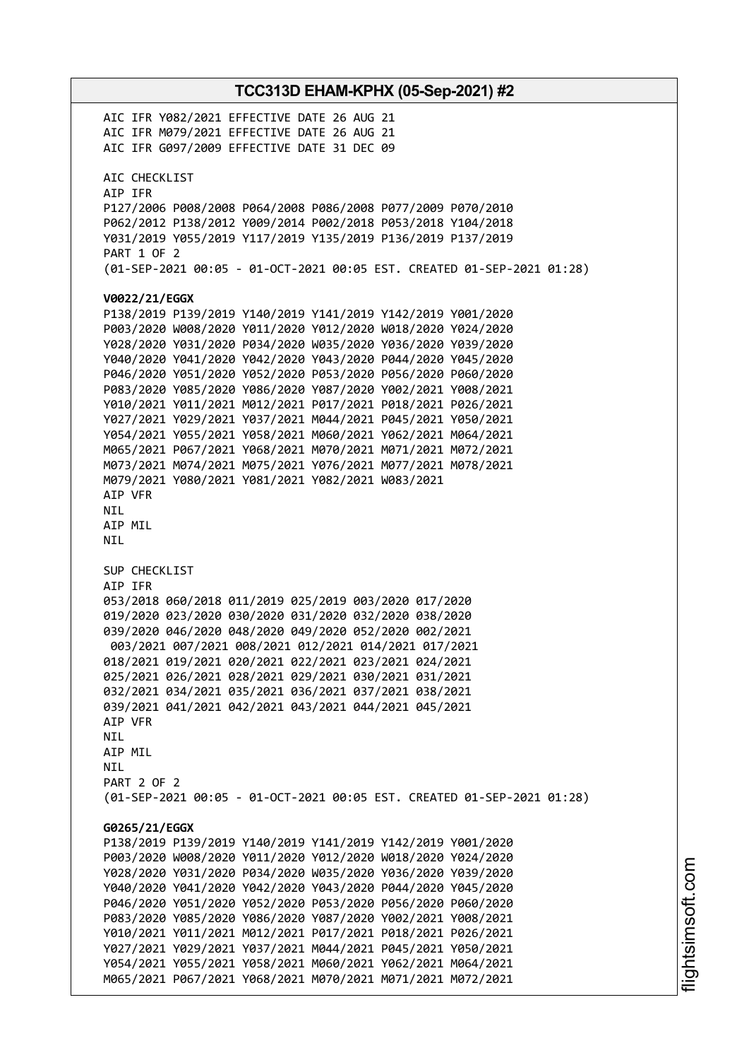AIC IFR Y082/2021 EFFECTIVE DATE 26 AUG 21
AIC IFR M079/2021 EFFECTIVE DATE 26 AUG 21
AIC IFR G097/2009 EFFECTIVE DATE 31 DEC 09

AIC CHECKLIST
AIP IFR
P127/2006 P008/2008 P064/2008 P086/2008 P077/2009 P070/2010
P062/2012 P138/2012 Y009/2014 P002/2018 P053/2018 Y104/2018
Y031/2019 Y055/2019 Y117/2019 Y135/2019 P136/2019 P137/2019
PART 1 OF 2
(01-SEP-2021 00:05 - 01-OCT-2021 00:05 EST. CREATED 01-SEP-2021 01:28)

**V0022/21/EGGX**
P138/2019 P139/2019 Y140/2019 Y141/2019 Y142/2019 Y001/2020
P003/2020 W008/2020 Y011/2020 Y012/2020 W018/2020 Y024/2020
Y028/2020 Y031/2020 P034/2020 W035/2020 Y036/2020 Y039/2020
Y040/2020 Y041/2020 Y042/2020 Y043/2020 P044/2020 Y045/2020
P046/2020 Y051/2020 Y052/2020 P053/2020 P056/2020 P060/2020
P083/2020 Y085/2020 Y086/2020 Y087/2020 Y002/2021 Y008/2021
Y010/2021 Y011/2021 M012/2021 P017/2021 P018/2021 P026/2021
Y027/2021 Y029/2021 Y037/2021 M044/2021 P045/2021 Y050/2021
Y054/2021 Y055/2021 Y058/2021 M060/2021 Y062/2021 M064/2021
M065/2021 P067/2021 Y068/2021 M070/2021 M071/2021 M072/2021
M073/2021 M074/2021 M075/2021 Y076/2021 M077/2021 M078/2021
M079/2021 Y080/2021 Y081/2021 Y082/2021 W083/2021
AIP VFR
NIL
AIP MIL
NIL

SUP CHECKLIST
AIP IFR
053/2018 060/2018 011/2019 025/2019 003/2020 017/2020
019/2020 023/2020 030/2020 031/2020 032/2020 038/2020
039/2020 046/2020 048/2020 049/2020 052/2020 002/2021
003/2021 007/2021 008/2021 012/2021 014/2021 017/2021
018/2021 019/2021 020/2021 022/2021 023/2021 024/2021
025/2021 026/2021 028/2021 029/2021 030/2021 031/2021
032/2021 034/2021 035/2021 036/2021 037/2021 038/2021
039/2021 041/2021 042/2021 043/2021 044/2021 045/2021
AIP VFR
NIL
AIP MIL
NIL
PART 2 OF 2
(01-SEP-2021 00:05 - 01-OCT-2021 00:05 EST. CREATED 01-SEP-2021 01:28)

**G0265/21/EGGX**
P138/2019 P139/2019 Y140/2019 Y141/2019 Y142/2019 Y001/2020
P003/2020 W008/2020 Y011/2020 Y012/2020 W018/2020 Y024/2020
Y028/2020 Y031/2020 P034/2020 W035/2020 Y036/2020 Y039/2020
Y040/2020 Y041/2020 Y042/2020 Y043/2020 P044/2020 Y045/2020
P046/2020 Y051/2020 Y052/2020 P053/2020 P056/2020 P060/2020
P083/2020 Y085/2020 Y086/2020 Y087/2020 Y002/2021 Y008/2021
Y010/2021 Y011/2021 M012/2021 P017/2021 P018/2021 P026/2021
Y027/2021 Y029/2021 Y037/2021 M044/2021 P045/2021 Y050/2021
Y054/2021 Y055/2021 Y058/2021 M060/2021 Y062/2021 M064/2021
M065/2021 P067/2021 Y068/2021 M070/2021 M071/2021 M072/2021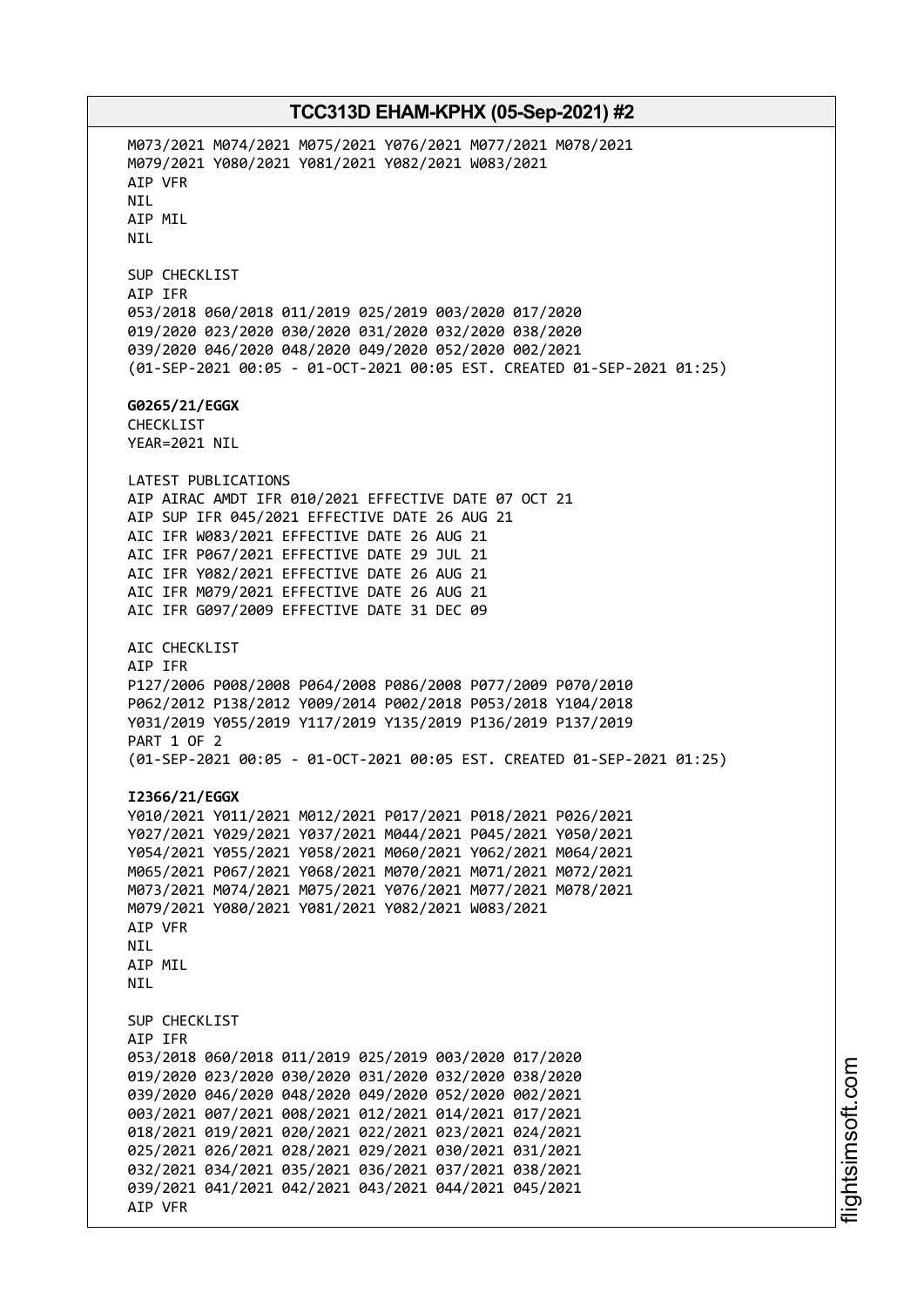M073/2021 M074/2021 M075/2021 Y076/2021 M077/2021 M078/2021
M079/2021 Y080/2021 Y081/2021 Y082/2021 W083/2021
AIP VFR
NIL
AIP MIL
NIL

SUP CHECKLIST
AIP IFR
053/2018 060/2018 011/2019 025/2019 003/2020 017/2020
019/2020 023/2020 030/2020 031/2020 032/2020 038/2020
039/2020 046/2020 048/2020 049/2020 052/2020 002/2021
(01-SEP-2021 00:05 - 01-OCT-2021 00:05 EST. CREATED 01-SEP-2021 01:25)

**G0265/21/EGGX**
CHECKLIST
YEAR=2021 NIL

LATEST PUBLICATIONS
AIP AIRAC AMDT IFR 010/2021 EFFECTIVE DATE 07 OCT 21
AIP SUP IFR 045/2021 EFFECTIVE DATE 26 AUG 21
AIC IFR W083/2021 EFFECTIVE DATE 26 AUG 21
AIC IFR P067/2021 EFFECTIVE DATE 29 JUL 21
AIC IFR Y082/2021 EFFECTIVE DATE 26 AUG 21
AIC IFR M079/2021 EFFECTIVE DATE 26 AUG 21
AIC IFR G097/2009 EFFECTIVE DATE 31 DEC 09

AIC CHECKLIST
AIP IFR
P127/2006 P008/2008 P064/2008 P086/2008 P077/2009 P070/2010
P062/2012 P138/2012 Y009/2014 P002/2018 P053/2018 Y104/2018
Y031/2019 Y055/2019 Y117/2019 Y135/2019 P136/2019 P137/2019
PART 1 OF 2
(01-SEP-2021 00:05 - 01-OCT-2021 00:05 EST. CREATED 01-SEP-2021 01:25)

**I2366/21/EGGX**
Y010/2021 Y011/2021 M012/2021 P017/2021 P018/2021 P026/2021
Y027/2021 Y029/2021 Y037/2021 M044/2021 P045/2021 Y050/2021
Y054/2021 Y055/2021 Y058/2021 M060/2021 Y062/2021 M064/2021
M065/2021 P067/2021 Y068/2021 M070/2021 M071/2021 M072/2021
M073/2021 M074/2021 M075/2021 Y076/2021 M077/2021 M078/2021
M079/2021 Y080/2021 Y081/2021 Y082/2021 W083/2021
AIP VFR
NIL
AIP MIL
NIL

SUP CHECKLIST
AIP IFR
053/2018 060/2018 011/2019 025/2019 003/2020 017/2020
019/2020 023/2020 030/2020 031/2020 032/2020 038/2020
039/2020 046/2020 048/2020 049/2020 052/2020 002/2021
003/2021 007/2021 008/2021 012/2021 014/2021 017/2021
018/2021 019/2021 020/2021 022/2021 023/2021 024/2021
025/2021 026/2021 028/2021 029/2021 030/2021 031/2021
032/2021 034/2021 035/2021 036/2021 037/2021 038/2021
039/2021 041/2021 042/2021 043/2021 044/2021 045/2021
AIP VFR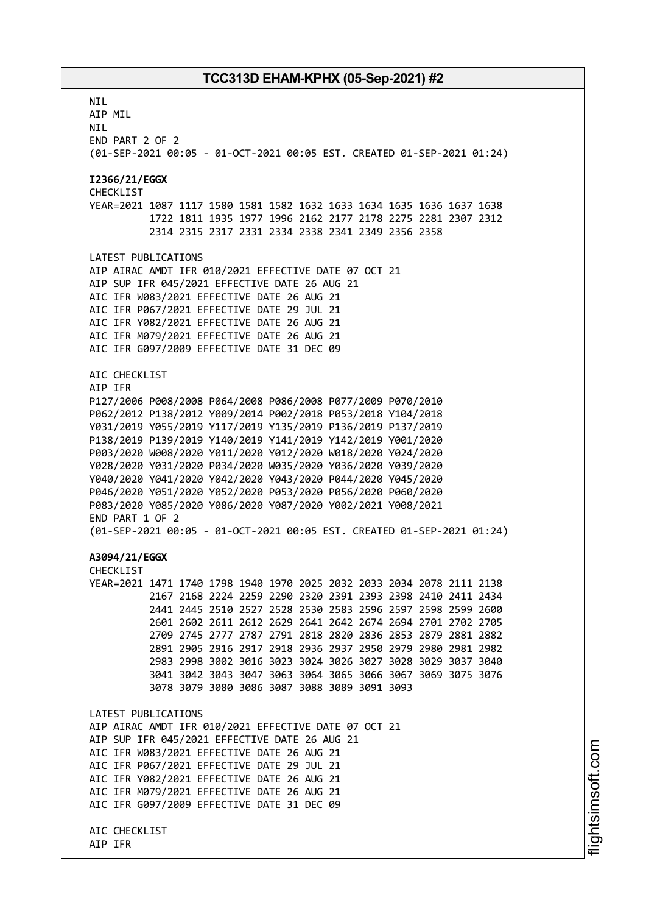NIL
AIP MIL
NIL
END PART 2 OF 2
(01-SEP-2021 00:05 - 01-OCT-2021 00:05 EST. CREATED 01-SEP-2021 01:24)

**I2366/21/EGGX**
CHECKLIST
YEAR=2021 1087 1117 1580 1581 1582 1632 1633 1634 1635 1636 1637 1638
1722 1811 1935 1977 1996 2162 2177 2178 2275 2281 2307 2312
2314 2315 2317 2331 2334 2338 2341 2349 2356 2358

LATEST PUBLICATIONS
AIP AIRAC AMDT IFR 010/2021 EFFECTIVE DATE 07 OCT 21
AIP SUP IFR 045/2021 EFFECTIVE DATE 26 AUG 21
AIC IFR W083/2021 EFFECTIVE DATE 26 AUG 21
AIC IFR P067/2021 EFFECTIVE DATE 29 JUL 21
AIC IFR Y082/2021 EFFECTIVE DATE 26 AUG 21
AIC IFR M079/2021 EFFECTIVE DATE 26 AUG 21
AIC IFR G097/2009 EFFECTIVE DATE 31 DEC 09

AIC CHECKLIST
AIP IFR
P127/2006 P008/2008 P064/2008 P086/2008 P077/2009 P070/2010
P062/2012 P138/2012 Y009/2014 P002/2018 P053/2018 Y104/2018
Y031/2019 Y055/2019 Y117/2019 Y135/2019 P136/2019 P137/2019
P138/2019 P139/2019 Y140/2019 Y141/2019 Y142/2019 Y001/2020
P003/2020 W008/2020 Y011/2020 Y012/2020 W018/2020 Y024/2020
Y028/2020 Y031/2020 P034/2020 W035/2020 Y036/2020 Y039/2020
Y040/2020 Y041/2020 Y042/2020 Y043/2020 P044/2020 Y045/2020
P046/2020 Y051/2020 Y052/2020 P053/2020 P056/2020 P060/2020
P083/2020 Y085/2020 Y086/2020 Y087/2020 Y002/2021 Y008/2021
END PART 1 OF 2
(01-SEP-2021 00:05 - 01-OCT-2021 00:05 EST. CREATED 01-SEP-2021 01:24)

**A3094/21/EGGX**
CHECKLIST
YEAR=2021 1471 1740 1798 1940 1970 2025 2032 2033 2034 2078 2111 2138
2167 2168 2224 2259 2290 2320 2391 2393 2398 2410 2411 2434
2441 2445 2510 2527 2528 2530 2583 2596 2597 2598 2599 2600
2601 2602 2611 2612 2629 2641 2642 2674 2694 2701 2702 2705
2709 2745 2777 2787 2791 2818 2820 2836 2853 2879 2881 2882
2891 2905 2916 2917 2918 2936 2937 2950 2979 2980 2981 2982
2983 2998 3002 3016 3023 3024 3026 3027 3028 3029 3037 3040
3041 3042 3043 3047 3063 3064 3065 3066 3067 3069 3075 3076
3078 3079 3080 3086 3087 3088 3089 3091 3093

LATEST PUBLICATIONS
AIP AIRAC AMDT IFR 010/2021 EFFECTIVE DATE 07 OCT 21
AIP SUP IFR 045/2021 EFFECTIVE DATE 26 AUG 21
AIC IFR W083/2021 EFFECTIVE DATE 26 AUG 21
AIC IFR P067/2021 EFFECTIVE DATE 29 JUL 21
AIC IFR Y082/2021 EFFECTIVE DATE 26 AUG 21
AIC IFR M079/2021 EFFECTIVE DATE 26 AUG 21
AIC IFR G097/2009 EFFECTIVE DATE 31 DEC 09

AIC CHECKLIST
AIP IFR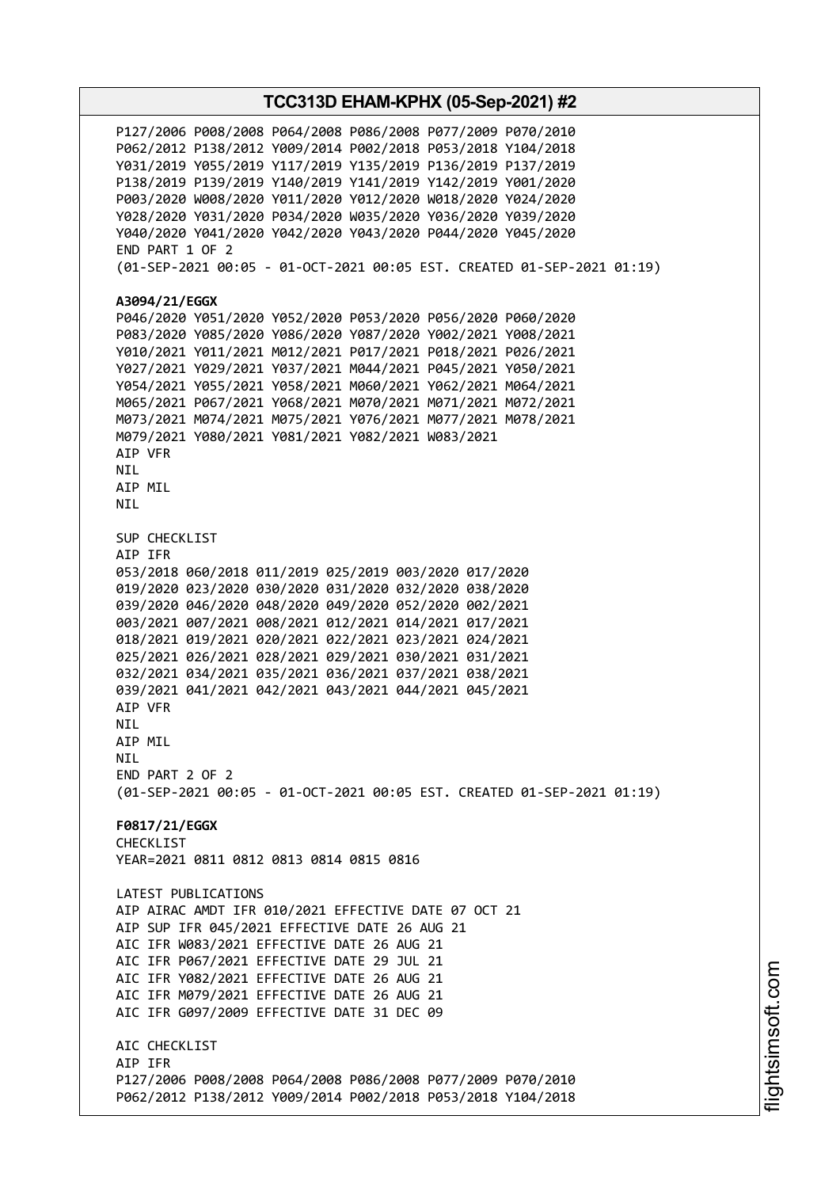P127/2006 P008/2008 P064/2008 P086/2008 P077/2009 P070/2010
P062/2012 P138/2012 Y009/2014 P002/2018 P053/2018 Y104/2018
Y031/2019 Y055/2019 Y117/2019 Y135/2019 P136/2019 P137/2019
P138/2019 P139/2019 Y140/2019 Y141/2019 Y142/2019 Y001/2020
P003/2020 W008/2020 Y011/2020 Y012/2020 W018/2020 Y024/2020
Y028/2020 Y031/2020 P034/2020 W035/2020 Y036/2020 Y039/2020
Y040/2020 Y041/2020 Y042/2020 Y043/2020 P044/2020 Y045/2020
END PART 1 OF 2
(01-SEP-2021 00:05 - 01-OCT-2021 00:05 EST. CREATED 01-SEP-2021 01:19)

**A3094/21/EGGX**
P046/2020 Y051/2020 Y052/2020 P053/2020 P056/2020 P060/2020
P083/2020 Y085/2020 Y086/2020 Y087/2020 Y002/2021 Y008/2021
Y010/2021 Y011/2021 M012/2021 P017/2021 P018/2021 P026/2021
Y027/2021 Y029/2021 Y037/2021 M044/2021 P045/2021 Y050/2021
Y054/2021 Y055/2021 Y058/2021 M060/2021 Y062/2021 M064/2021
M065/2021 P067/2021 Y068/2021 M070/2021 M071/2021 M072/2021
M073/2021 M074/2021 M075/2021 Y076/2021 M077/2021 M078/2021
M079/2021 Y080/2021 Y081/2021 Y082/2021 W083/2021
AIP VFR
NIL
AIP MIL
NIL

SUP CHECKLIST
AIP IFR
053/2018 060/2018 011/2019 025/2019 003/2020 017/2020
019/2020 023/2020 030/2020 031/2020 032/2020 038/2020
039/2020 046/2020 048/2020 049/2020 052/2020 002/2021
003/2021 007/2021 008/2021 012/2021 014/2021 017/2021
018/2021 019/2021 020/2021 022/2021 023/2021 024/2021
025/2021 026/2021 028/2021 029/2021 030/2021 031/2021
032/2021 034/2021 035/2021 036/2021 037/2021 038/2021
039/2021 041/2021 042/2021 043/2021 044/2021 045/2021
AIP VFR
NIL
AIP MIL
NIL
END PART 2 OF 2
(01-SEP-2021 00:05 - 01-OCT-2021 00:05 EST. CREATED 01-SEP-2021 01:19)

**F0817/21/EGGX**
CHECKLIST
YEAR=2021 0811 0812 0813 0814 0815 0816

LATEST PUBLICATIONS
AIP AIRAC AMDT IFR 010/2021 EFFECTIVE DATE 07 OCT 21
AIP SUP IFR 045/2021 EFFECTIVE DATE 26 AUG 21
AIC IFR W083/2021 EFFECTIVE DATE 26 AUG 21
AIC IFR P067/2021 EFFECTIVE DATE 29 JUL 21
AIC IFR Y082/2021 EFFECTIVE DATE 26 AUG 21
AIC IFR M079/2021 EFFECTIVE DATE 26 AUG 21
AIC IFR G097/2009 EFFECTIVE DATE 31 DEC 09

AIC CHECKLIST
AIP IFR
P127/2006 P008/2008 P064/2008 P086/2008 P077/2009 P070/2010
P062/2012 P138/2012 Y009/2014 P002/2018 P053/2018 Y104/2018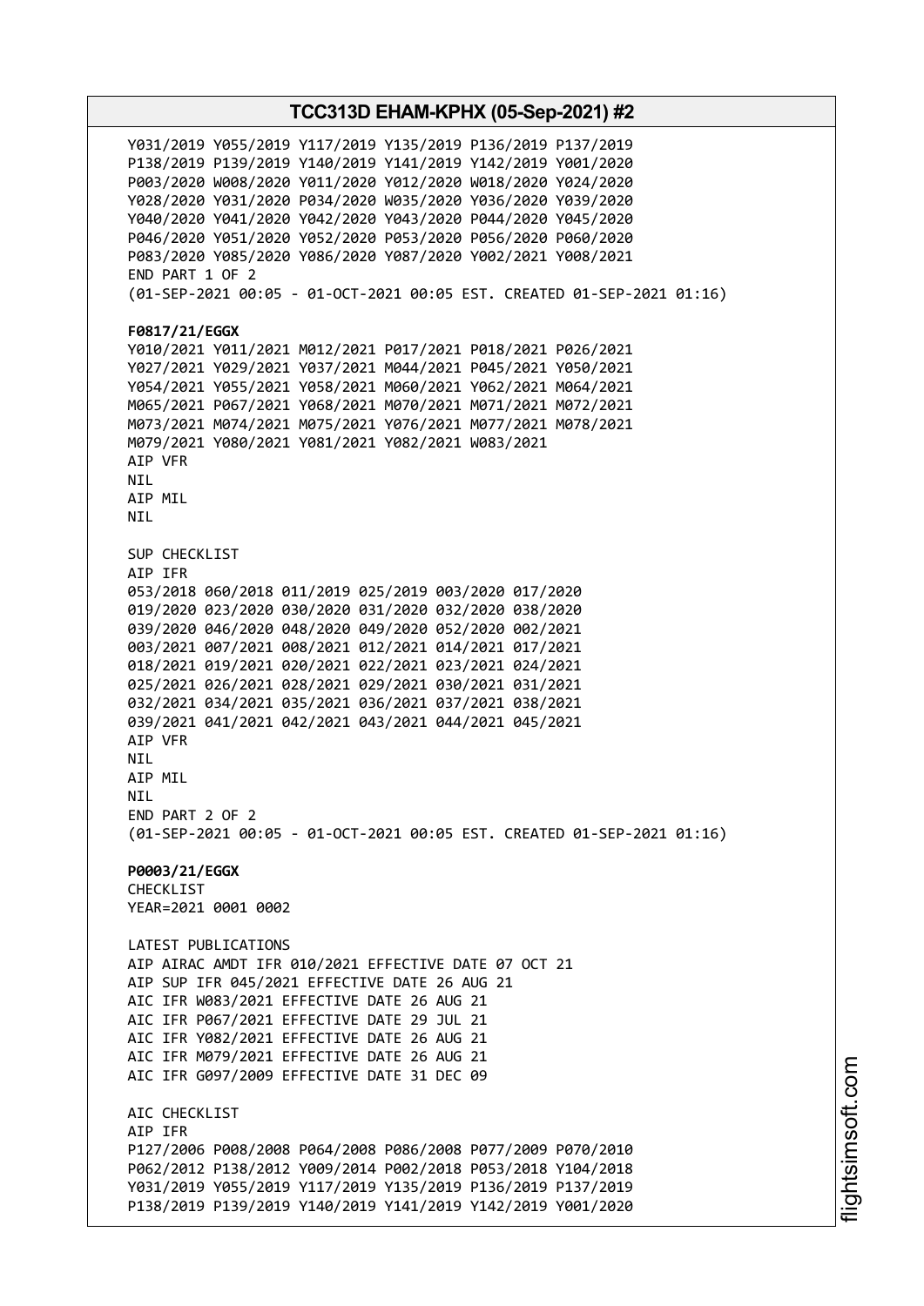Y031/2019 Y055/2019 Y117/2019 Y135/2019 P136/2019 P137/2019
P138/2019 P139/2019 Y140/2019 Y141/2019 Y142/2019 Y001/2020
P003/2020 W008/2020 Y011/2020 Y012/2020 W018/2020 Y024/2020
Y028/2020 Y031/2020 P034/2020 W035/2020 Y036/2020 Y039/2020
Y040/2020 Y041/2020 Y042/2020 Y043/2020 P044/2020 Y045/2020
P046/2020 Y051/2020 Y052/2020 P053/2020 P056/2020 P060/2020
P083/2020 Y085/2020 Y086/2020 Y087/2020 Y002/2021 Y008/2021
END PART 1 OF 2
(01-SEP-2021 00:05 - 01-OCT-2021 00:05 EST. CREATED 01-SEP-2021 01:16)

**F0817/21/EGGX**
Y010/2021 Y011/2021 M012/2021 P017/2021 P018/2021 P026/2021
Y027/2021 Y029/2021 Y037/2021 M044/2021 P045/2021 Y050/2021
Y054/2021 Y055/2021 Y058/2021 M060/2021 Y062/2021 M064/2021
M065/2021 P067/2021 Y068/2021 M070/2021 M071/2021 M072/2021
M073/2021 M074/2021 M075/2021 Y076/2021 M077/2021 M078/2021
M079/2021 Y080/2021 Y081/2021 Y082/2021 W083/2021
AIP VFR
NIL
AIP MIL
NIL

SUP CHECKLIST
AIP IFR
053/2018 060/2018 011/2019 025/2019 003/2020 017/2020
019/2020 023/2020 030/2020 031/2020 032/2020 038/2020
039/2020 046/2020 048/2020 049/2020 052/2020 002/2021
003/2021 007/2021 008/2021 012/2021 014/2021 017/2021
018/2021 019/2021 020/2021 022/2021 023/2021 024/2021
025/2021 026/2021 028/2021 029/2021 030/2021 031/2021
032/2021 034/2021 035/2021 036/2021 037/2021 038/2021
039/2021 041/2021 042/2021 043/2021 044/2021 045/2021
AIP VFR
NIL
AIP MIL
NIL
END PART 2 OF 2
(01-SEP-2021 00:05 - 01-OCT-2021 00:05 EST. CREATED 01-SEP-2021 01:16)

**P0003/21/EGGX**
CHECKLIST
YEAR=2021 0001 0002

LATEST PUBLICATIONS
AIP AIRAC AMDT IFR 010/2021 EFFECTIVE DATE 07 OCT 21
AIP SUP IFR 045/2021 EFFECTIVE DATE 26 AUG 21
AIC IFR W083/2021 EFFECTIVE DATE 26 AUG 21
AIC IFR P067/2021 EFFECTIVE DATE 29 JUL 21
AIC IFR Y082/2021 EFFECTIVE DATE 26 AUG 21
AIC IFR M079/2021 EFFECTIVE DATE 26 AUG 21
AIC IFR G097/2009 EFFECTIVE DATE 31 DEC 09

AIC CHECKLIST
AIP IFR
P127/2006 P008/2008 P064/2008 P086/2008 P077/2009 P070/2010
P062/2012 P138/2012 Y009/2014 P002/2018 P053/2018 Y104/2018
Y031/2019 Y055/2019 Y117/2019 Y135/2019 P136/2019 P137/2019
P138/2019 P139/2019 Y140/2019 Y141/2019 Y142/2019 Y001/2020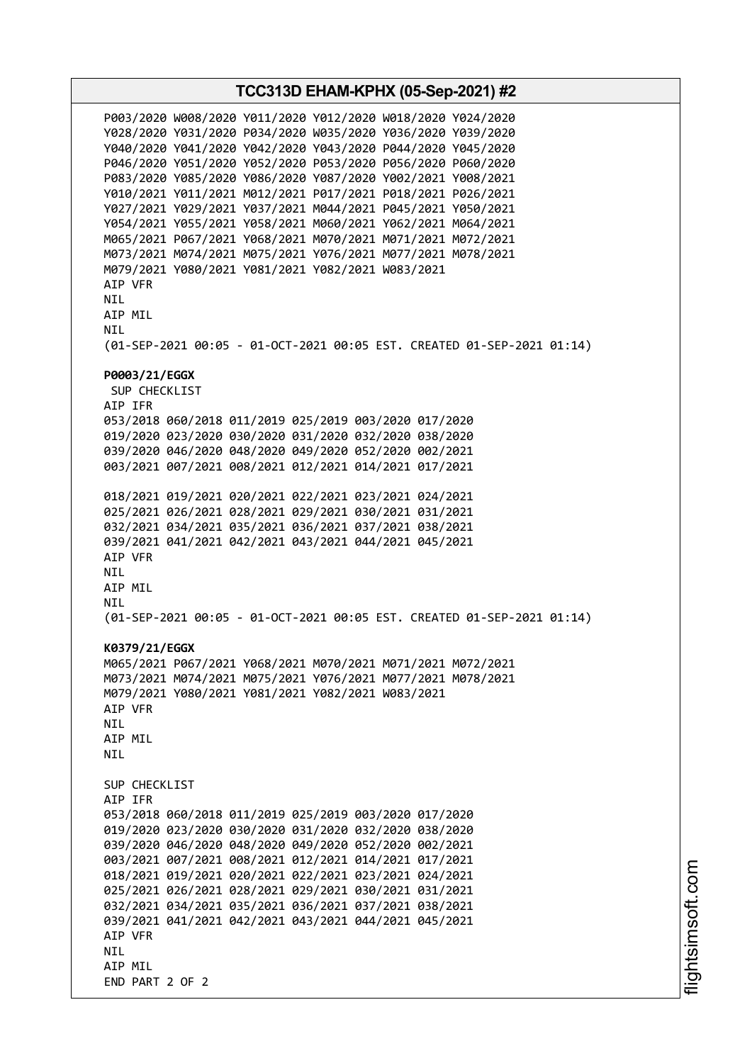P003/2020 W008/2020 Y011/2020 Y012/2020 W018/2020 Y024/2020
Y028/2020 Y031/2020 P034/2020 W035/2020 Y036/2020 Y039/2020
Y040/2020 Y041/2020 Y042/2020 Y043/2020 P044/2020 Y045/2020
P046/2020 Y051/2020 Y052/2020 P053/2020 P056/2020 P060/2020
P083/2020 Y085/2020 Y086/2020 Y087/2020 Y002/2021 Y008/2021
Y010/2021 Y011/2021 M012/2021 P017/2021 P018/2021 P026/2021
Y027/2021 Y029/2021 Y037/2021 M044/2021 P045/2021 Y050/2021
Y054/2021 Y055/2021 Y058/2021 M060/2021 Y062/2021 M064/2021
M065/2021 P067/2021 Y068/2021 M070/2021 M071/2021 M072/2021
M073/2021 M074/2021 M075/2021 Y076/2021 M077/2021 M078/2021
M079/2021 Y080/2021 Y081/2021 Y082/2021 W083/2021
AIP VFR
NIL
AIP MIL
NIL
(01-SEP-2021 00:05 - 01-OCT-2021 00:05 EST. CREATED 01-SEP-2021 01:14)

**P0003/21/EGGX**
SUP CHECKLIST
AIP IFR
053/2018 060/2018 011/2019 025/2019 003/2020 017/2020
019/2020 023/2020 030/2020 031/2020 032/2020 038/2020
039/2020 046/2020 048/2020 049/2020 052/2020 002/2021
003/2021 007/2021 008/2021 012/2021 014/2021 017/2021

018/2021 019/2021 020/2021 022/2021 023/2021 024/2021
025/2021 026/2021 028/2021 029/2021 030/2021 031/2021
032/2021 034/2021 035/2021 036/2021 037/2021 038/2021
039/2021 041/2021 042/2021 043/2021 044/2021 045/2021
AIP VFR
NIL
AIP MIL
NIL
(01-SEP-2021 00:05 - 01-OCT-2021 00:05 EST. CREATED 01-SEP-2021 01:14)

**K0379/21/EGGX**
M065/2021 P067/2021 Y068/2021 M070/2021 M071/2021 M072/2021
M073/2021 M074/2021 M075/2021 Y076/2021 M077/2021 M078/2021
M079/2021 Y080/2021 Y081/2021 Y082/2021 W083/2021
AIP VFR
NIL
AIP MIL
NIL

SUP CHECKLIST
AIP IFR
053/2018 060/2018 011/2019 025/2019 003/2020 017/2020
019/2020 023/2020 030/2020 031/2020 032/2020 038/2020
039/2020 046/2020 048/2020 049/2020 052/2020 002/2021
003/2021 007/2021 008/2021 012/2021 014/2021 017/2021
018/2021 019/2021 020/2021 022/2021 023/2021 024/2021
025/2021 026/2021 028/2021 029/2021 030/2021 031/2021
032/2021 034/2021 035/2021 036/2021 037/2021 038/2021
039/2021 041/2021 042/2021 043/2021 044/2021 045/2021
AIP VFR
NIL
AIP MIL
END PART 2 OF 2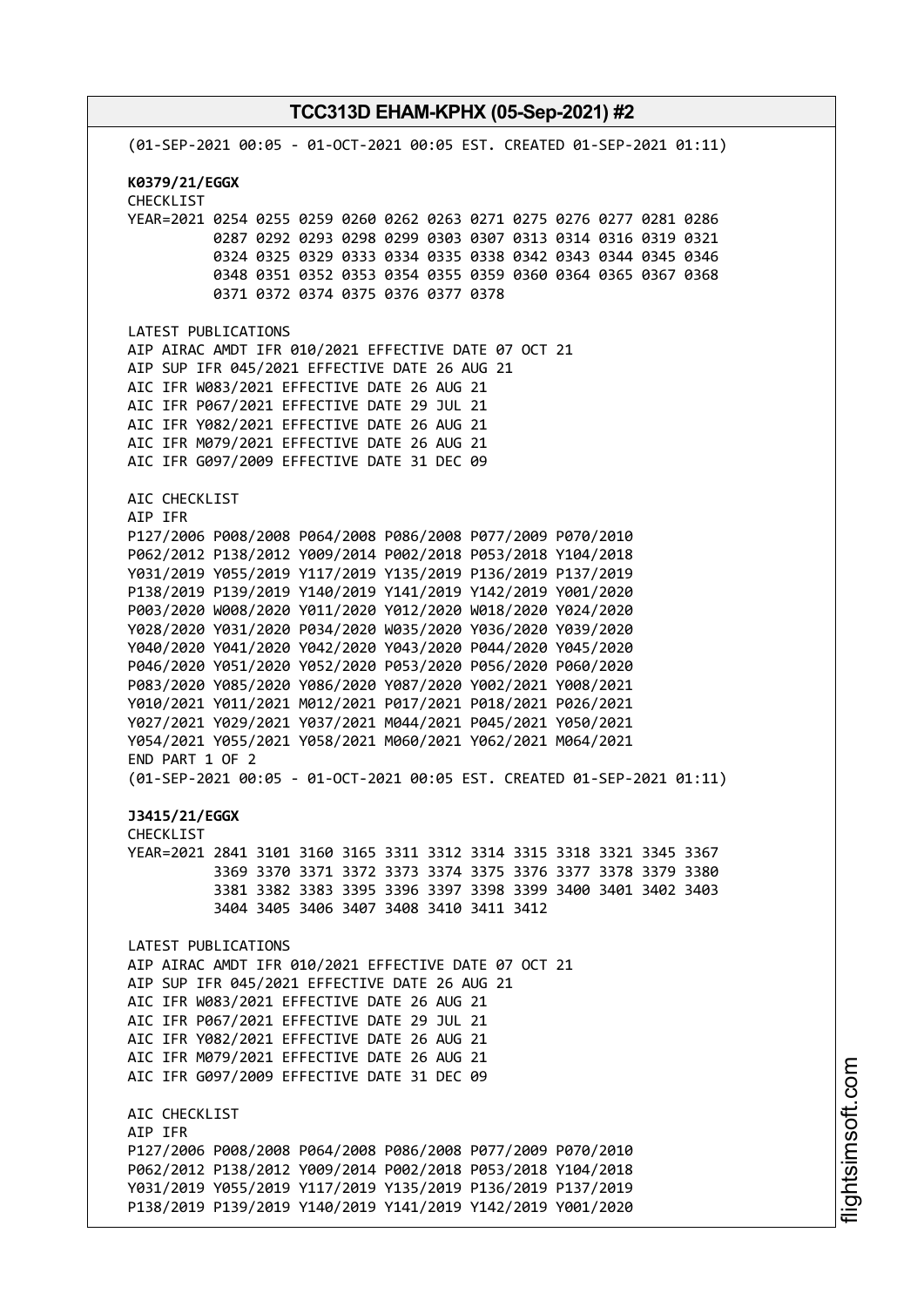(01-SEP-2021 00:05 - 01-OCT-2021 00:05 EST. CREATED 01-SEP-2021 01:11)

**K0379/21/EGGX**
CHECKLIST
YEAR=2021 0254 0255 0259 0260 0262 0263 0271 0275 0276 0277 0281 0286
0287 0292 0293 0298 0299 0303 0307 0313 0314 0316 0319 0321
0324 0325 0329 0333 0334 0335 0338 0342 0343 0344 0345 0346
0348 0351 0352 0353 0354 0355 0359 0360 0364 0365 0367 0368
0371 0372 0374 0375 0376 0377 0378

LATEST PUBLICATIONS
AIP AIRAC AMDT IFR 010/2021 EFFECTIVE DATE 07 OCT 21
AIP SUP IFR 045/2021 EFFECTIVE DATE 26 AUG 21
AIC IFR W083/2021 EFFECTIVE DATE 26 AUG 21
AIC IFR P067/2021 EFFECTIVE DATE 29 JUL 21
AIC IFR Y082/2021 EFFECTIVE DATE 26 AUG 21
AIC IFR M079/2021 EFFECTIVE DATE 26 AUG 21
AIC IFR G097/2009 EFFECTIVE DATE 31 DEC 09

AIC CHECKLIST
AIP IFR
P127/2006 P008/2008 P064/2008 P086/2008 P077/2009 P070/2010
P062/2012 P138/2012 Y009/2014 P002/2018 P053/2018 Y104/2018
Y031/2019 Y055/2019 Y117/2019 Y135/2019 P136/2019 P137/2019
P138/2019 P139/2019 Y140/2019 Y141/2019 Y142/2019 Y001/2020
P003/2020 W008/2020 Y011/2020 Y012/2020 W018/2020 Y024/2020
Y028/2020 Y031/2020 P034/2020 W035/2020 Y036/2020 Y039/2020
Y040/2020 Y041/2020 Y042/2020 Y043/2020 P044/2020 Y045/2020
P046/2020 Y051/2020 Y052/2020 P053/2020 P056/2020 P060/2020
P083/2020 Y085/2020 Y086/2020 Y087/2020 Y002/2021 Y008/2021
Y010/2021 Y011/2021 M012/2021 P017/2021 P018/2021 P026/2021
Y027/2021 Y029/2021 Y037/2021 M044/2021 P045/2021 Y050/2021
Y054/2021 Y055/2021 Y058/2021 M060/2021 Y062/2021 M064/2021
END PART 1 OF 2
(01-SEP-2021 00:05 - 01-OCT-2021 00:05 EST. CREATED 01-SEP-2021 01:11)

**J3415/21/EGGX**
CHECKLIST
YEAR=2021 2841 3101 3160 3165 3311 3312 3314 3315 3318 3321 3345 3367
3369 3370 3371 3372 3373 3374 3375 3376 3377 3378 3379 3380
3381 3382 3383 3395 3396 3397 3398 3399 3400 3401 3402 3403
3404 3405 3406 3407 3408 3410 3411 3412

LATEST PUBLICATIONS
AIP AIRAC AMDT IFR 010/2021 EFFECTIVE DATE 07 OCT 21
AIP SUP IFR 045/2021 EFFECTIVE DATE 26 AUG 21
AIC IFR W083/2021 EFFECTIVE DATE 26 AUG 21
AIC IFR P067/2021 EFFECTIVE DATE 29 JUL 21
AIC IFR Y082/2021 EFFECTIVE DATE 26 AUG 21
AIC IFR M079/2021 EFFECTIVE DATE 26 AUG 21
AIC IFR G097/2009 EFFECTIVE DATE 31 DEC 09

AIC CHECKLIST
AIP IFR
P127/2006 P008/2008 P064/2008 P086/2008 P077/2009 P070/2010
P062/2012 P138/2012 Y009/2014 P002/2018 P053/2018 Y104/2018
Y031/2019 Y055/2019 Y117/2019 Y135/2019 P136/2019 P137/2019
P138/2019 P139/2019 Y140/2019 Y141/2019 Y142/2019 Y001/2020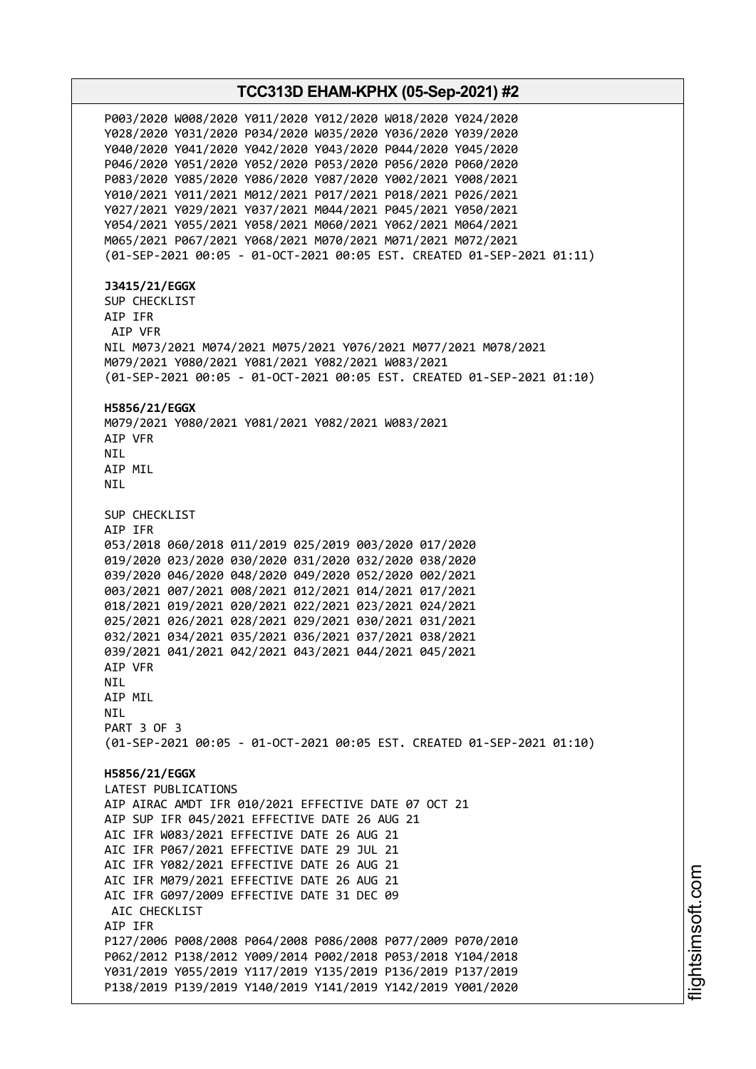P003/2020 W008/2020 Y011/2020 Y012/2020 W018/2020 Y024/2020
Y028/2020 Y031/2020 P034/2020 W035/2020 Y036/2020 Y039/2020
Y040/2020 Y041/2020 Y042/2020 Y043/2020 P044/2020 Y045/2020
P046/2020 Y051/2020 Y052/2020 P053/2020 P056/2020 P060/2020
P083/2020 Y085/2020 Y086/2020 Y087/2020 Y002/2021 Y008/2021
Y010/2021 Y011/2021 M012/2021 P017/2021 P018/2021 P026/2021
Y027/2021 Y029/2021 Y037/2021 M044/2021 P045/2021 Y050/2021
Y054/2021 Y055/2021 Y058/2021 M060/2021 Y062/2021 M064/2021
M065/2021 P067/2021 Y068/2021 M070/2021 M071/2021 M072/2021
(01-SEP-2021 00:05 - 01-OCT-2021 00:05 EST. CREATED 01-SEP-2021 01:11)

**J3415/21/EGGX**
SUP CHECKLIST
AIP IFR
AIP VFR
NIL M073/2021 M074/2021 M075/2021 Y076/2021 M077/2021 M078/2021
M079/2021 Y080/2021 Y081/2021 Y082/2021 W083/2021
(01-SEP-2021 00:05 - 01-OCT-2021 00:05 EST. CREATED 01-SEP-2021 01:10)

**H5856/21/EGGX**
M079/2021 Y080/2021 Y081/2021 Y082/2021 W083/2021
AIP VFR
NIL
AIP MIL
NIL

SUP CHECKLIST
AIP IFR
053/2018 060/2018 011/2019 025/2019 003/2020 017/2020
019/2020 023/2020 030/2020 031/2020 032/2020 038/2020
039/2020 046/2020 048/2020 049/2020 052/2020 002/2021
003/2021 007/2021 008/2021 012/2021 014/2021 017/2021
018/2021 019/2021 020/2021 022/2021 023/2021 024/2021
025/2021 026/2021 028/2021 029/2021 030/2021 031/2021
032/2021 034/2021 035/2021 036/2021 037/2021 038/2021
039/2021 041/2021 042/2021 043/2021 044/2021 045/2021
AIP VFR
NIL
AIP MIL
NIL
PART 3 OF 3
(01-SEP-2021 00:05 - 01-OCT-2021 00:05 EST. CREATED 01-SEP-2021 01:10)

**H5856/21/EGGX**
LATEST PUBLICATIONS
AIP AIRAC AMDT IFR 010/2021 EFFECTIVE DATE 07 OCT 21
AIP SUP IFR 045/2021 EFFECTIVE DATE 26 AUG 21
AIC IFR W083/2021 EFFECTIVE DATE 26 AUG 21
AIC IFR P067/2021 EFFECTIVE DATE 29 JUL 21
AIC IFR Y082/2021 EFFECTIVE DATE 26 AUG 21
AIC IFR M079/2021 EFFECTIVE DATE 26 AUG 21
AIC IFR G097/2009 EFFECTIVE DATE 31 DEC 09
AIC CHECKLIST
AIP IFR
P127/2006 P008/2008 P064/2008 P086/2008 P077/2009 P070/2010
P062/2012 P138/2012 Y009/2014 P002/2018 P053/2018 Y104/2018
Y031/2019 Y055/2019 Y117/2019 Y135/2019 P136/2019 P137/2019
P138/2019 P139/2019 Y140/2019 Y141/2019 Y142/2019 Y001/2020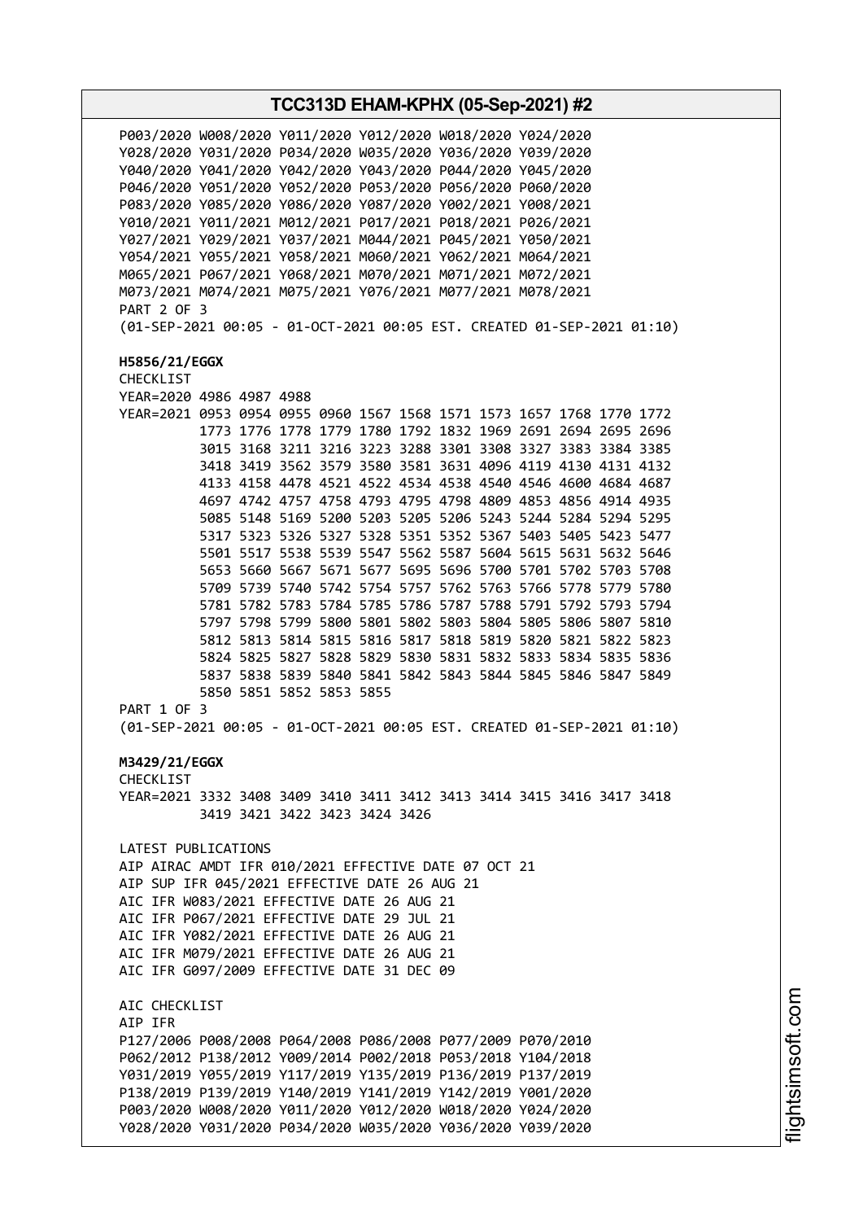P003/2020 W008/2020 Y011/2020 Y012/2020 W018/2020 Y024/2020
Y028/2020 Y031/2020 P034/2020 W035/2020 Y036/2020 Y039/2020
Y040/2020 Y041/2020 Y042/2020 Y043/2020 P044/2020 Y045/2020
P046/2020 Y051/2020 Y052/2020 P053/2020 P056/2020 P060/2020
P083/2020 Y085/2020 Y086/2020 Y087/2020 Y002/2021 Y008/2021
Y010/2021 Y011/2021 M012/2021 P017/2021 P018/2021 P026/2021
Y027/2021 Y029/2021 Y037/2021 M044/2021 P045/2021 Y050/2021
Y054/2021 Y055/2021 Y058/2021 M060/2021 Y062/2021 M064/2021
M065/2021 P067/2021 Y068/2021 M070/2021 M071/2021 M072/2021
M073/2021 M074/2021 M075/2021 Y076/2021 M077/2021 M078/2021
PART 2 OF 3
(01-SEP-2021 00:05 - 01-OCT-2021 00:05 EST. CREATED 01-SEP-2021 01:10)

**H5856/21/EGGX**
CHECKLIST
YEAR=2020 4986 4987 4988
YEAR=2021 0953 0954 0955 0960 1567 1568 1571 1573 1657 1768 1770 1772
1773 1776 1778 1779 1780 1792 1832 1969 2691 2694 2695 2696
3015 3168 3211 3216 3223 3288 3301 3308 3327 3383 3384 3385
3418 3419 3562 3579 3580 3581 3631 4096 4119 4130 4131 4132
4133 4158 4478 4521 4522 4534 4538 4540 4546 4600 4684 4687
4697 4742 4757 4758 4793 4795 4798 4809 4853 4856 4914 4935
5085 5148 5169 5200 5203 5205 5206 5243 5244 5284 5294 5295
5317 5323 5326 5327 5328 5351 5352 5367 5403 5405 5423 5477
5501 5517 5538 5539 5547 5562 5587 5604 5615 5631 5632 5646
5653 5660 5667 5671 5677 5695 5696 5700 5701 5702 5703 5708
5709 5739 5740 5742 5754 5757 5762 5763 5766 5778 5779 5780
5781 5782 5783 5784 5785 5786 5787 5788 5791 5792 5793 5794
5797 5798 5799 5800 5801 5802 5803 5804 5805 5806 5807 5810
5812 5813 5814 5815 5816 5817 5818 5819 5820 5821 5822 5823
5824 5825 5827 5828 5829 5830 5831 5832 5833 5834 5835 5836
5837 5838 5839 5840 5841 5842 5843 5844 5845 5846 5847 5849
5850 5851 5852 5853 5855
PART 1 OF 3
(01-SEP-2021 00:05 - 01-OCT-2021 00:05 EST. CREATED 01-SEP-2021 01:10)

**M3429/21/EGGX**
CHECKLIST
YEAR=2021 3332 3408 3409 3410 3411 3412 3413 3414 3415 3416 3417 3418
3419 3421 3422 3423 3424 3426

LATEST PUBLICATIONS
AIP AIRAC AMDT IFR 010/2021 EFFECTIVE DATE 07 OCT 21
AIP SUP IFR 045/2021 EFFECTIVE DATE 26 AUG 21
AIC IFR W083/2021 EFFECTIVE DATE 26 AUG 21
AIC IFR P067/2021 EFFECTIVE DATE 29 JUL 21
AIC IFR Y082/2021 EFFECTIVE DATE 26 AUG 21
AIC IFR M079/2021 EFFECTIVE DATE 26 AUG 21
AIC IFR G097/2009 EFFECTIVE DATE 31 DEC 09

AIC CHECKLIST
AIP IFR
P127/2006 P008/2008 P064/2008 P086/2008 P077/2009 P070/2010
P062/2012 P138/2012 Y009/2014 P002/2018 P053/2018 Y104/2018
Y031/2019 Y055/2019 Y117/2019 Y135/2019 P136/2019 P137/2019
P138/2019 P139/2019 Y140/2019 Y141/2019 Y142/2019 Y001/2020
P003/2020 W008/2020 Y011/2020 Y012/2020 W018/2020 Y024/2020
Y028/2020 Y031/2020 P034/2020 W035/2020 Y036/2020 Y039/2020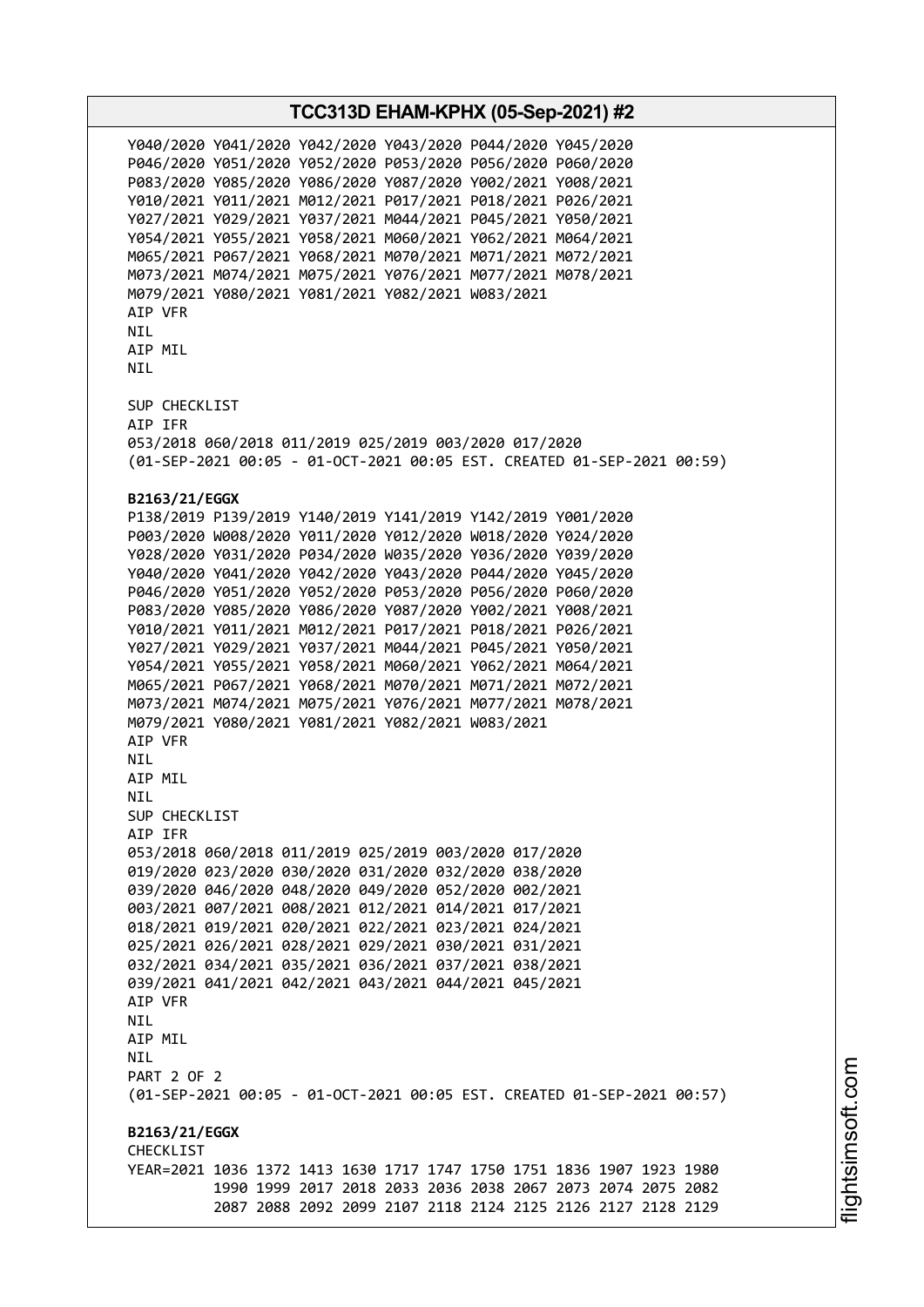Y040/2020 Y041/2020 Y042/2020 Y043/2020 P044/2020 Y045/2020
P046/2020 Y051/2020 Y052/2020 P053/2020 P056/2020 P060/2020
P083/2020 Y085/2020 Y086/2020 Y087/2020 Y002/2021 Y008/2021
Y010/2021 Y011/2021 M012/2021 P017/2021 P018/2021 P026/2021
Y027/2021 Y029/2021 Y037/2021 M044/2021 P045/2021 Y050/2021
Y054/2021 Y055/2021 Y058/2021 M060/2021 Y062/2021 M064/2021
M065/2021 P067/2021 Y068/2021 M070/2021 M071/2021 M072/2021
M073/2021 M074/2021 M075/2021 Y076/2021 M077/2021 M078/2021
M079/2021 Y080/2021 Y081/2021 Y082/2021 W083/2021
AIP VFR
NIL
AIP MIL
NIL

SUP CHECKLIST
AIP IFR
053/2018 060/2018 011/2019 025/2019 003/2020 017/2020
(01-SEP-2021 00:05 - 01-OCT-2021 00:05 EST. CREATED 01-SEP-2021 00:59)

**B2163/21/EGGX**
P138/2019 P139/2019 Y140/2019 Y141/2019 Y142/2019 Y001/2020
P003/2020 W008/2020 Y011/2020 Y012/2020 W018/2020 Y024/2020
Y028/2020 Y031/2020 P034/2020 W035/2020 Y036/2020 Y039/2020
Y040/2020 Y041/2020 Y042/2020 Y043/2020 P044/2020 Y045/2020
P046/2020 Y051/2020 Y052/2020 P053/2020 P056/2020 P060/2020
P083/2020 Y085/2020 Y086/2020 Y087/2020 Y002/2021 Y008/2021
Y010/2021 Y011/2021 M012/2021 P017/2021 P018/2021 P026/2021
Y027/2021 Y029/2021 Y037/2021 M044/2021 P045/2021 Y050/2021
Y054/2021 Y055/2021 Y058/2021 M060/2021 Y062/2021 M064/2021
M065/2021 P067/2021 Y068/2021 M070/2021 M071/2021 M072/2021
M073/2021 M074/2021 M075/2021 Y076/2021 M077/2021 M078/2021
M079/2021 Y080/2021 Y081/2021 Y082/2021 W083/2021
AIP VFR
NIL
AIP MIL
NIL
SUP CHECKLIST
AIP IFR
053/2018 060/2018 011/2019 025/2019 003/2020 017/2020
019/2020 023/2020 030/2020 031/2020 032/2020 038/2020
039/2020 046/2020 048/2020 049/2020 052/2020 002/2021
003/2021 007/2021 008/2021 012/2021 014/2021 017/2021
018/2021 019/2021 020/2021 022/2021 023/2021 024/2021
025/2021 026/2021 028/2021 029/2021 030/2021 031/2021
032/2021 034/2021 035/2021 036/2021 037/2021 038/2021
039/2021 041/2021 042/2021 043/2021 044/2021 045/2021
AIP VFR
NIL
AIP MIL
NIL
PART 2 OF 2
(01-SEP-2021 00:05 - 01-OCT-2021 00:05 EST. CREATED 01-SEP-2021 00:57)

**B2163/21/EGGX**
CHECKLIST
YEAR=2021 1036 1372 1413 1630 1717 1747 1750 1751 1836 1907 1923 1980
1990 1999 2017 2018 2033 2036 2038 2067 2073 2074 2075 2082
2087 2088 2092 2099 2107 2118 2124 2125 2126 2127 2128 2129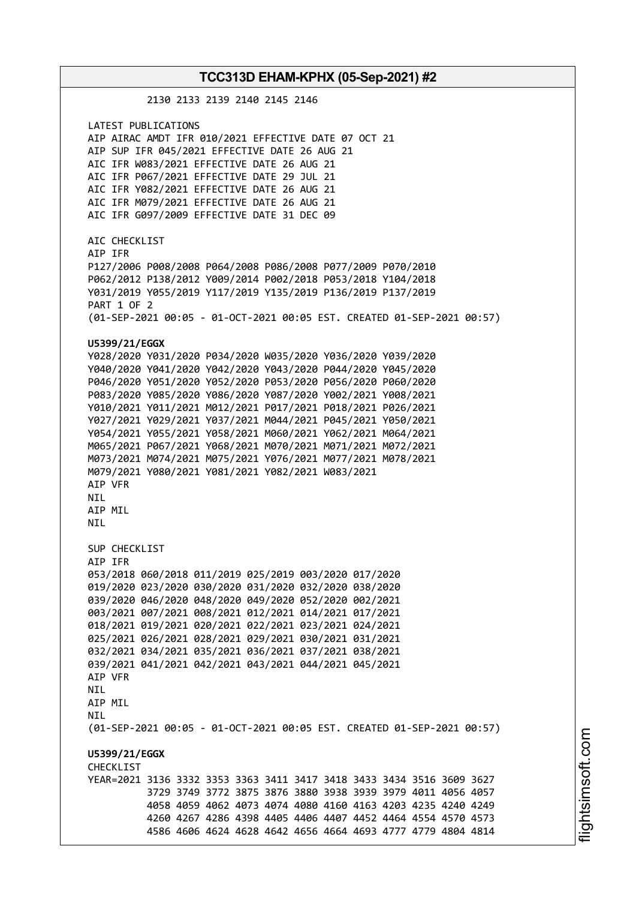2130 2133 2139 2140 2145 2146

LATEST PUBLICATIONS
AIP AIRAC AMDT IFR 010/2021 EFFECTIVE DATE 07 OCT 21
AIP SUP IFR 045/2021 EFFECTIVE DATE 26 AUG 21
AIC IFR W083/2021 EFFECTIVE DATE 26 AUG 21
AIC IFR P067/2021 EFFECTIVE DATE 29 JUL 21
AIC IFR Y082/2021 EFFECTIVE DATE 26 AUG 21
AIC IFR M079/2021 EFFECTIVE DATE 26 AUG 21
AIC IFR G097/2009 EFFECTIVE DATE 31 DEC 09

AIC CHECKLIST
AIP IFR
P127/2006 P008/2008 P064/2008 P086/2008 P077/2009 P070/2010
P062/2012 P138/2012 Y009/2014 P002/2018 P053/2018 Y104/2018
Y031/2019 Y055/2019 Y117/2019 Y135/2019 P136/2019 P137/2019
PART 1 OF 2
(01-SEP-2021 00:05 - 01-OCT-2021 00:05 EST. CREATED 01-SEP-2021 00:57)

**U5399/21/EGGX**
Y028/2020 Y031/2020 P034/2020 W035/2020 Y036/2020 Y039/2020
Y040/2020 Y041/2020 Y042/2020 Y043/2020 P044/2020 Y045/2020
P046/2020 Y051/2020 Y052/2020 P053/2020 P056/2020 P060/2020
P083/2020 Y085/2020 Y086/2020 Y087/2020 Y002/2021 Y008/2021
Y010/2021 Y011/2021 M012/2021 P017/2021 P018/2021 P026/2021
Y027/2021 Y029/2021 Y037/2021 M044/2021 P045/2021 Y050/2021
Y054/2021 Y055/2021 Y058/2021 M060/2021 Y062/2021 M064/2021
M065/2021 P067/2021 Y068/2021 M070/2021 M071/2021 M072/2021
M073/2021 M074/2021 M075/2021 Y076/2021 M077/2021 M078/2021
M079/2021 Y080/2021 Y081/2021 Y082/2021 W083/2021
AIP VFR
NIL
AIP MIL
NIL

SUP CHECKLIST
AIP IFR
053/2018 060/2018 011/2019 025/2019 003/2020 017/2020
019/2020 023/2020 030/2020 031/2020 032/2020 038/2020
039/2020 046/2020 048/2020 049/2020 052/2020 002/2021
003/2021 007/2021 008/2021 012/2021 014/2021 017/2021
018/2021 019/2021 020/2021 022/2021 023/2021 024/2021
025/2021 026/2021 028/2021 029/2021 030/2021 031/2021
032/2021 034/2021 035/2021 036/2021 037/2021 038/2021
039/2021 041/2021 042/2021 043/2021 044/2021 045/2021
AIP VFR
NIL
AIP MIL
NIL
(01-SEP-2021 00:05 - 01-OCT-2021 00:05 EST. CREATED 01-SEP-2021 00:57)

**U5399/21/EGGX**
CHECKLIST
YEAR=2021 3136 3332 3353 3363 3411 3417 3418 3433 3434 3516 3609 3627
3729 3749 3772 3875 3876 3880 3938 3939 3979 4011 4056 4057
4058 4059 4062 4073 4074 4080 4160 4163 4203 4235 4240 4249
4260 4267 4286 4398 4405 4406 4407 4452 4464 4554 4570 4573
4586 4606 4624 4628 4642 4656 4664 4693 4777 4779 4804 4814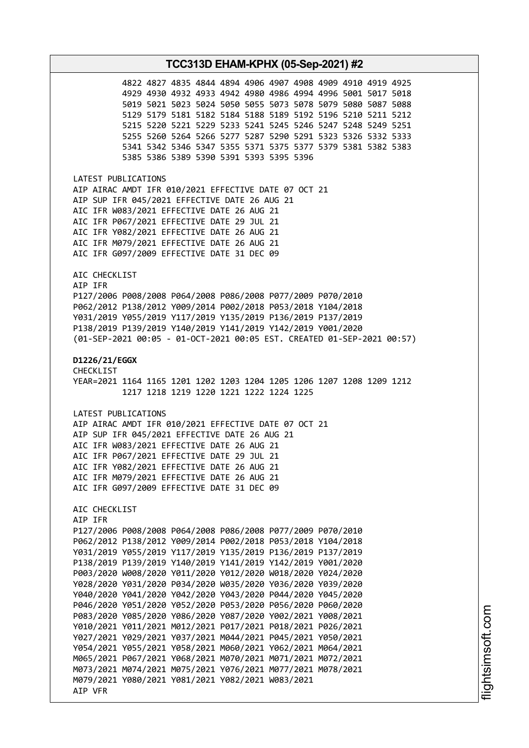```
          4822 4827 4835 4844 4894 4906 4907 4908 4909 4910 4919 4925
          4929 4930 4932 4933 4942 4980 4986 4994 4996 5001 5017 5018
          5019 5021 5023 5024 5050 5055 5073 5078 5079 5080 5087 5088
          5129 5179 5181 5182 5184 5188 5189 5192 5196 5210 5211 5212
          5215 5220 5221 5229 5233 5241 5245 5246 5247 5248 5249 5251
          5255 5260 5264 5266 5277 5287 5290 5291 5323 5326 5332 5333
          5341 5342 5346 5347 5355 5371 5375 5377 5379 5381 5382 5383
          5385 5386 5389 5390 5391 5393 5395 5396

LATEST PUBLICATIONS
AIP AIRAC AMDT IFR 010/2021 EFFECTIVE DATE 07 OCT 21
AIP SUP IFR 045/2021 EFFECTIVE DATE 26 AUG 21
AIC IFR W083/2021 EFFECTIVE DATE 26 AUG 21
AIC IFR P067/2021 EFFECTIVE DATE 29 JUL 21
AIC IFR Y082/2021 EFFECTIVE DATE 26 AUG 21
AIC IFR M079/2021 EFFECTIVE DATE 26 AUG 21
AIC IFR G097/2009 EFFECTIVE DATE 31 DEC 09

AIC CHECKLIST
AIP IFR
P127/2006 P008/2008 P064/2008 P086/2008 P077/2009 P070/2010
P062/2012 P138/2012 Y009/2014 P002/2018 P053/2018 Y104/2018
Y031/2019 Y055/2019 Y117/2019 Y135/2019 P136/2019 P137/2019
P138/2019 P139/2019 Y140/2019 Y141/2019 Y142/2019 Y001/2020
(01-SEP-2021 00:05 - 01-OCT-2021 00:05 EST. CREATED 01-SEP-2021 00:57)
```

**D1226/21/EGGX**

```
CHECKLIST
YEAR=2021 1164 1165 1201 1202 1203 1204 1205 1206 1207 1208 1209 1212
          1217 1218 1219 1220 1221 1222 1224 1225

LATEST PUBLICATIONS
AIP AIRAC AMDT IFR 010/2021 EFFECTIVE DATE 07 OCT 21
AIP SUP IFR 045/2021 EFFECTIVE DATE 26 AUG 21
AIC IFR W083/2021 EFFECTIVE DATE 26 AUG 21
AIC IFR P067/2021 EFFECTIVE DATE 29 JUL 21
AIC IFR Y082/2021 EFFECTIVE DATE 26 AUG 21
AIC IFR M079/2021 EFFECTIVE DATE 26 AUG 21
AIC IFR G097/2009 EFFECTIVE DATE 31 DEC 09

AIC CHECKLIST
AIP IFR
P127/2006 P008/2008 P064/2008 P086/2008 P077/2009 P070/2010
P062/2012 P138/2012 Y009/2014 P002/2018 P053/2018 Y104/2018
Y031/2019 Y055/2019 Y117/2019 Y135/2019 P136/2019 P137/2019
P138/2019 P139/2019 Y140/2019 Y141/2019 Y142/2019 Y001/2020
P003/2020 W008/2020 Y011/2020 Y012/2020 W018/2020 Y024/2020
Y028/2020 Y031/2020 P034/2020 W035/2020 Y036/2020 Y039/2020
Y040/2020 Y041/2020 Y042/2020 Y043/2020 P044/2020 Y045/2020
P046/2020 Y051/2020 Y052/2020 P053/2020 P056/2020 P060/2020
P083/2020 Y085/2020 Y086/2020 Y087/2020 Y002/2021 Y008/2021
Y010/2021 Y011/2021 M012/2021 P017/2021 P018/2021 P026/2021
Y027/2021 Y029/2021 Y037/2021 M044/2021 P045/2021 Y050/2021
Y054/2021 Y055/2021 Y058/2021 M060/2021 Y062/2021 M064/2021
M065/2021 P067/2021 Y068/2021 M070/2021 M071/2021 M072/2021
M073/2021 M074/2021 M075/2021 Y076/2021 M077/2021 M078/2021
M079/2021 Y080/2021 Y081/2021 Y082/2021 W083/2021
AIP VFR
```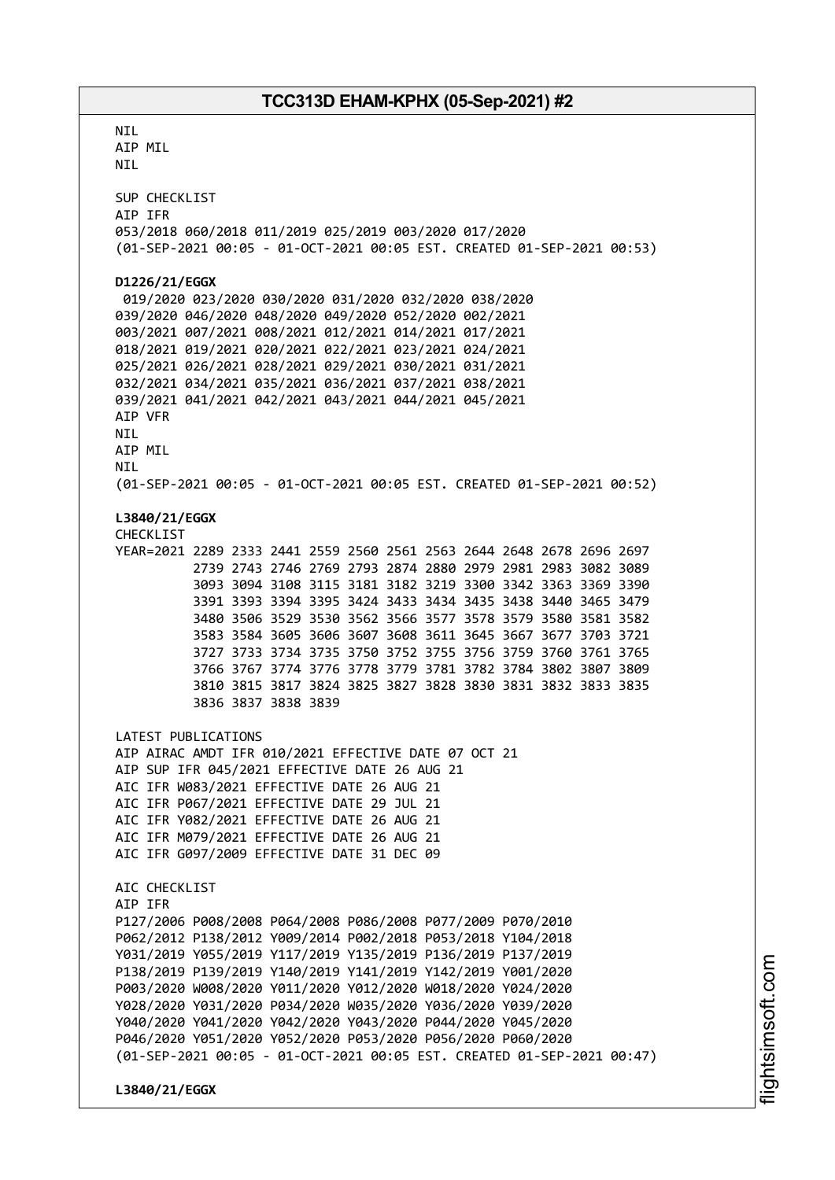NIL
AIP MIL
NIL

SUP CHECKLIST
AIP IFR
053/2018 060/2018 011/2019 025/2019 003/2020 017/2020
(01-SEP-2021 00:05 - 01-OCT-2021 00:05 EST. CREATED 01-SEP-2021 00:53)

**D1226/21/EGGX**
019/2020 023/2020 030/2020 031/2020 032/2020 038/2020
039/2020 046/2020 048/2020 049/2020 052/2020 002/2021
003/2021 007/2021 008/2021 012/2021 014/2021 017/2021
018/2021 019/2021 020/2021 022/2021 023/2021 024/2021
025/2021 026/2021 028/2021 029/2021 030/2021 031/2021
032/2021 034/2021 035/2021 036/2021 037/2021 038/2021
039/2021 041/2021 042/2021 043/2021 044/2021 045/2021
AIP VFR
NIL
AIP MIL
NIL
(01-SEP-2021 00:05 - 01-OCT-2021 00:05 EST. CREATED 01-SEP-2021 00:52)

**L3840/21/EGGX**
CHECKLIST
YEAR=2021 2289 2333 2441 2559 2560 2561 2563 2644 2648 2678 2696 2697
2739 2743 2746 2769 2793 2874 2880 2979 2981 2983 3082 3089
3093 3094 3108 3115 3181 3182 3219 3300 3342 3363 3369 3390
3391 3393 3394 3395 3424 3433 3434 3435 3438 3440 3465 3479
3480 3506 3529 3530 3562 3566 3577 3578 3579 3580 3581 3582
3583 3584 3605 3606 3607 3608 3611 3645 3667 3677 3703 3721
3727 3733 3734 3735 3750 3752 3755 3756 3759 3760 3761 3765
3766 3767 3774 3776 3778 3779 3781 3782 3784 3802 3807 3809
3810 3815 3817 3824 3825 3827 3828 3830 3831 3832 3833 3835
3836 3837 3838 3839

LATEST PUBLICATIONS
AIP AIRAC AMDT IFR 010/2021 EFFECTIVE DATE 07 OCT 21
AIP SUP IFR 045/2021 EFFECTIVE DATE 26 AUG 21
AIC IFR W083/2021 EFFECTIVE DATE 26 AUG 21
AIC IFR P067/2021 EFFECTIVE DATE 29 JUL 21
AIC IFR Y082/2021 EFFECTIVE DATE 26 AUG 21
AIC IFR M079/2021 EFFECTIVE DATE 26 AUG 21
AIC IFR G097/2009 EFFECTIVE DATE 31 DEC 09

AIC CHECKLIST
AIP IFR
P127/2006 P008/2008 P064/2008 P086/2008 P077/2009 P070/2010
P062/2012 P138/2012 Y009/2014 P002/2018 P053/2018 Y104/2018
Y031/2019 Y055/2019 Y117/2019 Y135/2019 P136/2019 P137/2019
P138/2019 P139/2019 Y140/2019 Y141/2019 Y142/2019 Y001/2020
P003/2020 W008/2020 Y011/2020 Y012/2020 W018/2020 Y024/2020
Y028/2020 Y031/2020 P034/2020 W035/2020 Y036/2020 Y039/2020
Y040/2020 Y041/2020 Y042/2020 Y043/2020 P044/2020 Y045/2020
P046/2020 Y051/2020 Y052/2020 P053/2020 P056/2020 P060/2020
(01-SEP-2021 00:05 - 01-OCT-2021 00:05 EST. CREATED 01-SEP-2021 00:47)

**L3840/21/EGGX**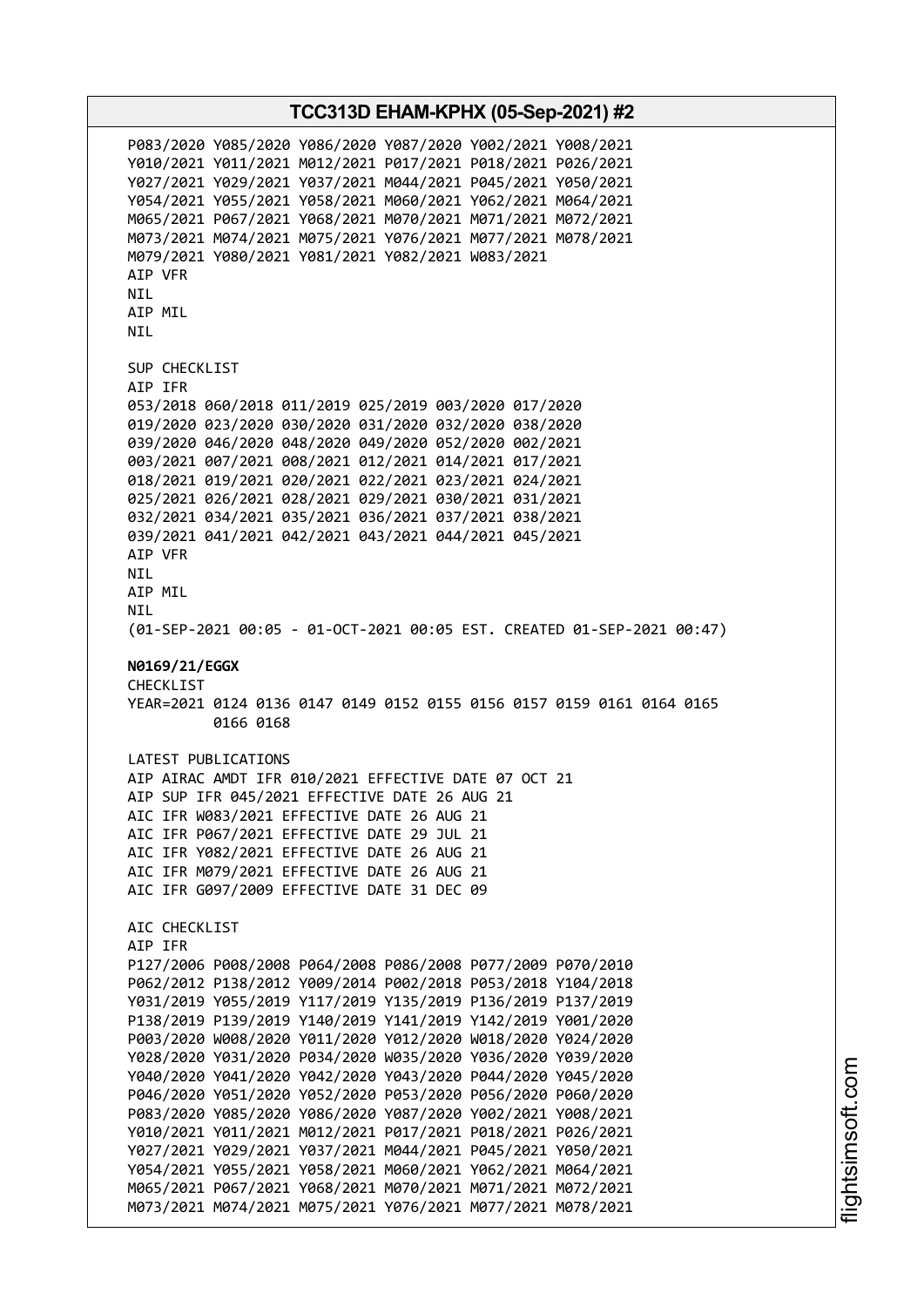P083/2020 Y085/2020 Y086/2020 Y087/2020 Y002/2021 Y008/2021
Y010/2021 Y011/2021 M012/2021 P017/2021 P018/2021 P026/2021
Y027/2021 Y029/2021 Y037/2021 M044/2021 P045/2021 Y050/2021
Y054/2021 Y055/2021 Y058/2021 M060/2021 Y062/2021 M064/2021
M065/2021 P067/2021 Y068/2021 M070/2021 M071/2021 M072/2021
M073/2021 M074/2021 M075/2021 Y076/2021 M077/2021 M078/2021
M079/2021 Y080/2021 Y081/2021 Y082/2021 W083/2021
AIP VFR
NIL
AIP MIL
NIL

SUP CHECKLIST
AIP IFR
053/2018 060/2018 011/2019 025/2019 003/2020 017/2020
019/2020 023/2020 030/2020 031/2020 032/2020 038/2020
039/2020 046/2020 048/2020 049/2020 052/2020 002/2021
003/2021 007/2021 008/2021 012/2021 014/2021 017/2021
018/2021 019/2021 020/2021 022/2021 023/2021 024/2021
025/2021 026/2021 028/2021 029/2021 030/2021 031/2021
032/2021 034/2021 035/2021 036/2021 037/2021 038/2021
039/2021 041/2021 042/2021 043/2021 044/2021 045/2021
AIP VFR
NIL
AIP MIL
NIL
(01-SEP-2021 00:05 - 01-OCT-2021 00:05 EST. CREATED 01-SEP-2021 00:47)

**N0169/21/EGGX**
CHECKLIST
YEAR=2021 0124 0136 0147 0149 0152 0155 0156 0157 0159 0161 0164 0165
0166 0168

LATEST PUBLICATIONS
AIP AIRAC AMDT IFR 010/2021 EFFECTIVE DATE 07 OCT 21
AIP SUP IFR 045/2021 EFFECTIVE DATE 26 AUG 21
AIC IFR W083/2021 EFFECTIVE DATE 26 AUG 21
AIC IFR P067/2021 EFFECTIVE DATE 29 JUL 21
AIC IFR Y082/2021 EFFECTIVE DATE 26 AUG 21
AIC IFR M079/2021 EFFECTIVE DATE 26 AUG 21
AIC IFR G097/2009 EFFECTIVE DATE 31 DEC 09

AIC CHECKLIST
AIP IFR
P127/2006 P008/2008 P064/2008 P086/2008 P077/2009 P070/2010
P062/2012 P138/2012 Y009/2014 P002/2018 P053/2018 Y104/2018
Y031/2019 Y055/2019 Y117/2019 Y135/2019 P136/2019 P137/2019
P138/2019 P139/2019 Y140/2019 Y141/2019 Y142/2019 Y001/2020
P003/2020 W008/2020 Y011/2020 Y012/2020 W018/2020 Y024/2020
Y028/2020 Y031/2020 P034/2020 W035/2020 Y036/2020 Y039/2020
Y040/2020 Y041/2020 Y042/2020 Y043/2020 P044/2020 Y045/2020
P046/2020 Y051/2020 Y052/2020 P053/2020 P056/2020 P060/2020
P083/2020 Y085/2020 Y086/2020 Y087/2020 Y002/2021 Y008/2021
Y010/2021 Y011/2021 M012/2021 P017/2021 P018/2021 P026/2021
Y027/2021 Y029/2021 Y037/2021 M044/2021 P045/2021 Y050/2021
Y054/2021 Y055/2021 Y058/2021 M060/2021 Y062/2021 M064/2021
M065/2021 P067/2021 Y068/2021 M070/2021 M071/2021 M072/2021
M073/2021 M074/2021 M075/2021 Y076/2021 M077/2021 M078/2021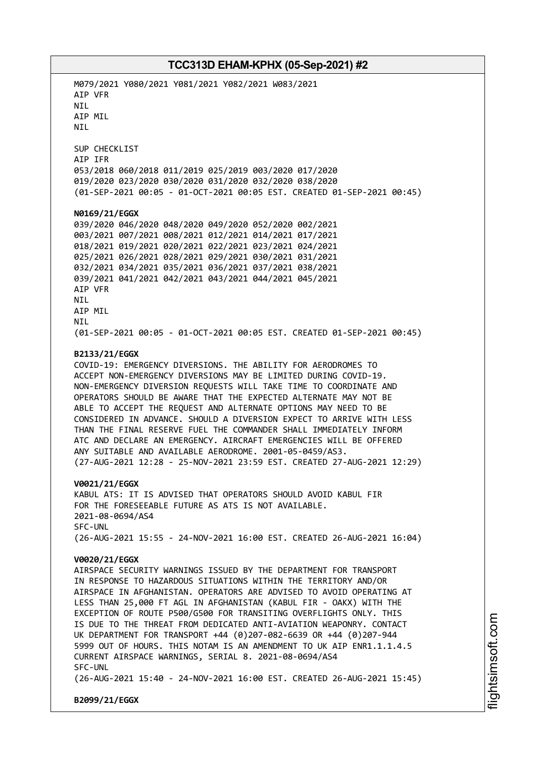M079/2021 Y080/2021 Y081/2021 Y082/2021 W083/2021
AIP VFR
NIL
AIP MIL
NIL

SUP CHECKLIST
AIP IFR
053/2018 060/2018 011/2019 025/2019 003/2020 017/2020
019/2020 023/2020 030/2020 031/2020 032/2020 038/2020
(01-SEP-2021 00:05 - 01-OCT-2021 00:05 EST. CREATED 01-SEP-2021 00:45)

**N0169/21/EGGX**
039/2020 046/2020 048/2020 049/2020 052/2020 002/2021
003/2021 007/2021 008/2021 012/2021 014/2021 017/2021
018/2021 019/2021 020/2021 022/2021 023/2021 024/2021
025/2021 026/2021 028/2021 029/2021 030/2021 031/2021
032/2021 034/2021 035/2021 036/2021 037/2021 038/2021
039/2021 041/2021 042/2021 043/2021 044/2021 045/2021
AIP VFR
NIL
AIP MIL
NIL
(01-SEP-2021 00:05 - 01-OCT-2021 00:05 EST. CREATED 01-SEP-2021 00:45)

**B2133/21/EGGX**
COVID-19: EMERGENCY DIVERSIONS. THE ABILITY FOR AERODROMES TO ACCEPT NON-EMERGENCY DIVERSIONS MAY BE LIMITED DURING COVID-19. NON-EMERGENCY DIVERSION REQUESTS WILL TAKE TIME TO COORDINATE AND OPERATORS SHOULD BE AWARE THAT THE EXPECTED ALTERNATE MAY NOT BE ABLE TO ACCEPT THE REQUEST AND ALTERNATE OPTIONS MAY NEED TO BE CONSIDERED IN ADVANCE. SHOULD A DIVERSION EXPECT TO ARRIVE WITH LESS THAN THE FINAL RESERVE FUEL THE COMMANDER SHALL IMMEDIATELY INFORM ATC AND DECLARE AN EMERGENCY. AIRCRAFT EMERGENCIES WILL BE OFFERED ANY SUITABLE AND AVAILABLE AERODROME. 2001-05-0459/AS3.
(27-AUG-2021 12:28 - 25-NOV-2021 23:59 EST. CREATED 27-AUG-2021 12:29)

**V0021/21/EGGX**
KABUL ATS: IT IS ADVISED THAT OPERATORS SHOULD AVOID KABUL FIR FOR THE FORESEEABLE FUTURE AS ATS IS NOT AVAILABLE.
2021-08-0694/AS4
SFC-UNL
(26-AUG-2021 15:55 - 24-NOV-2021 16:00 EST. CREATED 26-AUG-2021 16:04)

**V0020/21/EGGX**
AIRSPACE SECURITY WARNINGS ISSUED BY THE DEPARTMENT FOR TRANSPORT IN RESPONSE TO HAZARDOUS SITUATIONS WITHIN THE TERRITORY AND/OR AIRSPACE IN AFGHANISTAN. OPERATORS ARE ADVISED TO AVOID OPERATING AT LESS THAN 25,000 FT AGL IN AFGHANISTAN (KABUL FIR - OAKX) WITH THE EXCEPTION OF ROUTE P500/G500 FOR TRANSITING OVERFLIGHTS ONLY. THIS IS DUE TO THE THREAT FROM DEDICATED ANTI-AVIATION WEAPONRY. CONTACT UK DEPARTMENT FOR TRANSPORT +44 (0)207-082-6639 OR +44 (0)207-944 5999 OUT OF HOURS. THIS NOTAM IS AN AMENDMENT TO UK AIP ENR1.1.1.4.5 CURRENT AIRSPACE WARNINGS, SERIAL 8. 2021-08-0694/AS4
SFC-UNL
(26-AUG-2021 15:40 - 24-NOV-2021 16:00 EST. CREATED 26-AUG-2021 15:45)

**B2099/21/EGGX**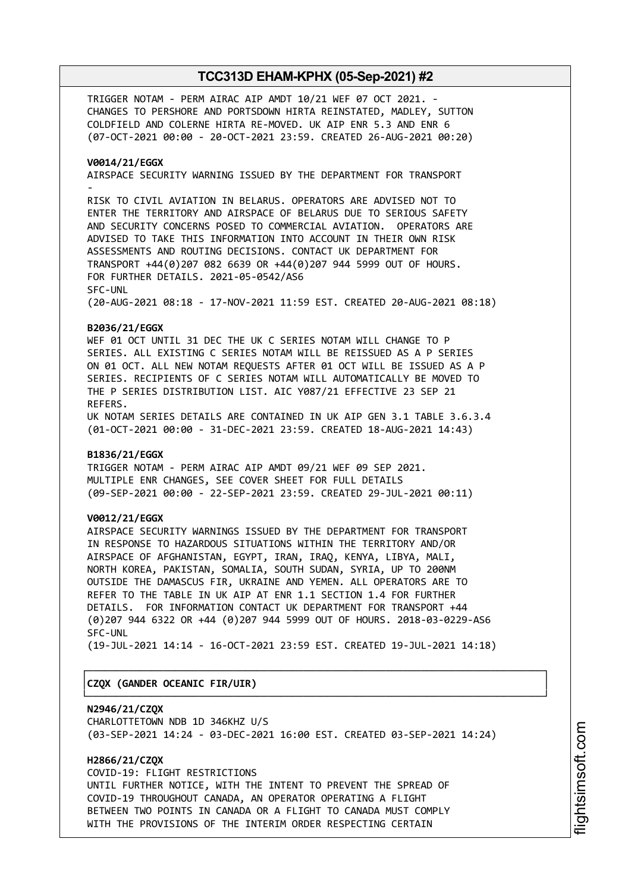TRIGGER NOTAM - PERM AIRAC AIP AMDT 10/21 WEF 07 OCT 2021. - CHANGES TO PERSHORE AND PORTSDOWN HIRTA REINSTATED, MADLEY, SUTTON COLDFIELD AND COLERNE HIRTA RE-MOVED. UK AIP ENR 5.3 AND ENR 6
(07-OCT-2021 00:00 - 20-OCT-2021 23:59. CREATED 26-AUG-2021 00:20)

**V0014/21/EGGX**
AIRSPACE SECURITY WARNING ISSUED BY THE DEPARTMENT FOR TRANSPORT
-
RISK TO CIVIL AVIATION IN BELARUS. OPERATORS ARE ADVISED NOT TO ENTER THE TERRITORY AND AIRSPACE OF BELARUS DUE TO SERIOUS SAFETY AND SECURITY CONCERNS POSED TO COMMERCIAL AVIATION. OPERATORS ARE ADVISED TO TAKE THIS INFORMATION INTO ACCOUNT IN THEIR OWN RISK ASSESSMENTS AND ROUTING DECISIONS. CONTACT UK DEPARTMENT FOR TRANSPORT +44(0)207 082 6639 OR +44(0)207 944 5999 OUT OF HOURS. FOR FURTHER DETAILS. 2021-05-0542/AS6
SFC-UNL
(20-AUG-2021 08:18 - 17-NOV-2021 11:59 EST. CREATED 20-AUG-2021 08:18)

**B2036/21/EGGX**
WEF 01 OCT UNTIL 31 DEC THE UK C SERIES NOTAM WILL CHANGE TO P SERIES. ALL EXISTING C SERIES NOTAM WILL BE REISSUED AS A P SERIES ON 01 OCT. ALL NEW NOTAM REQUESTS AFTER 01 OCT WILL BE ISSUED AS A P SERIES. RECIPIENTS OF C SERIES NOTAM WILL AUTOMATICALLY BE MOVED TO THE P SERIES DISTRIBUTION LIST. AIC Y087/21 EFFECTIVE 23 SEP 21 REFERS.
UK NOTAM SERIES DETAILS ARE CONTAINED IN UK AIP GEN 3.1 TABLE 3.6.3.4
(01-OCT-2021 00:00 - 31-DEC-2021 23:59. CREATED 18-AUG-2021 14:43)

**B1836/21/EGGX**
TRIGGER NOTAM - PERM AIRAC AIP AMDT 09/21 WEF 09 SEP 2021.
MULTIPLE ENR CHANGES, SEE COVER SHEET FOR FULL DETAILS
(09-SEP-2021 00:00 - 22-SEP-2021 23:59. CREATED 29-JUL-2021 00:11)

**V0012/21/EGGX**
AIRSPACE SECURITY WARNINGS ISSUED BY THE DEPARTMENT FOR TRANSPORT IN RESPONSE TO HAZARDOUS SITUATIONS WITHIN THE TERRITORY AND/OR AIRSPACE OF AFGHANISTAN, EGYPT, IRAN, IRAQ, KENYA, LIBYA, MALI, NORTH KOREA, PAKISTAN, SOMALIA, SOUTH SUDAN, SYRIA, UP TO 200NM OUTSIDE THE DAMASCUS FIR, UKRAINE AND YEMEN. ALL OPERATORS ARE TO REFER TO THE TABLE IN UK AIP AT ENR 1.1 SECTION 1.4 FOR FURTHER DETAILS. FOR INFORMATION CONTACT UK DEPARTMENT FOR TRANSPORT +44 (0)207 944 6322 OR +44 (0)207 944 5999 OUT OF HOURS. 2018-03-0229-AS6
SFC-UNL
(19-JUL-2021 14:14 - 16-OCT-2021 23:59 EST. CREATED 19-JUL-2021 14:18)

## CZQX (GANDER OCEANIC FIR/UIR)

**N2946/21/CZQX**
CHARLOTTETOWN NDB 1D 346KHZ U/S
(03-SEP-2021 14:24 - 03-DEC-2021 16:00 EST. CREATED 03-SEP-2021 14:24)

**H2866/21/CZQX**
COVID-19: FLIGHT RESTRICTIONS
UNTIL FURTHER NOTICE, WITH THE INTENT TO PREVENT THE SPREAD OF COVID-19 THROUGHOUT CANADA, AN OPERATOR OPERATING A FLIGHT BETWEEN TWO POINTS IN CANADA OR A FLIGHT TO CANADA MUST COMPLY WITH THE PROVISIONS OF THE INTERIM ORDER RESPECTING CERTAIN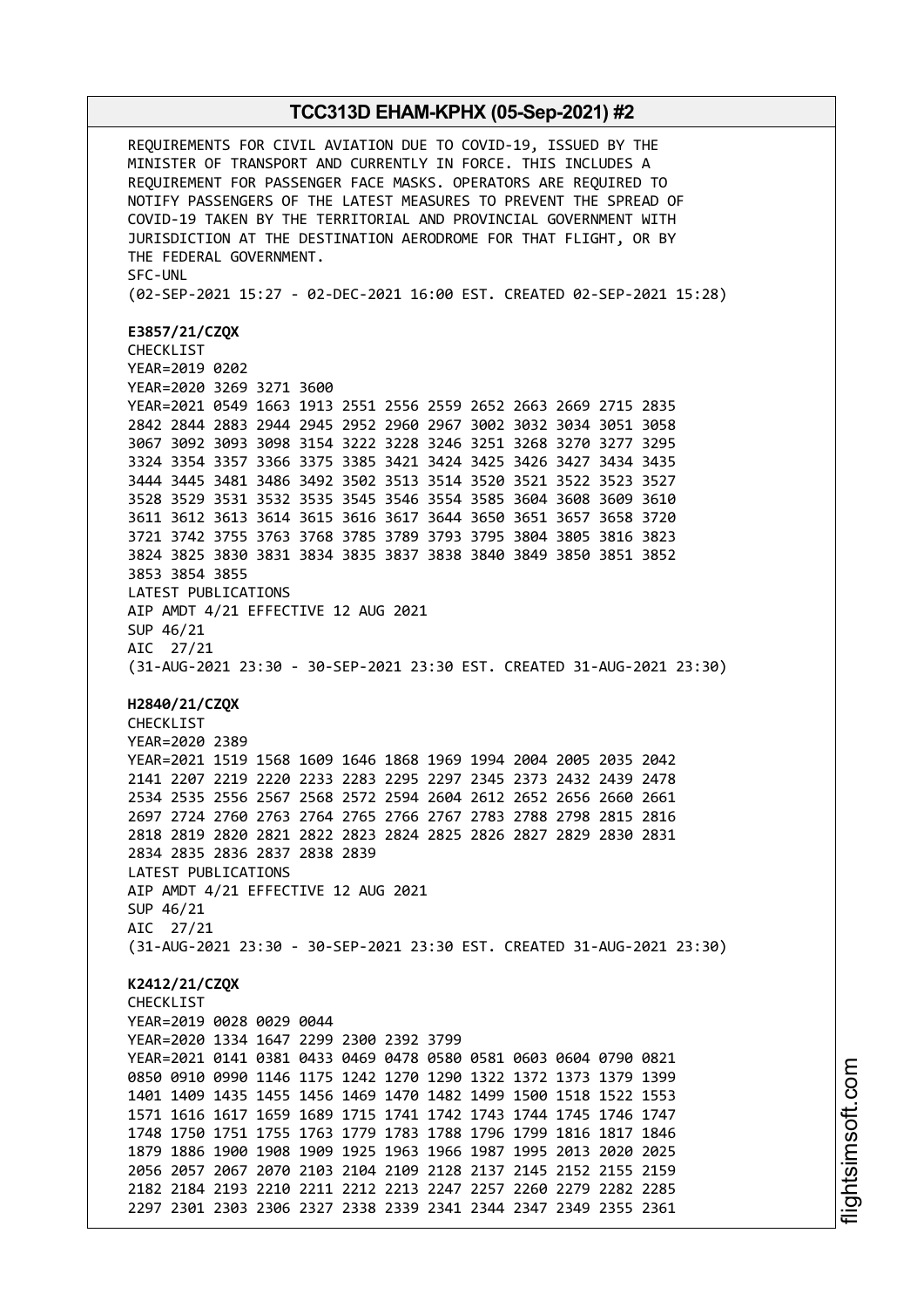REQUIREMENTS FOR CIVIL AVIATION DUE TO COVID-19, ISSUED BY THE MINISTER OF TRANSPORT AND CURRENTLY IN FORCE. THIS INCLUDES A REQUIREMENT FOR PASSENGER FACE MASKS. OPERATORS ARE REQUIRED TO NOTIFY PASSENGERS OF THE LATEST MEASURES TO PREVENT THE SPREAD OF COVID-19 TAKEN BY THE TERRITORIAL AND PROVINCIAL GOVERNMENT WITH JURISDICTION AT THE DESTINATION AERODROME FOR THAT FLIGHT, OR BY THE FEDERAL GOVERNMENT.
SFC-UNL
(02-SEP-2021 15:27 - 02-DEC-2021 16:00 EST. CREATED 02-SEP-2021 15:28)

**E3857/21/CZQX**
CHECKLIST
YEAR=2019 0202
YEAR=2020 3269 3271 3600
YEAR=2021 0549 1663 1913 2551 2556 2559 2652 2663 2669 2715 2835 2842 2844 2883 2944 2945 2952 2960 2967 3002 3032 3034 3051 3058 3067 3092 3093 3098 3154 3222 3228 3246 3251 3268 3270 3277 3295 3324 3354 3357 3366 3375 3385 3421 3424 3425 3426 3427 3434 3435 3444 3445 3481 3486 3492 3502 3513 3514 3520 3521 3522 3523 3527 3528 3529 3531 3532 3535 3545 3546 3554 3585 3604 3608 3609 3610 3611 3612 3613 3614 3615 3616 3617 3644 3650 3651 3657 3658 3720 3721 3742 3755 3763 3768 3785 3789 3793 3795 3804 3805 3816 3823 3824 3825 3830 3831 3834 3835 3837 3838 3840 3849 3850 3851 3852 3853 3854 3855
LATEST PUBLICATIONS
AIP AMDT 4/21 EFFECTIVE 12 AUG 2021
SUP 46/21
AIC 27/21
(31-AUG-2021 23:30 - 30-SEP-2021 23:30 EST. CREATED 31-AUG-2021 23:30)

**H2840/21/CZQX**
CHECKLIST
YEAR=2020 2389
YEAR=2021 1519 1568 1609 1646 1868 1969 1994 2004 2005 2035 2042 2141 2207 2219 2220 2233 2283 2295 2297 2345 2373 2432 2439 2478 2534 2535 2556 2567 2568 2572 2594 2604 2612 2652 2656 2660 2661 2697 2724 2760 2763 2764 2765 2766 2767 2783 2788 2798 2815 2816 2818 2819 2820 2821 2822 2823 2824 2825 2826 2827 2829 2830 2831 2834 2835 2836 2837 2838 2839
LATEST PUBLICATIONS
AIP AMDT 4/21 EFFECTIVE 12 AUG 2021
SUP 46/21
AIC 27/21
(31-AUG-2021 23:30 - 30-SEP-2021 23:30 EST. CREATED 31-AUG-2021 23:30)

**K2412/21/CZQX**
CHECKLIST
YEAR=2019 0028 0029 0044
YEAR=2020 1334 1647 2299 2300 2392 3799
YEAR=2021 0141 0381 0433 0469 0478 0580 0581 0603 0604 0790 0821 0850 0910 0990 1146 1175 1242 1270 1290 1322 1372 1373 1379 1399 1401 1409 1435 1455 1456 1469 1470 1482 1499 1500 1518 1522 1553 1571 1616 1617 1659 1689 1715 1741 1742 1743 1744 1745 1746 1747 1748 1750 1751 1755 1763 1779 1783 1788 1796 1799 1816 1817 1846 1879 1886 1900 1908 1909 1925 1963 1966 1987 1995 2013 2020 2025 2056 2057 2067 2070 2103 2104 2109 2128 2137 2145 2152 2155 2159 2182 2184 2193 2210 2211 2212 2213 2247 2257 2260 2279 2282 2285 2297 2301 2303 2306 2327 2338 2339 2341 2344 2347 2349 2355 2361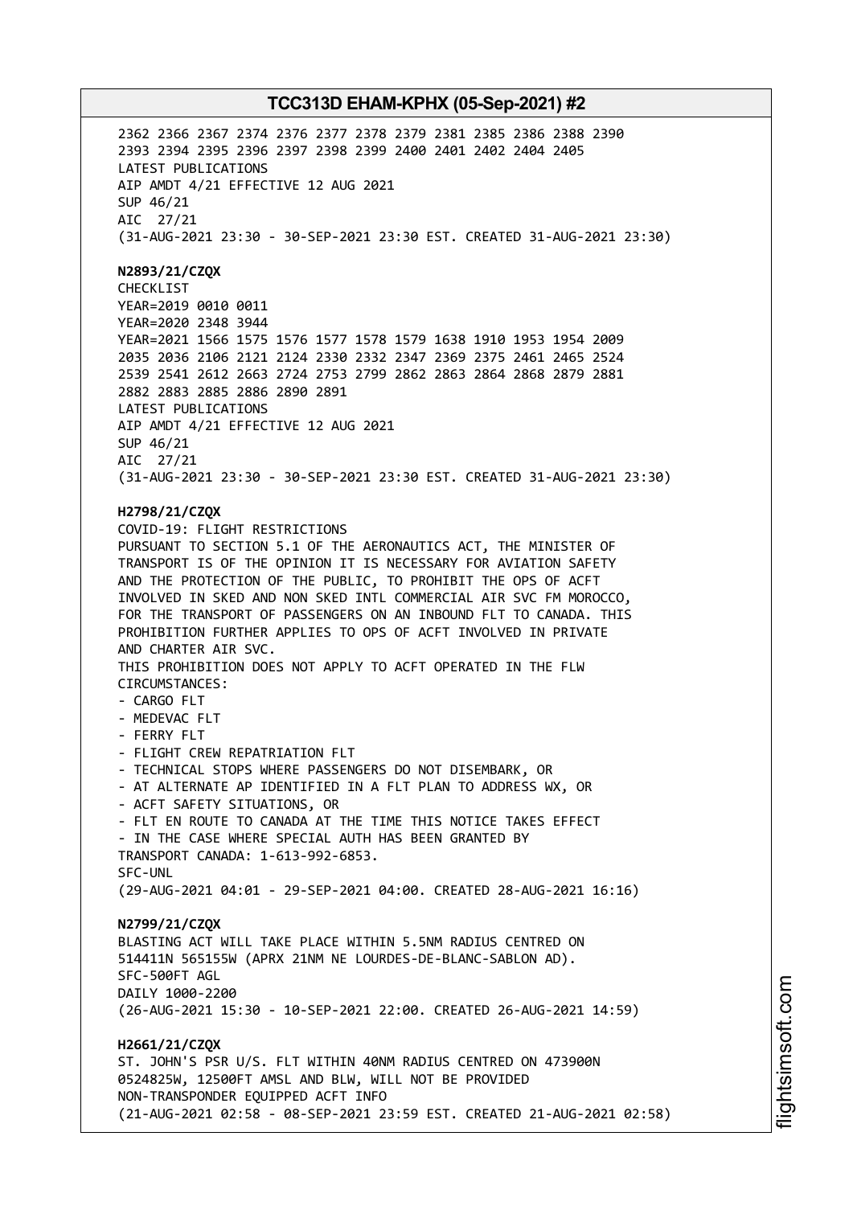2362 2366 2367 2374 2376 2377 2378 2379 2381 2385 2386 2388 2390
2393 2394 2395 2396 2397 2398 2399 2400 2401 2402 2404 2405
LATEST PUBLICATIONS
AIP AMDT 4/21 EFFECTIVE 12 AUG 2021
SUP 46/21
AIC 27/21
(31-AUG-2021 23:30 - 30-SEP-2021 23:30 EST. CREATED 31-AUG-2021 23:30)

**N2893/21/CZQX**
CHECKLIST
YEAR=2019 0010 0011
YEAR=2020 2348 3944
YEAR=2021 1566 1575 1576 1577 1578 1579 1638 1910 1953 1954 2009
2035 2036 2106 2121 2124 2330 2332 2347 2369 2375 2461 2465 2524
2539 2541 2612 2663 2724 2753 2799 2862 2863 2864 2868 2879 2881
2882 2883 2885 2886 2890 2891
LATEST PUBLICATIONS
AIP AMDT 4/21 EFFECTIVE 12 AUG 2021
SUP 46/21
AIC 27/21
(31-AUG-2021 23:30 - 30-SEP-2021 23:30 EST. CREATED 31-AUG-2021 23:30)

**H2798/21/CZQX**
COVID-19: FLIGHT RESTRICTIONS
PURSUANT TO SECTION 5.1 OF THE AERONAUTICS ACT, THE MINISTER OF
TRANSPORT IS OF THE OPINION IT IS NECESSARY FOR AVIATION SAFETY
AND THE PROTECTION OF THE PUBLIC, TO PROHIBIT THE OPS OF ACFT
INVOLVED IN SKED AND NON SKED INTL COMMERCIAL AIR SVC FM MOROCCO,
FOR THE TRANSPORT OF PASSENGERS ON AN INBOUND FLT TO CANADA. THIS
PROHIBITION FURTHER APPLIES TO OPS OF ACFT INVOLVED IN PRIVATE
AND CHARTER AIR SVC.
THIS PROHIBITION DOES NOT APPLY TO ACFT OPERATED IN THE FLW
CIRCUMSTANCES:
- CARGO FLT
- MEDEVAC FLT
- FERRY FLT
- FLIGHT CREW REPATRIATION FLT
- TECHNICAL STOPS WHERE PASSENGERS DO NOT DISEMBARK, OR
- AT ALTERNATE AP IDENTIFIED IN A FLT PLAN TO ADDRESS WX, OR
- ACFT SAFETY SITUATIONS, OR
- FLT EN ROUTE TO CANADA AT THE TIME THIS NOTICE TAKES EFFECT
- IN THE CASE WHERE SPECIAL AUTH HAS BEEN GRANTED BY
TRANSPORT CANADA: 1-613-992-6853.
SFC-UNL
(29-AUG-2021 04:01 - 29-SEP-2021 04:00. CREATED 28-AUG-2021 16:16)

**N2799/21/CZQX**
BLASTING ACT WILL TAKE PLACE WITHIN 5.5NM RADIUS CENTRED ON
514411N 565155W (APRX 21NM NE LOURDES-DE-BLANC-SABLON AD).
SFC-500FT AGL
DAILY 1000-2200
(26-AUG-2021 15:30 - 10-SEP-2021 22:00. CREATED 26-AUG-2021 14:59)

**H2661/21/CZQX**
ST. JOHN'S PSR U/S. FLT WITHIN 40NM RADIUS CENTRED ON 473900N
0524825W, 12500FT AMSL AND BLW, WILL NOT BE PROVIDED
NON-TRANSPONDER EQUIPPED ACFT INFO
(21-AUG-2021 02:58 - 08-SEP-2021 23:59 EST. CREATED 21-AUG-2021 02:58)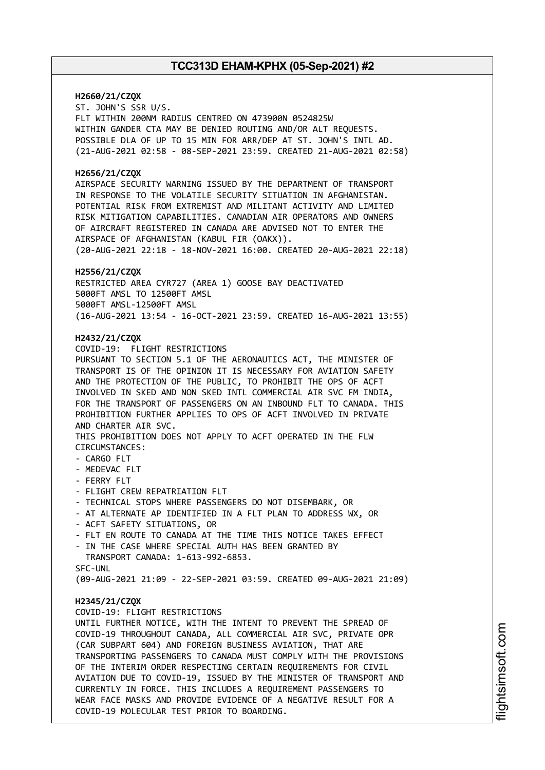**H2660/21/CZQX**
ST. JOHN'S SSR U/S.
FLT WITHIN 200NM RADIUS CENTRED ON 473900N 0524825W
WITHIN GANDER CTA MAY BE DENIED ROUTING AND/OR ALT REQUESTS.
POSSIBLE DLA OF UP TO 15 MIN FOR ARR/DEP AT ST. JOHN'S INTL AD.
(21-AUG-2021 02:58 - 08-SEP-2021 23:59. CREATED 21-AUG-2021 02:58)

**H2656/21/CZQX**
AIRSPACE SECURITY WARNING ISSUED BY THE DEPARTMENT OF TRANSPORT
IN RESPONSE TO THE VOLATILE SECURITY SITUATION IN AFGHANISTAN.
POTENTIAL RISK FROM EXTREMIST AND MILITANT ACTIVITY AND LIMITED
RISK MITIGATION CAPABILITIES. CANADIAN AIR OPERATORS AND OWNERS
OF AIRCRAFT REGISTERED IN CANADA ARE ADVISED NOT TO ENTER THE
AIRSPACE OF AFGHANISTAN (KABUL FIR (OAKX)).
(20-AUG-2021 22:18 - 18-NOV-2021 16:00. CREATED 20-AUG-2021 22:18)

**H2556/21/CZQX**
RESTRICTED AREA CYR727 (AREA 1) GOOSE BAY DEACTIVATED
5000FT AMSL TO 12500FT AMSL
5000FT AMSL-12500FT AMSL
(16-AUG-2021 13:54 - 16-OCT-2021 23:59. CREATED 16-AUG-2021 13:55)

**H2432/21/CZQX**
COVID-19: FLIGHT RESTRICTIONS
PURSUANT TO SECTION 5.1 OF THE AERONAUTICS ACT, THE MINISTER OF
TRANSPORT IS OF THE OPINION IT IS NECESSARY FOR AVIATION SAFETY
AND THE PROTECTION OF THE PUBLIC, TO PROHIBIT THE OPS OF ACFT
INVOLVED IN SKED AND NON SKED INTL COMMERCIAL AIR SVC FM INDIA,
FOR THE TRANSPORT OF PASSENGERS ON AN INBOUND FLT TO CANADA. THIS
PROHIBITION FURTHER APPLIES TO OPS OF ACFT INVOLVED IN PRIVATE
AND CHARTER AIR SVC.
THIS PROHIBITION DOES NOT APPLY TO ACFT OPERATED IN THE FLW
CIRCUMSTANCES:
- CARGO FLT
- MEDEVAC FLT
- FERRY FLT
- FLIGHT CREW REPATRIATION FLT
- TECHNICAL STOPS WHERE PASSENGERS DO NOT DISEMBARK, OR
- AT ALTERNATE AP IDENTIFIED IN A FLT PLAN TO ADDRESS WX, OR
- ACFT SAFETY SITUATIONS, OR
- FLT EN ROUTE TO CANADA AT THE TIME THIS NOTICE TAKES EFFECT
- IN THE CASE WHERE SPECIAL AUTH HAS BEEN GRANTED BY
  TRANSPORT CANADA: 1-613-992-6853.

SFC-UNL
(09-AUG-2021 21:09 - 22-SEP-2021 03:59. CREATED 09-AUG-2021 21:09)

**H2345/21/CZQX**
COVID-19: FLIGHT RESTRICTIONS
UNTIL FURTHER NOTICE, WITH THE INTENT TO PREVENT THE SPREAD OF
COVID-19 THROUGHOUT CANADA, ALL COMMERCIAL AIR SVC, PRIVATE OPR
(CAR SUBPART 604) AND FOREIGN BUSINESS AVIATION, THAT ARE
TRANSPORTING PASSENGERS TO CANADA MUST COMPLY WITH THE PROVISIONS
OF THE INTERIM ORDER RESPECTING CERTAIN REQUIREMENTS FOR CIVIL
AVIATION DUE TO COVID-19, ISSUED BY THE MINISTER OF TRANSPORT AND
CURRENTLY IN FORCE. THIS INCLUDES A REQUIREMENT PASSENGERS TO
WEAR FACE MASKS AND PROVIDE EVIDENCE OF A NEGATIVE RESULT FOR A
COVID-19 MOLECULAR TEST PRIOR TO BOARDING.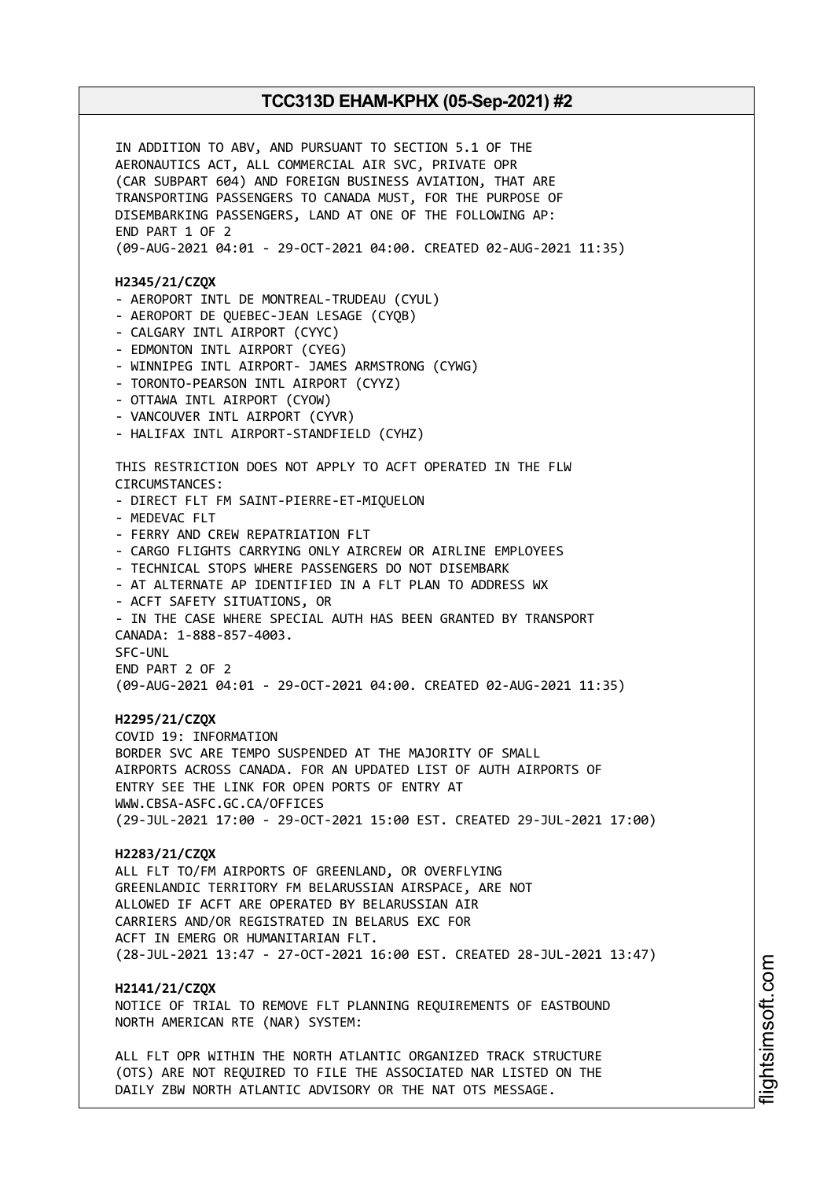IN ADDITION TO ABV, AND PURSUANT TO SECTION 5.1 OF THE
AERONAUTICS ACT, ALL COMMERCIAL AIR SVC, PRIVATE OPR
(CAR SUBPART 604) AND FOREIGN BUSINESS AVIATION, THAT ARE
TRANSPORTING PASSENGERS TO CANADA MUST, FOR THE PURPOSE OF
DISEMBARKING PASSENGERS, LAND AT ONE OF THE FOLLOWING AP:
END PART 1 OF 2
(09-AUG-2021 04:01 - 29-OCT-2021 04:00. CREATED 02-AUG-2021 11:35)

**H2345/21/CZQX**

- AEROPORT INTL DE MONTREAL-TRUDEAU (CYUL)
- AEROPORT DE QUEBEC-JEAN LESAGE (CYQB)
- CALGARY INTL AIRPORT (CYYC)
- EDMONTON INTL AIRPORT (CYEG)
- WINNIPEG INTL AIRPORT- JAMES ARMSTRONG (CYWG)
- TORONTO-PEARSON INTL AIRPORT (CYYZ)
- OTTAWA INTL AIRPORT (CYOW)
- VANCOUVER INTL AIRPORT (CYVR)
- HALIFAX INTL AIRPORT-STANDFIELD (CYHZ)

THIS RESTRICTION DOES NOT APPLY TO ACFT OPERATED IN THE FLW
CIRCUMSTANCES:

- DIRECT FLT FM SAINT-PIERRE-ET-MIQUELON
- MEDEVAC FLT
- FERRY AND CREW REPATRIATION FLT
- CARGO FLIGHTS CARRYING ONLY AIRCREW OR AIRLINE EMPLOYEES
- TECHNICAL STOPS WHERE PASSENGERS DO NOT DISEMBARK
- AT ALTERNATE AP IDENTIFIED IN A FLT PLAN TO ADDRESS WX
- ACFT SAFETY SITUATIONS, OR
- IN THE CASE WHERE SPECIAL AUTH HAS BEEN GRANTED BY TRANSPORT
CANADA: 1-888-857-4003.

SFC-UNL
END PART 2 OF 2
(09-AUG-2021 04:01 - 29-OCT-2021 04:00. CREATED 02-AUG-2021 11:35)

**H2295/21/CZQX**
COVID 19: INFORMATION
BORDER SVC ARE TEMPO SUSPENDED AT THE MAJORITY OF SMALL
AIRPORTS ACROSS CANADA. FOR AN UPDATED LIST OF AUTH AIRPORTS OF
ENTRY SEE THE LINK FOR OPEN PORTS OF ENTRY AT
WWW.CBSA-ASFC.GC.CA/OFFICES
(29-JUL-2021 17:00 - 29-OCT-2021 15:00 EST. CREATED 29-JUL-2021 17:00)

**H2283/21/CZQX**
ALL FLT TO/FM AIRPORTS OF GREENLAND, OR OVERFLYING
GREENLANDIC TERRITORY FM BELARUSSIAN AIRSPACE, ARE NOT
ALLOWED IF ACFT ARE OPERATED BY BELARUSSIAN AIR
CARRIERS AND/OR REGISTRATED IN BELARUS EXC FOR
ACFT IN EMERG OR HUMANITARIAN FLT.
(28-JUL-2021 13:47 - 27-OCT-2021 16:00 EST. CREATED 28-JUL-2021 13:47)

**H2141/21/CZQX**
NOTICE OF TRIAL TO REMOVE FLT PLANNING REQUIREMENTS OF EASTBOUND
NORTH AMERICAN RTE (NAR) SYSTEM:

ALL FLT OPR WITHIN THE NORTH ATLANTIC ORGANIZED TRACK STRUCTURE
(OTS) ARE NOT REQUIRED TO FILE THE ASSOCIATED NAR LISTED ON THE
DAILY ZBW NORTH ATLANTIC ADVISORY OR THE NAT OTS MESSAGE.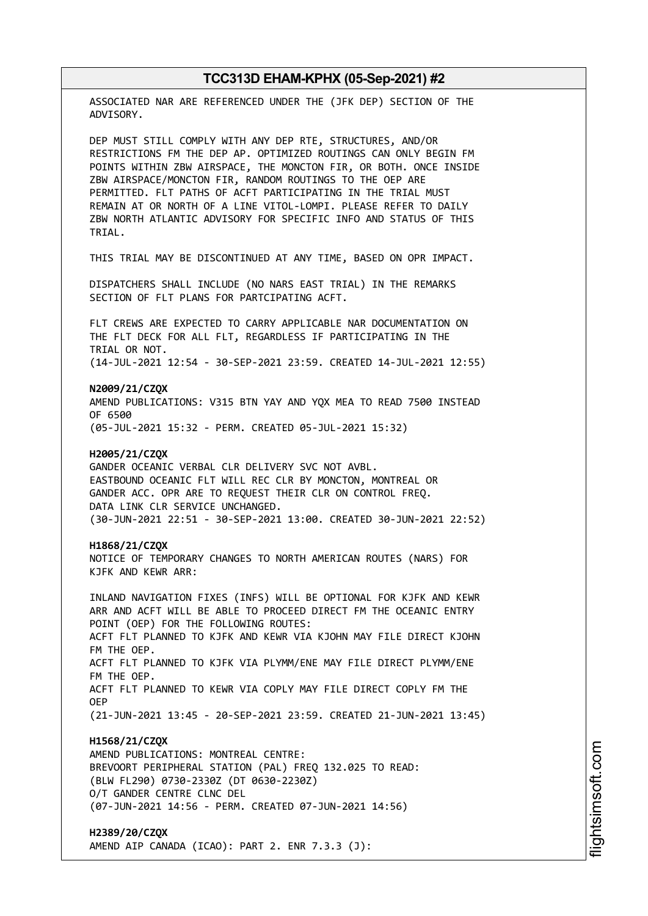ASSOCIATED NAR ARE REFERENCED UNDER THE (JFK DEP) SECTION OF THE ADVISORY.

DEP MUST STILL COMPLY WITH ANY DEP RTE, STRUCTURES, AND/OR RESTRICTIONS FM THE DEP AP. OPTIMIZED ROUTINGS CAN ONLY BEGIN FM POINTS WITHIN ZBW AIRSPACE, THE MONCTON FIR, OR BOTH. ONCE INSIDE ZBW AIRSPACE/MONCTON FIR, RANDOM ROUTINGS TO THE OEP ARE PERMITTED. FLT PATHS OF ACFT PARTICIPATING IN THE TRIAL MUST REMAIN AT OR NORTH OF A LINE VITOL-LOMPI. PLEASE REFER TO DAILY ZBW NORTH ATLANTIC ADVISORY FOR SPECIFIC INFO AND STATUS OF THIS TRIAL.

THIS TRIAL MAY BE DISCONTINUED AT ANY TIME, BASED ON OPR IMPACT.

DISPATCHERS SHALL INCLUDE (NO NARS EAST TRIAL) IN THE REMARKS SECTION OF FLT PLANS FOR PARTCIPATING ACFT.

FLT CREWS ARE EXPECTED TO CARRY APPLICABLE NAR DOCUMENTATION ON THE FLT DECK FOR ALL FLT, REGARDLESS IF PARTICIPATING IN THE TRIAL OR NOT.
(14-JUL-2021 12:54 - 30-SEP-2021 23:59. CREATED 14-JUL-2021 12:55)

**N2009/21/CZQX**
AMEND PUBLICATIONS: V315 BTN YAY AND YQX MEA TO READ 7500 INSTEAD OF 6500
(05-JUL-2021 15:32 - PERM. CREATED 05-JUL-2021 15:32)

**H2005/21/CZQX**
GANDER OCEANIC VERBAL CLR DELIVERY SVC NOT AVBL.
EASTBOUND OCEANIC FLT WILL REC CLR BY MONCTON, MONTREAL OR GANDER ACC. OPR ARE TO REQUEST THEIR CLR ON CONTROL FREQ.
DATA LINK CLR SERVICE UNCHANGED.
(30-JUN-2021 22:51 - 30-SEP-2021 13:00. CREATED 30-JUN-2021 22:52)

**H1868/21/CZQX**
NOTICE OF TEMPORARY CHANGES TO NORTH AMERICAN ROUTES (NARS) FOR KJFK AND KEWR ARR:

INLAND NAVIGATION FIXES (INFS) WILL BE OPTIONAL FOR KJFK AND KEWR ARR AND ACFT WILL BE ABLE TO PROCEED DIRECT FM THE OCEANIC ENTRY POINT (OEP) FOR THE FOLLOWING ROUTES:
ACFT FLT PLANNED TO KJFK AND KEWR VIA KJOHN MAY FILE DIRECT KJOHN FM THE OEP.
ACFT FLT PLANNED TO KJFK VIA PLYMM/ENE MAY FILE DIRECT PLYMM/ENE FM THE OEP.
ACFT FLT PLANNED TO KEWR VIA COPLY MAY FILE DIRECT COPLY FM THE OEP
(21-JUN-2021 13:45 - 20-SEP-2021 23:59. CREATED 21-JUN-2021 13:45)

**H1568/21/CZQX**
AMEND PUBLICATIONS: MONTREAL CENTRE:
BREVOORT PERIPHERAL STATION (PAL) FREQ 132.025 TO READ:
(BLW FL290) 0730-2330Z (DT 0630-2230Z)
O/T GANDER CENTRE CLNC DEL
(07-JUN-2021 14:56 - PERM. CREATED 07-JUN-2021 14:56)

**H2389/20/CZQX**
AMEND AIP CANADA (ICAO): PART 2. ENR 7.3.3 (J):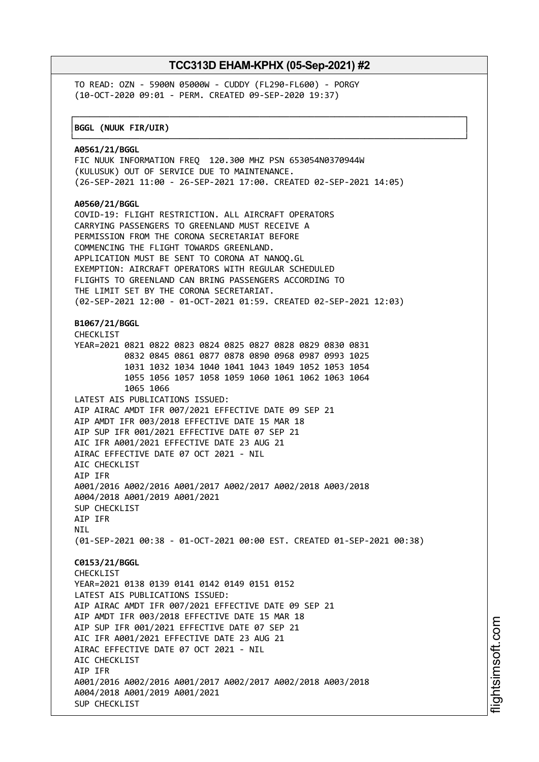TO READ: OZN - 5900N 05000W - CUDDY (FL290-FL600) - PORGY
(10-OCT-2020 09:01 - PERM. CREATED 09-SEP-2020 19:37)

**BGGL (NUUK FIR/UIR)**

**A0561/21/BGGL**
FIC NUUK INFORMATION FREQ 120.300 MHZ PSN 653054N0370944W
(KULUSUK) OUT OF SERVICE DUE TO MAINTENANCE.
(26-SEP-2021 11:00 - 26-SEP-2021 17:00. CREATED 02-SEP-2021 14:05)

**A0560/21/BGGL**
COVID-19: FLIGHT RESTRICTION. ALL AIRCRAFT OPERATORS
CARRYING PASSENGERS TO GREENLAND MUST RECEIVE A
PERMISSION FROM THE CORONA SECRETARIAT BEFORE
COMMENCING THE FLIGHT TOWARDS GREENLAND.
APPLICATION MUST BE SENT TO CORONA AT NANOQ.GL
EXEMPTION: AIRCRAFT OPERATORS WITH REGULAR SCHEDULED
FLIGHTS TO GREENLAND CAN BRING PASSENGERS ACCORDING TO
THE LIMIT SET BY THE CORONA SECRETARIAT.
(02-SEP-2021 12:00 - 01-OCT-2021 01:59. CREATED 02-SEP-2021 12:03)

**B1067/21/BGGL**
CHECKLIST
YEAR=2021 0821 0822 0823 0824 0825 0827 0828 0829 0830 0831
0832 0845 0861 0877 0878 0890 0968 0987 0993 1025
1031 1032 1034 1040 1041 1043 1049 1052 1053 1054
1055 1056 1057 1058 1059 1060 1061 1062 1063 1064
1065 1066
LATEST AIS PUBLICATIONS ISSUED:
AIP AIRAC AMDT IFR 007/2021 EFFECTIVE DATE 09 SEP 21
AIP AMDT IFR 003/2018 EFFECTIVE DATE 15 MAR 18
AIP SUP IFR 001/2021 EFFECTIVE DATE 07 SEP 21
AIC IFR A001/2021 EFFECTIVE DATE 23 AUG 21
AIRAC EFFECTIVE DATE 07 OCT 2021 - NIL
AIC CHECKLIST
AIP IFR
A001/2016 A002/2016 A001/2017 A002/2017 A002/2018 A003/2018
A004/2018 A001/2019 A001/2021
SUP CHECKLIST
AIP IFR
NIL
(01-SEP-2021 00:38 - 01-OCT-2021 00:00 EST. CREATED 01-SEP-2021 00:38)

**C0153/21/BGGL**
CHECKLIST
YEAR=2021 0138 0139 0141 0142 0149 0151 0152
LATEST AIS PUBLICATIONS ISSUED:
AIP AIRAC AMDT IFR 007/2021 EFFECTIVE DATE 09 SEP 21
AIP AMDT IFR 003/2018 EFFECTIVE DATE 15 MAR 18
AIP SUP IFR 001/2021 EFFECTIVE DATE 07 SEP 21
AIC IFR A001/2021 EFFECTIVE DATE 23 AUG 21
AIRAC EFFECTIVE DATE 07 OCT 2021 - NIL
AIC CHECKLIST
AIP IFR
A001/2016 A002/2016 A001/2017 A002/2017 A002/2018 A003/2018
A004/2018 A001/2019 A001/2021
SUP CHECKLIST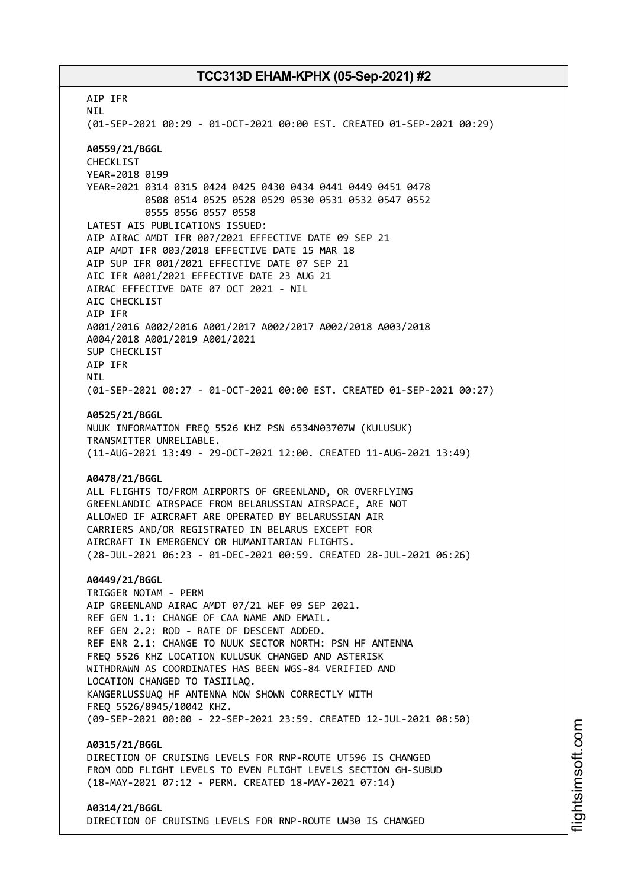AIP IFR
NIL
(01-SEP-2021 00:29 - 01-OCT-2021 00:00 EST. CREATED 01-SEP-2021 00:29)

**A0559/21/BGGL**
CHECKLIST
YEAR=2018 0199
YEAR=2021 0314 0315 0424 0425 0430 0434 0441 0449 0451 0478
0508 0514 0525 0528 0529 0530 0531 0532 0547 0552
0555 0556 0557 0558
LATEST AIS PUBLICATIONS ISSUED:
AIP AIRAC AMDT IFR 007/2021 EFFECTIVE DATE 09 SEP 21
AIP AMDT IFR 003/2018 EFFECTIVE DATE 15 MAR 18
AIP SUP IFR 001/2021 EFFECTIVE DATE 07 SEP 21
AIC IFR A001/2021 EFFECTIVE DATE 23 AUG 21
AIRAC EFFECTIVE DATE 07 OCT 2021 - NIL
AIC CHECKLIST
AIP IFR
A001/2016 A002/2016 A001/2017 A002/2017 A002/2018 A003/2018
A004/2018 A001/2019 A001/2021
SUP CHECKLIST
AIP IFR
NIL
(01-SEP-2021 00:27 - 01-OCT-2021 00:00 EST. CREATED 01-SEP-2021 00:27)

**A0525/21/BGGL**
NUUK INFORMATION FREQ 5526 KHZ PSN 6534N03707W (KULUSUK)
TRANSMITTER UNRELIABLE.
(11-AUG-2021 13:49 - 29-OCT-2021 12:00. CREATED 11-AUG-2021 13:49)

**A0478/21/BGGL**
ALL FLIGHTS TO/FROM AIRPORTS OF GREENLAND, OR OVERFLYING
GREENLANDIC AIRSPACE FROM BELARUSSIAN AIRSPACE, ARE NOT
ALLOWED IF AIRCRAFT ARE OPERATED BY BELARUSSIAN AIR
CARRIERS AND/OR REGISTRATED IN BELARUS EXCEPT FOR
AIRCRAFT IN EMERGENCY OR HUMANITARIAN FLIGHTS.
(28-JUL-2021 06:23 - 01-DEC-2021 00:59. CREATED 28-JUL-2021 06:26)

**A0449/21/BGGL**
TRIGGER NOTAM - PERM
AIP GREENLAND AIRAC AMDT 07/21 WEF 09 SEP 2021.
REF GEN 1.1: CHANGE OF CAA NAME AND EMAIL.
REF GEN 2.2: ROD - RATE OF DESCENT ADDED.
REF ENR 2.1: CHANGE TO NUUK SECTOR NORTH: PSN HF ANTENNA
FREQ 5526 KHZ LOCATION KULUSUK CHANGED AND ASTERISK
WITHDRAWN AS COORDINATES HAS BEEN WGS-84 VERIFIED AND
LOCATION CHANGED TO TASIILAQ.
KANGERLUSSUAQ HF ANTENNA NOW SHOWN CORRECTLY WITH
FREQ 5526/8945/10042 KHZ.
(09-SEP-2021 00:00 - 22-SEP-2021 23:59. CREATED 12-JUL-2021 08:50)

**A0315/21/BGGL**
DIRECTION OF CRUISING LEVELS FOR RNP-ROUTE UT596 IS CHANGED
FROM ODD FLIGHT LEVELS TO EVEN FLIGHT LEVELS SECTION GH-SUBUD
(18-MAY-2021 07:12 - PERM. CREATED 18-MAY-2021 07:14)

**A0314/21/BGGL**
DIRECTION OF CRUISING LEVELS FOR RNP-ROUTE UW30 IS CHANGED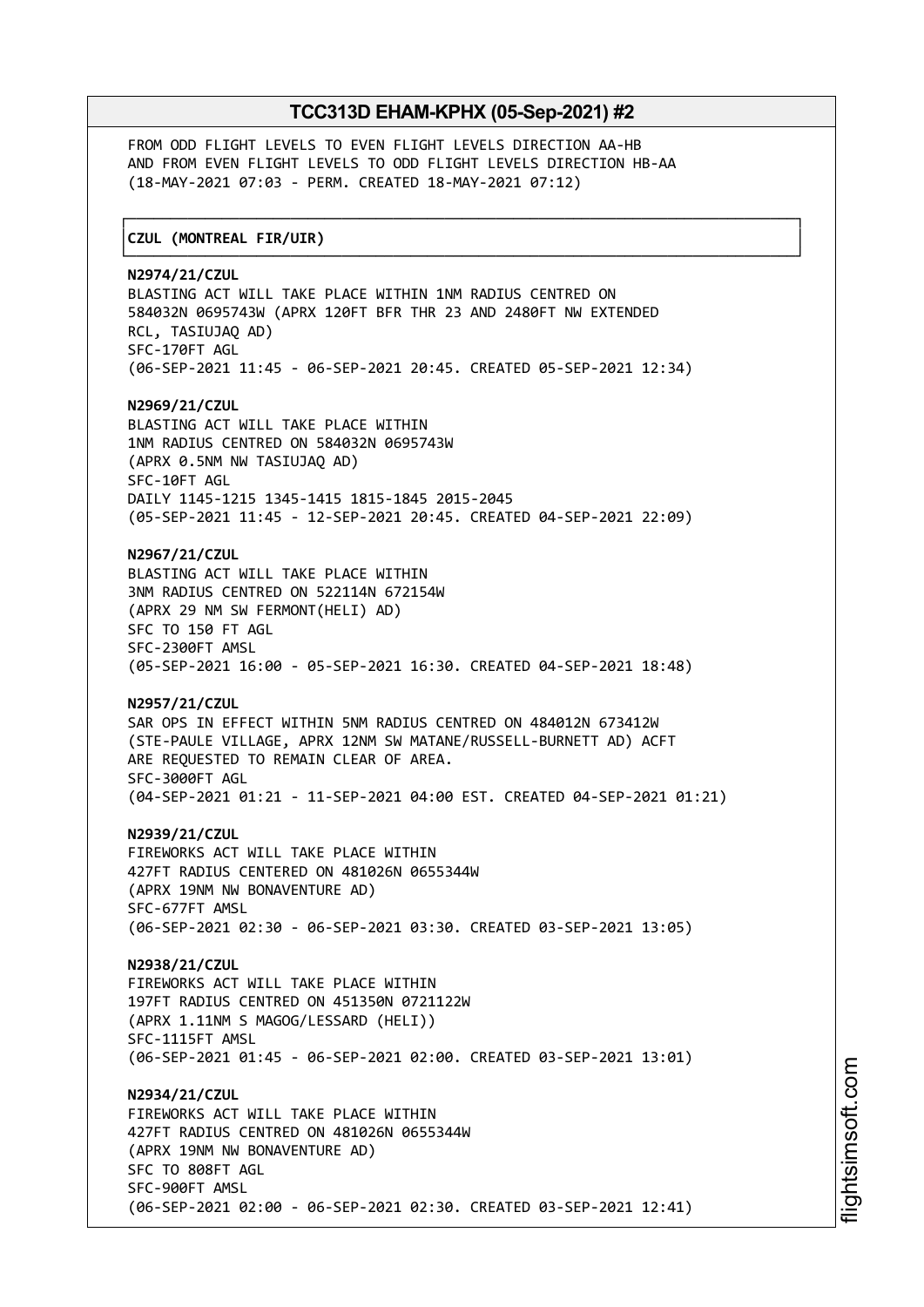FROM ODD FLIGHT LEVELS TO EVEN FLIGHT LEVELS DIRECTION AA-HB
AND FROM EVEN FLIGHT LEVELS TO ODD FLIGHT LEVELS DIRECTION HB-AA
(18-MAY-2021 07:03 - PERM. CREATED 18-MAY-2021 07:12)

**CZUL (MONTREAL FIR/UIR)**

**N2974/21/CZUL**
BLASTING ACT WILL TAKE PLACE WITHIN 1NM RADIUS CENTRED ON
584032N 0695743W (APRX 120FT BFR THR 23 AND 2480FT NW EXTENDED
RCL, TASIUJAQ AD)
SFC-170FT AGL
(06-SEP-2021 11:45 - 06-SEP-2021 20:45. CREATED 05-SEP-2021 12:34)

**N2969/21/CZUL**
BLASTING ACT WILL TAKE PLACE WITHIN
1NM RADIUS CENTRED ON 584032N 0695743W
(APRX 0.5NM NW TASIUJAQ AD)
SFC-10FT AGL
DAILY 1145-1215 1345-1415 1815-1845 2015-2045
(05-SEP-2021 11:45 - 12-SEP-2021 20:45. CREATED 04-SEP-2021 22:09)

**N2967/21/CZUL**
BLASTING ACT WILL TAKE PLACE WITHIN
3NM RADIUS CENTRED ON 522114N 672154W
(APRX 29 NM SW FERMONT(HELI) AD)
SFC TO 150 FT AGL
SFC-2300FT AMSL
(05-SEP-2021 16:00 - 05-SEP-2021 16:30. CREATED 04-SEP-2021 18:48)

**N2957/21/CZUL**
SAR OPS IN EFFECT WITHIN 5NM RADIUS CENTRED ON 484012N 673412W
(STE-PAULE VILLAGE, APRX 12NM SW MATANE/RUSSELL-BURNETT AD) ACFT
ARE REQUESTED TO REMAIN CLEAR OF AREA.
SFC-3000FT AGL
(04-SEP-2021 01:21 - 11-SEP-2021 04:00 EST. CREATED 04-SEP-2021 01:21)

**N2939/21/CZUL**
FIREWORKS ACT WILL TAKE PLACE WITHIN
427FT RADIUS CENTERED ON 481026N 0655344W
(APRX 19NM NW BONAVENTURE AD)
SFC-677FT AMSL
(06-SEP-2021 02:30 - 06-SEP-2021 03:30. CREATED 03-SEP-2021 13:05)

**N2938/21/CZUL**
FIREWORKS ACT WILL TAKE PLACE WITHIN
197FT RADIUS CENTRED ON 451350N 0721122W
(APRX 1.11NM S MAGOG/LESSARD (HELI))
SFC-1115FT AMSL
(06-SEP-2021 01:45 - 06-SEP-2021 02:00. CREATED 03-SEP-2021 13:01)

**N2934/21/CZUL**
FIREWORKS ACT WILL TAKE PLACE WITHIN
427FT RADIUS CENTRED ON 481026N 0655344W
(APRX 19NM NW BONAVENTURE AD)
SFC TO 808FT AGL
SFC-900FT AMSL
(06-SEP-2021 02:00 - 06-SEP-2021 02:30. CREATED 03-SEP-2021 12:41)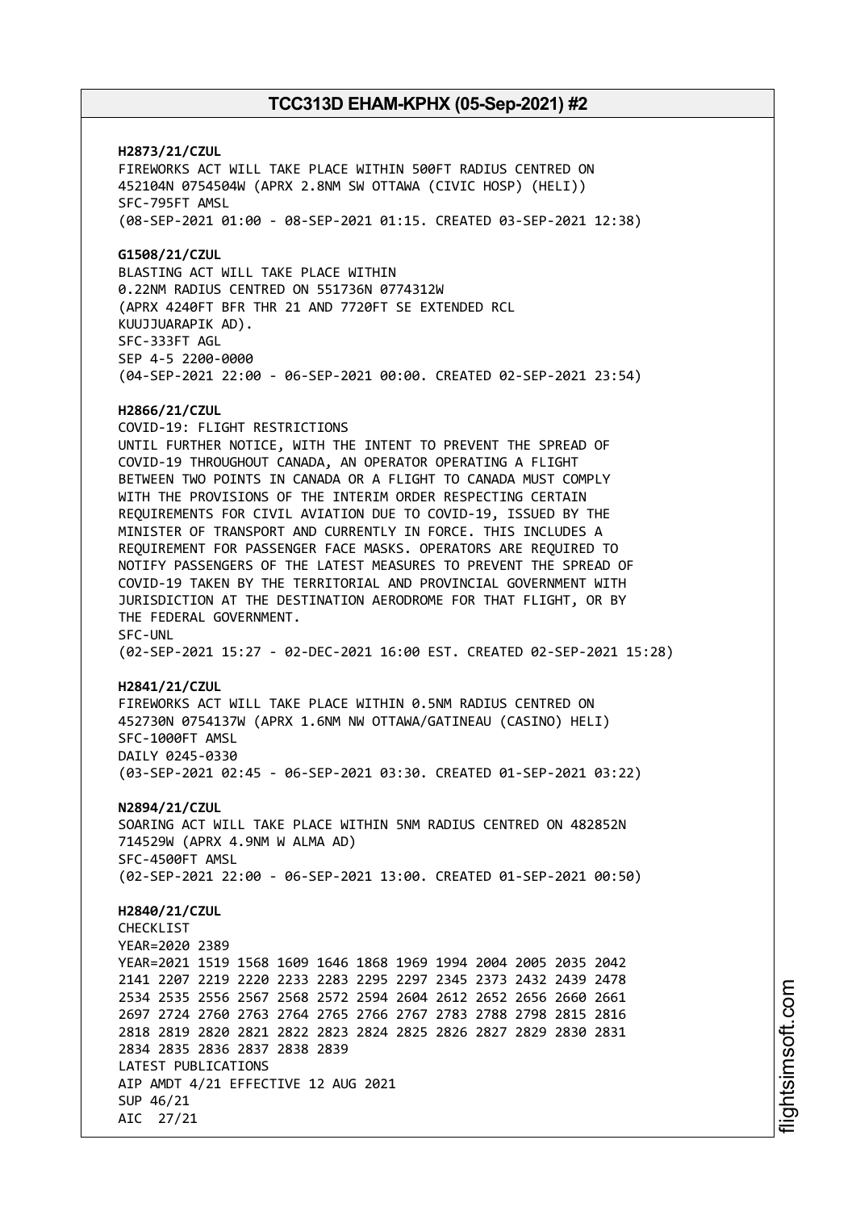**H2873/21/CZUL**
FIREWORKS ACT WILL TAKE PLACE WITHIN 500FT RADIUS CENTRED ON
452104N 0754504W (APRX 2.8NM SW OTTAWA (CIVIC HOSP) (HELI))
SFC-795FT AMSL
(08-SEP-2021 01:00 - 08-SEP-2021 01:15. CREATED 03-SEP-2021 12:38)

**G1508/21/CZUL**
BLASTING ACT WILL TAKE PLACE WITHIN
0.22NM RADIUS CENTRED ON 551736N 0774312W
(APRX 4240FT BFR THR 21 AND 7720FT SE EXTENDED RCL
KUUJJUARAPIK AD).
SFC-333FT AGL
SEP 4-5 2200-0000
(04-SEP-2021 22:00 - 06-SEP-2021 00:00. CREATED 02-SEP-2021 23:54)

**H2866/21/CZUL**
COVID-19: FLIGHT RESTRICTIONS
UNTIL FURTHER NOTICE, WITH THE INTENT TO PREVENT THE SPREAD OF
COVID-19 THROUGHOUT CANADA, AN OPERATOR OPERATING A FLIGHT
BETWEEN TWO POINTS IN CANADA OR A FLIGHT TO CANADA MUST COMPLY
WITH THE PROVISIONS OF THE INTERIM ORDER RESPECTING CERTAIN
REQUIREMENTS FOR CIVIL AVIATION DUE TO COVID-19, ISSUED BY THE
MINISTER OF TRANSPORT AND CURRENTLY IN FORCE. THIS INCLUDES A
REQUIREMENT FOR PASSENGER FACE MASKS. OPERATORS ARE REQUIRED TO
NOTIFY PASSENGERS OF THE LATEST MEASURES TO PREVENT THE SPREAD OF
COVID-19 TAKEN BY THE TERRITORIAL AND PROVINCIAL GOVERNMENT WITH
JURISDICTION AT THE DESTINATION AERODROME FOR THAT FLIGHT, OR BY
THE FEDERAL GOVERNMENT.
SFC-UNL
(02-SEP-2021 15:27 - 02-DEC-2021 16:00 EST. CREATED 02-SEP-2021 15:28)

**H2841/21/CZUL**
FIREWORKS ACT WILL TAKE PLACE WITHIN 0.5NM RADIUS CENTRED ON
452730N 0754137W (APRX 1.6NM NW OTTAWA/GATINEAU (CASINO) HELI)
SFC-1000FT AMSL
DAILY 0245-0330
(03-SEP-2021 02:45 - 06-SEP-2021 03:30. CREATED 01-SEP-2021 03:22)

**N2894/21/CZUL**
SOARING ACT WILL TAKE PLACE WITHIN 5NM RADIUS CENTRED ON 482852N
714529W (APRX 4.9NM W ALMA AD)
SFC-4500FT AMSL
(02-SEP-2021 22:00 - 06-SEP-2021 13:00. CREATED 01-SEP-2021 00:50)

**H2840/21/CZUL**
CHECKLIST
YEAR=2020 2389
YEAR=2021 1519 1568 1609 1646 1868 1969 1994 2004 2005 2035 2042
2141 2207 2219 2220 2233 2283 2295 2297 2345 2373 2432 2439 2478
2534 2535 2556 2567 2568 2572 2594 2604 2612 2652 2656 2660 2661
2697 2724 2760 2763 2764 2765 2766 2767 2783 2788 2798 2815 2816
2818 2819 2820 2821 2822 2823 2824 2825 2826 2827 2829 2830 2831
2834 2835 2836 2837 2838 2839
LATEST PUBLICATIONS
AIP AMDT 4/21 EFFECTIVE 12 AUG 2021
SUP 46/21
AIC 27/21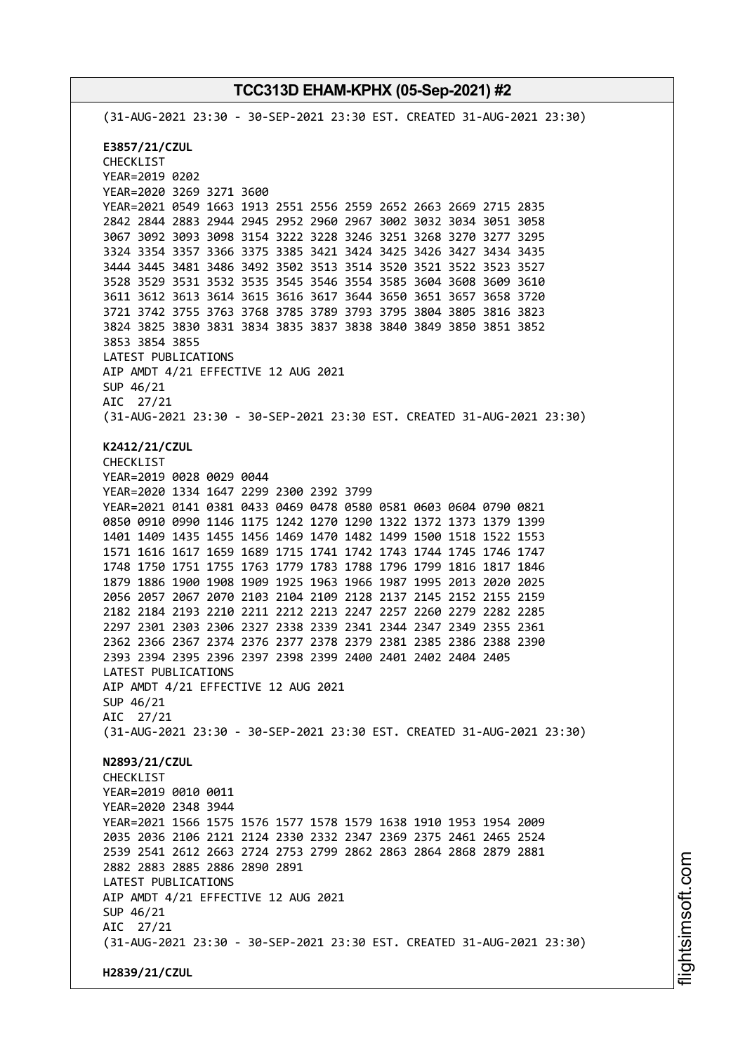(31-AUG-2021 23:30 - 30-SEP-2021 23:30 EST. CREATED 31-AUG-2021 23:30)

**E3857/21/CZUL**
CHECKLIST
YEAR=2019 0202
YEAR=2020 3269 3271 3600
YEAR=2021 0549 1663 1913 2551 2556 2559 2652 2663 2669 2715 2835
2842 2844 2883 2944 2945 2952 2960 2967 3002 3032 3034 3051 3058
3067 3092 3093 3098 3154 3222 3228 3246 3251 3268 3270 3277 3295
3324 3354 3357 3366 3375 3385 3421 3424 3425 3426 3427 3434 3435
3444 3445 3481 3486 3492 3502 3513 3514 3520 3521 3522 3523 3527
3528 3529 3531 3532 3535 3545 3546 3554 3585 3604 3608 3609 3610
3611 3612 3613 3614 3615 3616 3617 3644 3650 3651 3657 3658 3720
3721 3742 3755 3763 3768 3785 3789 3793 3795 3804 3805 3816 3823
3824 3825 3830 3831 3834 3835 3837 3838 3840 3849 3850 3851 3852
3853 3854 3855
LATEST PUBLICATIONS
AIP AMDT 4/21 EFFECTIVE 12 AUG 2021
SUP 46/21
AIC 27/21
(31-AUG-2021 23:30 - 30-SEP-2021 23:30 EST. CREATED 31-AUG-2021 23:30)

**K2412/21/CZUL**
CHECKLIST
YEAR=2019 0028 0029 0044
YEAR=2020 1334 1647 2299 2300 2392 3799
YEAR=2021 0141 0381 0433 0469 0478 0580 0581 0603 0604 0790 0821
0850 0910 0990 1146 1175 1242 1270 1290 1322 1372 1373 1379 1399
1401 1409 1435 1455 1456 1469 1470 1482 1499 1500 1518 1522 1553
1571 1616 1617 1659 1689 1715 1741 1742 1743 1744 1745 1746 1747
1748 1750 1751 1755 1763 1779 1783 1788 1796 1799 1816 1817 1846
1879 1886 1900 1908 1909 1925 1963 1966 1987 1995 2013 2020 2025
2056 2057 2067 2070 2103 2104 2109 2128 2137 2145 2152 2155 2159
2182 2184 2193 2210 2211 2212 2213 2247 2257 2260 2279 2282 2285
2297 2301 2303 2306 2327 2338 2339 2341 2344 2347 2349 2355 2361
2362 2366 2367 2374 2376 2377 2378 2379 2381 2385 2386 2388 2390
2393 2394 2395 2396 2397 2398 2399 2400 2401 2402 2404 2405
LATEST PUBLICATIONS
AIP AMDT 4/21 EFFECTIVE 12 AUG 2021
SUP 46/21
AIC 27/21
(31-AUG-2021 23:30 - 30-SEP-2021 23:30 EST. CREATED 31-AUG-2021 23:30)

**N2893/21/CZUL**
CHECKLIST
YEAR=2019 0010 0011
YEAR=2020 2348 3944
YEAR=2021 1566 1575 1576 1577 1578 1579 1638 1910 1953 1954 2009
2035 2036 2106 2121 2124 2330 2332 2347 2369 2375 2461 2465 2524
2539 2541 2612 2663 2724 2753 2799 2862 2863 2864 2868 2879 2881
2882 2883 2885 2886 2890 2891
LATEST PUBLICATIONS
AIP AMDT 4/21 EFFECTIVE 12 AUG 2021
SUP 46/21
AIC 27/21
(31-AUG-2021 23:30 - 30-SEP-2021 23:30 EST. CREATED 31-AUG-2021 23:30)

**H2839/21/CZUL**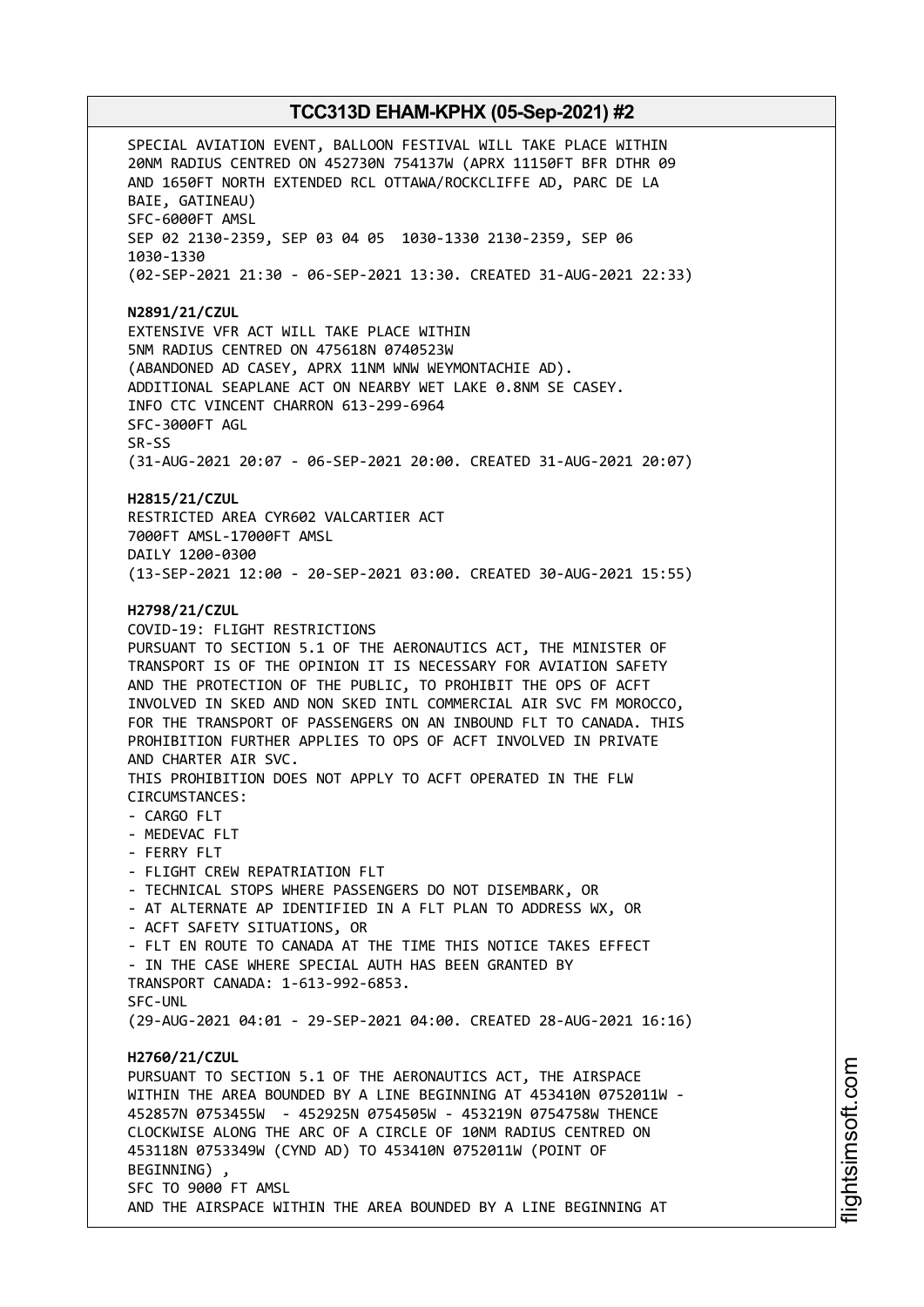SPECIAL AVIATION EVENT, BALLOON FESTIVAL WILL TAKE PLACE WITHIN 20NM RADIUS CENTRED ON 452730N 754137W (APRX 11150FT BFR DTHR 09 AND 1650FT NORTH EXTENDED RCL OTTAWA/ROCKCLIFFE AD, PARC DE LA BAIE, GATINEAU)
SFC-6000FT AMSL
SEP 02 2130-2359, SEP 03 04 05 1030-1330 2130-2359, SEP 06 1030-1330
(02-SEP-2021 21:30 - 06-SEP-2021 13:30. CREATED 31-AUG-2021 22:33)

**N2891/21/CZUL**
EXTENSIVE VFR ACT WILL TAKE PLACE WITHIN 5NM RADIUS CENTRED ON 475618N 0740523W (ABANDONED AD CASEY, APRX 11NM WNW WEYMONTACHIE AD).
ADDITIONAL SEAPLANE ACT ON NEARBY WET LAKE 0.8NM SE CASEY.
INFO CTC VINCENT CHARRON 613-299-6964
SFC-3000FT AGL
SR-SS
(31-AUG-2021 20:07 - 06-SEP-2021 20:00. CREATED 31-AUG-2021 20:07)

**H2815/21/CZUL**
RESTRICTED AREA CYR602 VALCARTIER ACT
7000FT AMSL-17000FT AMSL
DAILY 1200-0300
(13-SEP-2021 12:00 - 20-SEP-2021 03:00. CREATED 30-AUG-2021 15:55)

**H2798/21/CZUL**
COVID-19: FLIGHT RESTRICTIONS
PURSUANT TO SECTION 5.1 OF THE AERONAUTICS ACT, THE MINISTER OF TRANSPORT IS OF THE OPINION IT IS NECESSARY FOR AVIATION SAFETY AND THE PROTECTION OF THE PUBLIC, TO PROHIBIT THE OPS OF ACFT INVOLVED IN SKED AND NON SKED INTL COMMERCIAL AIR SVC FM MOROCCO, FOR THE TRANSPORT OF PASSENGERS ON AN INBOUND FLT TO CANADA. THIS PROHIBITION FURTHER APPLIES TO OPS OF ACFT INVOLVED IN PRIVATE AND CHARTER AIR SVC.
THIS PROHIBITION DOES NOT APPLY TO ACFT OPERATED IN THE FLW CIRCUMSTANCES:
- CARGO FLT
- MEDEVAC FLT
- FERRY FLT
- FLIGHT CREW REPATRIATION FLT
- TECHNICAL STOPS WHERE PASSENGERS DO NOT DISEMBARK, OR
- AT ALTERNATE AP IDENTIFIED IN A FLT PLAN TO ADDRESS WX, OR
- ACFT SAFETY SITUATIONS, OR
- FLT EN ROUTE TO CANADA AT THE TIME THIS NOTICE TAKES EFFECT
- IN THE CASE WHERE SPECIAL AUTH HAS BEEN GRANTED BY TRANSPORT CANADA: 1-613-992-6853.
SFC-UNL
(29-AUG-2021 04:01 - 29-SEP-2021 04:00. CREATED 28-AUG-2021 16:16)

**H2760/21/CZUL**
PURSUANT TO SECTION 5.1 OF THE AERONAUTICS ACT, THE AIRSPACE WITHIN THE AREA BOUNDED BY A LINE BEGINNING AT 453410N 0752011W - 452857N 0753455W - 452925N 0754505W - 453219N 0754758W THENCE CLOCKWISE ALONG THE ARC OF A CIRCLE OF 10NM RADIUS CENTRED ON 453118N 0753349W (CYND AD) TO 453410N 0752011W (POINT OF BEGINNING) ,
SFC TO 9000 FT AMSL
AND THE AIRSPACE WITHIN THE AREA BOUNDED BY A LINE BEGINNING AT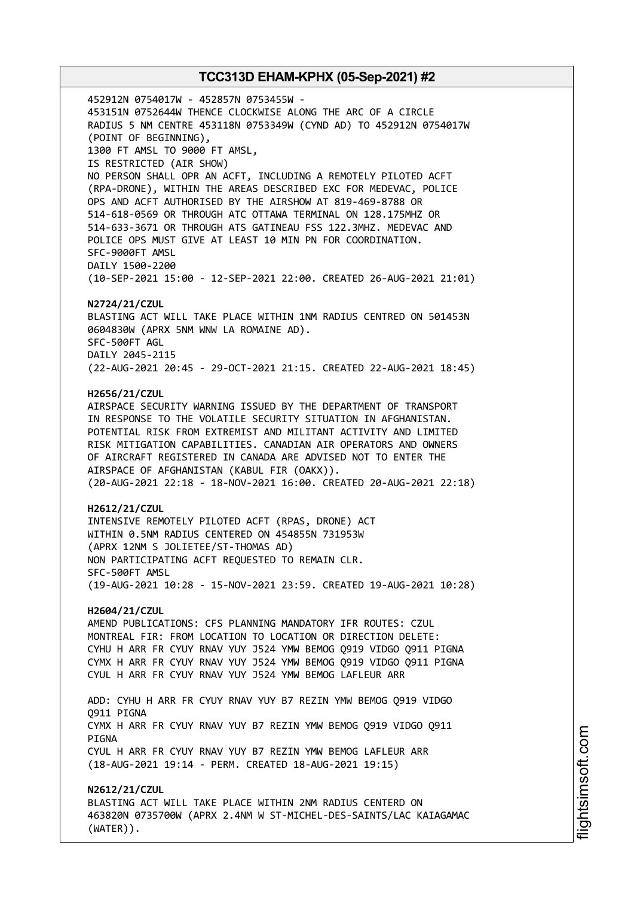452912N 0754017W - 452857N 0753455W -
453151N 0752644W THENCE CLOCKWISE ALONG THE ARC OF A CIRCLE
RADIUS 5 NM CENTRE 453118N 0753349W (CYND AD) TO 452912N 0754017W
(POINT OF BEGINNING),
1300 FT AMSL TO 9000 FT AMSL,
IS RESTRICTED (AIR SHOW)
NO PERSON SHALL OPR AN ACFT, INCLUDING A REMOTELY PILOTED ACFT
(RPA-DRONE), WITHIN THE AREAS DESCRIBED EXC FOR MEDEVAC, POLICE
OPS AND ACFT AUTHORISED BY THE AIRSHOW AT 819-469-8788 OR
514-618-0569 OR THROUGH ATC OTTAWA TERMINAL ON 128.175MHZ OR
514-633-3671 OR THROUGH ATS GATINEAU FSS 122.3MHZ. MEDEVAC AND
POLICE OPS MUST GIVE AT LEAST 10 MIN PN FOR COORDINATION.
SFC-9000FT AMSL
DAILY 1500-2200
(10-SEP-2021 15:00 - 12-SEP-2021 22:00. CREATED 26-AUG-2021 21:01)

**N2724/21/CZUL**
BLASTING ACT WILL TAKE PLACE WITHIN 1NM RADIUS CENTRED ON 501453N
0604830W (APRX 5NM WNW LA ROMAINE AD).
SFC-500FT AGL
DAILY 2045-2115
(22-AUG-2021 20:45 - 29-OCT-2021 21:15. CREATED 22-AUG-2021 18:45)

**H2656/21/CZUL**
AIRSPACE SECURITY WARNING ISSUED BY THE DEPARTMENT OF TRANSPORT
IN RESPONSE TO THE VOLATILE SECURITY SITUATION IN AFGHANISTAN.
POTENTIAL RISK FROM EXTREMIST AND MILITANT ACTIVITY AND LIMITED
RISK MITIGATION CAPABILITIES. CANADIAN AIR OPERATORS AND OWNERS
OF AIRCRAFT REGISTERED IN CANADA ARE ADVISED NOT TO ENTER THE
AIRSPACE OF AFGHANISTAN (KABUL FIR (OAKX)).
(20-AUG-2021 22:18 - 18-NOV-2021 16:00. CREATED 20-AUG-2021 22:18)

**H2612/21/CZUL**
INTENSIVE REMOTELY PILOTED ACFT (RPAS, DRONE) ACT
WITHIN 0.5NM RADIUS CENTERED ON 454855N 731953W
(APRX 12NM S JOLIETEE/ST-THOMAS AD)
NON PARTICIPATING ACFT REQUESTED TO REMAIN CLR.
SFC-500FT AMSL
(19-AUG-2021 10:28 - 15-NOV-2021 23:59. CREATED 19-AUG-2021 10:28)

**H2604/21/CZUL**
AMEND PUBLICATIONS: CFS PLANNING MANDATORY IFR ROUTES: CZUL
MONTREAL FIR: FROM LOCATION TO LOCATION OR DIRECTION DELETE:
CYHU H ARR FR CYUY RNAV YUY J524 YMW BEMOG Q919 VIDGO Q911 PIGNA
CYMX H ARR FR CYUY RNAV YUY J524 YMW BEMOG Q919 VIDGO Q911 PIGNA
CYUL H ARR FR CYUY RNAV YUY J524 YMW BEMOG LAFLEUR ARR

ADD: CYHU H ARR FR CYUY RNAV YUY B7 REZIN YMW BEMOG Q919 VIDGO
Q911 PIGNA
CYMX H ARR FR CYUY RNAV YUY B7 REZIN YMW BEMOG Q919 VIDGO Q911
PIGNA
CYUL H ARR FR CYUY RNAV YUY B7 REZIN YMW BEMOG LAFLEUR ARR
(18-AUG-2021 19:14 - PERM. CREATED 18-AUG-2021 19:15)

**N2612/21/CZUL**
BLASTING ACT WILL TAKE PLACE WITHIN 2NM RADIUS CENTERD ON
463820N 0735700W (APRX 2.4NM W ST-MICHEL-DES-SAINTS/LAC KAIAGAMAC
(WATER)).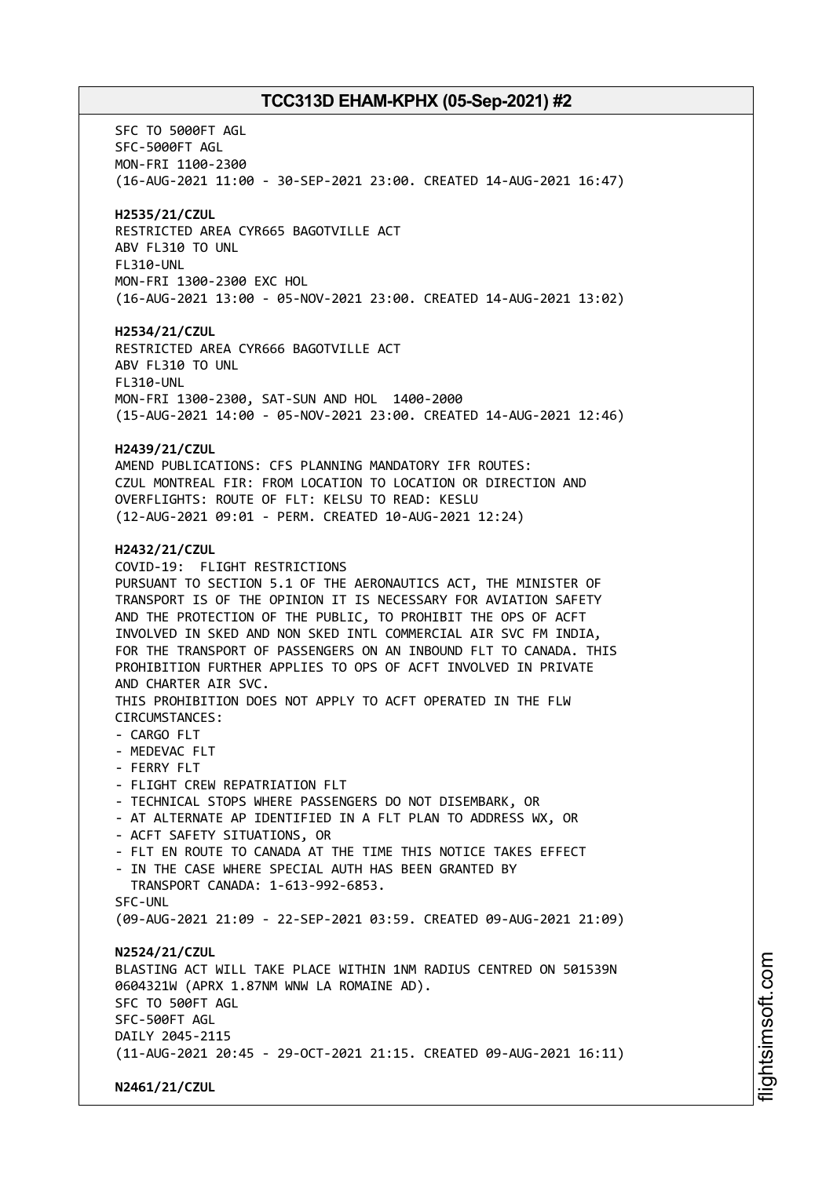SFC TO 5000FT AGL
SFC-5000FT AGL
MON-FRI 1100-2300
(16-AUG-2021 11:00 - 30-SEP-2021 23:00. CREATED 14-AUG-2021 16:47)

**H2535/21/CZUL**
RESTRICTED AREA CYR665 BAGOTVILLE ACT
ABV FL310 TO UNL
FL310-UNL
MON-FRI 1300-2300 EXC HOL
(16-AUG-2021 13:00 - 05-NOV-2021 23:00. CREATED 14-AUG-2021 13:02)

**H2534/21/CZUL**
RESTRICTED AREA CYR666 BAGOTVILLE ACT
ABV FL310 TO UNL
FL310-UNL
MON-FRI 1300-2300, SAT-SUN AND HOL 1400-2000
(15-AUG-2021 14:00 - 05-NOV-2021 23:00. CREATED 14-AUG-2021 12:46)

**H2439/21/CZUL**
AMEND PUBLICATIONS: CFS PLANNING MANDATORY IFR ROUTES:
CZUL MONTREAL FIR: FROM LOCATION TO LOCATION OR DIRECTION AND
OVERFLIGHTS: ROUTE OF FLT: KELSU TO READ: KESLU
(12-AUG-2021 09:01 - PERM. CREATED 10-AUG-2021 12:24)

**H2432/21/CZUL**
COVID-19: FLIGHT RESTRICTIONS
PURSUANT TO SECTION 5.1 OF THE AERONAUTICS ACT, THE MINISTER OF
TRANSPORT IS OF THE OPINION IT IS NECESSARY FOR AVIATION SAFETY
AND THE PROTECTION OF THE PUBLIC, TO PROHIBIT THE OPS OF ACFT
INVOLVED IN SKED AND NON SKED INTL COMMERCIAL AIR SVC FM INDIA,
FOR THE TRANSPORT OF PASSENGERS ON AN INBOUND FLT TO CANADA. THIS
PROHIBITION FURTHER APPLIES TO OPS OF ACFT INVOLVED IN PRIVATE
AND CHARTER AIR SVC.
THIS PROHIBITION DOES NOT APPLY TO ACFT OPERATED IN THE FLW
CIRCUMSTANCES:
- CARGO FLT
- MEDEVAC FLT
- FERRY FLT
- FLIGHT CREW REPATRIATION FLT
- TECHNICAL STOPS WHERE PASSENGERS DO NOT DISEMBARK, OR
- AT ALTERNATE AP IDENTIFIED IN A FLT PLAN TO ADDRESS WX, OR
- ACFT SAFETY SITUATIONS, OR
- FLT EN ROUTE TO CANADA AT THE TIME THIS NOTICE TAKES EFFECT
- IN THE CASE WHERE SPECIAL AUTH HAS BEEN GRANTED BY
  TRANSPORT CANADA: 1-613-992-6853.

SFC-UNL
(09-AUG-2021 21:09 - 22-SEP-2021 03:59. CREATED 09-AUG-2021 21:09)

**N2524/21/CZUL**
BLASTING ACT WILL TAKE PLACE WITHIN 1NM RADIUS CENTRED ON 501539N
0604321W (APRX 1.87NM WNW LA ROMAINE AD).
SFC TO 500FT AGL
SFC-500FT AGL
DAILY 2045-2115
(11-AUG-2021 20:45 - 29-OCT-2021 21:15. CREATED 09-AUG-2021 16:11)

**N2461/21/CZUL**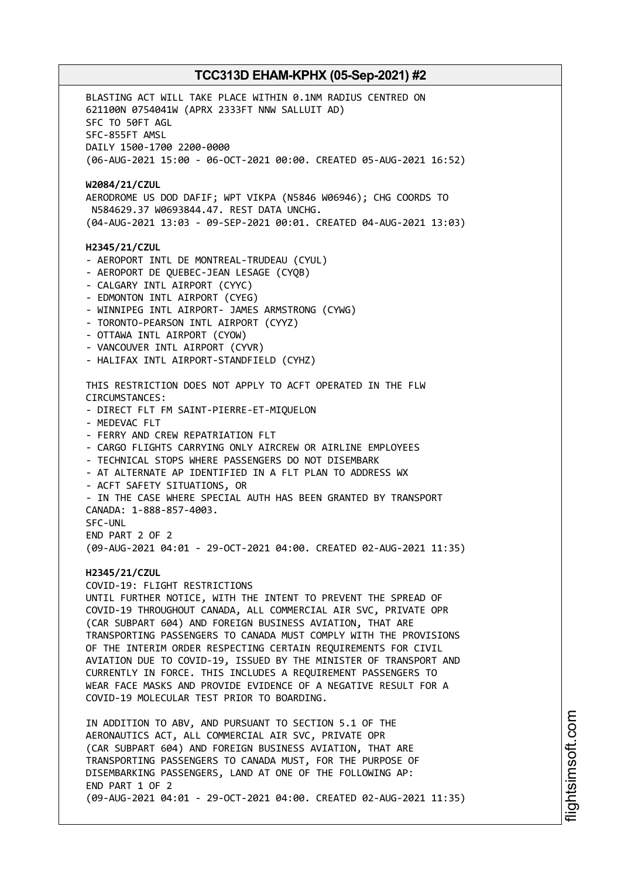BLASTING ACT WILL TAKE PLACE WITHIN 0.1NM RADIUS CENTRED ON 621100N 0754041W (APRX 2333FT NNW SALLUIT AD)
SFC TO 50FT AGL
SFC-855FT AMSL
DAILY 1500-1700 2200-0000
(06-AUG-2021 15:00 - 06-OCT-2021 00:00. CREATED 05-AUG-2021 16:52)

**W2084/21/CZUL**
AERODROME US DOD DAFIF; WPT VIKPA (N5846 W06946); CHG COORDS TO N584629.37 W0693844.47. REST DATA UNCHG.
(04-AUG-2021 13:03 - 09-SEP-2021 00:01. CREATED 04-AUG-2021 13:03)

**H2345/21/CZUL**
- AEROPORT INTL DE MONTREAL-TRUDEAU (CYUL)
- AEROPORT DE QUEBEC-JEAN LESAGE (CYQB)
- CALGARY INTL AIRPORT (CYYC)
- EDMONTON INTL AIRPORT (CYEG)
- WINNIPEG INTL AIRPORT- JAMES ARMSTRONG (CYWG)
- TORONTO-PEARSON INTL AIRPORT (CYYZ)
- OTTAWA INTL AIRPORT (CYOW)
- VANCOUVER INTL AIRPORT (CYVR)
- HALIFAX INTL AIRPORT-STANDFIELD (CYHZ)

THIS RESTRICTION DOES NOT APPLY TO ACFT OPERATED IN THE FLW CIRCUMSTANCES:
- DIRECT FLT FM SAINT-PIERRE-ET-MIQUELON
- MEDEVAC FLT
- FERRY AND CREW REPATRIATION FLT
- CARGO FLIGHTS CARRYING ONLY AIRCREW OR AIRLINE EMPLOYEES
- TECHNICAL STOPS WHERE PASSENGERS DO NOT DISEMBARK
- AT ALTERNATE AP IDENTIFIED IN A FLT PLAN TO ADDRESS WX
- ACFT SAFETY SITUATIONS, OR
- IN THE CASE WHERE SPECIAL AUTH HAS BEEN GRANTED BY TRANSPORT CANADA: 1-888-857-4003.

SFC-UNL
END PART 2 OF 2
(09-AUG-2021 04:01 - 29-OCT-2021 04:00. CREATED 02-AUG-2021 11:35)

**H2345/21/CZUL**
COVID-19: FLIGHT RESTRICTIONS
UNTIL FURTHER NOTICE, WITH THE INTENT TO PREVENT THE SPREAD OF COVID-19 THROUGHOUT CANADA, ALL COMMERCIAL AIR SVC, PRIVATE OPR (CAR SUBPART 604) AND FOREIGN BUSINESS AVIATION, THAT ARE TRANSPORTING PASSENGERS TO CANADA MUST COMPLY WITH THE PROVISIONS OF THE INTERIM ORDER RESPECTING CERTAIN REQUIREMENTS FOR CIVIL AVIATION DUE TO COVID-19, ISSUED BY THE MINISTER OF TRANSPORT AND CURRENTLY IN FORCE. THIS INCLUDES A REQUIREMENT PASSENGERS TO WEAR FACE MASKS AND PROVIDE EVIDENCE OF A NEGATIVE RESULT FOR A COVID-19 MOLECULAR TEST PRIOR TO BOARDING.

IN ADDITION TO ABV, AND PURSUANT TO SECTION 5.1 OF THE AERONAUTICS ACT, ALL COMMERCIAL AIR SVC, PRIVATE OPR (CAR SUBPART 604) AND FOREIGN BUSINESS AVIATION, THAT ARE TRANSPORTING PASSENGERS TO CANADA MUST, FOR THE PURPOSE OF DISEMBARKING PASSENGERS, LAND AT ONE OF THE FOLLOWING AP:
END PART 1 OF 2
(09-AUG-2021 04:01 - 29-OCT-2021 04:00. CREATED 02-AUG-2021 11:35)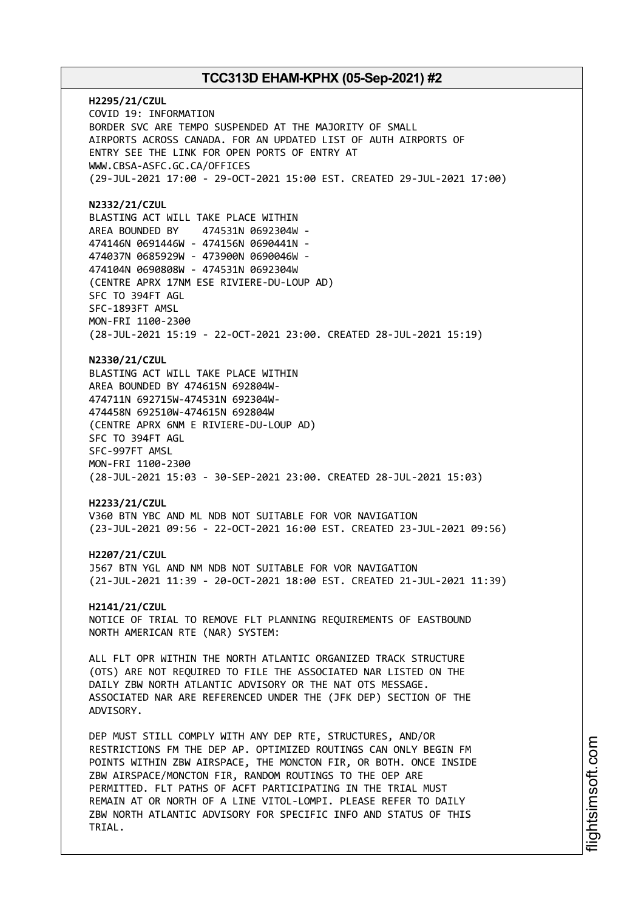**H2295/21/CZUL**
COVID 19: INFORMATION
BORDER SVC ARE TEMPO SUSPENDED AT THE MAJORITY OF SMALL
AIRPORTS ACROSS CANADA. FOR AN UPDATED LIST OF AUTH AIRPORTS OF
ENTRY SEE THE LINK FOR OPEN PORTS OF ENTRY AT
WWW.CBSA-ASFC.GC.CA/OFFICES
(29-JUL-2021 17:00 - 29-OCT-2021 15:00 EST. CREATED 29-JUL-2021 17:00)

**N2332/21/CZUL**
BLASTING ACT WILL TAKE PLACE WITHIN
AREA BOUNDED BY 474531N 0692304W -
474146N 0691446W - 474156N 0690441N -
474037N 0685929W - 473900N 0690046W -
474104N 0690808W - 474531N 0692304W
(CENTRE APRX 17NM ESE RIVIERE-DU-LOUP AD)
SFC TO 394FT AGL
SFC-1893FT AMSL
MON-FRI 1100-2300
(28-JUL-2021 15:19 - 22-OCT-2021 23:00. CREATED 28-JUL-2021 15:19)

**N2330/21/CZUL**
BLASTING ACT WILL TAKE PLACE WITHIN
AREA BOUNDED BY 474615N 692804W-
474711N 692715W-474531N 692304W-
474458N 692510W-474615N 692804W
(CENTRE APRX 6NM E RIVIERE-DU-LOUP AD)
SFC TO 394FT AGL
SFC-997FT AMSL
MON-FRI 1100-2300
(28-JUL-2021 15:03 - 30-SEP-2021 23:00. CREATED 28-JUL-2021 15:03)

**H2233/21/CZUL**
V360 BTN YBC AND ML NDB NOT SUITABLE FOR VOR NAVIGATION
(23-JUL-2021 09:56 - 22-OCT-2021 16:00 EST. CREATED 23-JUL-2021 09:56)

**H2207/21/CZUL**
J567 BTN YGL AND NM NDB NOT SUITABLE FOR VOR NAVIGATION
(21-JUL-2021 11:39 - 20-OCT-2021 18:00 EST. CREATED 21-JUL-2021 11:39)

**H2141/21/CZUL**
NOTICE OF TRIAL TO REMOVE FLT PLANNING REQUIREMENTS OF EASTBOUND
NORTH AMERICAN RTE (NAR) SYSTEM:

ALL FLT OPR WITHIN THE NORTH ATLANTIC ORGANIZED TRACK STRUCTURE
(OTS) ARE NOT REQUIRED TO FILE THE ASSOCIATED NAR LISTED ON THE
DAILY ZBW NORTH ATLANTIC ADVISORY OR THE NAT OTS MESSAGE.
ASSOCIATED NAR ARE REFERENCED UNDER THE (JFK DEP) SECTION OF THE
ADVISORY.

DEP MUST STILL COMPLY WITH ANY DEP RTE, STRUCTURES, AND/OR
RESTRICTIONS FM THE DEP AP. OPTIMIZED ROUTINGS CAN ONLY BEGIN FM
POINTS WITHIN ZBW AIRSPACE, THE MONCTON FIR, OR BOTH. ONCE INSIDE
ZBW AIRSPACE/MONCTON FIR, RANDOM ROUTINGS TO THE OEP ARE
PERMITTED. FLT PATHS OF ACFT PARTICIPATING IN THE TRIAL MUST
REMAIN AT OR NORTH OF A LINE VITOL-LOMPI. PLEASE REFER TO DAILY
ZBW NORTH ATLANTIC ADVISORY FOR SPECIFIC INFO AND STATUS OF THIS
TRIAL.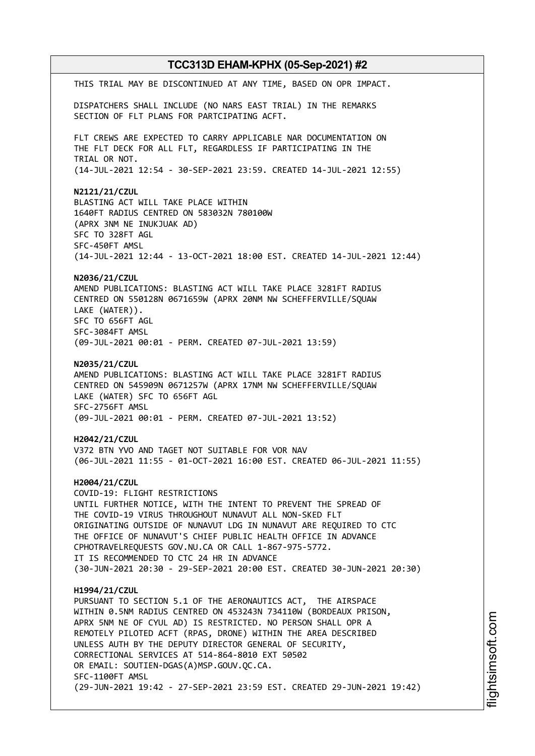THIS TRIAL MAY BE DISCONTINUED AT ANY TIME, BASED ON OPR IMPACT.

DISPATCHERS SHALL INCLUDE (NO NARS EAST TRIAL) IN THE REMARKS SECTION OF FLT PLANS FOR PARTCIPATING ACFT.

FLT CREWS ARE EXPECTED TO CARRY APPLICABLE NAR DOCUMENTATION ON THE FLT DECK FOR ALL FLT, REGARDLESS IF PARTICIPATING IN THE TRIAL OR NOT.
(14-JUL-2021 12:54 - 30-SEP-2021 23:59. CREATED 14-JUL-2021 12:55)

**N2121/21/CZUL**
BLASTING ACT WILL TAKE PLACE WITHIN
1640FT RADIUS CENTRED ON 583032N 780100W
(APRX 3NM NE INUKJUAK AD)
SFC TO 328FT AGL
SFC-450FT AMSL
(14-JUL-2021 12:44 - 13-OCT-2021 18:00 EST. CREATED 14-JUL-2021 12:44)

**N2036/21/CZUL**
AMEND PUBLICATIONS: BLASTING ACT WILL TAKE PLACE 3281FT RADIUS CENTRED ON 550128N 0671659W (APRX 20NM NW SCHEFFERVILLE/SQUAW LAKE (WATER)).
SFC TO 656FT AGL
SFC-3084FT AMSL
(09-JUL-2021 00:01 - PERM. CREATED 07-JUL-2021 13:59)

**N2035/21/CZUL**
AMEND PUBLICATIONS: BLASTING ACT WILL TAKE PLACE 3281FT RADIUS CENTRED ON 545909N 0671257W (APRX 17NM NW SCHEFFERVILLE/SQUAW LAKE (WATER) SFC TO 656FT AGL
SFC-2756FT AMSL
(09-JUL-2021 00:01 - PERM. CREATED 07-JUL-2021 13:52)

**H2042/21/CZUL**
V372 BTN YVO AND TAGET NOT SUITABLE FOR VOR NAV
(06-JUL-2021 11:55 - 01-OCT-2021 16:00 EST. CREATED 06-JUL-2021 11:55)

**H2004/21/CZUL**
COVID-19: FLIGHT RESTRICTIONS
UNTIL FURTHER NOTICE, WITH THE INTENT TO PREVENT THE SPREAD OF THE COVID-19 VIRUS THROUGHOUT NUNAVUT ALL NON-SKED FLT ORIGINATING OUTSIDE OF NUNAVUT LDG IN NUNAVUT ARE REQUIRED TO CTC THE OFFICE OF NUNAVUT'S CHIEF PUBLIC HEALTH OFFICE IN ADVANCE CPHOTRAVELREQUESTS GOV.NU.CA OR CALL 1-867-975-5772.
IT IS RECOMMENDED TO CTC 24 HR IN ADVANCE
(30-JUN-2021 20:30 - 29-SEP-2021 20:00 EST. CREATED 30-JUN-2021 20:30)

**H1994/21/CZUL**
PURSUANT TO SECTION 5.1 OF THE AERONAUTICS ACT, THE AIRSPACE WITHIN 0.5NM RADIUS CENTRED ON 453243N 734110W (BORDEAUX PRISON, APRX 5NM NE OF CYUL AD) IS RESTRICTED. NO PERSON SHALL OPR A REMOTELY PILOTED ACFT (RPAS, DRONE) WITHIN THE AREA DESCRIBED UNLESS AUTH BY THE DEPUTY DIRECTOR GENERAL OF SECURITY, CORRECTIONAL SERVICES AT 514-864-8010 EXT 50502
OR EMAIL: SOUTIEN-DGAS(A)MSP.GOUV.QC.CA.
SFC-1100FT AMSL
(29-JUN-2021 19:42 - 27-SEP-2021 23:59 EST. CREATED 29-JUN-2021 19:42)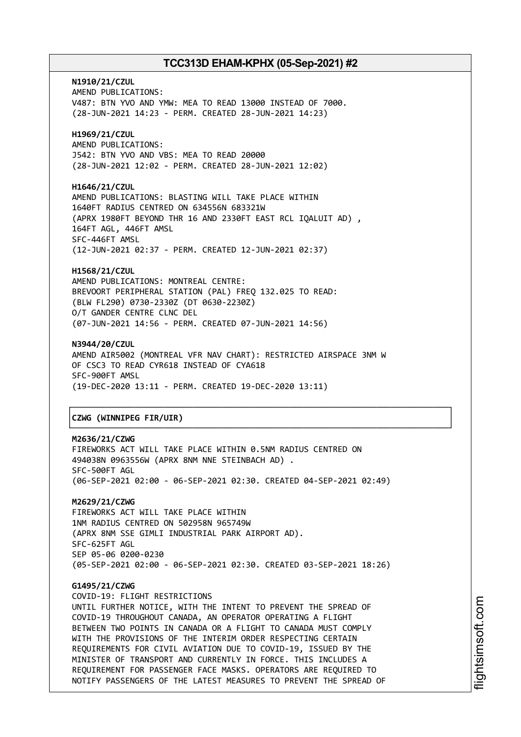**N1910/21/CZUL**
AMEND PUBLICATIONS:
V487: BTN YVO AND YMW: MEA TO READ 13000 INSTEAD OF 7000.
(28-JUN-2021 14:23 - PERM. CREATED 28-JUN-2021 14:23)

**H1969/21/CZUL**
AMEND PUBLICATIONS:
J542: BTN YVO AND VBS: MEA TO READ 20000
(28-JUN-2021 12:02 - PERM. CREATED 28-JUN-2021 12:02)

**H1646/21/CZUL**
AMEND PUBLICATIONS: BLASTING WILL TAKE PLACE WITHIN
1640FT RADIUS CENTRED ON 634556N 683321W
(APRX 1980FT BEYOND THR 16 AND 2330FT EAST RCL IQALUIT AD) ,
164FT AGL, 446FT AMSL
SFC-446FT AMSL
(12-JUN-2021 02:37 - PERM. CREATED 12-JUN-2021 02:37)

**H1568/21/CZUL**
AMEND PUBLICATIONS: MONTREAL CENTRE:
BREVOORT PERIPHERAL STATION (PAL) FREQ 132.025 TO READ:
(BLW FL290) 0730-2330Z (DT 0630-2230Z)
O/T GANDER CENTRE CLNC DEL
(07-JUN-2021 14:56 - PERM. CREATED 07-JUN-2021 14:56)

**N3944/20/CZUL**
AMEND AIR5002 (MONTREAL VFR NAV CHART): RESTRICTED AIRSPACE 3NM W
OF CSC3 TO READ CYR618 INSTEAD OF CYA618
SFC-900FT AMSL
(19-DEC-2020 13:11 - PERM. CREATED 19-DEC-2020 13:11)

## CZWG (WINNIPEG FIR/UIR)

**M2636/21/CZWG**
FIREWORKS ACT WILL TAKE PLACE WITHIN 0.5NM RADIUS CENTRED ON
494038N 0963556W (APRX 8NM NNE STEINBACH AD) .
SFC-500FT AGL
(06-SEP-2021 02:00 - 06-SEP-2021 02:30. CREATED 04-SEP-2021 02:49)

**M2629/21/CZWG**
FIREWORKS ACT WILL TAKE PLACE WITHIN
1NM RADIUS CENTRED ON 502958N 965749W
(APRX 8NM SSE GIMLI INDUSTRIAL PARK AIRPORT AD).
SFC-625FT AGL
SEP 05-06 0200-0230
(05-SEP-2021 02:00 - 06-SEP-2021 02:30. CREATED 03-SEP-2021 18:26)

**G1495/21/CZWG**
COVID-19: FLIGHT RESTRICTIONS
UNTIL FURTHER NOTICE, WITH THE INTENT TO PREVENT THE SPREAD OF
COVID-19 THROUGHOUT CANADA, AN OPERATOR OPERATING A FLIGHT
BETWEEN TWO POINTS IN CANADA OR A FLIGHT TO CANADA MUST COMPLY
WITH THE PROVISIONS OF THE INTERIM ORDER RESPECTING CERTAIN
REQUIREMENTS FOR CIVIL AVIATION DUE TO COVID-19, ISSUED BY THE
MINISTER OF TRANSPORT AND CURRENTLY IN FORCE. THIS INCLUDES A
REQUIREMENT FOR PASSENGER FACE MASKS. OPERATORS ARE REQUIRED TO
NOTIFY PASSENGERS OF THE LATEST MEASURES TO PREVENT THE SPREAD OF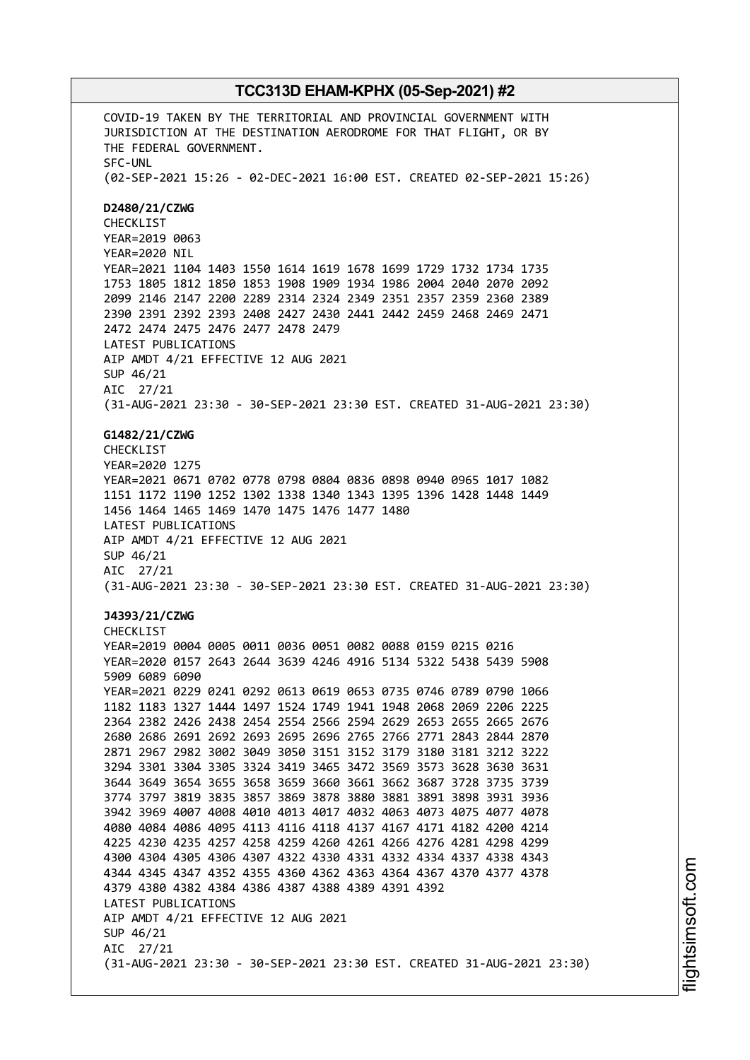COVID-19 TAKEN BY THE TERRITORIAL AND PROVINCIAL GOVERNMENT WITH JURISDICTION AT THE DESTINATION AERODROME FOR THAT FLIGHT, OR BY THE FEDERAL GOVERNMENT.
SFC-UNL
(02-SEP-2021 15:26 - 02-DEC-2021 16:00 EST. CREATED 02-SEP-2021 15:26)

**D2480/21/CZWG**
CHECKLIST
YEAR=2019 0063
YEAR=2020 NIL
YEAR=2021 1104 1403 1550 1614 1619 1678 1699 1729 1732 1734 1735 1753 1805 1812 1850 1853 1908 1909 1934 1986 2004 2040 2070 2092 2099 2146 2147 2200 2289 2314 2324 2349 2351 2357 2359 2360 2389 2390 2391 2392 2393 2408 2427 2430 2441 2442 2459 2468 2469 2471 2472 2474 2475 2476 2477 2478 2479
LATEST PUBLICATIONS
AIP AMDT 4/21 EFFECTIVE 12 AUG 2021
SUP 46/21
AIC 27/21
(31-AUG-2021 23:30 - 30-SEP-2021 23:30 EST. CREATED 31-AUG-2021 23:30)

**G1482/21/CZWG**
CHECKLIST
YEAR=2020 1275
YEAR=2021 0671 0702 0778 0798 0804 0836 0898 0940 0965 1017 1082 1151 1172 1190 1252 1302 1338 1340 1343 1395 1396 1428 1448 1449 1456 1464 1465 1469 1470 1475 1476 1477 1480
LATEST PUBLICATIONS
AIP AMDT 4/21 EFFECTIVE 12 AUG 2021
SUP 46/21
AIC 27/21
(31-AUG-2021 23:30 - 30-SEP-2021 23:30 EST. CREATED 31-AUG-2021 23:30)

**J4393/21/CZWG**
CHECKLIST
YEAR=2019 0004 0005 0011 0036 0051 0082 0088 0159 0215 0216
YEAR=2020 0157 2643 2644 3639 4246 4916 5134 5322 5438 5439 5908 5909 6089 6090
YEAR=2021 0229 0241 0292 0613 0619 0653 0735 0746 0789 0790 1066 1182 1183 1327 1444 1497 1524 1749 1941 1948 2068 2069 2206 2225 2364 2382 2426 2438 2454 2554 2566 2594 2629 2653 2655 2665 2676 2680 2686 2691 2692 2693 2695 2696 2765 2766 2771 2843 2844 2870 2871 2967 2982 3002 3049 3050 3151 3152 3179 3180 3181 3212 3222 3294 3301 3304 3305 3324 3419 3465 3472 3569 3573 3628 3630 3631 3644 3649 3654 3655 3658 3659 3660 3661 3662 3687 3728 3735 3739 3774 3797 3819 3835 3857 3869 3878 3880 3881 3891 3898 3931 3936 3942 3969 4007 4008 4010 4013 4017 4032 4063 4073 4075 4077 4078 4080 4084 4086 4095 4113 4116 4118 4137 4167 4171 4182 4200 4214 4225 4230 4235 4257 4258 4259 4260 4261 4266 4276 4281 4298 4299 4300 4304 4305 4306 4307 4322 4330 4331 4332 4334 4337 4338 4343 4344 4345 4347 4352 4355 4360 4362 4363 4364 4367 4370 4377 4378 4379 4380 4382 4384 4386 4387 4388 4389 4391 4392
LATEST PUBLICATIONS
AIP AMDT 4/21 EFFECTIVE 12 AUG 2021
SUP 46/21
AIC 27/21
(31-AUG-2021 23:30 - 30-SEP-2021 23:30 EST. CREATED 31-AUG-2021 23:30)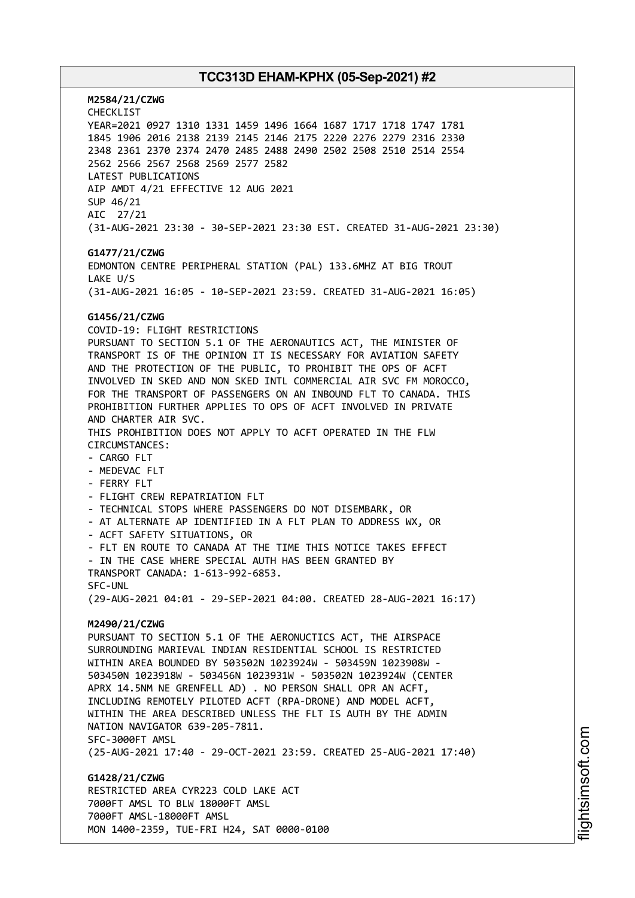**M2584/21/CZWG**
CHECKLIST
YEAR=2021 0927 1310 1331 1459 1496 1664 1687 1717 1718 1747 1781
1845 1906 2016 2138 2139 2145 2146 2175 2220 2276 2279 2316 2330
2348 2361 2370 2374 2470 2485 2488 2490 2502 2508 2510 2514 2554
2562 2566 2567 2568 2569 2577 2582
LATEST PUBLICATIONS
AIP AMDT 4/21 EFFECTIVE 12 AUG 2021
SUP 46/21
AIC 27/21
(31-AUG-2021 23:30 - 30-SEP-2021 23:30 EST. CREATED 31-AUG-2021 23:30)

**G1477/21/CZWG**
EDMONTON CENTRE PERIPHERAL STATION (PAL) 133.6MHZ AT BIG TROUT
LAKE U/S
(31-AUG-2021 16:05 - 10-SEP-2021 23:59. CREATED 31-AUG-2021 16:05)

**G1456/21/CZWG**
COVID-19: FLIGHT RESTRICTIONS
PURSUANT TO SECTION 5.1 OF THE AERONAUTICS ACT, THE MINISTER OF
TRANSPORT IS OF THE OPINION IT IS NECESSARY FOR AVIATION SAFETY
AND THE PROTECTION OF THE PUBLIC, TO PROHIBIT THE OPS OF ACFT
INVOLVED IN SKED AND NON SKED INTL COMMERCIAL AIR SVC FM MOROCCO,
FOR THE TRANSPORT OF PASSENGERS ON AN INBOUND FLT TO CANADA. THIS
PROHIBITION FURTHER APPLIES TO OPS OF ACFT INVOLVED IN PRIVATE
AND CHARTER AIR SVC.
THIS PROHIBITION DOES NOT APPLY TO ACFT OPERATED IN THE FLW
CIRCUMSTANCES:
- CARGO FLT
- MEDEVAC FLT
- FERRY FLT
- FLIGHT CREW REPATRIATION FLT
- TECHNICAL STOPS WHERE PASSENGERS DO NOT DISEMBARK, OR
- AT ALTERNATE AP IDENTIFIED IN A FLT PLAN TO ADDRESS WX, OR
- ACFT SAFETY SITUATIONS, OR
- FLT EN ROUTE TO CANADA AT THE TIME THIS NOTICE TAKES EFFECT
- IN THE CASE WHERE SPECIAL AUTH HAS BEEN GRANTED BY
TRANSPORT CANADA: 1-613-992-6853.
SFC-UNL
(29-AUG-2021 04:01 - 29-SEP-2021 04:00. CREATED 28-AUG-2021 16:17)

**M2490/21/CZWG**
PURSUANT TO SECTION 5.1 OF THE AERONUCTICS ACT, THE AIRSPACE
SURROUNDING MARIEVAL INDIAN RESIDENTIAL SCHOOL IS RESTRICTED
WITHIN AREA BOUNDED BY 503502N 1023924W - 503459N 1023908W -
503450N 1023918W - 503456N 1023931W - 503502N 1023924W (CENTER
APRX 14.5NM NE GRENFELL AD) . NO PERSON SHALL OPR AN ACFT,
INCLUDING REMOTELY PILOTED ACFT (RPA-DRONE) AND MODEL ACFT,
WITHIN THE AREA DESCRIBED UNLESS THE FLT IS AUTH BY THE ADMIN
NATION NAVIGATOR 639-205-7811.
SFC-3000FT AMSL
(25-AUG-2021 17:40 - 29-OCT-2021 23:59. CREATED 25-AUG-2021 17:40)

**G1428/21/CZWG**
RESTRICTED AREA CYR223 COLD LAKE ACT
7000FT AMSL TO BLW 18000FT AMSL
7000FT AMSL-18000FT AMSL
MON 1400-2359, TUE-FRI H24, SAT 0000-0100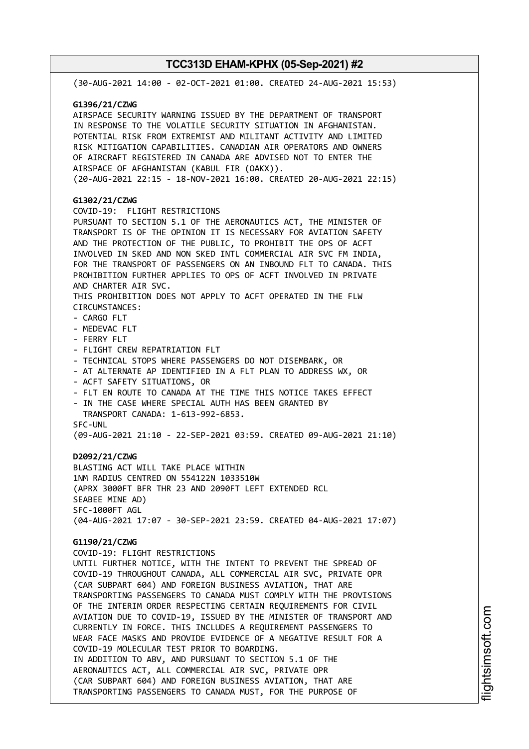(30-AUG-2021 14:00 - 02-OCT-2021 01:00. CREATED 24-AUG-2021 15:53)

**G1396/21/CZWG**
AIRSPACE SECURITY WARNING ISSUED BY THE DEPARTMENT OF TRANSPORT IN RESPONSE TO THE VOLATILE SECURITY SITUATION IN AFGHANISTAN. POTENTIAL RISK FROM EXTREMIST AND MILITANT ACTIVITY AND LIMITED RISK MITIGATION CAPABILITIES. CANADIAN AIR OPERATORS AND OWNERS OF AIRCRAFT REGISTERED IN CANADA ARE ADVISED NOT TO ENTER THE AIRSPACE OF AFGHANISTAN (KABUL FIR (OAKX)).
(20-AUG-2021 22:15 - 18-NOV-2021 16:00. CREATED 20-AUG-2021 22:15)

**G1302/21/CZWG**
COVID-19: FLIGHT RESTRICTIONS
PURSUANT TO SECTION 5.1 OF THE AERONAUTICS ACT, THE MINISTER OF TRANSPORT IS OF THE OPINION IT IS NECESSARY FOR AVIATION SAFETY AND THE PROTECTION OF THE PUBLIC, TO PROHIBIT THE OPS OF ACFT INVOLVED IN SKED AND NON SKED INTL COMMERCIAL AIR SVC FM INDIA, FOR THE TRANSPORT OF PASSENGERS ON AN INBOUND FLT TO CANADA. THIS PROHIBITION FURTHER APPLIES TO OPS OF ACFT INVOLVED IN PRIVATE AND CHARTER AIR SVC.
THIS PROHIBITION DOES NOT APPLY TO ACFT OPERATED IN THE FLW CIRCUMSTANCES:
- CARGO FLT
- MEDEVAC FLT
- FERRY FLT
- FLIGHT CREW REPATRIATION FLT
- TECHNICAL STOPS WHERE PASSENGERS DO NOT DISEMBARK, OR
- AT ALTERNATE AP IDENTIFIED IN A FLT PLAN TO ADDRESS WX, OR
- ACFT SAFETY SITUATIONS, OR
- FLT EN ROUTE TO CANADA AT THE TIME THIS NOTICE TAKES EFFECT
- IN THE CASE WHERE SPECIAL AUTH HAS BEEN GRANTED BY TRANSPORT CANADA: 1-613-992-6853.

SFC-UNL
(09-AUG-2021 21:10 - 22-SEP-2021 03:59. CREATED 09-AUG-2021 21:10)

**D2092/21/CZWG**
BLASTING ACT WILL TAKE PLACE WITHIN
1NM RADIUS CENTRED ON 554122N 1033510W
(APRX 3000FT BFR THR 23 AND 2090FT LEFT EXTENDED RCL
SEABEE MINE AD)
SFC-1000FT AGL
(04-AUG-2021 17:07 - 30-SEP-2021 23:59. CREATED 04-AUG-2021 17:07)

**G1190/21/CZWG**
COVID-19: FLIGHT RESTRICTIONS
UNTIL FURTHER NOTICE, WITH THE INTENT TO PREVENT THE SPREAD OF COVID-19 THROUGHOUT CANADA, ALL COMMERCIAL AIR SVC, PRIVATE OPR (CAR SUBPART 604) AND FOREIGN BUSINESS AVIATION, THAT ARE TRANSPORTING PASSENGERS TO CANADA MUST COMPLY WITH THE PROVISIONS OF THE INTERIM ORDER RESPECTING CERTAIN REQUIREMENTS FOR CIVIL AVIATION DUE TO COVID-19, ISSUED BY THE MINISTER OF TRANSPORT AND CURRENTLY IN FORCE. THIS INCLUDES A REQUIREMENT PASSENGERS TO WEAR FACE MASKS AND PROVIDE EVIDENCE OF A NEGATIVE RESULT FOR A COVID-19 MOLECULAR TEST PRIOR TO BOARDING.
IN ADDITION TO ABV, AND PURSUANT TO SECTION 5.1 OF THE AERONAUTICS ACT, ALL COMMERCIAL AIR SVC, PRIVATE OPR (CAR SUBPART 604) AND FOREIGN BUSINESS AVIATION, THAT ARE TRANSPORTING PASSENGERS TO CANADA MUST, FOR THE PURPOSE OF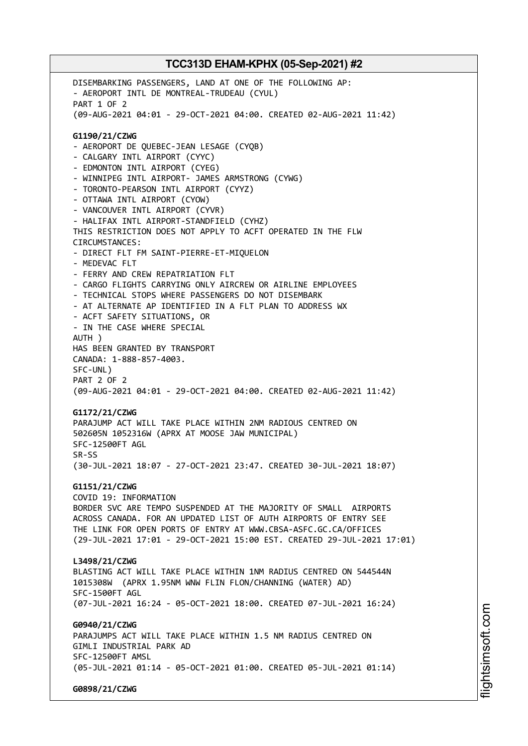DISEMBARKING PASSENGERS, LAND AT ONE OF THE FOLLOWING AP:
- AEROPORT INTL DE MONTREAL-TRUDEAU (CYUL)
PART 1 OF 2
(09-AUG-2021 04:01 - 29-OCT-2021 04:00. CREATED 02-AUG-2021 11:42)

**G1190/21/CZWG**
- AEROPORT DE QUEBEC-JEAN LESAGE (CYQB)
- CALGARY INTL AIRPORT (CYYC)
- EDMONTON INTL AIRPORT (CYEG)
- WINNIPEG INTL AIRPORT- JAMES ARMSTRONG (CYWG)
- TORONTO-PEARSON INTL AIRPORT (CYYZ)
- OTTAWA INTL AIRPORT (CYOW)
- VANCOUVER INTL AIRPORT (CYVR)
- HALIFAX INTL AIRPORT-STANDFIELD (CYHZ)
THIS RESTRICTION DOES NOT APPLY TO ACFT OPERATED IN THE FLW CIRCUMSTANCES:
- DIRECT FLT FM SAINT-PIERRE-ET-MIQUELON
- MEDEVAC FLT
- FERRY AND CREW REPATRIATION FLT
- CARGO FLIGHTS CARRYING ONLY AIRCREW OR AIRLINE EMPLOYEES
- TECHNICAL STOPS WHERE PASSENGERS DO NOT DISEMBARK
- AT ALTERNATE AP IDENTIFIED IN A FLT PLAN TO ADDRESS WX
- ACFT SAFETY SITUATIONS, OR
- IN THE CASE WHERE SPECIAL
AUTH )
HAS BEEN GRANTED BY TRANSPORT
CANADA: 1-888-857-4003.
SFC-UNL)
PART 2 OF 2
(09-AUG-2021 04:01 - 29-OCT-2021 04:00. CREATED 02-AUG-2021 11:42)

**G1172/21/CZWG**
PARAJUMP ACT WILL TAKE PLACE WITHIN 2NM RADIOUS CENTRED ON 502605N 1052316W (APRX AT MOOSE JAW MUNICIPAL)
SFC-12500FT AGL
SR-SS
(30-JUL-2021 18:07 - 27-OCT-2021 23:47. CREATED 30-JUL-2021 18:07)

**G1151/21/CZWG**
COVID 19: INFORMATION
BORDER SVC ARE TEMPO SUSPENDED AT THE MAJORITY OF SMALL AIRPORTS ACROSS CANADA. FOR AN UPDATED LIST OF AUTH AIRPORTS OF ENTRY SEE THE LINK FOR OPEN PORTS OF ENTRY AT WWW.CBSA-ASFC.GC.CA/OFFICES
(29-JUL-2021 17:01 - 29-OCT-2021 15:00 EST. CREATED 29-JUL-2021 17:01)

**L3498/21/CZWG**
BLASTING ACT WILL TAKE PLACE WITHIN 1NM RADIUS CENTRED ON 544544N 1015308W (APRX 1.95NM WNW FLIN FLON/CHANNING (WATER) AD)
SFC-1500FT AGL
(07-JUL-2021 16:24 - 05-OCT-2021 18:00. CREATED 07-JUL-2021 16:24)

**G0940/21/CZWG**
PARAJUMPS ACT WILL TAKE PLACE WITHIN 1.5 NM RADIUS CENTRED ON GIMLI INDUSTRIAL PARK AD
SFC-12500FT AMSL
(05-JUL-2021 01:14 - 05-OCT-2021 01:00. CREATED 05-JUL-2021 01:14)

**G0898/21/CZWG**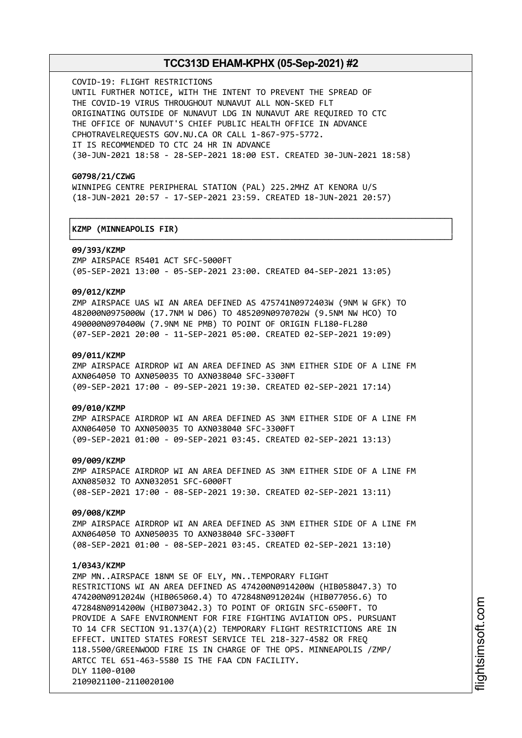COVID-19: FLIGHT RESTRICTIONS
UNTIL FURTHER NOTICE, WITH THE INTENT TO PREVENT THE SPREAD OF THE COVID-19 VIRUS THROUGHOUT NUNAVUT ALL NON-SKED FLT ORIGINATING OUTSIDE OF NUNAVUT LDG IN NUNAVUT ARE REQUIRED TO CTC THE OFFICE OF NUNAVUT'S CHIEF PUBLIC HEALTH OFFICE IN ADVANCE CPHOTRAVELREQUESTS GOV.NU.CA OR CALL 1-867-975-5772.
IT IS RECOMMENDED TO CTC 24 HR IN ADVANCE
(30-JUN-2021 18:58 - 28-SEP-2021 18:00 EST. CREATED 30-JUN-2021 18:58)

**G0798/21/CZWG**
WINNIPEG CENTRE PERIPHERAL STATION (PAL) 225.2MHZ AT KENORA U/S
(18-JUN-2021 20:57 - 17-SEP-2021 23:59. CREATED 18-JUN-2021 20:57)

## KZMP (MINNEAPOLIS FIR)

**09/393/KZMP**
ZMP AIRSPACE R5401 ACT SFC-5000FT
(05-SEP-2021 13:00 - 05-SEP-2021 23:00. CREATED 04-SEP-2021 13:05)

**09/012/KZMP**
ZMP AIRSPACE UAS WI AN AREA DEFINED AS 475741N0972403W (9NM W GFK) TO 482000N0975000W (17.7NM W D06) TO 485209N0970702W (9.5NM NW HCO) TO 490000N0970400W (7.9NM NE PMB) TO POINT OF ORIGIN FL180-FL280
(07-SEP-2021 20:00 - 11-SEP-2021 05:00. CREATED 02-SEP-2021 19:09)

**09/011/KZMP**
ZMP AIRSPACE AIRDROP WI AN AREA DEFINED AS 3NM EITHER SIDE OF A LINE FM AXN064050 TO AXN050035 TO AXN038040 SFC-3300FT
(09-SEP-2021 17:00 - 09-SEP-2021 19:30. CREATED 02-SEP-2021 17:14)

**09/010/KZMP**
ZMP AIRSPACE AIRDROP WI AN AREA DEFINED AS 3NM EITHER SIDE OF A LINE FM AXN064050 TO AXN050035 TO AXN038040 SFC-3300FT
(09-SEP-2021 01:00 - 09-SEP-2021 03:45. CREATED 02-SEP-2021 13:13)

**09/009/KZMP**
ZMP AIRSPACE AIRDROP WI AN AREA DEFINED AS 3NM EITHER SIDE OF A LINE FM AXN085032 TO AXN032051 SFC-6000FT
(08-SEP-2021 17:00 - 08-SEP-2021 19:30. CREATED 02-SEP-2021 13:11)

**09/008/KZMP**
ZMP AIRSPACE AIRDROP WI AN AREA DEFINED AS 3NM EITHER SIDE OF A LINE FM AXN064050 TO AXN050035 TO AXN038040 SFC-3300FT
(08-SEP-2021 01:00 - 08-SEP-2021 03:45. CREATED 02-SEP-2021 13:10)

**1/0343/KZMP**
ZMP MN..AIRSPACE 18NM SE OF ELY, MN..TEMPORARY FLIGHT RESTRICTIONS WI AN AREA DEFINED AS 474200N0914200W (HIB058047.3) TO 474200N0912024W (HIB065060.4) TO 472848N0912024W (HIB077056.6) TO 472848N0914200W (HIB073042.3) TO POINT OF ORIGIN SFC-6500FT. TO PROVIDE A SAFE ENVIRONMENT FOR FIRE FIGHTING AVIATION OPS. PURSUANT TO 14 CFR SECTION 91.137(A)(2) TEMPORARY FLIGHT RESTRICTIONS ARE IN EFFECT. UNITED STATES FOREST SERVICE TEL 218-327-4582 OR FREQ 118.5500/GREENWOOD FIRE IS IN CHARGE OF THE OPS. MINNEAPOLIS /ZMP/ ARTCC TEL 651-463-5580 IS THE FAA CDN FACILITY.
DLY 1100-0100
2109021100-2110020100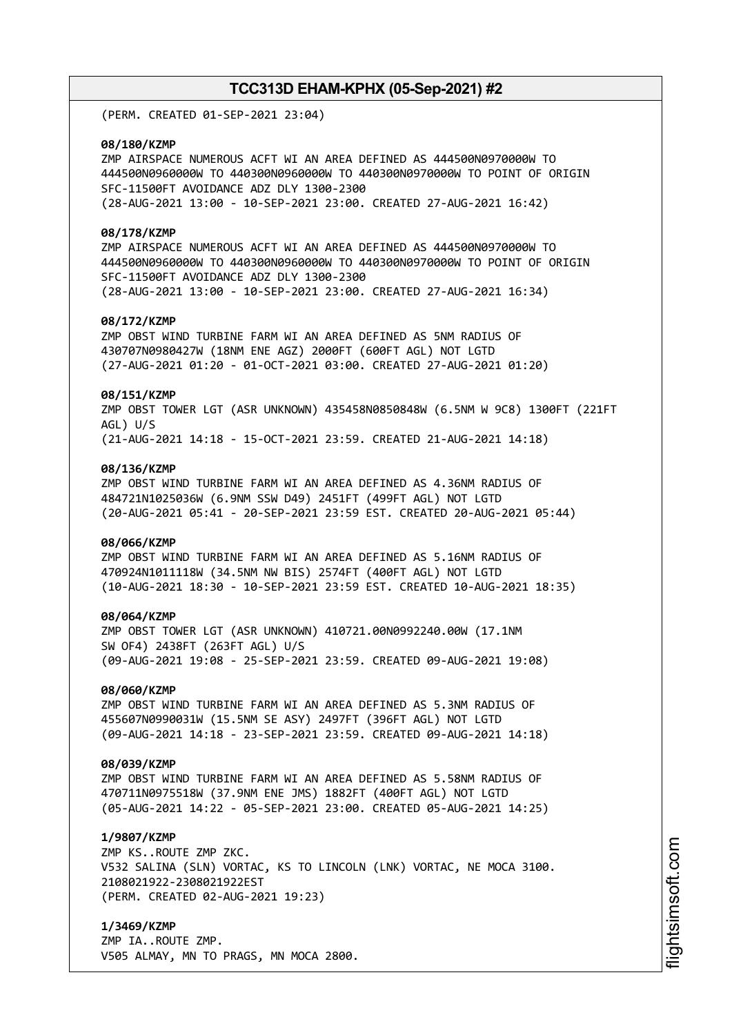(PERM. CREATED 01-SEP-2021 23:04)

**08/180/KZMP**
ZMP AIRSPACE NUMEROUS ACFT WI AN AREA DEFINED AS 444500N0970000W TO 444500N0960000W TO 440300N0960000W TO 440300N0970000W TO POINT OF ORIGIN SFC-11500FT AVOIDANCE ADZ DLY 1300-2300
(28-AUG-2021 13:00 - 10-SEP-2021 23:00. CREATED 27-AUG-2021 16:42)

**08/178/KZMP**
ZMP AIRSPACE NUMEROUS ACFT WI AN AREA DEFINED AS 444500N0970000W TO 444500N0960000W TO 440300N0960000W TO 440300N0970000W TO POINT OF ORIGIN SFC-11500FT AVOIDANCE ADZ DLY 1300-2300
(28-AUG-2021 13:00 - 10-SEP-2021 23:00. CREATED 27-AUG-2021 16:34)

**08/172/KZMP**
ZMP OBST WIND TURBINE FARM WI AN AREA DEFINED AS 5NM RADIUS OF 430707N0980427W (18NM ENE AGZ) 2000FT (600FT AGL) NOT LGTD
(27-AUG-2021 01:20 - 01-OCT-2021 03:00. CREATED 27-AUG-2021 01:20)

**08/151/KZMP**
ZMP OBST TOWER LGT (ASR UNKNOWN) 435458N0850848W (6.5NM W 9C8) 1300FT (221FT AGL) U/S
(21-AUG-2021 14:18 - 15-OCT-2021 23:59. CREATED 21-AUG-2021 14:18)

**08/136/KZMP**
ZMP OBST WIND TURBINE FARM WI AN AREA DEFINED AS 4.36NM RADIUS OF 484721N1025036W (6.9NM SSW D49) 2451FT (499FT AGL) NOT LGTD
(20-AUG-2021 05:41 - 20-SEP-2021 23:59 EST. CREATED 20-AUG-2021 05:44)

**08/066/KZMP**
ZMP OBST WIND TURBINE FARM WI AN AREA DEFINED AS 5.16NM RADIUS OF 470924N1011118W (34.5NM NW BIS) 2574FT (400FT AGL) NOT LGTD
(10-AUG-2021 18:30 - 10-SEP-2021 23:59 EST. CREATED 10-AUG-2021 18:35)

**08/064/KZMP**
ZMP OBST TOWER LGT (ASR UNKNOWN) 410721.00N0992240.00W (17.1NM SW OF4) 2438FT (263FT AGL) U/S
(09-AUG-2021 19:08 - 25-SEP-2021 23:59. CREATED 09-AUG-2021 19:08)

**08/060/KZMP**
ZMP OBST WIND TURBINE FARM WI AN AREA DEFINED AS 5.3NM RADIUS OF 455607N0990031W (15.5NM SE ASY) 2497FT (396FT AGL) NOT LGTD
(09-AUG-2021 14:18 - 23-SEP-2021 23:59. CREATED 09-AUG-2021 14:18)

**08/039/KZMP**
ZMP OBST WIND TURBINE FARM WI AN AREA DEFINED AS 5.58NM RADIUS OF 470711N0975518W (37.9NM ENE JMS) 1882FT (400FT AGL) NOT LGTD
(05-AUG-2021 14:22 - 05-SEP-2021 23:00. CREATED 05-AUG-2021 14:25)

**1/9807/KZMP**
ZMP KS..ROUTE ZMP ZKC.
V532 SALINA (SLN) VORTAC, KS TO LINCOLN (LNK) VORTAC, NE MOCA 3100.
2108021922-2308021922EST
(PERM. CREATED 02-AUG-2021 19:23)

**1/3469/KZMP**
ZMP IA..ROUTE ZMP.
V505 ALMAY, MN TO PRAGS, MN MOCA 2800.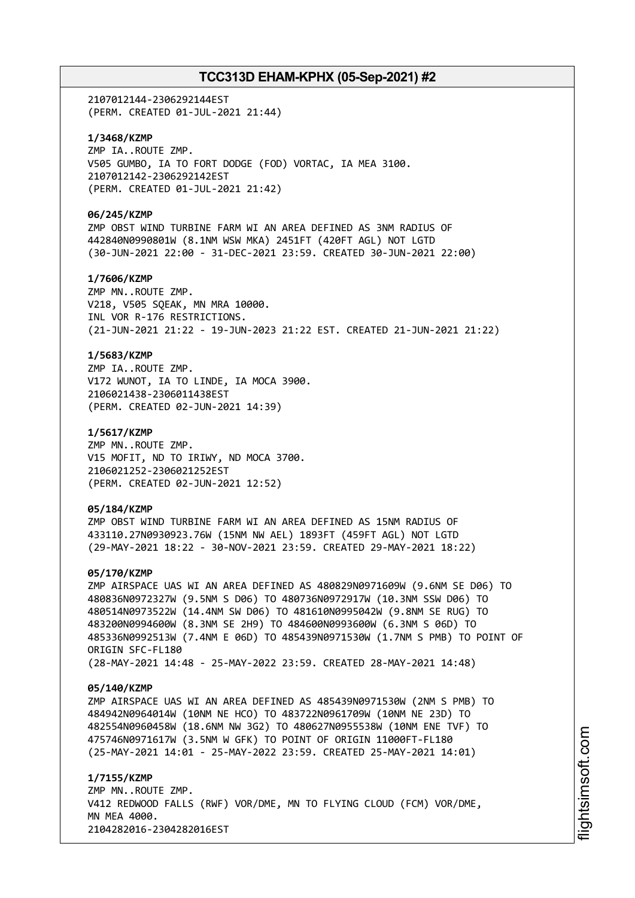2107012144-2306292144EST
(PERM. CREATED 01-JUL-2021 21:44)

**1/3468/KZMP**
ZMP IA..ROUTE ZMP.
V505 GUMBO, IA TO FORT DODGE (FOD) VORTAC, IA MEA 3100.
2107012142-2306292142EST
(PERM. CREATED 01-JUL-2021 21:42)

**06/245/KZMP**
ZMP OBST WIND TURBINE FARM WI AN AREA DEFINED AS 3NM RADIUS OF
442840N0990801W (8.1NM WSW MKA) 2451FT (420FT AGL) NOT LGTD
(30-JUN-2021 22:00 - 31-DEC-2021 23:59. CREATED 30-JUN-2021 22:00)

**1/7606/KZMP**
ZMP MN..ROUTE ZMP.
V218, V505 SQEAK, MN MRA 10000.
INL VOR R-176 RESTRICTIONS.
(21-JUN-2021 21:22 - 19-JUN-2023 21:22 EST. CREATED 21-JUN-2021 21:22)

**1/5683/KZMP**
ZMP IA..ROUTE ZMP.
V172 WUNOT, IA TO LINDE, IA MOCA 3900.
2106021438-2306011438EST
(PERM. CREATED 02-JUN-2021 14:39)

**1/5617/KZMP**
ZMP MN..ROUTE ZMP.
V15 MOFIT, ND TO IRIWY, ND MOCA 3700.
2106021252-2306021252EST
(PERM. CREATED 02-JUN-2021 12:52)

**05/184/KZMP**
ZMP OBST WIND TURBINE FARM WI AN AREA DEFINED AS 15NM RADIUS OF
433110.27N0930923.76W (15NM NW AEL) 1893FT (459FT AGL) NOT LGTD
(29-MAY-2021 18:22 - 30-NOV-2021 23:59. CREATED 29-MAY-2021 18:22)

**05/170/KZMP**
ZMP AIRSPACE UAS WI AN AREA DEFINED AS 480829N0971609W (9.6NM SE D06) TO
480836N0972327W (9.5NM S D06) TO 480736N0972917W (10.3NM SSW D06) TO
480514N0973522W (14.4NM SW D06) TO 481610N0995042W (9.8NM SE RUG) TO
483200N0994600W (8.3NM SE 2H9) TO 484600N0993600W (6.3NM S 06D) TO
485336N0992513W (7.4NM E 06D) TO 485439N0971530W (1.7NM S PMB) TO POINT OF
ORIGIN SFC-FL180
(28-MAY-2021 14:48 - 25-MAY-2022 23:59. CREATED 28-MAY-2021 14:48)

**05/140/KZMP**
ZMP AIRSPACE UAS WI AN AREA DEFINED AS 485439N0971530W (2NM S PMB) TO
484942N0964014W (10NM NE HCO) TO 483722N0961709W (10NM NE 23D) TO
482554N0960458W (18.6NM NW 3G2) TO 480627N0955538W (10NM ENE TVF) TO
475746N0971617W (3.5NM W GFK) TO POINT OF ORIGIN 11000FT-FL180
(25-MAY-2021 14:01 - 25-MAY-2022 23:59. CREATED 25-MAY-2021 14:01)

**1/7155/KZMP**
ZMP MN..ROUTE ZMP.
V412 REDWOOD FALLS (RWF) VOR/DME, MN TO FLYING CLOUD (FCM) VOR/DME,
MN MEA 4000.
2104282016-2304282016EST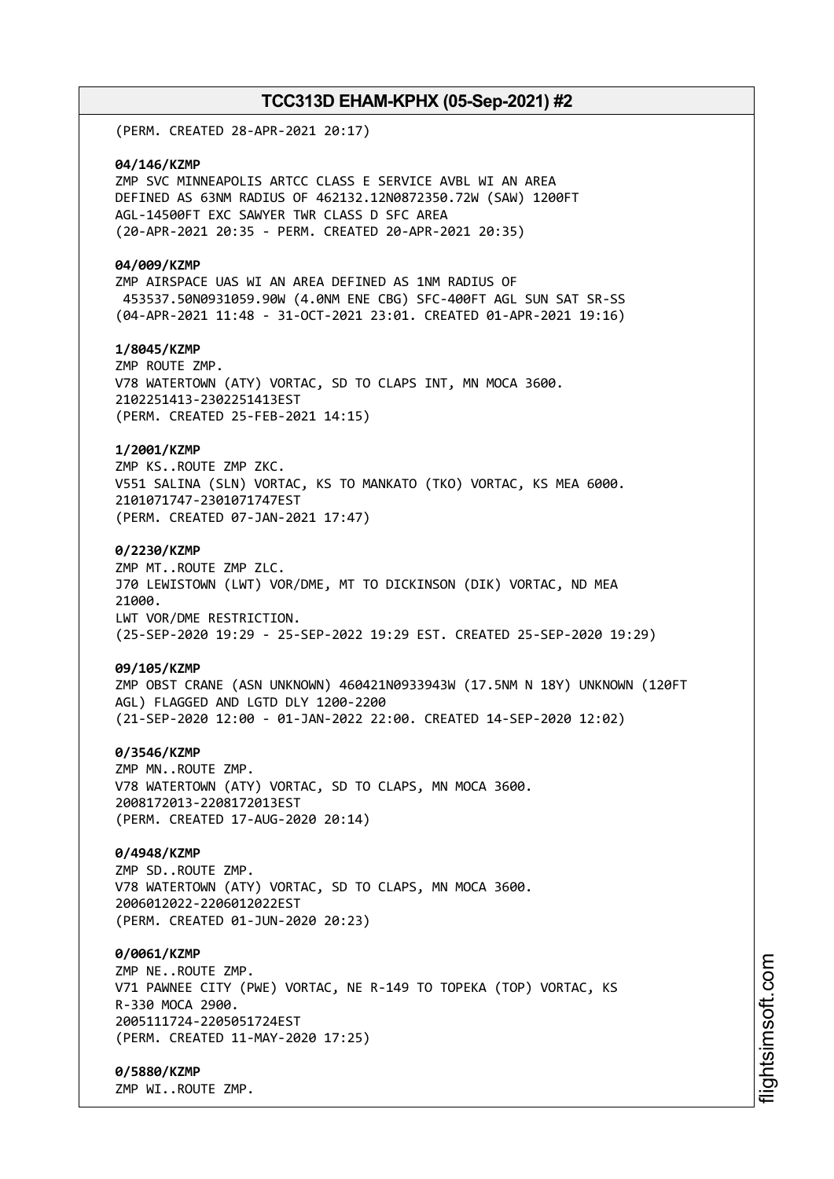(PERM. CREATED 28-APR-2021 20:17)

**04/146/KZMP**
ZMP SVC MINNEAPOLIS ARTCC CLASS E SERVICE AVBL WI AN AREA
DEFINED AS 63NM RADIUS OF 462132.12N0872350.72W (SAW) 1200FT
AGL-14500FT EXC SAWYER TWR CLASS D SFC AREA
(20-APR-2021 20:35 - PERM. CREATED 20-APR-2021 20:35)

**04/009/KZMP**
ZMP AIRSPACE UAS WI AN AREA DEFINED AS 1NM RADIUS OF
453537.50N0931059.90W (4.0NM ENE CBG) SFC-400FT AGL SUN SAT SR-SS
(04-APR-2021 11:48 - 31-OCT-2021 23:01. CREATED 01-APR-2021 19:16)

**1/8045/KZMP**
ZMP ROUTE ZMP.
V78 WATERTOWN (ATY) VORTAC, SD TO CLAPS INT, MN MOCA 3600.
2102251413-2302251413EST
(PERM. CREATED 25-FEB-2021 14:15)

**1/2001/KZMP**
ZMP KS..ROUTE ZMP ZKC.
V551 SALINA (SLN) VORTAC, KS TO MANKATO (TKO) VORTAC, KS MEA 6000.
2101071747-2301071747EST
(PERM. CREATED 07-JAN-2021 17:47)

**0/2230/KZMP**
ZMP MT..ROUTE ZMP ZLC.
J70 LEWISTOWN (LWT) VOR/DME, MT TO DICKINSON (DIK) VORTAC, ND MEA
21000.
LWT VOR/DME RESTRICTION.
(25-SEP-2020 19:29 - 25-SEP-2022 19:29 EST. CREATED 25-SEP-2020 19:29)

**09/105/KZMP**
ZMP OBST CRANE (ASN UNKNOWN) 460421N0933943W (17.5NM N 18Y) UNKNOWN (120FT
AGL) FLAGGED AND LGTD DLY 1200-2200
(21-SEP-2020 12:00 - 01-JAN-2022 22:00. CREATED 14-SEP-2020 12:02)

**0/3546/KZMP**
ZMP MN..ROUTE ZMP.
V78 WATERTOWN (ATY) VORTAC, SD TO CLAPS, MN MOCA 3600.
2008172013-2208172013EST
(PERM. CREATED 17-AUG-2020 20:14)

**0/4948/KZMP**
ZMP SD..ROUTE ZMP.
V78 WATERTOWN (ATY) VORTAC, SD TO CLAPS, MN MOCA 3600.
2006012022-2206012022EST
(PERM. CREATED 01-JUN-2020 20:23)

**0/0061/KZMP**
ZMP NE..ROUTE ZMP.
V71 PAWNEE CITY (PWE) VORTAC, NE R-149 TO TOPEKA (TOP) VORTAC, KS
R-330 MOCA 2900.
2005111724-2205051724EST
(PERM. CREATED 11-MAY-2020 17:25)

**0/5880/KZMP**
ZMP WI..ROUTE ZMP.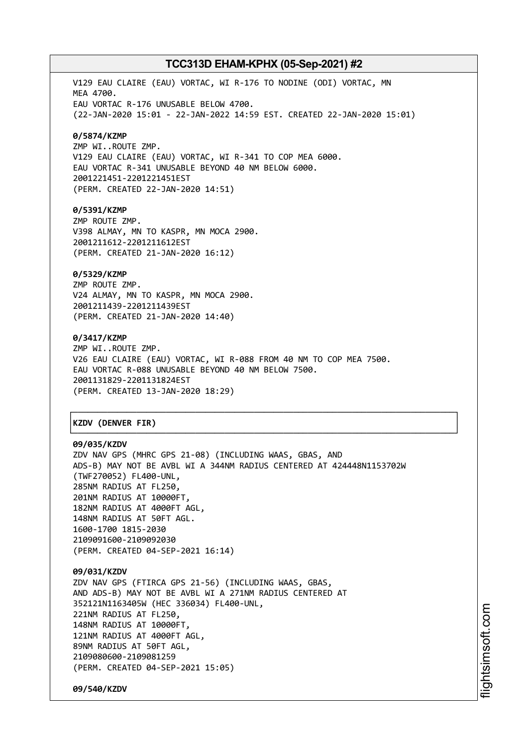V129 EAU CLAIRE (EAU) VORTAC, WI R-176 TO NODINE (ODI) VORTAC, MN
MEA 4700.
EAU VORTAC R-176 UNUSABLE BELOW 4700.
(22-JAN-2020 15:01 - 22-JAN-2022 14:59 EST. CREATED 22-JAN-2020 15:01)

**0/5874/KZMP**
ZMP WI..ROUTE ZMP.
V129 EAU CLAIRE (EAU) VORTAC, WI R-341 TO COP MEA 6000.
EAU VORTAC R-341 UNUSABLE BEYOND 40 NM BELOW 6000.
2001221451-2201221451EST
(PERM. CREATED 22-JAN-2020 14:51)

**0/5391/KZMP**
ZMP ROUTE ZMP.
V398 ALMAY, MN TO KASPR, MN MOCA 2900.
2001211612-2201211612EST
(PERM. CREATED 21-JAN-2020 16:12)

**0/5329/KZMP**
ZMP ROUTE ZMP.
V24 ALMAY, MN TO KASPR, MN MOCA 2900.
2001211439-2201211439EST
(PERM. CREATED 21-JAN-2020 14:40)

**0/3417/KZMP**
ZMP WI..ROUTE ZMP.
V26 EAU CLAIRE (EAU) VORTAC, WI R-088 FROM 40 NM TO COP MEA 7500.
EAU VORTAC R-088 UNUSABLE BEYOND 40 NM BELOW 7500.
2001131829-2201131824EST
(PERM. CREATED 13-JAN-2020 18:29)

**KZDV (DENVER FIR)**

**09/035/KZDV**
ZDV NAV GPS (MHRC GPS 21-08) (INCLUDING WAAS, GBAS, AND
ADS-B) MAY NOT BE AVBL WI A 344NM RADIUS CENTERED AT 424448N1153702W
(TWF270052) FL400-UNL,
285NM RADIUS AT FL250,
201NM RADIUS AT 10000FT,
182NM RADIUS AT 4000FT AGL,
148NM RADIUS AT 50FT AGL.
1600-1700 1815-2030
2109091600-2109092030
(PERM. CREATED 04-SEP-2021 16:14)

**09/031/KZDV**
ZDV NAV GPS (FTIRCA GPS 21-56) (INCLUDING WAAS, GBAS,
AND ADS-B) MAY NOT BE AVBL WI A 271NM RADIUS CENTERED AT
352121N1163405W (HEC 336034) FL400-UNL,
221NM RADIUS AT FL250,
148NM RADIUS AT 10000FT,
121NM RADIUS AT 4000FT AGL,
89NM RADIUS AT 50FT AGL,
2109080600-2109081259
(PERM. CREATED 04-SEP-2021 15:05)

**09/540/KZDV**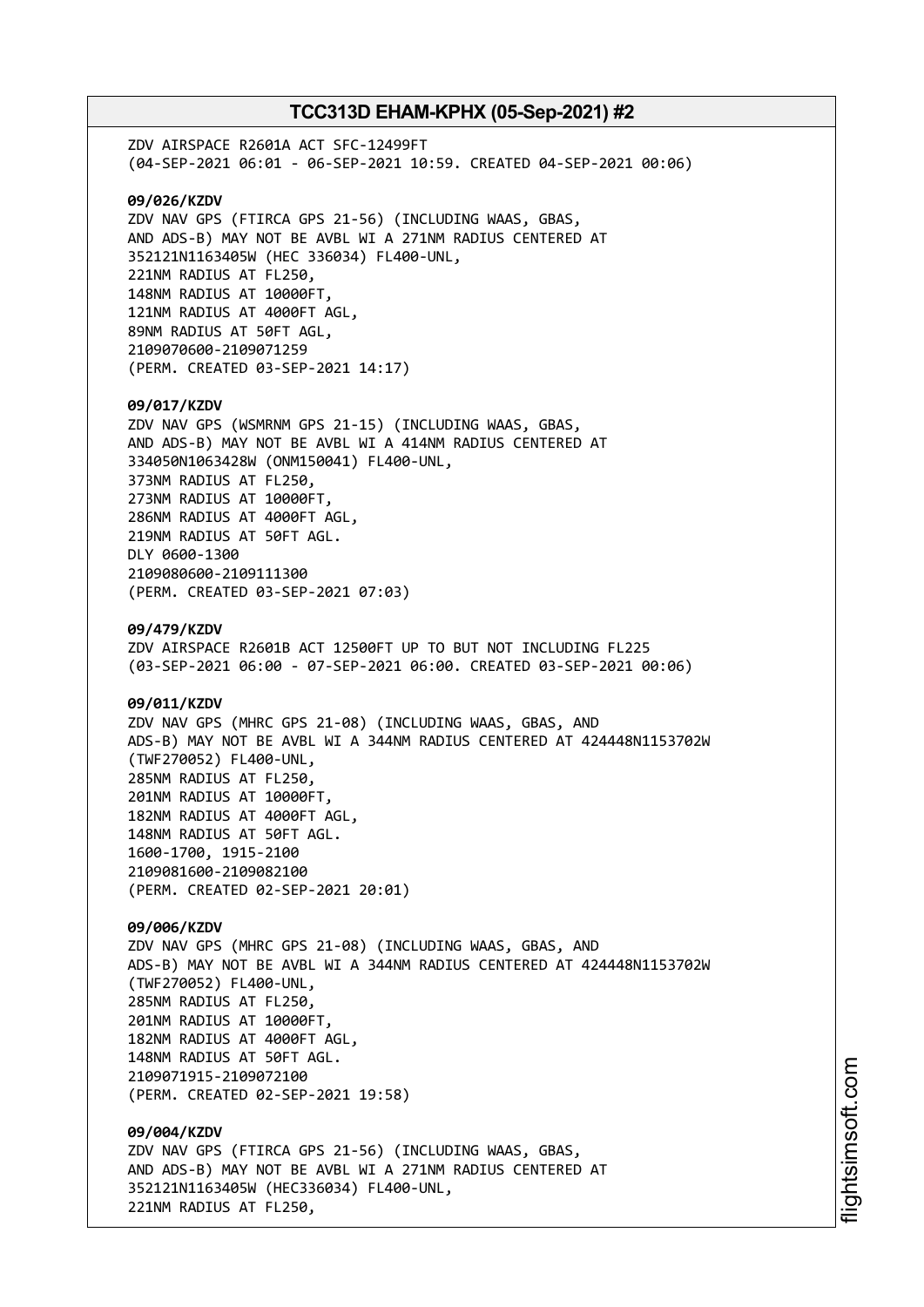ZDV AIRSPACE R2601A ACT SFC-12499FT
(04-SEP-2021 06:01 - 06-SEP-2021 10:59. CREATED 04-SEP-2021 00:06)

**09/026/KZDV**
ZDV NAV GPS (FTIRCA GPS 21-56) (INCLUDING WAAS, GBAS,
AND ADS-B) MAY NOT BE AVBL WI A 271NM RADIUS CENTERED AT
352121N1163405W (HEC 336034) FL400-UNL,
221NM RADIUS AT FL250,
148NM RADIUS AT 10000FT,
121NM RADIUS AT 4000FT AGL,
89NM RADIUS AT 50FT AGL,
2109070600-2109071259
(PERM. CREATED 03-SEP-2021 14:17)

**09/017/KZDV**
ZDV NAV GPS (WSMRNM GPS 21-15) (INCLUDING WAAS, GBAS,
AND ADS-B) MAY NOT BE AVBL WI A 414NM RADIUS CENTERED AT
334050N1063428W (ONM150041) FL400-UNL,
373NM RADIUS AT FL250,
273NM RADIUS AT 10000FT,
286NM RADIUS AT 4000FT AGL,
219NM RADIUS AT 50FT AGL.
DLY 0600-1300
2109080600-2109111300
(PERM. CREATED 03-SEP-2021 07:03)

**09/479/KZDV**
ZDV AIRSPACE R2601B ACT 12500FT UP TO BUT NOT INCLUDING FL225
(03-SEP-2021 06:00 - 07-SEP-2021 06:00. CREATED 03-SEP-2021 00:06)

**09/011/KZDV**
ZDV NAV GPS (MHRC GPS 21-08) (INCLUDING WAAS, GBAS, AND
ADS-B) MAY NOT BE AVBL WI A 344NM RADIUS CENTERED AT 424448N1153702W
(TWF270052) FL400-UNL,
285NM RADIUS AT FL250,
201NM RADIUS AT 10000FT,
182NM RADIUS AT 4000FT AGL,
148NM RADIUS AT 50FT AGL.
1600-1700, 1915-2100
2109081600-2109082100
(PERM. CREATED 02-SEP-2021 20:01)

**09/006/KZDV**
ZDV NAV GPS (MHRC GPS 21-08) (INCLUDING WAAS, GBAS, AND
ADS-B) MAY NOT BE AVBL WI A 344NM RADIUS CENTERED AT 424448N1153702W
(TWF270052) FL400-UNL,
285NM RADIUS AT FL250,
201NM RADIUS AT 10000FT,
182NM RADIUS AT 4000FT AGL,
148NM RADIUS AT 50FT AGL.
2109071915-2109072100
(PERM. CREATED 02-SEP-2021 19:58)

**09/004/KZDV**
ZDV NAV GPS (FTIRCA GPS 21-56) (INCLUDING WAAS, GBAS,
AND ADS-B) MAY NOT BE AVBL WI A 271NM RADIUS CENTERED AT
352121N1163405W (HEC336034) FL400-UNL,
221NM RADIUS AT FL250,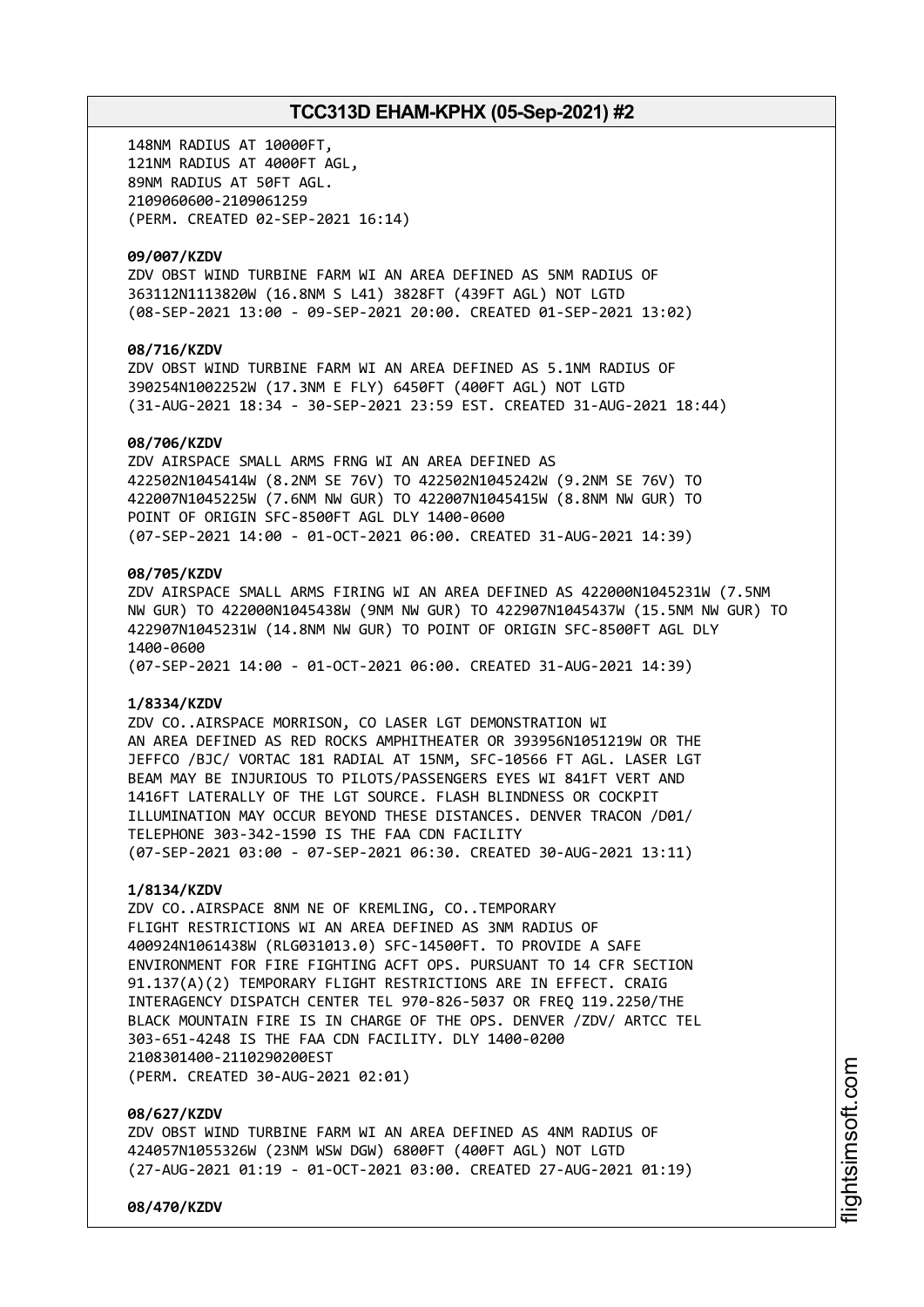148NM RADIUS AT 10000FT,
121NM RADIUS AT 4000FT AGL,
89NM RADIUS AT 50FT AGL.
2109060600-2109061259
(PERM. CREATED 02-SEP-2021 16:14)

**09/007/KZDV**
ZDV OBST WIND TURBINE FARM WI AN AREA DEFINED AS 5NM RADIUS OF 363112N1113820W (16.8NM S L41) 3828FT (439FT AGL) NOT LGTD
(08-SEP-2021 13:00 - 09-SEP-2021 20:00. CREATED 01-SEP-2021 13:02)

**08/716/KZDV**
ZDV OBST WIND TURBINE FARM WI AN AREA DEFINED AS 5.1NM RADIUS OF 390254N1002252W (17.3NM E FLY) 6450FT (400FT AGL) NOT LGTD
(31-AUG-2021 18:34 - 30-SEP-2021 23:59 EST. CREATED 31-AUG-2021 18:44)

**08/706/KZDV**
ZDV AIRSPACE SMALL ARMS FRNG WI AN AREA DEFINED AS 422502N1045414W (8.2NM SE 76V) TO 422502N1045242W (9.2NM SE 76V) TO 422007N1045225W (7.6NM NW GUR) TO 422007N1045415W (8.8NM NW GUR) TO POINT OF ORIGIN SFC-8500FT AGL DLY 1400-0600
(07-SEP-2021 14:00 - 01-OCT-2021 06:00. CREATED 31-AUG-2021 14:39)

**08/705/KZDV**
ZDV AIRSPACE SMALL ARMS FIRING WI AN AREA DEFINED AS 422000N1045231W (7.5NM NW GUR) TO 422000N1045438W (9NM NW GUR) TO 422907N1045437W (15.5NM NW GUR) TO 422907N1045231W (14.8NM NW GUR) TO POINT OF ORIGIN SFC-8500FT AGL DLY 1400-0600
(07-SEP-2021 14:00 - 01-OCT-2021 06:00. CREATED 31-AUG-2021 14:39)

**1/8334/KZDV**
ZDV CO..AIRSPACE MORRISON, CO LASER LGT DEMONSTRATION WI AN AREA DEFINED AS RED ROCKS AMPHITHEATER OR 393956N1051219W OR THE JEFFCO /BJC/ VORTAC 181 RADIAL AT 15NM, SFC-10566 FT AGL. LASER LGT BEAM MAY BE INJURIOUS TO PILOTS/PASSENGERS EYES WI 841FT VERT AND 1416FT LATERALLY OF THE LGT SOURCE. FLASH BLINDNESS OR COCKPIT ILLUMINATION MAY OCCUR BEYOND THESE DISTANCES. DENVER TRACON /D01/ TELEPHONE 303-342-1590 IS THE FAA CDN FACILITY
(07-SEP-2021 03:00 - 07-SEP-2021 06:30. CREATED 30-AUG-2021 13:11)

**1/8134/KZDV**
ZDV CO..AIRSPACE 8NM NE OF KREMLING, CO..TEMPORARY FLIGHT RESTRICTIONS WI AN AREA DEFINED AS 3NM RADIUS OF 400924N1061438W (RLG031013.0) SFC-14500FT. TO PROVIDE A SAFE ENVIRONMENT FOR FIRE FIGHTING ACFT OPS. PURSUANT TO 14 CFR SECTION 91.137(A)(2) TEMPORARY FLIGHT RESTRICTIONS ARE IN EFFECT. CRAIG INTERAGENCY DISPATCH CENTER TEL 970-826-5037 OR FREQ 119.2250/THE BLACK MOUNTAIN FIRE IS IN CHARGE OF THE OPS. DENVER /ZDV/ ARTCC TEL 303-651-4248 IS THE FAA CDN FACILITY. DLY 1400-0200
2108301400-2110290200EST
(PERM. CREATED 30-AUG-2021 02:01)

**08/627/KZDV**
ZDV OBST WIND TURBINE FARM WI AN AREA DEFINED AS 4NM RADIUS OF 424057N1055326W (23NM WSW DGW) 6800FT (400FT AGL) NOT LGTD
(27-AUG-2021 01:19 - 01-OCT-2021 03:00. CREATED 27-AUG-2021 01:19)

**08/470/KZDV**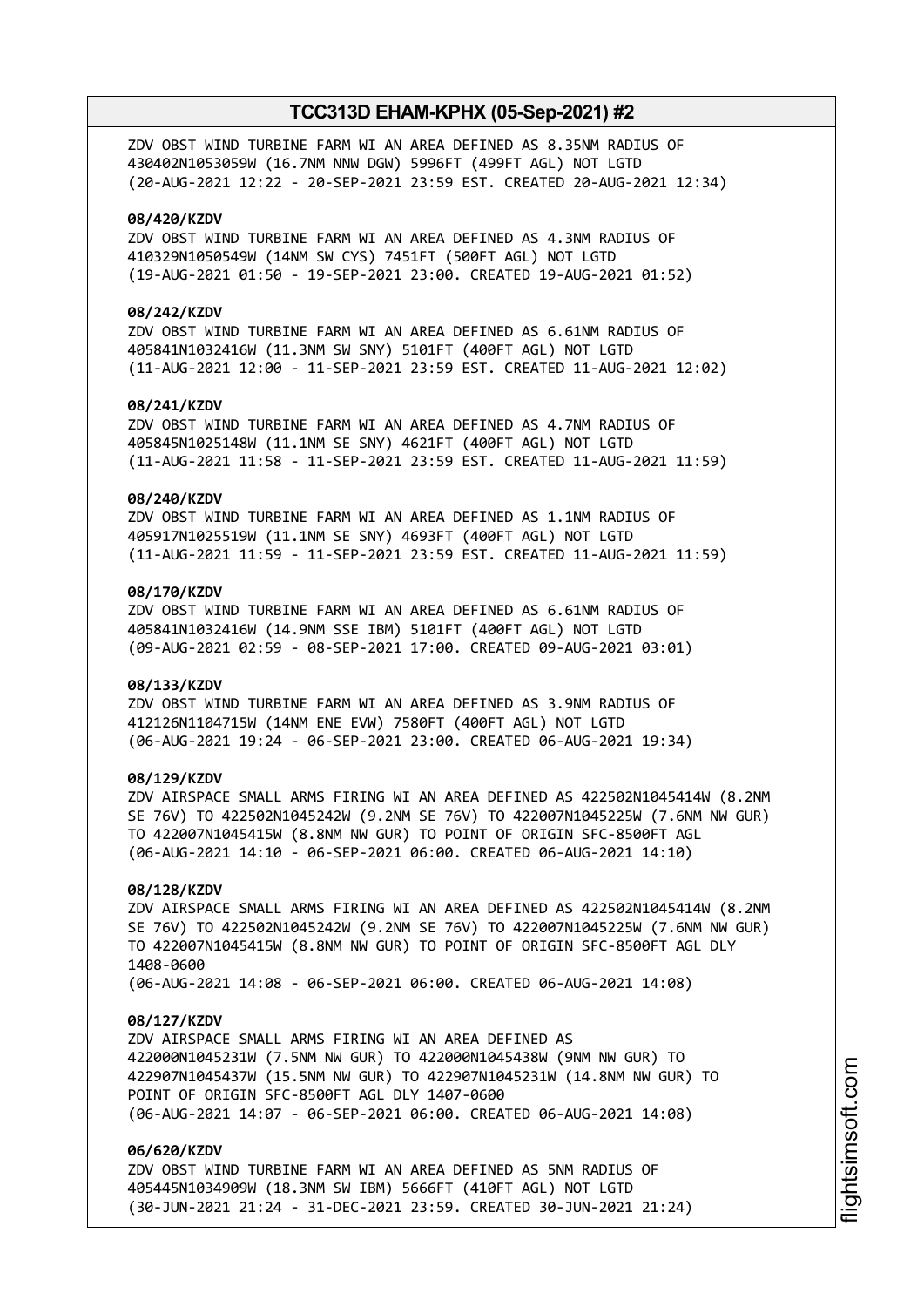ZDV OBST WIND TURBINE FARM WI AN AREA DEFINED AS 8.35NM RADIUS OF 430402N1053059W (16.7NM NNW DGW) 5996FT (499FT AGL) NOT LGTD
(20-AUG-2021 12:22 - 20-SEP-2021 23:59 EST. CREATED 20-AUG-2021 12:34)

**08/420/KZDV**
ZDV OBST WIND TURBINE FARM WI AN AREA DEFINED AS 4.3NM RADIUS OF 410329N1050549W (14NM SW CYS) 7451FT (500FT AGL) NOT LGTD
(19-AUG-2021 01:50 - 19-SEP-2021 23:00. CREATED 19-AUG-2021 01:52)

**08/242/KZDV**
ZDV OBST WIND TURBINE FARM WI AN AREA DEFINED AS 6.61NM RADIUS OF 405841N1032416W (11.3NM SW SNY) 5101FT (400FT AGL) NOT LGTD
(11-AUG-2021 12:00 - 11-SEP-2021 23:59 EST. CREATED 11-AUG-2021 12:02)

**08/241/KZDV**
ZDV OBST WIND TURBINE FARM WI AN AREA DEFINED AS 4.7NM RADIUS OF 405845N1025148W (11.1NM SE SNY) 4621FT (400FT AGL) NOT LGTD
(11-AUG-2021 11:58 - 11-SEP-2021 23:59 EST. CREATED 11-AUG-2021 11:59)

**08/240/KZDV**
ZDV OBST WIND TURBINE FARM WI AN AREA DEFINED AS 1.1NM RADIUS OF 405917N1025519W (11.1NM SE SNY) 4693FT (400FT AGL) NOT LGTD
(11-AUG-2021 11:59 - 11-SEP-2021 23:59 EST. CREATED 11-AUG-2021 11:59)

**08/170/KZDV**
ZDV OBST WIND TURBINE FARM WI AN AREA DEFINED AS 6.61NM RADIUS OF 405841N1032416W (14.9NM SSE IBM) 5101FT (400FT AGL) NOT LGTD
(09-AUG-2021 02:59 - 08-SEP-2021 17:00. CREATED 09-AUG-2021 03:01)

**08/133/KZDV**
ZDV OBST WIND TURBINE FARM WI AN AREA DEFINED AS 3.9NM RADIUS OF 412126N1104715W (14NM ENE EVW) 7580FT (400FT AGL) NOT LGTD
(06-AUG-2021 19:24 - 06-SEP-2021 23:00. CREATED 06-AUG-2021 19:34)

**08/129/KZDV**
ZDV AIRSPACE SMALL ARMS FIRING WI AN AREA DEFINED AS 422502N1045414W (8.2NM SE 76V) TO 422502N1045242W (9.2NM SE 76V) TO 422007N1045225W (7.6NM NW GUR) TO 422007N1045415W (8.8NM NW GUR) TO POINT OF ORIGIN SFC-8500FT AGL
(06-AUG-2021 14:10 - 06-SEP-2021 06:00. CREATED 06-AUG-2021 14:10)

**08/128/KZDV**
ZDV AIRSPACE SMALL ARMS FIRING WI AN AREA DEFINED AS 422502N1045414W (8.2NM SE 76V) TO 422502N1045242W (9.2NM SE 76V) TO 422007N1045225W (7.6NM NW GUR) TO 422007N1045415W (8.8NM NW GUR) TO POINT OF ORIGIN SFC-8500FT AGL DLY 1408-0600
(06-AUG-2021 14:08 - 06-SEP-2021 06:00. CREATED 06-AUG-2021 14:08)

**08/127/KZDV**
ZDV AIRSPACE SMALL ARMS FIRING WI AN AREA DEFINED AS 422000N1045231W (7.5NM NW GUR) TO 422000N1045438W (9NM NW GUR) TO 422907N1045437W (15.5NM NW GUR) TO 422907N1045231W (14.8NM NW GUR) TO POINT OF ORIGIN SFC-8500FT AGL DLY 1407-0600
(06-AUG-2021 14:07 - 06-SEP-2021 06:00. CREATED 06-AUG-2021 14:08)

**06/620/KZDV**
ZDV OBST WIND TURBINE FARM WI AN AREA DEFINED AS 5NM RADIUS OF 405445N1034909W (18.3NM SW IBM) 5666FT (410FT AGL) NOT LGTD
(30-JUN-2021 21:24 - 31-DEC-2021 23:59. CREATED 30-JUN-2021 21:24)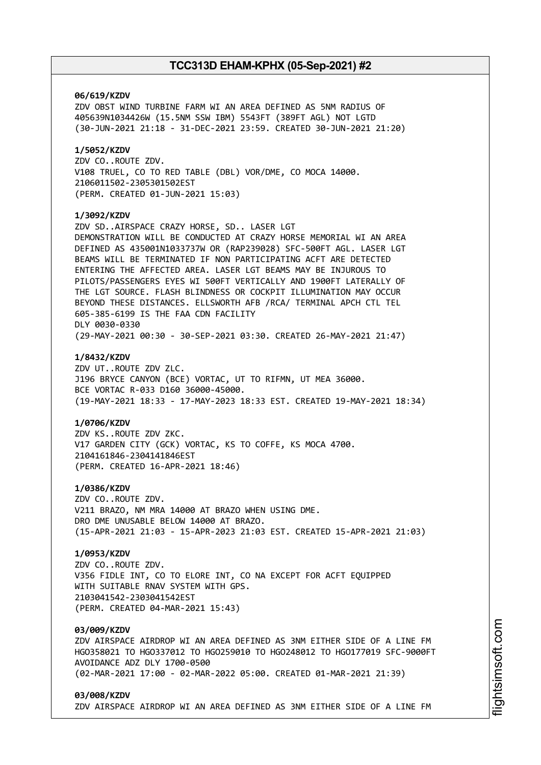**06/619/KZDV**
ZDV OBST WIND TURBINE FARM WI AN AREA DEFINED AS 5NM RADIUS OF 405639N1034426W (15.5NM SSW IBM) 5543FT (389FT AGL) NOT LGTD
(30-JUN-2021 21:18 - 31-DEC-2021 23:59. CREATED 30-JUN-2021 21:20)

**1/5052/KZDV**
ZDV CO..ROUTE ZDV.
V108 TRUEL, CO TO RED TABLE (DBL) VOR/DME, CO MOCA 14000.
2106011502-2305301502EST
(PERM. CREATED 01-JUN-2021 15:03)

**1/3092/KZDV**
ZDV SD..AIRSPACE CRAZY HORSE, SD.. LASER LGT
DEMONSTRATION WILL BE CONDUCTED AT CRAZY HORSE MEMORIAL WI AN AREA DEFINED AS 435001N1033737W OR (RAP239028) SFC-500FT AGL. LASER LGT BEAMS WILL BE TERMINATED IF NON PARTICIPATING ACFT ARE DETECTED ENTERING THE AFFECTED AREA. LASER LGT BEAMS MAY BE INJUROUS TO PILOTS/PASSENGERS EYES WI 500FT VERTICALLY AND 1900FT LATERALLY OF THE LGT SOURCE. FLASH BLINDNESS OR COCKPIT ILLUMINATION MAY OCCUR BEYOND THESE DISTANCES. ELLSWORTH AFB /RCA/ TERMINAL APCH CTL TEL 605-385-6199 IS THE FAA CDN FACILITY
DLY 0030-0330
(29-MAY-2021 00:30 - 30-SEP-2021 03:30. CREATED 26-MAY-2021 21:47)

**1/8432/KZDV**
ZDV UT..ROUTE ZDV ZLC.
J196 BRYCE CANYON (BCE) VORTAC, UT TO RIFMN, UT MEA 36000.
BCE VORTAC R-033 D160 36000-45000.
(19-MAY-2021 18:33 - 17-MAY-2023 18:33 EST. CREATED 19-MAY-2021 18:34)

**1/0706/KZDV**
ZDV KS..ROUTE ZDV ZKC.
V17 GARDEN CITY (GCK) VORTAC, KS TO COFFE, KS MOCA 4700.
2104161846-2304141846EST
(PERM. CREATED 16-APR-2021 18:46)

**1/0386/KZDV**
ZDV CO..ROUTE ZDV.
V211 BRAZO, NM MRA 14000 AT BRAZO WHEN USING DME.
DRO DME UNUSABLE BELOW 14000 AT BRAZO.
(15-APR-2021 21:03 - 15-APR-2023 21:03 EST. CREATED 15-APR-2021 21:03)

**1/0953/KZDV**
ZDV CO..ROUTE ZDV.
V356 FIDLE INT, CO TO ELORE INT, CO NA EXCEPT FOR ACFT EQUIPPED WITH SUITABLE RNAV SYSTEM WITH GPS.
2103041542-2303041542EST
(PERM. CREATED 04-MAR-2021 15:43)

**03/009/KZDV**
ZDV AIRSPACE AIRDROP WI AN AREA DEFINED AS 3NM EITHER SIDE OF A LINE FM HGO358021 TO HGO337012 TO HGO259010 TO HGO248012 TO HGO177019 SFC-9000FT AVOIDANCE ADZ DLY 1700-0500
(02-MAR-2021 17:00 - 02-MAR-2022 05:00. CREATED 01-MAR-2021 21:39)

**03/008/KZDV**
ZDV AIRSPACE AIRDROP WI AN AREA DEFINED AS 3NM EITHER SIDE OF A LINE FM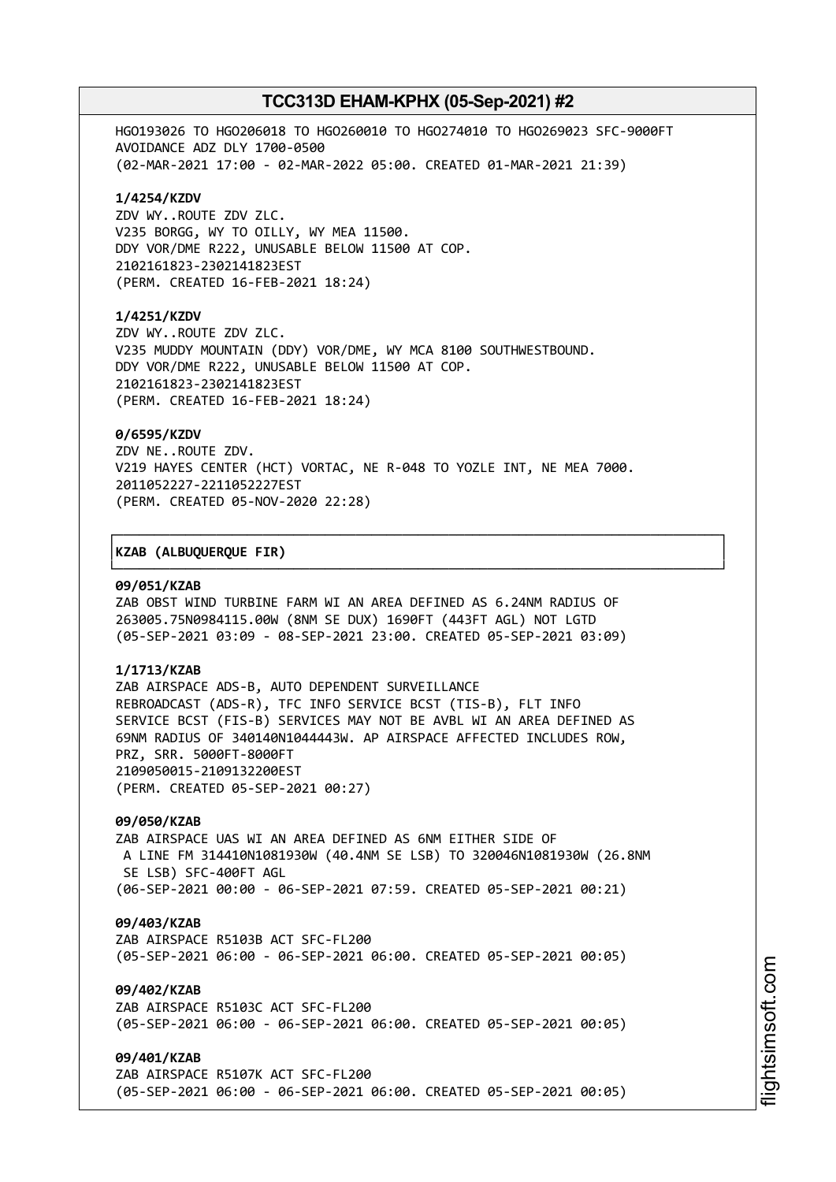HGO193026 TO HGO206018 TO HGO260010 TO HGO274010 TO HGO269023 SFC-9000FT
AVOIDANCE ADZ DLY 1700-0500
(02-MAR-2021 17:00 - 02-MAR-2022 05:00. CREATED 01-MAR-2021 21:39)

**1/4254/KZDV**
ZDV WY..ROUTE ZDV ZLC.
V235 BORGG, WY TO OILLY, WY MEA 11500.
DDY VOR/DME R222, UNUSABLE BELOW 11500 AT COP.
2102161823-2302141823EST
(PERM. CREATED 16-FEB-2021 18:24)

**1/4251/KZDV**
ZDV WY..ROUTE ZDV ZLC.
V235 MUDDY MOUNTAIN (DDY) VOR/DME, WY MCA 8100 SOUTHWESTBOUND.
DDY VOR/DME R222, UNUSABLE BELOW 11500 AT COP.
2102161823-2302141823EST
(PERM. CREATED 16-FEB-2021 18:24)

**0/6595/KZDV**
ZDV NE..ROUTE ZDV.
V219 HAYES CENTER (HCT) VORTAC, NE R-048 TO YOZLE INT, NE MEA 7000.
2011052227-2211052227EST
(PERM. CREATED 05-NOV-2020 22:28)

**KZAB (ALBUQUERQUE FIR)**

**09/051/KZAB**
ZAB OBST WIND TURBINE FARM WI AN AREA DEFINED AS 6.24NM RADIUS OF
263005.75N0984115.00W (8NM SE DUX) 1690FT (443FT AGL) NOT LGTD
(05-SEP-2021 03:09 - 08-SEP-2021 23:00. CREATED 05-SEP-2021 03:09)

**1/1713/KZAB**
ZAB AIRSPACE ADS-B, AUTO DEPENDENT SURVEILLANCE
REBROADCAST (ADS-R), TFC INFO SERVICE BCST (TIS-B), FLT INFO
SERVICE BCST (FIS-B) SERVICES MAY NOT BE AVBL WI AN AREA DEFINED AS
69NM RADIUS OF 340140N1044443W. AP AIRSPACE AFFECTED INCLUDES ROW,
PRZ, SRR. 5000FT-8000FT
2109050015-2109132200EST
(PERM. CREATED 05-SEP-2021 00:27)

**09/050/KZAB**
ZAB AIRSPACE UAS WI AN AREA DEFINED AS 6NM EITHER SIDE OF
A LINE FM 314410N1081930W (40.4NM SE LSB) TO 320046N1081930W (26.8NM
SE LSB) SFC-400FT AGL
(06-SEP-2021 00:00 - 06-SEP-2021 07:59. CREATED 05-SEP-2021 00:21)

**09/403/KZAB**
ZAB AIRSPACE R5103B ACT SFC-FL200
(05-SEP-2021 06:00 - 06-SEP-2021 06:00. CREATED 05-SEP-2021 00:05)

**09/402/KZAB**
ZAB AIRSPACE R5103C ACT SFC-FL200
(05-SEP-2021 06:00 - 06-SEP-2021 06:00. CREATED 05-SEP-2021 00:05)

**09/401/KZAB**
ZAB AIRSPACE R5107K ACT SFC-FL200
(05-SEP-2021 06:00 - 06-SEP-2021 06:00. CREATED 05-SEP-2021 00:05)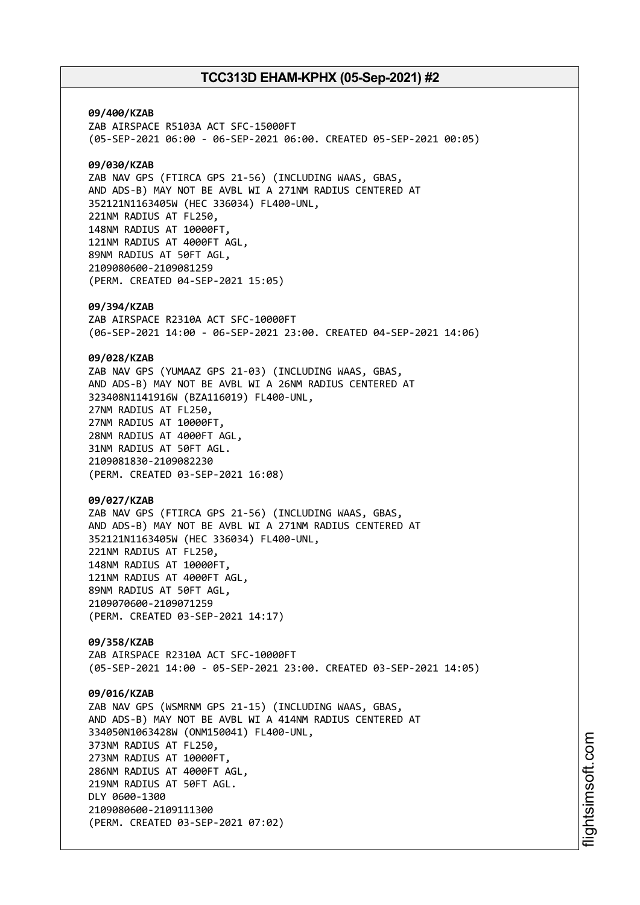**09/400/KZAB**
ZAB AIRSPACE R5103A ACT SFC-15000FT
(05-SEP-2021 06:00 - 06-SEP-2021 06:00. CREATED 05-SEP-2021 00:05)

**09/030/KZAB**
ZAB NAV GPS (FTIRCA GPS 21-56) (INCLUDING WAAS, GBAS,
AND ADS-B) MAY NOT BE AVBL WI A 271NM RADIUS CENTERED AT
352121N1163405W (HEC 336034) FL400-UNL,
221NM RADIUS AT FL250,
148NM RADIUS AT 10000FT,
121NM RADIUS AT 4000FT AGL,
89NM RADIUS AT 50FT AGL,
2109080600-2109081259
(PERM. CREATED 04-SEP-2021 15:05)

**09/394/KZAB**
ZAB AIRSPACE R2310A ACT SFC-10000FT
(06-SEP-2021 14:00 - 06-SEP-2021 23:00. CREATED 04-SEP-2021 14:06)

**09/028/KZAB**
ZAB NAV GPS (YUMAAZ GPS 21-03) (INCLUDING WAAS, GBAS,
AND ADS-B) MAY NOT BE AVBL WI A 26NM RADIUS CENTERED AT
323408N1141916W (BZA116019) FL400-UNL,
27NM RADIUS AT FL250,
27NM RADIUS AT 10000FT,
28NM RADIUS AT 4000FT AGL,
31NM RADIUS AT 50FT AGL.
2109081830-2109082230
(PERM. CREATED 03-SEP-2021 16:08)

**09/027/KZAB**
ZAB NAV GPS (FTIRCA GPS 21-56) (INCLUDING WAAS, GBAS,
AND ADS-B) MAY NOT BE AVBL WI A 271NM RADIUS CENTERED AT
352121N1163405W (HEC 336034) FL400-UNL,
221NM RADIUS AT FL250,
148NM RADIUS AT 10000FT,
121NM RADIUS AT 4000FT AGL,
89NM RADIUS AT 50FT AGL,
2109070600-2109071259
(PERM. CREATED 03-SEP-2021 14:17)

**09/358/KZAB**
ZAB AIRSPACE R2310A ACT SFC-10000FT
(05-SEP-2021 14:00 - 05-SEP-2021 23:00. CREATED 03-SEP-2021 14:05)

**09/016/KZAB**
ZAB NAV GPS (WSMRNM GPS 21-15) (INCLUDING WAAS, GBAS,
AND ADS-B) MAY NOT BE AVBL WI A 414NM RADIUS CENTERED AT
334050N1063428W (ONM150041) FL400-UNL,
373NM RADIUS AT FL250,
273NM RADIUS AT 10000FT,
286NM RADIUS AT 4000FT AGL,
219NM RADIUS AT 50FT AGL.
DLY 0600-1300
2109080600-2109111300
(PERM. CREATED 03-SEP-2021 07:02)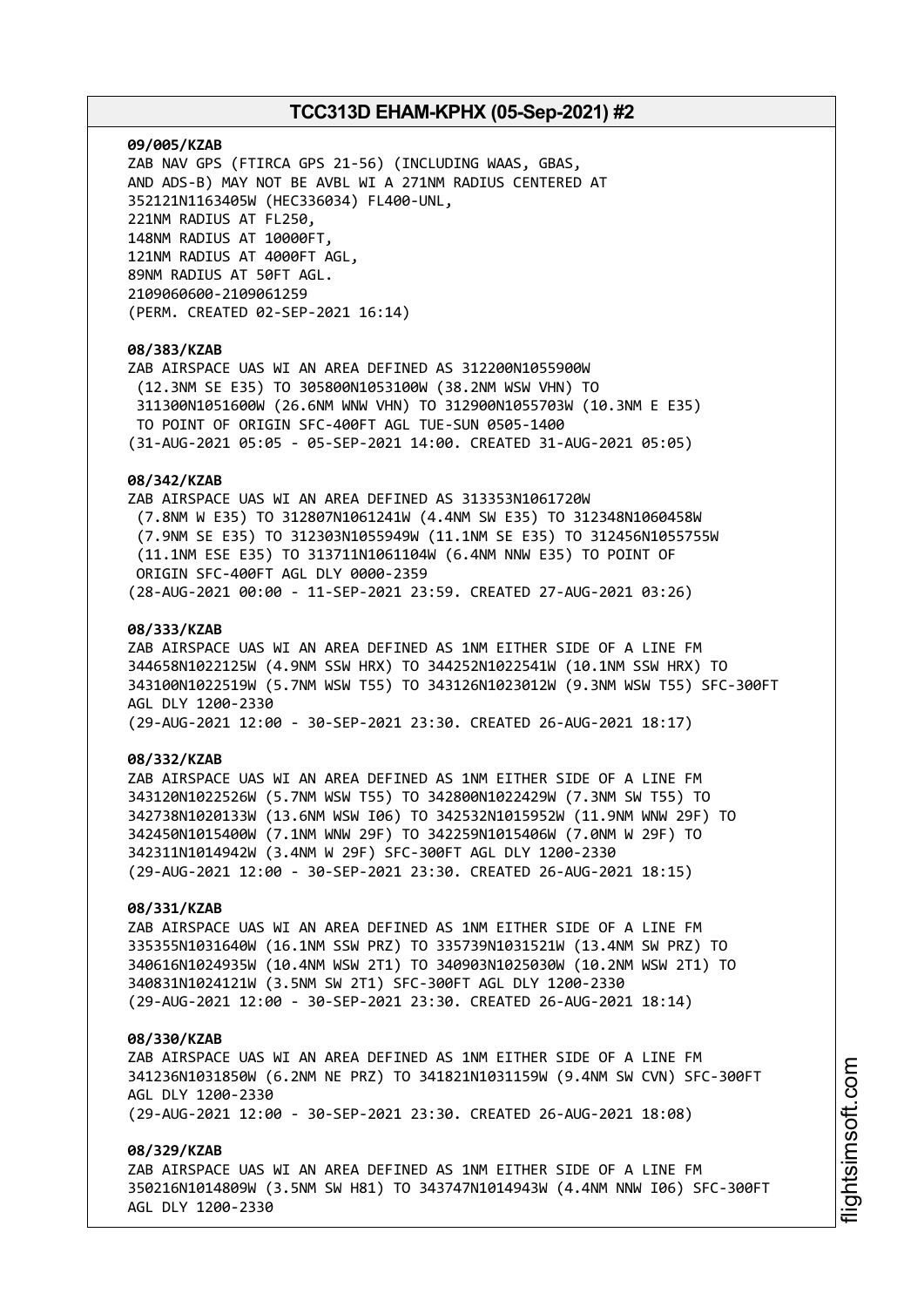**09/005/KZAB**
ZAB NAV GPS (FTIRCA GPS 21-56) (INCLUDING WAAS, GBAS,
AND ADS-B) MAY NOT BE AVBL WI A 271NM RADIUS CENTERED AT
352121N1163405W (HEC336034) FL400-UNL,
221NM RADIUS AT FL250,
148NM RADIUS AT 10000FT,
121NM RADIUS AT 4000FT AGL,
89NM RADIUS AT 50FT AGL.
2109060600-2109061259
(PERM. CREATED 02-SEP-2021 16:14)

**08/383/KZAB**
ZAB AIRSPACE UAS WI AN AREA DEFINED AS 312200N1055900W
(12.3NM SE E35) TO 305800N1053100W (38.2NM WSW VHN) TO
311300N1051600W (26.6NM WNW VHN) TO 312900N1055703W (10.3NM E E35)
TO POINT OF ORIGIN SFC-400FT AGL TUE-SUN 0505-1400
(31-AUG-2021 05:05 - 05-SEP-2021 14:00. CREATED 31-AUG-2021 05:05)

**08/342/KZAB**
ZAB AIRSPACE UAS WI AN AREA DEFINED AS 313353N1061720W
(7.8NM W E35) TO 312807N1061241W (4.4NM SW E35) TO 312348N1060458W
(7.9NM SE E35) TO 312303N1055949W (11.1NM SE E35) TO 312456N1055755W
(11.1NM ESE E35) TO 313711N1061104W (6.4NM NNW E35) TO POINT OF
ORIGIN SFC-400FT AGL DLY 0000-2359
(28-AUG-2021 00:00 - 11-SEP-2021 23:59. CREATED 27-AUG-2021 03:26)

**08/333/KZAB**
ZAB AIRSPACE UAS WI AN AREA DEFINED AS 1NM EITHER SIDE OF A LINE FM
344658N1022125W (4.9NM SSW HRX) TO 344252N1022541W (10.1NM SSW HRX) TO
343100N1022519W (5.7NM WSW T55) TO 343126N1023012W (9.3NM WSW T55) SFC-300FT
AGL DLY 1200-2330
(29-AUG-2021 12:00 - 30-SEP-2021 23:30. CREATED 26-AUG-2021 18:17)

**08/332/KZAB**
ZAB AIRSPACE UAS WI AN AREA DEFINED AS 1NM EITHER SIDE OF A LINE FM
343120N1022526W (5.7NM WSW T55) TO 342800N1022429W (7.3NM SW T55) TO
342738N1020133W (13.6NM WSW I06) TO 342532N1015952W (11.9NM WNW 29F) TO
342450N1015400W (7.1NM WNW 29F) TO 342259N1015406W (7.0NM W 29F) TO
342311N1014942W (3.4NM W 29F) SFC-300FT AGL DLY 1200-2330
(29-AUG-2021 12:00 - 30-SEP-2021 23:30. CREATED 26-AUG-2021 18:15)

**08/331/KZAB**
ZAB AIRSPACE UAS WI AN AREA DEFINED AS 1NM EITHER SIDE OF A LINE FM
335355N1031640W (16.1NM SSW PRZ) TO 335739N1031521W (13.4NM SW PRZ) TO
340616N1024935W (10.4NM WSW 2T1) TO 340903N1025030W (10.2NM WSW 2T1) TO
340831N1024121W (3.5NM SW 2T1) SFC-300FT AGL DLY 1200-2330
(29-AUG-2021 12:00 - 30-SEP-2021 23:30. CREATED 26-AUG-2021 18:14)

**08/330/KZAB**
ZAB AIRSPACE UAS WI AN AREA DEFINED AS 1NM EITHER SIDE OF A LINE FM
341236N1031850W (6.2NM NE PRZ) TO 341821N1031159W (9.4NM SW CVN) SFC-300FT
AGL DLY 1200-2330
(29-AUG-2021 12:00 - 30-SEP-2021 23:30. CREATED 26-AUG-2021 18:08)

**08/329/KZAB**
ZAB AIRSPACE UAS WI AN AREA DEFINED AS 1NM EITHER SIDE OF A LINE FM
350216N1014809W (3.5NM SW H81) TO 343747N1014943W (4.4NM NNW I06) SFC-300FT
AGL DLY 1200-2330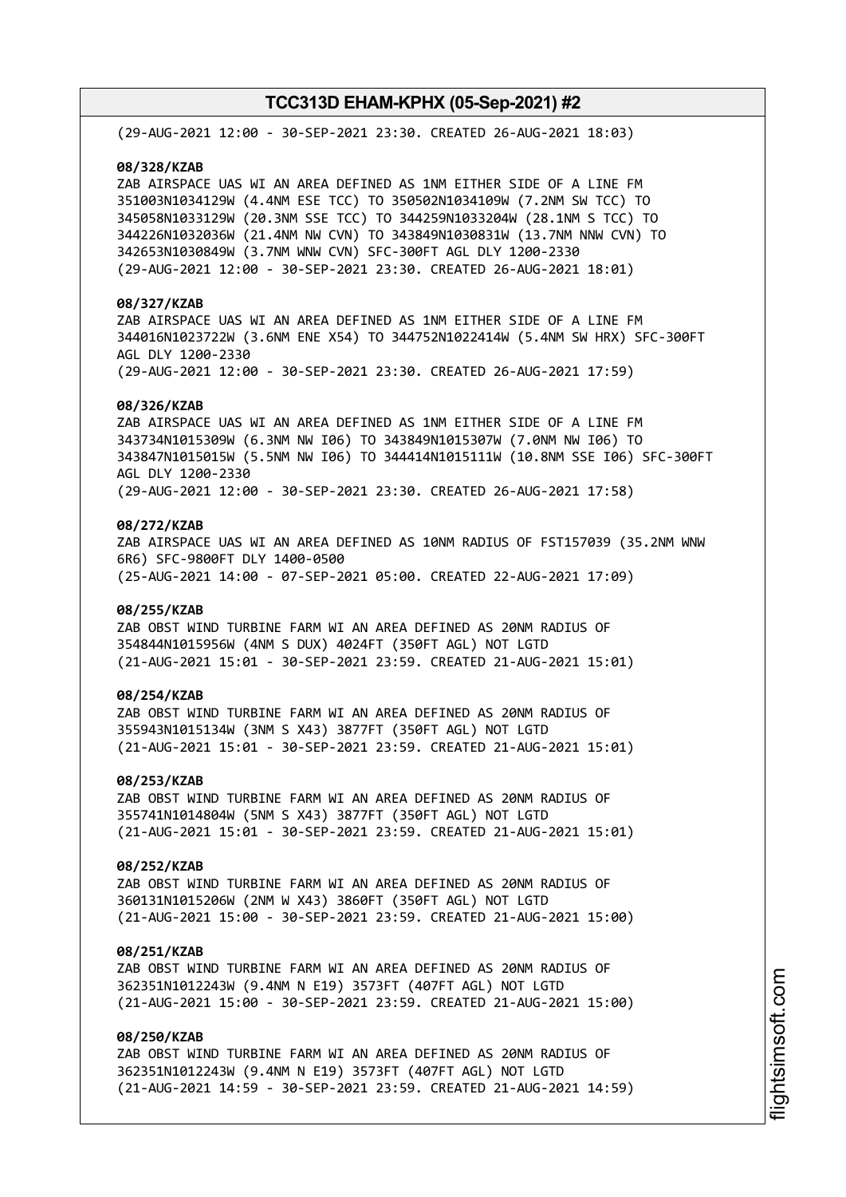(29-AUG-2021 12:00 - 30-SEP-2021 23:30. CREATED 26-AUG-2021 18:03)

**08/328/KZAB**
ZAB AIRSPACE UAS WI AN AREA DEFINED AS 1NM EITHER SIDE OF A LINE FM 351003N1034129W (4.4NM ESE TCC) TO 350502N1034109W (7.2NM SW TCC) TO 345058N1033129W (20.3NM SSE TCC) TO 344259N1033204W (28.1NM S TCC) TO 344226N1032036W (21.4NM NW CVN) TO 343849N1030831W (13.7NM NNW CVN) TO 342653N1030849W (3.7NM WNW CVN) SFC-300FT AGL DLY 1200-2330
(29-AUG-2021 12:00 - 30-SEP-2021 23:30. CREATED 26-AUG-2021 18:01)

**08/327/KZAB**
ZAB AIRSPACE UAS WI AN AREA DEFINED AS 1NM EITHER SIDE OF A LINE FM 344016N1023722W (3.6NM ENE X54) TO 344752N1022414W (5.4NM SW HRX) SFC-300FT AGL DLY 1200-2330
(29-AUG-2021 12:00 - 30-SEP-2021 23:30. CREATED 26-AUG-2021 17:59)

**08/326/KZAB**
ZAB AIRSPACE UAS WI AN AREA DEFINED AS 1NM EITHER SIDE OF A LINE FM 343734N1015309W (6.3NM NW I06) TO 343849N1015307W (7.0NM NW I06) TO 343847N1015015W (5.5NM NW I06) TO 344414N1015111W (10.8NM SSE I06) SFC-300FT AGL DLY 1200-2330
(29-AUG-2021 12:00 - 30-SEP-2021 23:30. CREATED 26-AUG-2021 17:58)

**08/272/KZAB**
ZAB AIRSPACE UAS WI AN AREA DEFINED AS 10NM RADIUS OF FST157039 (35.2NM WNW 6R6) SFC-9800FT DLY 1400-0500
(25-AUG-2021 14:00 - 07-SEP-2021 05:00. CREATED 22-AUG-2021 17:09)

**08/255/KZAB**
ZAB OBST WIND TURBINE FARM WI AN AREA DEFINED AS 20NM RADIUS OF 354844N1015956W (4NM S DUX) 4024FT (350FT AGL) NOT LGTD
(21-AUG-2021 15:01 - 30-SEP-2021 23:59. CREATED 21-AUG-2021 15:01)

**08/254/KZAB**
ZAB OBST WIND TURBINE FARM WI AN AREA DEFINED AS 20NM RADIUS OF 355943N1015134W (3NM S X43) 3877FT (350FT AGL) NOT LGTD
(21-AUG-2021 15:01 - 30-SEP-2021 23:59. CREATED 21-AUG-2021 15:01)

**08/253/KZAB**
ZAB OBST WIND TURBINE FARM WI AN AREA DEFINED AS 20NM RADIUS OF 355741N1014804W (5NM S X43) 3877FT (350FT AGL) NOT LGTD
(21-AUG-2021 15:01 - 30-SEP-2021 23:59. CREATED 21-AUG-2021 15:01)

**08/252/KZAB**
ZAB OBST WIND TURBINE FARM WI AN AREA DEFINED AS 20NM RADIUS OF 360131N1015206W (2NM W X43) 3860FT (350FT AGL) NOT LGTD
(21-AUG-2021 15:00 - 30-SEP-2021 23:59. CREATED 21-AUG-2021 15:00)

**08/251/KZAB**
ZAB OBST WIND TURBINE FARM WI AN AREA DEFINED AS 20NM RADIUS OF 362351N1012243W (9.4NM N E19) 3573FT (407FT AGL) NOT LGTD
(21-AUG-2021 15:00 - 30-SEP-2021 23:59. CREATED 21-AUG-2021 15:00)

**08/250/KZAB**
ZAB OBST WIND TURBINE FARM WI AN AREA DEFINED AS 20NM RADIUS OF 362351N1012243W (9.4NM N E19) 3573FT (407FT AGL) NOT LGTD
(21-AUG-2021 14:59 - 30-SEP-2021 23:59. CREATED 21-AUG-2021 14:59)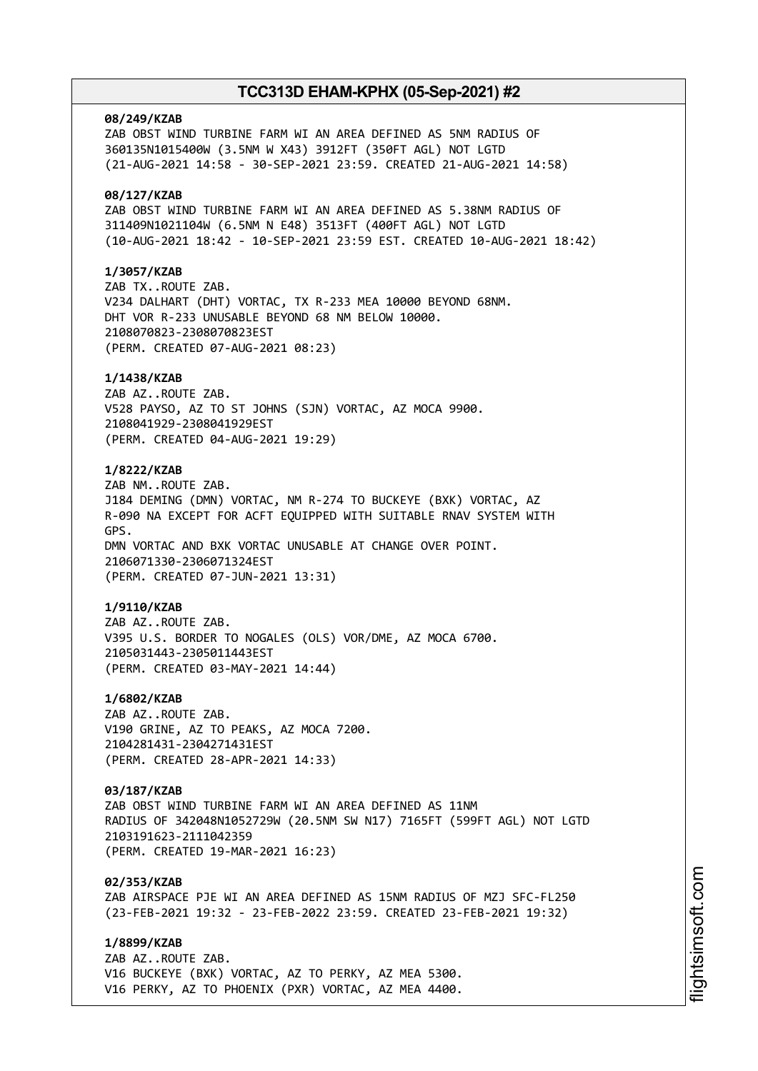**08/249/KZAB**
ZAB OBST WIND TURBINE FARM WI AN AREA DEFINED AS 5NM RADIUS OF 360135N1015400W (3.5NM W X43) 3912FT (350FT AGL) NOT LGTD
(21-AUG-2021 14:58 - 30-SEP-2021 23:59. CREATED 21-AUG-2021 14:58)

**08/127/KZAB**
ZAB OBST WIND TURBINE FARM WI AN AREA DEFINED AS 5.38NM RADIUS OF 311409N1021104W (6.5NM N E48) 3513FT (400FT AGL) NOT LGTD
(10-AUG-2021 18:42 - 10-SEP-2021 23:59 EST. CREATED 10-AUG-2021 18:42)

**1/3057/KZAB**
ZAB TX..ROUTE ZAB.
V234 DALHART (DHT) VORTAC, TX R-233 MEA 10000 BEYOND 68NM.
DHT VOR R-233 UNUSABLE BEYOND 68 NM BELOW 10000.
2108070823-2308070823EST
(PERM. CREATED 07-AUG-2021 08:23)

**1/1438/KZAB**
ZAB AZ..ROUTE ZAB.
V528 PAYSO, AZ TO ST JOHNS (SJN) VORTAC, AZ MOCA 9900.
2108041929-2308041929EST
(PERM. CREATED 04-AUG-2021 19:29)

**1/8222/KZAB**
ZAB NM..ROUTE ZAB.
J184 DEMING (DMN) VORTAC, NM R-274 TO BUCKEYE (BXK) VORTAC, AZ R-090 NA EXCEPT FOR ACFT EQUIPPED WITH SUITABLE RNAV SYSTEM WITH GPS.
DMN VORTAC AND BXK VORTAC UNUSABLE AT CHANGE OVER POINT.
2106071330-2306071324EST
(PERM. CREATED 07-JUN-2021 13:31)

**1/9110/KZAB**
ZAB AZ..ROUTE ZAB.
V395 U.S. BORDER TO NOGALES (OLS) VOR/DME, AZ MOCA 6700.
2105031443-2305011443EST
(PERM. CREATED 03-MAY-2021 14:44)

**1/6802/KZAB**
ZAB AZ..ROUTE ZAB.
V190 GRINE, AZ TO PEAKS, AZ MOCA 7200.
2104281431-2304271431EST
(PERM. CREATED 28-APR-2021 14:33)

**03/187/KZAB**
ZAB OBST WIND TURBINE FARM WI AN AREA DEFINED AS 11NM RADIUS OF 342048N1052729W (20.5NM SW N17) 7165FT (599FT AGL) NOT LGTD
2103191623-2111042359
(PERM. CREATED 19-MAR-2021 16:23)

**02/353/KZAB**
ZAB AIRSPACE PJE WI AN AREA DEFINED AS 15NM RADIUS OF MZJ SFC-FL250
(23-FEB-2021 19:32 - 23-FEB-2022 23:59. CREATED 23-FEB-2021 19:32)

**1/8899/KZAB**
ZAB AZ..ROUTE ZAB.
V16 BUCKEYE (BXK) VORTAC, AZ TO PERKY, AZ MEA 5300.
V16 PERKY, AZ TO PHOENIX (PXR) VORTAC, AZ MEA 4400.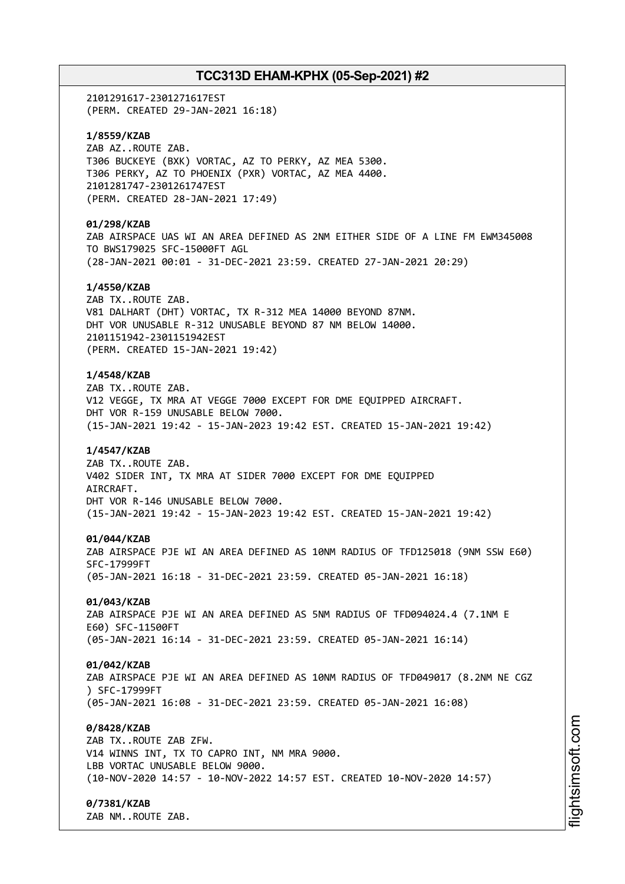2101291617-2301271617EST
(PERM. CREATED 29-JAN-2021 16:18)

**1/8559/KZAB**
ZAB AZ..ROUTE ZAB.
T306 BUCKEYE (BXK) VORTAC, AZ TO PERKY, AZ MEA 5300.
T306 PERKY, AZ TO PHOENIX (PXR) VORTAC, AZ MEA 4400.
2101281747-2301261747EST
(PERM. CREATED 28-JAN-2021 17:49)

**01/298/KZAB**
ZAB AIRSPACE UAS WI AN AREA DEFINED AS 2NM EITHER SIDE OF A LINE FM EWM345008 TO BWS179025 SFC-15000FT AGL
(28-JAN-2021 00:01 - 31-DEC-2021 23:59. CREATED 27-JAN-2021 20:29)

**1/4550/KZAB**
ZAB TX..ROUTE ZAB.
V81 DALHART (DHT) VORTAC, TX R-312 MEA 14000 BEYOND 87NM.
DHT VOR UNUSABLE R-312 UNUSABLE BEYOND 87 NM BELOW 14000.
2101151942-2301151942EST
(PERM. CREATED 15-JAN-2021 19:42)

**1/4548/KZAB**
ZAB TX..ROUTE ZAB.
V12 VEGGE, TX MRA AT VEGGE 7000 EXCEPT FOR DME EQUIPPED AIRCRAFT.
DHT VOR R-159 UNUSABLE BELOW 7000.
(15-JAN-2021 19:42 - 15-JAN-2023 19:42 EST. CREATED 15-JAN-2021 19:42)

**1/4547/KZAB**
ZAB TX..ROUTE ZAB.
V402 SIDER INT, TX MRA AT SIDER 7000 EXCEPT FOR DME EQUIPPED AIRCRAFT.
DHT VOR R-146 UNUSABLE BELOW 7000.
(15-JAN-2021 19:42 - 15-JAN-2023 19:42 EST. CREATED 15-JAN-2021 19:42)

**01/044/KZAB**
ZAB AIRSPACE PJE WI AN AREA DEFINED AS 10NM RADIUS OF TFD125018 (9NM SSW E60) SFC-17999FT
(05-JAN-2021 16:18 - 31-DEC-2021 23:59. CREATED 05-JAN-2021 16:18)

**01/043/KZAB**
ZAB AIRSPACE PJE WI AN AREA DEFINED AS 5NM RADIUS OF TFD094024.4 (7.1NM E E60) SFC-11500FT
(05-JAN-2021 16:14 - 31-DEC-2021 23:59. CREATED 05-JAN-2021 16:14)

**01/042/KZAB**
ZAB AIRSPACE PJE WI AN AREA DEFINED AS 10NM RADIUS OF TFD049017 (8.2NM NE CGZ ) SFC-17999FT
(05-JAN-2021 16:08 - 31-DEC-2021 23:59. CREATED 05-JAN-2021 16:08)

**0/8428/KZAB**
ZAB TX..ROUTE ZAB ZFW.
V14 WINNS INT, TX TO CAPRO INT, NM MRA 9000.
LBB VORTAC UNUSABLE BELOW 9000.
(10-NOV-2020 14:57 - 10-NOV-2022 14:57 EST. CREATED 10-NOV-2020 14:57)

**0/7381/KZAB**
ZAB NM..ROUTE ZAB.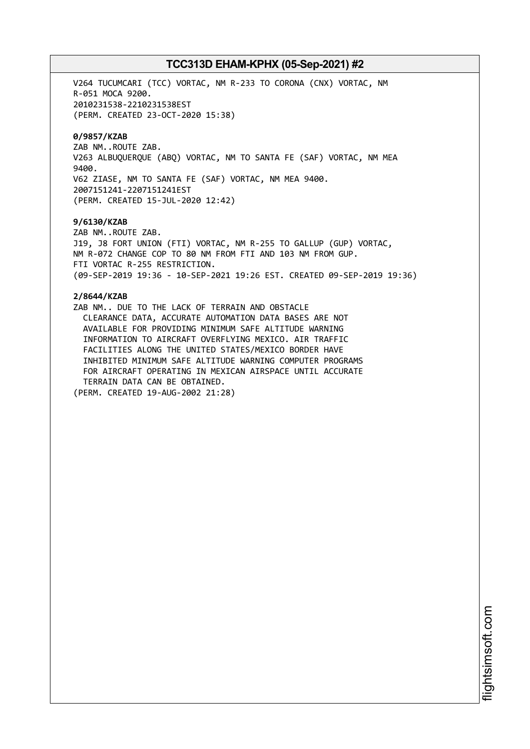V264 TUCUMCARI (TCC) VORTAC, NM R-233 TO CORONA (CNX) VORTAC, NM
R-051 MOCA 9200.
2010231538-2210231538EST
(PERM. CREATED 23-OCT-2020 15:38)

**0/9857/KZAB**
ZAB NM..ROUTE ZAB.
V263 ALBUQUERQUE (ABQ) VORTAC, NM TO SANTA FE (SAF) VORTAC, NM MEA
9400.
V62 ZIASE, NM TO SANTA FE (SAF) VORTAC, NM MEA 9400.
2007151241-2207151241EST
(PERM. CREATED 15-JUL-2020 12:42)

**9/6130/KZAB**
ZAB NM..ROUTE ZAB.
J19, J8 FORT UNION (FTI) VORTAC, NM R-255 TO GALLUP (GUP) VORTAC,
NM R-072 CHANGE COP TO 80 NM FROM FTI AND 103 NM FROM GUP.
FTI VORTAC R-255 RESTRICTION.
(09-SEP-2019 19:36 - 10-SEP-2021 19:26 EST. CREATED 09-SEP-2019 19:36)

**2/8644/KZAB**
ZAB NM.. DUE TO THE LACK OF TERRAIN AND OBSTACLE
CLEARANCE DATA, ACCURATE AUTOMATION DATA BASES ARE NOT
AVAILABLE FOR PROVIDING MINIMUM SAFE ALTITUDE WARNING
INFORMATION TO AIRCRAFT OVERFLYING MEXICO. AIR TRAFFIC
FACILITIES ALONG THE UNITED STATES/MEXICO BORDER HAVE
INHIBITED MINIMUM SAFE ALTITUDE WARNING COMPUTER PROGRAMS
FOR AIRCRAFT OPERATING IN MEXICAN AIRSPACE UNTIL ACCURATE
TERRAIN DATA CAN BE OBTAINED.
(PERM. CREATED 19-AUG-2002 21:28)